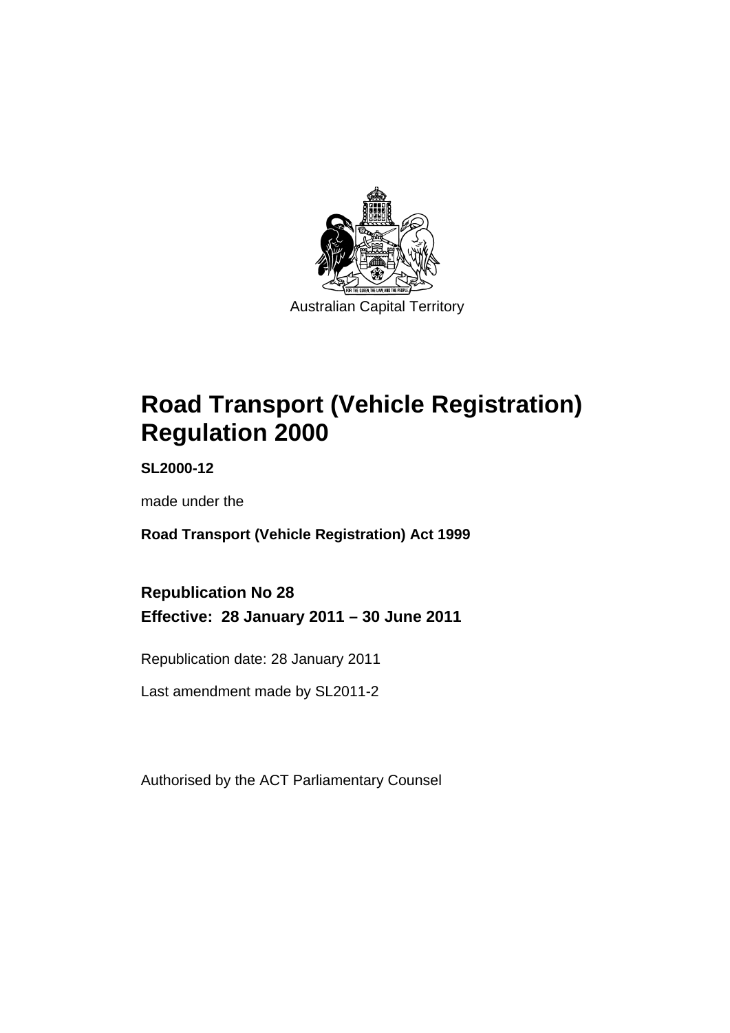Australian Capital Territory

# Road Transport (Vehicle Registration) Regulation 2000

**SL2000-12**

made under the

**Road Transport (Vehicle Registration) Act 1999**

## Republication No 28
## Effective: 28 January 2011 – 30 June 2011

Republication date: 28 January 2011

Last amendment made by SL2011-2

Authorised by the ACT Parliamentary Counsel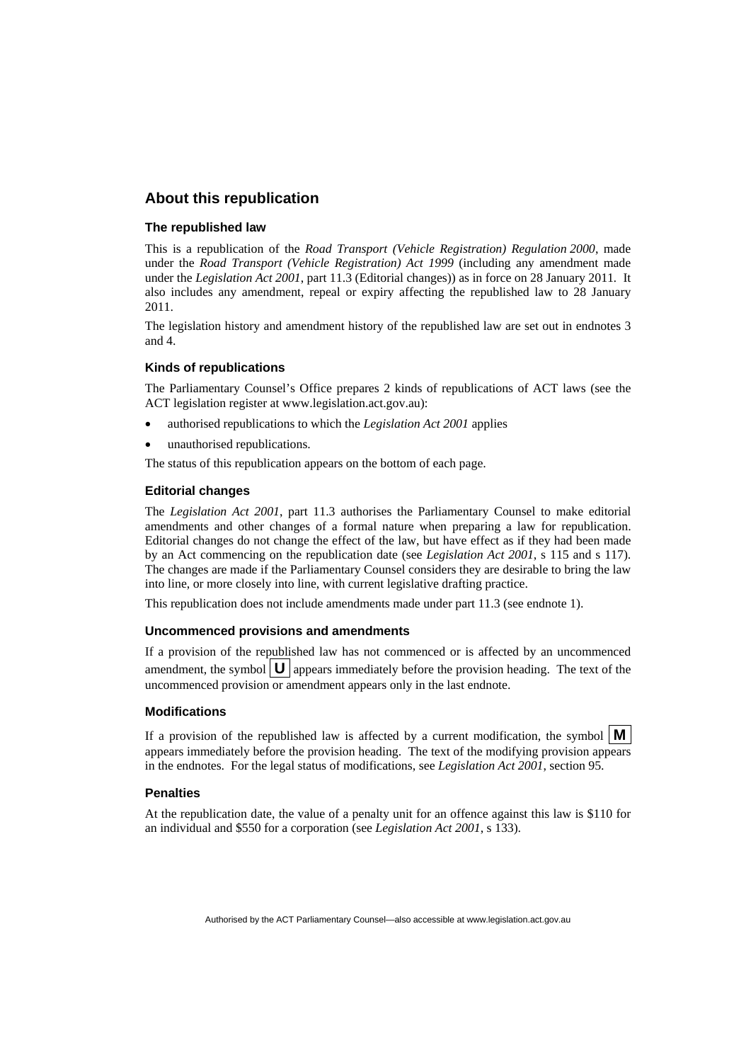## About this republication

### The republished law

This is a republication of the *Road Transport (Vehicle Registration) Regulation 2000*, made under the *Road Transport (Vehicle Registration) Act 1999* (including any amendment made under the *Legislation Act 2001*, part 11.3 (Editorial changes)) as in force on 28 January 2011. It also includes any amendment, repeal or expiry affecting the republished law to 28 January 2011.

The legislation history and amendment history of the republished law are set out in endnotes 3 and 4.

### Kinds of republications

The Parliamentary Counsel's Office prepares 2 kinds of republications of ACT laws (see the ACT legislation register at www.legislation.act.gov.au):

- authorised republications to which the *Legislation Act 2001* applies
- unauthorised republications.

The status of this republication appears on the bottom of each page.

### Editorial changes

The *Legislation Act 2001*, part 11.3 authorises the Parliamentary Counsel to make editorial amendments and other changes of a formal nature when preparing a law for republication. Editorial changes do not change the effect of the law, but have effect as if they had been made by an Act commencing on the republication date (see *Legislation Act 2001*, s 115 and s 117). The changes are made if the Parliamentary Counsel considers they are desirable to bring the law into line, or more closely into line, with current legislative drafting practice.

This republication does not include amendments made under part 11.3 (see endnote 1).

### Uncommenced provisions and amendments

If a provision of the republished law has not commenced or is affected by an uncommenced amendment, the symbol **U** appears immediately before the provision heading. The text of the uncommenced provision or amendment appears only in the last endnote.

### Modifications

If a provision of the republished law is affected by a current modification, the symbol **M** appears immediately before the provision heading. The text of the modifying provision appears in the endnotes. For the legal status of modifications, see *Legislation Act 2001*, section 95.

### Penalties

At the republication date, the value of a penalty unit for an offence against this law is $110 for an individual and $550 for a corporation (see *Legislation Act 2001*, s 133).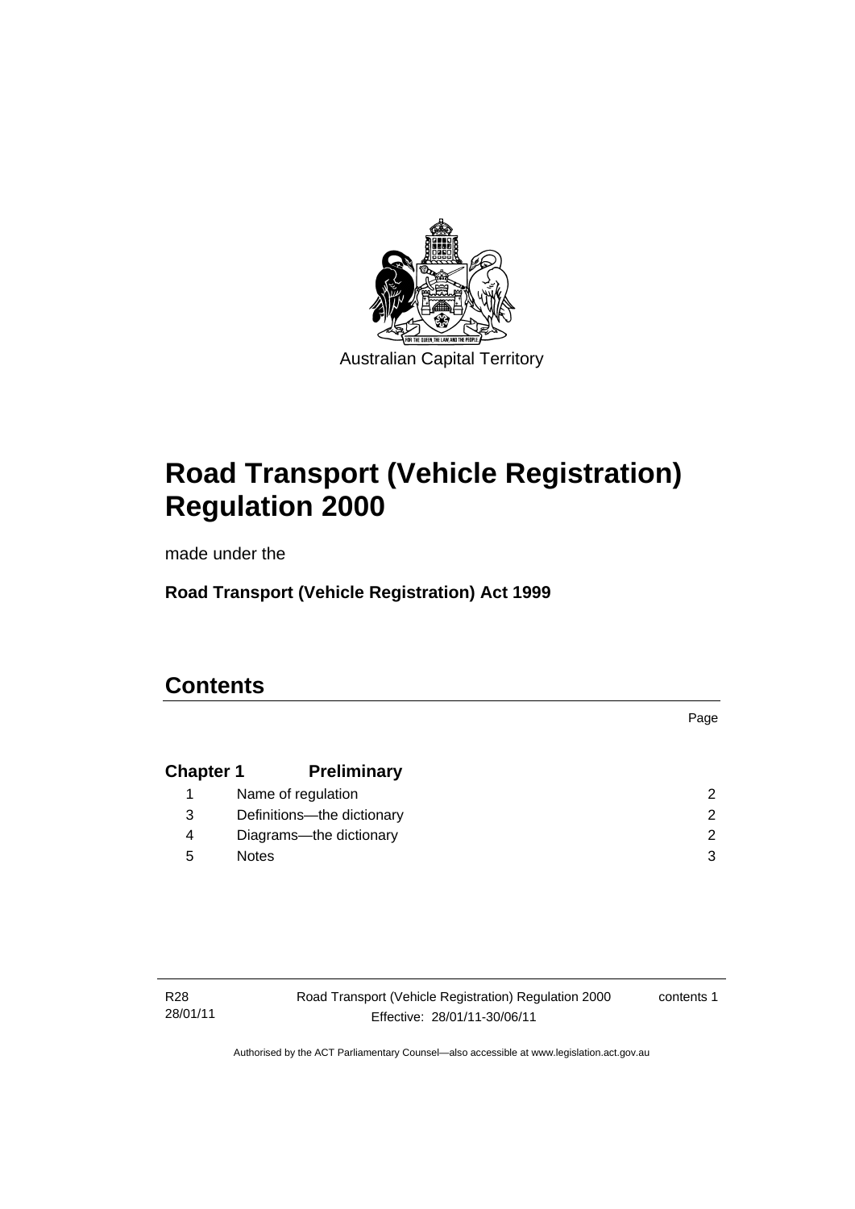Australian Capital Territory

# Road Transport (Vehicle Registration) Regulation 2000

made under the

**Road Transport (Vehicle Registration) Act 1999**

## Contents

Page

| | | |
|---|---|---|
| **Chapter 1** | **Preliminary** | |
| 1 | Name of regulation | 2 |
| 3 | Definitions—the dictionary | 2 |
| 4 | Diagrams—the dictionary | 2 |
| 5 | Notes | 3 |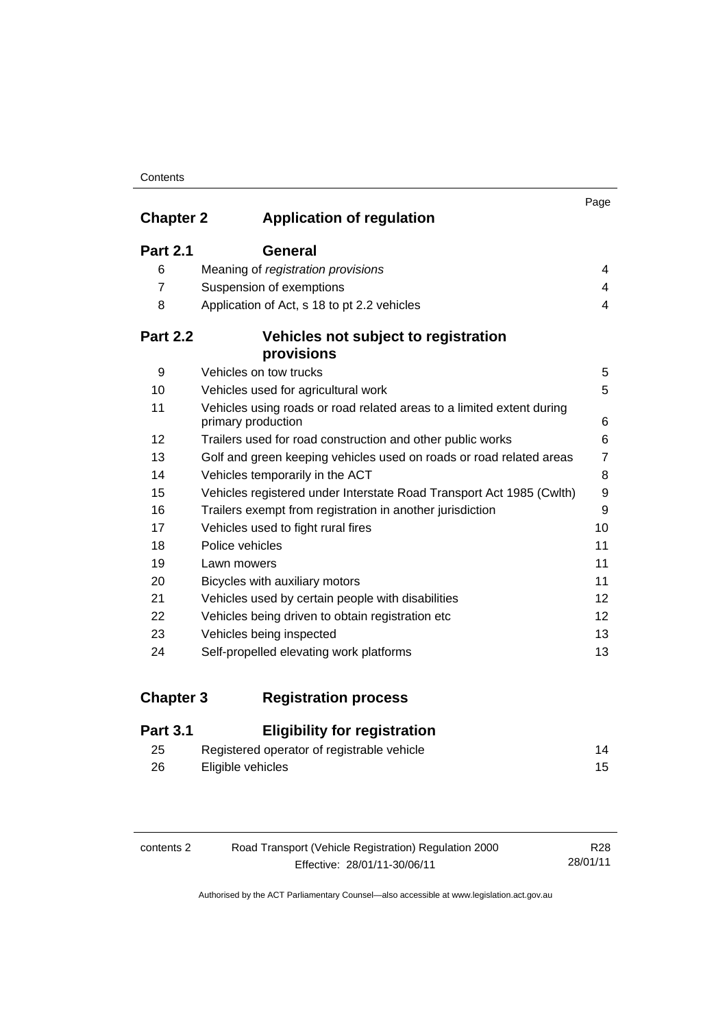| | | Page |
|---|---|---|
| **Chapter 2** | **Application of regulation** | |
| **Part 2.1** | **General** | |
| 6 | Meaning of *registration provisions* | 4 |
| 7 | Suspension of exemptions | 4 |
| 8 | Application of Act, s 18 to pt 2.2 vehicles | 4 |
| **Part 2.2** | **Vehicles not subject to registration provisions** | |
| 9 | Vehicles on tow trucks | 5 |
| 10 | Vehicles used for agricultural work | 5 |
| 11 | Vehicles using roads or road related areas to a limited extent during primary production | 6 |
| 12 | Trailers used for road construction and other public works | 6 |
| 13 | Golf and green keeping vehicles used on roads or road related areas | 7 |
| 14 | Vehicles temporarily in the ACT | 8 |
| 15 | Vehicles registered under Interstate Road Transport Act 1985 (Cwlth) | 9 |
| 16 | Trailers exempt from registration in another jurisdiction | 9 |
| 17 | Vehicles used to fight rural fires | 10 |
| 18 | Police vehicles | 11 |
| 19 | Lawn mowers | 11 |
| 20 | Bicycles with auxiliary motors | 11 |
| 21 | Vehicles used by certain people with disabilities | 12 |
| 22 | Vehicles being driven to obtain registration etc | 12 |
| 23 | Vehicles being inspected | 13 |
| 24 | Self-propelled elevating work platforms | 13 |
| **Chapter 3** | **Registration process** | |
| **Part 3.1** | **Eligibility for registration** | |
| 25 | Registered operator of registrable vehicle | 14 |
| 26 | Eligible vehicles | 15 |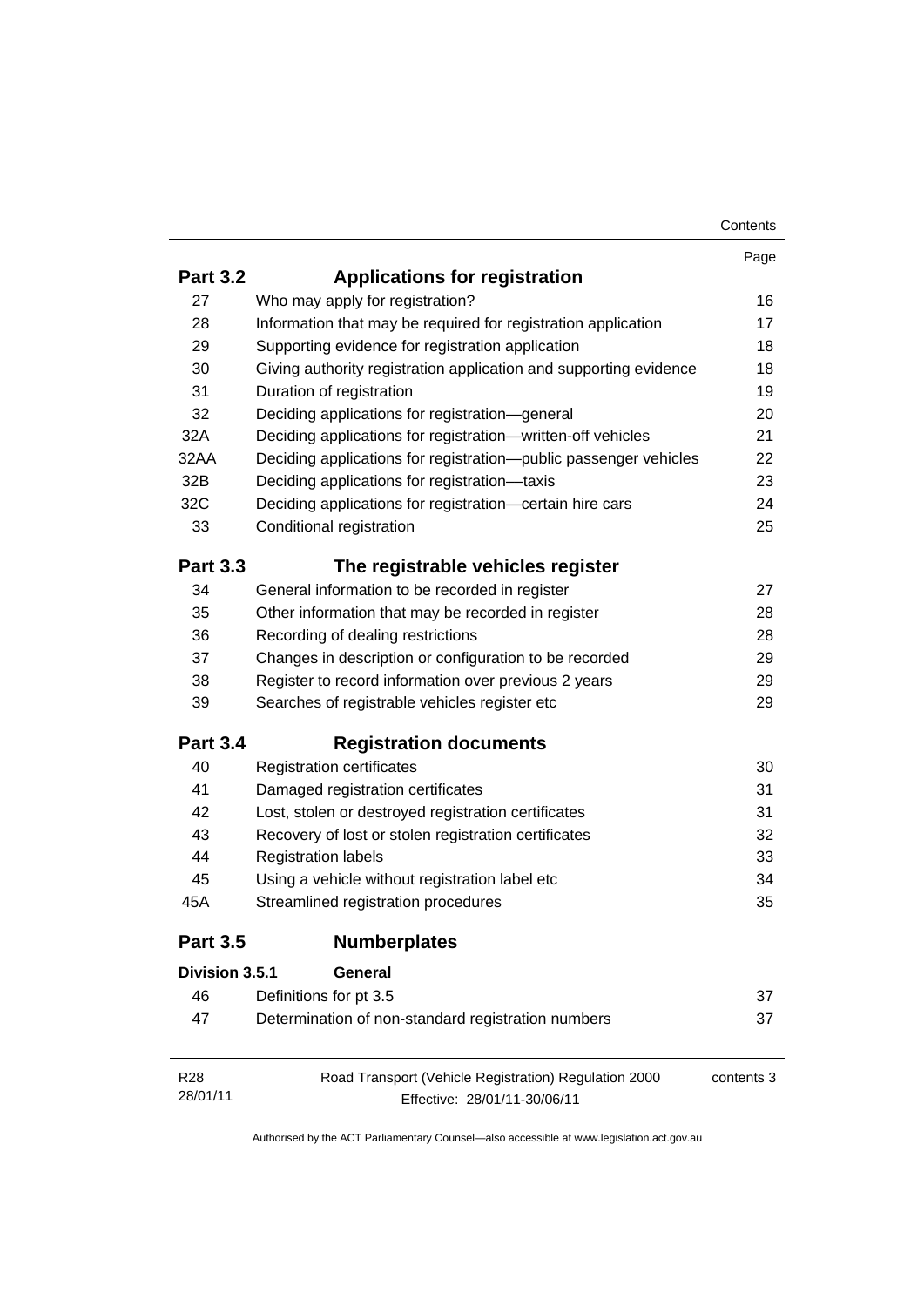| | | Page |
|---|---|---|
| **Part 3.2** | **Applications for registration** | |
| 27 | Who may apply for registration? | 16 |
| 28 | Information that may be required for registration application | 17 |
| 29 | Supporting evidence for registration application | 18 |
| 30 | Giving authority registration application and supporting evidence | 18 |
| 31 | Duration of registration | 19 |
| 32 | Deciding applications for registration—general | 20 |
| 32A | Deciding applications for registration—written-off vehicles | 21 |
| 32AA | Deciding applications for registration—public passenger vehicles | 22 |
| 32B | Deciding applications for registration—taxis | 23 |
| 32C | Deciding applications for registration—certain hire cars | 24 |
| 33 | Conditional registration | 25 |
| **Part 3.3** | **The registrable vehicles register** | |
| 34 | General information to be recorded in register | 27 |
| 35 | Other information that may be recorded in register | 28 |
| 36 | Recording of dealing restrictions | 28 |
| 37 | Changes in description or configuration to be recorded | 29 |
| 38 | Register to record information over previous 2 years | 29 |
| 39 | Searches of registrable vehicles register etc | 29 |
| **Part 3.4** | **Registration documents** | |
| 40 | Registration certificates | 30 |
| 41 | Damaged registration certificates | 31 |
| 42 | Lost, stolen or destroyed registration certificates | 31 |
| 43 | Recovery of lost or stolen registration certificates | 32 |
| 44 | Registration labels | 33 |
| 45 | Using a vehicle without registration label etc | 34 |
| 45A | Streamlined registration procedures | 35 |
| **Part 3.5** | **Numberplates** | |
| **Division 3.5.1** | **General** | |
| 46 | Definitions for pt 3.5 | 37 |
| 47 | Determination of non-standard registration numbers | 37 |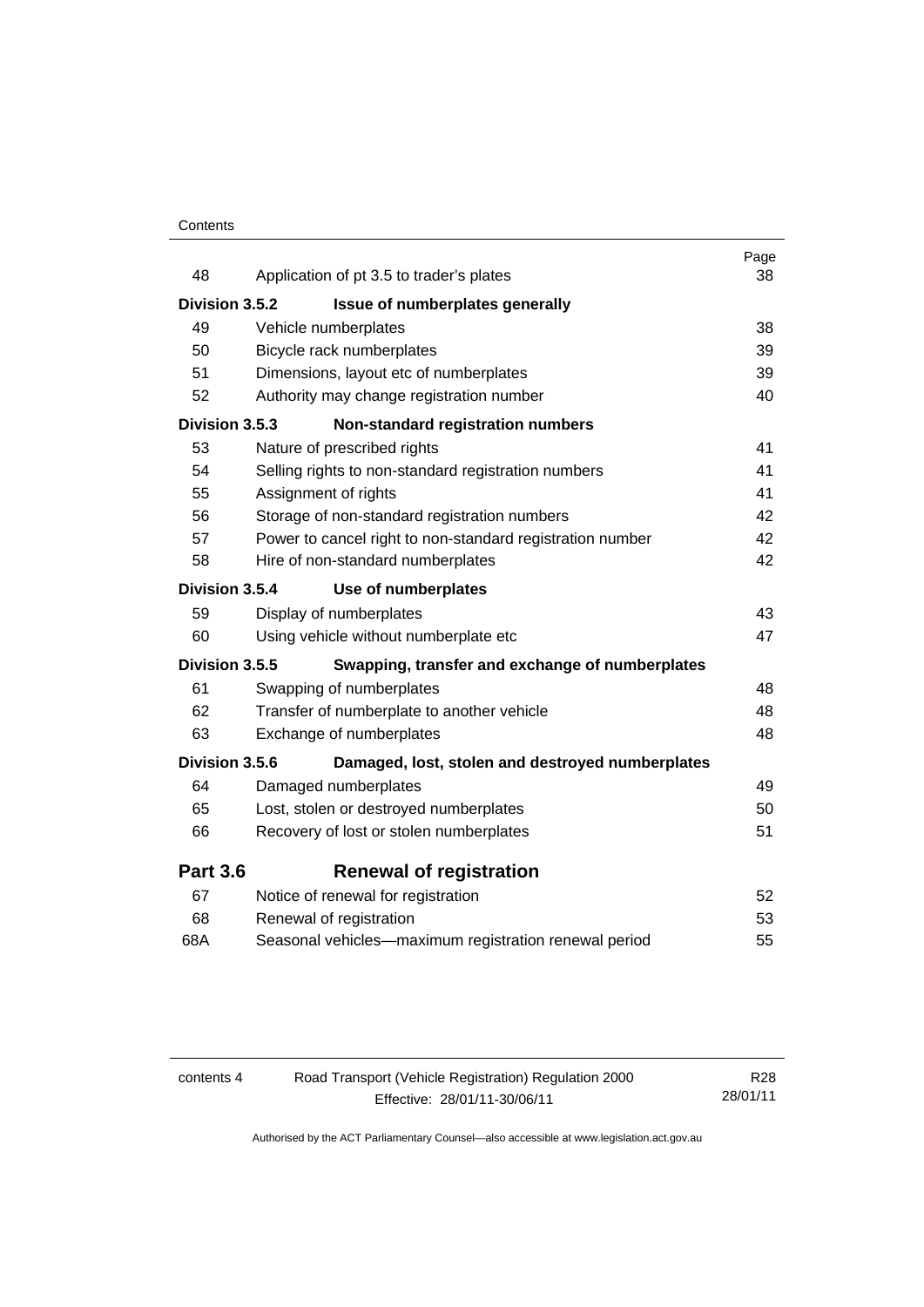| | | Page |
|---|---|---|
| 48 | Application of pt 3.5 to trader's plates | 38 |
| **Division 3.5.2** | **Issue of numberplates generally** | |
| 49 | Vehicle numberplates | 38 |
| 50 | Bicycle rack numberplates | 39 |
| 51 | Dimensions, layout etc of numberplates | 39 |
| 52 | Authority may change registration number | 40 |
| **Division 3.5.3** | **Non-standard registration numbers** | |
| 53 | Nature of prescribed rights | 41 |
| 54 | Selling rights to non-standard registration numbers | 41 |
| 55 | Assignment of rights | 41 |
| 56 | Storage of non-standard registration numbers | 42 |
| 57 | Power to cancel right to non-standard registration number | 42 |
| 58 | Hire of non-standard numberplates | 42 |
| **Division 3.5.4** | **Use of numberplates** | |
| 59 | Display of numberplates | 43 |
| 60 | Using vehicle without numberplate etc | 47 |
| **Division 3.5.5** | **Swapping, transfer and exchange of numberplates** | |
| 61 | Swapping of numberplates | 48 |
| 62 | Transfer of numberplate to another vehicle | 48 |
| 63 | Exchange of numberplates | 48 |
| **Division 3.5.6** | **Damaged, lost, stolen and destroyed numberplates** | |
| 64 | Damaged numberplates | 49 |
| 65 | Lost, stolen or destroyed numberplates | 50 |
| 66 | Recovery of lost or stolen numberplates | 51 |
| **Part 3.6** | **Renewal of registration** | |
| 67 | Notice of renewal for registration | 52 |
| 68 | Renewal of registration | 53 |
| 68A | Seasonal vehicles—maximum registration renewal period | 55 |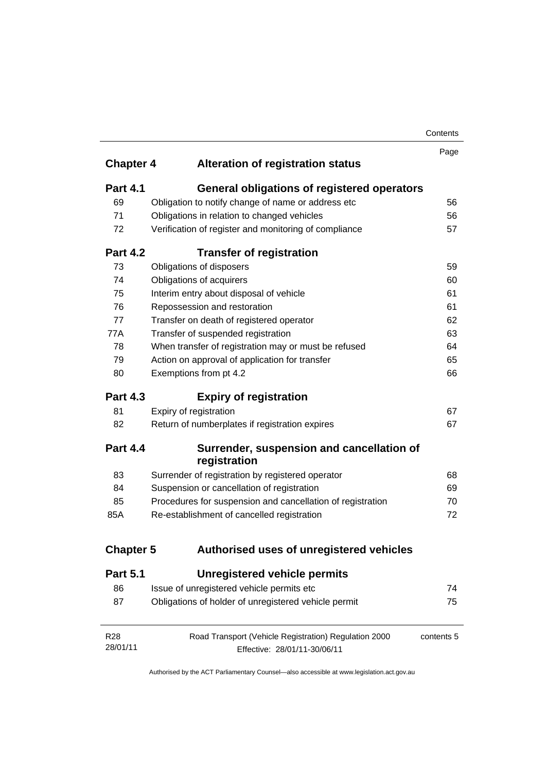| | | Page |
|---|---|---|
| **Chapter 4** | **Alteration of registration status** | |
| **Part 4.1** | **General obligations of registered operators** | |
| 69 | Obligation to notify change of name or address etc | 56 |
| 71 | Obligations in relation to changed vehicles | 56 |
| 72 | Verification of register and monitoring of compliance | 57 |
| **Part 4.2** | **Transfer of registration** | |
| 73 | Obligations of disposers | 59 |
| 74 | Obligations of acquirers | 60 |
| 75 | Interim entry about disposal of vehicle | 61 |
| 76 | Repossession and restoration | 61 |
| 77 | Transfer on death of registered operator | 62 |
| 77A | Transfer of suspended registration | 63 |
| 78 | When transfer of registration may or must be refused | 64 |
| 79 | Action on approval of application for transfer | 65 |
| 80 | Exemptions from pt 4.2 | 66 |
| **Part 4.3** | **Expiry of registration** | |
| 81 | Expiry of registration | 67 |
| 82 | Return of numberplates if registration expires | 67 |
| **Part 4.4** | **Surrender, suspension and cancellation of registration** | |
| 83 | Surrender of registration by registered operator | 68 |
| 84 | Suspension or cancellation of registration | 69 |
| 85 | Procedures for suspension and cancellation of registration | 70 |
| 85A | Re-establishment of cancelled registration | 72 |
| **Chapter 5** | **Authorised uses of unregistered vehicles** | |
| **Part 5.1** | **Unregistered vehicle permits** | |
| 86 | Issue of unregistered vehicle permits etc | 74 |
| 87 | Obligations of holder of unregistered vehicle permit | 75 |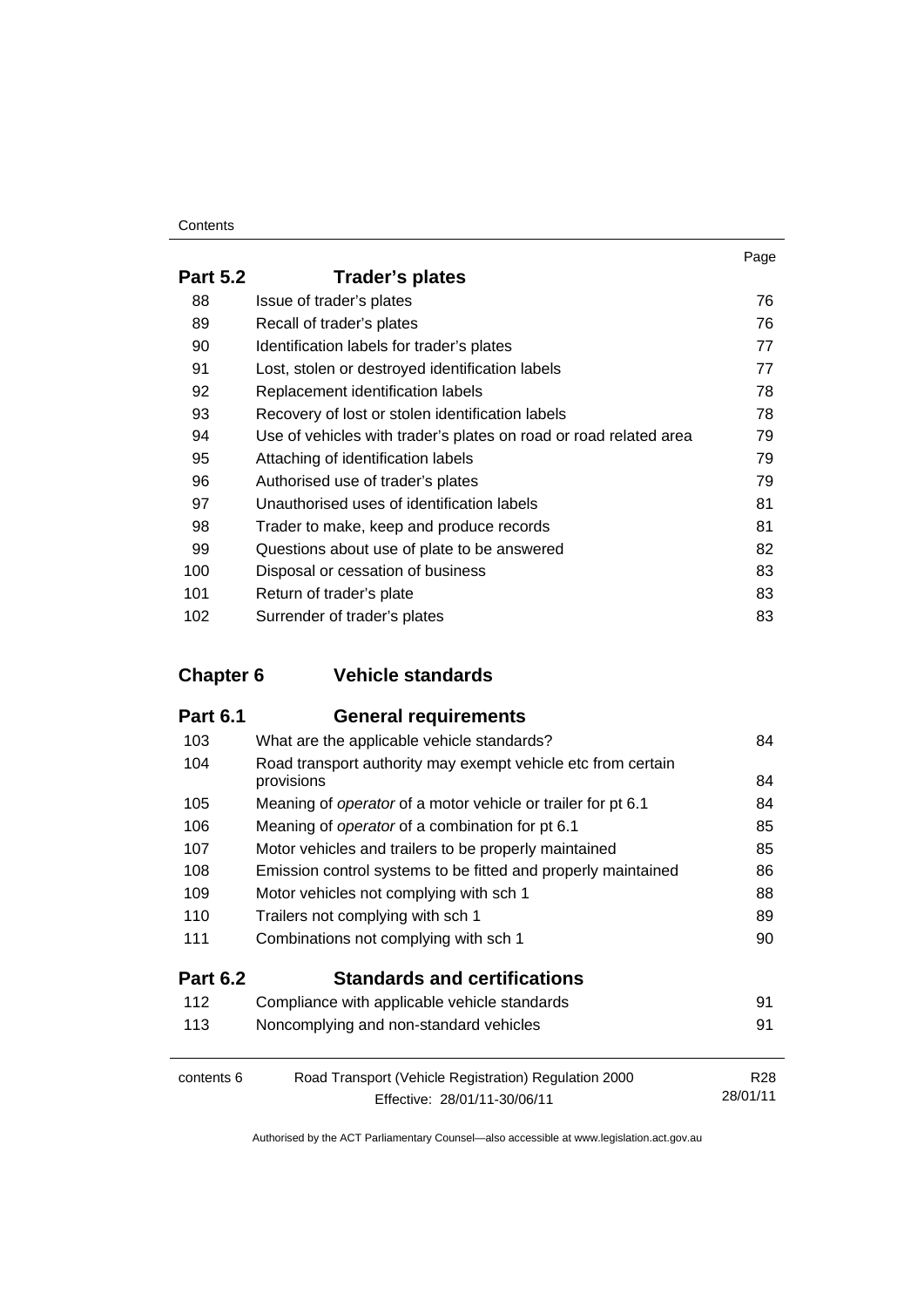| | | Page |
|---|---|---|
| **Part 5.2** | **Trader's plates** | |
| 88 | Issue of trader's plates | 76 |
| 89 | Recall of trader's plates | 76 |
| 90 | Identification labels for trader's plates | 77 |
| 91 | Lost, stolen or destroyed identification labels | 77 |
| 92 | Replacement identification labels | 78 |
| 93 | Recovery of lost or stolen identification labels | 78 |
| 94 | Use of vehicles with trader's plates on road or road related area | 79 |
| 95 | Attaching of identification labels | 79 |
| 96 | Authorised use of trader's plates | 79 |
| 97 | Unauthorised uses of identification labels | 81 |
| 98 | Trader to make, keep and produce records | 81 |
| 99 | Questions about use of plate to be answered | 82 |
| 100 | Disposal or cessation of business | 83 |
| 101 | Return of trader's plate | 83 |
| 102 | Surrender of trader's plates | 83 |
| **Chapter 6** | **Vehicle standards** | |
| **Part 6.1** | **General requirements** | |
| 103 | What are the applicable vehicle standards? | 84 |
| 104 | Road transport authority may exempt vehicle etc from certain provisions | 84 |
| 105 | Meaning of *operator* of a motor vehicle or trailer for pt 6.1 | 84 |
| 106 | Meaning of *operator* of a combination for pt 6.1 | 85 |
| 107 | Motor vehicles and trailers to be properly maintained | 85 |
| 108 | Emission control systems to be fitted and properly maintained | 86 |
| 109 | Motor vehicles not complying with sch 1 | 88 |
| 110 | Trailers not complying with sch 1 | 89 |
| 111 | Combinations not complying with sch 1 | 90 |
| **Part 6.2** | **Standards and certifications** | |
| 112 | Compliance with applicable vehicle standards | 91 |
| 113 | Noncomplying and non-standard vehicles | 91 |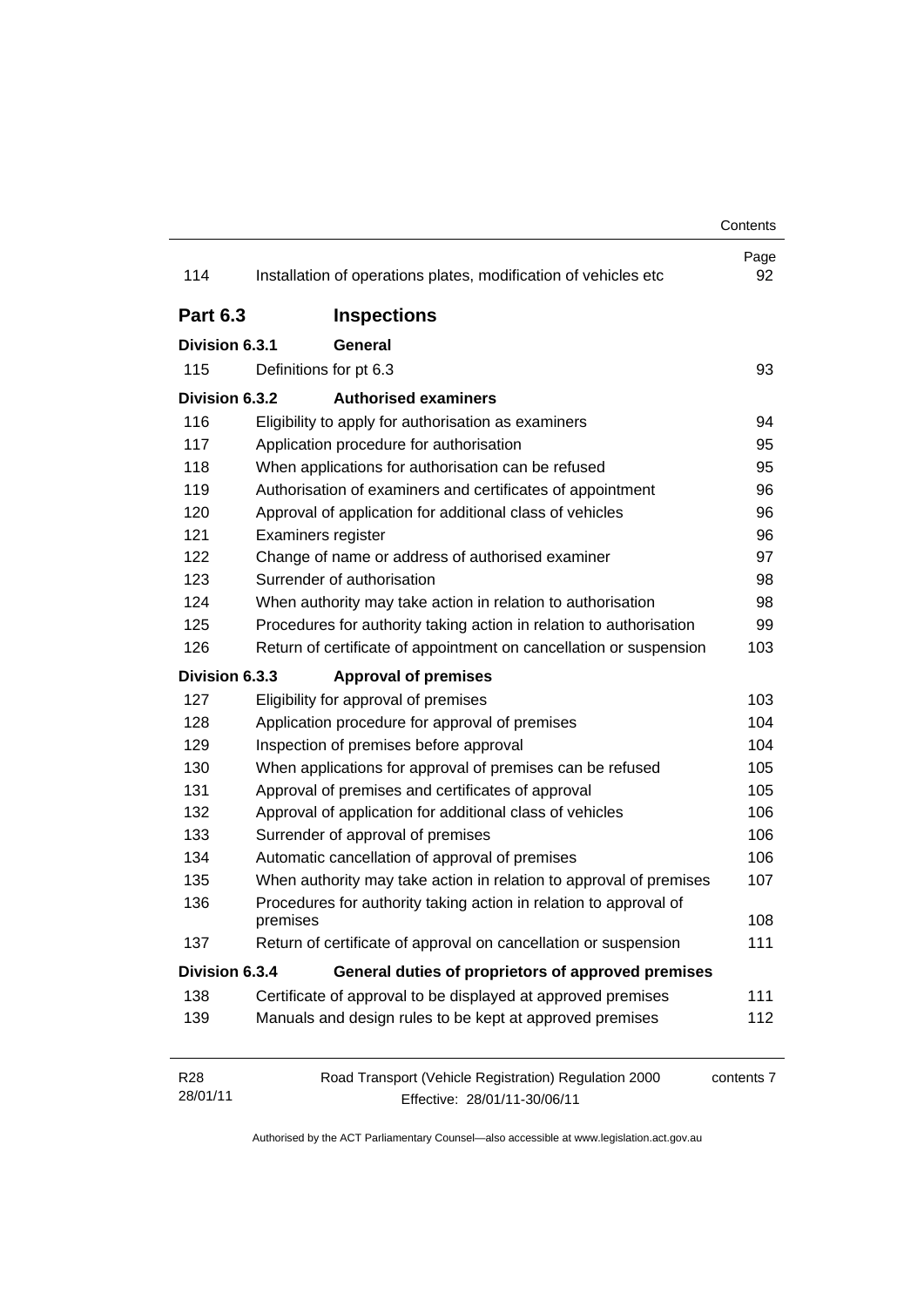| | | Page |
|---|---|---|
| 114 | Installation of operations plates, modification of vehicles etc | 92 |
| **Part 6.3** | **Inspections** | |
| **Division 6.3.1** | **General** | |
| 115 | Definitions for pt 6.3 | 93 |
| **Division 6.3.2** | **Authorised examiners** | |
| 116 | Eligibility to apply for authorisation as examiners | 94 |
| 117 | Application procedure for authorisation | 95 |
| 118 | When applications for authorisation can be refused | 95 |
| 119 | Authorisation of examiners and certificates of appointment | 96 |
| 120 | Approval of application for additional class of vehicles | 96 |
| 121 | Examiners register | 96 |
| 122 | Change of name or address of authorised examiner | 97 |
| 123 | Surrender of authorisation | 98 |
| 124 | When authority may take action in relation to authorisation | 98 |
| 125 | Procedures for authority taking action in relation to authorisation | 99 |
| 126 | Return of certificate of appointment on cancellation or suspension | 103 |
| **Division 6.3.3** | **Approval of premises** | |
| 127 | Eligibility for approval of premises | 103 |
| 128 | Application procedure for approval of premises | 104 |
| 129 | Inspection of premises before approval | 104 |
| 130 | When applications for approval of premises can be refused | 105 |
| 131 | Approval of premises and certificates of approval | 105 |
| 132 | Approval of application for additional class of vehicles | 106 |
| 133 | Surrender of approval of premises | 106 |
| 134 | Automatic cancellation of approval of premises | 106 |
| 135 | When authority may take action in relation to approval of premises | 107 |
| 136 | Procedures for authority taking action in relation to approval of premises | 108 |
| 137 | Return of certificate of approval on cancellation or suspension | 111 |
| **Division 6.3.4** | **General duties of proprietors of approved premises** | |
| 138 | Certificate of approval to be displayed at approved premises | 111 |
| 139 | Manuals and design rules to be kept at approved premises | 112 |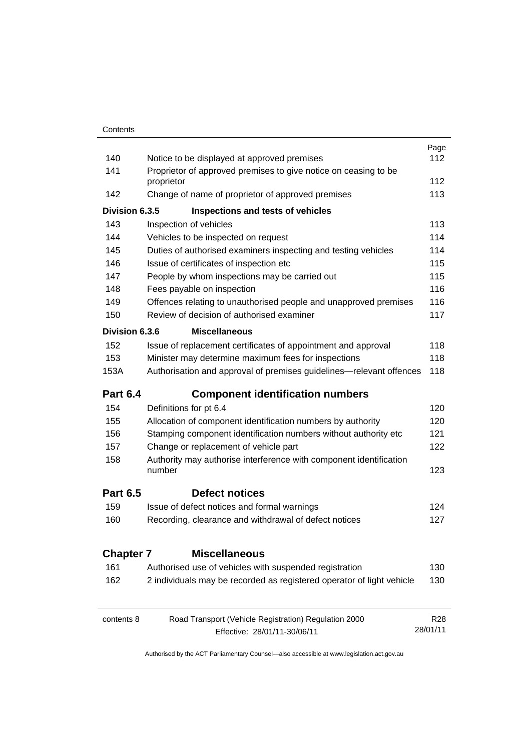| | | Page |
|---|---|---|
| 140 | Notice to be displayed at approved premises | 112 |
| 141 | Proprietor of approved premises to give notice on ceasing to be proprietor | 112 |
| 142 | Change of name of proprietor of approved premises | 113 |
| **Division 6.3.5** | **Inspections and tests of vehicles** | |
| 143 | Inspection of vehicles | 113 |
| 144 | Vehicles to be inspected on request | 114 |
| 145 | Duties of authorised examiners inspecting and testing vehicles | 114 |
| 146 | Issue of certificates of inspection etc | 115 |
| 147 | People by whom inspections may be carried out | 115 |
| 148 | Fees payable on inspection | 116 |
| 149 | Offences relating to unauthorised people and unapproved premises | 116 |
| 150 | Review of decision of authorised examiner | 117 |
| **Division 6.3.6** | **Miscellaneous** | |
| 152 | Issue of replacement certificates of appointment and approval | 118 |
| 153 | Minister may determine maximum fees for inspections | 118 |
| 153A | Authorisation and approval of premises guidelines—relevant offences | 118 |
| **Part 6.4** | **Component identification numbers** | |
| 154 | Definitions for pt 6.4 | 120 |
| 155 | Allocation of component identification numbers by authority | 120 |
| 156 | Stamping component identification numbers without authority etc | 121 |
| 157 | Change or replacement of vehicle part | 122 |
| 158 | Authority may authorise interference with component identification number | 123 |
| **Part 6.5** | **Defect notices** | |
| 159 | Issue of defect notices and formal warnings | 124 |
| 160 | Recording, clearance and withdrawal of defect notices | 127 |
| **Chapter 7** | **Miscellaneous** | |
| 161 | Authorised use of vehicles with suspended registration | 130 |
| 162 | 2 individuals may be recorded as registered operator of light vehicle | 130 |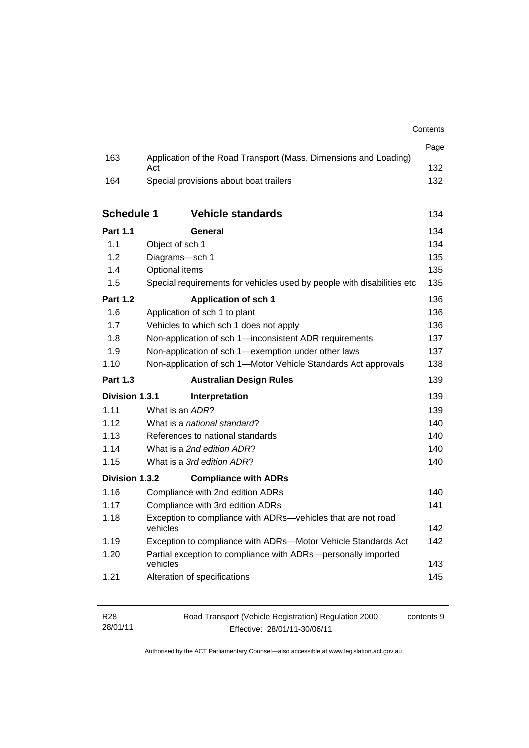| | | Page |
|---|---|---|
| 163 | Application of the Road Transport (Mass, Dimensions and Loading) Act | 132 |
| 164 | Special provisions about boat trailers | 132 |
| **Schedule 1** | **Vehicle standards** | 134 |
| **Part 1.1** | **General** | 134 |
| 1.1 | Object of sch 1 | 134 |
| 1.2 | Diagrams—sch 1 | 135 |
| 1.4 | Optional items | 135 |
| 1.5 | Special requirements for vehicles used by people with disabilities etc | 135 |
| **Part 1.2** | **Application of sch 1** | 136 |
| 1.6 | Application of sch 1 to plant | 136 |
| 1.7 | Vehicles to which sch 1 does not apply | 136 |
| 1.8 | Non-application of sch 1—inconsistent ADR requirements | 137 |
| 1.9 | Non-application of sch 1—exemption under other laws | 137 |
| 1.10 | Non-application of sch 1—Motor Vehicle Standards Act approvals | 138 |
| **Part 1.3** | **Australian Design Rules** | 139 |
| **Division 1.3.1** | **Interpretation** | 139 |
| 1.11 | What is an *ADR*? | 139 |
| 1.12 | What is a *national standard*? | 140 |
| 1.13 | References to national standards | 140 |
| 1.14 | What is a *2nd edition ADR*? | 140 |
| 1.15 | What is a *3rd edition ADR*? | 140 |
| **Division 1.3.2** | **Compliance with ADRs** | |
| 1.16 | Compliance with 2nd edition ADRs | 140 |
| 1.17 | Compliance with 3rd edition ADRs | 141 |
| 1.18 | Exception to compliance with ADRs—vehicles that are not road vehicles | 142 |
| 1.19 | Exception to compliance with ADRs—Motor Vehicle Standards Act | 142 |
| 1.20 | Partial exception to compliance with ADRs—personally imported vehicles | 143 |
| 1.21 | Alteration of specifications | 145 |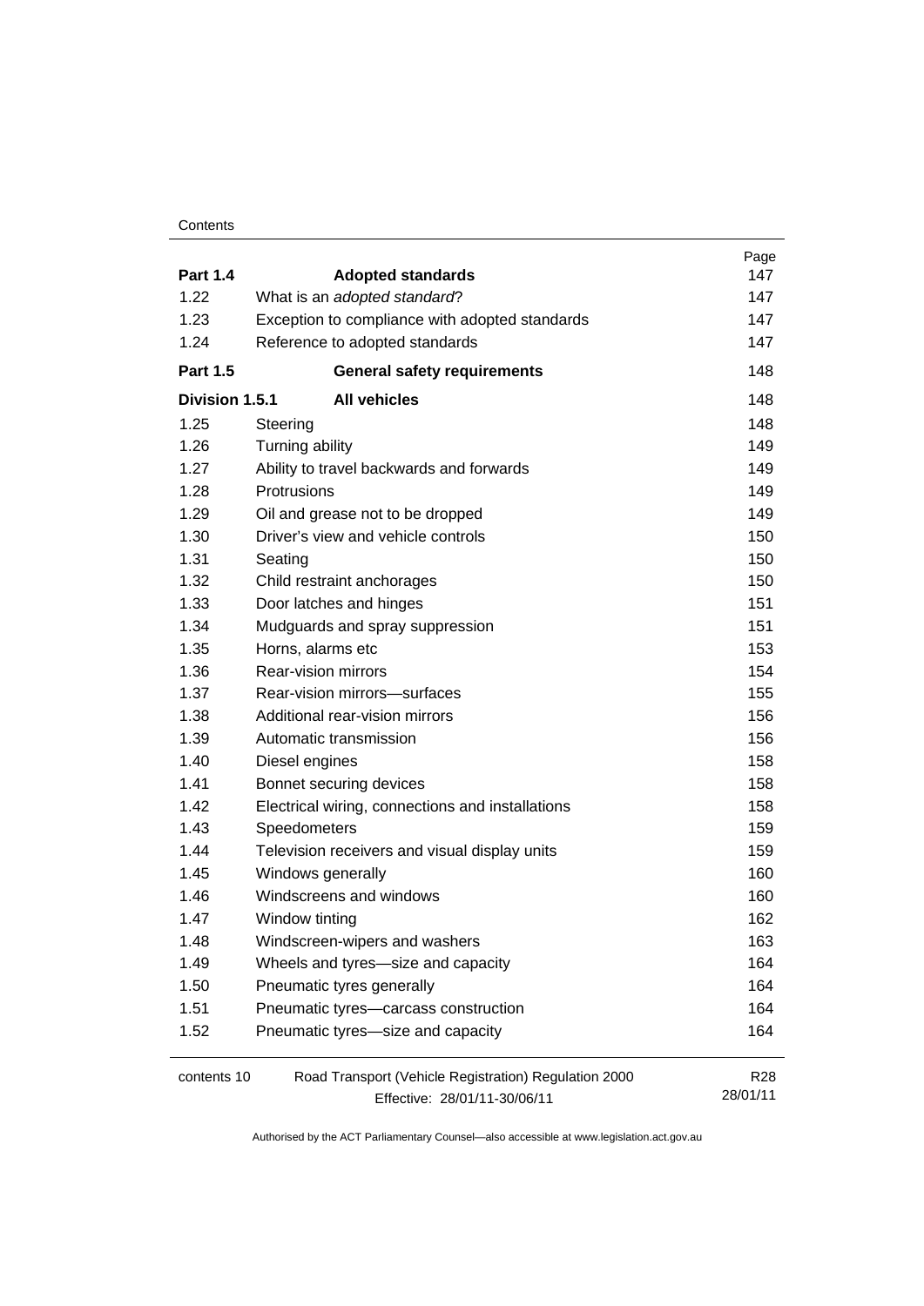| | | Page |
|---|---|---|
| **Part 1.4** | **Adopted standards** | 147 |
| 1.22 | What is an *adopted standard*? | 147 |
| 1.23 | Exception to compliance with adopted standards | 147 |
| 1.24 | Reference to adopted standards | 147 |
| **Part 1.5** | **General safety requirements** | 148 |
| **Division 1.5.1** | **All vehicles** | 148 |
| 1.25 | Steering | 148 |
| 1.26 | Turning ability | 149 |
| 1.27 | Ability to travel backwards and forwards | 149 |
| 1.28 | Protrusions | 149 |
| 1.29 | Oil and grease not to be dropped | 149 |
| 1.30 | Driver's view and vehicle controls | 150 |
| 1.31 | Seating | 150 |
| 1.32 | Child restraint anchorages | 150 |
| 1.33 | Door latches and hinges | 151 |
| 1.34 | Mudguards and spray suppression | 151 |
| 1.35 | Horns, alarms etc | 153 |
| 1.36 | Rear-vision mirrors | 154 |
| 1.37 | Rear-vision mirrors—surfaces | 155 |
| 1.38 | Additional rear-vision mirrors | 156 |
| 1.39 | Automatic transmission | 156 |
| 1.40 | Diesel engines | 158 |
| 1.41 | Bonnet securing devices | 158 |
| 1.42 | Electrical wiring, connections and installations | 158 |
| 1.43 | Speedometers | 159 |
| 1.44 | Television receivers and visual display units | 159 |
| 1.45 | Windows generally | 160 |
| 1.46 | Windscreens and windows | 160 |
| 1.47 | Window tinting | 162 |
| 1.48 | Windscreen-wipers and washers | 163 |
| 1.49 | Wheels and tyres—size and capacity | 164 |
| 1.50 | Pneumatic tyres generally | 164 |
| 1.51 | Pneumatic tyres—carcass construction | 164 |
| 1.52 | Pneumatic tyres—size and capacity | 164 |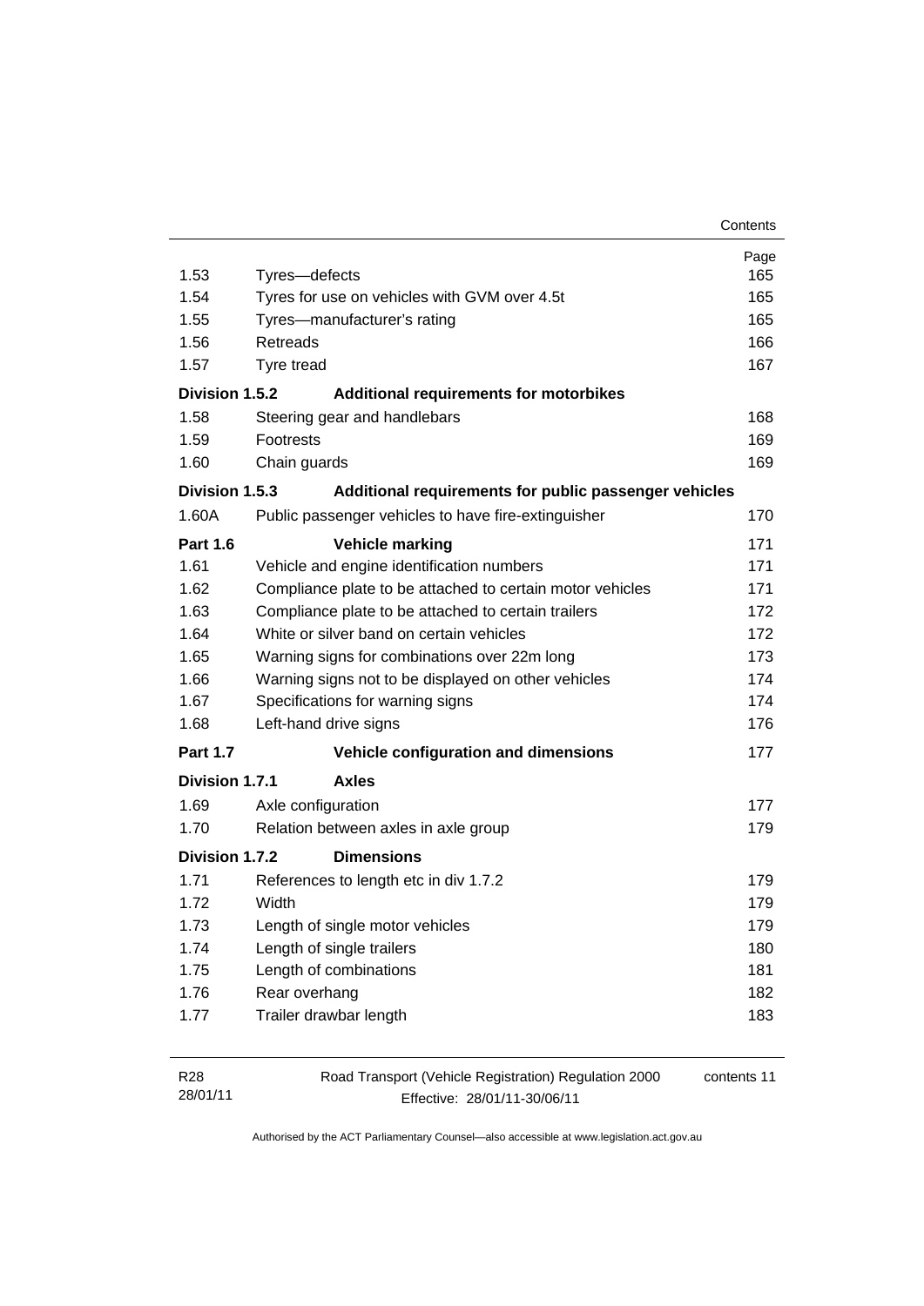| | | Page |
|---|---|---|
| 1.53 | Tyres—defects | 165 |
| 1.54 | Tyres for use on vehicles with GVM over 4.5t | 165 |
| 1.55 | Tyres—manufacturer's rating | 165 |
| 1.56 | Retreads | 166 |
| 1.57 | Tyre tread | 167 |
| **Division 1.5.2** | **Additional requirements for motorbikes** | |
| 1.58 | Steering gear and handlebars | 168 |
| 1.59 | Footrests | 169 |
| 1.60 | Chain guards | 169 |
| **Division 1.5.3** | **Additional requirements for public passenger vehicles** | |
| 1.60A | Public passenger vehicles to have fire-extinguisher | 170 |
| **Part 1.6** | **Vehicle marking** | 171 |
| 1.61 | Vehicle and engine identification numbers | 171 |
| 1.62 | Compliance plate to be attached to certain motor vehicles | 171 |
| 1.63 | Compliance plate to be attached to certain trailers | 172 |
| 1.64 | White or silver band on certain vehicles | 172 |
| 1.65 | Warning signs for combinations over 22m long | 173 |
| 1.66 | Warning signs not to be displayed on other vehicles | 174 |
| 1.67 | Specifications for warning signs | 174 |
| 1.68 | Left-hand drive signs | 176 |
| **Part 1.7** | **Vehicle configuration and dimensions** | 177 |
| **Division 1.7.1** | **Axles** | |
| 1.69 | Axle configuration | 177 |
| 1.70 | Relation between axles in axle group | 179 |
| **Division 1.7.2** | **Dimensions** | |
| 1.71 | References to length etc in div 1.7.2 | 179 |
| 1.72 | Width | 179 |
| 1.73 | Length of single motor vehicles | 179 |
| 1.74 | Length of single trailers | 180 |
| 1.75 | Length of combinations | 181 |
| 1.76 | Rear overhang | 182 |
| 1.77 | Trailer drawbar length | 183 |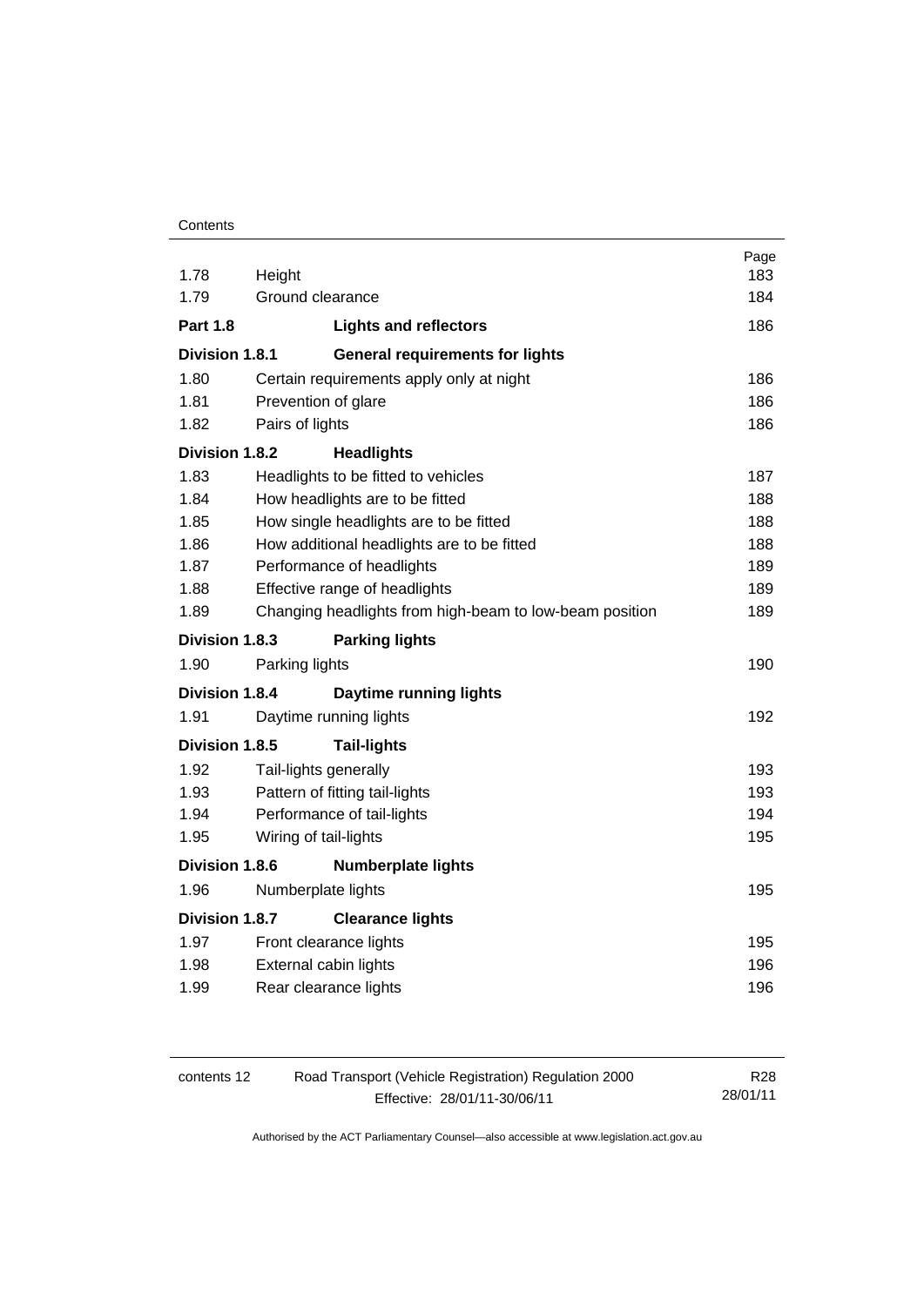| | | Page |
|---|---|---|
| 1.78 | Height | 183 |
| 1.79 | Ground clearance | 184 |
| **Part 1.8** | **Lights and reflectors** | 186 |
| **Division 1.8.1** | **General requirements for lights** | |
| 1.80 | Certain requirements apply only at night | 186 |
| 1.81 | Prevention of glare | 186 |
| 1.82 | Pairs of lights | 186 |
| **Division 1.8.2** | **Headlights** | |
| 1.83 | Headlights to be fitted to vehicles | 187 |
| 1.84 | How headlights are to be fitted | 188 |
| 1.85 | How single headlights are to be fitted | 188 |
| 1.86 | How additional headlights are to be fitted | 188 |
| 1.87 | Performance of headlights | 189 |
| 1.88 | Effective range of headlights | 189 |
| 1.89 | Changing headlights from high-beam to low-beam position | 189 |
| **Division 1.8.3** | **Parking lights** | |
| 1.90 | Parking lights | 190 |
| **Division 1.8.4** | **Daytime running lights** | |
| 1.91 | Daytime running lights | 192 |
| **Division 1.8.5** | **Tail-lights** | |
| 1.92 | Tail-lights generally | 193 |
| 1.93 | Pattern of fitting tail-lights | 193 |
| 1.94 | Performance of tail-lights | 194 |
| 1.95 | Wiring of tail-lights | 195 |
| **Division 1.8.6** | **Numberplate lights** | |
| 1.96 | Numberplate lights | 195 |
| **Division 1.8.7** | **Clearance lights** | |
| 1.97 | Front clearance lights | 195 |
| 1.98 | External cabin lights | 196 |
| 1.99 | Rear clearance lights | 196 |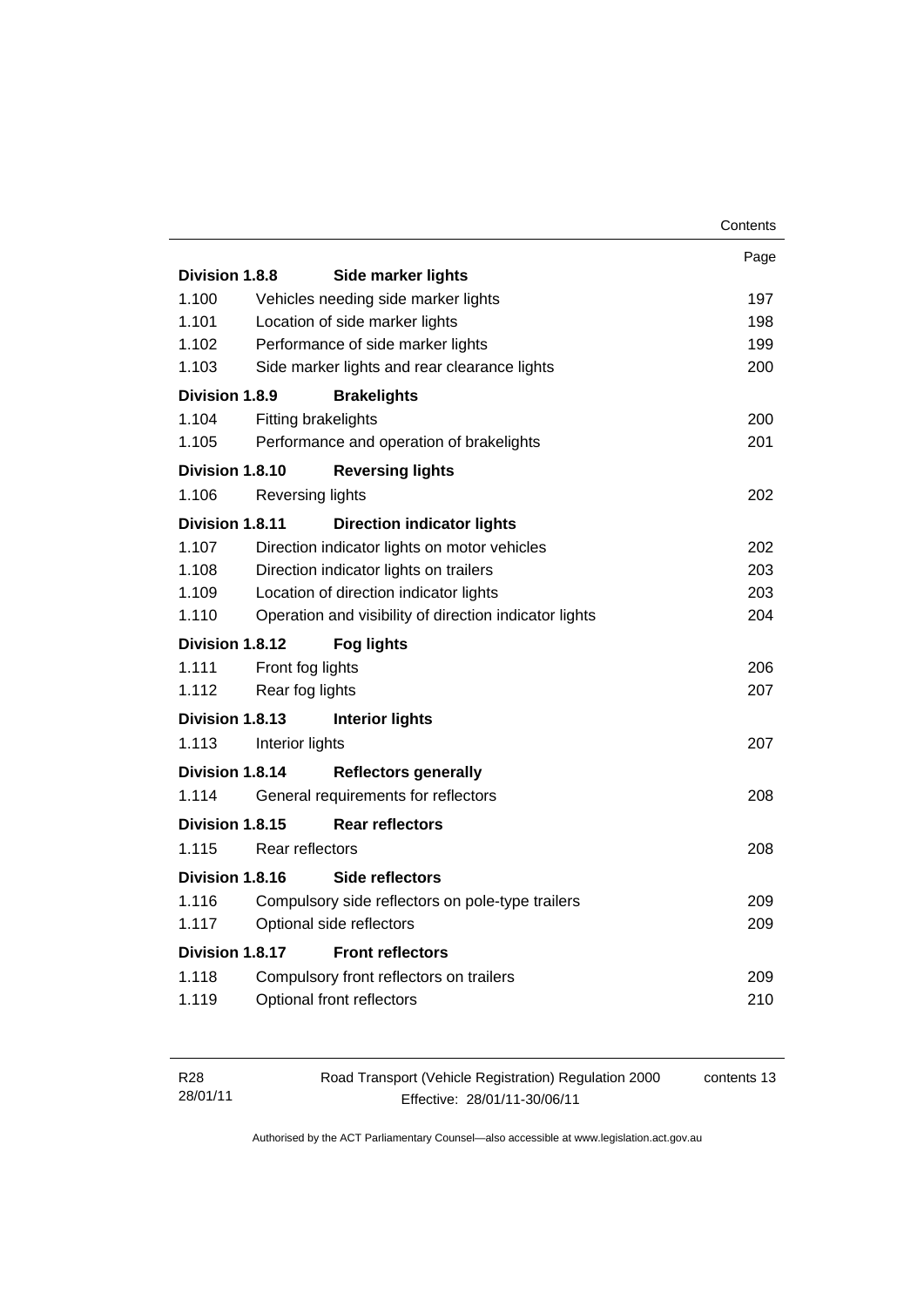| | | Page |
|---|---|---|
| **Division 1.8.8** | **Side marker lights** | |
| 1.100 | Vehicles needing side marker lights | 197 |
| 1.101 | Location of side marker lights | 198 |
| 1.102 | Performance of side marker lights | 199 |
| 1.103 | Side marker lights and rear clearance lights | 200 |
| **Division 1.8.9** | **Brakelights** | |
| 1.104 | Fitting brakelights | 200 |
| 1.105 | Performance and operation of brakelights | 201 |
| **Division 1.8.10** | **Reversing lights** | |
| 1.106 | Reversing lights | 202 |
| **Division 1.8.11** | **Direction indicator lights** | |
| 1.107 | Direction indicator lights on motor vehicles | 202 |
| 1.108 | Direction indicator lights on trailers | 203 |
| 1.109 | Location of direction indicator lights | 203 |
| 1.110 | Operation and visibility of direction indicator lights | 204 |
| **Division 1.8.12** | **Fog lights** | |
| 1.111 | Front fog lights | 206 |
| 1.112 | Rear fog lights | 207 |
| **Division 1.8.13** | **Interior lights** | |
| 1.113 | Interior lights | 207 |
| **Division 1.8.14** | **Reflectors generally** | |
| 1.114 | General requirements for reflectors | 208 |
| **Division 1.8.15** | **Rear reflectors** | |
| 1.115 | Rear reflectors | 208 |
| **Division 1.8.16** | **Side reflectors** | |
| 1.116 | Compulsory side reflectors on pole-type trailers | 209 |
| 1.117 | Optional side reflectors | 209 |
| **Division 1.8.17** | **Front reflectors** | |
| 1.118 | Compulsory front reflectors on trailers | 209 |
| 1.119 | Optional front reflectors | 210 |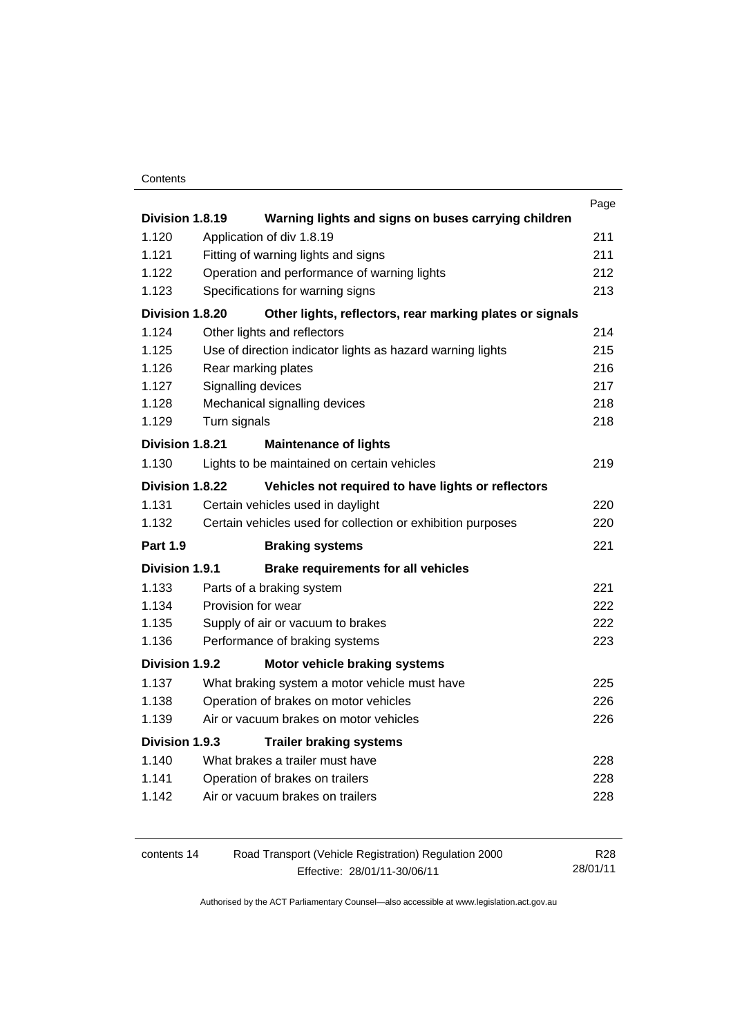| | | Page |
|---|---|---|
| **Division 1.8.19** | **Warning lights and signs on buses carrying children** | |
| 1.120 | Application of div 1.8.19 | 211 |
| 1.121 | Fitting of warning lights and signs | 211 |
| 1.122 | Operation and performance of warning lights | 212 |
| 1.123 | Specifications for warning signs | 213 |
| **Division 1.8.20** | **Other lights, reflectors, rear marking plates or signals** | |
| 1.124 | Other lights and reflectors | 214 |
| 1.125 | Use of direction indicator lights as hazard warning lights | 215 |
| 1.126 | Rear marking plates | 216 |
| 1.127 | Signalling devices | 217 |
| 1.128 | Mechanical signalling devices | 218 |
| 1.129 | Turn signals | 218 |
| **Division 1.8.21** | **Maintenance of lights** | |
| 1.130 | Lights to be maintained on certain vehicles | 219 |
| **Division 1.8.22** | **Vehicles not required to have lights or reflectors** | |
| 1.131 | Certain vehicles used in daylight | 220 |
| 1.132 | Certain vehicles used for collection or exhibition purposes | 220 |
| **Part 1.9** | **Braking systems** | 221 |
| **Division 1.9.1** | **Brake requirements for all vehicles** | |
| 1.133 | Parts of a braking system | 221 |
| 1.134 | Provision for wear | 222 |
| 1.135 | Supply of air or vacuum to brakes | 222 |
| 1.136 | Performance of braking systems | 223 |
| **Division 1.9.2** | **Motor vehicle braking systems** | |
| 1.137 | What braking system a motor vehicle must have | 225 |
| 1.138 | Operation of brakes on motor vehicles | 226 |
| 1.139 | Air or vacuum brakes on motor vehicles | 226 |
| **Division 1.9.3** | **Trailer braking systems** | |
| 1.140 | What brakes a trailer must have | 228 |
| 1.141 | Operation of brakes on trailers | 228 |
| 1.142 | Air or vacuum brakes on trailers | 228 |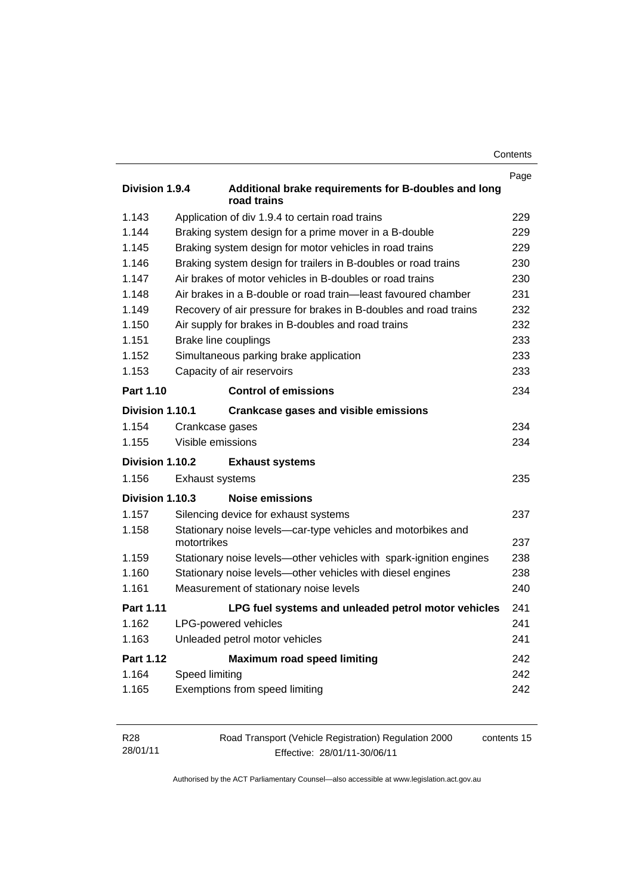| | | Page |
|---|---|---|
| **Division 1.9.4** | **Additional brake requirements for B-doubles and long road trains** | |
| 1.143 | Application of div 1.9.4 to certain road trains | 229 |
| 1.144 | Braking system design for a prime mover in a B-double | 229 |
| 1.145 | Braking system design for motor vehicles in road trains | 229 |
| 1.146 | Braking system design for trailers in B-doubles or road trains | 230 |
| 1.147 | Air brakes of motor vehicles in B-doubles or road trains | 230 |
| 1.148 | Air brakes in a B-double or road train—least favoured chamber | 231 |
| 1.149 | Recovery of air pressure for brakes in B-doubles and road trains | 232 |
| 1.150 | Air supply for brakes in B-doubles and road trains | 232 |
| 1.151 | Brake line couplings | 233 |
| 1.152 | Simultaneous parking brake application | 233 |
| 1.153 | Capacity of air reservoirs | 233 |
| **Part 1.10** | **Control of emissions** | 234 |
| **Division 1.10.1** | **Crankcase gases and visible emissions** | |
| 1.154 | Crankcase gases | 234 |
| 1.155 | Visible emissions | 234 |
| **Division 1.10.2** | **Exhaust systems** | |
| 1.156 | Exhaust systems | 235 |
| **Division 1.10.3** | **Noise emissions** | |
| 1.157 | Silencing device for exhaust systems | 237 |
| 1.158 | Stationary noise levels—car-type vehicles and motorbikes and motortrikes | 237 |
| 1.159 | Stationary noise levels—other vehicles with spark-ignition engines | 238 |
| 1.160 | Stationary noise levels—other vehicles with diesel engines | 238 |
| 1.161 | Measurement of stationary noise levels | 240 |
| **Part 1.11** | **LPG fuel systems and unleaded petrol motor vehicles** | 241 |
| 1.162 | LPG-powered vehicles | 241 |
| 1.163 | Unleaded petrol motor vehicles | 241 |
| **Part 1.12** | **Maximum road speed limiting** | 242 |
| 1.164 | Speed limiting | 242 |
| 1.165 | Exemptions from speed limiting | 242 |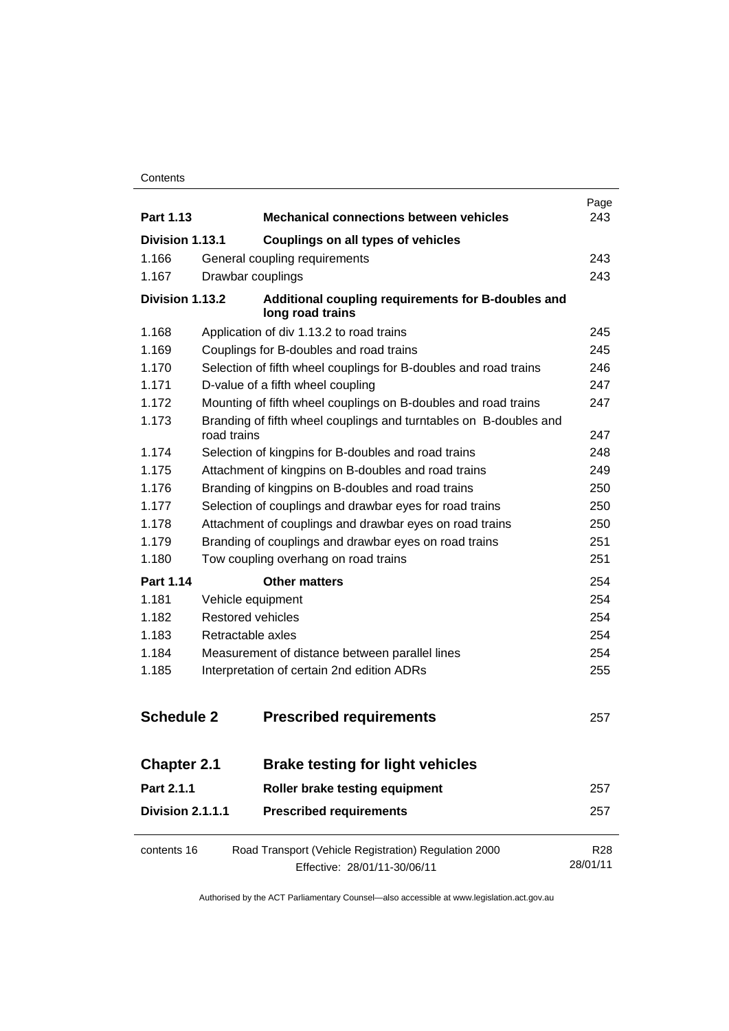| | | Page |
|---|---|---|
| **Part 1.13** | **Mechanical connections between vehicles** | 243 |
| **Division 1.13.1** | **Couplings on all types of vehicles** | |
| 1.166 | General coupling requirements | 243 |
| 1.167 | Drawbar couplings | 243 |
| **Division 1.13.2** | **Additional coupling requirements for B-doubles and long road trains** | |
| 1.168 | Application of div 1.13.2 to road trains | 245 |
| 1.169 | Couplings for B-doubles and road trains | 245 |
| 1.170 | Selection of fifth wheel couplings for B-doubles and road trains | 246 |
| 1.171 | D-value of a fifth wheel coupling | 247 |
| 1.172 | Mounting of fifth wheel couplings on B-doubles and road trains | 247 |
| 1.173 | Branding of fifth wheel couplings and turntables on B-doubles and road trains | 247 |
| 1.174 | Selection of kingpins for B-doubles and road trains | 248 |
| 1.175 | Attachment of kingpins on B-doubles and road trains | 249 |
| 1.176 | Branding of kingpins on B-doubles and road trains | 250 |
| 1.177 | Selection of couplings and drawbar eyes for road trains | 250 |
| 1.178 | Attachment of couplings and drawbar eyes on road trains | 250 |
| 1.179 | Branding of couplings and drawbar eyes on road trains | 251 |
| 1.180 | Tow coupling overhang on road trains | 251 |
| **Part 1.14** | **Other matters** | 254 |
| 1.181 | Vehicle equipment | 254 |
| 1.182 | Restored vehicles | 254 |
| 1.183 | Retractable axles | 254 |
| 1.184 | Measurement of distance between parallel lines | 254 |
| 1.185 | Interpretation of certain 2nd edition ADRs | 255 |
| **Schedule 2** | **Prescribed requirements** | 257 |
| **Chapter 2.1** | **Brake testing for light vehicles** | |
| **Part 2.1.1** | **Roller brake testing equipment** | 257 |
| **Division 2.1.1.1** | **Prescribed requirements** | 257 |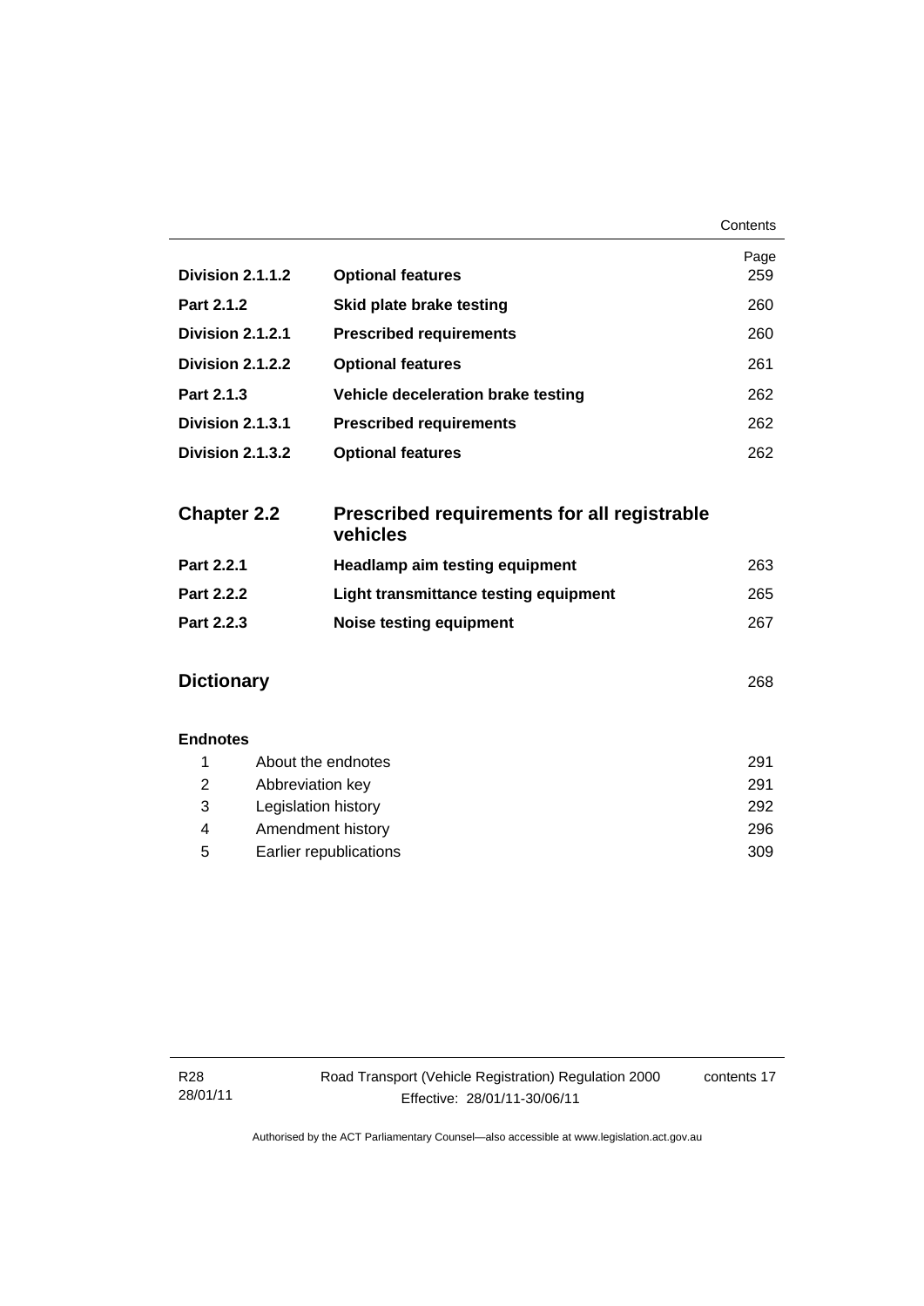| | | Page |
|---|---|---|
| **Division 2.1.1.2** | **Optional features** | 259 |
| **Part 2.1.2** | **Skid plate brake testing** | 260 |
| **Division 2.1.2.1** | **Prescribed requirements** | 260 |
| **Division 2.1.2.2** | **Optional features** | 261 |
| **Part 2.1.3** | **Vehicle deceleration brake testing** | 262 |
| **Division 2.1.3.1** | **Prescribed requirements** | 262 |
| **Division 2.1.3.2** | **Optional features** | 262 |
| **Chapter 2.2** | **Prescribed requirements for all registrable vehicles** | |
| **Part 2.2.1** | **Headlamp aim testing equipment** | 263 |
| **Part 2.2.2** | **Light transmittance testing equipment** | 265 |
| **Part 2.2.3** | **Noise testing equipment** | 267 |
| **Dictionary** | | 268 |

**Endnotes**

| | | |
|---|---|---|
| 1 | About the endnotes | 291 |
| 2 | Abbreviation key | 291 |
| 3 | Legislation history | 292 |
| 4 | Amendment history | 296 |
| 5 | Earlier republications | 309 |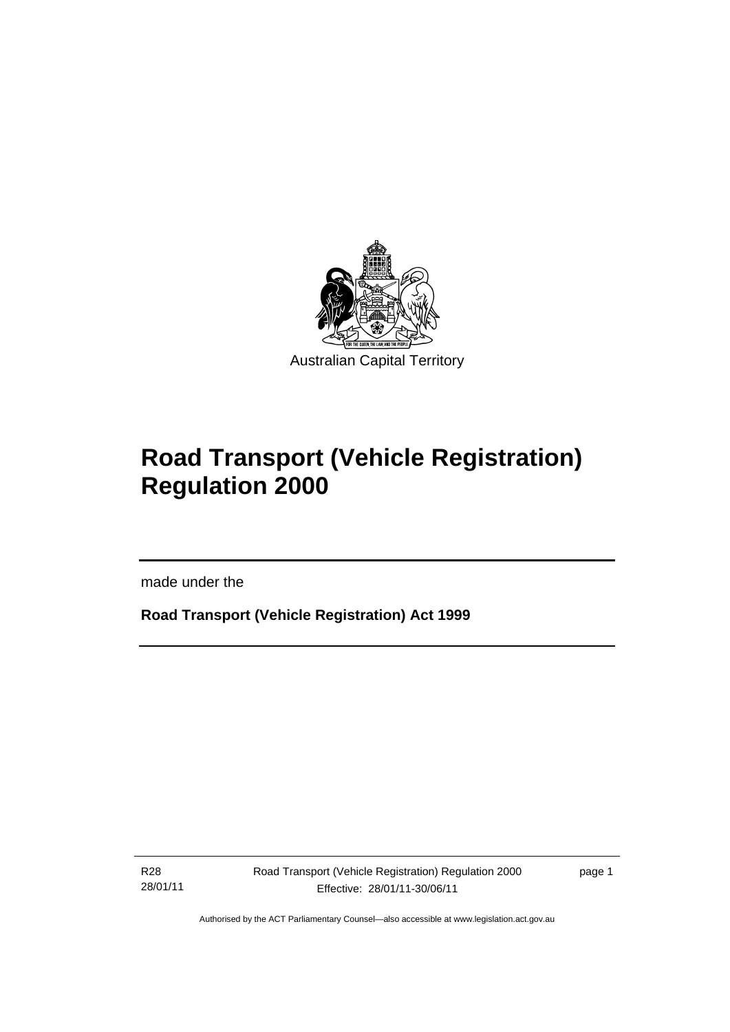Australian Capital Territory

# Road Transport (Vehicle Registration) Regulation 2000

made under the

**Road Transport (Vehicle Registration) Act 1999**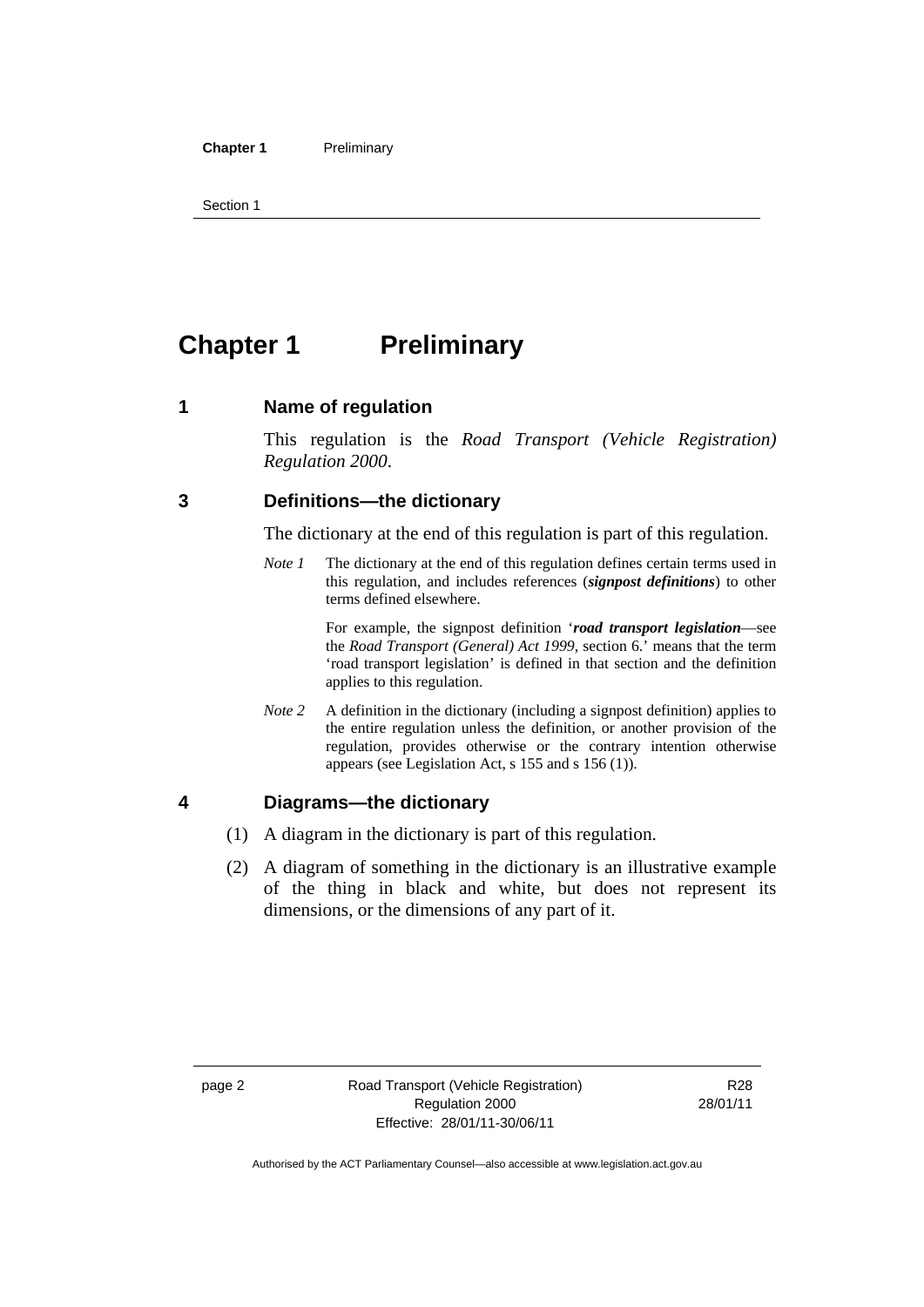# Chapter 1 Preliminary

## 1 Name of regulation

This regulation is the *Road Transport (Vehicle Registration) Regulation 2000*.

## 3 Definitions—the dictionary

The dictionary at the end of this regulation is part of this regulation.

*Note 1* The dictionary at the end of this regulation defines certain terms used in this regulation, and includes references (***signpost definitions***) to other terms defined elsewhere.

For example, the signpost definition '***road transport legislation***—see the *Road Transport (General) Act 1999*, section 6.' means that the term 'road transport legislation' is defined in that section and the definition applies to this regulation.

*Note 2* A definition in the dictionary (including a signpost definition) applies to the entire regulation unless the definition, or another provision of the regulation, provides otherwise or the contrary intention otherwise appears (see Legislation Act, s 155 and s 156 (1)).

## 4 Diagrams—the dictionary

(1) A diagram in the dictionary is part of this regulation.

(2) A diagram of something in the dictionary is an illustrative example of the thing in black and white, but does not represent its dimensions, or the dimensions of any part of it.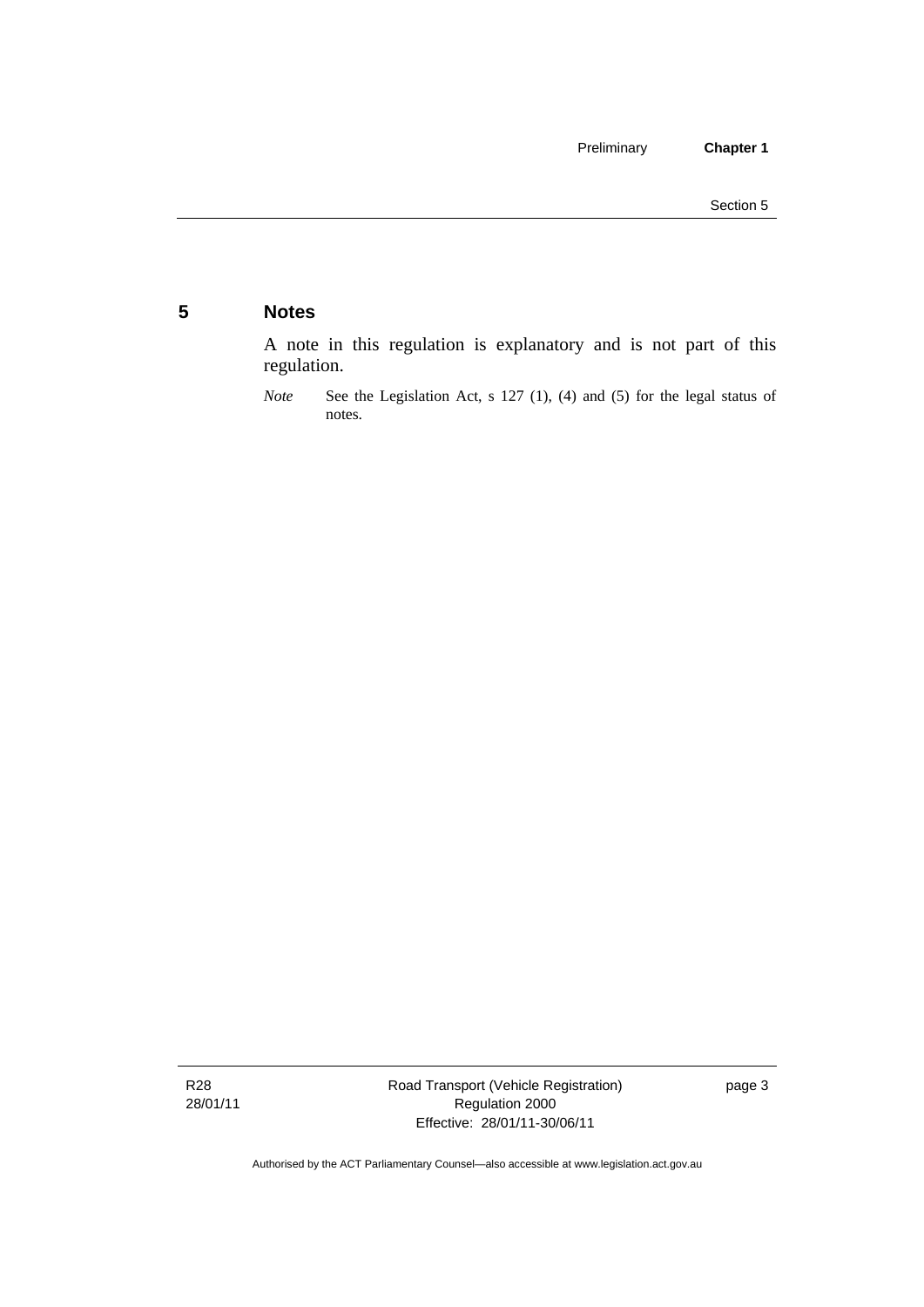## 5 Notes

A note in this regulation is explanatory and is not part of this regulation.

*Note* See the Legislation Act, s 127 (1), (4) and (5) for the legal status of notes.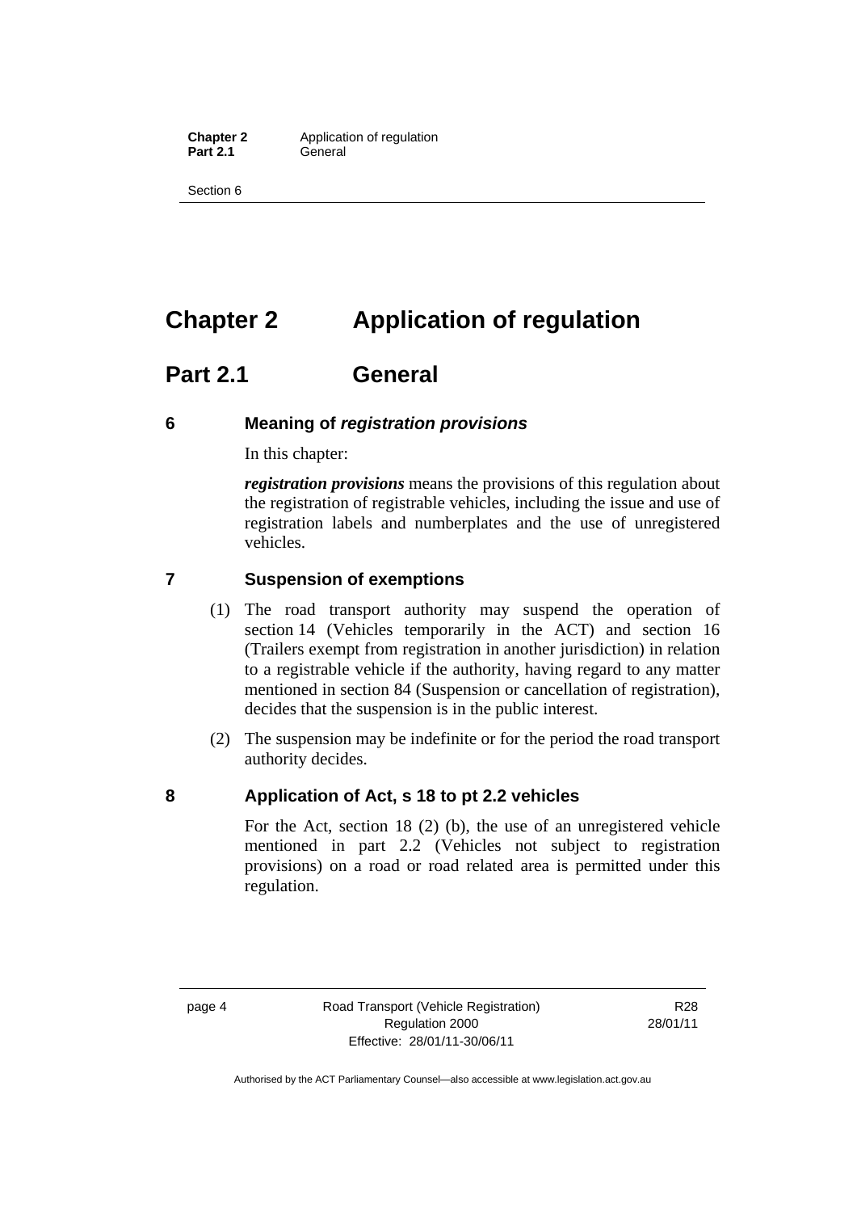# Chapter 2 Application of regulation

## Part 2.1 General

### 6 Meaning of *registration provisions*

In this chapter:

***registration provisions*** means the provisions of this regulation about the registration of registrable vehicles, including the issue and use of registration labels and numberplates and the use of unregistered vehicles.

### 7 Suspension of exemptions

(1) The road transport authority may suspend the operation of section 14 (Vehicles temporarily in the ACT) and section 16 (Trailers exempt from registration in another jurisdiction) in relation to a registrable vehicle if the authority, having regard to any matter mentioned in section 84 (Suspension or cancellation of registration), decides that the suspension is in the public interest.

(2) The suspension may be indefinite or for the period the road transport authority decides.

### 8 Application of Act, s 18 to pt 2.2 vehicles

For the Act, section 18 (2) (b), the use of an unregistered vehicle mentioned in part 2.2 (Vehicles not subject to registration provisions) on a road or road related area is permitted under this regulation.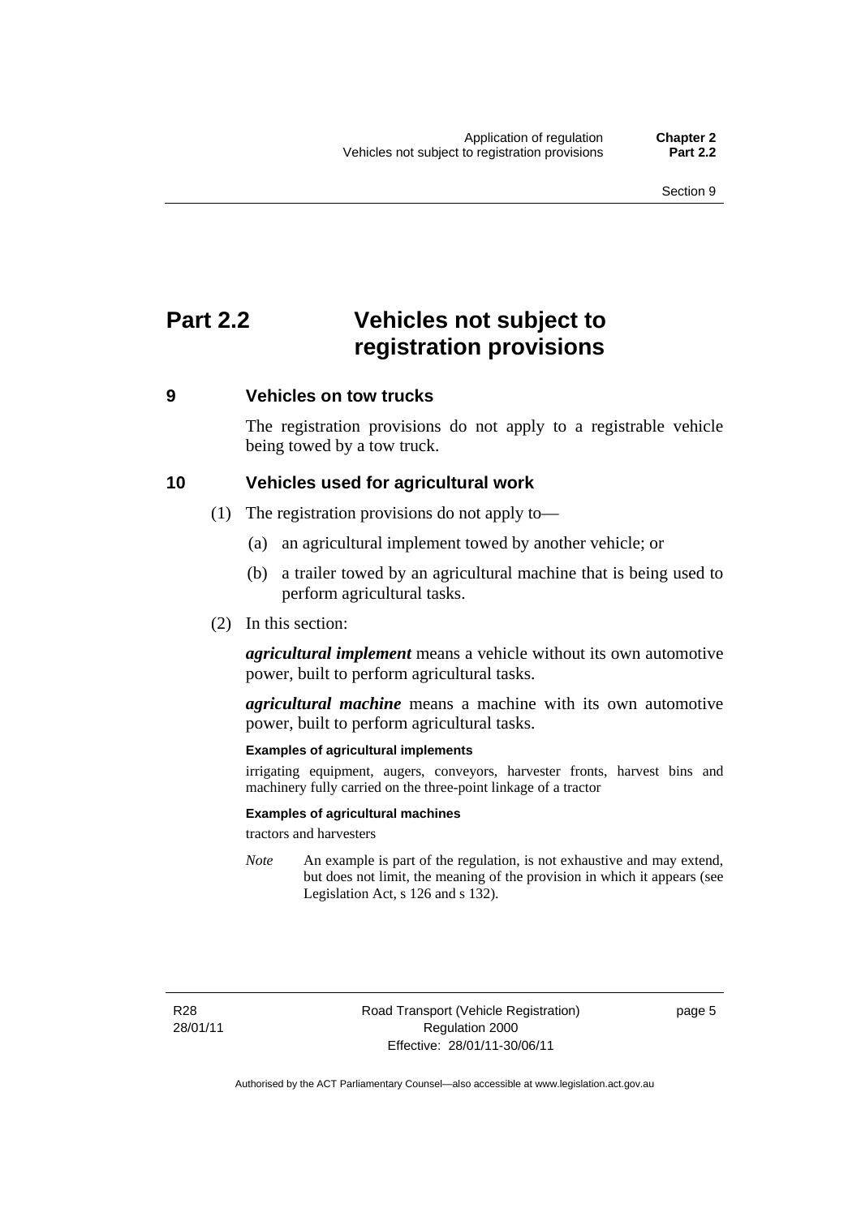# Part 2.2 Vehicles not subject to registration provisions

## 9 Vehicles on tow trucks

The registration provisions do not apply to a registrable vehicle being towed by a tow truck.

## 10 Vehicles used for agricultural work

(1) The registration provisions do not apply to—

(a) an agricultural implement towed by another vehicle; or

(b) a trailer towed by an agricultural machine that is being used to perform agricultural tasks.

(2) In this section:

***agricultural implement*** means a vehicle without its own automotive power, built to perform agricultural tasks.

***agricultural machine*** means a machine with its own automotive power, built to perform agricultural tasks.

**Examples of agricultural implements**

irrigating equipment, augers, conveyors, harvester fronts, harvest bins and machinery fully carried on the three-point linkage of a tractor

**Examples of agricultural machines**

tractors and harvesters

*Note* An example is part of the regulation, is not exhaustive and may extend, but does not limit, the meaning of the provision in which it appears (see Legislation Act, s 126 and s 132).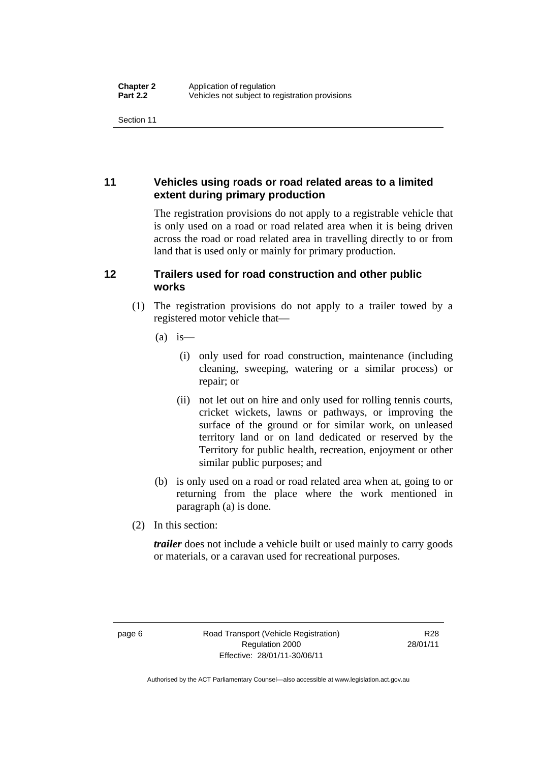## 11 Vehicles using roads or road related areas to a limited extent during primary production

The registration provisions do not apply to a registrable vehicle that is only used on a road or road related area when it is being driven across the road or road related area in travelling directly to or from land that is used only or mainly for primary production.

## 12 Trailers used for road construction and other public works

(1) The registration provisions do not apply to a trailer towed by a registered motor vehicle that—

(a) is—

(i) only used for road construction, maintenance (including cleaning, sweeping, watering or a similar process) or repair; or

(ii) not let out on hire and only used for rolling tennis courts, cricket wickets, lawns or pathways, or improving the surface of the ground or for similar work, on unleased territory land or on land dedicated or reserved by the Territory for public health, recreation, enjoyment or other similar public purposes; and

(b) is only used on a road or road related area when at, going to or returning from the place where the work mentioned in paragraph (a) is done.

(2) In this section:

***trailer*** does not include a vehicle built or used mainly to carry goods or materials, or a caravan used for recreational purposes.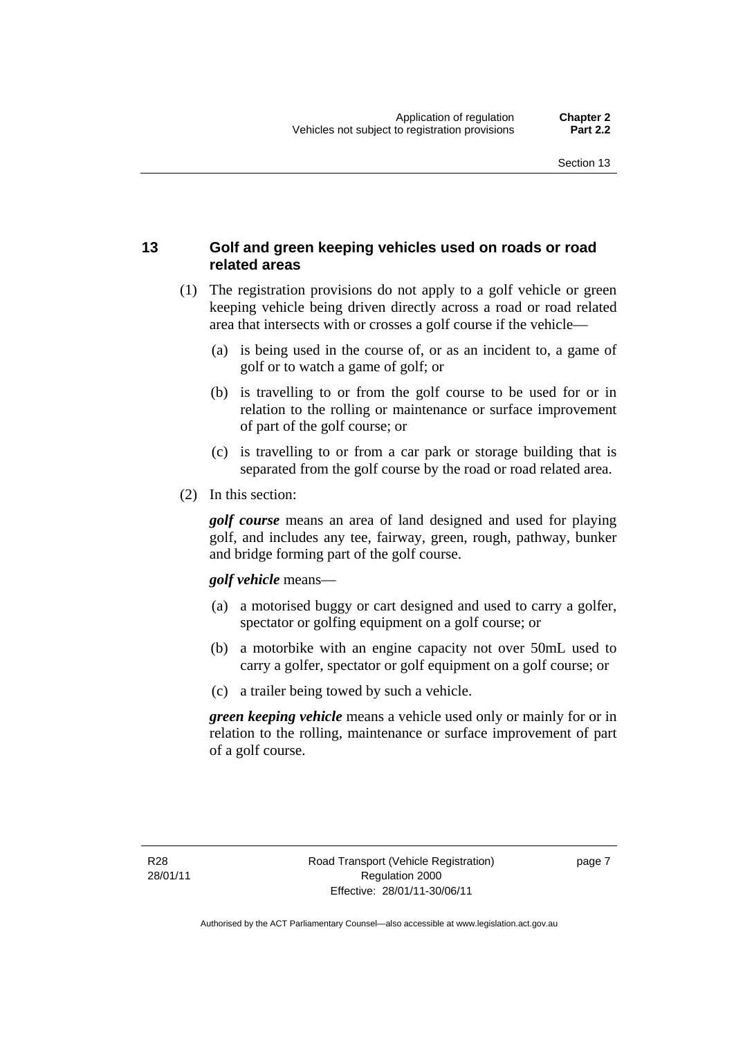## 13 Golf and green keeping vehicles used on roads or road related areas

(1) The registration provisions do not apply to a golf vehicle or green keeping vehicle being driven directly across a road or road related area that intersects with or crosses a golf course if the vehicle—

(a) is being used in the course of, or as an incident to, a game of golf or to watch a game of golf; or

(b) is travelling to or from the golf course to be used for or in relation to the rolling or maintenance or surface improvement of part of the golf course; or

(c) is travelling to or from a car park or storage building that is separated from the golf course by the road or road related area.

(2) In this section:

***golf course*** means an area of land designed and used for playing golf, and includes any tee, fairway, green, rough, pathway, bunker and bridge forming part of the golf course.

***golf vehicle*** means—

(a) a motorised buggy or cart designed and used to carry a golfer, spectator or golfing equipment on a golf course; or

(b) a motorbike with an engine capacity not over 50mL used to carry a golfer, spectator or golf equipment on a golf course; or

(c) a trailer being towed by such a vehicle.

***green keeping vehicle*** means a vehicle used only or mainly for or in relation to the rolling, maintenance or surface improvement of part of a golf course.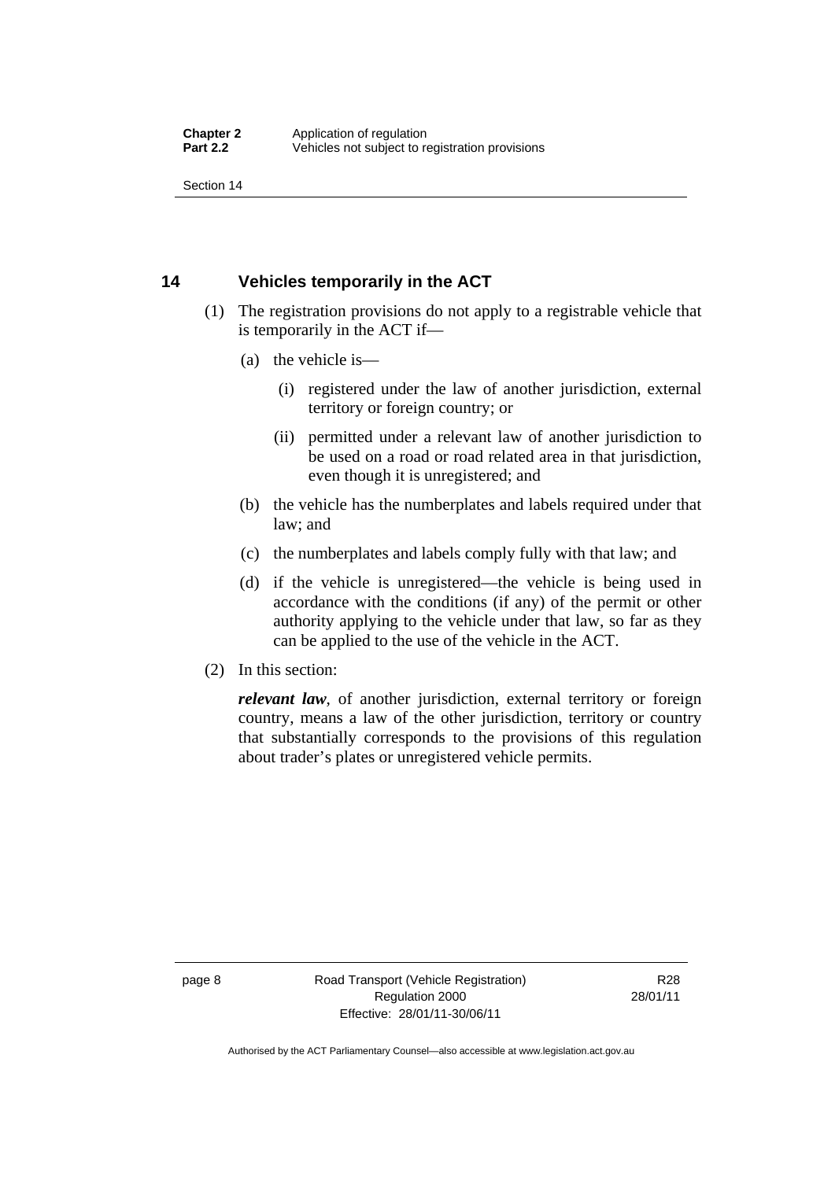## 14 Vehicles temporarily in the ACT

(1) The registration provisions do not apply to a registrable vehicle that is temporarily in the ACT if—

(a) the vehicle is—

(i) registered under the law of another jurisdiction, external territory or foreign country; or

(ii) permitted under a relevant law of another jurisdiction to be used on a road or road related area in that jurisdiction, even though it is unregistered; and

(b) the vehicle has the numberplates and labels required under that law; and

(c) the numberplates and labels comply fully with that law; and

(d) if the vehicle is unregistered—the vehicle is being used in accordance with the conditions (if any) of the permit or other authority applying to the vehicle under that law, so far as they can be applied to the use of the vehicle in the ACT.

(2) In this section:

***relevant law***, of another jurisdiction, external territory or foreign country, means a law of the other jurisdiction, territory or country that substantially corresponds to the provisions of this regulation about trader's plates or unregistered vehicle permits.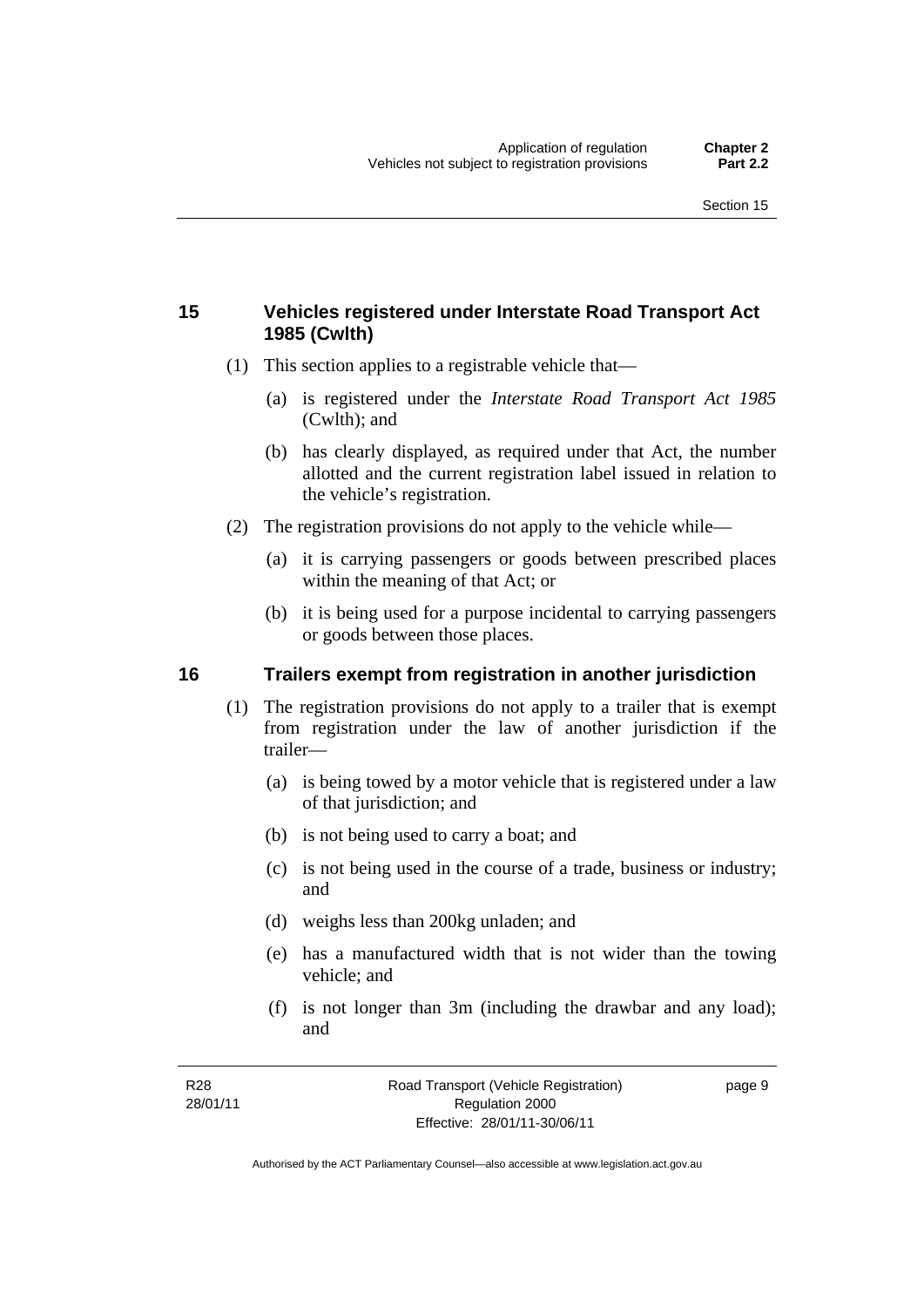## 15 Vehicles registered under Interstate Road Transport Act 1985 (Cwlth)

(1) This section applies to a registrable vehicle that—

(a) is registered under the *Interstate Road Transport Act 1985* (Cwlth); and

(b) has clearly displayed, as required under that Act, the number allotted and the current registration label issued in relation to the vehicle's registration.

(2) The registration provisions do not apply to the vehicle while—

(a) it is carrying passengers or goods between prescribed places within the meaning of that Act; or

(b) it is being used for a purpose incidental to carrying passengers or goods between those places.

## 16 Trailers exempt from registration in another jurisdiction

(1) The registration provisions do not apply to a trailer that is exempt from registration under the law of another jurisdiction if the trailer—

(a) is being towed by a motor vehicle that is registered under a law of that jurisdiction; and

(b) is not being used to carry a boat; and

(c) is not being used in the course of a trade, business or industry; and

(d) weighs less than 200kg unladen; and

(e) has a manufactured width that is not wider than the towing vehicle; and

(f) is not longer than 3m (including the drawbar and any load); and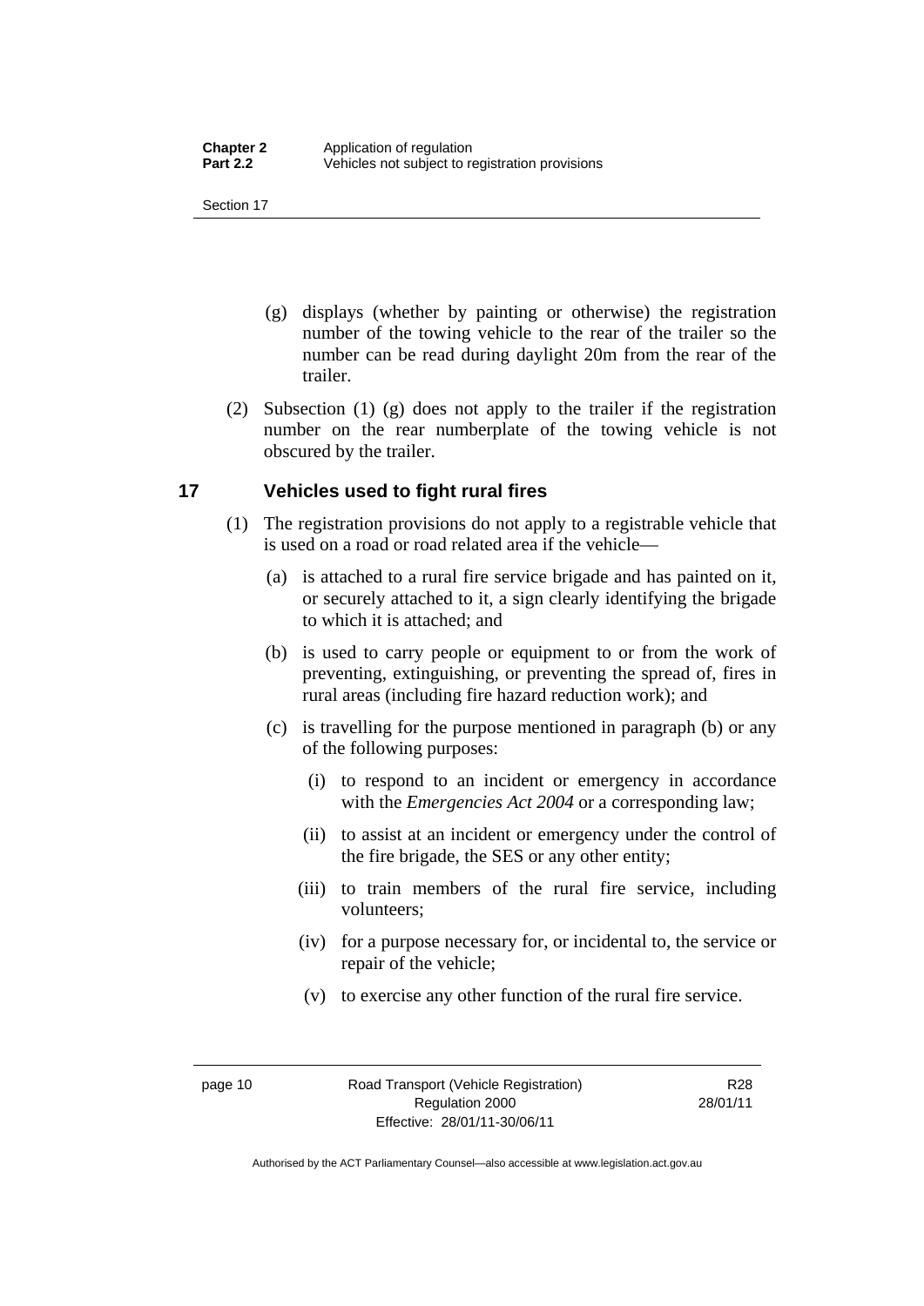(g) displays (whether by painting or otherwise) the registration number of the towing vehicle to the rear of the trailer so the number can be read during daylight 20m from the rear of the trailer.

(2) Subsection (1) (g) does not apply to the trailer if the registration number on the rear numberplate of the towing vehicle is not obscured by the trailer.

## 17 Vehicles used to fight rural fires

(1) The registration provisions do not apply to a registrable vehicle that is used on a road or road related area if the vehicle—

(a) is attached to a rural fire service brigade and has painted on it, or securely attached to it, a sign clearly identifying the brigade to which it is attached; and

(b) is used to carry people or equipment to or from the work of preventing, extinguishing, or preventing the spread of, fires in rural areas (including fire hazard reduction work); and

(c) is travelling for the purpose mentioned in paragraph (b) or any of the following purposes:

(i) to respond to an incident or emergency in accordance with the *Emergencies Act 2004* or a corresponding law;

(ii) to assist at an incident or emergency under the control of the fire brigade, the SES or any other entity;

(iii) to train members of the rural fire service, including volunteers;

(iv) for a purpose necessary for, or incidental to, the service or repair of the vehicle;

(v) to exercise any other function of the rural fire service.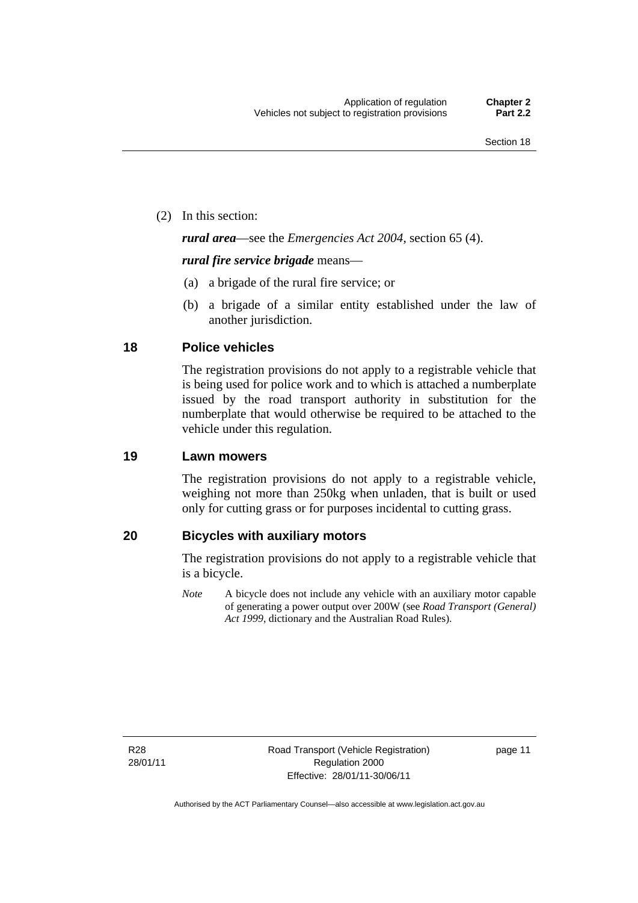(2) In this section:

***rural area***—see the *Emergencies Act 2004*, section 65 (4).

***rural fire service brigade*** means—

(a) a brigade of the rural fire service; or

(b) a brigade of a similar entity established under the law of another jurisdiction.

## 18 Police vehicles

The registration provisions do not apply to a registrable vehicle that is being used for police work and to which is attached a numberplate issued by the road transport authority in substitution for the numberplate that would otherwise be required to be attached to the vehicle under this regulation.

## 19 Lawn mowers

The registration provisions do not apply to a registrable vehicle, weighing not more than 250kg when unladen, that is built or used only for cutting grass or for purposes incidental to cutting grass.

## 20 Bicycles with auxiliary motors

The registration provisions do not apply to a registrable vehicle that is a bicycle.

*Note* A bicycle does not include any vehicle with an auxiliary motor capable of generating a power output over 200W (see *Road Transport (General) Act 1999*, dictionary and the Australian Road Rules).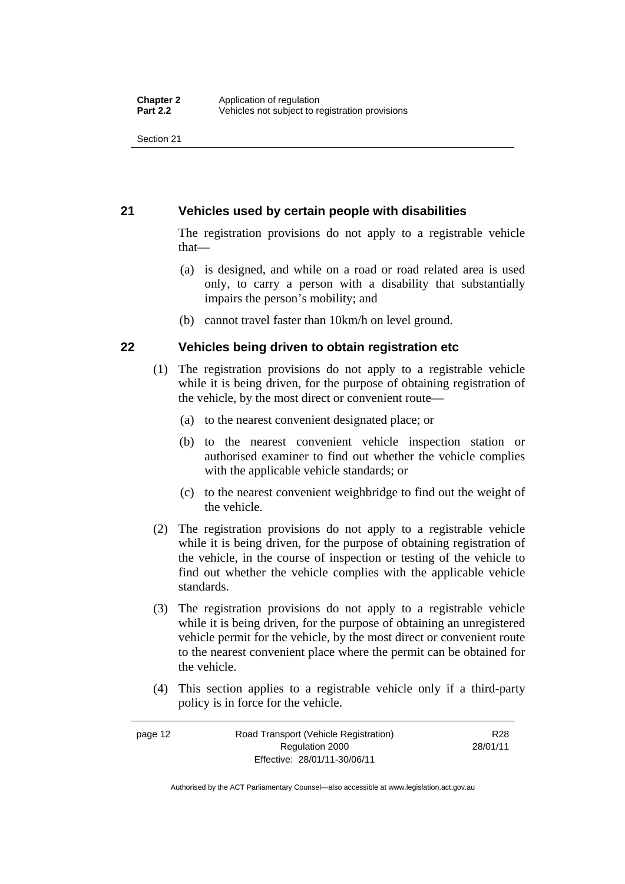## 21 Vehicles used by certain people with disabilities

The registration provisions do not apply to a registrable vehicle that—

(a) is designed, and while on a road or road related area is used only, to carry a person with a disability that substantially impairs the person's mobility; and

(b) cannot travel faster than 10km/h on level ground.

## 22 Vehicles being driven to obtain registration etc

(1) The registration provisions do not apply to a registrable vehicle while it is being driven, for the purpose of obtaining registration of the vehicle, by the most direct or convenient route—

(a) to the nearest convenient designated place; or

(b) to the nearest convenient vehicle inspection station or authorised examiner to find out whether the vehicle complies with the applicable vehicle standards; or

(c) to the nearest convenient weighbridge to find out the weight of the vehicle.

(2) The registration provisions do not apply to a registrable vehicle while it is being driven, for the purpose of obtaining registration of the vehicle, in the course of inspection or testing of the vehicle to find out whether the vehicle complies with the applicable vehicle standards.

(3) The registration provisions do not apply to a registrable vehicle while it is being driven, for the purpose of obtaining an unregistered vehicle permit for the vehicle, by the most direct or convenient route to the nearest convenient place where the permit can be obtained for the vehicle.

(4) This section applies to a registrable vehicle only if a third-party policy is in force for the vehicle.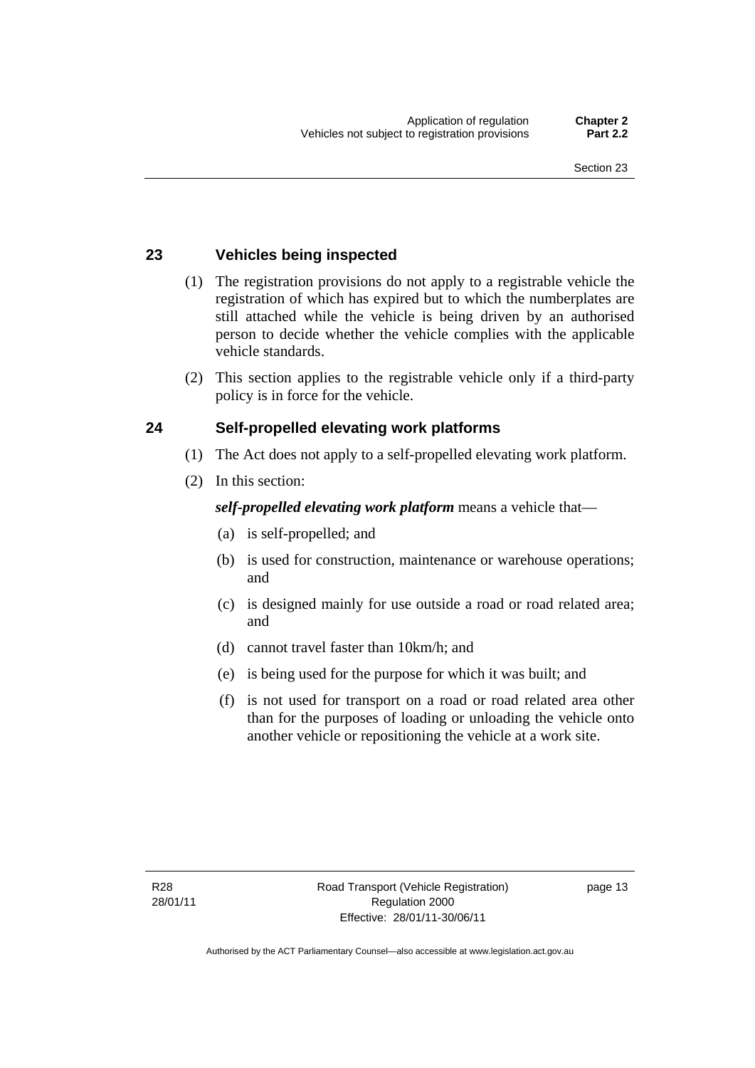## 23 Vehicles being inspected

(1) The registration provisions do not apply to a registrable vehicle the registration of which has expired but to which the numberplates are still attached while the vehicle is being driven by an authorised person to decide whether the vehicle complies with the applicable vehicle standards.

(2) This section applies to the registrable vehicle only if a third-party policy is in force for the vehicle.

## 24 Self-propelled elevating work platforms

(1) The Act does not apply to a self-propelled elevating work platform.

(2) In this section:

***self-propelled elevating work platform*** means a vehicle that—

(a) is self-propelled; and

(b) is used for construction, maintenance or warehouse operations; and

(c) is designed mainly for use outside a road or road related area; and

(d) cannot travel faster than 10km/h; and

(e) is being used for the purpose for which it was built; and

(f) is not used for transport on a road or road related area other than for the purposes of loading or unloading the vehicle onto another vehicle or repositioning the vehicle at a work site.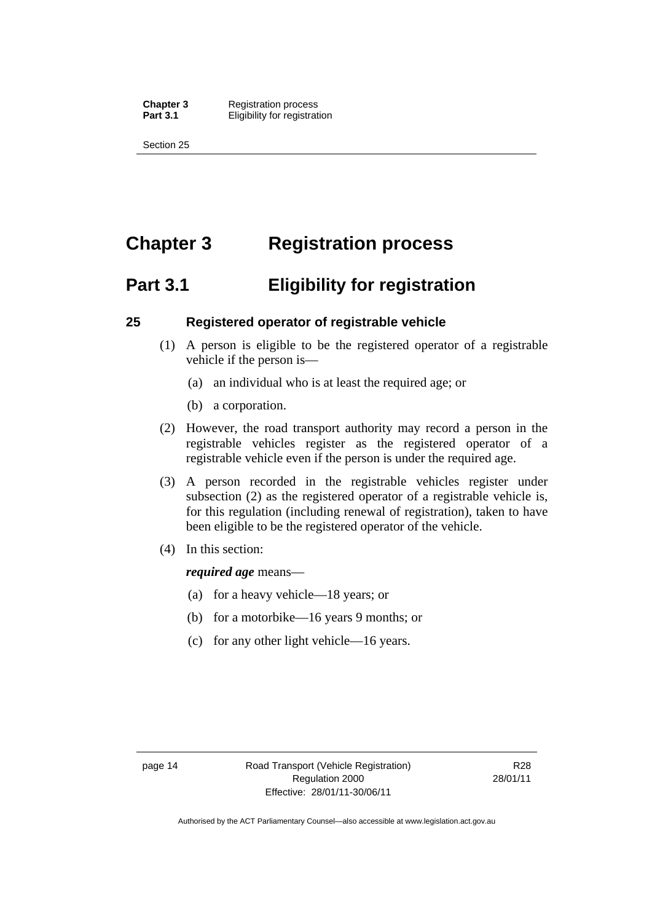# Chapter 3 Registration process

## Part 3.1 Eligibility for registration

### 25 Registered operator of registrable vehicle

(1) A person is eligible to be the registered operator of a registrable vehicle if the person is—

(a) an individual who is at least the required age; or

(b) a corporation.

(2) However, the road transport authority may record a person in the registrable vehicles register as the registered operator of a registrable vehicle even if the person is under the required age.

(3) A person recorded in the registrable vehicles register under subsection (2) as the registered operator of a registrable vehicle is, for this regulation (including renewal of registration), taken to have been eligible to be the registered operator of the vehicle.

(4) In this section:

***required age*** means—

(a) for a heavy vehicle—18 years; or

(b) for a motorbike—16 years 9 months; or

(c) for any other light vehicle—16 years.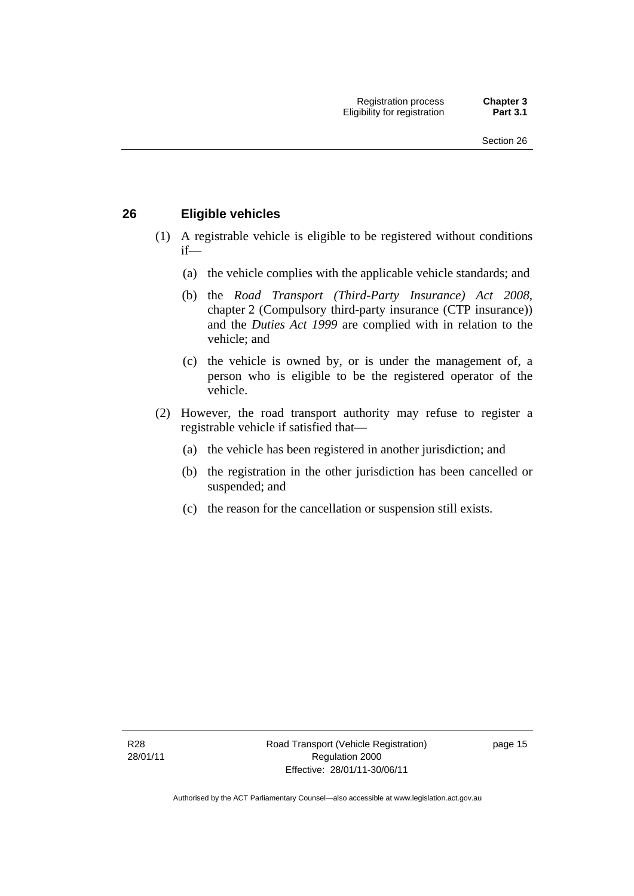## 26 Eligible vehicles

(1) A registrable vehicle is eligible to be registered without conditions if—

(a) the vehicle complies with the applicable vehicle standards; and

(b) the *Road Transport (Third-Party Insurance) Act 2008*, chapter 2 (Compulsory third-party insurance (CTP insurance)) and the *Duties Act 1999* are complied with in relation to the vehicle; and

(c) the vehicle is owned by, or is under the management of, a person who is eligible to be the registered operator of the vehicle.

(2) However, the road transport authority may refuse to register a registrable vehicle if satisfied that—

(a) the vehicle has been registered in another jurisdiction; and

(b) the registration in the other jurisdiction has been cancelled or suspended; and

(c) the reason for the cancellation or suspension still exists.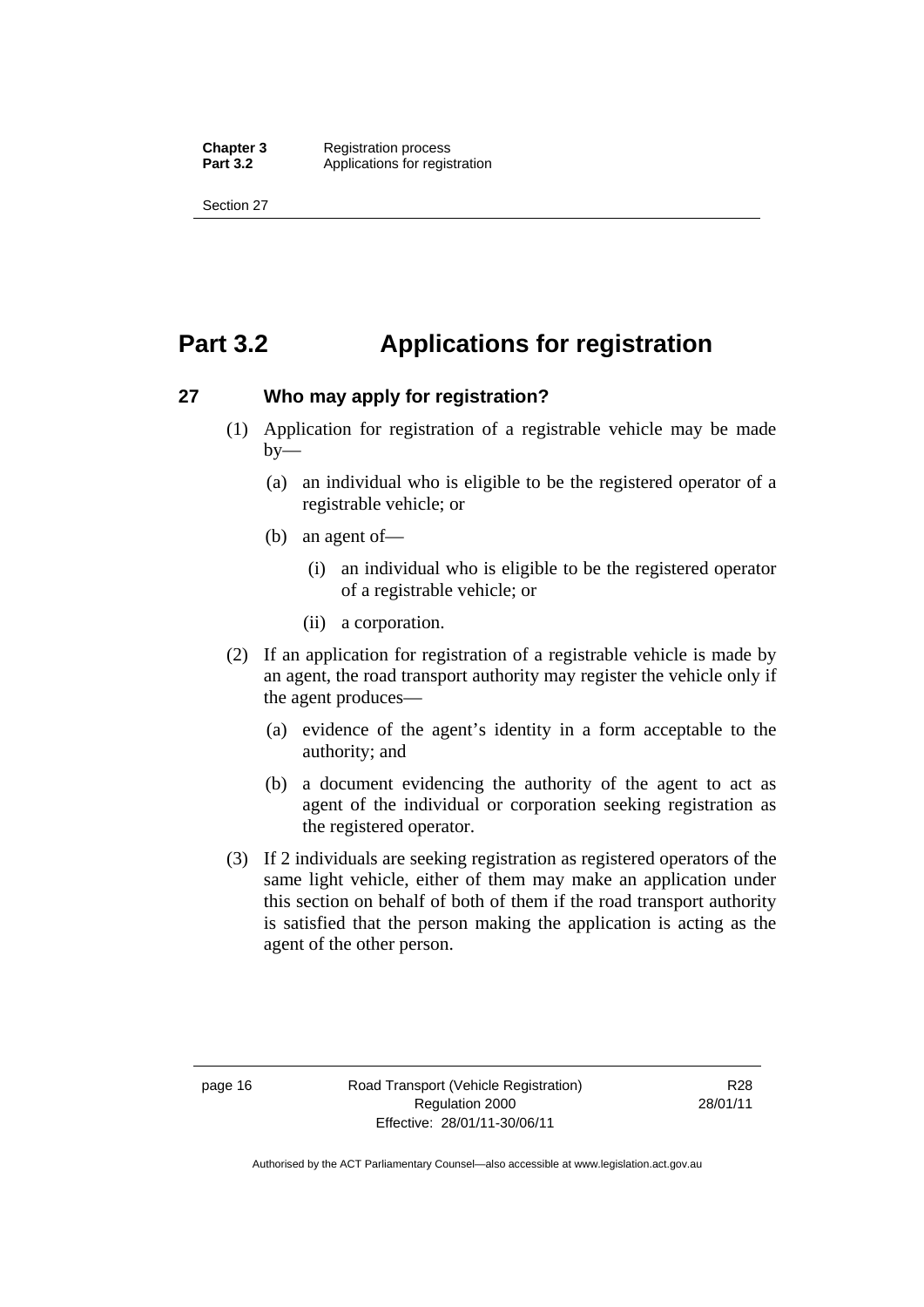# Part 3.2 Applications for registration

## 27 Who may apply for registration?

(1) Application for registration of a registrable vehicle may be made by—

- (a) an individual who is eligible to be the registered operator of a registrable vehicle; or
- (b) an agent of—
  - (i) an individual who is eligible to be the registered operator of a registrable vehicle; or
  - (ii) a corporation.

(2) If an application for registration of a registrable vehicle is made by an agent, the road transport authority may register the vehicle only if the agent produces—

- (a) evidence of the agent's identity in a form acceptable to the authority; and
- (b) a document evidencing the authority of the agent to act as agent of the individual or corporation seeking registration as the registered operator.

(3) If 2 individuals are seeking registration as registered operators of the same light vehicle, either of them may make an application under this section on behalf of both of them if the road transport authority is satisfied that the person making the application is acting as the agent of the other person.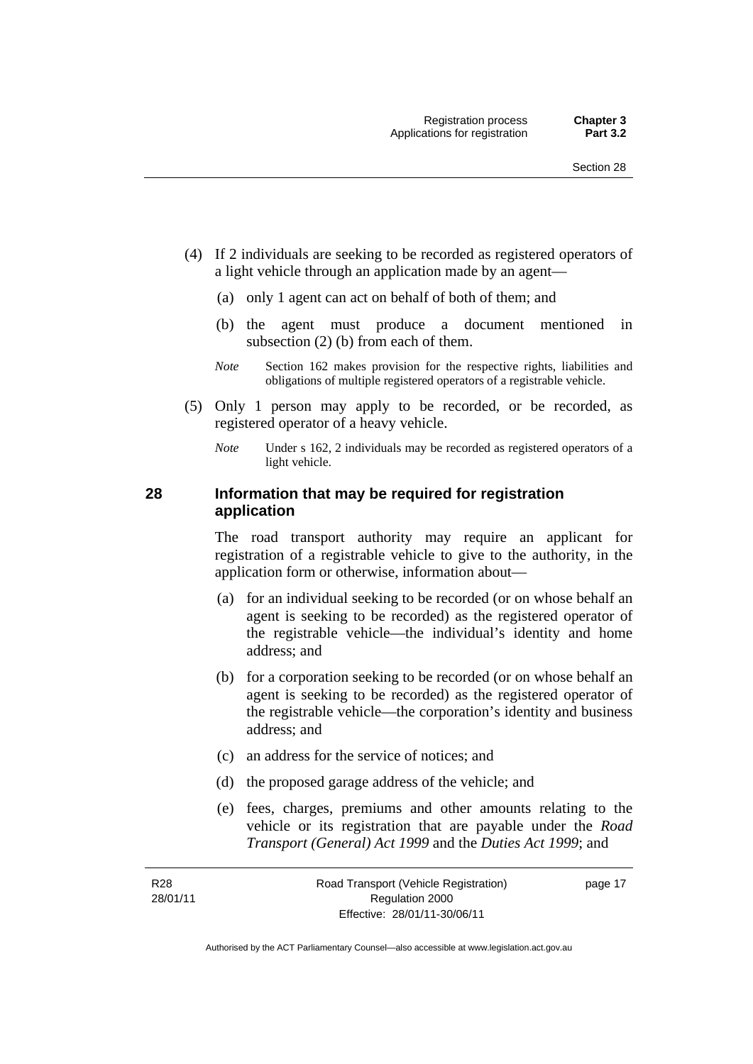(4) If 2 individuals are seeking to be recorded as registered operators of a light vehicle through an application made by an agent—

  (a) only 1 agent can act on behalf of both of them; and

  (b) the agent must produce a document mentioned in subsection (2) (b) from each of them.

*Note* Section 162 makes provision for the respective rights, liabilities and obligations of multiple registered operators of a registrable vehicle.

(5) Only 1 person may apply to be recorded, or be recorded, as registered operator of a heavy vehicle.

*Note* Under s 162, 2 individuals may be recorded as registered operators of a light vehicle.

## 28 Information that may be required for registration application

The road transport authority may require an applicant for registration of a registrable vehicle to give to the authority, in the application form or otherwise, information about—

  (a) for an individual seeking to be recorded (or on whose behalf an agent is seeking to be recorded) as the registered operator of the registrable vehicle—the individual's identity and home address; and

  (b) for a corporation seeking to be recorded (or on whose behalf an agent is seeking to be recorded) as the registered operator of the registrable vehicle—the corporation's identity and business address; and

  (c) an address for the service of notices; and

  (d) the proposed garage address of the vehicle; and

  (e) fees, charges, premiums and other amounts relating to the vehicle or its registration that are payable under the *Road Transport (General) Act 1999* and the *Duties Act 1999*; and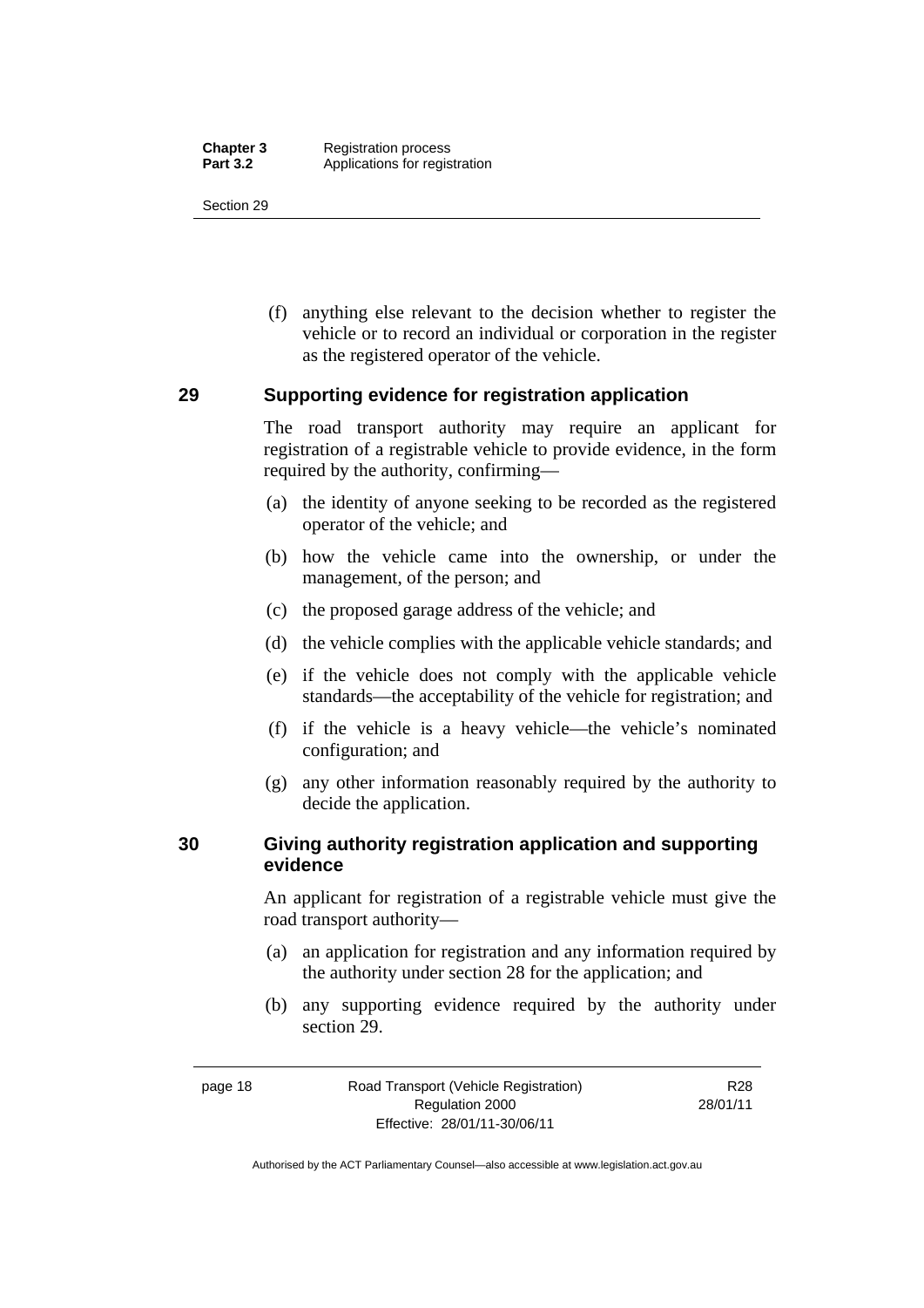(f) anything else relevant to the decision whether to register the vehicle or to record an individual or corporation in the register as the registered operator of the vehicle.

## 29 Supporting evidence for registration application

The road transport authority may require an applicant for registration of a registrable vehicle to provide evidence, in the form required by the authority, confirming—

(a) the identity of anyone seeking to be recorded as the registered operator of the vehicle; and

(b) how the vehicle came into the ownership, or under the management, of the person; and

(c) the proposed garage address of the vehicle; and

(d) the vehicle complies with the applicable vehicle standards; and

(e) if the vehicle does not comply with the applicable vehicle standards—the acceptability of the vehicle for registration; and

(f) if the vehicle is a heavy vehicle—the vehicle's nominated configuration; and

(g) any other information reasonably required by the authority to decide the application.

## 30 Giving authority registration application and supporting evidence

An applicant for registration of a registrable vehicle must give the road transport authority—

(a) an application for registration and any information required by the authority under section 28 for the application; and

(b) any supporting evidence required by the authority under section 29.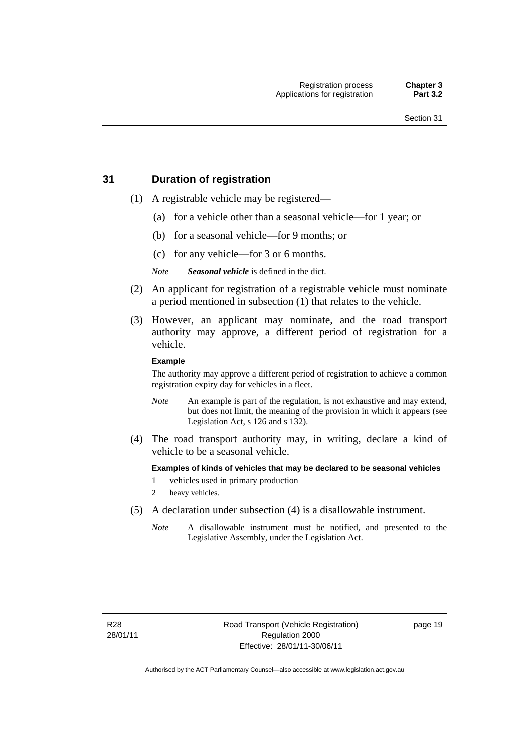## 31 Duration of registration

(1) A registrable vehicle may be registered—

(a) for a vehicle other than a seasonal vehicle—for 1 year; or

(b) for a seasonal vehicle—for 9 months; or

(c) for any vehicle—for 3 or 6 months.

*Note* ***Seasonal vehicle*** is defined in the dict.

(2) An applicant for registration of a registrable vehicle must nominate a period mentioned in subsection (1) that relates to the vehicle.

(3) However, an applicant may nominate, and the road transport authority may approve, a different period of registration for a vehicle.

**Example**

The authority may approve a different period of registration to achieve a common registration expiry day for vehicles in a fleet.

*Note* An example is part of the regulation, is not exhaustive and may extend, but does not limit, the meaning of the provision in which it appears (see Legislation Act, s 126 and s 132).

(4) The road transport authority may, in writing, declare a kind of vehicle to be a seasonal vehicle.

**Examples of kinds of vehicles that may be declared to be seasonal vehicles**

1 vehicles used in primary production

2 heavy vehicles.

(5) A declaration under subsection (4) is a disallowable instrument.

*Note* A disallowable instrument must be notified, and presented to the Legislative Assembly, under the Legislation Act.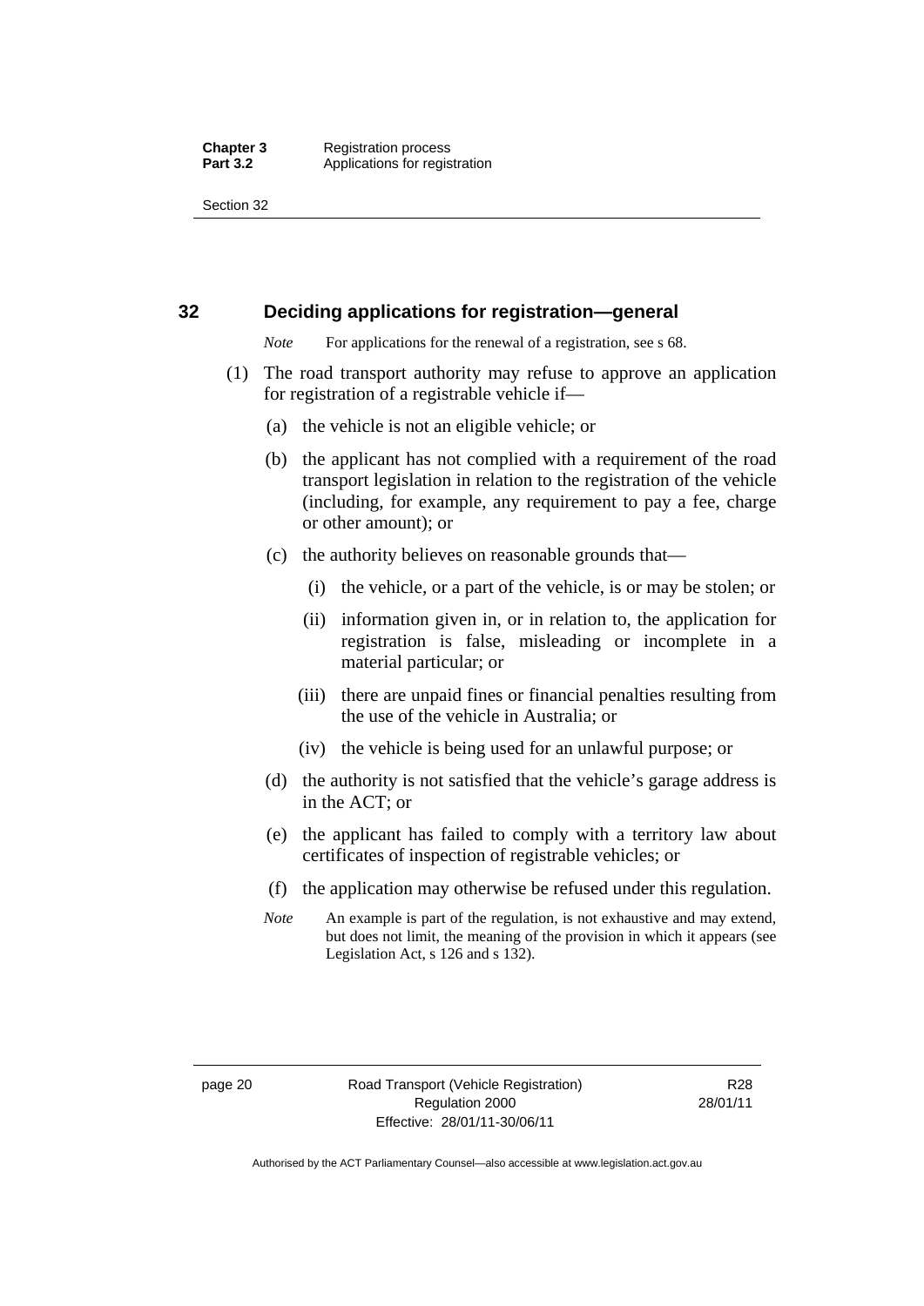## 32 Deciding applications for registration—general

*Note* For applications for the renewal of a registration, see s 68.

(1) The road transport authority may refuse to approve an application for registration of a registrable vehicle if—

(a) the vehicle is not an eligible vehicle; or

(b) the applicant has not complied with a requirement of the road transport legislation in relation to the registration of the vehicle (including, for example, any requirement to pay a fee, charge or other amount); or

(c) the authority believes on reasonable grounds that—

(i) the vehicle, or a part of the vehicle, is or may be stolen; or

(ii) information given in, or in relation to, the application for registration is false, misleading or incomplete in a material particular; or

(iii) there are unpaid fines or financial penalties resulting from the use of the vehicle in Australia; or

(iv) the vehicle is being used for an unlawful purpose; or

(d) the authority is not satisfied that the vehicle's garage address is in the ACT; or

(e) the applicant has failed to comply with a territory law about certificates of inspection of registrable vehicles; or

(f) the application may otherwise be refused under this regulation.

*Note* An example is part of the regulation, is not exhaustive and may extend, but does not limit, the meaning of the provision in which it appears (see Legislation Act, s 126 and s 132).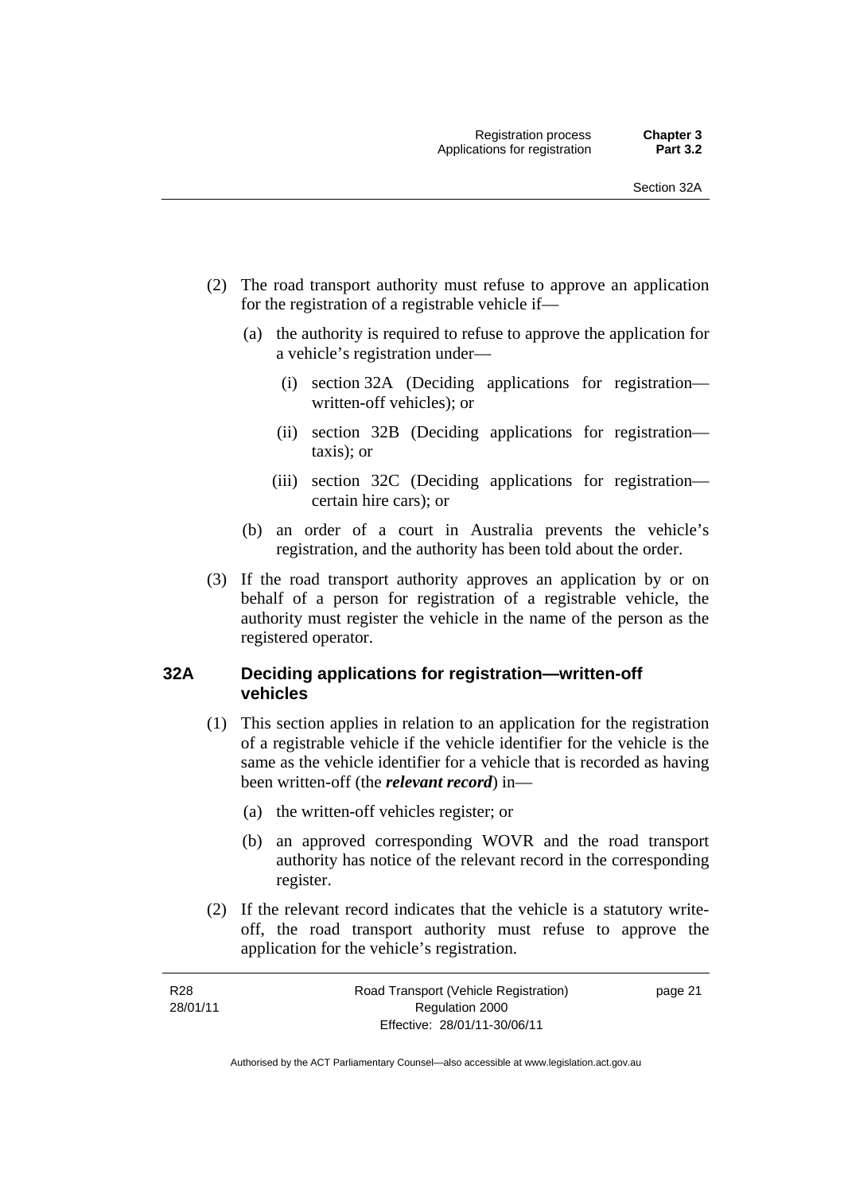(2) The road transport authority must refuse to approve an application for the registration of a registrable vehicle if—

(a) the authority is required to refuse to approve the application for a vehicle's registration under—

(i) section 32A (Deciding applications for registration—written-off vehicles); or

(ii) section 32B (Deciding applications for registration—taxis); or

(iii) section 32C (Deciding applications for registration—certain hire cars); or

(b) an order of a court in Australia prevents the vehicle's registration, and the authority has been told about the order.

(3) If the road transport authority approves an application by or on behalf of a person for registration of a registrable vehicle, the authority must register the vehicle in the name of the person as the registered operator.

## 32A Deciding applications for registration—written-off vehicles

(1) This section applies in relation to an application for the registration of a registrable vehicle if the vehicle identifier for the vehicle is the same as the vehicle identifier for a vehicle that is recorded as having been written-off (the ***relevant record***) in—

(a) the written-off vehicles register; or

(b) an approved corresponding WOVR and the road transport authority has notice of the relevant record in the corresponding register.

(2) If the relevant record indicates that the vehicle is a statutory write-off, the road transport authority must refuse to approve the application for the vehicle's registration.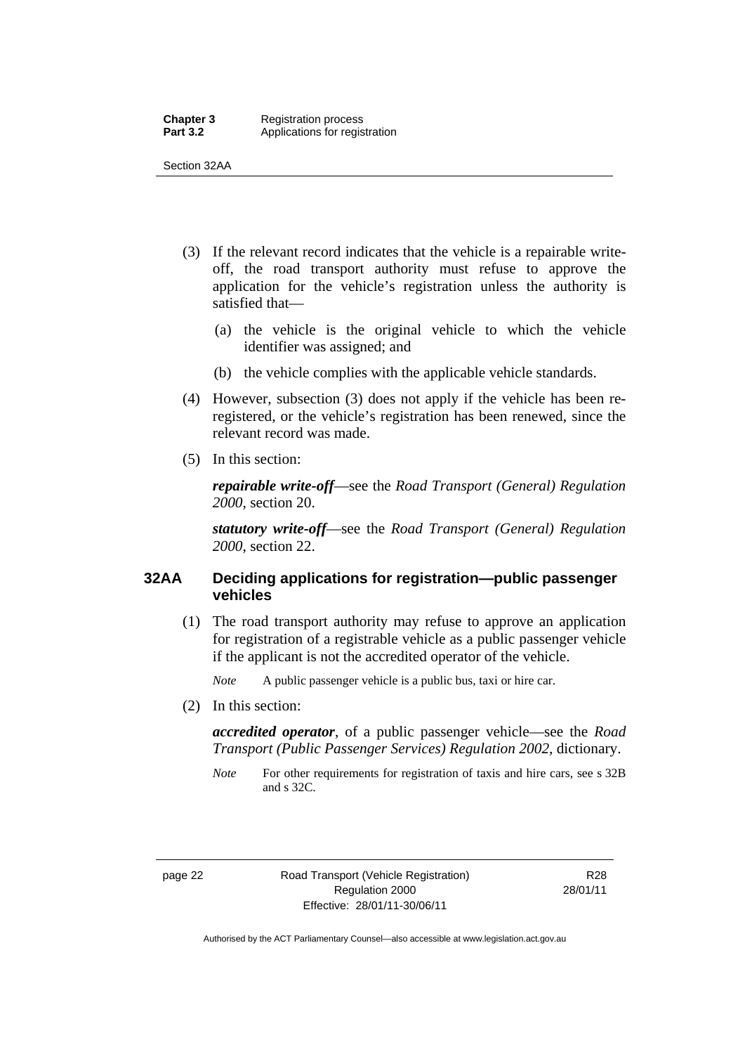(3) If the relevant record indicates that the vehicle is a repairable write-off, the road transport authority must refuse to approve the application for the vehicle's registration unless the authority is satisfied that—

  (a) the vehicle is the original vehicle to which the vehicle identifier was assigned; and

  (b) the vehicle complies with the applicable vehicle standards.

(4) However, subsection (3) does not apply if the vehicle has been re-registered, or the vehicle's registration has been renewed, since the relevant record was made.

(5) In this section:

***repairable write-off***—see the *Road Transport (General) Regulation 2000*, section 20.

***statutory write-off***—see the *Road Transport (General) Regulation 2000*, section 22.

### 32AA Deciding applications for registration—public passenger vehicles

(1) The road transport authority may refuse to approve an application for registration of a registrable vehicle as a public passenger vehicle if the applicant is not the accredited operator of the vehicle.

*Note* A public passenger vehicle is a public bus, taxi or hire car.

(2) In this section:

***accredited operator***, of a public passenger vehicle—see the *Road Transport (Public Passenger Services) Regulation 2002*, dictionary.

*Note* For other requirements for registration of taxis and hire cars, see s 32B and s 32C.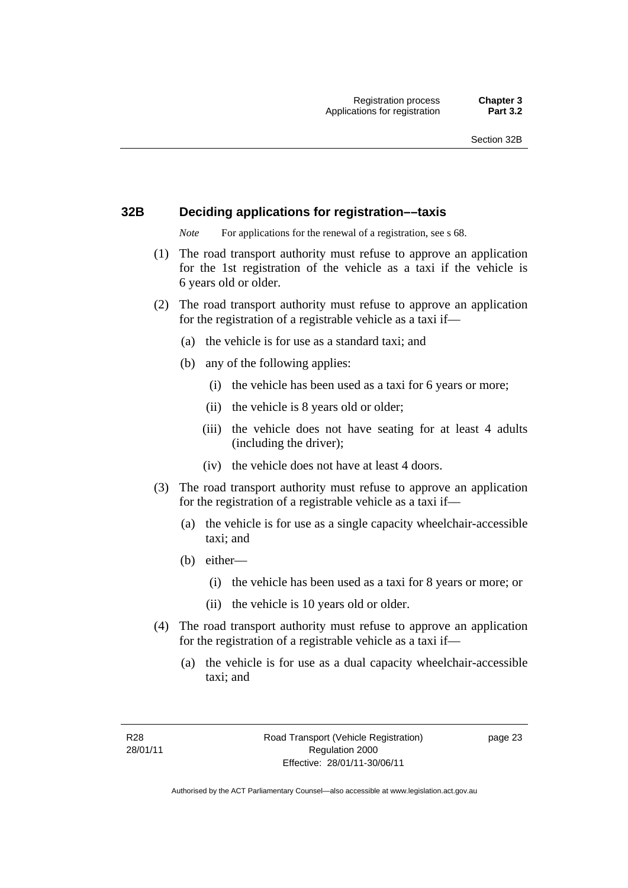## 32B Deciding applications for registration––taxis

*Note* For applications for the renewal of a registration, see s 68.

(1) The road transport authority must refuse to approve an application for the 1st registration of the vehicle as a taxi if the vehicle is 6 years old or older.

(2) The road transport authority must refuse to approve an application for the registration of a registrable vehicle as a taxi if—

  (a) the vehicle is for use as a standard taxi; and

  (b) any of the following applies:

   (i) the vehicle has been used as a taxi for 6 years or more;

   (ii) the vehicle is 8 years old or older;

   (iii) the vehicle does not have seating for at least 4 adults (including the driver);

   (iv) the vehicle does not have at least 4 doors.

(3) The road transport authority must refuse to approve an application for the registration of a registrable vehicle as a taxi if—

  (a) the vehicle is for use as a single capacity wheelchair-accessible taxi; and

  (b) either—

   (i) the vehicle has been used as a taxi for 8 years or more; or

   (ii) the vehicle is 10 years old or older.

(4) The road transport authority must refuse to approve an application for the registration of a registrable vehicle as a taxi if—

  (a) the vehicle is for use as a dual capacity wheelchair-accessible taxi; and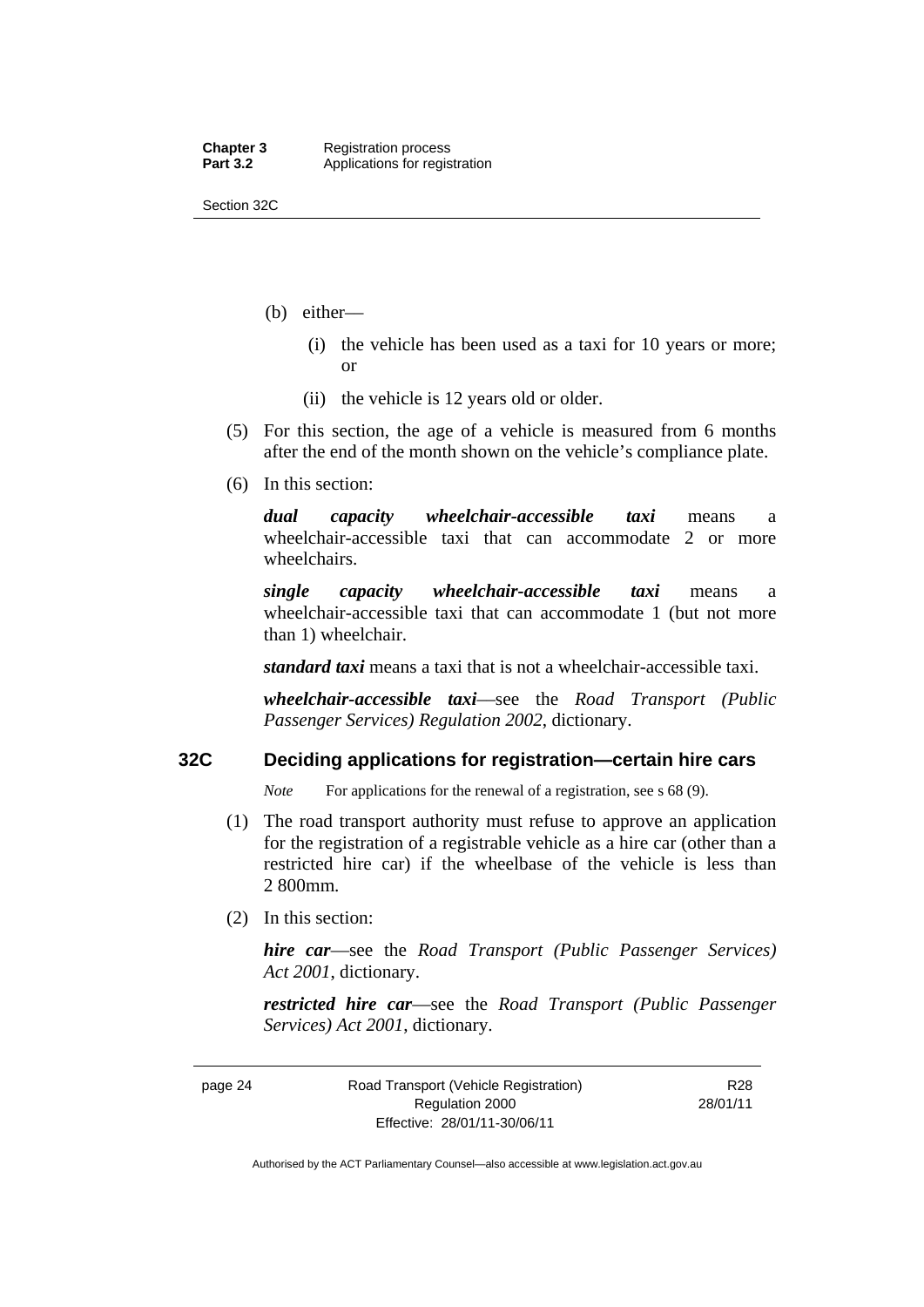(b) either—

  (i) the vehicle has been used as a taxi for 10 years or more; or

  (ii) the vehicle is 12 years old or older.

(5) For this section, the age of a vehicle is measured from 6 months after the end of the month shown on the vehicle's compliance plate.

(6) In this section:

***dual capacity wheelchair-accessible taxi*** means a wheelchair-accessible taxi that can accommodate 2 or more wheelchairs.

***single capacity wheelchair-accessible taxi*** means a wheelchair-accessible taxi that can accommodate 1 (but not more than 1) wheelchair.

***standard taxi*** means a taxi that is not a wheelchair-accessible taxi.

***wheelchair-accessible taxi***—see the *Road Transport (Public Passenger Services) Regulation 2002*, dictionary.

## 32C Deciding applications for registration—certain hire cars

*Note* For applications for the renewal of a registration, see s 68 (9).

(1) The road transport authority must refuse to approve an application for the registration of a registrable vehicle as a hire car (other than a restricted hire car) if the wheelbase of the vehicle is less than 2 800mm.

(2) In this section:

***hire car***—see the *Road Transport (Public Passenger Services) Act 2001*, dictionary.

***restricted hire car***—see the *Road Transport (Public Passenger Services) Act 2001*, dictionary.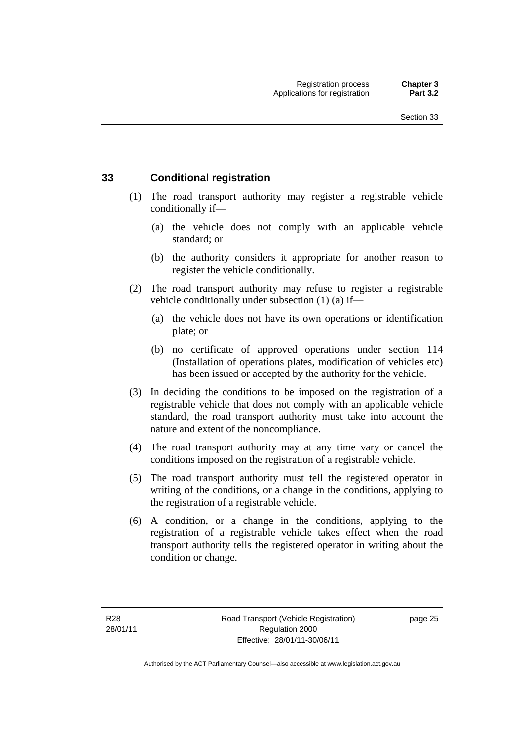### 33 Conditional registration

(1) The road transport authority may register a registrable vehicle conditionally if—

  (a) the vehicle does not comply with an applicable vehicle standard; or

  (b) the authority considers it appropriate for another reason to register the vehicle conditionally.

(2) The road transport authority may refuse to register a registrable vehicle conditionally under subsection (1) (a) if—

  (a) the vehicle does not have its own operations or identification plate; or

  (b) no certificate of approved operations under section 114 (Installation of operations plates, modification of vehicles etc) has been issued or accepted by the authority for the vehicle.

(3) In deciding the conditions to be imposed on the registration of a registrable vehicle that does not comply with an applicable vehicle standard, the road transport authority must take into account the nature and extent of the noncompliance.

(4) The road transport authority may at any time vary or cancel the conditions imposed on the registration of a registrable vehicle.

(5) The road transport authority must tell the registered operator in writing of the conditions, or a change in the conditions, applying to the registration of a registrable vehicle.

(6) A condition, or a change in the conditions, applying to the registration of a registrable vehicle takes effect when the road transport authority tells the registered operator in writing about the condition or change.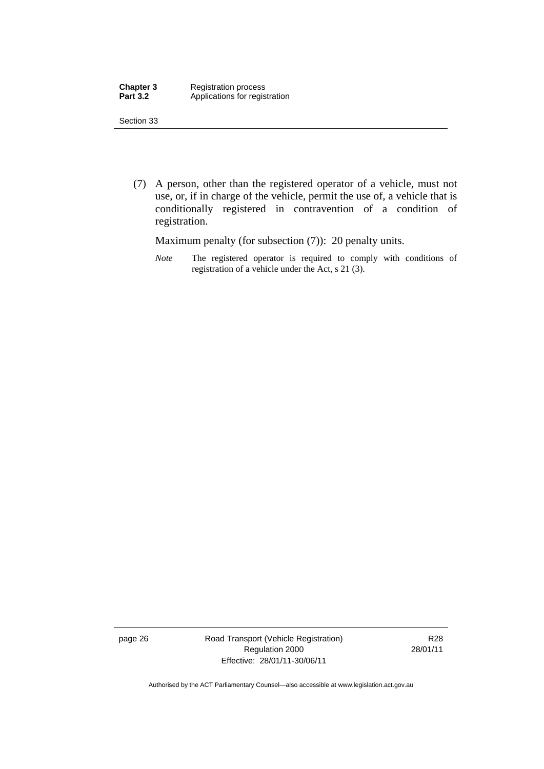(7) A person, other than the registered operator of a vehicle, must not use, or, if in charge of the vehicle, permit the use of, a vehicle that is conditionally registered in contravention of a condition of registration.

Maximum penalty (for subsection (7)): 20 penalty units.

*Note* The registered operator is required to comply with conditions of registration of a vehicle under the Act, s 21 (3).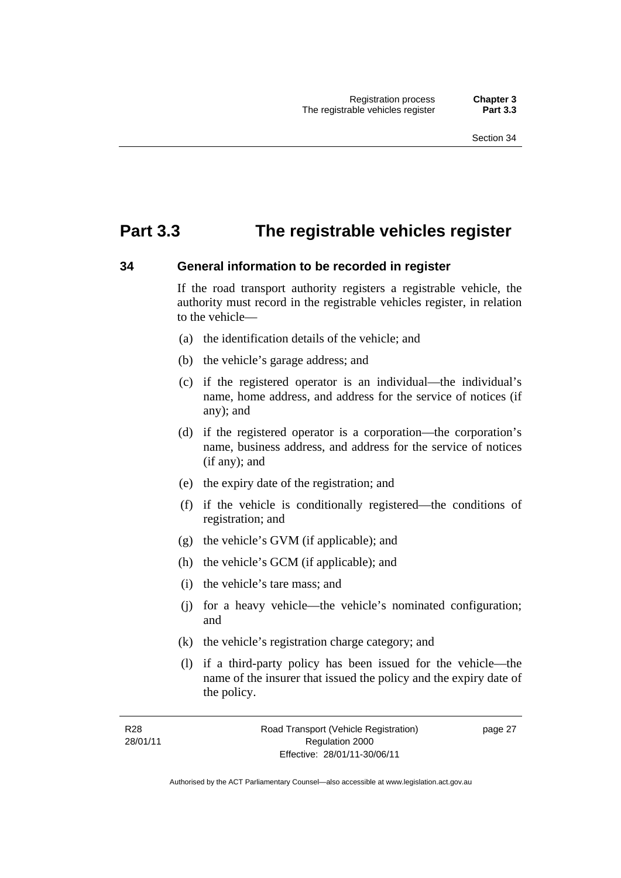# Part 3.3 The registrable vehicles register

## 34 General information to be recorded in register

If the road transport authority registers a registrable vehicle, the authority must record in the registrable vehicles register, in relation to the vehicle—

(a) the identification details of the vehicle; and

(b) the vehicle's garage address; and

(c) if the registered operator is an individual—the individual's name, home address, and address for the service of notices (if any); and

(d) if the registered operator is a corporation—the corporation's name, business address, and address for the service of notices (if any); and

(e) the expiry date of the registration; and

(f) if the vehicle is conditionally registered—the conditions of registration; and

(g) the vehicle's GVM (if applicable); and

(h) the vehicle's GCM (if applicable); and

(i) the vehicle's tare mass; and

(j) for a heavy vehicle—the vehicle's nominated configuration; and

(k) the vehicle's registration charge category; and

(l) if a third-party policy has been issued for the vehicle—the name of the insurer that issued the policy and the expiry date of the policy.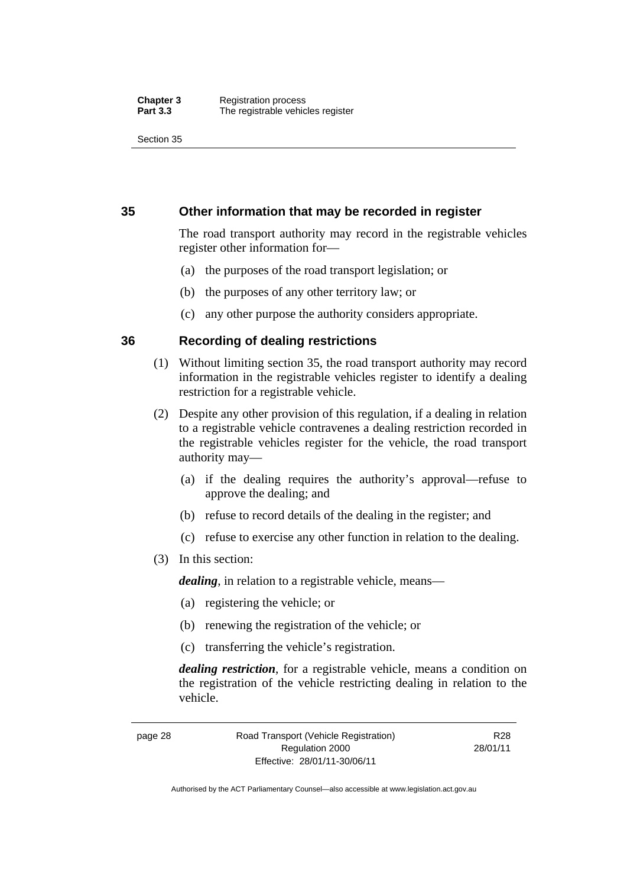## 35 Other information that may be recorded in register

The road transport authority may record in the registrable vehicles register other information for—

(a) the purposes of the road transport legislation; or

(b) the purposes of any other territory law; or

(c) any other purpose the authority considers appropriate.

## 36 Recording of dealing restrictions

(1) Without limiting section 35, the road transport authority may record information in the registrable vehicles register to identify a dealing restriction for a registrable vehicle.

(2) Despite any other provision of this regulation, if a dealing in relation to a registrable vehicle contravenes a dealing restriction recorded in the registrable vehicles register for the vehicle, the road transport authority may—

(a) if the dealing requires the authority's approval—refuse to approve the dealing; and

(b) refuse to record details of the dealing in the register; and

(c) refuse to exercise any other function in relation to the dealing.

(3) In this section:

***dealing***, in relation to a registrable vehicle, means—

(a) registering the vehicle; or

(b) renewing the registration of the vehicle; or

(c) transferring the vehicle's registration.

***dealing restriction***, for a registrable vehicle, means a condition on the registration of the vehicle restricting dealing in relation to the vehicle.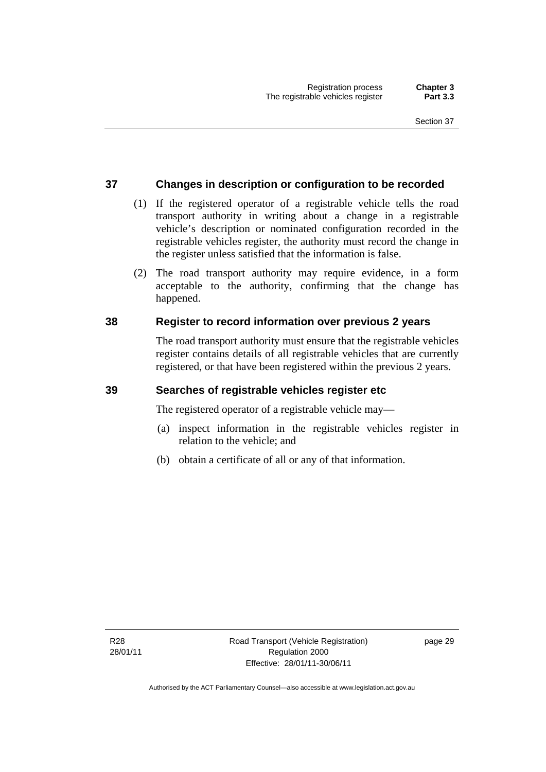## 37 Changes in description or configuration to be recorded

(1) If the registered operator of a registrable vehicle tells the road transport authority in writing about a change in a registrable vehicle's description or nominated configuration recorded in the registrable vehicles register, the authority must record the change in the register unless satisfied that the information is false.

(2) The road transport authority may require evidence, in a form acceptable to the authority, confirming that the change has happened.

## 38 Register to record information over previous 2 years

The road transport authority must ensure that the registrable vehicles register contains details of all registrable vehicles that are currently registered, or that have been registered within the previous 2 years.

## 39 Searches of registrable vehicles register etc

The registered operator of a registrable vehicle may—

(a) inspect information in the registrable vehicles register in relation to the vehicle; and

(b) obtain a certificate of all or any of that information.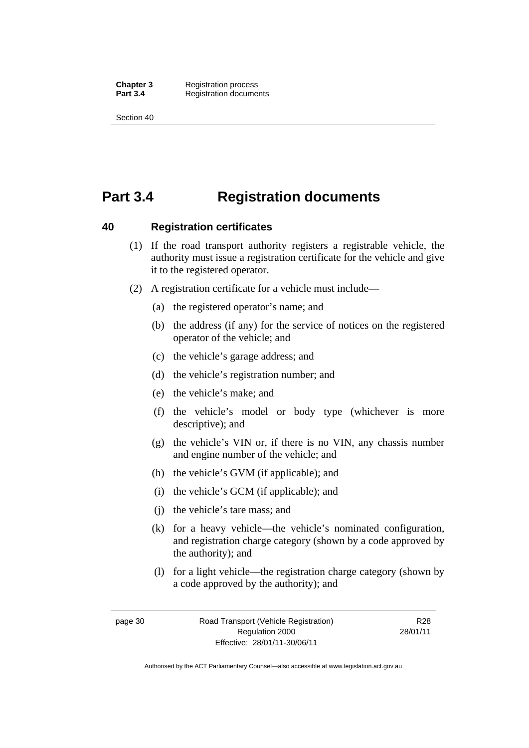# Part 3.4 Registration documents

## 40 Registration certificates

(1) If the road transport authority registers a registrable vehicle, the authority must issue a registration certificate for the vehicle and give it to the registered operator.

(2) A registration certificate for a vehicle must include—

(a) the registered operator's name; and

(b) the address (if any) for the service of notices on the registered operator of the vehicle; and

(c) the vehicle's garage address; and

(d) the vehicle's registration number; and

(e) the vehicle's make; and

(f) the vehicle's model or body type (whichever is more descriptive); and

(g) the vehicle's VIN or, if there is no VIN, any chassis number and engine number of the vehicle; and

(h) the vehicle's GVM (if applicable); and

(i) the vehicle's GCM (if applicable); and

(j) the vehicle's tare mass; and

(k) for a heavy vehicle—the vehicle's nominated configuration, and registration charge category (shown by a code approved by the authority); and

(l) for a light vehicle—the registration charge category (shown by a code approved by the authority); and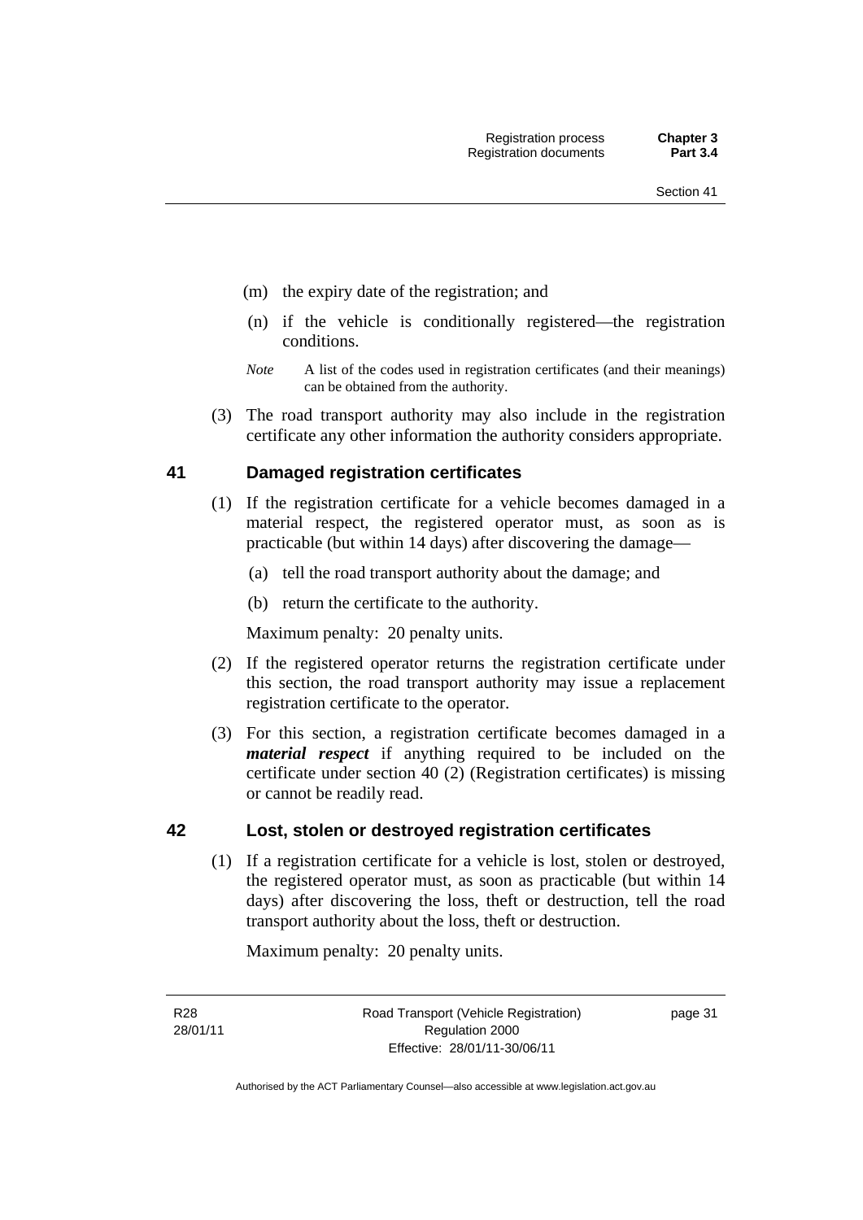(m) the expiry date of the registration; and

(n) if the vehicle is conditionally registered—the registration conditions.

*Note* A list of the codes used in registration certificates (and their meanings) can be obtained from the authority.

(3) The road transport authority may also include in the registration certificate any other information the authority considers appropriate.

## 41 Damaged registration certificates

(1) If the registration certificate for a vehicle becomes damaged in a material respect, the registered operator must, as soon as is practicable (but within 14 days) after discovering the damage—

(a) tell the road transport authority about the damage; and

(b) return the certificate to the authority.

Maximum penalty: 20 penalty units.

(2) If the registered operator returns the registration certificate under this section, the road transport authority may issue a replacement registration certificate to the operator.

(3) For this section, a registration certificate becomes damaged in a ***material respect*** if anything required to be included on the certificate under section 40 (2) (Registration certificates) is missing or cannot be readily read.

## 42 Lost, stolen or destroyed registration certificates

(1) If a registration certificate for a vehicle is lost, stolen or destroyed, the registered operator must, as soon as practicable (but within 14 days) after discovering the loss, theft or destruction, tell the road transport authority about the loss, theft or destruction.

Maximum penalty: 20 penalty units.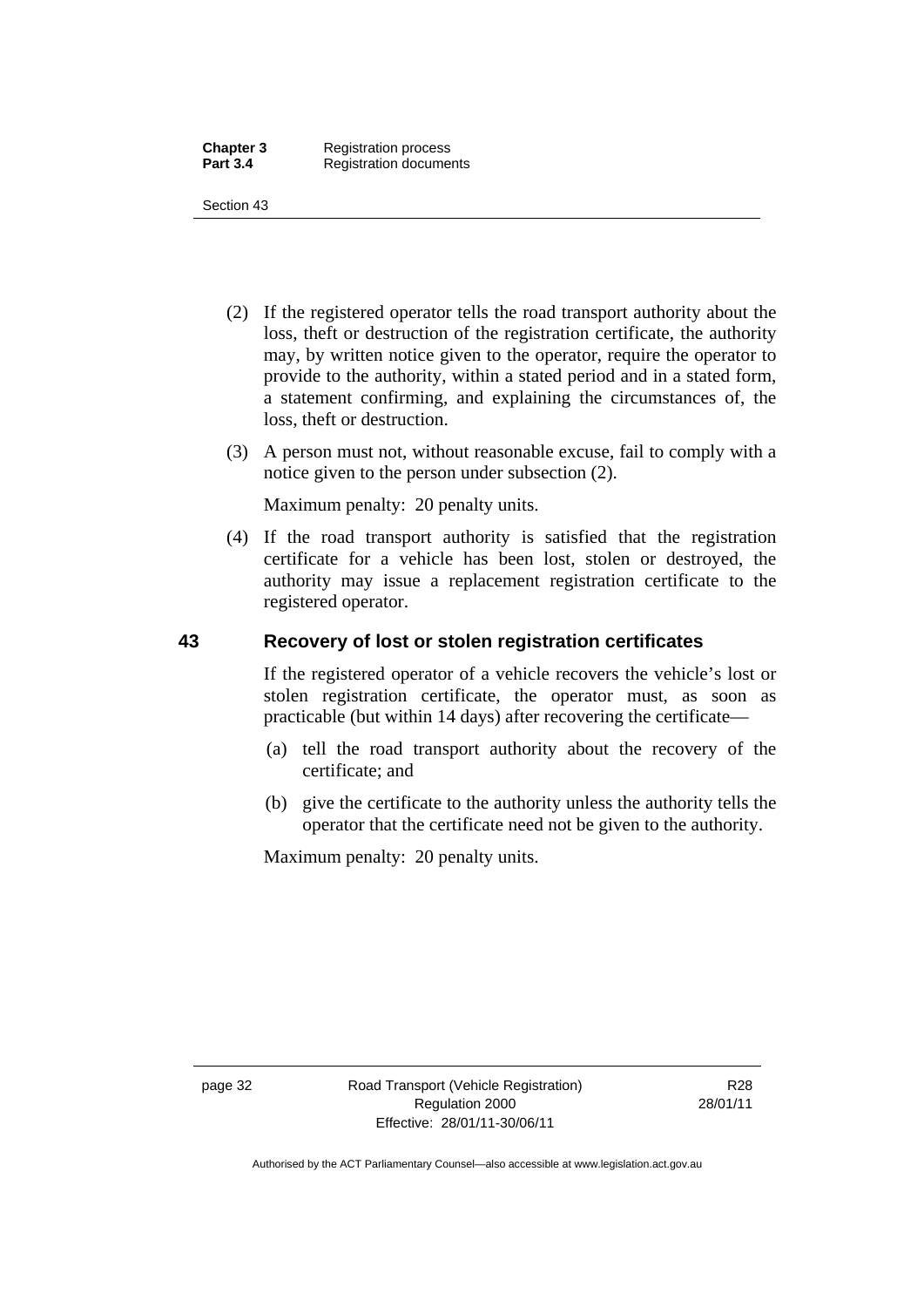(2) If the registered operator tells the road transport authority about the loss, theft or destruction of the registration certificate, the authority may, by written notice given to the operator, require the operator to provide to the authority, within a stated period and in a stated form, a statement confirming, and explaining the circumstances of, the loss, theft or destruction.

(3) A person must not, without reasonable excuse, fail to comply with a notice given to the person under subsection (2).

Maximum penalty: 20 penalty units.

(4) If the road transport authority is satisfied that the registration certificate for a vehicle has been lost, stolen or destroyed, the authority may issue a replacement registration certificate to the registered operator.

## 43 Recovery of lost or stolen registration certificates

If the registered operator of a vehicle recovers the vehicle's lost or stolen registration certificate, the operator must, as soon as practicable (but within 14 days) after recovering the certificate—

(a) tell the road transport authority about the recovery of the certificate; and

(b) give the certificate to the authority unless the authority tells the operator that the certificate need not be given to the authority.

Maximum penalty: 20 penalty units.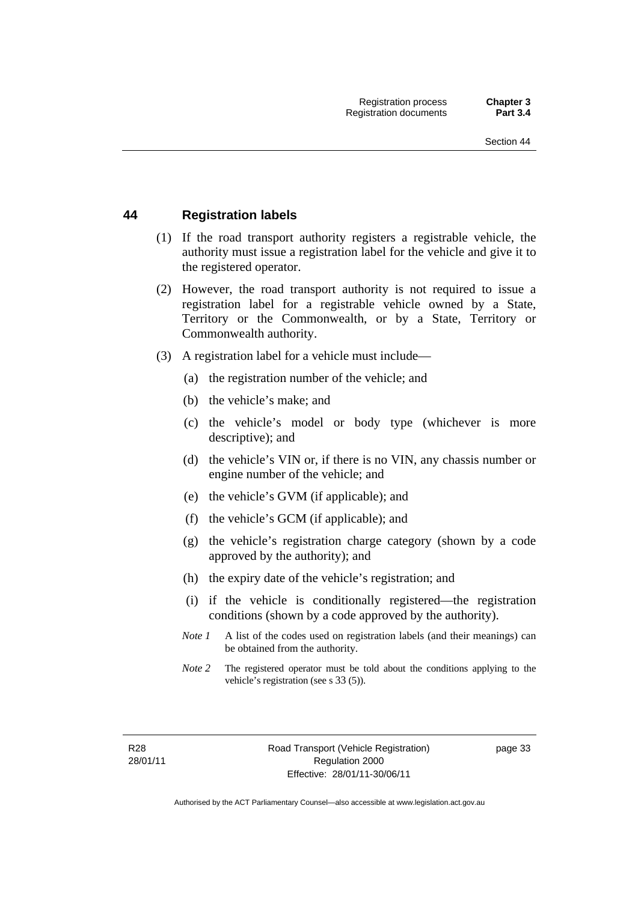## 44 Registration labels

(1) If the road transport authority registers a registrable vehicle, the authority must issue a registration label for the vehicle and give it to the registered operator.

(2) However, the road transport authority is not required to issue a registration label for a registrable vehicle owned by a State, Territory or the Commonwealth, or by a State, Territory or Commonwealth authority.

(3) A registration label for a vehicle must include—

- (a) the registration number of the vehicle; and
- (b) the vehicle's make; and
- (c) the vehicle's model or body type (whichever is more descriptive); and
- (d) the vehicle's VIN or, if there is no VIN, any chassis number or engine number of the vehicle; and
- (e) the vehicle's GVM (if applicable); and
- (f) the vehicle's GCM (if applicable); and
- (g) the vehicle's registration charge category (shown by a code approved by the authority); and
- (h) the expiry date of the vehicle's registration; and
- (i) if the vehicle is conditionally registered—the registration conditions (shown by a code approved by the authority).

*Note 1* A list of the codes used on registration labels (and their meanings) can be obtained from the authority.

*Note 2* The registered operator must be told about the conditions applying to the vehicle's registration (see s 33 (5)).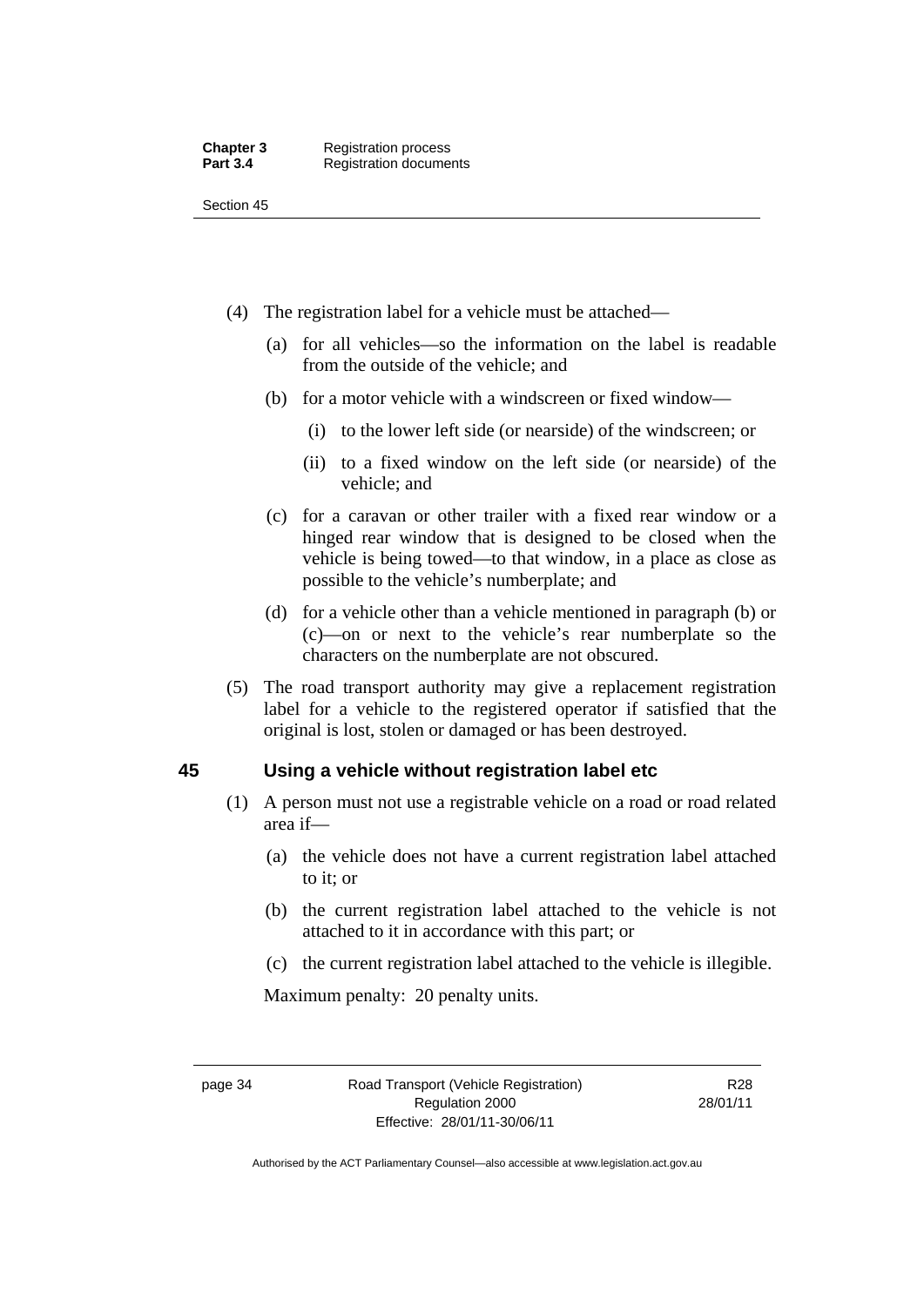(4) The registration label for a vehicle must be attached—

(a) for all vehicles—so the information on the label is readable from the outside of the vehicle; and

(b) for a motor vehicle with a windscreen or fixed window—

(i) to the lower left side (or nearside) of the windscreen; or

(ii) to a fixed window on the left side (or nearside) of the vehicle; and

(c) for a caravan or other trailer with a fixed rear window or a hinged rear window that is designed to be closed when the vehicle is being towed—to that window, in a place as close as possible to the vehicle's numberplate; and

(d) for a vehicle other than a vehicle mentioned in paragraph (b) or (c)—on or next to the vehicle's rear numberplate so the characters on the numberplate are not obscured.

(5) The road transport authority may give a replacement registration label for a vehicle to the registered operator if satisfied that the original is lost, stolen or damaged or has been destroyed.

## 45 Using a vehicle without registration label etc

(1) A person must not use a registrable vehicle on a road or road related area if—

(a) the vehicle does not have a current registration label attached to it; or

(b) the current registration label attached to the vehicle is not attached to it in accordance with this part; or

(c) the current registration label attached to the vehicle is illegible.

Maximum penalty: 20 penalty units.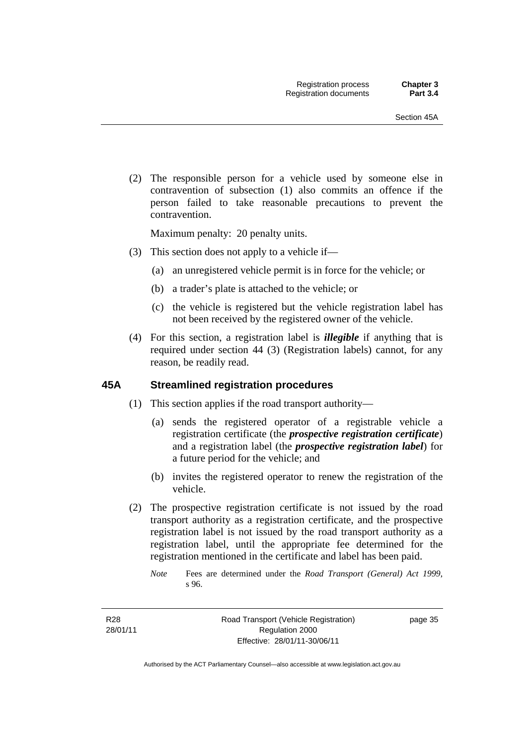(2) The responsible person for a vehicle used by someone else in contravention of subsection (1) also commits an offence if the person failed to take reasonable precautions to prevent the contravention.

Maximum penalty: 20 penalty units.

(3) This section does not apply to a vehicle if—

(a) an unregistered vehicle permit is in force for the vehicle; or

(b) a trader's plate is attached to the vehicle; or

(c) the vehicle is registered but the vehicle registration label has not been received by the registered owner of the vehicle.

(4) For this section, a registration label is ***illegible*** if anything that is required under section 44 (3) (Registration labels) cannot, for any reason, be readily read.

## 45A Streamlined registration procedures

(1) This section applies if the road transport authority—

(a) sends the registered operator of a registrable vehicle a registration certificate (the ***prospective registration certificate***) and a registration label (the ***prospective registration label***) for a future period for the vehicle; and

(b) invites the registered operator to renew the registration of the vehicle.

(2) The prospective registration certificate is not issued by the road transport authority as a registration certificate, and the prospective registration label is not issued by the road transport authority as a registration label, until the appropriate fee determined for the registration mentioned in the certificate and label has been paid.

*Note* Fees are determined under the *Road Transport (General) Act 1999*, s 96.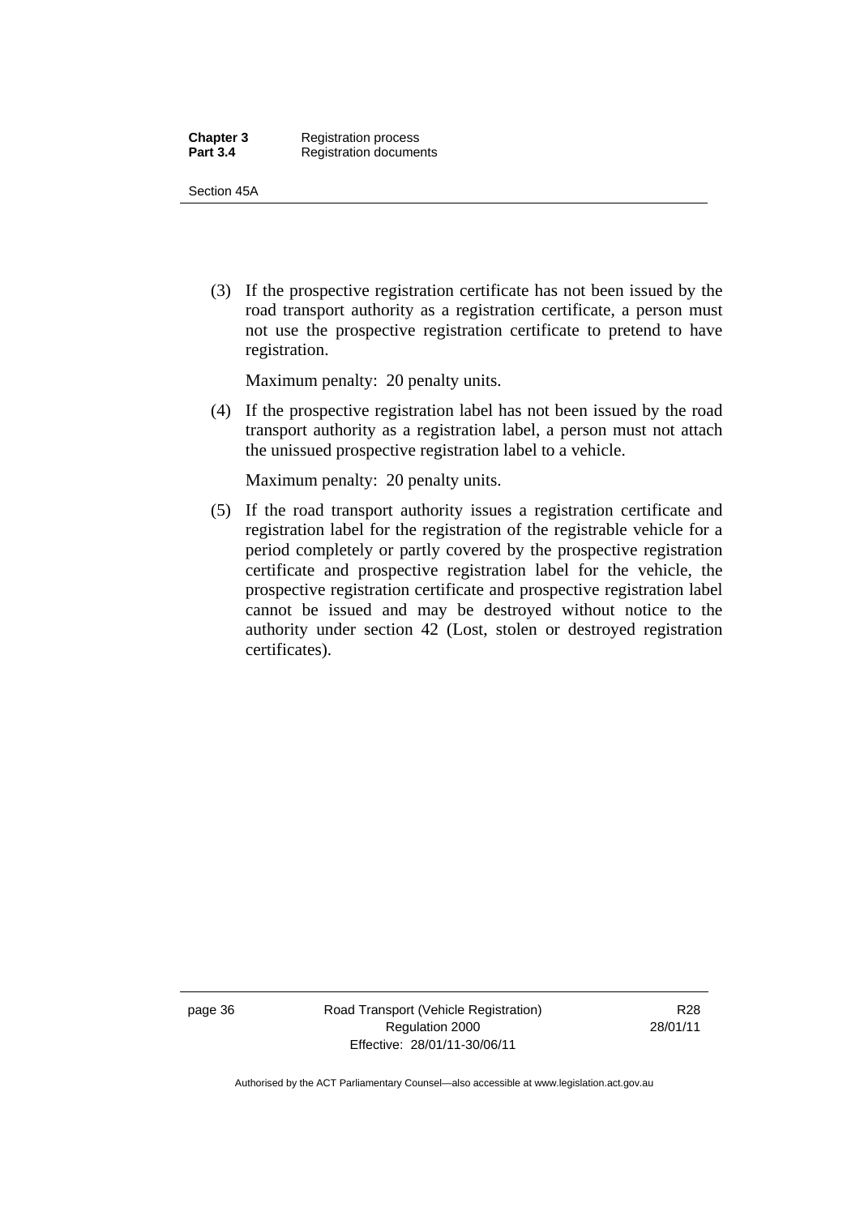(3) If the prospective registration certificate has not been issued by the road transport authority as a registration certificate, a person must not use the prospective registration certificate to pretend to have registration.

Maximum penalty: 20 penalty units.

(4) If the prospective registration label has not been issued by the road transport authority as a registration label, a person must not attach the unissued prospective registration label to a vehicle.

Maximum penalty: 20 penalty units.

(5) If the road transport authority issues a registration certificate and registration label for the registration of the registrable vehicle for a period completely or partly covered by the prospective registration certificate and prospective registration label for the vehicle, the prospective registration certificate and prospective registration label cannot be issued and may be destroyed without notice to the authority under section 42 (Lost, stolen or destroyed registration certificates).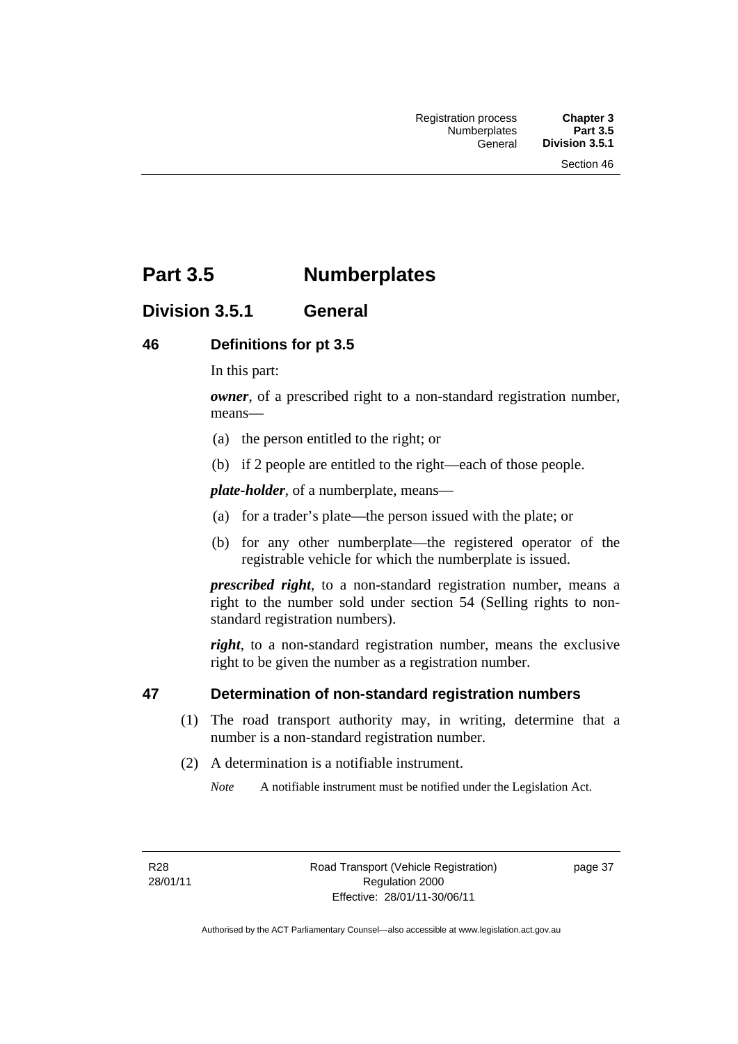# Part 3.5 Numberplates

## Division 3.5.1 General

### 46 Definitions for pt 3.5

In this part:

***owner***, of a prescribed right to a non-standard registration number, means—

(a) the person entitled to the right; or

(b) if 2 people are entitled to the right—each of those people.

***plate-holder***, of a numberplate, means—

(a) for a trader's plate—the person issued with the plate; or

(b) for any other numberplate—the registered operator of the registrable vehicle for which the numberplate is issued.

***prescribed right***, to a non-standard registration number, means a right to the number sold under section 54 (Selling rights to non-standard registration numbers).

***right***, to a non-standard registration number, means the exclusive right to be given the number as a registration number.

### 47 Determination of non-standard registration numbers

(1) The road transport authority may, in writing, determine that a number is a non-standard registration number.

(2) A determination is a notifiable instrument.

*Note* A notifiable instrument must be notified under the Legislation Act.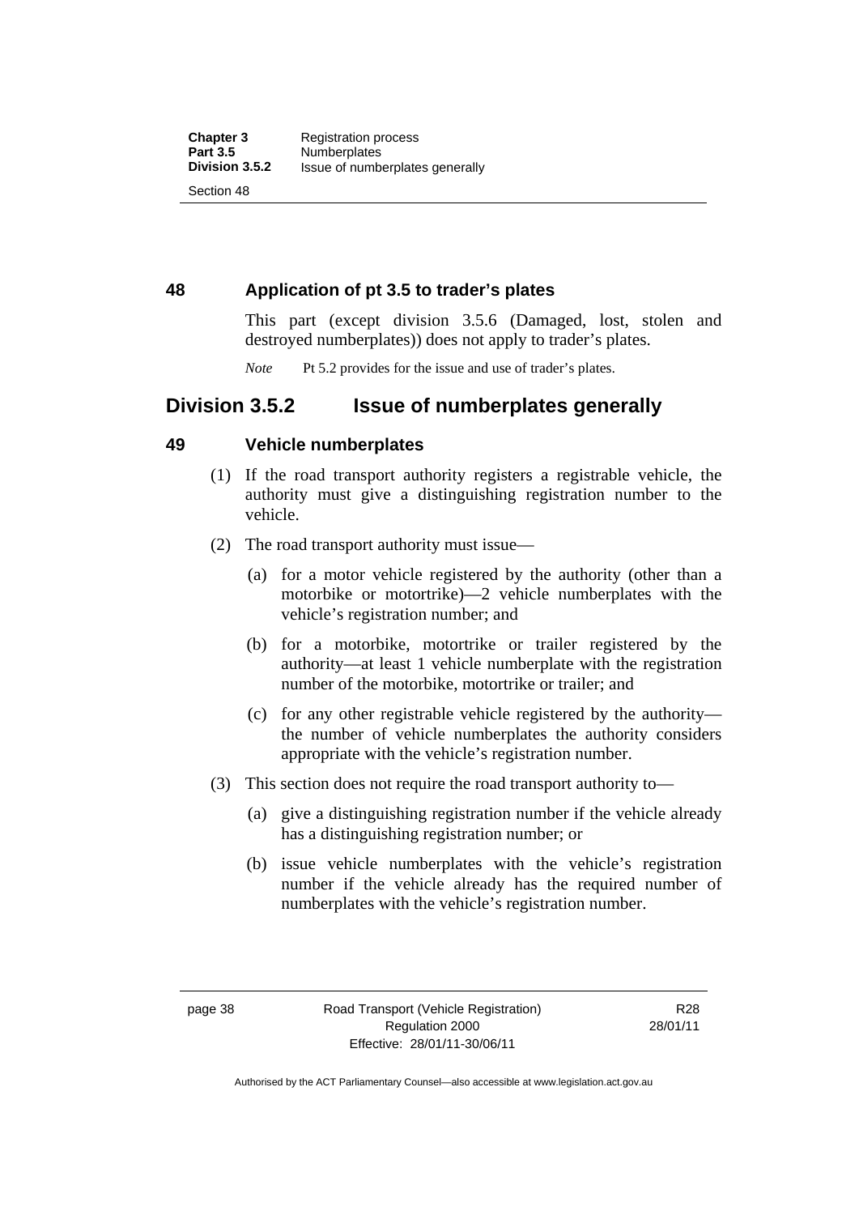### 48 Application of pt 3.5 to trader's plates

This part (except division 3.5.6 (Damaged, lost, stolen and destroyed numberplates)) does not apply to trader's plates.

*Note* Pt 5.2 provides for the issue and use of trader's plates.

## Division 3.5.2 Issue of numberplates generally

### 49 Vehicle numberplates

(1) If the road transport authority registers a registrable vehicle, the authority must give a distinguishing registration number to the vehicle.

(2) The road transport authority must issue—

(a) for a motor vehicle registered by the authority (other than a motorbike or motortrike)—2 vehicle numberplates with the vehicle's registration number; and

(b) for a motorbike, motortrike or trailer registered by the authority—at least 1 vehicle numberplate with the registration number of the motorbike, motortrike or trailer; and

(c) for any other registrable vehicle registered by the authority—the number of vehicle numberplates the authority considers appropriate with the vehicle's registration number.

(3) This section does not require the road transport authority to—

(a) give a distinguishing registration number if the vehicle already has a distinguishing registration number; or

(b) issue vehicle numberplates with the vehicle's registration number if the vehicle already has the required number of numberplates with the vehicle's registration number.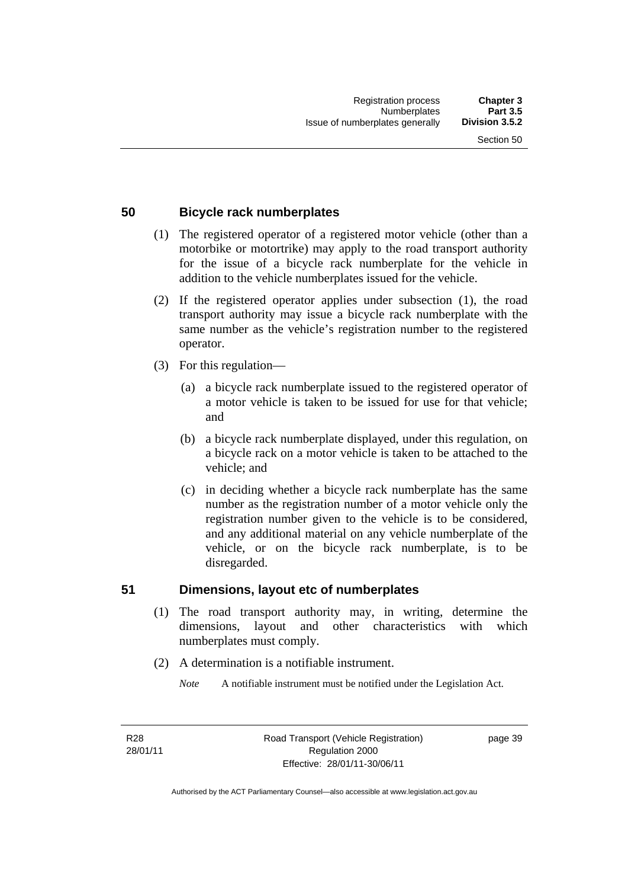## 50 Bicycle rack numberplates

(1) The registered operator of a registered motor vehicle (other than a motorbike or motortrike) may apply to the road transport authority for the issue of a bicycle rack numberplate for the vehicle in addition to the vehicle numberplates issued for the vehicle.

(2) If the registered operator applies under subsection (1), the road transport authority may issue a bicycle rack numberplate with the same number as the vehicle's registration number to the registered operator.

(3) For this regulation—

(a) a bicycle rack numberplate issued to the registered operator of a motor vehicle is taken to be issued for use for that vehicle; and

(b) a bicycle rack numberplate displayed, under this regulation, on a bicycle rack on a motor vehicle is taken to be attached to the vehicle; and

(c) in deciding whether a bicycle rack numberplate has the same number as the registration number of a motor vehicle only the registration number given to the vehicle is to be considered, and any additional material on any vehicle numberplate of the vehicle, or on the bicycle rack numberplate, is to be disregarded.

## 51 Dimensions, layout etc of numberplates

(1) The road transport authority may, in writing, determine the dimensions, layout and other characteristics with which numberplates must comply.

(2) A determination is a notifiable instrument.

*Note* A notifiable instrument must be notified under the Legislation Act.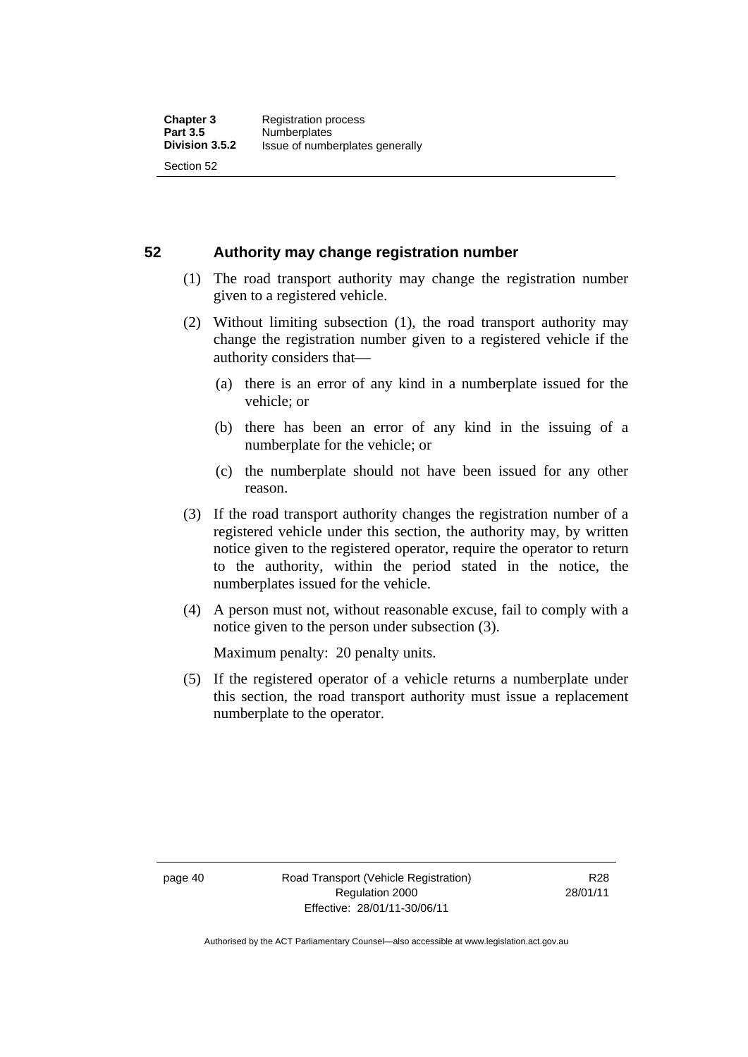## 52 Authority may change registration number

(1) The road transport authority may change the registration number given to a registered vehicle.

(2) Without limiting subsection (1), the road transport authority may change the registration number given to a registered vehicle if the authority considers that—

(a) there is an error of any kind in a numberplate issued for the vehicle; or

(b) there has been an error of any kind in the issuing of a numberplate for the vehicle; or

(c) the numberplate should not have been issued for any other reason.

(3) If the road transport authority changes the registration number of a registered vehicle under this section, the authority may, by written notice given to the registered operator, require the operator to return to the authority, within the period stated in the notice, the numberplates issued for the vehicle.

(4) A person must not, without reasonable excuse, fail to comply with a notice given to the person under subsection (3).

Maximum penalty: 20 penalty units.

(5) If the registered operator of a vehicle returns a numberplate under this section, the road transport authority must issue a replacement numberplate to the operator.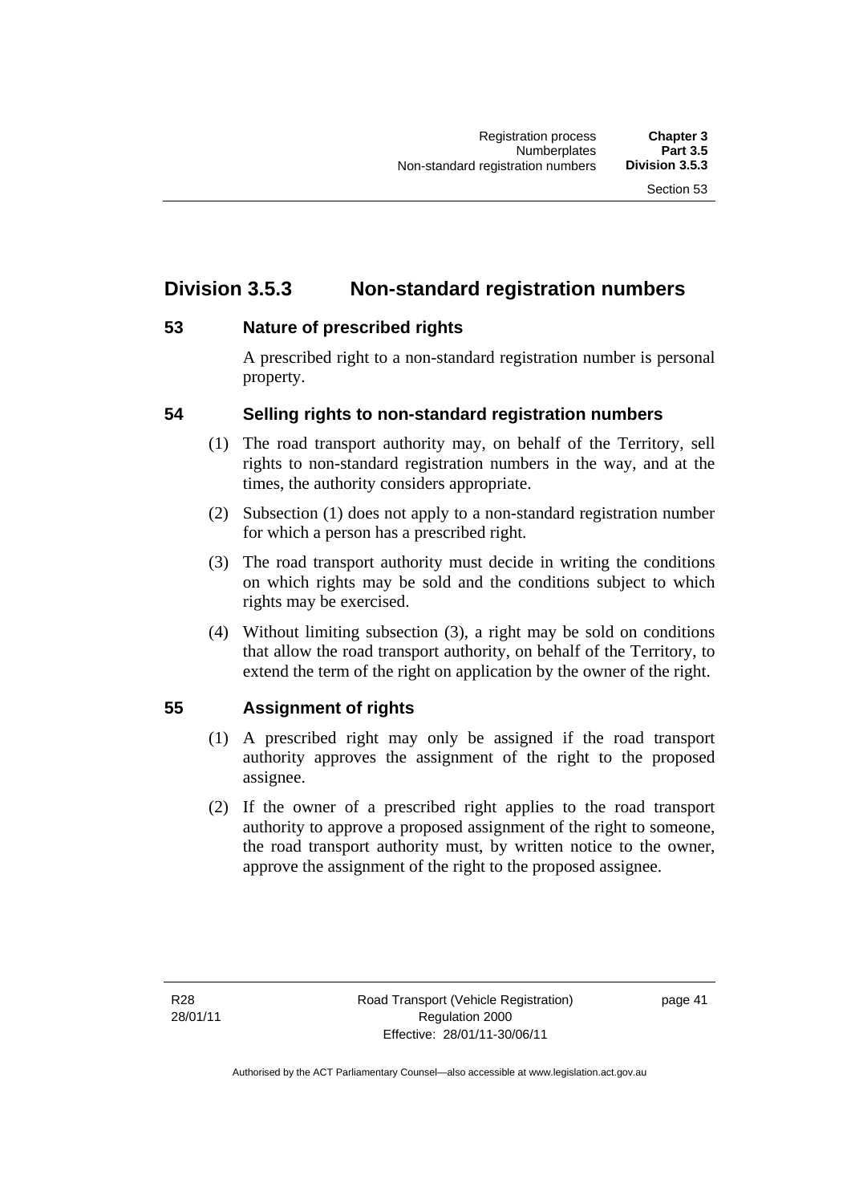## Division 3.5.3 Non-standard registration numbers

### 53 Nature of prescribed rights

A prescribed right to a non-standard registration number is personal property.

### 54 Selling rights to non-standard registration numbers

(1) The road transport authority may, on behalf of the Territory, sell rights to non-standard registration numbers in the way, and at the times, the authority considers appropriate.

(2) Subsection (1) does not apply to a non-standard registration number for which a person has a prescribed right.

(3) The road transport authority must decide in writing the conditions on which rights may be sold and the conditions subject to which rights may be exercised.

(4) Without limiting subsection (3), a right may be sold on conditions that allow the road transport authority, on behalf of the Territory, to extend the term of the right on application by the owner of the right.

### 55 Assignment of rights

(1) A prescribed right may only be assigned if the road transport authority approves the assignment of the right to the proposed assignee.

(2) If the owner of a prescribed right applies to the road transport authority to approve a proposed assignment of the right to someone, the road transport authority must, by written notice to the owner, approve the assignment of the right to the proposed assignee.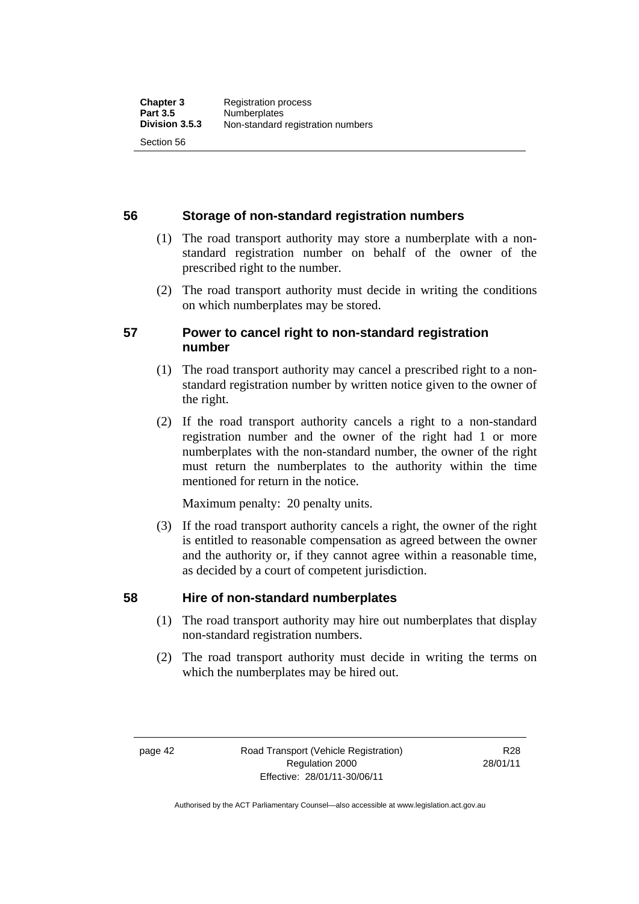## 56 Storage of non-standard registration numbers

(1) The road transport authority may store a numberplate with a non-standard registration number on behalf of the owner of the prescribed right to the number.

(2) The road transport authority must decide in writing the conditions on which numberplates may be stored.

## 57 Power to cancel right to non-standard registration number

(1) The road transport authority may cancel a prescribed right to a non-standard registration number by written notice given to the owner of the right.

(2) If the road transport authority cancels a right to a non-standard registration number and the owner of the right had 1 or more numberplates with the non-standard number, the owner of the right must return the numberplates to the authority within the time mentioned for return in the notice.

Maximum penalty: 20 penalty units.

(3) If the road transport authority cancels a right, the owner of the right is entitled to reasonable compensation as agreed between the owner and the authority or, if they cannot agree within a reasonable time, as decided by a court of competent jurisdiction.

## 58 Hire of non-standard numberplates

(1) The road transport authority may hire out numberplates that display non-standard registration numbers.

(2) The road transport authority must decide in writing the terms on which the numberplates may be hired out.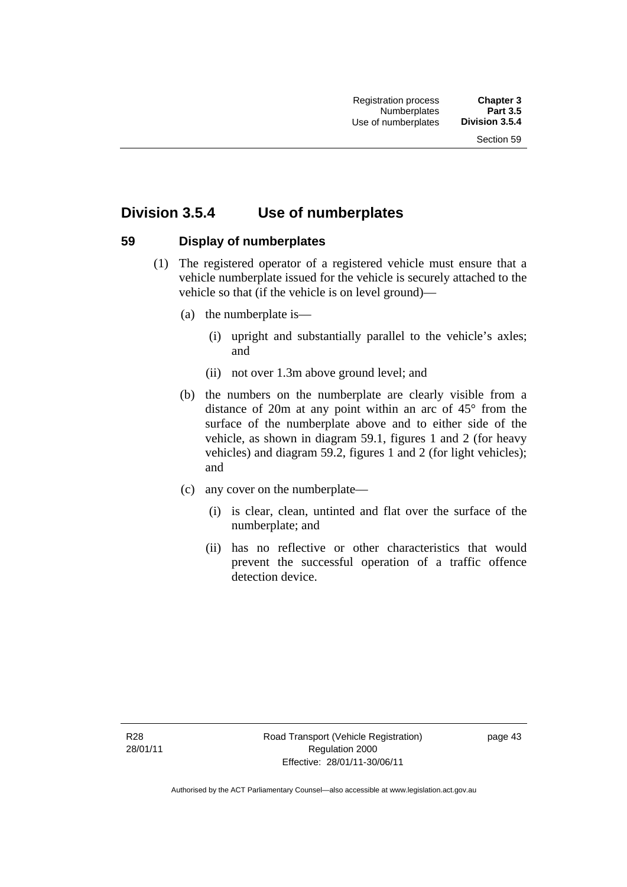## Division 3.5.4 Use of numberplates

### 59 Display of numberplates

(1) The registered operator of a registered vehicle must ensure that a vehicle numberplate issued for the vehicle is securely attached to the vehicle so that (if the vehicle is on level ground)—

(a) the numberplate is—

(i) upright and substantially parallel to the vehicle's axles; and

(ii) not over 1.3m above ground level; and

(b) the numbers on the numberplate are clearly visible from a distance of 20m at any point within an arc of 45° from the surface of the numberplate above and to either side of the vehicle, as shown in diagram 59.1, figures 1 and 2 (for heavy vehicles) and diagram 59.2, figures 1 and 2 (for light vehicles); and

(c) any cover on the numberplate—

(i) is clear, clean, untinted and flat over the surface of the numberplate; and

(ii) has no reflective or other characteristics that would prevent the successful operation of a traffic offence detection device.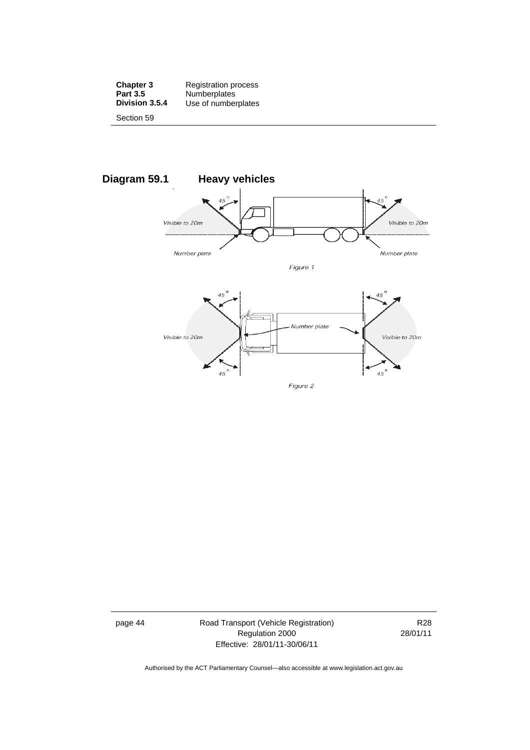## Diagram 59.1 Heavy vehicles

Visible to 20m

45°

Number plate

Figure 1

Visible to 20m

45°

Number plate

Figure 2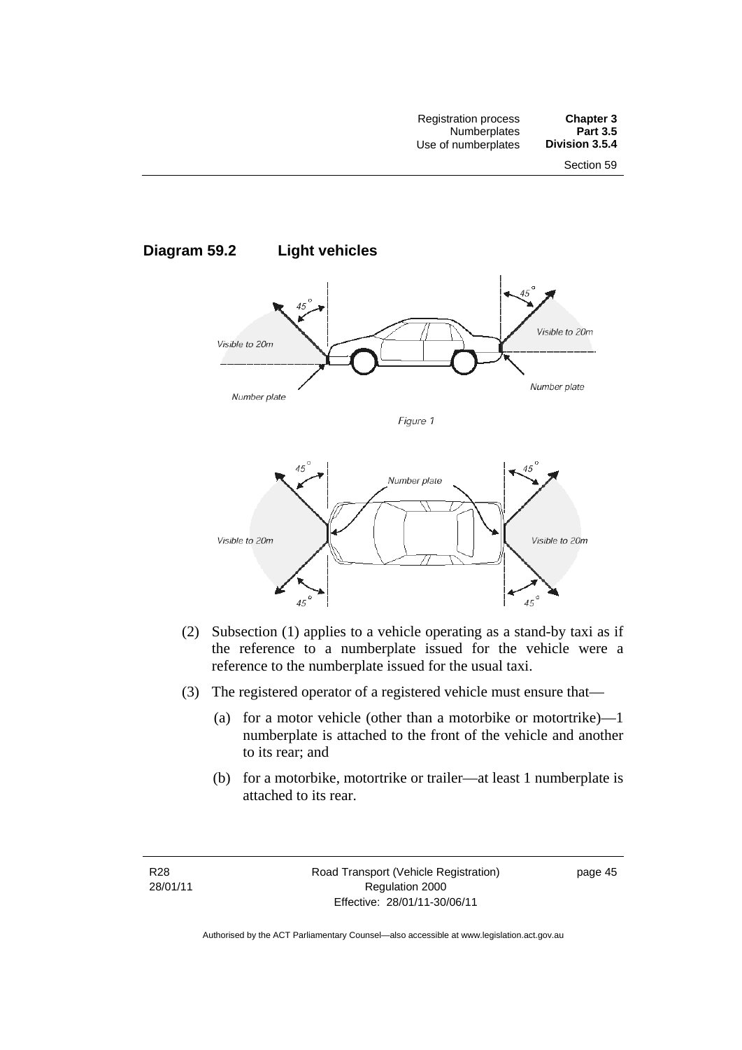## Diagram 59.2 Light vehicles

Figure 1

(2) Subsection (1) applies to a vehicle operating as a stand-by taxi as if the reference to a numberplate issued for the vehicle were a reference to the numberplate issued for the usual taxi.

(3) The registered operator of a registered vehicle must ensure that—

(a) for a motor vehicle (other than a motorbike or motortrike)—1 numberplate is attached to the front of the vehicle and another to its rear; and

(b) for a motorbike, motortrike or trailer—at least 1 numberplate is attached to its rear.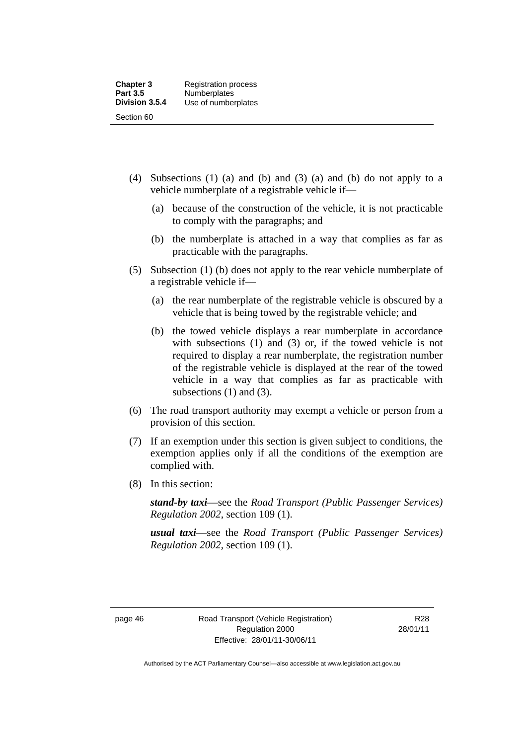(4) Subsections (1) (a) and (b) and (3) (a) and (b) do not apply to a vehicle numberplate of a registrable vehicle if—

(a) because of the construction of the vehicle, it is not practicable to comply with the paragraphs; and

(b) the numberplate is attached in a way that complies as far as practicable with the paragraphs.

(5) Subsection (1) (b) does not apply to the rear vehicle numberplate of a registrable vehicle if—

(a) the rear numberplate of the registrable vehicle is obscured by a vehicle that is being towed by the registrable vehicle; and

(b) the towed vehicle displays a rear numberplate in accordance with subsections (1) and (3) or, if the towed vehicle is not required to display a rear numberplate, the registration number of the registrable vehicle is displayed at the rear of the towed vehicle in a way that complies as far as practicable with subsections (1) and (3).

(6) The road transport authority may exempt a vehicle or person from a provision of this section.

(7) If an exemption under this section is given subject to conditions, the exemption applies only if all the conditions of the exemption are complied with.

(8) In this section:

***stand-by taxi***—see the *Road Transport (Public Passenger Services) Regulation 2002*, section 109 (1).

***usual taxi***—see the *Road Transport (Public Passenger Services) Regulation 2002*, section 109 (1).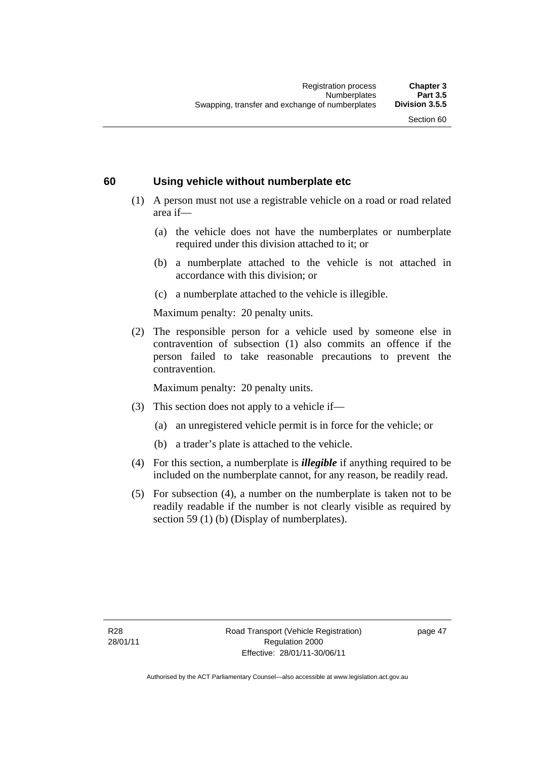## 60 Using vehicle without numberplate etc

(1) A person must not use a registrable vehicle on a road or road related area if—

  (a) the vehicle does not have the numberplates or numberplate required under this division attached to it; or

  (b) a numberplate attached to the vehicle is not attached in accordance with this division; or

  (c) a numberplate attached to the vehicle is illegible.

  Maximum penalty: 20 penalty units.

(2) The responsible person for a vehicle used by someone else in contravention of subsection (1) also commits an offence if the person failed to take reasonable precautions to prevent the contravention.

  Maximum penalty: 20 penalty units.

(3) This section does not apply to a vehicle if—

  (a) an unregistered vehicle permit is in force for the vehicle; or

  (b) a trader's plate is attached to the vehicle.

(4) For this section, a numberplate is ***illegible*** if anything required to be included on the numberplate cannot, for any reason, be readily read.

(5) For subsection (4), a number on the numberplate is taken not to be readily readable if the number is not clearly visible as required by section 59 (1) (b) (Display of numberplates).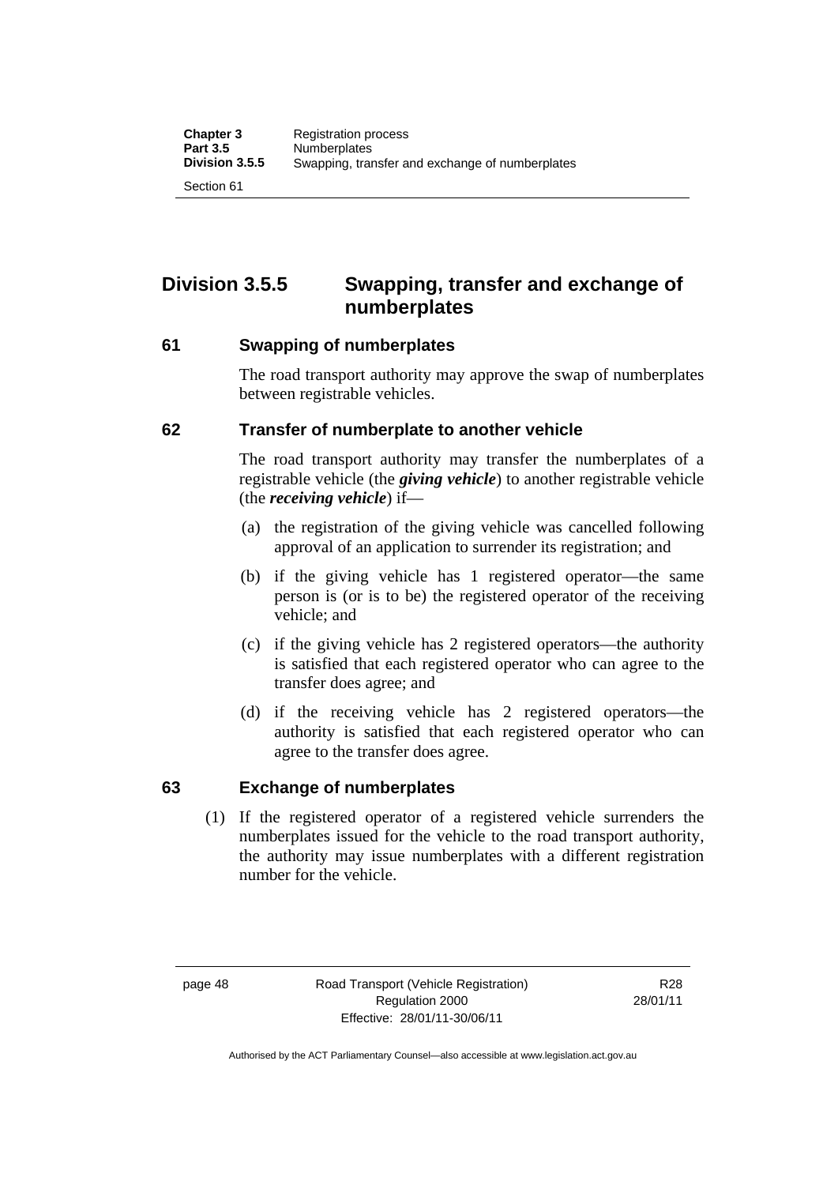## Division 3.5.5 Swapping, transfer and exchange of numberplates

### 61 Swapping of numberplates

The road transport authority may approve the swap of numberplates between registrable vehicles.

### 62 Transfer of numberplate to another vehicle

The road transport authority may transfer the numberplates of a registrable vehicle (the ***giving vehicle***) to another registrable vehicle (the ***receiving vehicle***) if—

(a) the registration of the giving vehicle was cancelled following approval of an application to surrender its registration; and

(b) if the giving vehicle has 1 registered operator—the same person is (or is to be) the registered operator of the receiving vehicle; and

(c) if the giving vehicle has 2 registered operators—the authority is satisfied that each registered operator who can agree to the transfer does agree; and

(d) if the receiving vehicle has 2 registered operators—the authority is satisfied that each registered operator who can agree to the transfer does agree.

### 63 Exchange of numberplates

(1) If the registered operator of a registered vehicle surrenders the numberplates issued for the vehicle to the road transport authority, the authority may issue numberplates with a different registration number for the vehicle.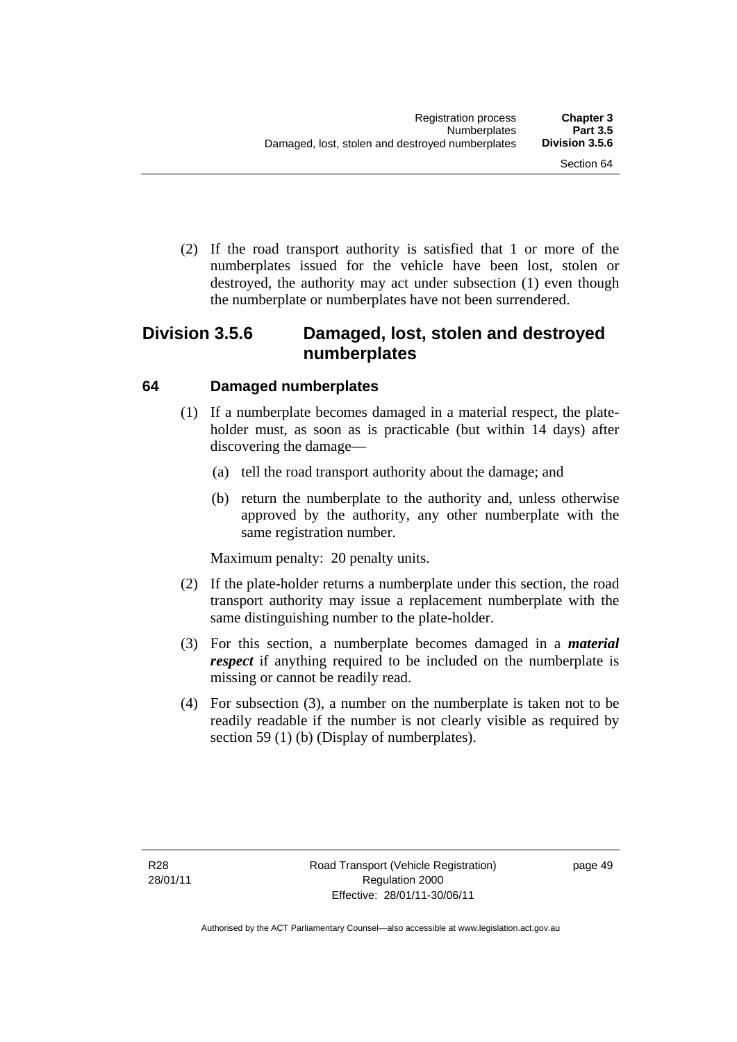(2) If the road transport authority is satisfied that 1 or more of the numberplates issued for the vehicle have been lost, stolen or destroyed, the authority may act under subsection (1) even though the numberplate or numberplates have not been surrendered.

## Division 3.5.6 Damaged, lost, stolen and destroyed numberplates

### 64 Damaged numberplates

(1) If a numberplate becomes damaged in a material respect, the plate-holder must, as soon as is practicable (but within 14 days) after discovering the damage—

(a) tell the road transport authority about the damage; and

(b) return the numberplate to the authority and, unless otherwise approved by the authority, any other numberplate with the same registration number.

Maximum penalty: 20 penalty units.

(2) If the plate-holder returns a numberplate under this section, the road transport authority may issue a replacement numberplate with the same distinguishing number to the plate-holder.

(3) For this section, a numberplate becomes damaged in a ***material respect*** if anything required to be included on the numberplate is missing or cannot be readily read.

(4) For subsection (3), a number on the numberplate is taken not to be readily readable if the number is not clearly visible as required by section 59 (1) (b) (Display of numberplates).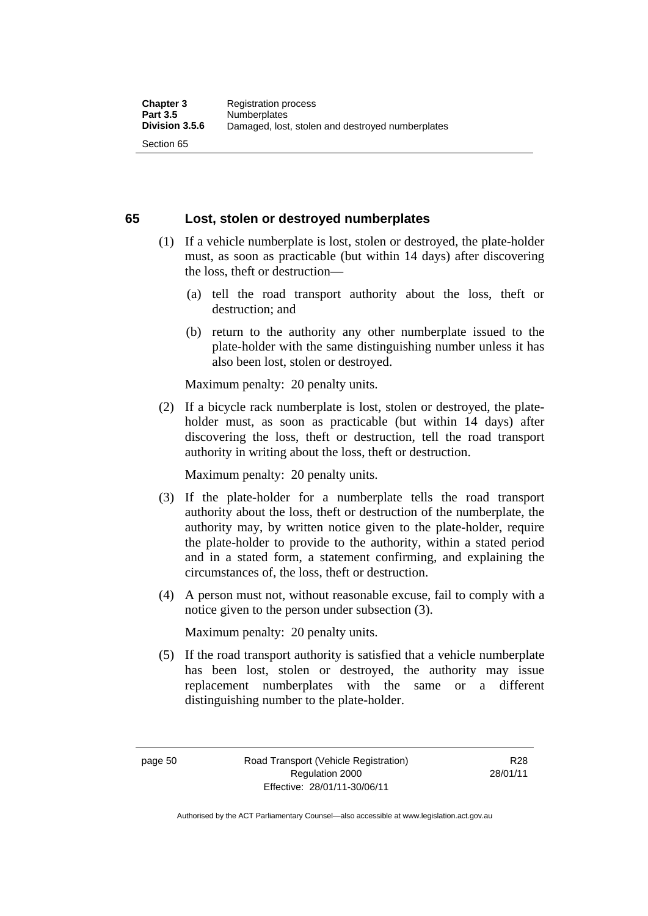## 65 Lost, stolen or destroyed numberplates

(1) If a vehicle numberplate is lost, stolen or destroyed, the plate-holder must, as soon as practicable (but within 14 days) after discovering the loss, theft or destruction—

(a) tell the road transport authority about the loss, theft or destruction; and

(b) return to the authority any other numberplate issued to the plate-holder with the same distinguishing number unless it has also been lost, stolen or destroyed.

Maximum penalty: 20 penalty units.

(2) If a bicycle rack numberplate is lost, stolen or destroyed, the plate-holder must, as soon as practicable (but within 14 days) after discovering the loss, theft or destruction, tell the road transport authority in writing about the loss, theft or destruction.

Maximum penalty: 20 penalty units.

(3) If the plate-holder for a numberplate tells the road transport authority about the loss, theft or destruction of the numberplate, the authority may, by written notice given to the plate-holder, require the plate-holder to provide to the authority, within a stated period and in a stated form, a statement confirming, and explaining the circumstances of, the loss, theft or destruction.

(4) A person must not, without reasonable excuse, fail to comply with a notice given to the person under subsection (3).

Maximum penalty: 20 penalty units.

(5) If the road transport authority is satisfied that a vehicle numberplate has been lost, stolen or destroyed, the authority may issue replacement numberplates with the same or a different distinguishing number to the plate-holder.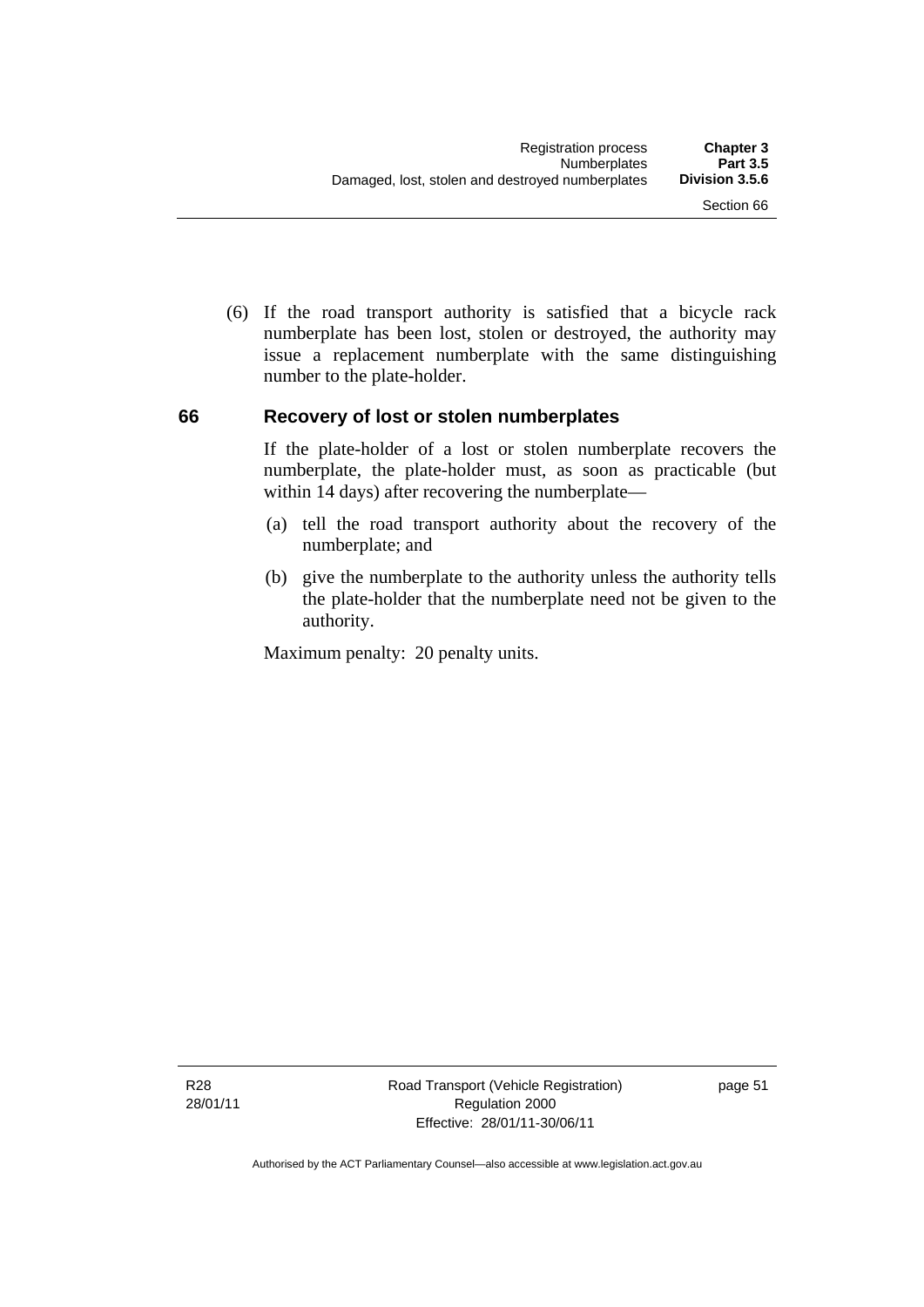(6) If the road transport authority is satisfied that a bicycle rack numberplate has been lost, stolen or destroyed, the authority may issue a replacement numberplate with the same distinguishing number to the plate-holder.

## 66 Recovery of lost or stolen numberplates

If the plate-holder of a lost or stolen numberplate recovers the numberplate, the plate-holder must, as soon as practicable (but within 14 days) after recovering the numberplate—

(a) tell the road transport authority about the recovery of the numberplate; and

(b) give the numberplate to the authority unless the authority tells the plate-holder that the numberplate need not be given to the authority.

Maximum penalty: 20 penalty units.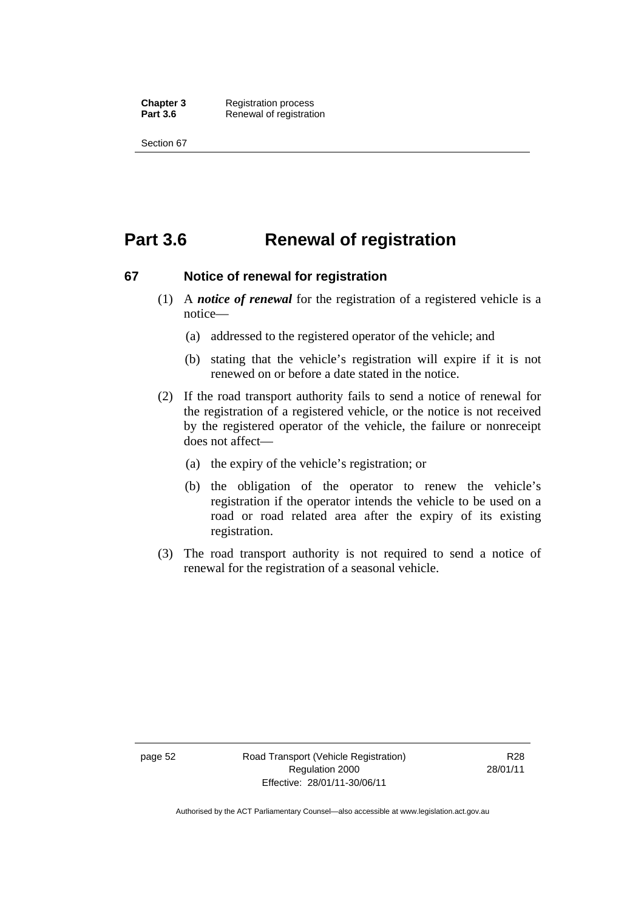# Part 3.6 Renewal of registration

## 67 Notice of renewal for registration

(1) A ***notice of renewal*** for the registration of a registered vehicle is a notice—

(a) addressed to the registered operator of the vehicle; and

(b) stating that the vehicle's registration will expire if it is not renewed on or before a date stated in the notice.

(2) If the road transport authority fails to send a notice of renewal for the registration of a registered vehicle, or the notice is not received by the registered operator of the vehicle, the failure or nonreceipt does not affect—

(a) the expiry of the vehicle's registration; or

(b) the obligation of the operator to renew the vehicle's registration if the operator intends the vehicle to be used on a road or road related area after the expiry of its existing registration.

(3) The road transport authority is not required to send a notice of renewal for the registration of a seasonal vehicle.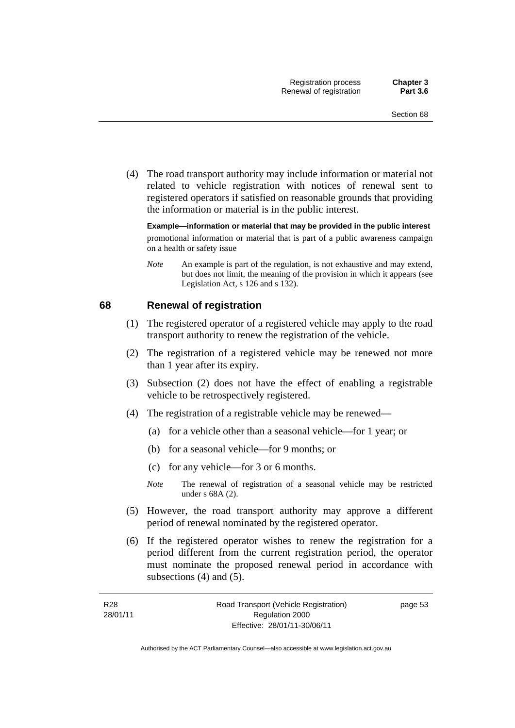(4) The road transport authority may include information or material not related to vehicle registration with notices of renewal sent to registered operators if satisfied on reasonable grounds that providing the information or material is in the public interest.

**Example—information or material that may be provided in the public interest**

promotional information or material that is part of a public awareness campaign on a health or safety issue

*Note* An example is part of the regulation, is not exhaustive and may extend, but does not limit, the meaning of the provision in which it appears (see Legislation Act, s 126 and s 132).

## 68 Renewal of registration

(1) The registered operator of a registered vehicle may apply to the road transport authority to renew the registration of the vehicle.

(2) The registration of a registered vehicle may be renewed not more than 1 year after its expiry.

(3) Subsection (2) does not have the effect of enabling a registrable vehicle to be retrospectively registered.

(4) The registration of a registrable vehicle may be renewed—

(a) for a vehicle other than a seasonal vehicle—for 1 year; or

(b) for a seasonal vehicle—for 9 months; or

(c) for any vehicle—for 3 or 6 months.

*Note* The renewal of registration of a seasonal vehicle may be restricted under s 68A (2).

(5) However, the road transport authority may approve a different period of renewal nominated by the registered operator.

(6) If the registered operator wishes to renew the registration for a period different from the current registration period, the operator must nominate the proposed renewal period in accordance with subsections (4) and (5).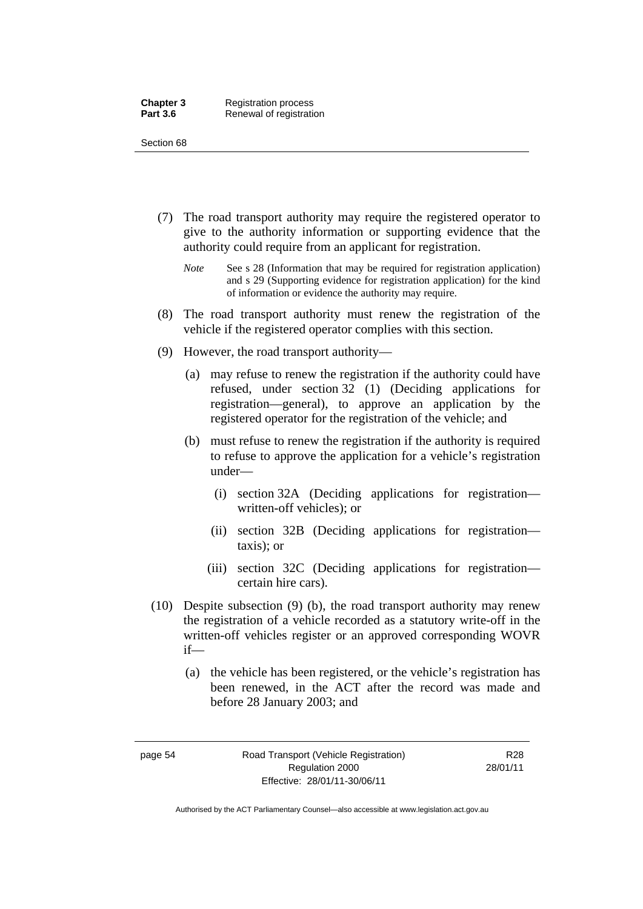(7) The road transport authority may require the registered operator to give to the authority information or supporting evidence that the authority could require from an applicant for registration.

*Note* See s 28 (Information that may be required for registration application) and s 29 (Supporting evidence for registration application) for the kind of information or evidence the authority may require.

(8) The road transport authority must renew the registration of the vehicle if the registered operator complies with this section.

(9) However, the road transport authority—

(a) may refuse to renew the registration if the authority could have refused, under section 32 (1) (Deciding applications for registration—general), to approve an application by the registered operator for the registration of the vehicle; and

(b) must refuse to renew the registration if the authority is required to refuse to approve the application for a vehicle's registration under—

(i) section 32A (Deciding applications for registration—written-off vehicles); or

(ii) section 32B (Deciding applications for registration—taxis); or

(iii) section 32C (Deciding applications for registration—certain hire cars).

(10) Despite subsection (9) (b), the road transport authority may renew the registration of a vehicle recorded as a statutory write-off in the written-off vehicles register or an approved corresponding WOVR if—

(a) the vehicle has been registered, or the vehicle's registration has been renewed, in the ACT after the record was made and before 28 January 2003; and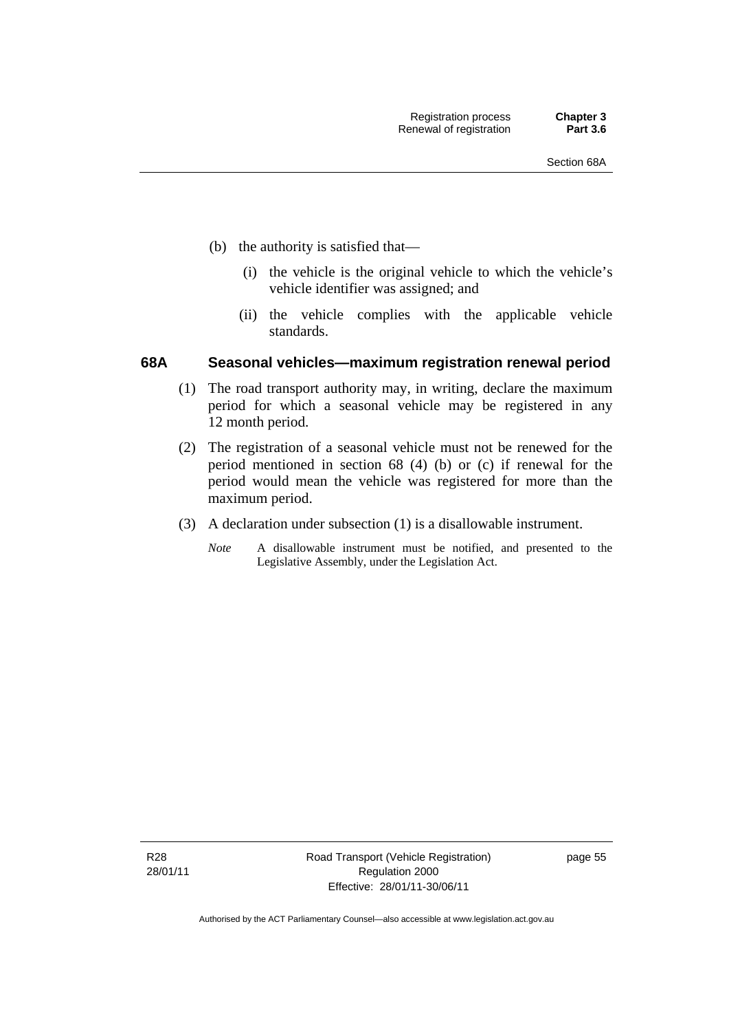(b) the authority is satisfied that—

   (i) the vehicle is the original vehicle to which the vehicle's vehicle identifier was assigned; and

   (ii) the vehicle complies with the applicable vehicle standards.

### 68A Seasonal vehicles—maximum registration renewal period

(1) The road transport authority may, in writing, declare the maximum period for which a seasonal vehicle may be registered in any 12 month period.

(2) The registration of a seasonal vehicle must not be renewed for the period mentioned in section 68 (4) (b) or (c) if renewal for the period would mean the vehicle was registered for more than the maximum period.

(3) A declaration under subsection (1) is a disallowable instrument.

*Note* A disallowable instrument must be notified, and presented to the Legislative Assembly, under the Legislation Act.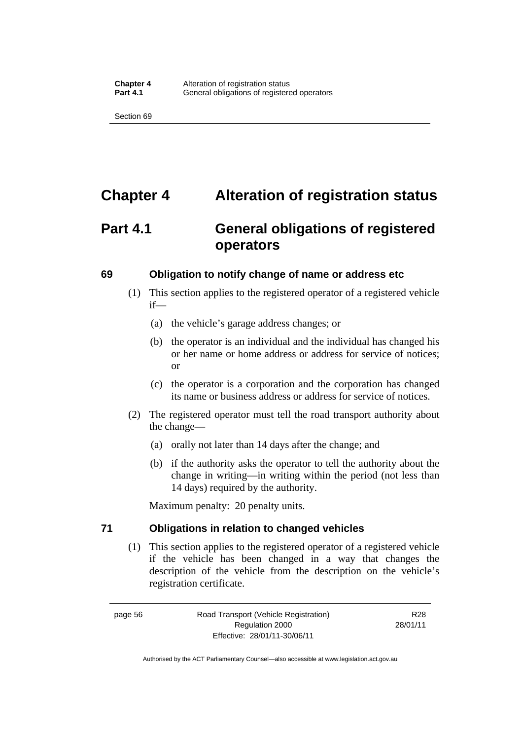# Chapter 4 Alteration of registration status

## Part 4.1 General obligations of registered operators

### 69 Obligation to notify change of name or address etc

(1) This section applies to the registered operator of a registered vehicle if—

(a) the vehicle's garage address changes; or

(b) the operator is an individual and the individual has changed his or her name or home address or address for service of notices; or

(c) the operator is a corporation and the corporation has changed its name or business address or address for service of notices.

(2) The registered operator must tell the road transport authority about the change—

(a) orally not later than 14 days after the change; and

(b) if the authority asks the operator to tell the authority about the change in writing—in writing within the period (not less than 14 days) required by the authority.

Maximum penalty: 20 penalty units.

### 71 Obligations in relation to changed vehicles

(1) This section applies to the registered operator of a registered vehicle if the vehicle has been changed in a way that changes the description of the vehicle from the description on the vehicle's registration certificate.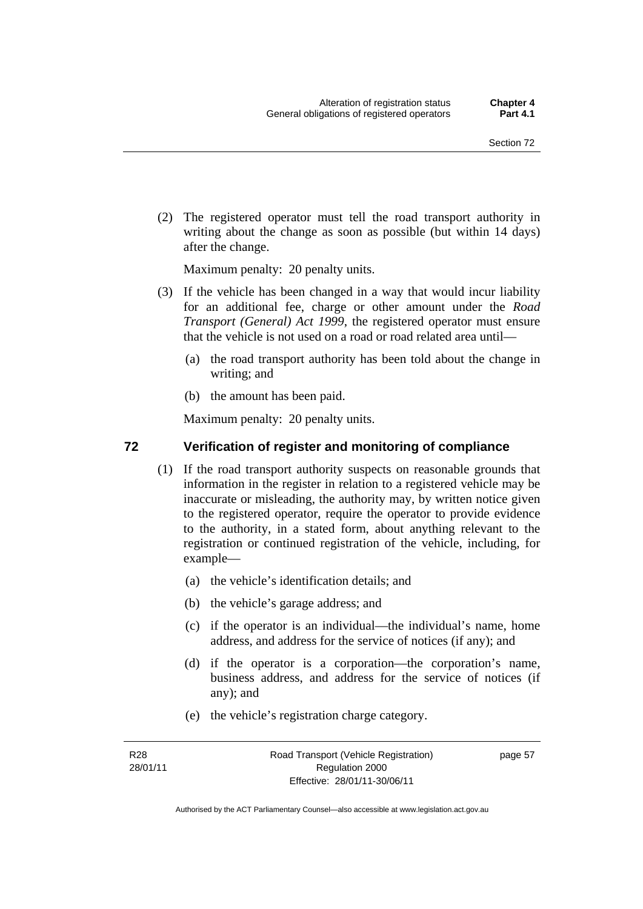(2) The registered operator must tell the road transport authority in writing about the change as soon as possible (but within 14 days) after the change.

Maximum penalty: 20 penalty units.

(3) If the vehicle has been changed in a way that would incur liability for an additional fee, charge or other amount under the *Road Transport (General) Act 1999*, the registered operator must ensure that the vehicle is not used on a road or road related area until—

(a) the road transport authority has been told about the change in writing; and

(b) the amount has been paid.

Maximum penalty: 20 penalty units.

## 72 Verification of register and monitoring of compliance

(1) If the road transport authority suspects on reasonable grounds that information in the register in relation to a registered vehicle may be inaccurate or misleading, the authority may, by written notice given to the registered operator, require the operator to provide evidence to the authority, in a stated form, about anything relevant to the registration or continued registration of the vehicle, including, for example—

(a) the vehicle's identification details; and

(b) the vehicle's garage address; and

(c) if the operator is an individual—the individual's name, home address, and address for the service of notices (if any); and

(d) if the operator is a corporation—the corporation's name, business address, and address for the service of notices (if any); and

(e) the vehicle's registration charge category.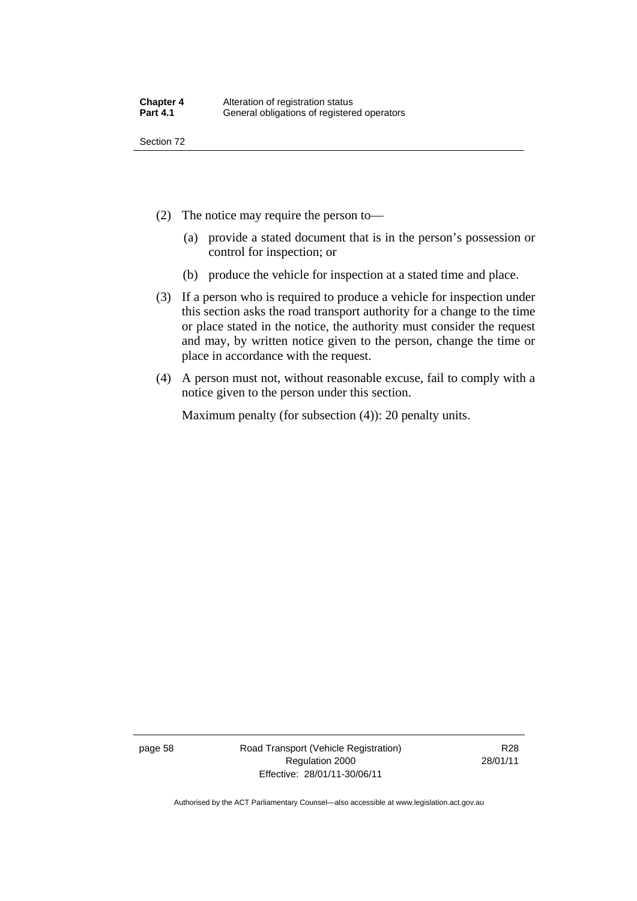(2) The notice may require the person to—

   (a) provide a stated document that is in the person's possession or control for inspection; or

   (b) produce the vehicle for inspection at a stated time and place.

(3) If a person who is required to produce a vehicle for inspection under this section asks the road transport authority for a change to the time or place stated in the notice, the authority must consider the request and may, by written notice given to the person, change the time or place in accordance with the request.

(4) A person must not, without reasonable excuse, fail to comply with a notice given to the person under this section.

Maximum penalty (for subsection (4)): 20 penalty units.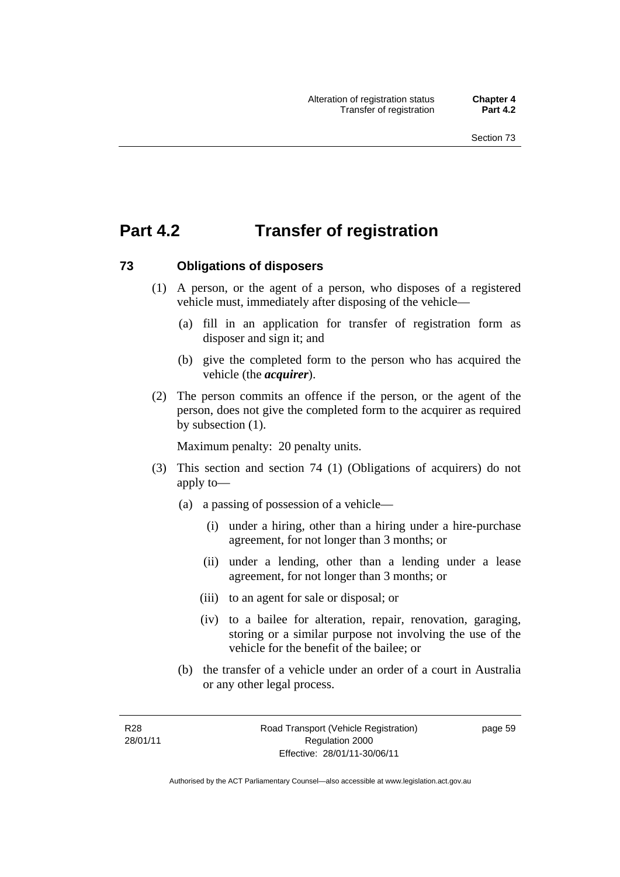# Part 4.2 Transfer of registration

## 73 Obligations of disposers

(1) A person, or the agent of a person, who disposes of a registered vehicle must, immediately after disposing of the vehicle—

   (a) fill in an application for transfer of registration form as disposer and sign it; and

   (b) give the completed form to the person who has acquired the vehicle (the ***acquirer***).

(2) The person commits an offence if the person, or the agent of the person, does not give the completed form to the acquirer as required by subsection (1).

   Maximum penalty: 20 penalty units.

(3) This section and section 74 (1) (Obligations of acquirers) do not apply to—

   (a) a passing of possession of a vehicle—

      (i) under a hiring, other than a hiring under a hire-purchase agreement, for not longer than 3 months; or

      (ii) under a lending, other than a lending under a lease agreement, for not longer than 3 months; or

      (iii) to an agent for sale or disposal; or

      (iv) to a bailee for alteration, repair, renovation, garaging, storing or a similar purpose not involving the use of the vehicle for the benefit of the bailee; or

   (b) the transfer of a vehicle under an order of a court in Australia or any other legal process.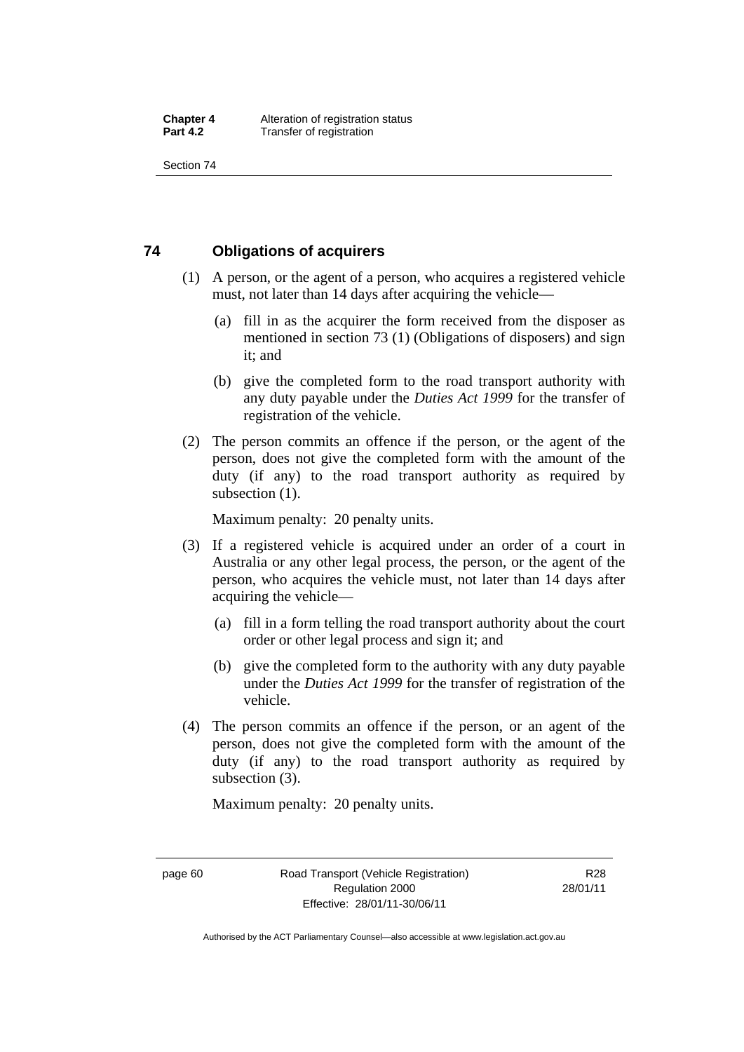## 74 Obligations of acquirers

(1) A person, or the agent of a person, who acquires a registered vehicle must, not later than 14 days after acquiring the vehicle—

(a) fill in as the acquirer the form received from the disposer as mentioned in section 73 (1) (Obligations of disposers) and sign it; and

(b) give the completed form to the road transport authority with any duty payable under the *Duties Act 1999* for the transfer of registration of the vehicle.

(2) The person commits an offence if the person, or the agent of the person, does not give the completed form with the amount of the duty (if any) to the road transport authority as required by subsection (1).

Maximum penalty: 20 penalty units.

(3) If a registered vehicle is acquired under an order of a court in Australia or any other legal process, the person, or the agent of the person, who acquires the vehicle must, not later than 14 days after acquiring the vehicle—

(a) fill in a form telling the road transport authority about the court order or other legal process and sign it; and

(b) give the completed form to the authority with any duty payable under the *Duties Act 1999* for the transfer of registration of the vehicle.

(4) The person commits an offence if the person, or an agent of the person, does not give the completed form with the amount of the duty (if any) to the road transport authority as required by subsection (3).

Maximum penalty: 20 penalty units.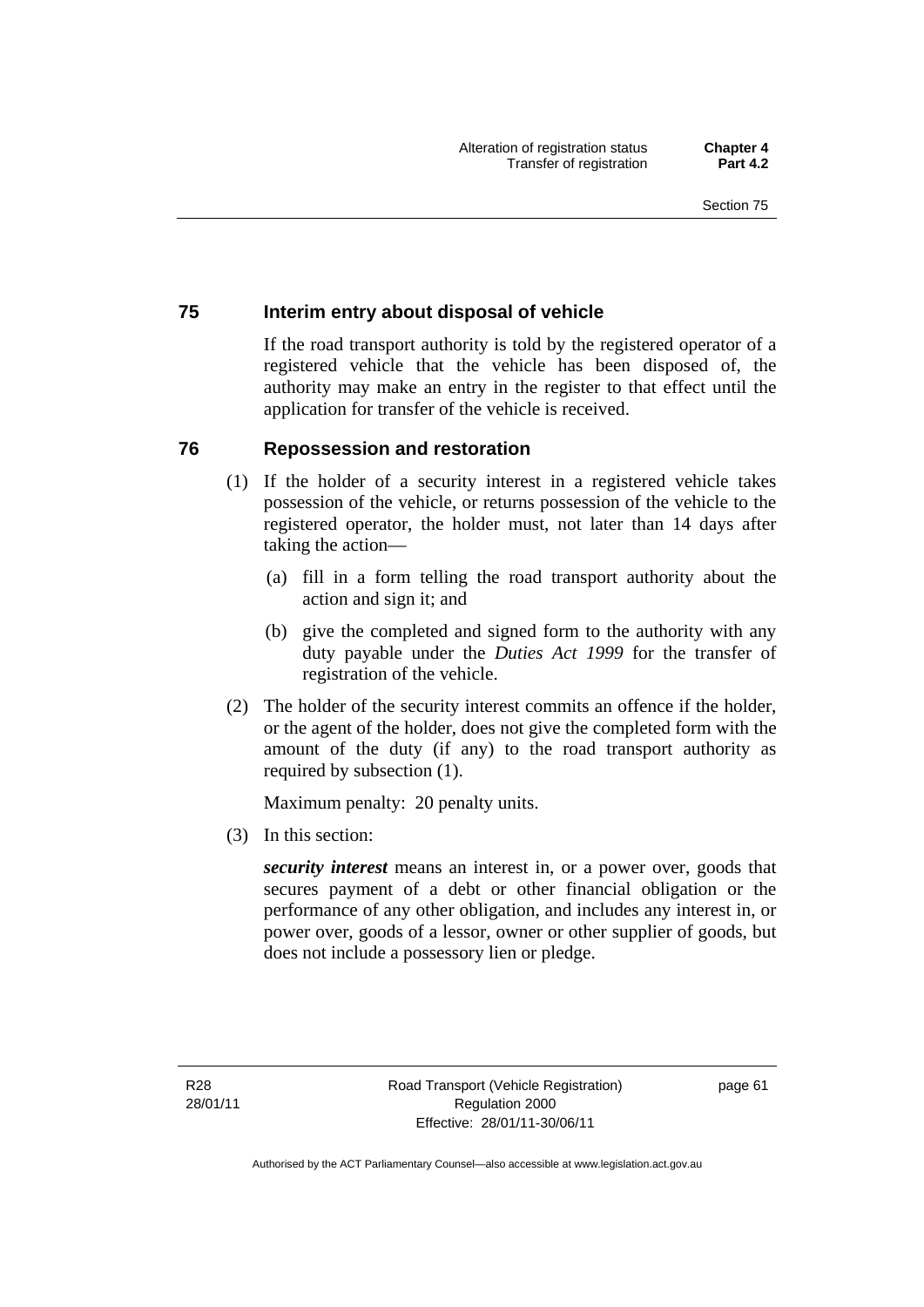## 75 Interim entry about disposal of vehicle

If the road transport authority is told by the registered operator of a registered vehicle that the vehicle has been disposed of, the authority may make an entry in the register to that effect until the application for transfer of the vehicle is received.

## 76 Repossession and restoration

(1) If the holder of a security interest in a registered vehicle takes possession of the vehicle, or returns possession of the vehicle to the registered operator, the holder must, not later than 14 days after taking the action—

(a) fill in a form telling the road transport authority about the action and sign it; and

(b) give the completed and signed form to the authority with any duty payable under the *Duties Act 1999* for the transfer of registration of the vehicle.

(2) The holder of the security interest commits an offence if the holder, or the agent of the holder, does not give the completed form with the amount of the duty (if any) to the road transport authority as required by subsection (1).

Maximum penalty: 20 penalty units.

(3) In this section:

***security interest*** means an interest in, or a power over, goods that secures payment of a debt or other financial obligation or the performance of any other obligation, and includes any interest in, or power over, goods of a lessor, owner or other supplier of goods, but does not include a possessory lien or pledge.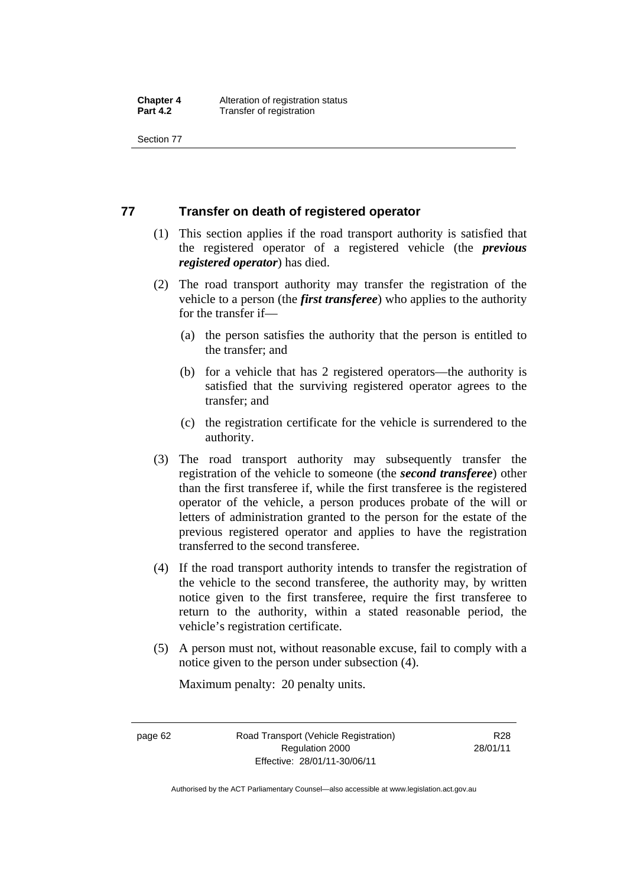## 77 Transfer on death of registered operator

(1) This section applies if the road transport authority is satisfied that the registered operator of a registered vehicle (the ***previous registered operator***) has died.

(2) The road transport authority may transfer the registration of the vehicle to a person (the ***first transferee***) who applies to the authority for the transfer if—

(a) the person satisfies the authority that the person is entitled to the transfer; and

(b) for a vehicle that has 2 registered operators—the authority is satisfied that the surviving registered operator agrees to the transfer; and

(c) the registration certificate for the vehicle is surrendered to the authority.

(3) The road transport authority may subsequently transfer the registration of the vehicle to someone (the ***second transferee***) other than the first transferee if, while the first transferee is the registered operator of the vehicle, a person produces probate of the will or letters of administration granted to the person for the estate of the previous registered operator and applies to have the registration transferred to the second transferee.

(4) If the road transport authority intends to transfer the registration of the vehicle to the second transferee, the authority may, by written notice given to the first transferee, require the first transferee to return to the authority, within a stated reasonable period, the vehicle's registration certificate.

(5) A person must not, without reasonable excuse, fail to comply with a notice given to the person under subsection (4).

Maximum penalty: 20 penalty units.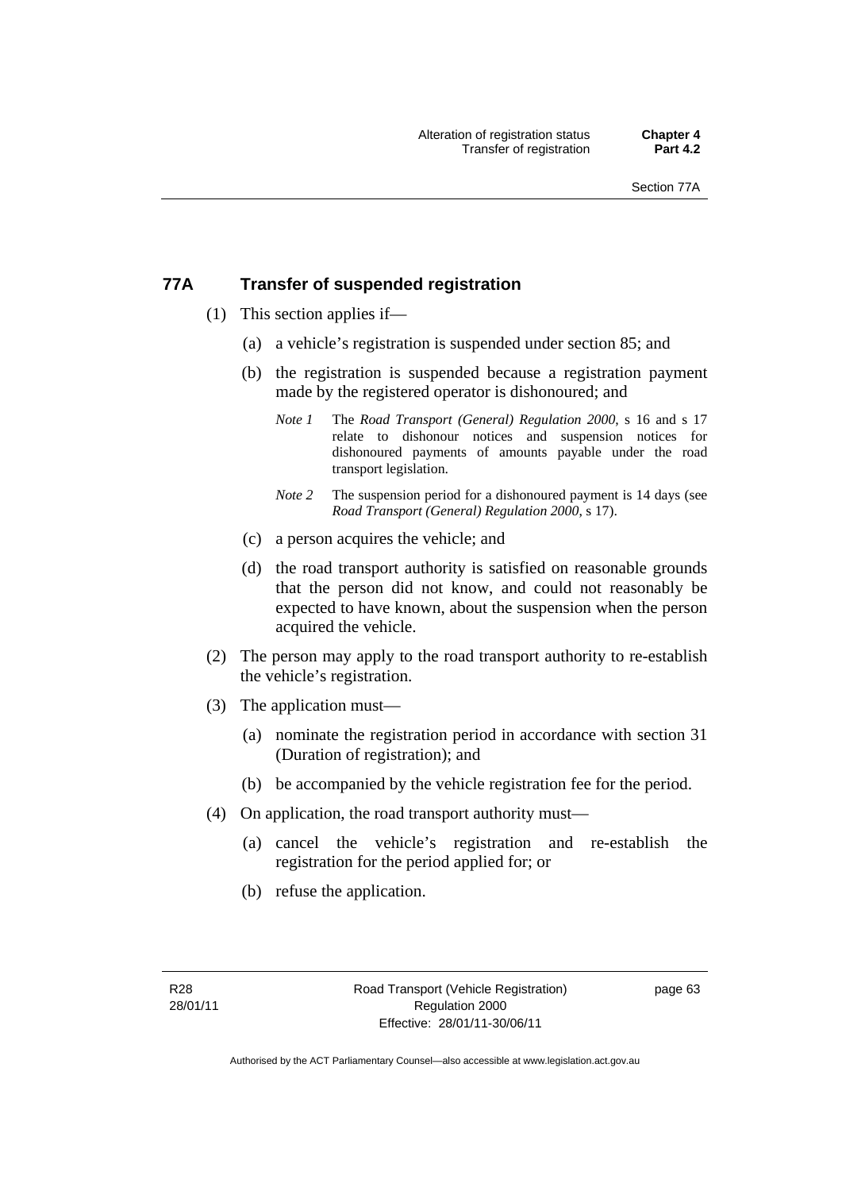## 77A Transfer of suspended registration

(1) This section applies if—

(a) a vehicle's registration is suspended under section 85; and

(b) the registration is suspended because a registration payment made by the registered operator is dishonoured; and

*Note 1* The *Road Transport (General) Regulation 2000*, s 16 and s 17 relate to dishonour notices and suspension notices for dishonoured payments of amounts payable under the road transport legislation.

*Note 2* The suspension period for a dishonoured payment is 14 days (see *Road Transport (General) Regulation 2000*, s 17).

(c) a person acquires the vehicle; and

(d) the road transport authority is satisfied on reasonable grounds that the person did not know, and could not reasonably be expected to have known, about the suspension when the person acquired the vehicle.

(2) The person may apply to the road transport authority to re-establish the vehicle's registration.

(3) The application must—

(a) nominate the registration period in accordance with section 31 (Duration of registration); and

(b) be accompanied by the vehicle registration fee for the period.

(4) On application, the road transport authority must—

(a) cancel the vehicle's registration and re-establish the registration for the period applied for; or

(b) refuse the application.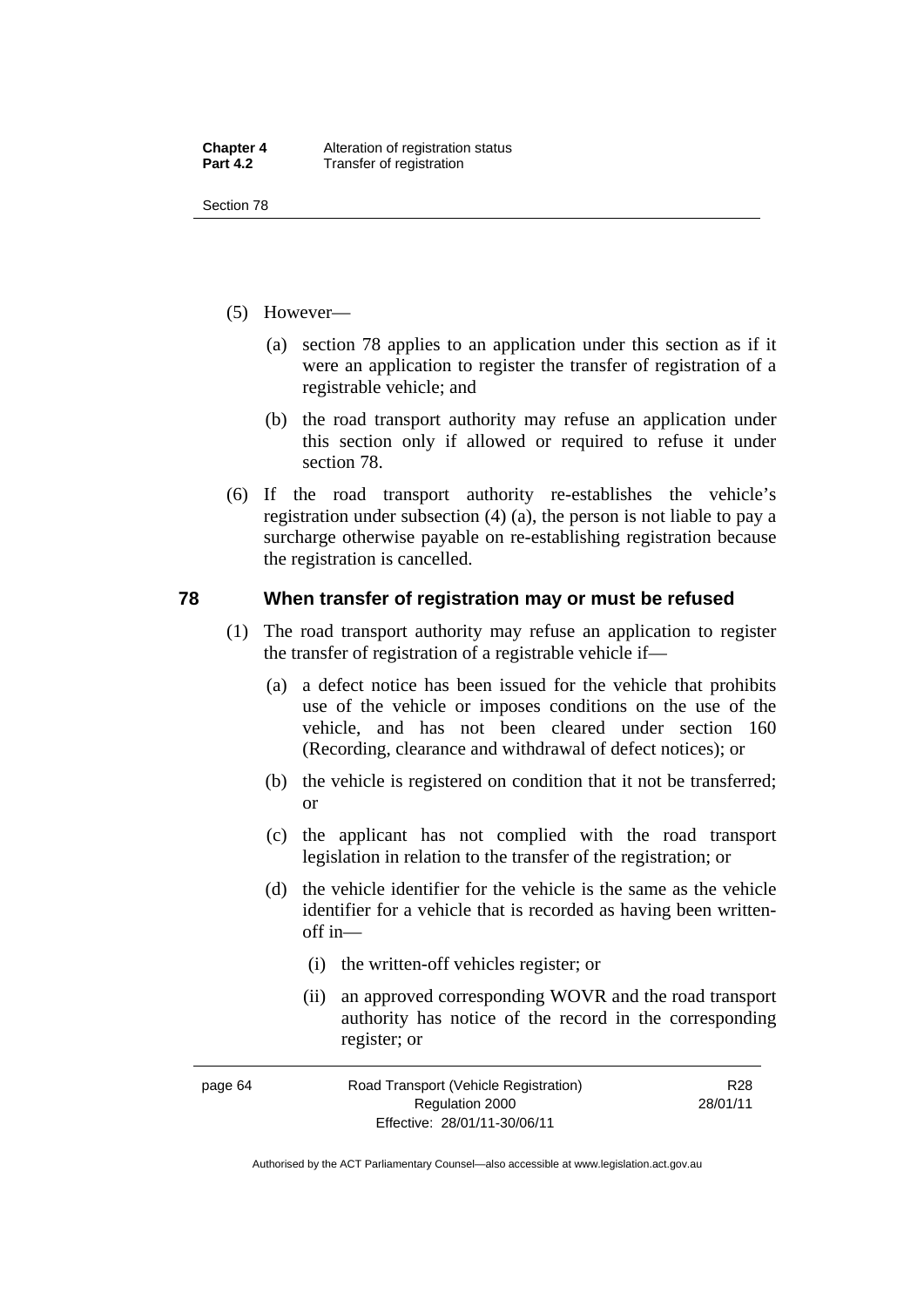(5) However—

(a) section 78 applies to an application under this section as if it were an application to register the transfer of registration of a registrable vehicle; and

(b) the road transport authority may refuse an application under this section only if allowed or required to refuse it under section 78.

(6) If the road transport authority re-establishes the vehicle's registration under subsection (4) (a), the person is not liable to pay a surcharge otherwise payable on re-establishing registration because the registration is cancelled.

## 78 When transfer of registration may or must be refused

(1) The road transport authority may refuse an application to register the transfer of registration of a registrable vehicle if—

(a) a defect notice has been issued for the vehicle that prohibits use of the vehicle or imposes conditions on the use of the vehicle, and has not been cleared under section 160 (Recording, clearance and withdrawal of defect notices); or

(b) the vehicle is registered on condition that it not be transferred; or

(c) the applicant has not complied with the road transport legislation in relation to the transfer of the registration; or

(d) the vehicle identifier for the vehicle is the same as the vehicle identifier for a vehicle that is recorded as having been written-off in—

(i) the written-off vehicles register; or

(ii) an approved corresponding WOVR and the road transport authority has notice of the record in the corresponding register; or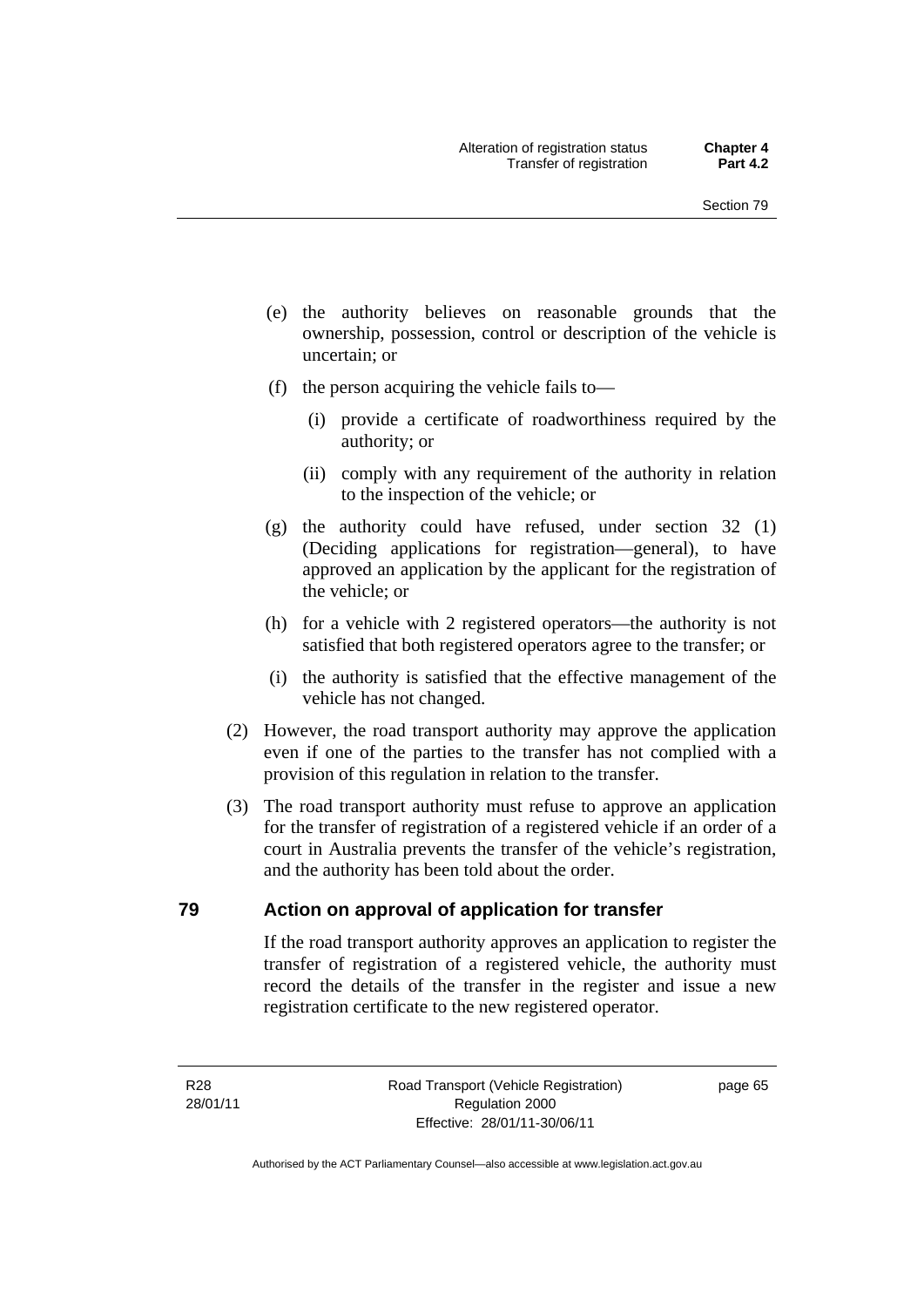(e) the authority believes on reasonable grounds that the ownership, possession, control or description of the vehicle is uncertain; or

(f) the person acquiring the vehicle fails to—

(i) provide a certificate of roadworthiness required by the authority; or

(ii) comply with any requirement of the authority in relation to the inspection of the vehicle; or

(g) the authority could have refused, under section 32 (1) (Deciding applications for registration—general), to have approved an application by the applicant for the registration of the vehicle; or

(h) for a vehicle with 2 registered operators—the authority is not satisfied that both registered operators agree to the transfer; or

(i) the authority is satisfied that the effective management of the vehicle has not changed.

(2) However, the road transport authority may approve the application even if one of the parties to the transfer has not complied with a provision of this regulation in relation to the transfer.

(3) The road transport authority must refuse to approve an application for the transfer of registration of a registered vehicle if an order of a court in Australia prevents the transfer of the vehicle's registration, and the authority has been told about the order.

## 79 Action on approval of application for transfer

If the road transport authority approves an application to register the transfer of registration of a registered vehicle, the authority must record the details of the transfer in the register and issue a new registration certificate to the new registered operator.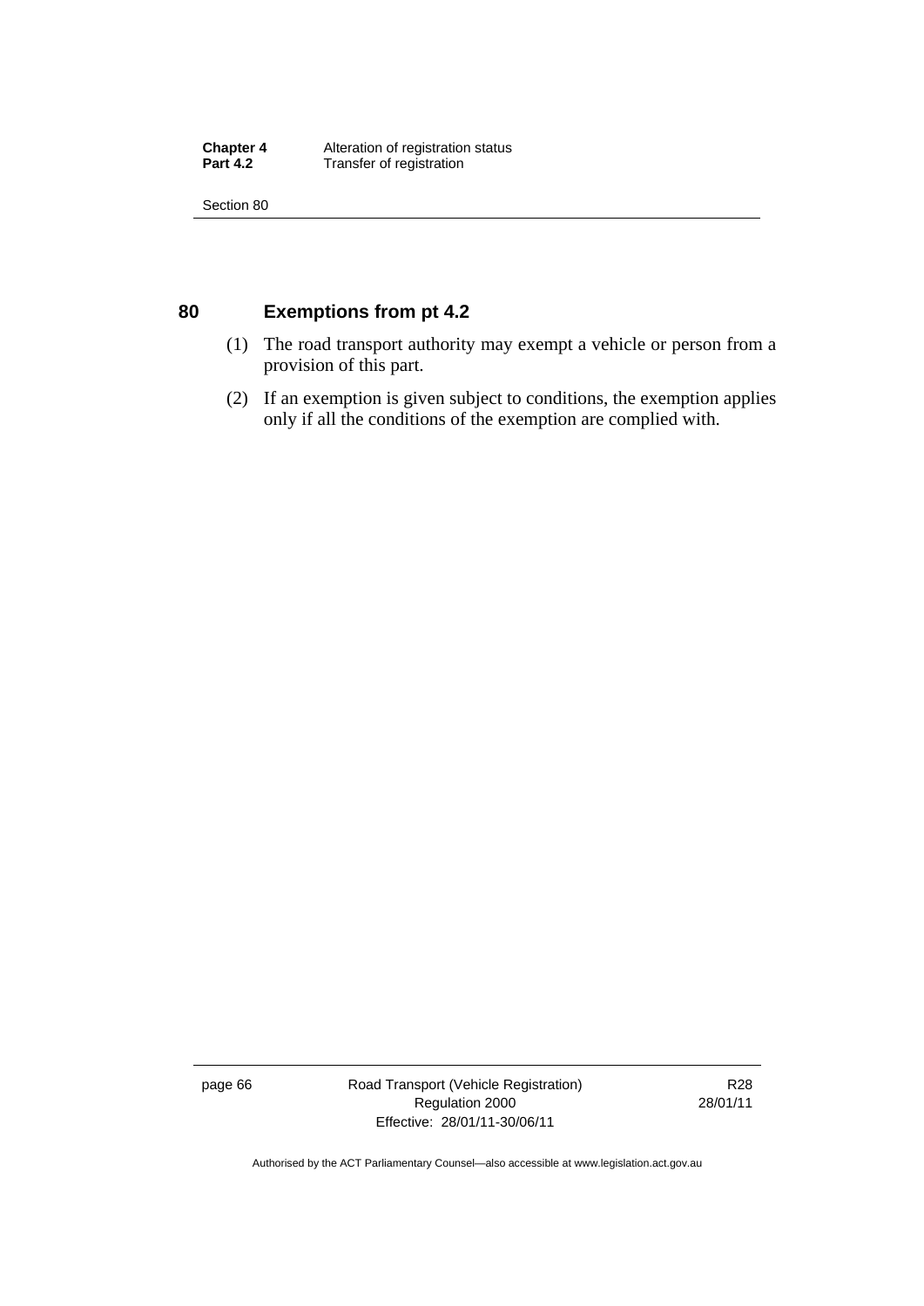## 80 Exemptions from pt 4.2

(1) The road transport authority may exempt a vehicle or person from a provision of this part.

(2) If an exemption is given subject to conditions, the exemption applies only if all the conditions of the exemption are complied with.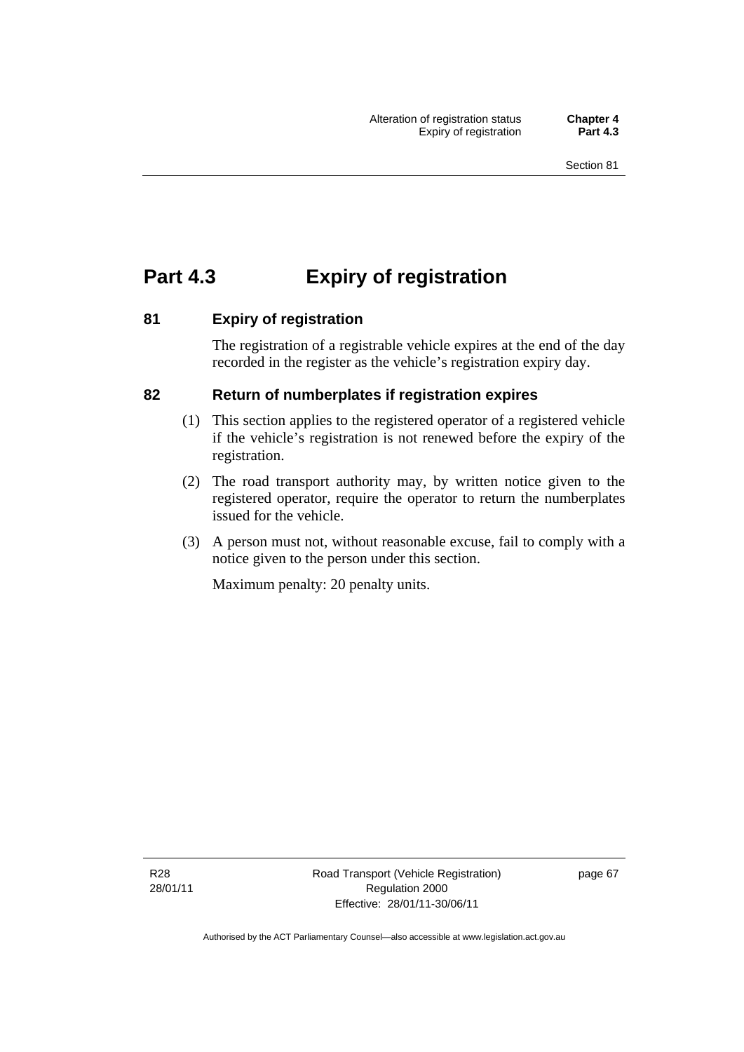# Part 4.3 Expiry of registration

## 81 Expiry of registration

The registration of a registrable vehicle expires at the end of the day recorded in the register as the vehicle's registration expiry day.

## 82 Return of numberplates if registration expires

(1) This section applies to the registered operator of a registered vehicle if the vehicle's registration is not renewed before the expiry of the registration.

(2) The road transport authority may, by written notice given to the registered operator, require the operator to return the numberplates issued for the vehicle.

(3) A person must not, without reasonable excuse, fail to comply with a notice given to the person under this section.

Maximum penalty: 20 penalty units.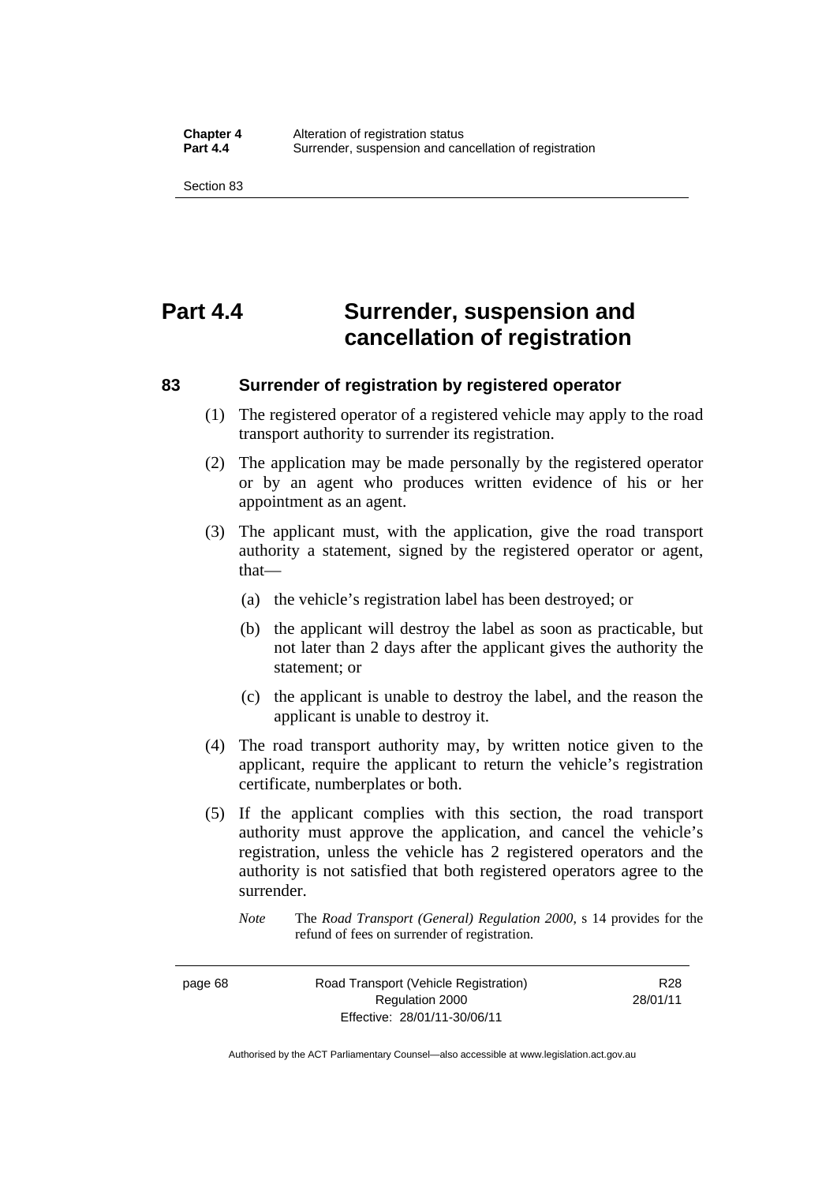# Part 4.4 Surrender, suspension and cancellation of registration

## 83 Surrender of registration by registered operator

(1) The registered operator of a registered vehicle may apply to the road transport authority to surrender its registration.

(2) The application may be made personally by the registered operator or by an agent who produces written evidence of his or her appointment as an agent.

(3) The applicant must, with the application, give the road transport authority a statement, signed by the registered operator or agent, that—

- (a) the vehicle's registration label has been destroyed; or
- (b) the applicant will destroy the label as soon as practicable, but not later than 2 days after the applicant gives the authority the statement; or
- (c) the applicant is unable to destroy the label, and the reason the applicant is unable to destroy it.

(4) The road transport authority may, by written notice given to the applicant, require the applicant to return the vehicle's registration certificate, numberplates or both.

(5) If the applicant complies with this section, the road transport authority must approve the application, and cancel the vehicle's registration, unless the vehicle has 2 registered operators and the authority is not satisfied that both registered operators agree to the surrender.

*Note* The *Road Transport (General) Regulation 2000*, s 14 provides for the refund of fees on surrender of registration.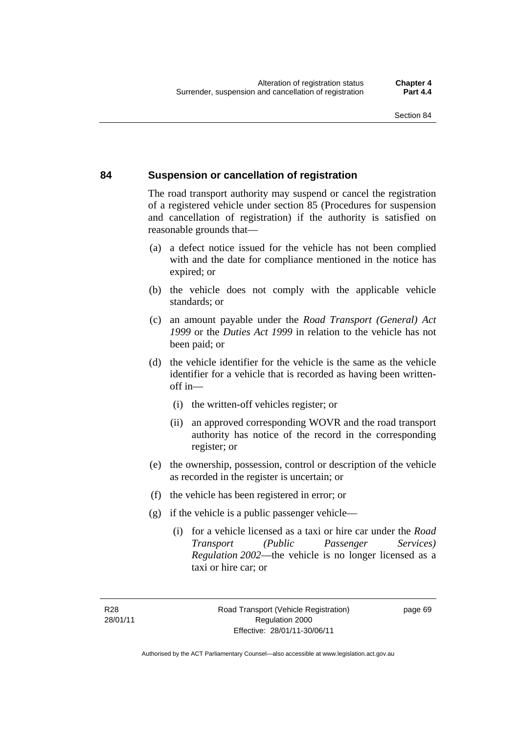## 84 Suspension or cancellation of registration

The road transport authority may suspend or cancel the registration of a registered vehicle under section 85 (Procedures for suspension and cancellation of registration) if the authority is satisfied on reasonable grounds that—

(a) a defect notice issued for the vehicle has not been complied with and the date for compliance mentioned in the notice has expired; or

(b) the vehicle does not comply with the applicable vehicle standards; or

(c) an amount payable under the *Road Transport (General) Act 1999* or the *Duties Act 1999* in relation to the vehicle has not been paid; or

(d) the vehicle identifier for the vehicle is the same as the vehicle identifier for a vehicle that is recorded as having been written-off in—

   (i) the written-off vehicles register; or

   (ii) an approved corresponding WOVR and the road transport authority has notice of the record in the corresponding register; or

(e) the ownership, possession, control or description of the vehicle as recorded in the register is uncertain; or

(f) the vehicle has been registered in error; or

(g) if the vehicle is a public passenger vehicle—

   (i) for a vehicle licensed as a taxi or hire car under the *Road Transport (Public Passenger Services) Regulation 2002*—the vehicle is no longer licensed as a taxi or hire car; or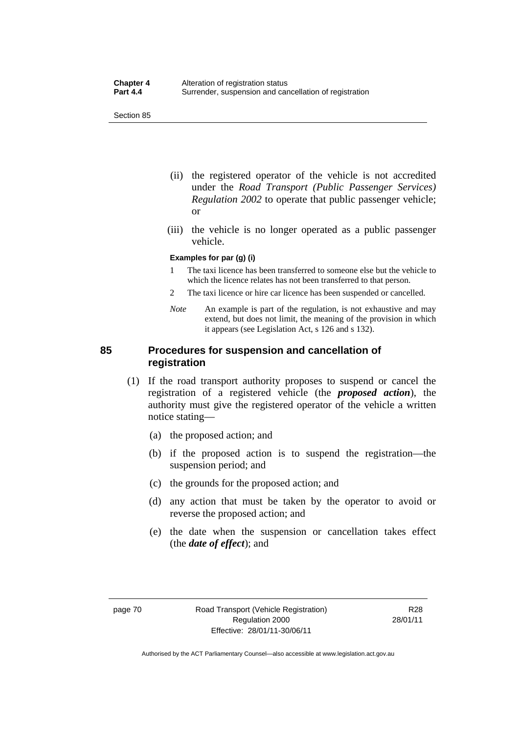(ii) the registered operator of the vehicle is not accredited under the *Road Transport (Public Passenger Services) Regulation 2002* to operate that public passenger vehicle; or

(iii) the vehicle is no longer operated as a public passenger vehicle.

**Examples for par (g) (i)**

1 The taxi licence has been transferred to someone else but the vehicle to which the licence relates has not been transferred to that person.

2 The taxi licence or hire car licence has been suspended or cancelled.

*Note* An example is part of the regulation, is not exhaustive and may extend, but does not limit, the meaning of the provision in which it appears (see Legislation Act, s 126 and s 132).

## 85 Procedures for suspension and cancellation of registration

(1) If the road transport authority proposes to suspend or cancel the registration of a registered vehicle (the ***proposed action***), the authority must give the registered operator of the vehicle a written notice stating—

(a) the proposed action; and

(b) if the proposed action is to suspend the registration—the suspension period; and

(c) the grounds for the proposed action; and

(d) any action that must be taken by the operator to avoid or reverse the proposed action; and

(e) the date when the suspension or cancellation takes effect (the ***date of effect***); and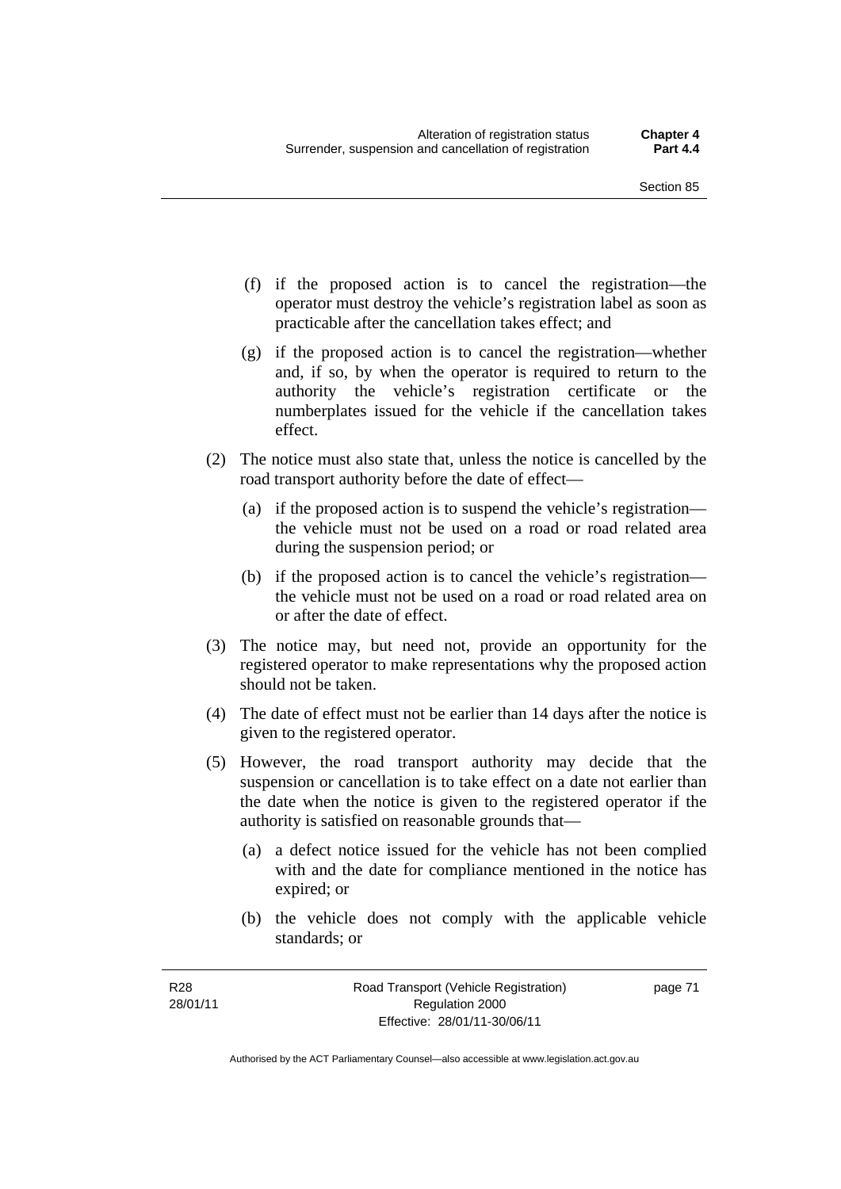(f) if the proposed action is to cancel the registration—the operator must destroy the vehicle's registration label as soon as practicable after the cancellation takes effect; and

(g) if the proposed action is to cancel the registration—whether and, if so, by when the operator is required to return to the authority the vehicle's registration certificate or the numberplates issued for the vehicle if the cancellation takes effect.

(2) The notice must also state that, unless the notice is cancelled by the road transport authority before the date of effect—

(a) if the proposed action is to suspend the vehicle's registration—the vehicle must not be used on a road or road related area during the suspension period; or

(b) if the proposed action is to cancel the vehicle's registration—the vehicle must not be used on a road or road related area on or after the date of effect.

(3) The notice may, but need not, provide an opportunity for the registered operator to make representations why the proposed action should not be taken.

(4) The date of effect must not be earlier than 14 days after the notice is given to the registered operator.

(5) However, the road transport authority may decide that the suspension or cancellation is to take effect on a date not earlier than the date when the notice is given to the registered operator if the authority is satisfied on reasonable grounds that—

(a) a defect notice issued for the vehicle has not been complied with and the date for compliance mentioned in the notice has expired; or

(b) the vehicle does not comply with the applicable vehicle standards; or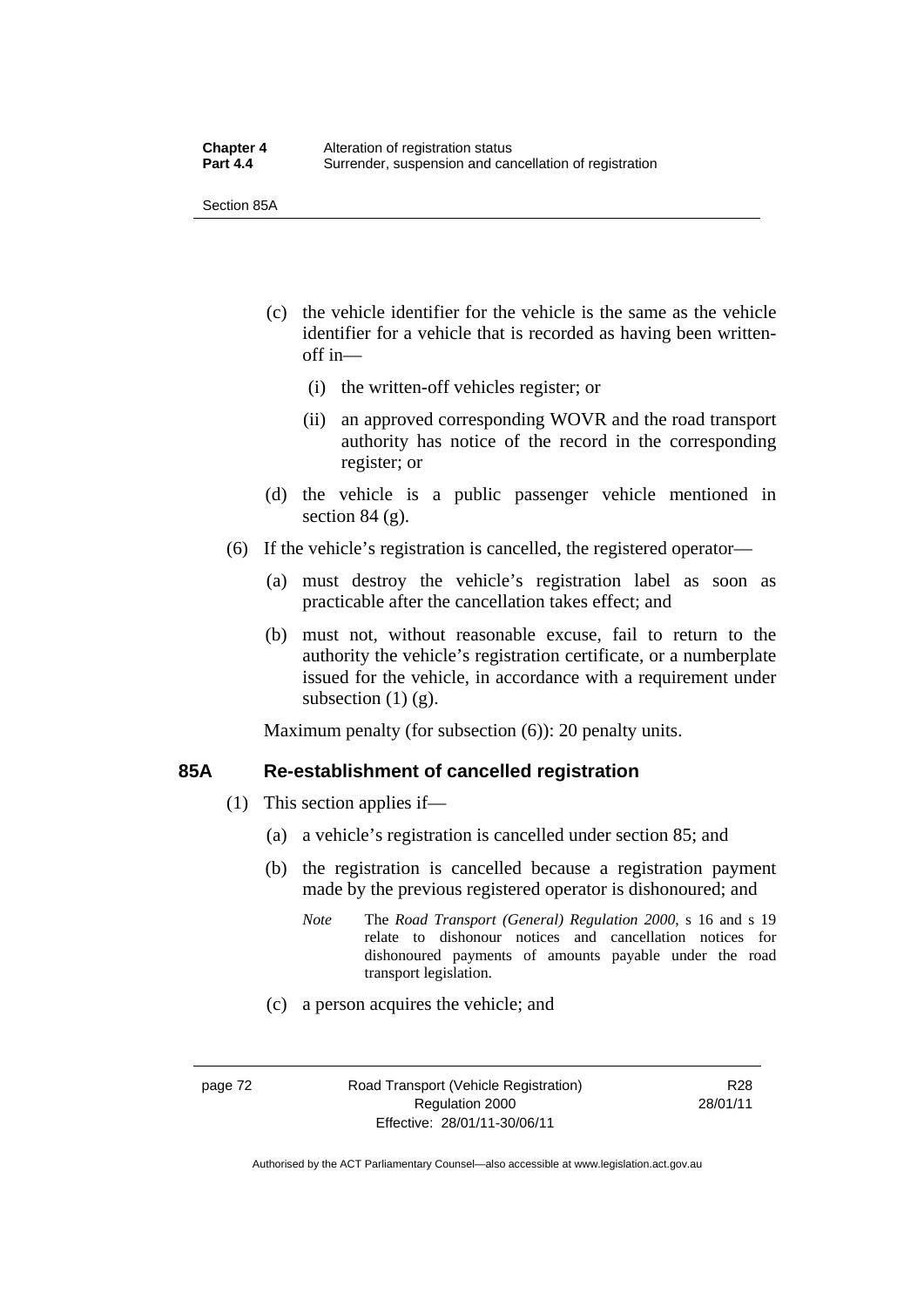(c) the vehicle identifier for the vehicle is the same as the vehicle identifier for a vehicle that is recorded as having been written-off in—

   (i) the written-off vehicles register; or

   (ii) an approved corresponding WOVR and the road transport authority has notice of the record in the corresponding register; or

(d) the vehicle is a public passenger vehicle mentioned in section 84 (g).

(6) If the vehicle's registration is cancelled, the registered operator—

   (a) must destroy the vehicle's registration label as soon as practicable after the cancellation takes effect; and

   (b) must not, without reasonable excuse, fail to return to the authority the vehicle's registration certificate, or a numberplate issued for the vehicle, in accordance with a requirement under subsection (1) (g).

Maximum penalty (for subsection (6)): 20 penalty units.

### 85A Re-establishment of cancelled registration

(1) This section applies if—

   (a) a vehicle's registration is cancelled under section 85; and

   (b) the registration is cancelled because a registration payment made by the previous registered operator is dishonoured; and

   *Note* The *Road Transport (General) Regulation 2000*, s 16 and s 19 relate to dishonour notices and cancellation notices for dishonoured payments of amounts payable under the road transport legislation.

   (c) a person acquires the vehicle; and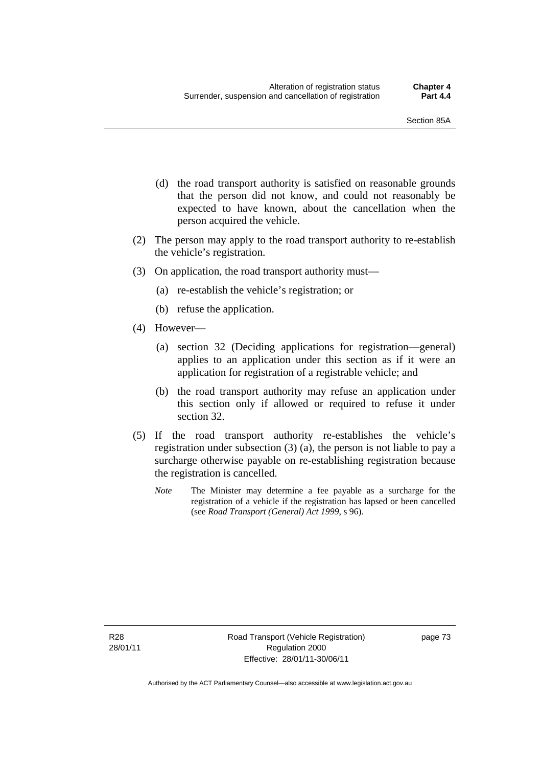(d) the road transport authority is satisfied on reasonable grounds that the person did not know, and could not reasonably be expected to have known, about the cancellation when the person acquired the vehicle.

(2) The person may apply to the road transport authority to re-establish the vehicle's registration.

(3) On application, the road transport authority must—

(a) re-establish the vehicle's registration; or

(b) refuse the application.

(4) However—

(a) section 32 (Deciding applications for registration—general) applies to an application under this section as if it were an application for registration of a registrable vehicle; and

(b) the road transport authority may refuse an application under this section only if allowed or required to refuse it under section 32.

(5) If the road transport authority re-establishes the vehicle's registration under subsection (3) (a), the person is not liable to pay a surcharge otherwise payable on re-establishing registration because the registration is cancelled.

*Note* The Minister may determine a fee payable as a surcharge for the registration of a vehicle if the registration has lapsed or been cancelled (see *Road Transport (General) Act 1999*, s 96).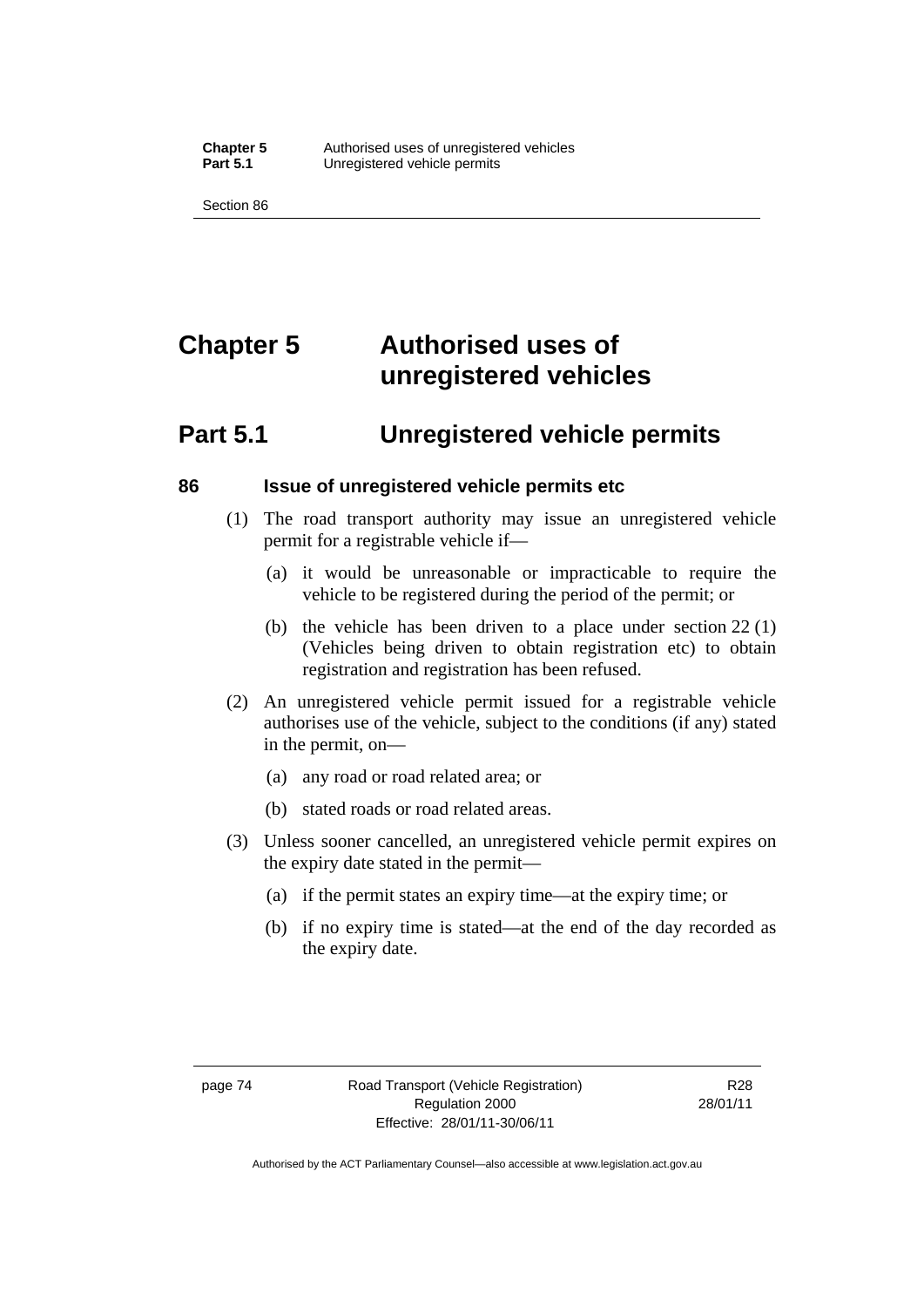# Chapter 5 Authorised uses of unregistered vehicles

## Part 5.1 Unregistered vehicle permits

### 86 Issue of unregistered vehicle permits etc

(1) The road transport authority may issue an unregistered vehicle permit for a registrable vehicle if—

(a) it would be unreasonable or impracticable to require the vehicle to be registered during the period of the permit; or

(b) the vehicle has been driven to a place under section 22 (1) (Vehicles being driven to obtain registration etc) to obtain registration and registration has been refused.

(2) An unregistered vehicle permit issued for a registrable vehicle authorises use of the vehicle, subject to the conditions (if any) stated in the permit, on—

(a) any road or road related area; or

(b) stated roads or road related areas.

(3) Unless sooner cancelled, an unregistered vehicle permit expires on the expiry date stated in the permit—

(a) if the permit states an expiry time—at the expiry time; or

(b) if no expiry time is stated—at the end of the day recorded as the expiry date.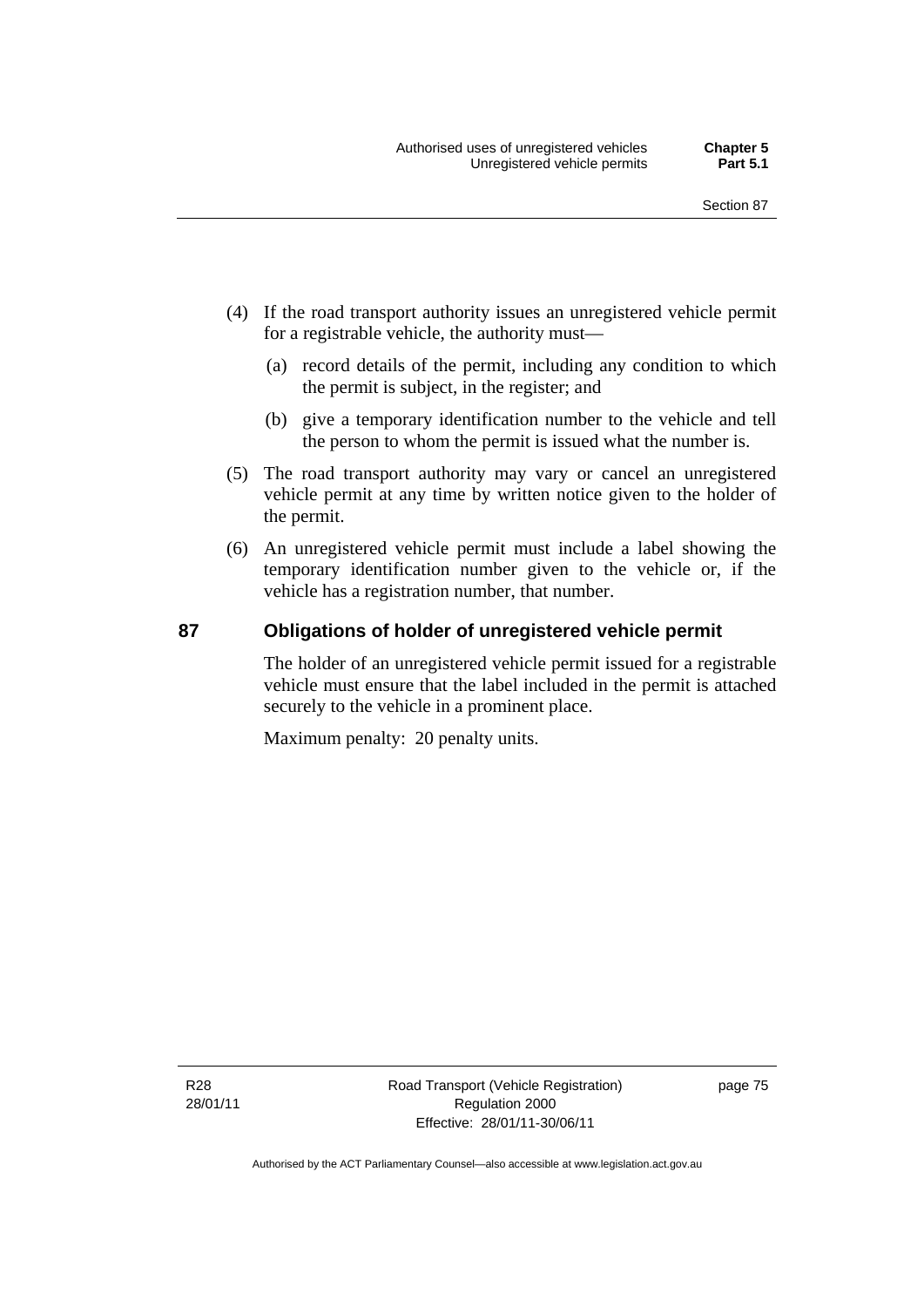(4) If the road transport authority issues an unregistered vehicle permit for a registrable vehicle, the authority must—

   (a) record details of the permit, including any condition to which the permit is subject, in the register; and

   (b) give a temporary identification number to the vehicle and tell the person to whom the permit is issued what the number is.

(5) The road transport authority may vary or cancel an unregistered vehicle permit at any time by written notice given to the holder of the permit.

(6) An unregistered vehicle permit must include a label showing the temporary identification number given to the vehicle or, if the vehicle has a registration number, that number.

## 87 Obligations of holder of unregistered vehicle permit

The holder of an unregistered vehicle permit issued for a registrable vehicle must ensure that the label included in the permit is attached securely to the vehicle in a prominent place.

Maximum penalty: 20 penalty units.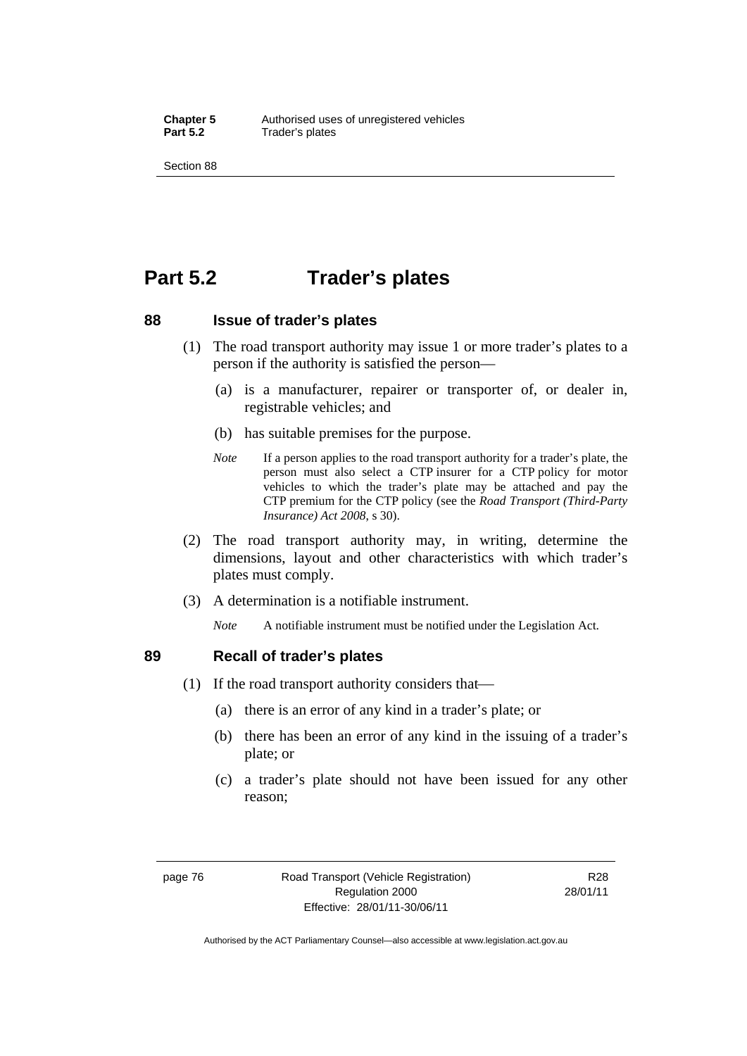# Part 5.2 Trader's plates

## 88 Issue of trader's plates

(1) The road transport authority may issue 1 or more trader's plates to a person if the authority is satisfied the person—

(a) is a manufacturer, repairer or transporter of, or dealer in, registrable vehicles; and

(b) has suitable premises for the purpose.

*Note* If a person applies to the road transport authority for a trader's plate, the person must also select a CTP insurer for a CTP policy for motor vehicles to which the trader's plate may be attached and pay the CTP premium for the CTP policy (see the *Road Transport (Third-Party Insurance) Act 2008*, s 30).

(2) The road transport authority may, in writing, determine the dimensions, layout and other characteristics with which trader's plates must comply.

(3) A determination is a notifiable instrument.

*Note* A notifiable instrument must be notified under the Legislation Act.

## 89 Recall of trader's plates

(1) If the road transport authority considers that—

(a) there is an error of any kind in a trader's plate; or

(b) there has been an error of any kind in the issuing of a trader's plate; or

(c) a trader's plate should not have been issued for any other reason;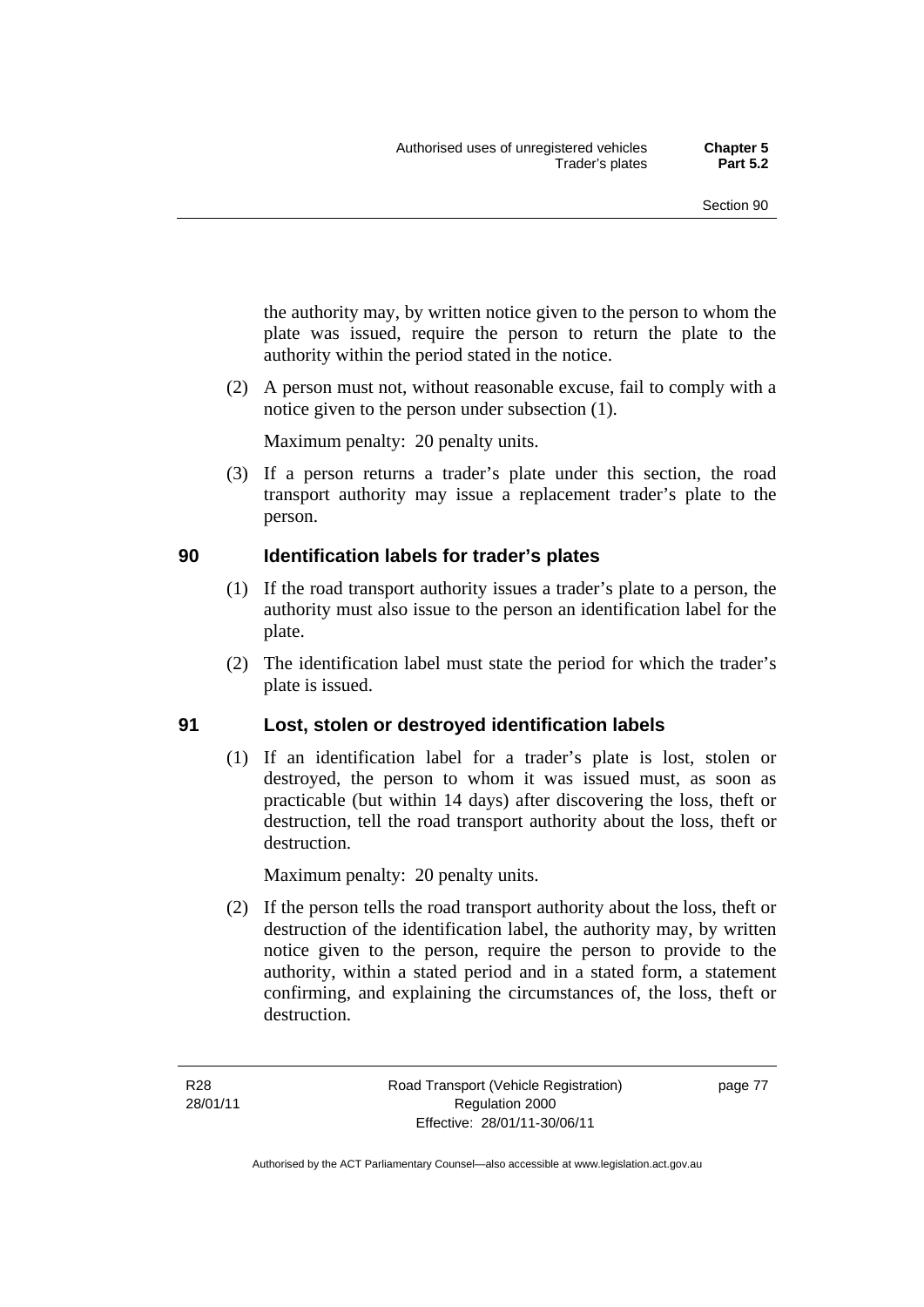the authority may, by written notice given to the person to whom the plate was issued, require the person to return the plate to the authority within the period stated in the notice.

(2) A person must not, without reasonable excuse, fail to comply with a notice given to the person under subsection (1).

Maximum penalty: 20 penalty units.

(3) If a person returns a trader's plate under this section, the road transport authority may issue a replacement trader's plate to the person.

## 90 Identification labels for trader's plates

(1) If the road transport authority issues a trader's plate to a person, the authority must also issue to the person an identification label for the plate.

(2) The identification label must state the period for which the trader's plate is issued.

## 91 Lost, stolen or destroyed identification labels

(1) If an identification label for a trader's plate is lost, stolen or destroyed, the person to whom it was issued must, as soon as practicable (but within 14 days) after discovering the loss, theft or destruction, tell the road transport authority about the loss, theft or destruction.

Maximum penalty: 20 penalty units.

(2) If the person tells the road transport authority about the loss, theft or destruction of the identification label, the authority may, by written notice given to the person, require the person to provide to the authority, within a stated period and in a stated form, a statement confirming, and explaining the circumstances of, the loss, theft or destruction.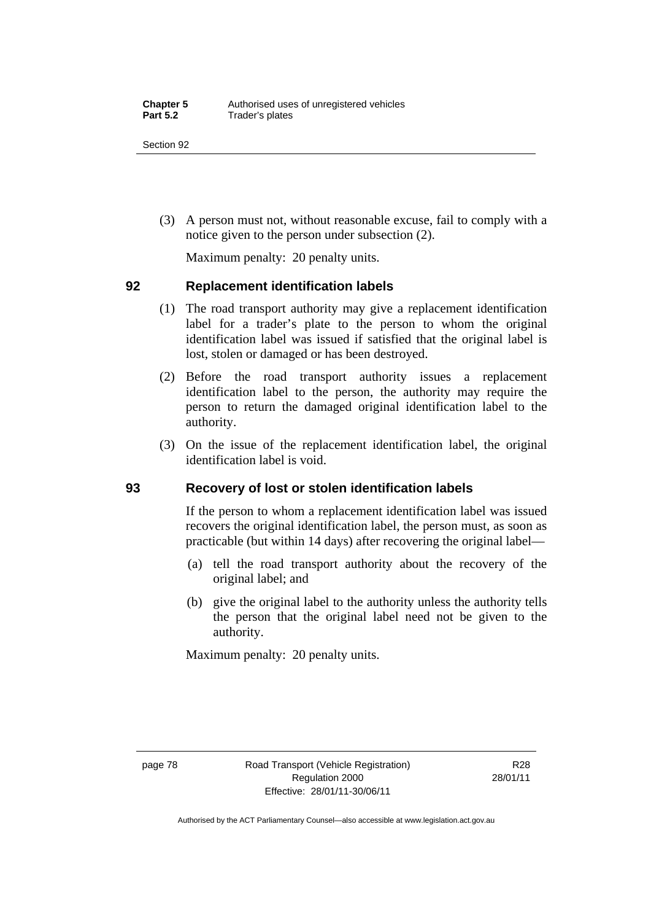(3) A person must not, without reasonable excuse, fail to comply with a notice given to the person under subsection (2).

Maximum penalty: 20 penalty units.

## 92 Replacement identification labels

(1) The road transport authority may give a replacement identification label for a trader's plate to the person to whom the original identification label was issued if satisfied that the original label is lost, stolen or damaged or has been destroyed.

(2) Before the road transport authority issues a replacement identification label to the person, the authority may require the person to return the damaged original identification label to the authority.

(3) On the issue of the replacement identification label, the original identification label is void.

## 93 Recovery of lost or stolen identification labels

If the person to whom a replacement identification label was issued recovers the original identification label, the person must, as soon as practicable (but within 14 days) after recovering the original label—

(a) tell the road transport authority about the recovery of the original label; and

(b) give the original label to the authority unless the authority tells the person that the original label need not be given to the authority.

Maximum penalty: 20 penalty units.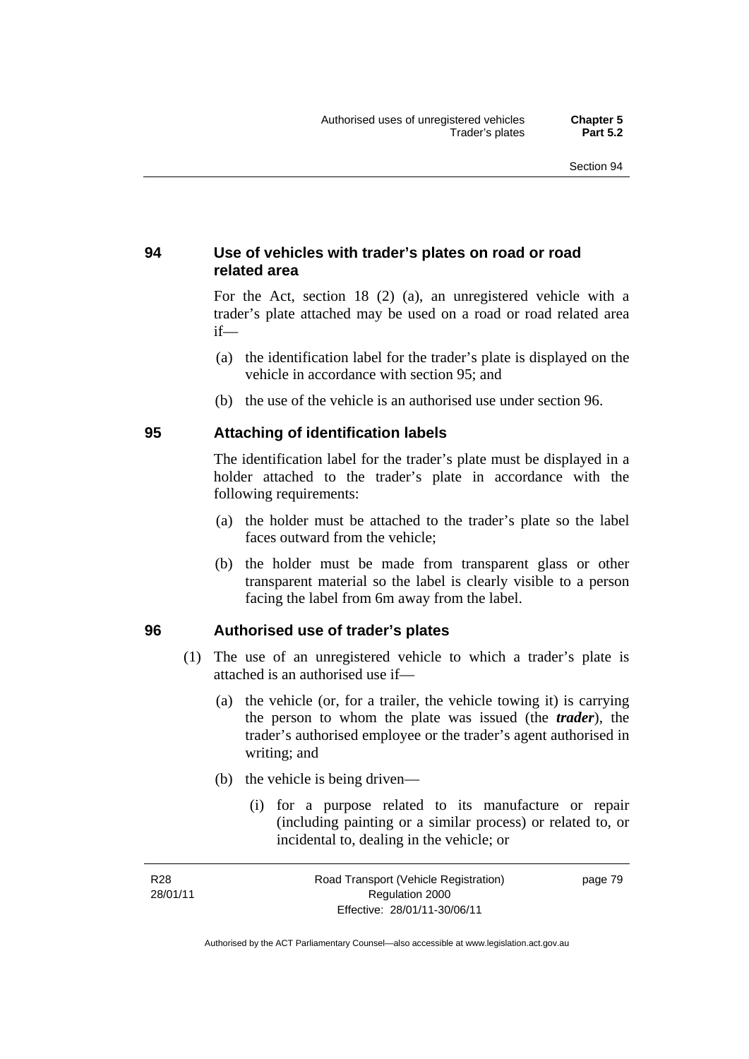### 94 Use of vehicles with trader's plates on road or road related area

For the Act, section 18 (2) (a), an unregistered vehicle with a trader's plate attached may be used on a road or road related area if—

(a) the identification label for the trader's plate is displayed on the vehicle in accordance with section 95; and

(b) the use of the vehicle is an authorised use under section 96.

### 95 Attaching of identification labels

The identification label for the trader's plate must be displayed in a holder attached to the trader's plate in accordance with the following requirements:

(a) the holder must be attached to the trader's plate so the label faces outward from the vehicle;

(b) the holder must be made from transparent glass or other transparent material so the label is clearly visible to a person facing the label from 6m away from the label.

### 96 Authorised use of trader's plates

(1) The use of an unregistered vehicle to which a trader's plate is attached is an authorised use if—

(a) the vehicle (or, for a trailer, the vehicle towing it) is carrying the person to whom the plate was issued (the ***trader***), the trader's authorised employee or the trader's agent authorised in writing; and

(b) the vehicle is being driven—

(i) for a purpose related to its manufacture or repair (including painting or a similar process) or related to, or incidental to, dealing in the vehicle; or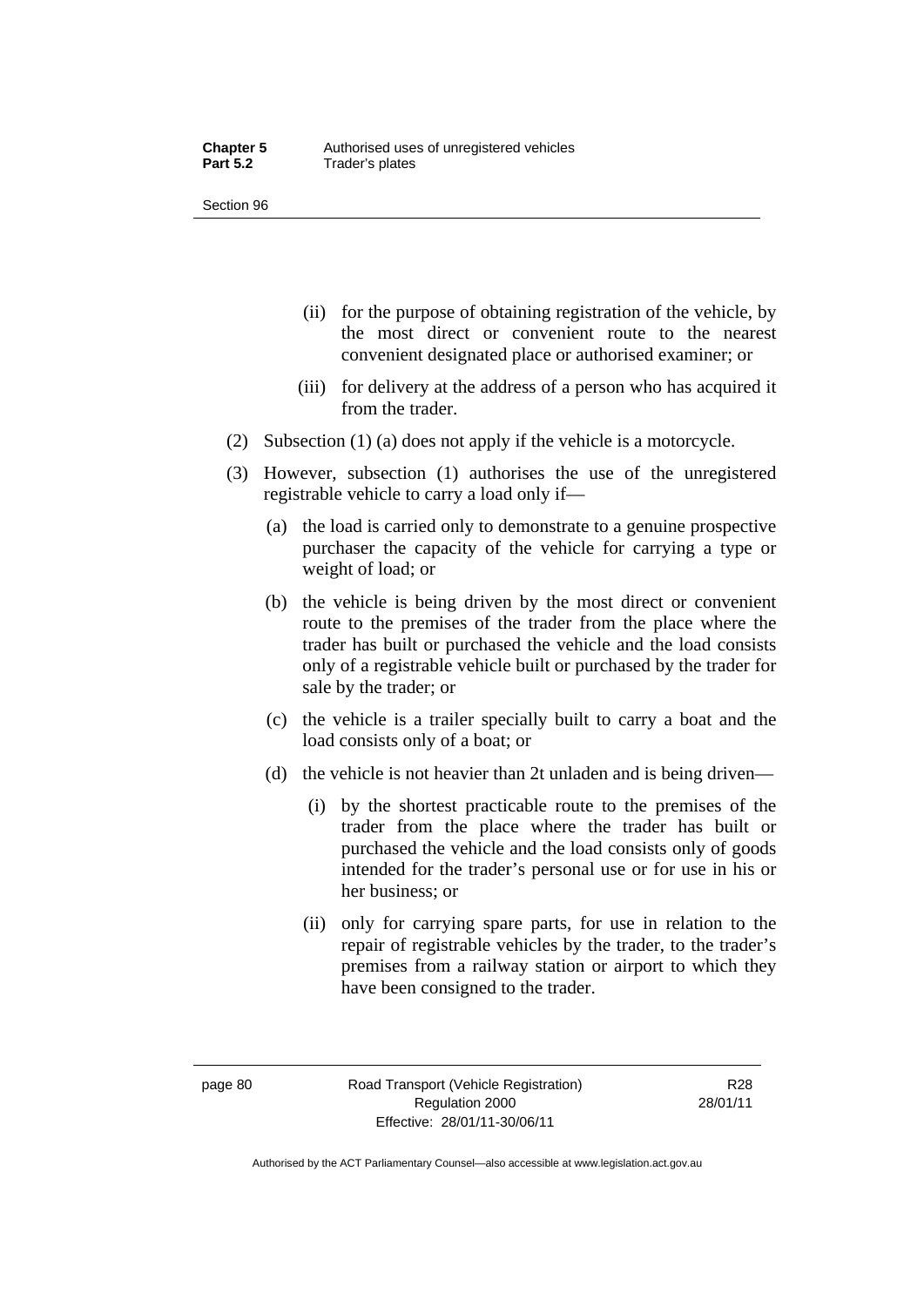(ii) for the purpose of obtaining registration of the vehicle, by the most direct or convenient route to the nearest convenient designated place or authorised examiner; or

(iii) for delivery at the address of a person who has acquired it from the trader.

(2) Subsection (1) (a) does not apply if the vehicle is a motorcycle.

(3) However, subsection (1) authorises the use of the unregistered registrable vehicle to carry a load only if—

(a) the load is carried only to demonstrate to a genuine prospective purchaser the capacity of the vehicle for carrying a type or weight of load; or

(b) the vehicle is being driven by the most direct or convenient route to the premises of the trader from the place where the trader has built or purchased the vehicle and the load consists only of a registrable vehicle built or purchased by the trader for sale by the trader; or

(c) the vehicle is a trailer specially built to carry a boat and the load consists only of a boat; or

(d) the vehicle is not heavier than 2t unladen and is being driven—

(i) by the shortest practicable route to the premises of the trader from the place where the trader has built or purchased the vehicle and the load consists only of goods intended for the trader's personal use or for use in his or her business; or

(ii) only for carrying spare parts, for use in relation to the repair of registrable vehicles by the trader, to the trader's premises from a railway station or airport to which they have been consigned to the trader.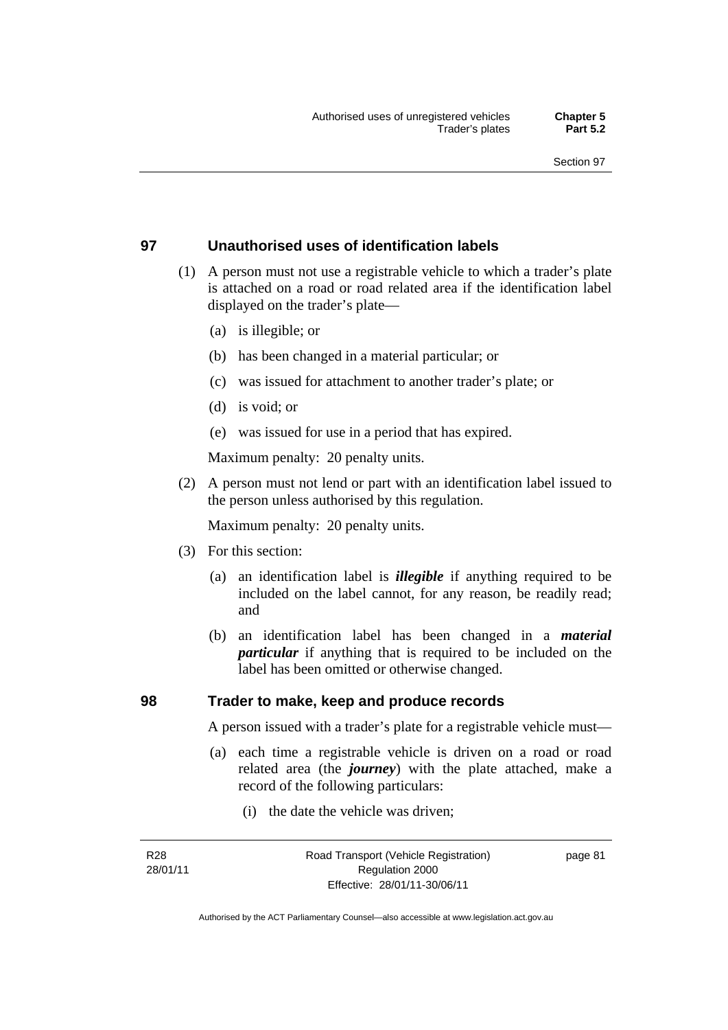## 97 Unauthorised uses of identification labels

(1) A person must not use a registrable vehicle to which a trader's plate is attached on a road or road related area if the identification label displayed on the trader's plate—

(a) is illegible; or

(b) has been changed in a material particular; or

(c) was issued for attachment to another trader's plate; or

(d) is void; or

(e) was issued for use in a period that has expired.

Maximum penalty: 20 penalty units.

(2) A person must not lend or part with an identification label issued to the person unless authorised by this regulation.

Maximum penalty: 20 penalty units.

(3) For this section:

(a) an identification label is ***illegible*** if anything required to be included on the label cannot, for any reason, be readily read; and

(b) an identification label has been changed in a ***material particular*** if anything that is required to be included on the label has been omitted or otherwise changed.

## 98 Trader to make, keep and produce records

A person issued with a trader's plate for a registrable vehicle must—

(a) each time a registrable vehicle is driven on a road or road related area (the ***journey***) with the plate attached, make a record of the following particulars:

(i) the date the vehicle was driven;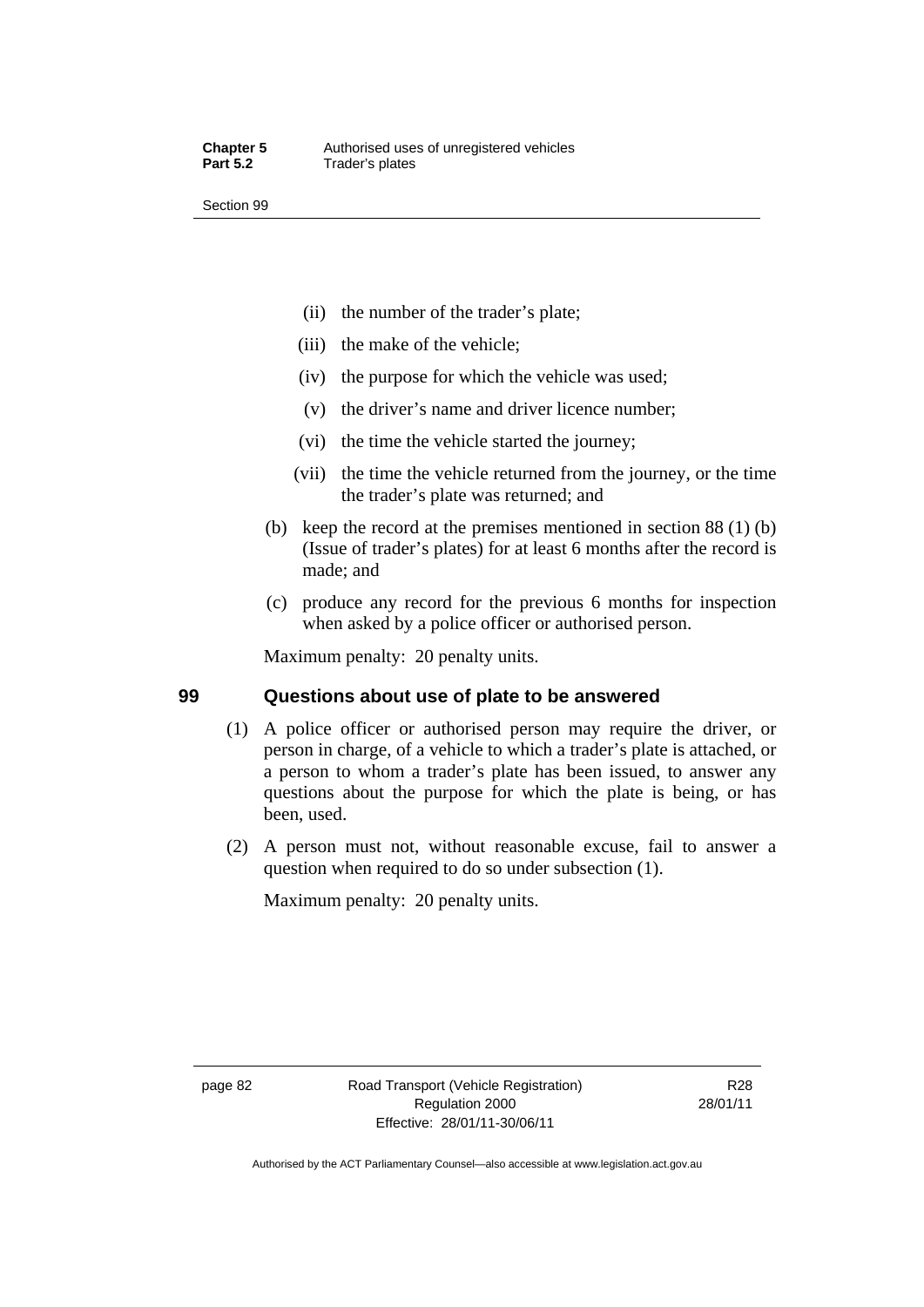(ii) the number of the trader's plate;

(iii) the make of the vehicle;

(iv) the purpose for which the vehicle was used;

(v) the driver's name and driver licence number;

(vi) the time the vehicle started the journey;

(vii) the time the vehicle returned from the journey, or the time the trader's plate was returned; and

(b) keep the record at the premises mentioned in section 88 (1) (b) (Issue of trader's plates) for at least 6 months after the record is made; and

(c) produce any record for the previous 6 months for inspection when asked by a police officer or authorised person.

Maximum penalty: 20 penalty units.

## 99 Questions about use of plate to be answered

(1) A police officer or authorised person may require the driver, or person in charge, of a vehicle to which a trader's plate is attached, or a person to whom a trader's plate has been issued, to answer any questions about the purpose for which the plate is being, or has been, used.

(2) A person must not, without reasonable excuse, fail to answer a question when required to do so under subsection (1).

Maximum penalty: 20 penalty units.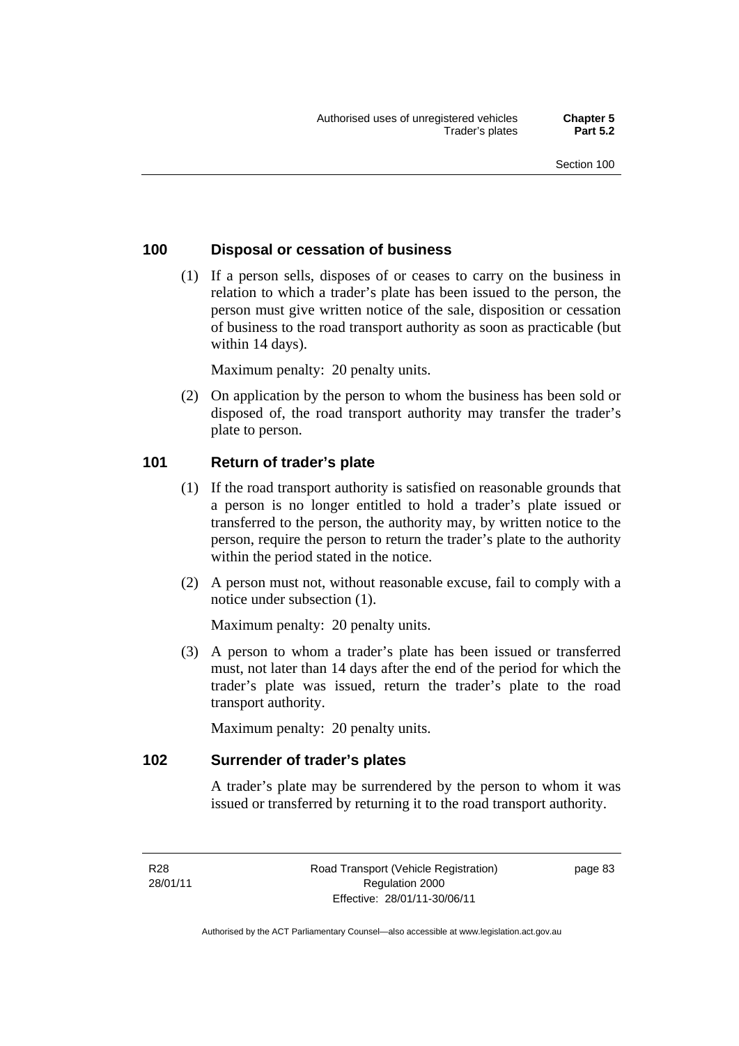## 100 Disposal or cessation of business

(1) If a person sells, disposes of or ceases to carry on the business in relation to which a trader's plate has been issued to the person, the person must give written notice of the sale, disposition or cessation of business to the road transport authority as soon as practicable (but within 14 days).

Maximum penalty: 20 penalty units.

(2) On application by the person to whom the business has been sold or disposed of, the road transport authority may transfer the trader's plate to person.

## 101 Return of trader's plate

(1) If the road transport authority is satisfied on reasonable grounds that a person is no longer entitled to hold a trader's plate issued or transferred to the person, the authority may, by written notice to the person, require the person to return the trader's plate to the authority within the period stated in the notice.

(2) A person must not, without reasonable excuse, fail to comply with a notice under subsection (1).

Maximum penalty: 20 penalty units.

(3) A person to whom a trader's plate has been issued or transferred must, not later than 14 days after the end of the period for which the trader's plate was issued, return the trader's plate to the road transport authority.

Maximum penalty: 20 penalty units.

## 102 Surrender of trader's plates

A trader's plate may be surrendered by the person to whom it was issued or transferred by returning it to the road transport authority.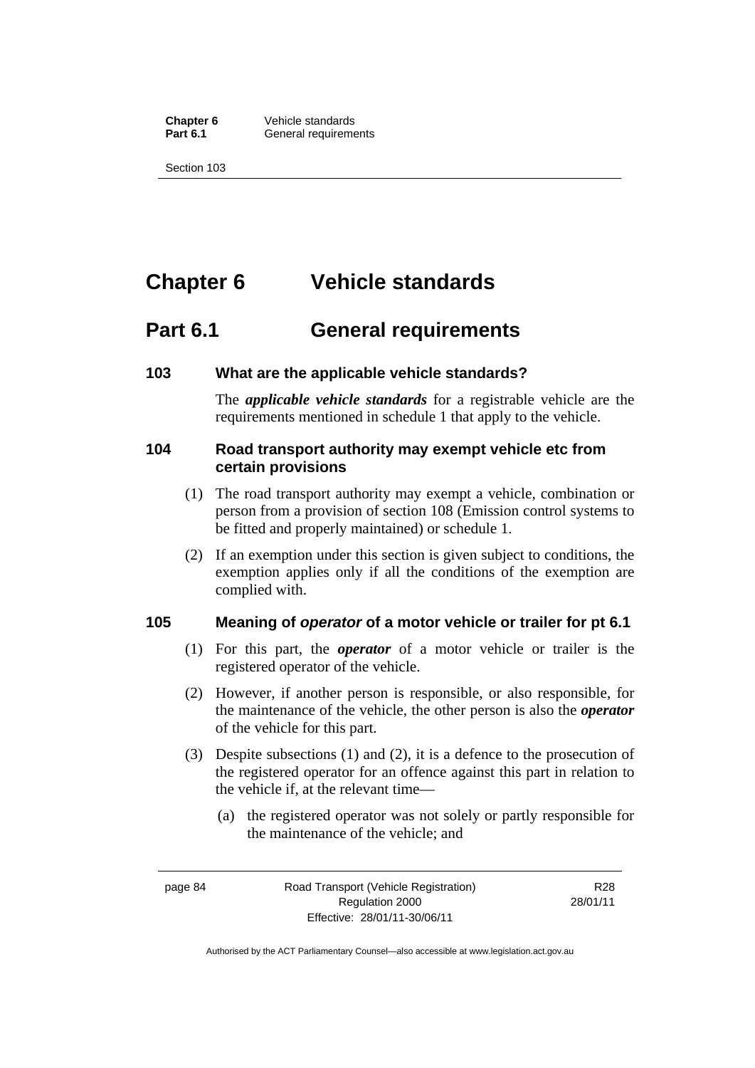# Chapter 6 Vehicle standards

## Part 6.1 General requirements

### 103 What are the applicable vehicle standards?

The ***applicable vehicle standards*** for a registrable vehicle are the requirements mentioned in schedule 1 that apply to the vehicle.

### 104 Road transport authority may exempt vehicle etc from certain provisions

(1) The road transport authority may exempt a vehicle, combination or person from a provision of section 108 (Emission control systems to be fitted and properly maintained) or schedule 1.

(2) If an exemption under this section is given subject to conditions, the exemption applies only if all the conditions of the exemption are complied with.

### 105 Meaning of *operator* of a motor vehicle or trailer for pt 6.1

(1) For this part, the ***operator*** of a motor vehicle or trailer is the registered operator of the vehicle.

(2) However, if another person is responsible, or also responsible, for the maintenance of the vehicle, the other person is also the ***operator*** of the vehicle for this part.

(3) Despite subsections (1) and (2), it is a defence to the prosecution of the registered operator for an offence against this part in relation to the vehicle if, at the relevant time—

(a) the registered operator was not solely or partly responsible for the maintenance of the vehicle; and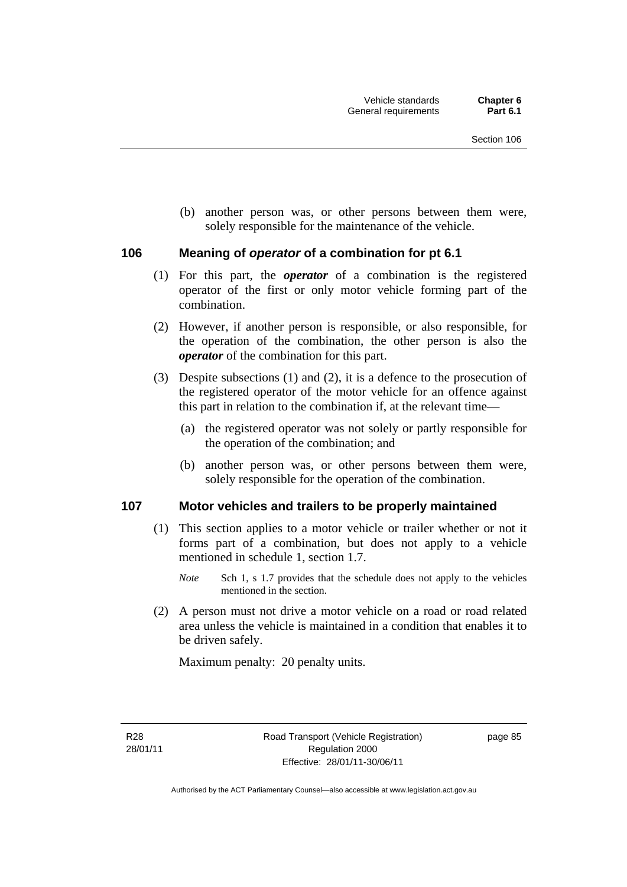(b) another person was, or other persons between them were, solely responsible for the maintenance of the vehicle.

## 106 Meaning of *operator* of a combination for pt 6.1

(1) For this part, the ***operator*** of a combination is the registered operator of the first or only motor vehicle forming part of the combination.

(2) However, if another person is responsible, or also responsible, for the operation of the combination, the other person is also the ***operator*** of the combination for this part.

(3) Despite subsections (1) and (2), it is a defence to the prosecution of the registered operator of the motor vehicle for an offence against this part in relation to the combination if, at the relevant time—

(a) the registered operator was not solely or partly responsible for the operation of the combination; and

(b) another person was, or other persons between them were, solely responsible for the operation of the combination.

## 107 Motor vehicles and trailers to be properly maintained

(1) This section applies to a motor vehicle or trailer whether or not it forms part of a combination, but does not apply to a vehicle mentioned in schedule 1, section 1.7.

*Note* Sch 1, s 1.7 provides that the schedule does not apply to the vehicles mentioned in the section.

(2) A person must not drive a motor vehicle on a road or road related area unless the vehicle is maintained in a condition that enables it to be driven safely.

Maximum penalty: 20 penalty units.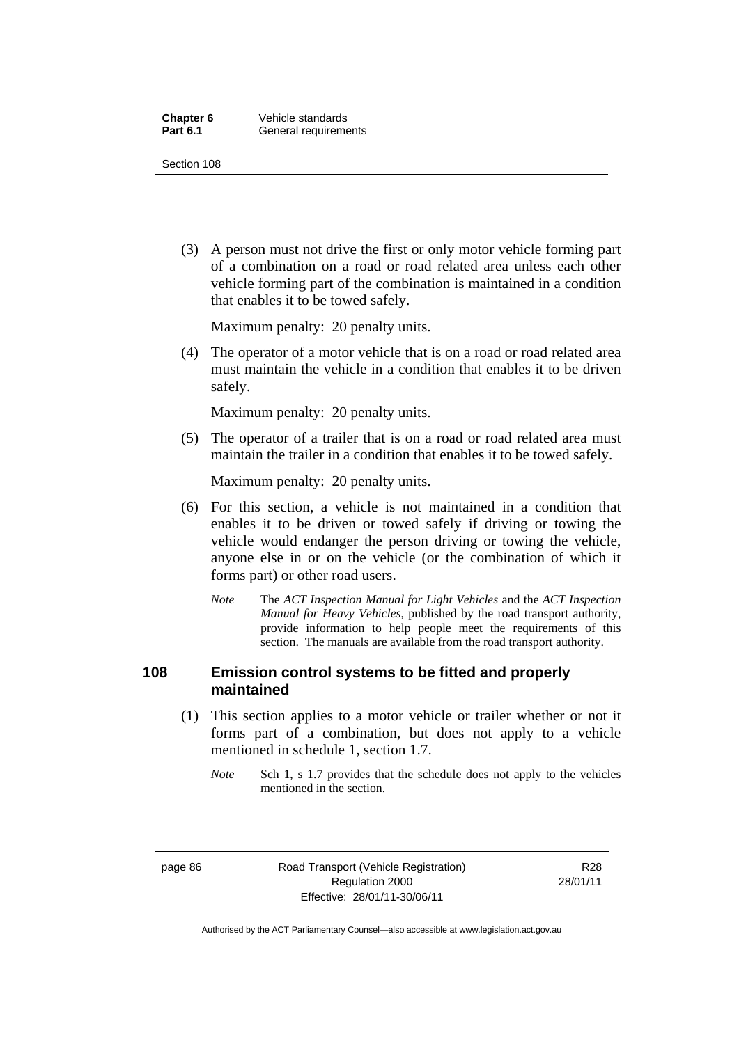(3) A person must not drive the first or only motor vehicle forming part of a combination on a road or road related area unless each other vehicle forming part of the combination is maintained in a condition that enables it to be towed safely.

Maximum penalty: 20 penalty units.

(4) The operator of a motor vehicle that is on a road or road related area must maintain the vehicle in a condition that enables it to be driven safely.

Maximum penalty: 20 penalty units.

(5) The operator of a trailer that is on a road or road related area must maintain the trailer in a condition that enables it to be towed safely.

Maximum penalty: 20 penalty units.

(6) For this section, a vehicle is not maintained in a condition that enables it to be driven or towed safely if driving or towing the vehicle would endanger the person driving or towing the vehicle, anyone else in or on the vehicle (or the combination of which it forms part) or other road users.

*Note* The *ACT Inspection Manual for Light Vehicles* and the *ACT Inspection Manual for Heavy Vehicles*, published by the road transport authority, provide information to help people meet the requirements of this section. The manuals are available from the road transport authority.

## 108 Emission control systems to be fitted and properly maintained

(1) This section applies to a motor vehicle or trailer whether or not it forms part of a combination, but does not apply to a vehicle mentioned in schedule 1, section 1.7.

*Note* Sch 1, s 1.7 provides that the schedule does not apply to the vehicles mentioned in the section.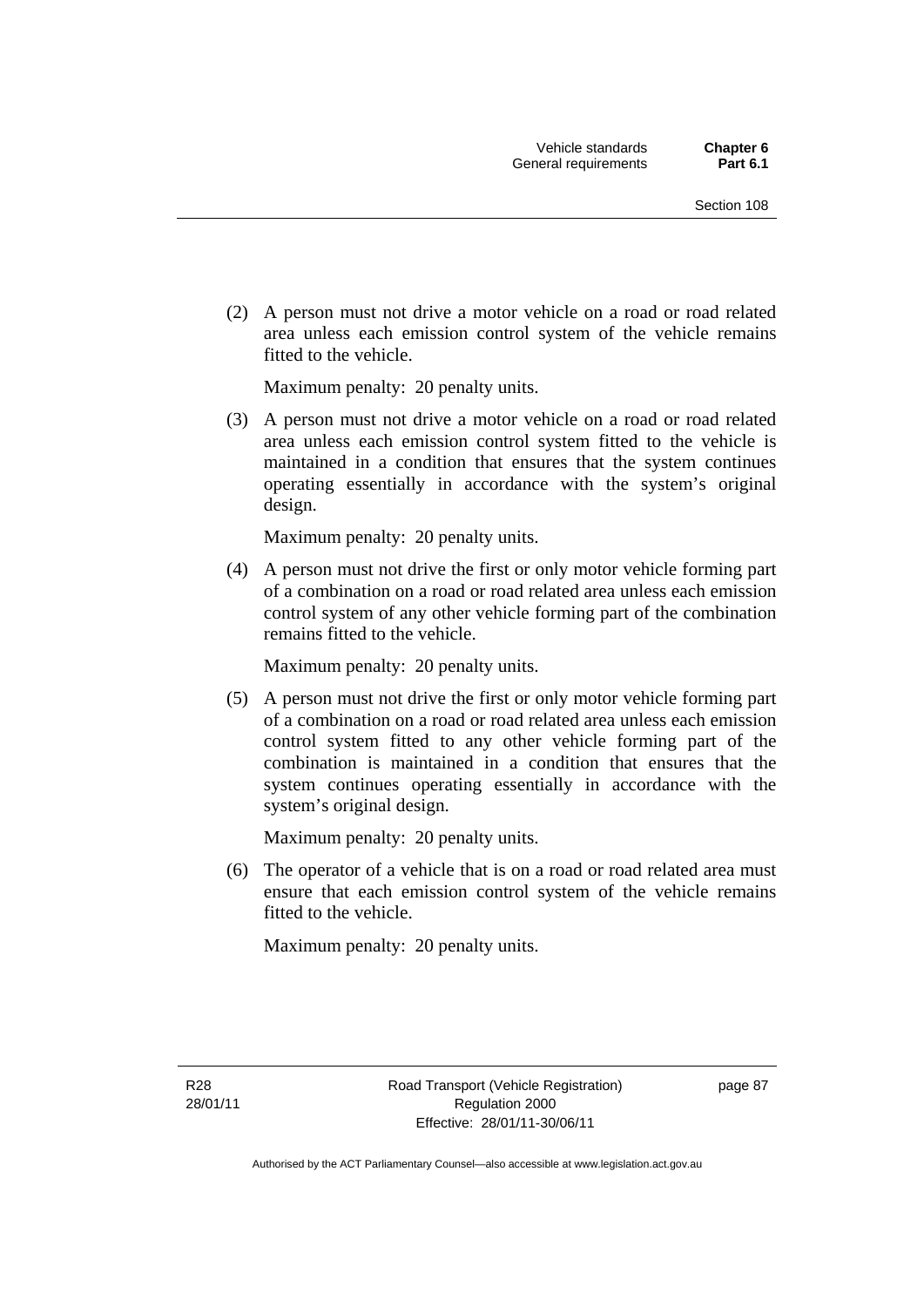(2) A person must not drive a motor vehicle on a road or road related area unless each emission control system of the vehicle remains fitted to the vehicle.

Maximum penalty: 20 penalty units.

(3) A person must not drive a motor vehicle on a road or road related area unless each emission control system fitted to the vehicle is maintained in a condition that ensures that the system continues operating essentially in accordance with the system's original design.

Maximum penalty: 20 penalty units.

(4) A person must not drive the first or only motor vehicle forming part of a combination on a road or road related area unless each emission control system of any other vehicle forming part of the combination remains fitted to the vehicle.

Maximum penalty: 20 penalty units.

(5) A person must not drive the first or only motor vehicle forming part of a combination on a road or road related area unless each emission control system fitted to any other vehicle forming part of the combination is maintained in a condition that ensures that the system continues operating essentially in accordance with the system's original design.

Maximum penalty: 20 penalty units.

(6) The operator of a vehicle that is on a road or road related area must ensure that each emission control system of the vehicle remains fitted to the vehicle.

Maximum penalty: 20 penalty units.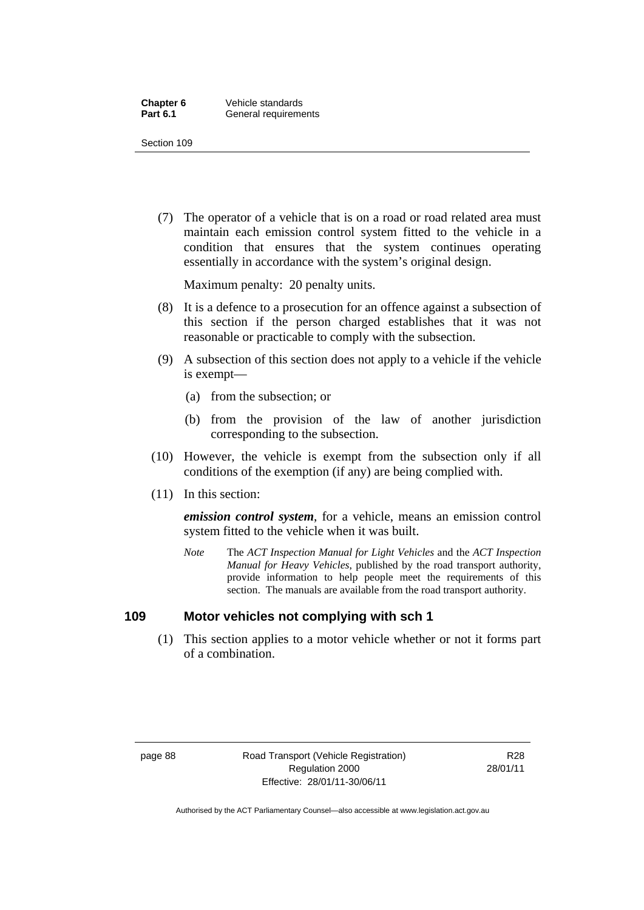(7) The operator of a vehicle that is on a road or road related area must maintain each emission control system fitted to the vehicle in a condition that ensures that the system continues operating essentially in accordance with the system's original design.

Maximum penalty: 20 penalty units.

(8) It is a defence to a prosecution for an offence against a subsection of this section if the person charged establishes that it was not reasonable or practicable to comply with the subsection.

(9) A subsection of this section does not apply to a vehicle if the vehicle is exempt—

(a) from the subsection; or

(b) from the provision of the law of another jurisdiction corresponding to the subsection.

(10) However, the vehicle is exempt from the subsection only if all conditions of the exemption (if any) are being complied with.

(11) In this section:

***emission control system***, for a vehicle, means an emission control system fitted to the vehicle when it was built.

*Note* The *ACT Inspection Manual for Light Vehicles* and the *ACT Inspection Manual for Heavy Vehicles*, published by the road transport authority, provide information to help people meet the requirements of this section. The manuals are available from the road transport authority.

## 109 Motor vehicles not complying with sch 1

(1) This section applies to a motor vehicle whether or not it forms part of a combination.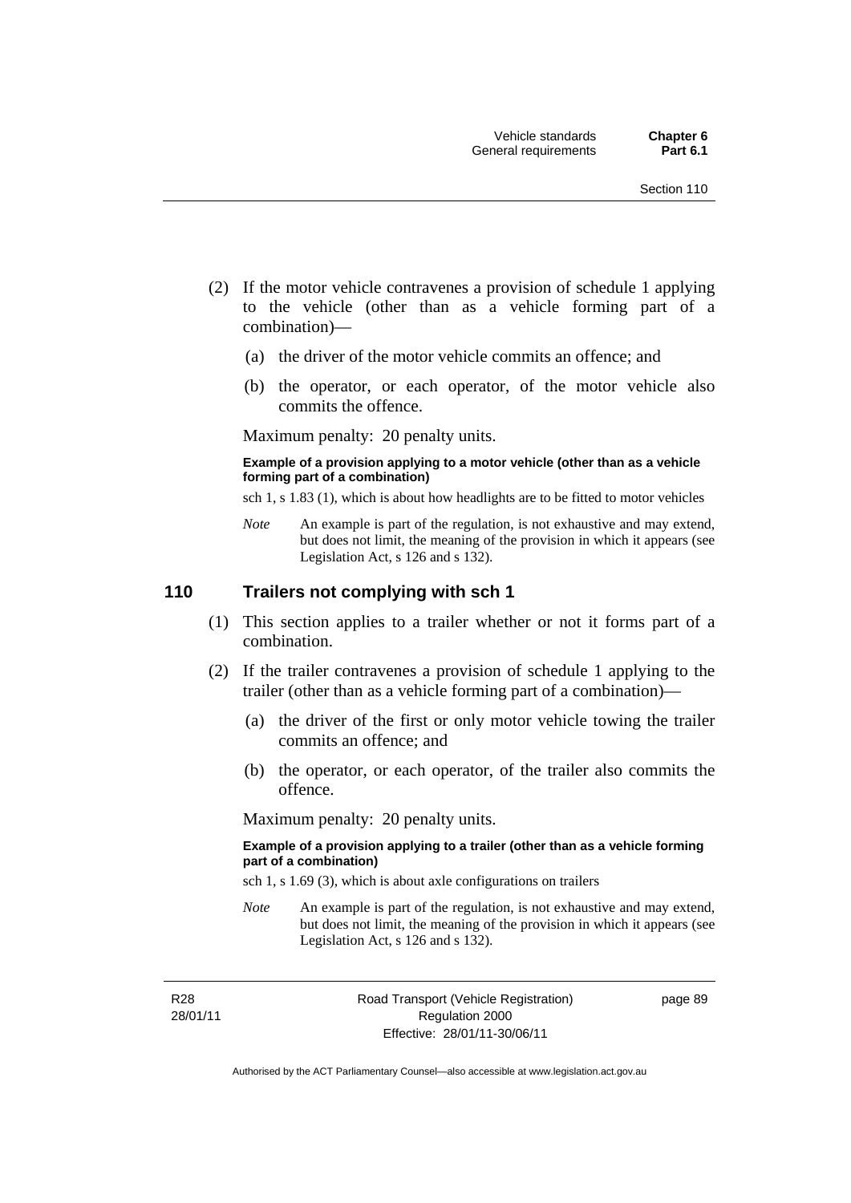(2) If the motor vehicle contravenes a provision of schedule 1 applying to the vehicle (other than as a vehicle forming part of a combination)—

(a) the driver of the motor vehicle commits an offence; and

(b) the operator, or each operator, of the motor vehicle also commits the offence.

Maximum penalty: 20 penalty units.

**Example of a provision applying to a motor vehicle (other than as a vehicle forming part of a combination)**

sch 1, s 1.83 (1), which is about how headlights are to be fitted to motor vehicles

*Note* An example is part of the regulation, is not exhaustive and may extend, but does not limit, the meaning of the provision in which it appears (see Legislation Act, s 126 and s 132).

## 110 Trailers not complying with sch 1

(1) This section applies to a trailer whether or not it forms part of a combination.

(2) If the trailer contravenes a provision of schedule 1 applying to the trailer (other than as a vehicle forming part of a combination)—

(a) the driver of the first or only motor vehicle towing the trailer commits an offence; and

(b) the operator, or each operator, of the trailer also commits the offence.

Maximum penalty: 20 penalty units.

**Example of a provision applying to a trailer (other than as a vehicle forming part of a combination)**

sch 1, s 1.69 (3), which is about axle configurations on trailers

*Note* An example is part of the regulation, is not exhaustive and may extend, but does not limit, the meaning of the provision in which it appears (see Legislation Act, s 126 and s 132).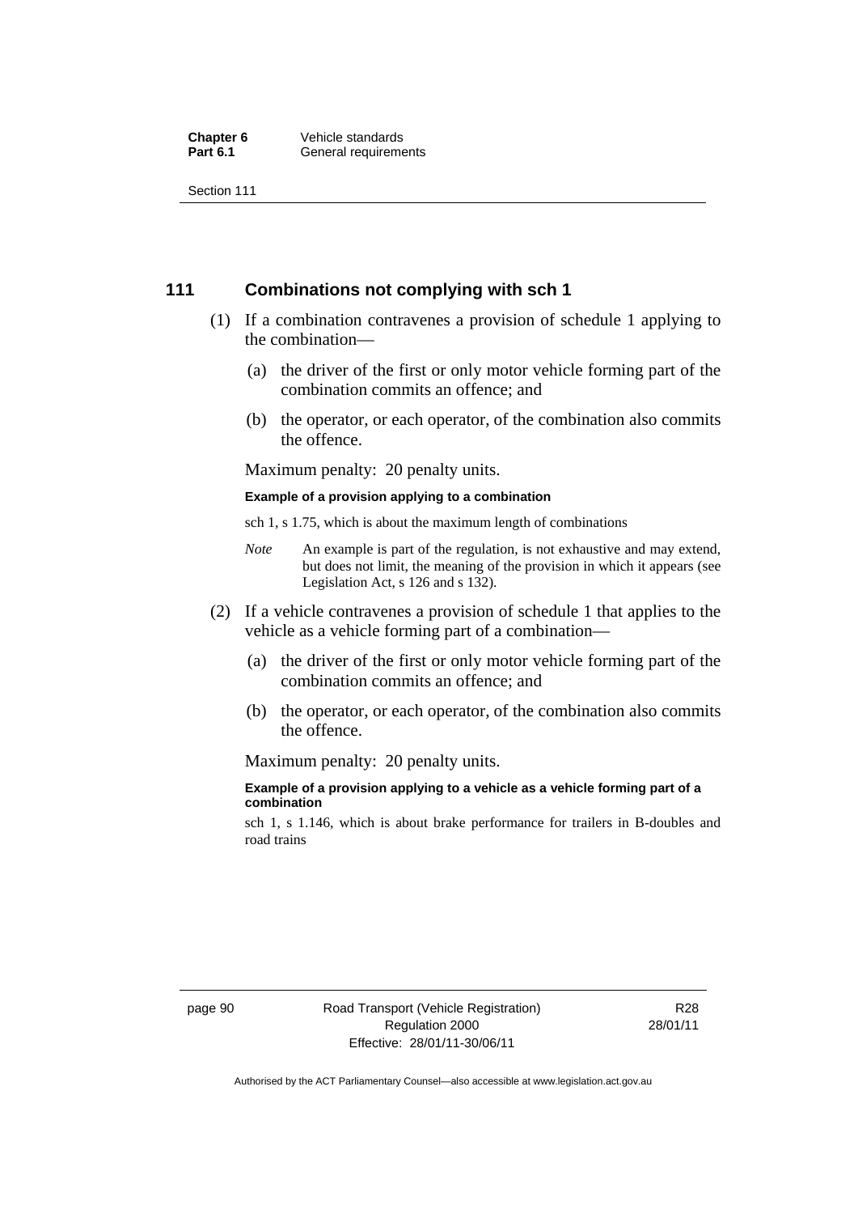## 111 Combinations not complying with sch 1

(1) If a combination contravenes a provision of schedule 1 applying to the combination—

(a) the driver of the first or only motor vehicle forming part of the combination commits an offence; and

(b) the operator, or each operator, of the combination also commits the offence.

Maximum penalty: 20 penalty units.

**Example of a provision applying to a combination**

sch 1, s 1.75, which is about the maximum length of combinations

*Note* An example is part of the regulation, is not exhaustive and may extend, but does not limit, the meaning of the provision in which it appears (see Legislation Act, s 126 and s 132).

(2) If a vehicle contravenes a provision of schedule 1 that applies to the vehicle as a vehicle forming part of a combination—

(a) the driver of the first or only motor vehicle forming part of the combination commits an offence; and

(b) the operator, or each operator, of the combination also commits the offence.

Maximum penalty: 20 penalty units.

**Example of a provision applying to a vehicle as a vehicle forming part of a combination**

sch 1, s 1.146, which is about brake performance for trailers in B-doubles and road trains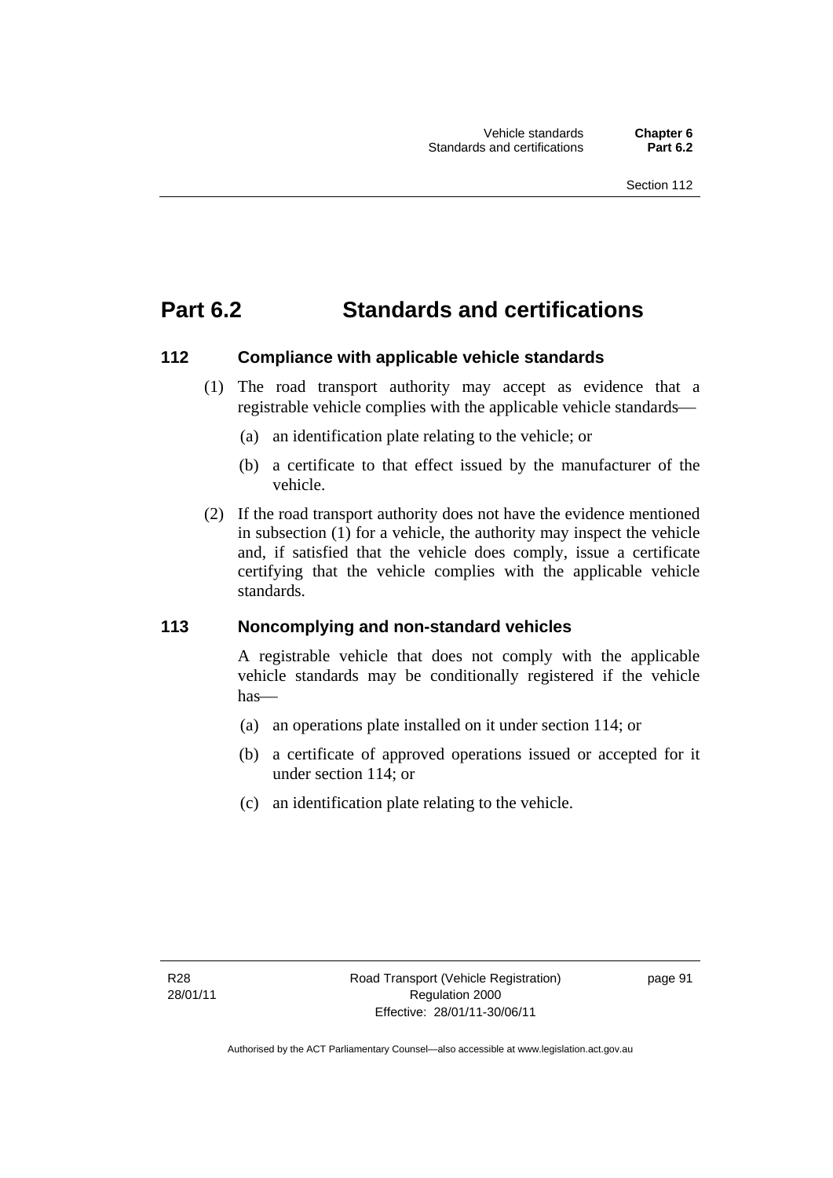# Part 6.2 Standards and certifications

## 112 Compliance with applicable vehicle standards

(1) The road transport authority may accept as evidence that a registrable vehicle complies with the applicable vehicle standards—

(a) an identification plate relating to the vehicle; or

(b) a certificate to that effect issued by the manufacturer of the vehicle.

(2) If the road transport authority does not have the evidence mentioned in subsection (1) for a vehicle, the authority may inspect the vehicle and, if satisfied that the vehicle does comply, issue a certificate certifying that the vehicle complies with the applicable vehicle standards.

## 113 Noncomplying and non-standard vehicles

A registrable vehicle that does not comply with the applicable vehicle standards may be conditionally registered if the vehicle has—

(a) an operations plate installed on it under section 114; or

(b) a certificate of approved operations issued or accepted for it under section 114; or

(c) an identification plate relating to the vehicle.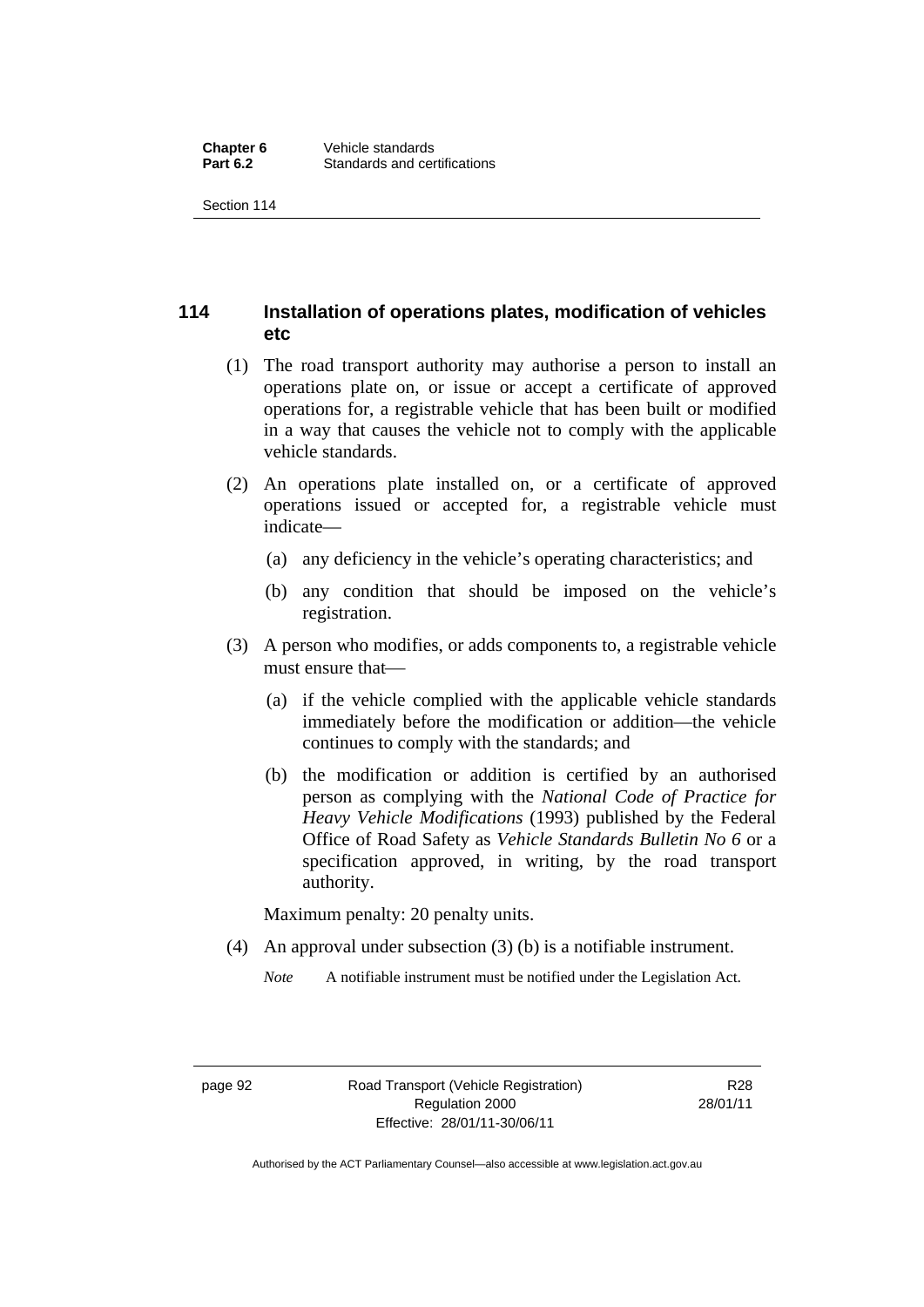## 114 Installation of operations plates, modification of vehicles etc

(1) The road transport authority may authorise a person to install an operations plate on, or issue or accept a certificate of approved operations for, a registrable vehicle that has been built or modified in a way that causes the vehicle not to comply with the applicable vehicle standards.

(2) An operations plate installed on, or a certificate of approved operations issued or accepted for, a registrable vehicle must indicate—

  (a) any deficiency in the vehicle's operating characteristics; and

  (b) any condition that should be imposed on the vehicle's registration.

(3) A person who modifies, or adds components to, a registrable vehicle must ensure that—

  (a) if the vehicle complied with the applicable vehicle standards immediately before the modification or addition—the vehicle continues to comply with the standards; and

  (b) the modification or addition is certified by an authorised person as complying with the *National Code of Practice for Heavy Vehicle Modifications* (1993) published by the Federal Office of Road Safety as *Vehicle Standards Bulletin No 6* or a specification approved, in writing, by the road transport authority.

Maximum penalty: 20 penalty units.

(4) An approval under subsection (3) (b) is a notifiable instrument.

*Note* A notifiable instrument must be notified under the Legislation Act.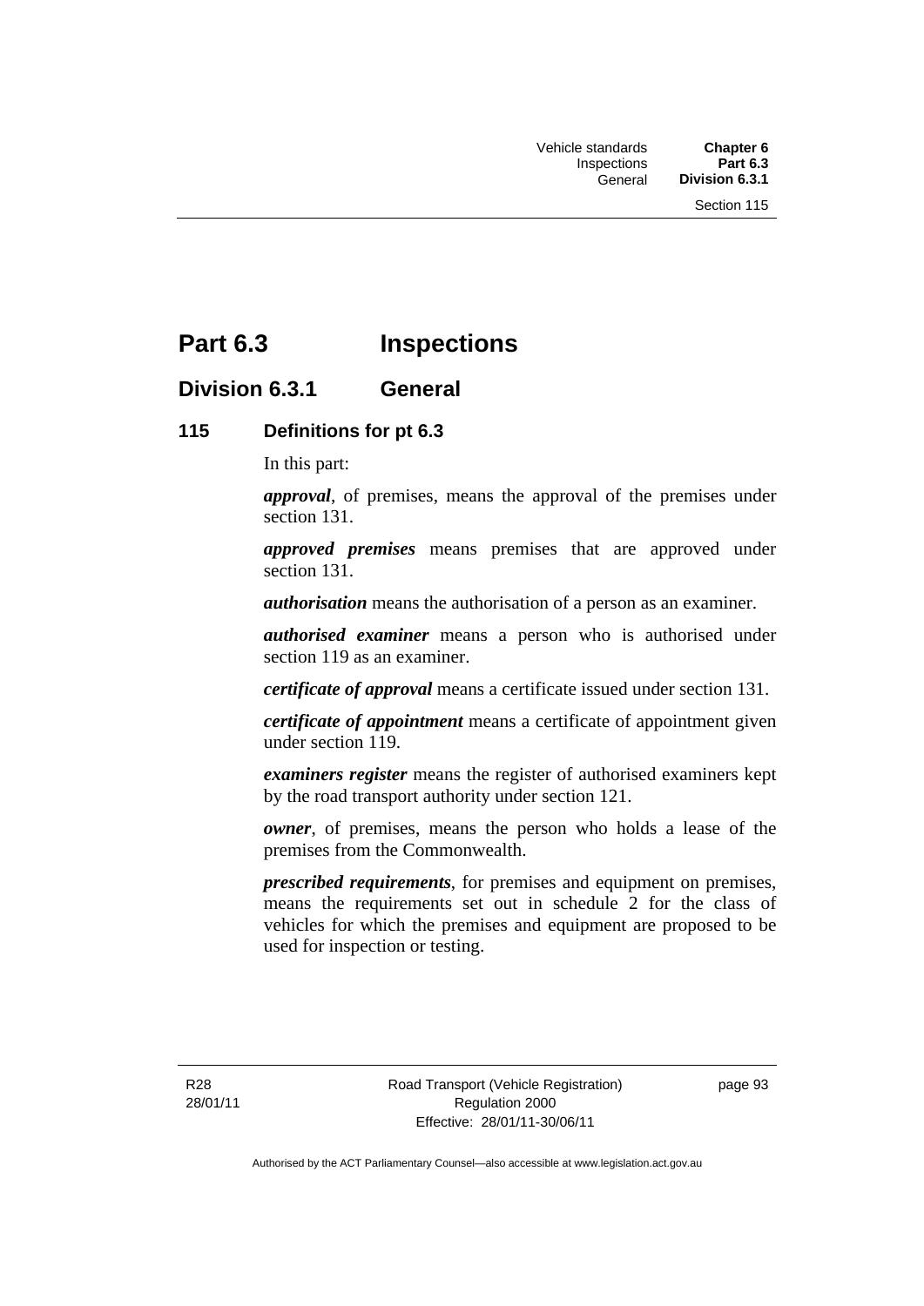# Part 6.3 Inspections

## Division 6.3.1 General

### 115 Definitions for pt 6.3

In this part:

***approval***, of premises, means the approval of the premises under section 131.

***approved premises*** means premises that are approved under section 131.

***authorisation*** means the authorisation of a person as an examiner.

***authorised examiner*** means a person who is authorised under section 119 as an examiner.

***certificate of approval*** means a certificate issued under section 131.

***certificate of appointment*** means a certificate of appointment given under section 119.

***examiners register*** means the register of authorised examiners kept by the road transport authority under section 121.

***owner***, of premises, means the person who holds a lease of the premises from the Commonwealth.

***prescribed requirements***, for premises and equipment on premises, means the requirements set out in schedule 2 for the class of vehicles for which the premises and equipment are proposed to be used for inspection or testing.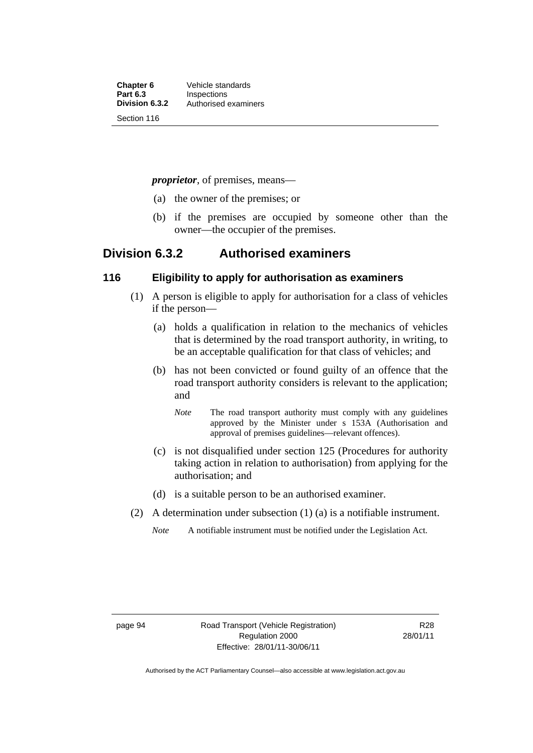***proprietor***, of premises, means—

(a) the owner of the premises; or

(b) if the premises are occupied by someone other than the owner—the occupier of the premises.

## Division 6.3.2 Authorised examiners

### 116 Eligibility to apply for authorisation as examiners

(1) A person is eligible to apply for authorisation for a class of vehicles if the person—

(a) holds a qualification in relation to the mechanics of vehicles that is determined by the road transport authority, in writing, to be an acceptable qualification for that class of vehicles; and

(b) has not been convicted or found guilty of an offence that the road transport authority considers is relevant to the application; and

*Note* The road transport authority must comply with any guidelines approved by the Minister under s 153A (Authorisation and approval of premises guidelines—relevant offences).

(c) is not disqualified under section 125 (Procedures for authority taking action in relation to authorisation) from applying for the authorisation; and

(d) is a suitable person to be an authorised examiner.

(2) A determination under subsection (1) (a) is a notifiable instrument.

*Note* A notifiable instrument must be notified under the Legislation Act.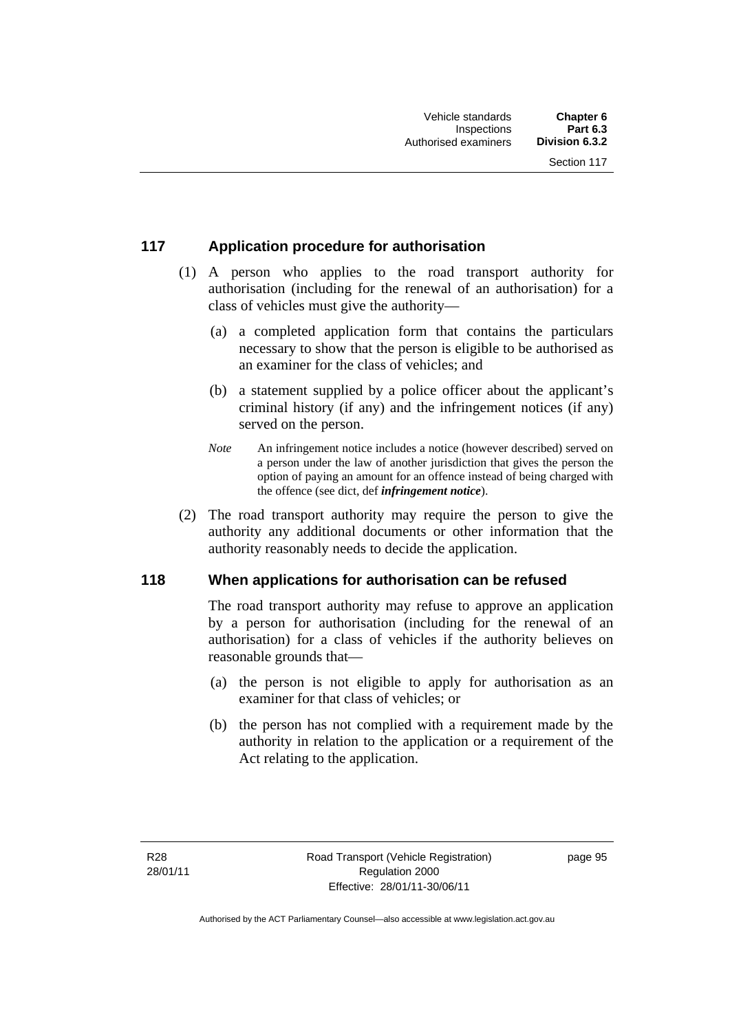## 117 Application procedure for authorisation

(1) A person who applies to the road transport authority for authorisation (including for the renewal of an authorisation) for a class of vehicles must give the authority—

(a) a completed application form that contains the particulars necessary to show that the person is eligible to be authorised as an examiner for the class of vehicles; and

(b) a statement supplied by a police officer about the applicant's criminal history (if any) and the infringement notices (if any) served on the person.

*Note* An infringement notice includes a notice (however described) served on a person under the law of another jurisdiction that gives the person the option of paying an amount for an offence instead of being charged with the offence (see dict, def ***infringement notice***).

(2) The road transport authority may require the person to give the authority any additional documents or other information that the authority reasonably needs to decide the application.

## 118 When applications for authorisation can be refused

The road transport authority may refuse to approve an application by a person for authorisation (including for the renewal of an authorisation) for a class of vehicles if the authority believes on reasonable grounds that—

(a) the person is not eligible to apply for authorisation as an examiner for that class of vehicles; or

(b) the person has not complied with a requirement made by the authority in relation to the application or a requirement of the Act relating to the application.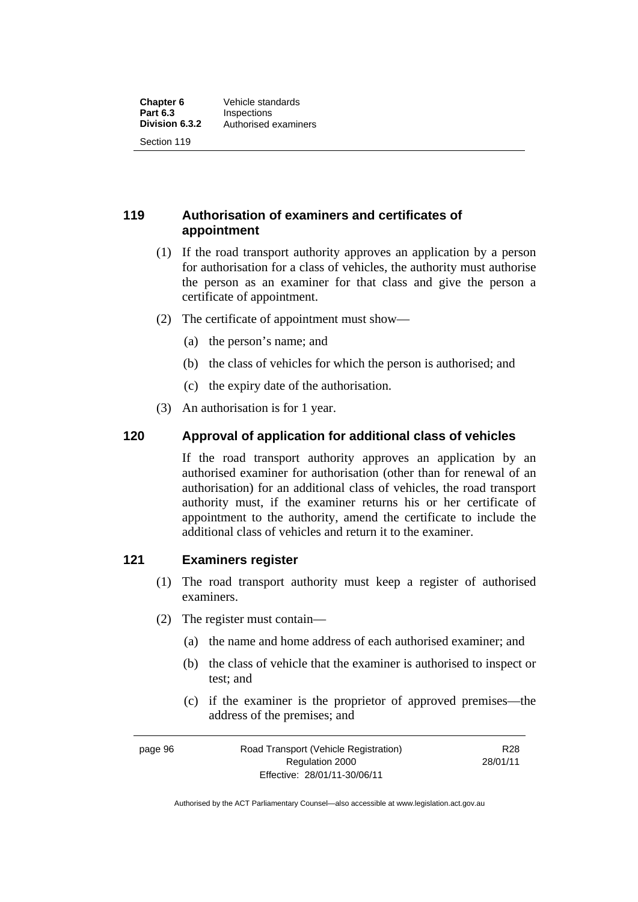## 119 Authorisation of examiners and certificates of appointment

(1) If the road transport authority approves an application by a person for authorisation for a class of vehicles, the authority must authorise the person as an examiner for that class and give the person a certificate of appointment.

(2) The certificate of appointment must show—

(a) the person's name; and

(b) the class of vehicles for which the person is authorised; and

(c) the expiry date of the authorisation.

(3) An authorisation is for 1 year.

## 120 Approval of application for additional class of vehicles

If the road transport authority approves an application by an authorised examiner for authorisation (other than for renewal of an authorisation) for an additional class of vehicles, the road transport authority must, if the examiner returns his or her certificate of appointment to the authority, amend the certificate to include the additional class of vehicles and return it to the examiner.

## 121 Examiners register

(1) The road transport authority must keep a register of authorised examiners.

(2) The register must contain—

(a) the name and home address of each authorised examiner; and

(b) the class of vehicle that the examiner is authorised to inspect or test; and

(c) if the examiner is the proprietor of approved premises—the address of the premises; and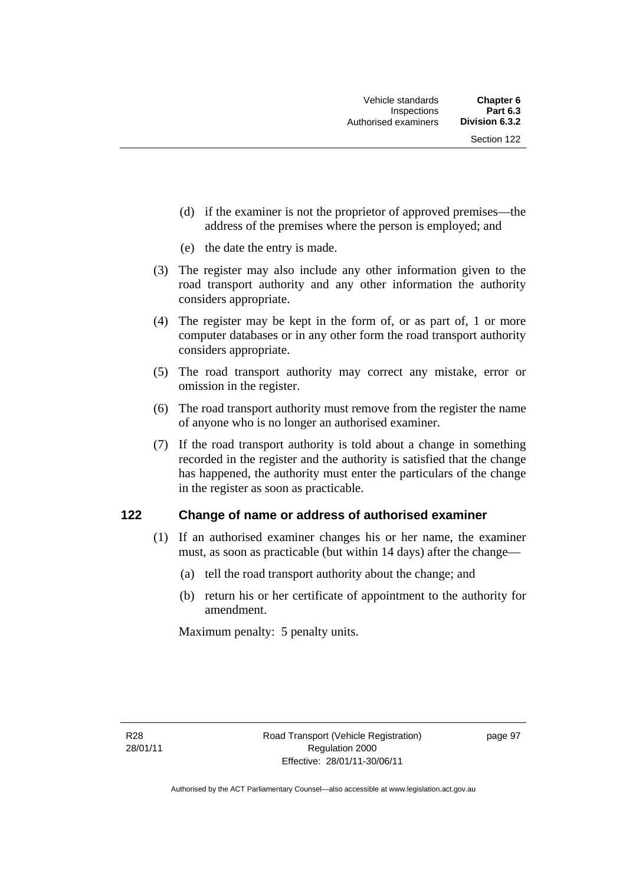(d) if the examiner is not the proprietor of approved premises—the address of the premises where the person is employed; and

(e) the date the entry is made.

(3) The register may also include any other information given to the road transport authority and any other information the authority considers appropriate.

(4) The register may be kept in the form of, or as part of, 1 or more computer databases or in any other form the road transport authority considers appropriate.

(5) The road transport authority may correct any mistake, error or omission in the register.

(6) The road transport authority must remove from the register the name of anyone who is no longer an authorised examiner.

(7) If the road transport authority is told about a change in something recorded in the register and the authority is satisfied that the change has happened, the authority must enter the particulars of the change in the register as soon as practicable.

## 122 Change of name or address of authorised examiner

(1) If an authorised examiner changes his or her name, the examiner must, as soon as practicable (but within 14 days) after the change—

(a) tell the road transport authority about the change; and

(b) return his or her certificate of appointment to the authority for amendment.

Maximum penalty: 5 penalty units.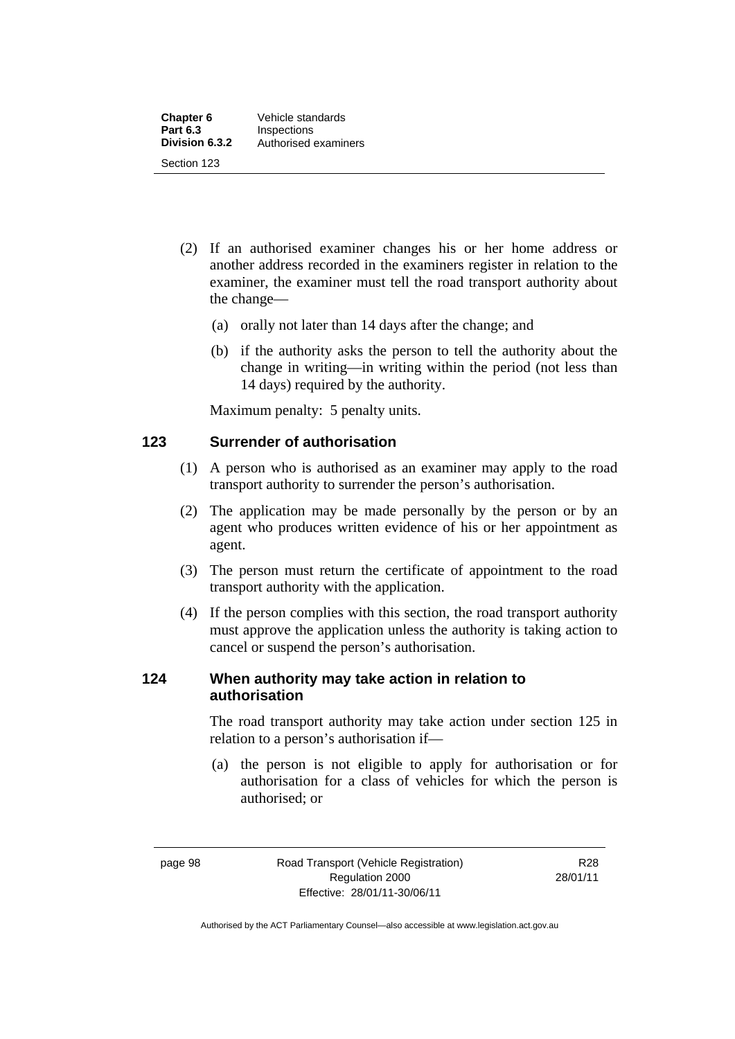(2) If an authorised examiner changes his or her home address or another address recorded in the examiners register in relation to the examiner, the examiner must tell the road transport authority about the change—

(a) orally not later than 14 days after the change; and

(b) if the authority asks the person to tell the authority about the change in writing—in writing within the period (not less than 14 days) required by the authority.

Maximum penalty: 5 penalty units.

### 123 Surrender of authorisation

(1) A person who is authorised as an examiner may apply to the road transport authority to surrender the person's authorisation.

(2) The application may be made personally by the person or by an agent who produces written evidence of his or her appointment as agent.

(3) The person must return the certificate of appointment to the road transport authority with the application.

(4) If the person complies with this section, the road transport authority must approve the application unless the authority is taking action to cancel or suspend the person's authorisation.

### 124 When authority may take action in relation to authorisation

The road transport authority may take action under section 125 in relation to a person's authorisation if—

(a) the person is not eligible to apply for authorisation or for authorisation for a class of vehicles for which the person is authorised; or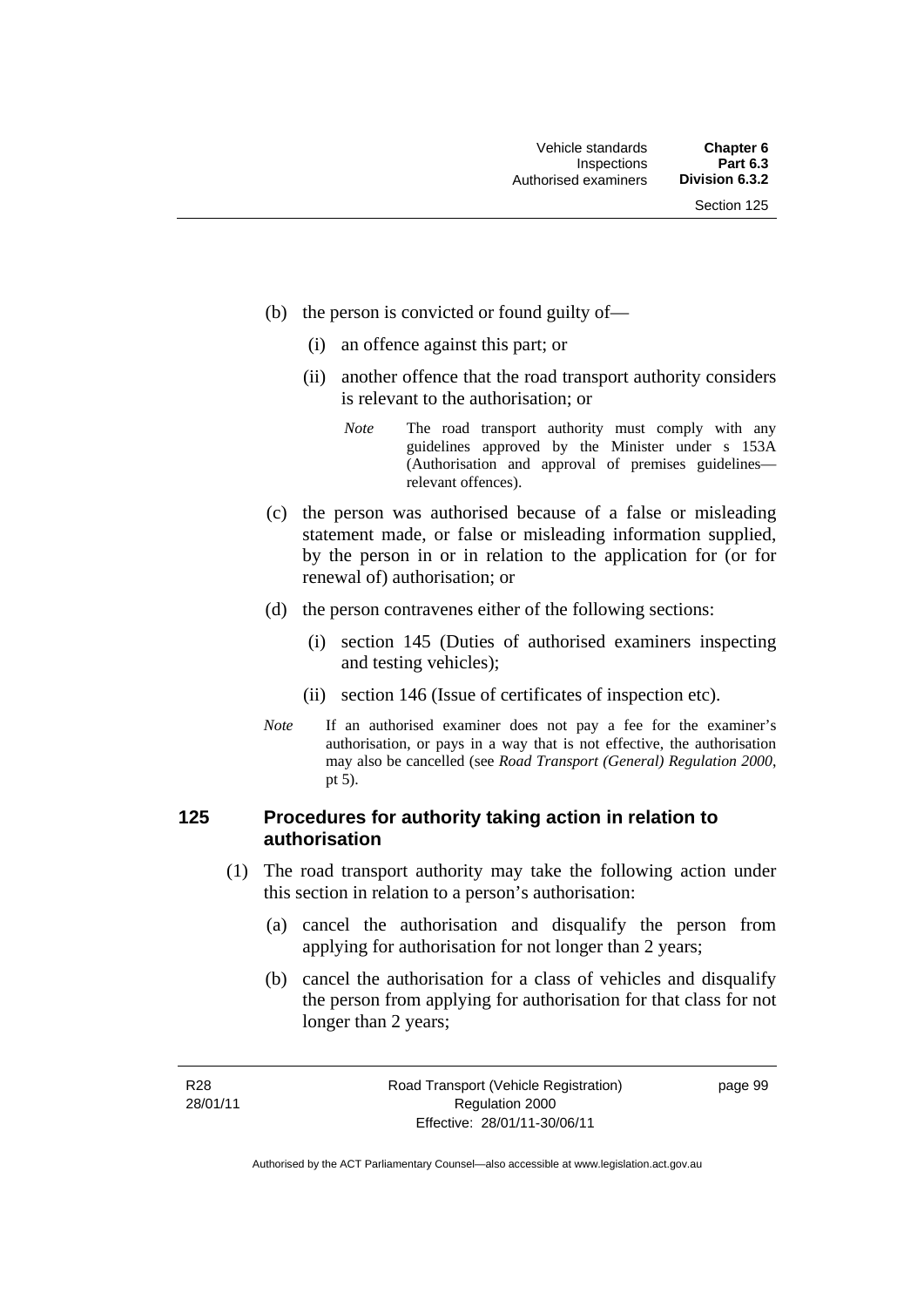(b) the person is convicted or found guilty of—

(i) an offence against this part; or

(ii) another offence that the road transport authority considers is relevant to the authorisation; or

*Note* The road transport authority must comply with any guidelines approved by the Minister under s 153A (Authorisation and approval of premises guidelines—relevant offences).

(c) the person was authorised because of a false or misleading statement made, or false or misleading information supplied, by the person in or in relation to the application for (or for renewal of) authorisation; or

(d) the person contravenes either of the following sections:

(i) section 145 (Duties of authorised examiners inspecting and testing vehicles);

(ii) section 146 (Issue of certificates of inspection etc).

*Note* If an authorised examiner does not pay a fee for the examiner's authorisation, or pays in a way that is not effective, the authorisation may also be cancelled (see *Road Transport (General) Regulation 2000*, pt 5).

## 125 Procedures for authority taking action in relation to authorisation

(1) The road transport authority may take the following action under this section in relation to a person's authorisation:

(a) cancel the authorisation and disqualify the person from applying for authorisation for not longer than 2 years;

(b) cancel the authorisation for a class of vehicles and disqualify the person from applying for authorisation for that class for not longer than 2 years;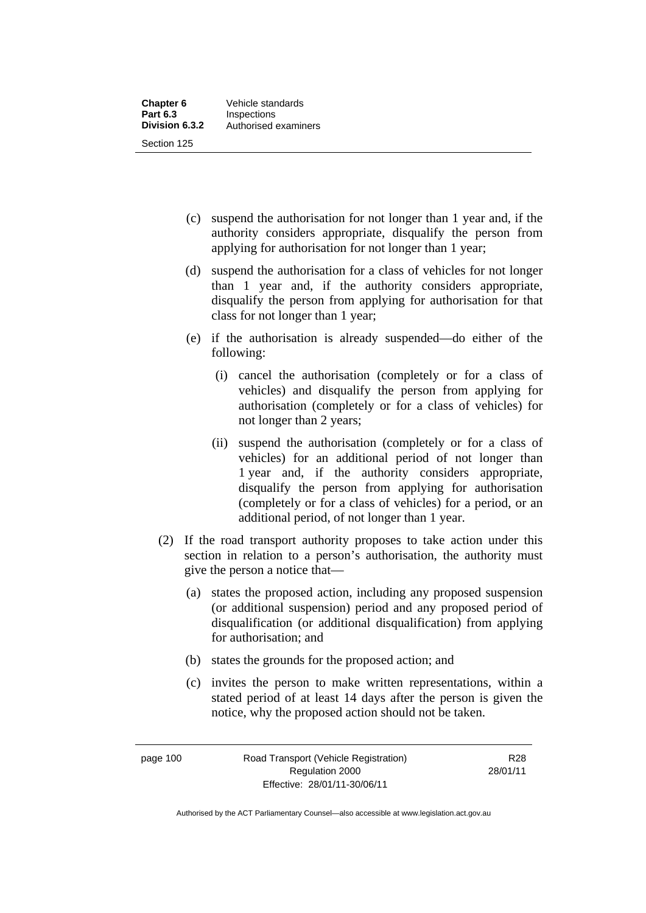(c) suspend the authorisation for not longer than 1 year and, if the authority considers appropriate, disqualify the person from applying for authorisation for not longer than 1 year;

(d) suspend the authorisation for a class of vehicles for not longer than 1 year and, if the authority considers appropriate, disqualify the person from applying for authorisation for that class for not longer than 1 year;

(e) if the authorisation is already suspended—do either of the following:

(i) cancel the authorisation (completely or for a class of vehicles) and disqualify the person from applying for authorisation (completely or for a class of vehicles) for not longer than 2 years;

(ii) suspend the authorisation (completely or for a class of vehicles) for an additional period of not longer than 1 year and, if the authority considers appropriate, disqualify the person from applying for authorisation (completely or for a class of vehicles) for a period, or an additional period, of not longer than 1 year.

(2) If the road transport authority proposes to take action under this section in relation to a person's authorisation, the authority must give the person a notice that—

(a) states the proposed action, including any proposed suspension (or additional suspension) period and any proposed period of disqualification (or additional disqualification) from applying for authorisation; and

(b) states the grounds for the proposed action; and

(c) invites the person to make written representations, within a stated period of at least 14 days after the person is given the notice, why the proposed action should not be taken.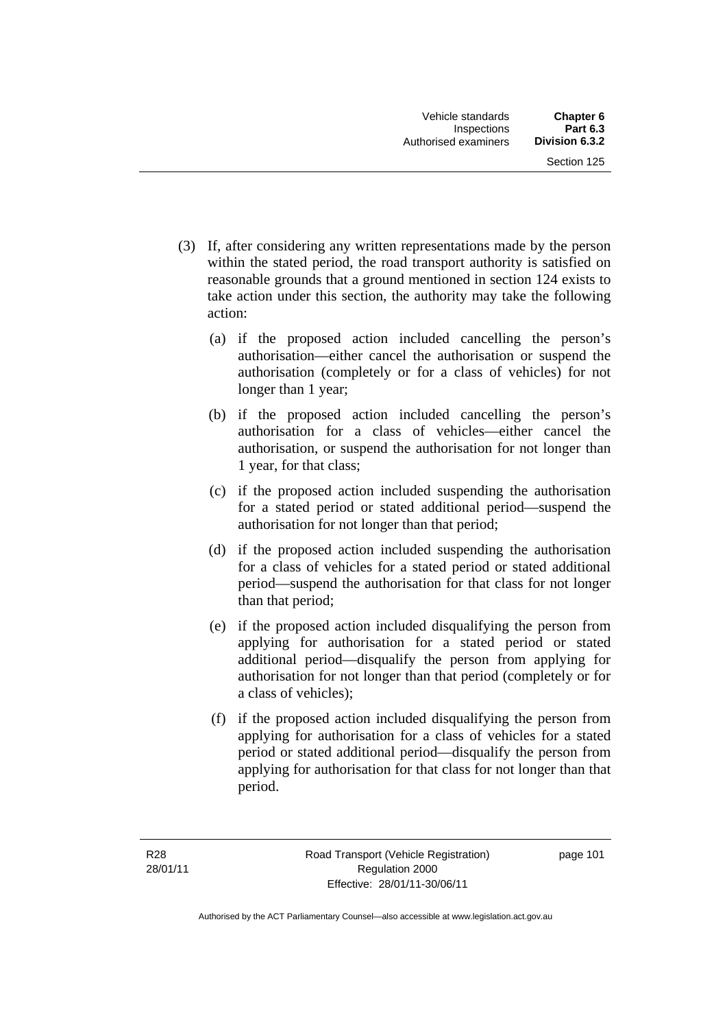(3) If, after considering any written representations made by the person within the stated period, the road transport authority is satisfied on reasonable grounds that a ground mentioned in section 124 exists to take action under this section, the authority may take the following action:

   (a) if the proposed action included cancelling the person's authorisation—either cancel the authorisation or suspend the authorisation (completely or for a class of vehicles) for not longer than 1 year;

   (b) if the proposed action included cancelling the person's authorisation for a class of vehicles—either cancel the authorisation, or suspend the authorisation for not longer than 1 year, for that class;

   (c) if the proposed action included suspending the authorisation for a stated period or stated additional period—suspend the authorisation for not longer than that period;

   (d) if the proposed action included suspending the authorisation for a class of vehicles for a stated period or stated additional period—suspend the authorisation for that class for not longer than that period;

   (e) if the proposed action included disqualifying the person from applying for authorisation for a stated period or stated additional period—disqualify the person from applying for authorisation for not longer than that period (completely or for a class of vehicles);

   (f) if the proposed action included disqualifying the person from applying for authorisation for a class of vehicles for a stated period or stated additional period—disqualify the person from applying for authorisation for that class for not longer than that period.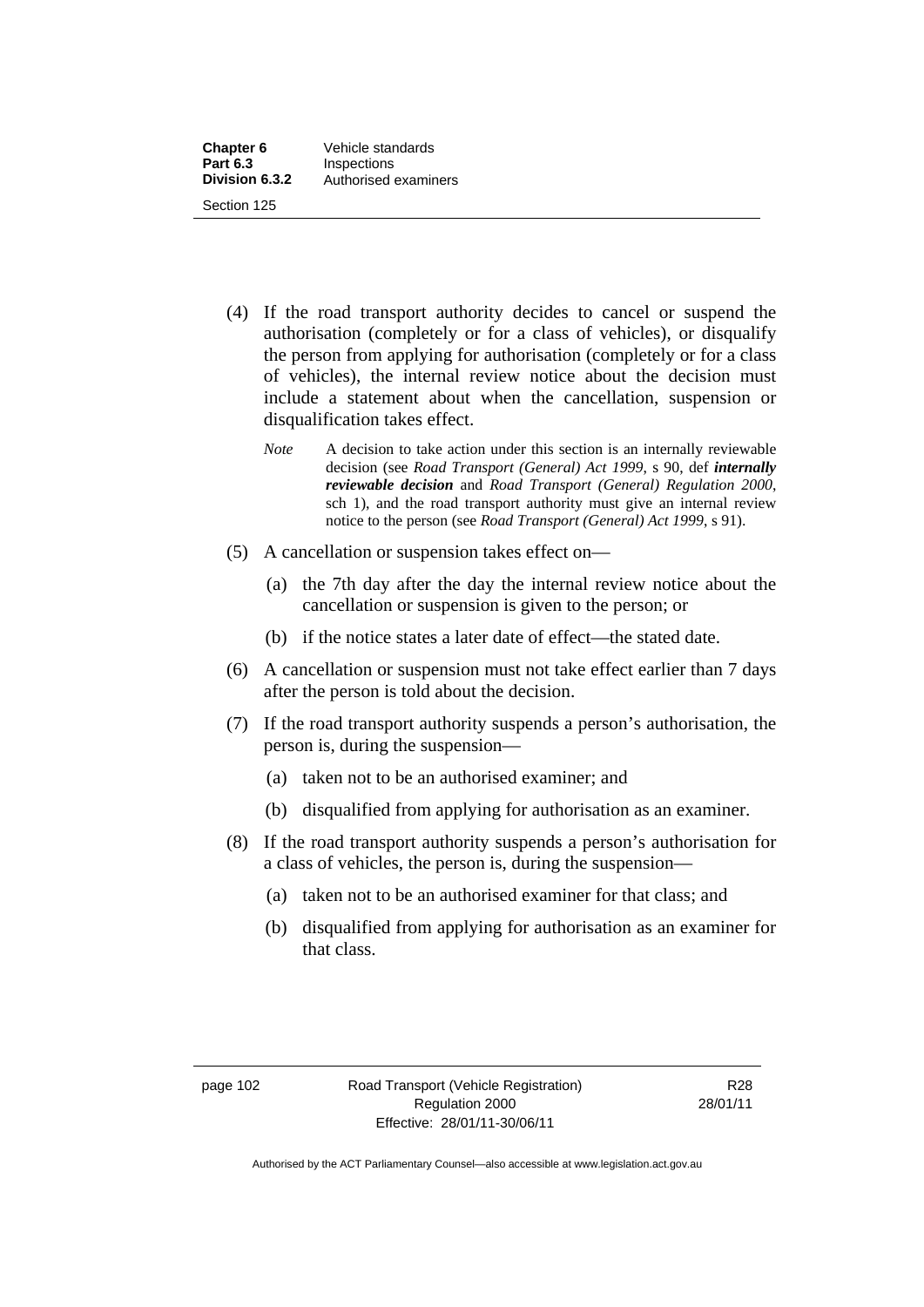(4) If the road transport authority decides to cancel or suspend the authorisation (completely or for a class of vehicles), or disqualify the person from applying for authorisation (completely or for a class of vehicles), the internal review notice about the decision must include a statement about when the cancellation, suspension or disqualification takes effect.

*Note* A decision to take action under this section is an internally reviewable decision (see *Road Transport (General) Act 1999*, s 90, def ***internally reviewable decision*** and *Road Transport (General) Regulation 2000*, sch 1), and the road transport authority must give an internal review notice to the person (see *Road Transport (General) Act 1999*, s 91).

(5) A cancellation or suspension takes effect on—

(a) the 7th day after the day the internal review notice about the cancellation or suspension is given to the person; or

(b) if the notice states a later date of effect—the stated date.

(6) A cancellation or suspension must not take effect earlier than 7 days after the person is told about the decision.

(7) If the road transport authority suspends a person's authorisation, the person is, during the suspension—

(a) taken not to be an authorised examiner; and

(b) disqualified from applying for authorisation as an examiner.

(8) If the road transport authority suspends a person's authorisation for a class of vehicles, the person is, during the suspension—

(a) taken not to be an authorised examiner for that class; and

(b) disqualified from applying for authorisation as an examiner for that class.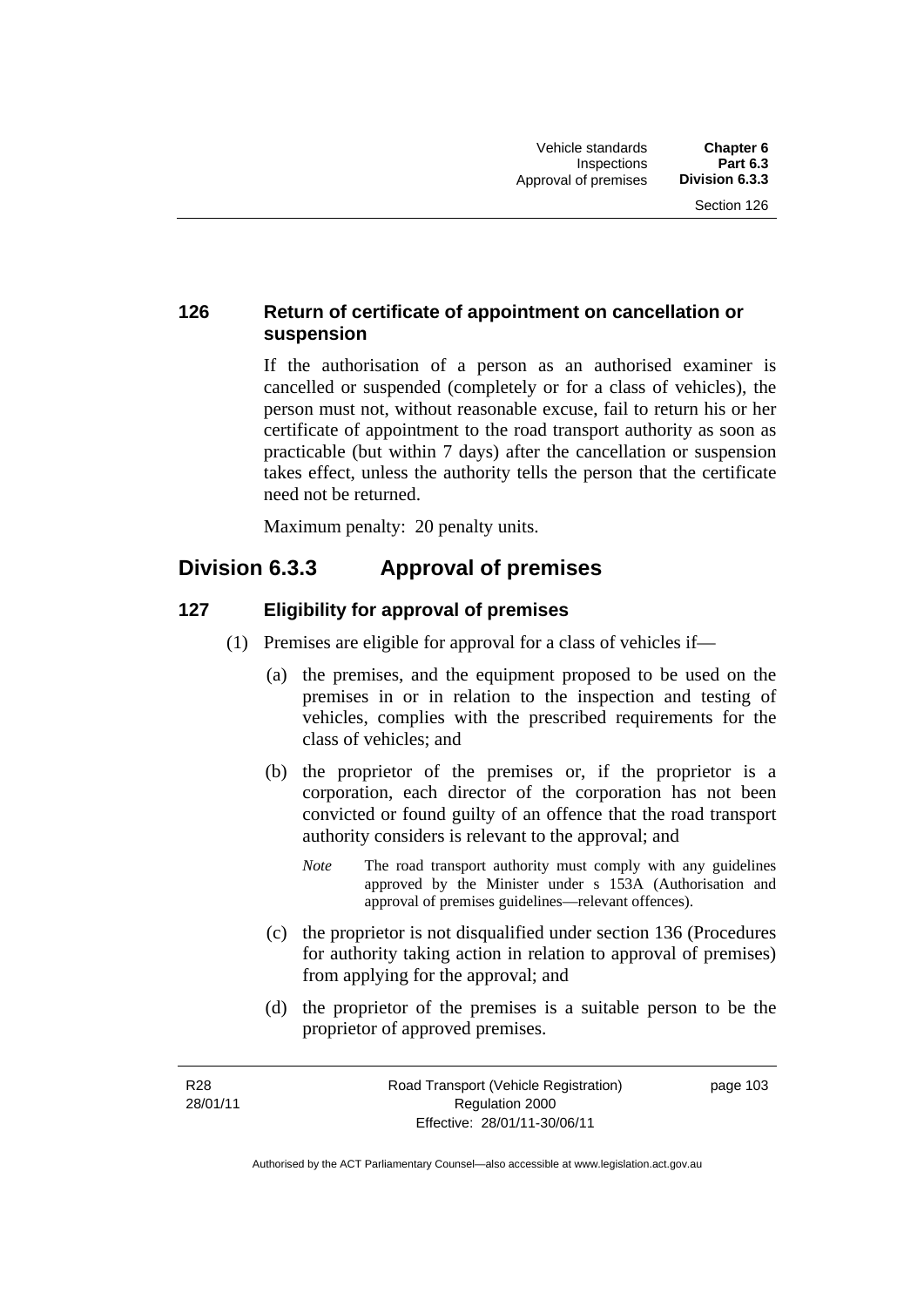### 126 Return of certificate of appointment on cancellation or suspension

If the authorisation of a person as an authorised examiner is cancelled or suspended (completely or for a class of vehicles), the person must not, without reasonable excuse, fail to return his or her certificate of appointment to the road transport authority as soon as practicable (but within 7 days) after the cancellation or suspension takes effect, unless the authority tells the person that the certificate need not be returned.

Maximum penalty: 20 penalty units.

## Division 6.3.3 Approval of premises

### 127 Eligibility for approval of premises

(1) Premises are eligible for approval for a class of vehicles if—

(a) the premises, and the equipment proposed to be used on the premises in or in relation to the inspection and testing of vehicles, complies with the prescribed requirements for the class of vehicles; and

(b) the proprietor of the premises or, if the proprietor is a corporation, each director of the corporation has not been convicted or found guilty of an offence that the road transport authority considers is relevant to the approval; and

*Note* The road transport authority must comply with any guidelines approved by the Minister under s 153A (Authorisation and approval of premises guidelines—relevant offences).

(c) the proprietor is not disqualified under section 136 (Procedures for authority taking action in relation to approval of premises) from applying for the approval; and

(d) the proprietor of the premises is a suitable person to be the proprietor of approved premises.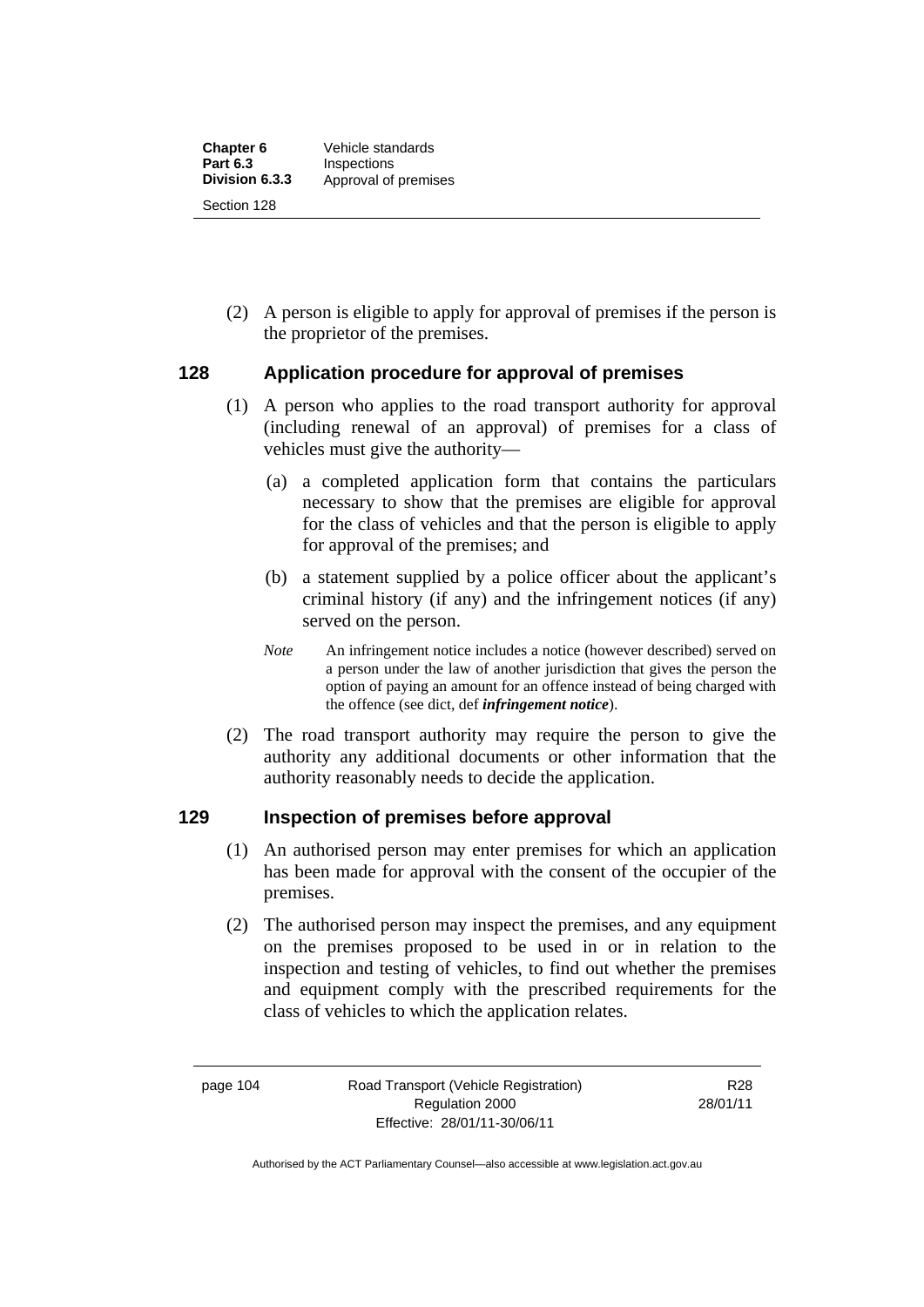(2) A person is eligible to apply for approval of premises if the person is the proprietor of the premises.

## 128 Application procedure for approval of premises

(1) A person who applies to the road transport authority for approval (including renewal of an approval) of premises for a class of vehicles must give the authority—

(a) a completed application form that contains the particulars necessary to show that the premises are eligible for approval for the class of vehicles and that the person is eligible to apply for approval of the premises; and

(b) a statement supplied by a police officer about the applicant's criminal history (if any) and the infringement notices (if any) served on the person.

*Note* An infringement notice includes a notice (however described) served on a person under the law of another jurisdiction that gives the person the option of paying an amount for an offence instead of being charged with the offence (see dict, def ***infringement notice***).

(2) The road transport authority may require the person to give the authority any additional documents or other information that the authority reasonably needs to decide the application.

## 129 Inspection of premises before approval

(1) An authorised person may enter premises for which an application has been made for approval with the consent of the occupier of the premises.

(2) The authorised person may inspect the premises, and any equipment on the premises proposed to be used in or in relation to the inspection and testing of vehicles, to find out whether the premises and equipment comply with the prescribed requirements for the class of vehicles to which the application relates.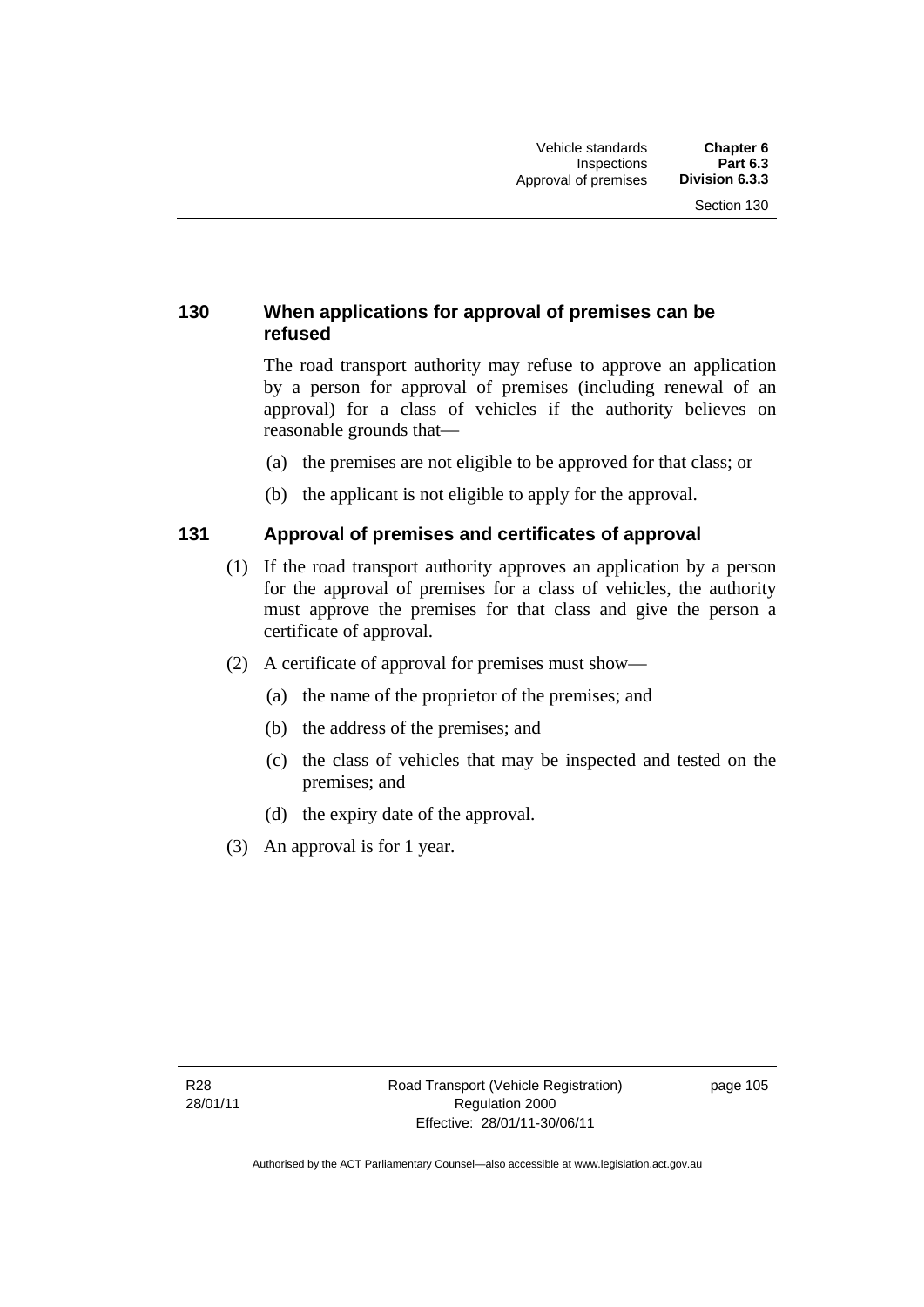## 130 When applications for approval of premises can be refused

The road transport authority may refuse to approve an application by a person for approval of premises (including renewal of an approval) for a class of vehicles if the authority believes on reasonable grounds that—

(a) the premises are not eligible to be approved for that class; or

(b) the applicant is not eligible to apply for the approval.

## 131 Approval of premises and certificates of approval

(1) If the road transport authority approves an application by a person for the approval of premises for a class of vehicles, the authority must approve the premises for that class and give the person a certificate of approval.

(2) A certificate of approval for premises must show—

(a) the name of the proprietor of the premises; and

(b) the address of the premises; and

(c) the class of vehicles that may be inspected and tested on the premises; and

(d) the expiry date of the approval.

(3) An approval is for 1 year.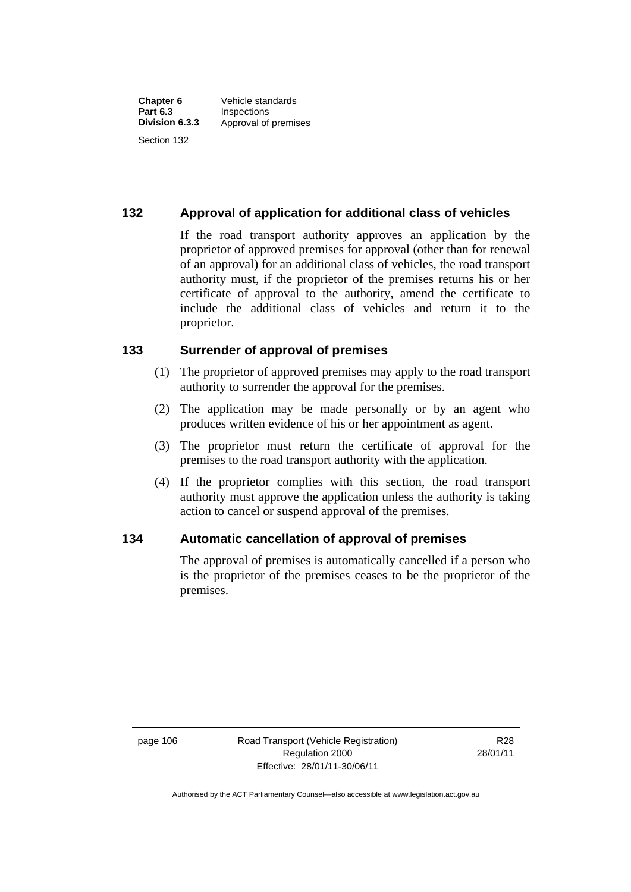## 132 Approval of application for additional class of vehicles

If the road transport authority approves an application by the proprietor of approved premises for approval (other than for renewal of an approval) for an additional class of vehicles, the road transport authority must, if the proprietor of the premises returns his or her certificate of approval to the authority, amend the certificate to include the additional class of vehicles and return it to the proprietor.

## 133 Surrender of approval of premises

(1) The proprietor of approved premises may apply to the road transport authority to surrender the approval for the premises.

(2) The application may be made personally or by an agent who produces written evidence of his or her appointment as agent.

(3) The proprietor must return the certificate of approval for the premises to the road transport authority with the application.

(4) If the proprietor complies with this section, the road transport authority must approve the application unless the authority is taking action to cancel or suspend approval of the premises.

## 134 Automatic cancellation of approval of premises

The approval of premises is automatically cancelled if a person who is the proprietor of the premises ceases to be the proprietor of the premises.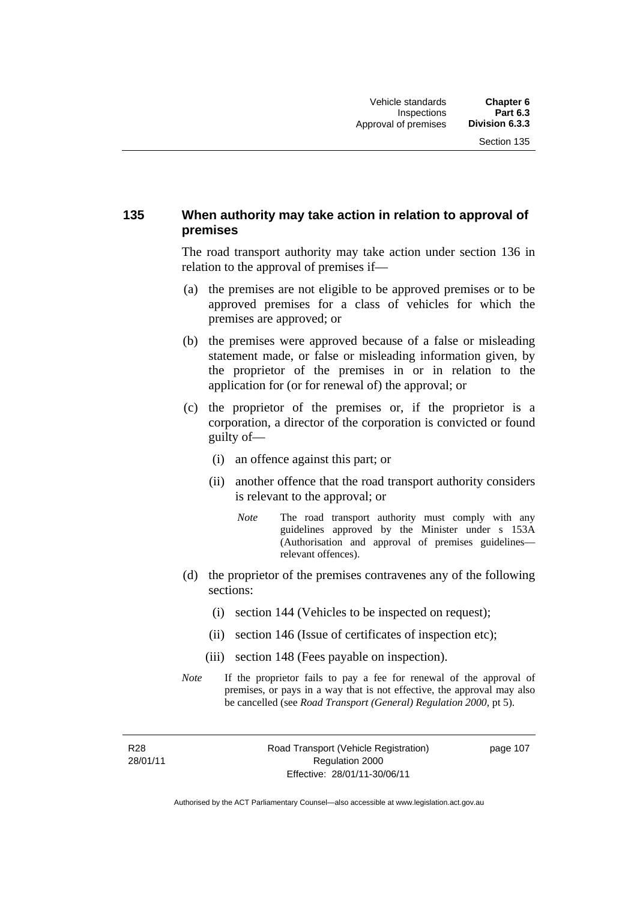## 135 When authority may take action in relation to approval of premises

The road transport authority may take action under section 136 in relation to the approval of premises if—

(a) the premises are not eligible to be approved premises or to be approved premises for a class of vehicles for which the premises are approved; or

(b) the premises were approved because of a false or misleading statement made, or false or misleading information given, by the proprietor of the premises in or in relation to the application for (or for renewal of) the approval; or

(c) the proprietor of the premises or, if the proprietor is a corporation, a director of the corporation is convicted or found guilty of—

  (i) an offence against this part; or

  (ii) another offence that the road transport authority considers is relevant to the approval; or

  *Note* The road transport authority must comply with any guidelines approved by the Minister under s 153A (Authorisation and approval of premises guidelines—relevant offences).

(d) the proprietor of the premises contravenes any of the following sections:

  (i) section 144 (Vehicles to be inspected on request);

  (ii) section 146 (Issue of certificates of inspection etc);

  (iii) section 148 (Fees payable on inspection).

*Note* If the proprietor fails to pay a fee for renewal of the approval of premises, or pays in a way that is not effective, the approval may also be cancelled (see *Road Transport (General) Regulation 2000*, pt 5).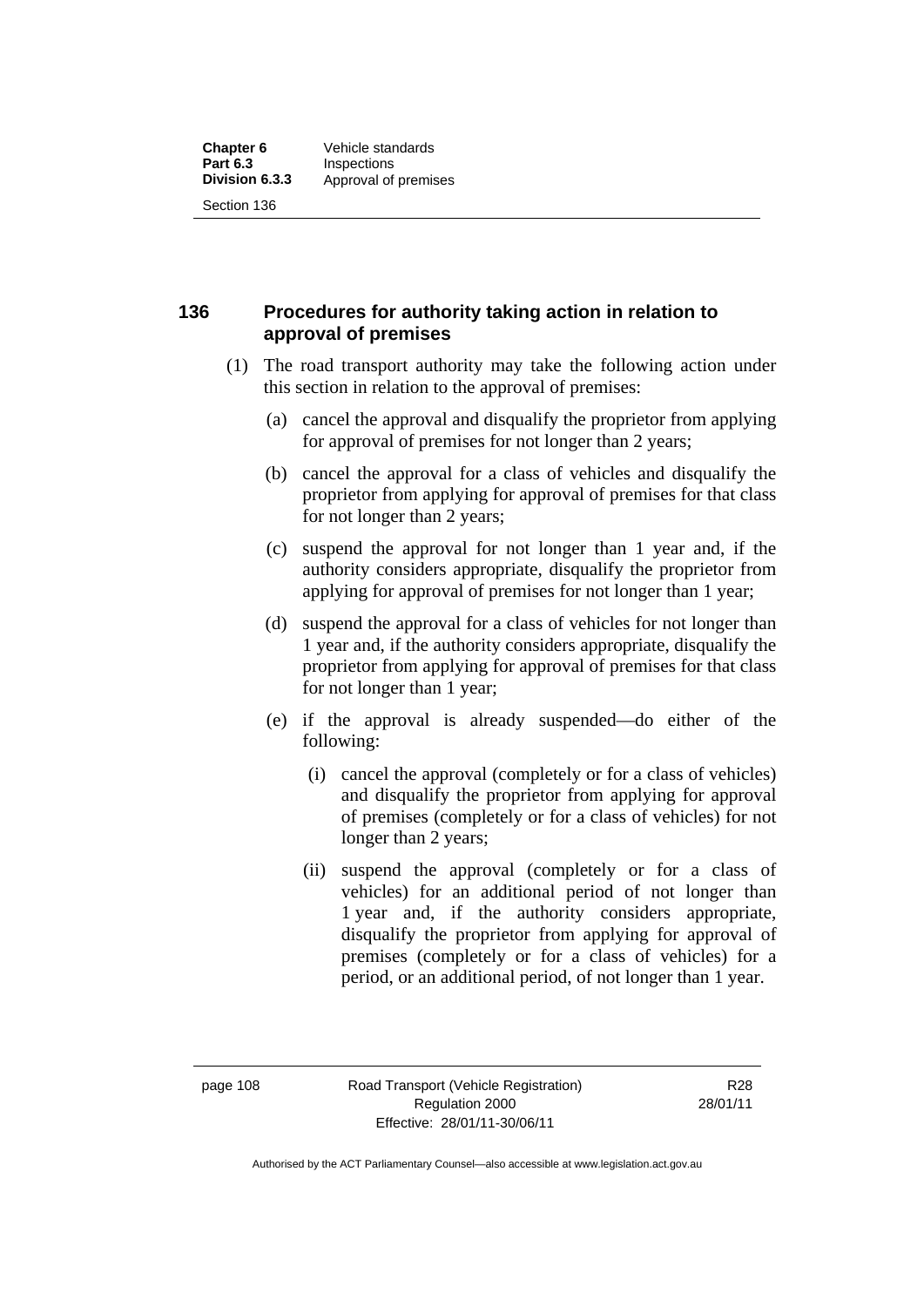## 136 Procedures for authority taking action in relation to approval of premises

(1) The road transport authority may take the following action under this section in relation to the approval of premises:

  (a) cancel the approval and disqualify the proprietor from applying for approval of premises for not longer than 2 years;

  (b) cancel the approval for a class of vehicles and disqualify the proprietor from applying for approval of premises for that class for not longer than 2 years;

  (c) suspend the approval for not longer than 1 year and, if the authority considers appropriate, disqualify the proprietor from applying for approval of premises for not longer than 1 year;

  (d) suspend the approval for a class of vehicles for not longer than 1 year and, if the authority considers appropriate, disqualify the proprietor from applying for approval of premises for that class for not longer than 1 year;

  (e) if the approval is already suspended—do either of the following:

    (i) cancel the approval (completely or for a class of vehicles) and disqualify the proprietor from applying for approval of premises (completely or for a class of vehicles) for not longer than 2 years;

    (ii) suspend the approval (completely or for a class of vehicles) for an additional period of not longer than 1 year and, if the authority considers appropriate, disqualify the proprietor from applying for approval of premises (completely or for a class of vehicles) for a period, or an additional period, of not longer than 1 year.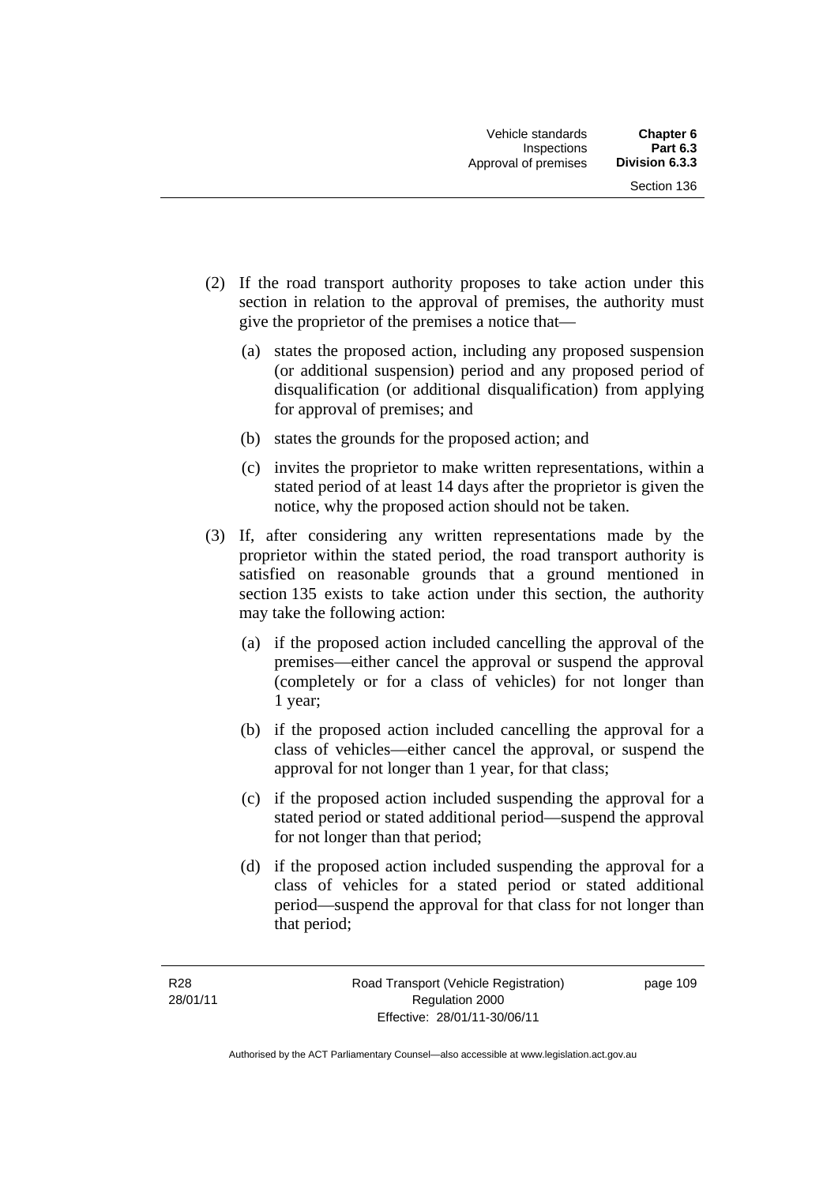(2) If the road transport authority proposes to take action under this section in relation to the approval of premises, the authority must give the proprietor of the premises a notice that—

(a) states the proposed action, including any proposed suspension (or additional suspension) period and any proposed period of disqualification (or additional disqualification) from applying for approval of premises; and

(b) states the grounds for the proposed action; and

(c) invites the proprietor to make written representations, within a stated period of at least 14 days after the proprietor is given the notice, why the proposed action should not be taken.

(3) If, after considering any written representations made by the proprietor within the stated period, the road transport authority is satisfied on reasonable grounds that a ground mentioned in section 135 exists to take action under this section, the authority may take the following action:

(a) if the proposed action included cancelling the approval of the premises—either cancel the approval or suspend the approval (completely or for a class of vehicles) for not longer than 1 year;

(b) if the proposed action included cancelling the approval for a class of vehicles—either cancel the approval, or suspend the approval for not longer than 1 year, for that class;

(c) if the proposed action included suspending the approval for a stated period or stated additional period—suspend the approval for not longer than that period;

(d) if the proposed action included suspending the approval for a class of vehicles for a stated period or stated additional period—suspend the approval for that class for not longer than that period;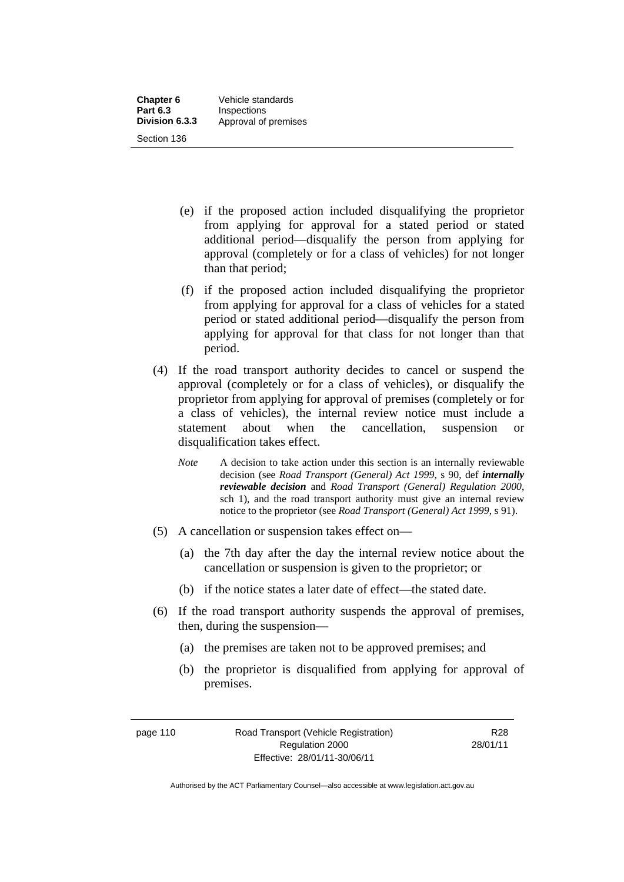(e) if the proposed action included disqualifying the proprietor from applying for approval for a stated period or stated additional period—disqualify the person from applying for approval (completely or for a class of vehicles) for not longer than that period;

(f) if the proposed action included disqualifying the proprietor from applying for approval for a class of vehicles for a stated period or stated additional period—disqualify the person from applying for approval for that class for not longer than that period.

(4) If the road transport authority decides to cancel or suspend the approval (completely or for a class of vehicles), or disqualify the proprietor from applying for approval of premises (completely or for a class of vehicles), the internal review notice must include a statement about when the cancellation, suspension or disqualification takes effect.

*Note* A decision to take action under this section is an internally reviewable decision (see *Road Transport (General) Act 1999*, s 90, def ***internally reviewable decision*** and *Road Transport (General) Regulation 2000*, sch 1), and the road transport authority must give an internal review notice to the proprietor (see *Road Transport (General) Act 1999*, s 91).

(5) A cancellation or suspension takes effect on—

(a) the 7th day after the day the internal review notice about the cancellation or suspension is given to the proprietor; or

(b) if the notice states a later date of effect—the stated date.

(6) If the road transport authority suspends the approval of premises, then, during the suspension—

(a) the premises are taken not to be approved premises; and

(b) the proprietor is disqualified from applying for approval of premises.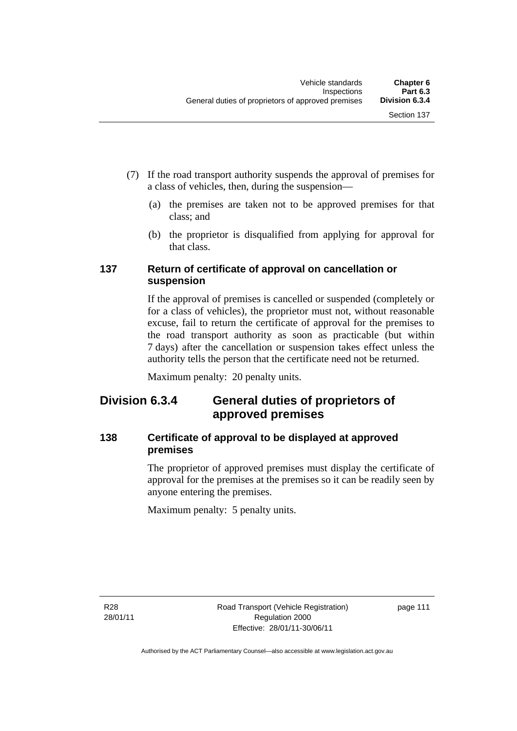(7) If the road transport authority suspends the approval of premises for a class of vehicles, then, during the suspension—

(a) the premises are taken not to be approved premises for that class; and

(b) the proprietor is disqualified from applying for approval for that class.

### 137 Return of certificate of approval on cancellation or suspension

If the approval of premises is cancelled or suspended (completely or for a class of vehicles), the proprietor must not, without reasonable excuse, fail to return the certificate of approval for the premises to the road transport authority as soon as practicable (but within 7 days) after the cancellation or suspension takes effect unless the authority tells the person that the certificate need not be returned.

Maximum penalty: 20 penalty units.

## Division 6.3.4 General duties of proprietors of approved premises

### 138 Certificate of approval to be displayed at approved premises

The proprietor of approved premises must display the certificate of approval for the premises at the premises so it can be readily seen by anyone entering the premises.

Maximum penalty: 5 penalty units.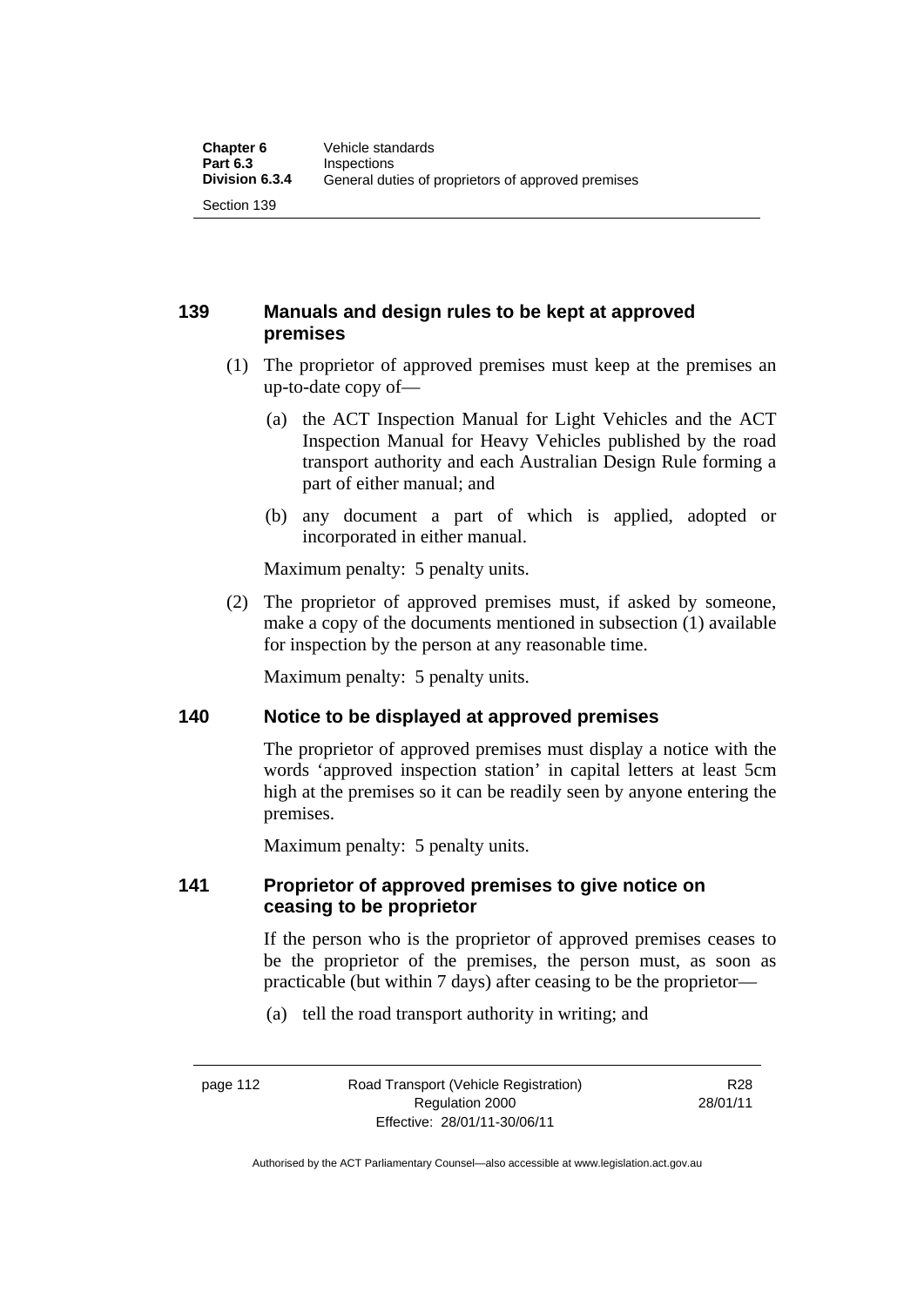## 139 Manuals and design rules to be kept at approved premises

(1) The proprietor of approved premises must keep at the premises an up-to-date copy of—

(a) the ACT Inspection Manual for Light Vehicles and the ACT Inspection Manual for Heavy Vehicles published by the road transport authority and each Australian Design Rule forming a part of either manual; and

(b) any document a part of which is applied, adopted or incorporated in either manual.

Maximum penalty: 5 penalty units.

(2) The proprietor of approved premises must, if asked by someone, make a copy of the documents mentioned in subsection (1) available for inspection by the person at any reasonable time.

Maximum penalty: 5 penalty units.

## 140 Notice to be displayed at approved premises

The proprietor of approved premises must display a notice with the words 'approved inspection station' in capital letters at least 5cm high at the premises so it can be readily seen by anyone entering the premises.

Maximum penalty: 5 penalty units.

## 141 Proprietor of approved premises to give notice on ceasing to be proprietor

If the person who is the proprietor of approved premises ceases to be the proprietor of the premises, the person must, as soon as practicable (but within 7 days) after ceasing to be the proprietor—

(a) tell the road transport authority in writing; and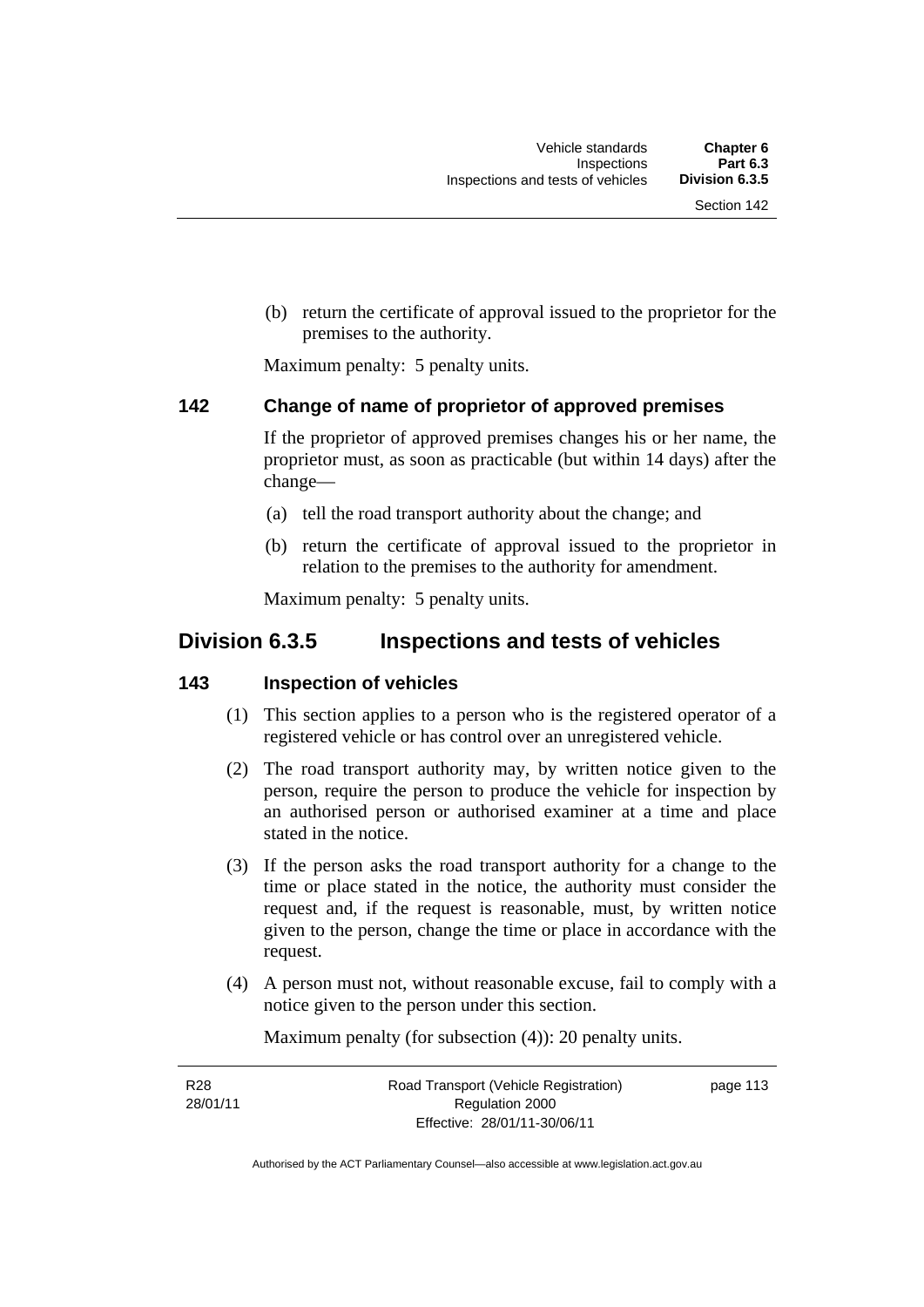(b) return the certificate of approval issued to the proprietor for the premises to the authority.

Maximum penalty: 5 penalty units.

### 142 Change of name of proprietor of approved premises

If the proprietor of approved premises changes his or her name, the proprietor must, as soon as practicable (but within 14 days) after the change—

(a) tell the road transport authority about the change; and

(b) return the certificate of approval issued to the proprietor in relation to the premises to the authority for amendment.

Maximum penalty: 5 penalty units.

## Division 6.3.5 Inspections and tests of vehicles

### 143 Inspection of vehicles

(1) This section applies to a person who is the registered operator of a registered vehicle or has control over an unregistered vehicle.

(2) The road transport authority may, by written notice given to the person, require the person to produce the vehicle for inspection by an authorised person or authorised examiner at a time and place stated in the notice.

(3) If the person asks the road transport authority for a change to the time or place stated in the notice, the authority must consider the request and, if the request is reasonable, must, by written notice given to the person, change the time or place in accordance with the request.

(4) A person must not, without reasonable excuse, fail to comply with a notice given to the person under this section.

Maximum penalty (for subsection (4)): 20 penalty units.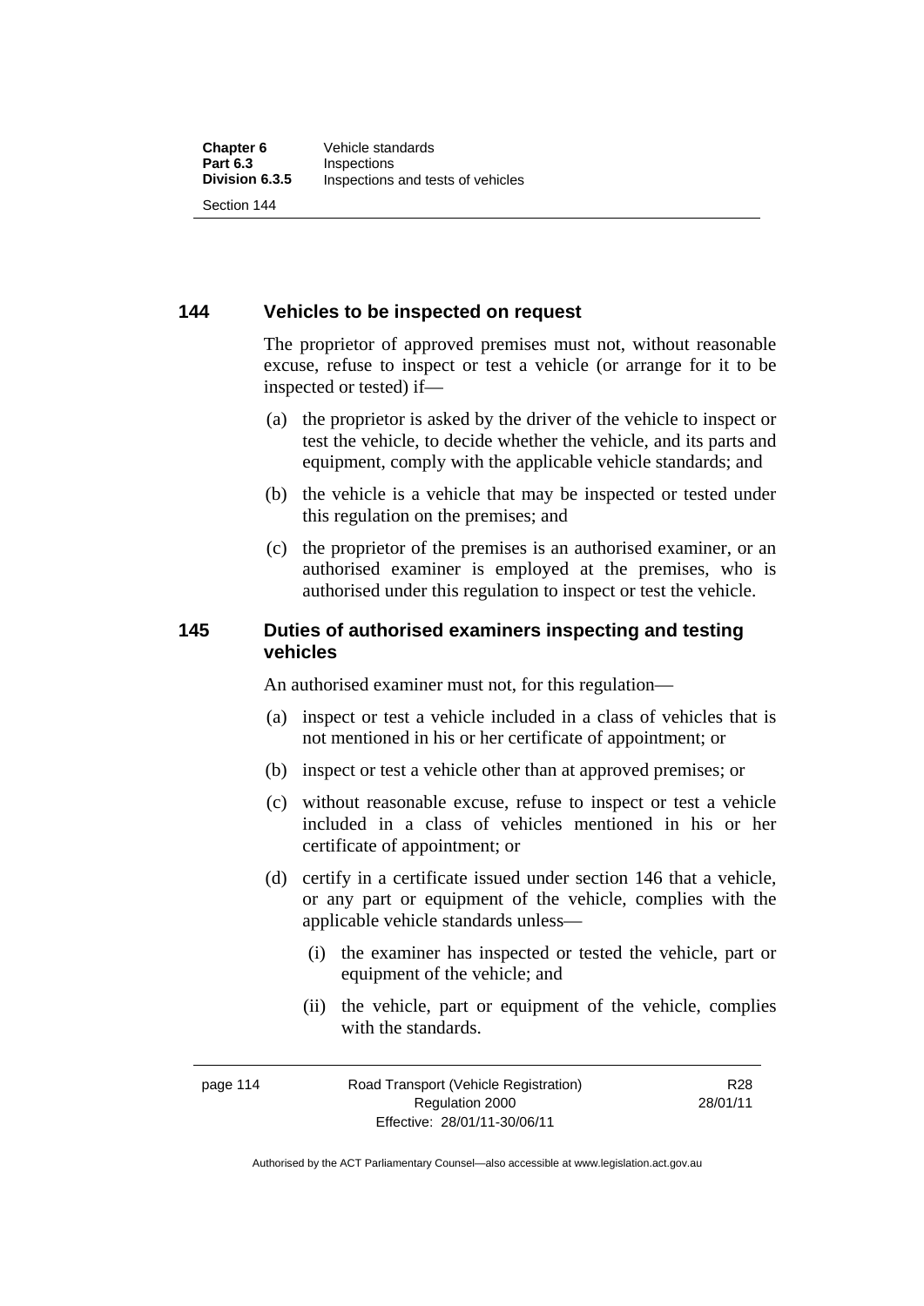## 144 Vehicles to be inspected on request

The proprietor of approved premises must not, without reasonable excuse, refuse to inspect or test a vehicle (or arrange for it to be inspected or tested) if—

(a) the proprietor is asked by the driver of the vehicle to inspect or test the vehicle, to decide whether the vehicle, and its parts and equipment, comply with the applicable vehicle standards; and

(b) the vehicle is a vehicle that may be inspected or tested under this regulation on the premises; and

(c) the proprietor of the premises is an authorised examiner, or an authorised examiner is employed at the premises, who is authorised under this regulation to inspect or test the vehicle.

## 145 Duties of authorised examiners inspecting and testing vehicles

An authorised examiner must not, for this regulation—

(a) inspect or test a vehicle included in a class of vehicles that is not mentioned in his or her certificate of appointment; or

(b) inspect or test a vehicle other than at approved premises; or

(c) without reasonable excuse, refuse to inspect or test a vehicle included in a class of vehicles mentioned in his or her certificate of appointment; or

(d) certify in a certificate issued under section 146 that a vehicle, or any part or equipment of the vehicle, complies with the applicable vehicle standards unless—

(i) the examiner has inspected or tested the vehicle, part or equipment of the vehicle; and

(ii) the vehicle, part or equipment of the vehicle, complies with the standards.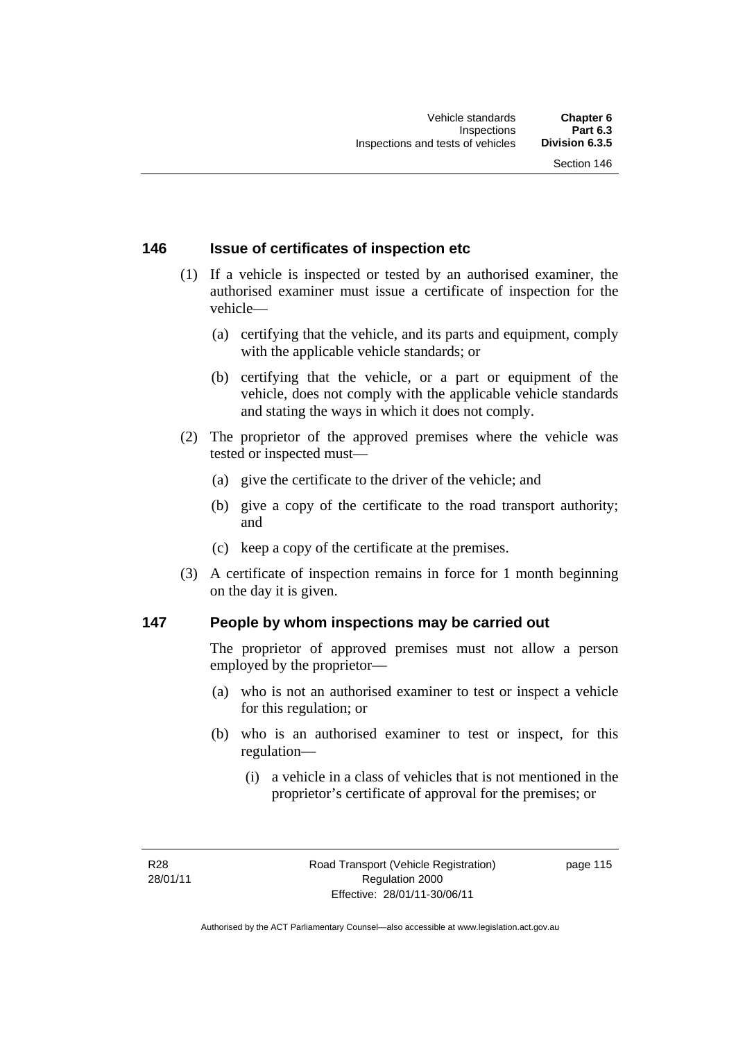### 146 Issue of certificates of inspection etc

(1) If a vehicle is inspected or tested by an authorised examiner, the authorised examiner must issue a certificate of inspection for the vehicle—

(a) certifying that the vehicle, and its parts and equipment, comply with the applicable vehicle standards; or

(b) certifying that the vehicle, or a part or equipment of the vehicle, does not comply with the applicable vehicle standards and stating the ways in which it does not comply.

(2) The proprietor of the approved premises where the vehicle was tested or inspected must—

(a) give the certificate to the driver of the vehicle; and

(b) give a copy of the certificate to the road transport authority; and

(c) keep a copy of the certificate at the premises.

(3) A certificate of inspection remains in force for 1 month beginning on the day it is given.

### 147 People by whom inspections may be carried out

The proprietor of approved premises must not allow a person employed by the proprietor—

(a) who is not an authorised examiner to test or inspect a vehicle for this regulation; or

(b) who is an authorised examiner to test or inspect, for this regulation—

(i) a vehicle in a class of vehicles that is not mentioned in the proprietor's certificate of approval for the premises; or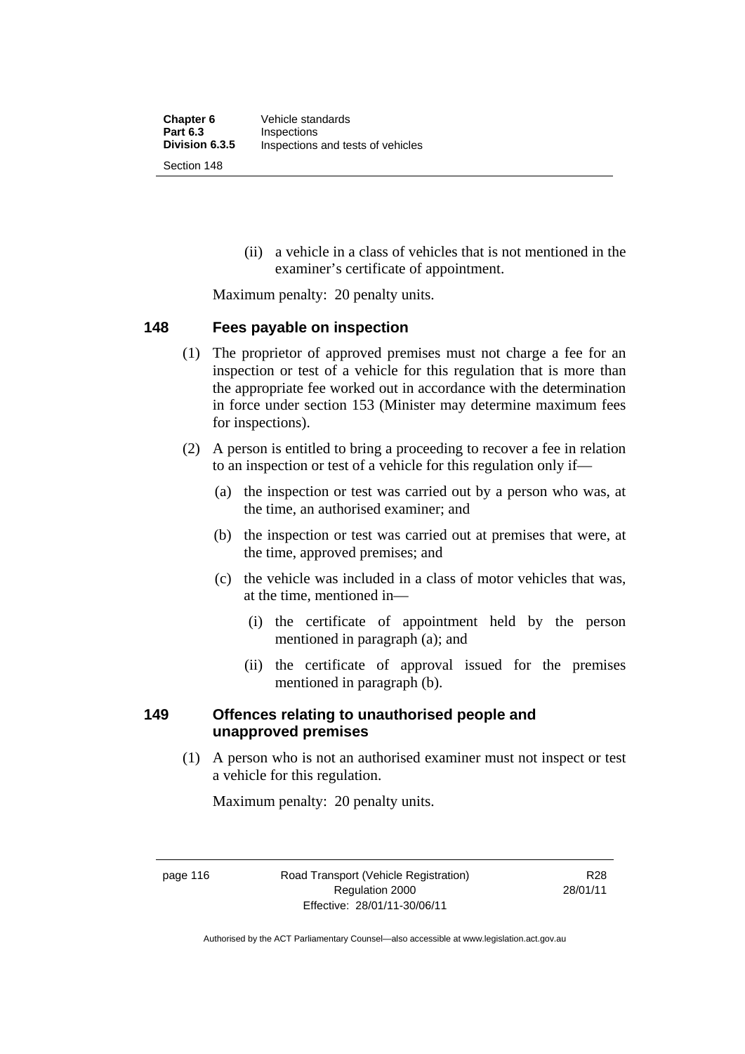(ii) a vehicle in a class of vehicles that is not mentioned in the examiner's certificate of appointment.

Maximum penalty: 20 penalty units.

## 148 Fees payable on inspection

(1) The proprietor of approved premises must not charge a fee for an inspection or test of a vehicle for this regulation that is more than the appropriate fee worked out in accordance with the determination in force under section 153 (Minister may determine maximum fees for inspections).

(2) A person is entitled to bring a proceeding to recover a fee in relation to an inspection or test of a vehicle for this regulation only if—

(a) the inspection or test was carried out by a person who was, at the time, an authorised examiner; and

(b) the inspection or test was carried out at premises that were, at the time, approved premises; and

(c) the vehicle was included in a class of motor vehicles that was, at the time, mentioned in—

(i) the certificate of appointment held by the person mentioned in paragraph (a); and

(ii) the certificate of approval issued for the premises mentioned in paragraph (b).

## 149 Offences relating to unauthorised people and unapproved premises

(1) A person who is not an authorised examiner must not inspect or test a vehicle for this regulation.

Maximum penalty: 20 penalty units.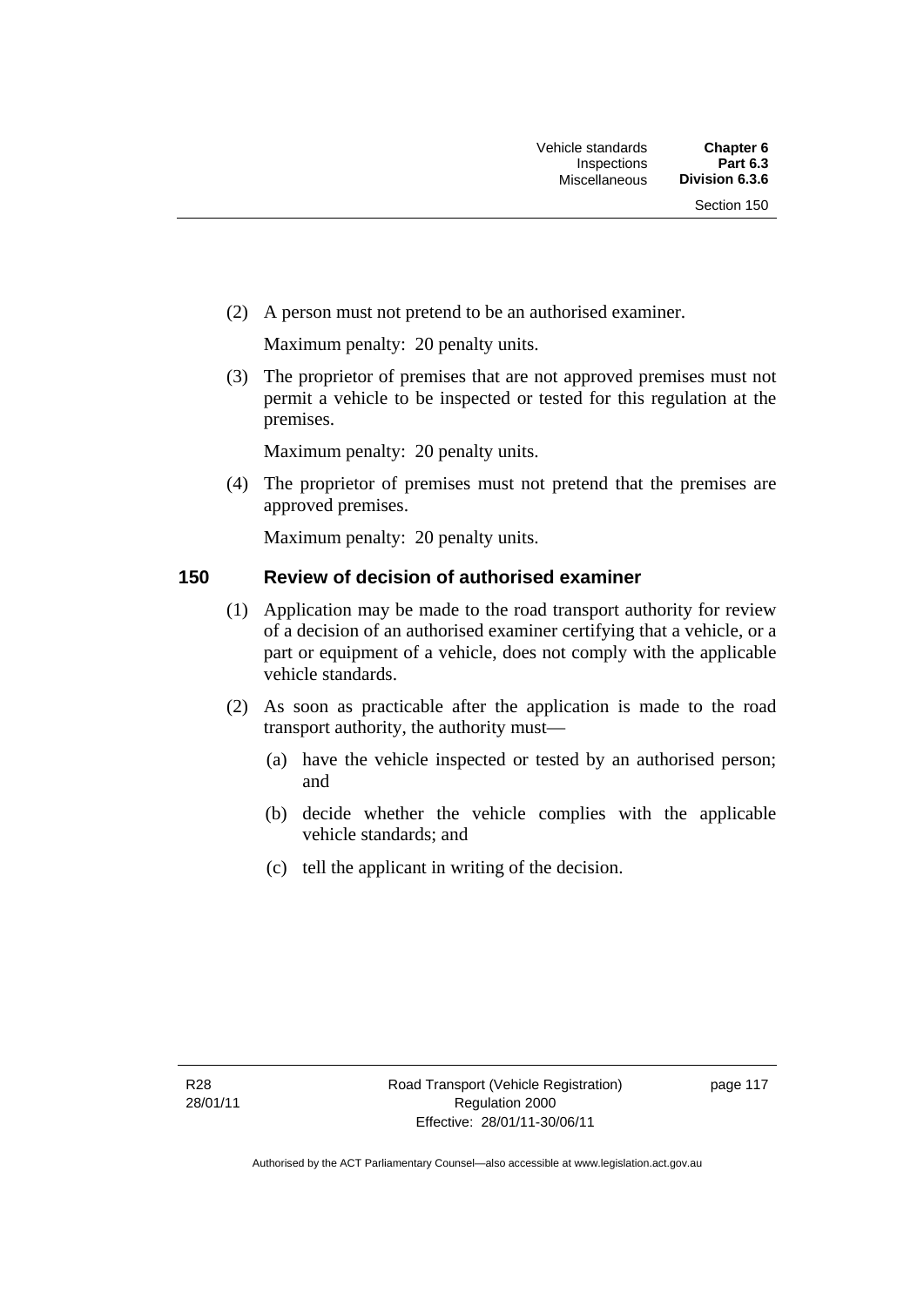(2) A person must not pretend to be an authorised examiner.

Maximum penalty: 20 penalty units.

(3) The proprietor of premises that are not approved premises must not permit a vehicle to be inspected or tested for this regulation at the premises.

Maximum penalty: 20 penalty units.

(4) The proprietor of premises must not pretend that the premises are approved premises.

Maximum penalty: 20 penalty units.

### 150 Review of decision of authorised examiner

(1) Application may be made to the road transport authority for review of a decision of an authorised examiner certifying that a vehicle, or a part or equipment of a vehicle, does not comply with the applicable vehicle standards.

(2) As soon as practicable after the application is made to the road transport authority, the authority must—

(a) have the vehicle inspected or tested by an authorised person; and

(b) decide whether the vehicle complies with the applicable vehicle standards; and

(c) tell the applicant in writing of the decision.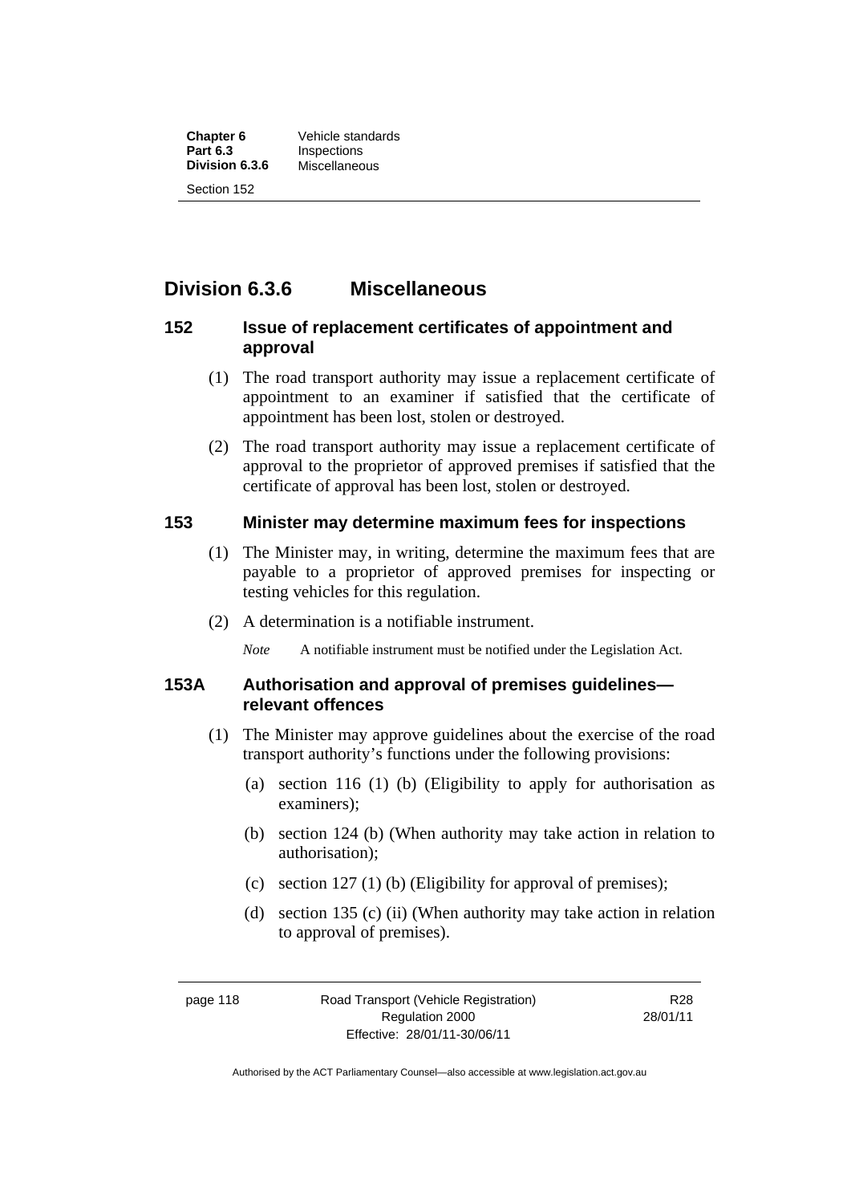## Division 6.3.6 Miscellaneous

### 152 Issue of replacement certificates of appointment and approval

(1) The road transport authority may issue a replacement certificate of appointment to an examiner if satisfied that the certificate of appointment has been lost, stolen or destroyed.

(2) The road transport authority may issue a replacement certificate of approval to the proprietor of approved premises if satisfied that the certificate of approval has been lost, stolen or destroyed.

### 153 Minister may determine maximum fees for inspections

(1) The Minister may, in writing, determine the maximum fees that are payable to a proprietor of approved premises for inspecting or testing vehicles for this regulation.

(2) A determination is a notifiable instrument.

*Note* A notifiable instrument must be notified under the Legislation Act.

### 153A Authorisation and approval of premises guidelines—relevant offences

(1) The Minister may approve guidelines about the exercise of the road transport authority's functions under the following provisions:

(a) section 116 (1) (b) (Eligibility to apply for authorisation as examiners);

(b) section 124 (b) (When authority may take action in relation to authorisation);

(c) section 127 (1) (b) (Eligibility for approval of premises);

(d) section 135 (c) (ii) (When authority may take action in relation to approval of premises).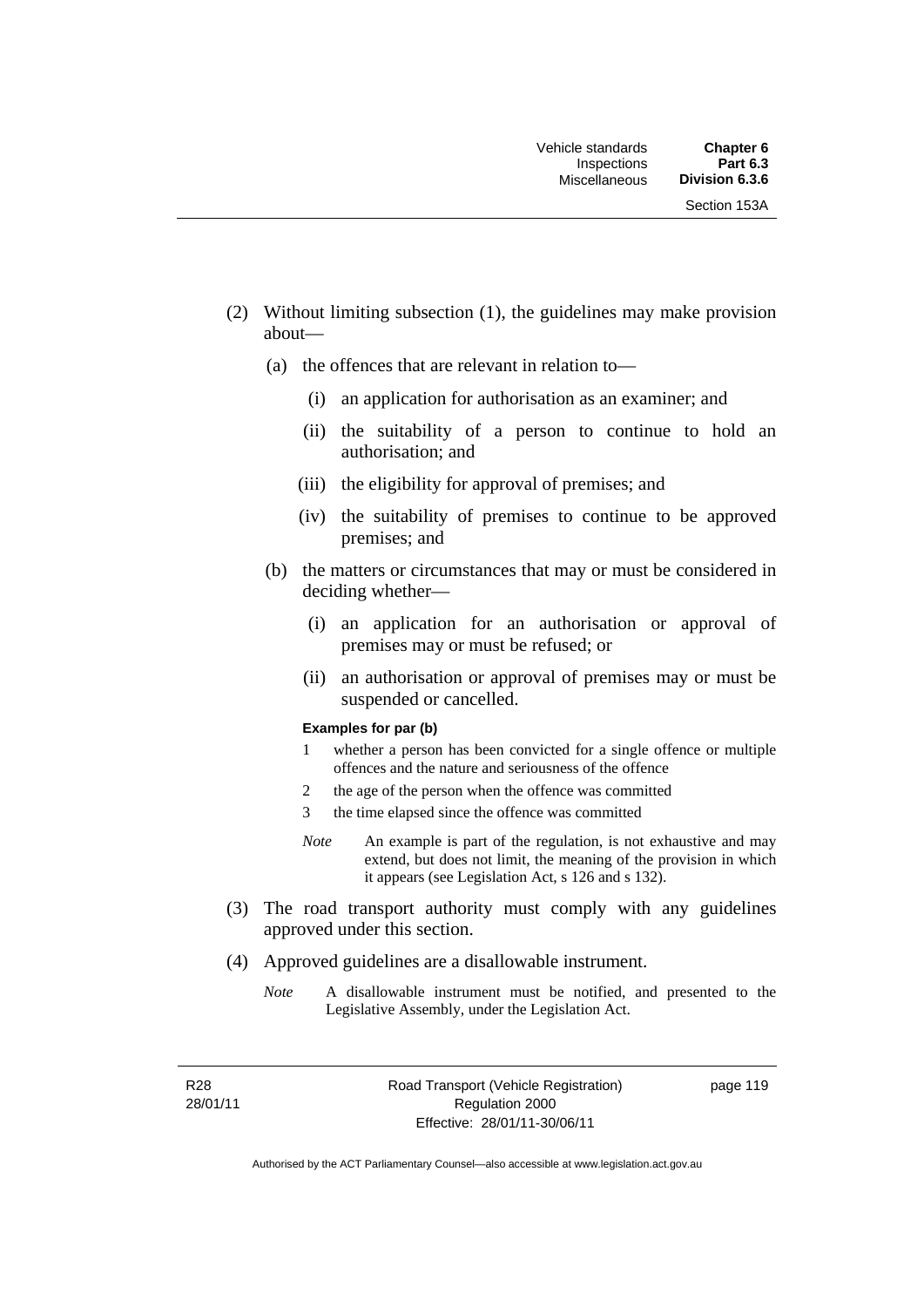(2) Without limiting subsection (1), the guidelines may make provision about—

(a) the offences that are relevant in relation to—

(i) an application for authorisation as an examiner; and

(ii) the suitability of a person to continue to hold an authorisation; and

(iii) the eligibility for approval of premises; and

(iv) the suitability of premises to continue to be approved premises; and

(b) the matters or circumstances that may or must be considered in deciding whether—

(i) an application for an authorisation or approval of premises may or must be refused; or

(ii) an authorisation or approval of premises may or must be suspended or cancelled.

**Examples for par (b)**

1 whether a person has been convicted for a single offence or multiple offences and the nature and seriousness of the offence

2 the age of the person when the offence was committed

3 the time elapsed since the offence was committed

*Note* An example is part of the regulation, is not exhaustive and may extend, but does not limit, the meaning of the provision in which it appears (see Legislation Act, s 126 and s 132).

(3) The road transport authority must comply with any guidelines approved under this section.

(4) Approved guidelines are a disallowable instrument.

*Note* A disallowable instrument must be notified, and presented to the Legislative Assembly, under the Legislation Act.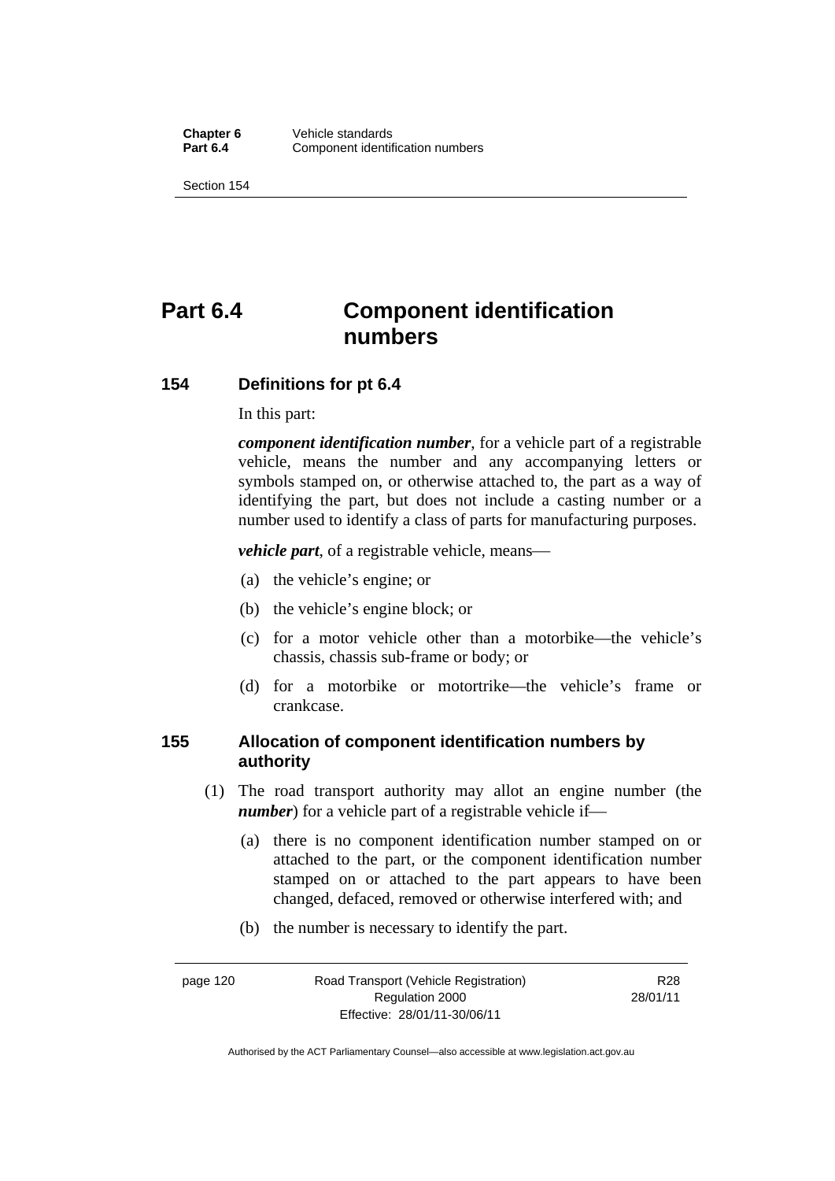# Part 6.4 Component identification numbers

## 154 Definitions for pt 6.4

In this part:

***component identification number***, for a vehicle part of a registrable vehicle, means the number and any accompanying letters or symbols stamped on, or otherwise attached to, the part as a way of identifying the part, but does not include a casting number or a number used to identify a class of parts for manufacturing purposes.

***vehicle part***, of a registrable vehicle, means—

(a) the vehicle's engine; or

(b) the vehicle's engine block; or

(c) for a motor vehicle other than a motorbike—the vehicle's chassis, chassis sub-frame or body; or

(d) for a motorbike or motortrike—the vehicle's frame or crankcase.

## 155 Allocation of component identification numbers by authority

(1) The road transport authority may allot an engine number (the ***number***) for a vehicle part of a registrable vehicle if—

(a) there is no component identification number stamped on or attached to the part, or the component identification number stamped on or attached to the part appears to have been changed, defaced, removed or otherwise interfered with; and

(b) the number is necessary to identify the part.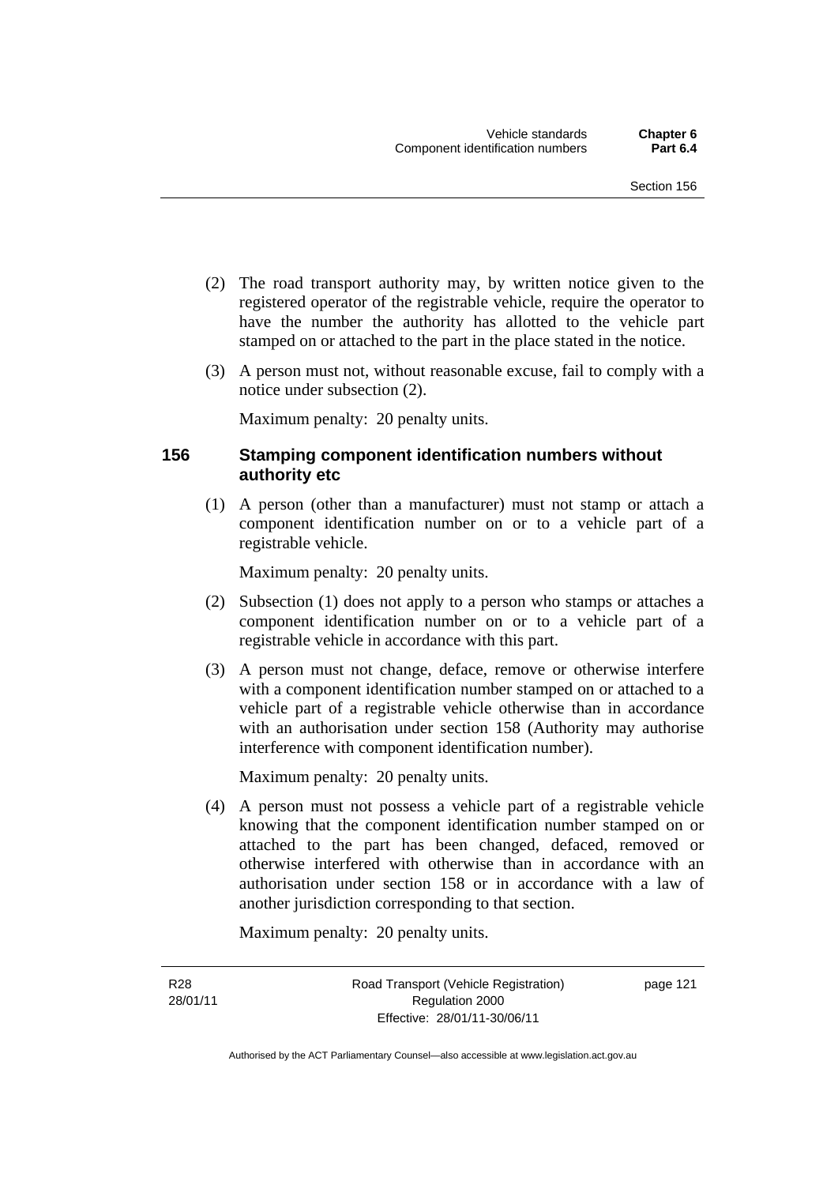(2) The road transport authority may, by written notice given to the registered operator of the registrable vehicle, require the operator to have the number the authority has allotted to the vehicle part stamped on or attached to the part in the place stated in the notice.

(3) A person must not, without reasonable excuse, fail to comply with a notice under subsection (2).

Maximum penalty: 20 penalty units.

## 156 Stamping component identification numbers without authority etc

(1) A person (other than a manufacturer) must not stamp or attach a component identification number on or to a vehicle part of a registrable vehicle.

Maximum penalty: 20 penalty units.

(2) Subsection (1) does not apply to a person who stamps or attaches a component identification number on or to a vehicle part of a registrable vehicle in accordance with this part.

(3) A person must not change, deface, remove or otherwise interfere with a component identification number stamped on or attached to a vehicle part of a registrable vehicle otherwise than in accordance with an authorisation under section 158 (Authority may authorise interference with component identification number).

Maximum penalty: 20 penalty units.

(4) A person must not possess a vehicle part of a registrable vehicle knowing that the component identification number stamped on or attached to the part has been changed, defaced, removed or otherwise interfered with otherwise than in accordance with an authorisation under section 158 or in accordance with a law of another jurisdiction corresponding to that section.

Maximum penalty: 20 penalty units.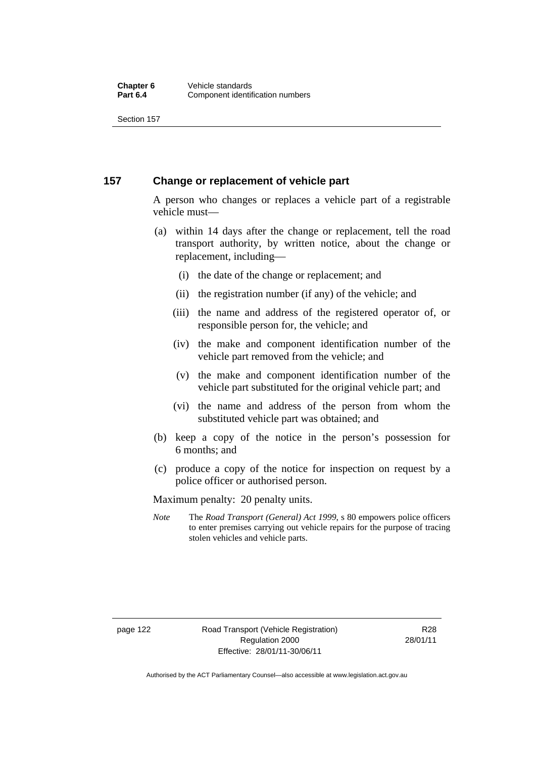## 157 Change or replacement of vehicle part

A person who changes or replaces a vehicle part of a registrable vehicle must—

(a) within 14 days after the change or replacement, tell the road transport authority, by written notice, about the change or replacement, including—

 (i) the date of the change or replacement; and

 (ii) the registration number (if any) of the vehicle; and

 (iii) the name and address of the registered operator of, or responsible person for, the vehicle; and

 (iv) the make and component identification number of the vehicle part removed from the vehicle; and

 (v) the make and component identification number of the vehicle part substituted for the original vehicle part; and

 (vi) the name and address of the person from whom the substituted vehicle part was obtained; and

(b) keep a copy of the notice in the person's possession for 6 months; and

(c) produce a copy of the notice for inspection on request by a police officer or authorised person.

Maximum penalty: 20 penalty units.

*Note* The *Road Transport (General) Act 1999*, s 80 empowers police officers to enter premises carrying out vehicle repairs for the purpose of tracing stolen vehicles and vehicle parts.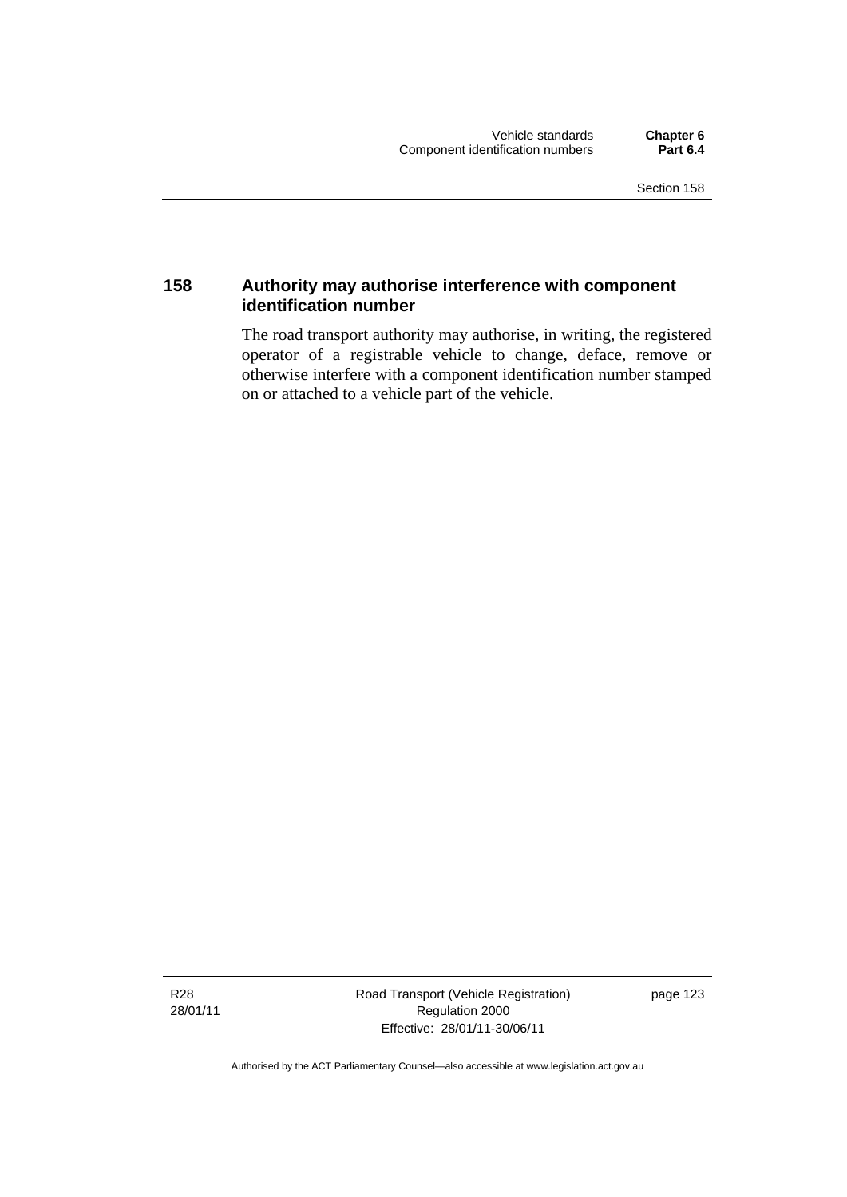## 158 Authority may authorise interference with component identification number

The road transport authority may authorise, in writing, the registered operator of a registrable vehicle to change, deface, remove or otherwise interfere with a component identification number stamped on or attached to a vehicle part of the vehicle.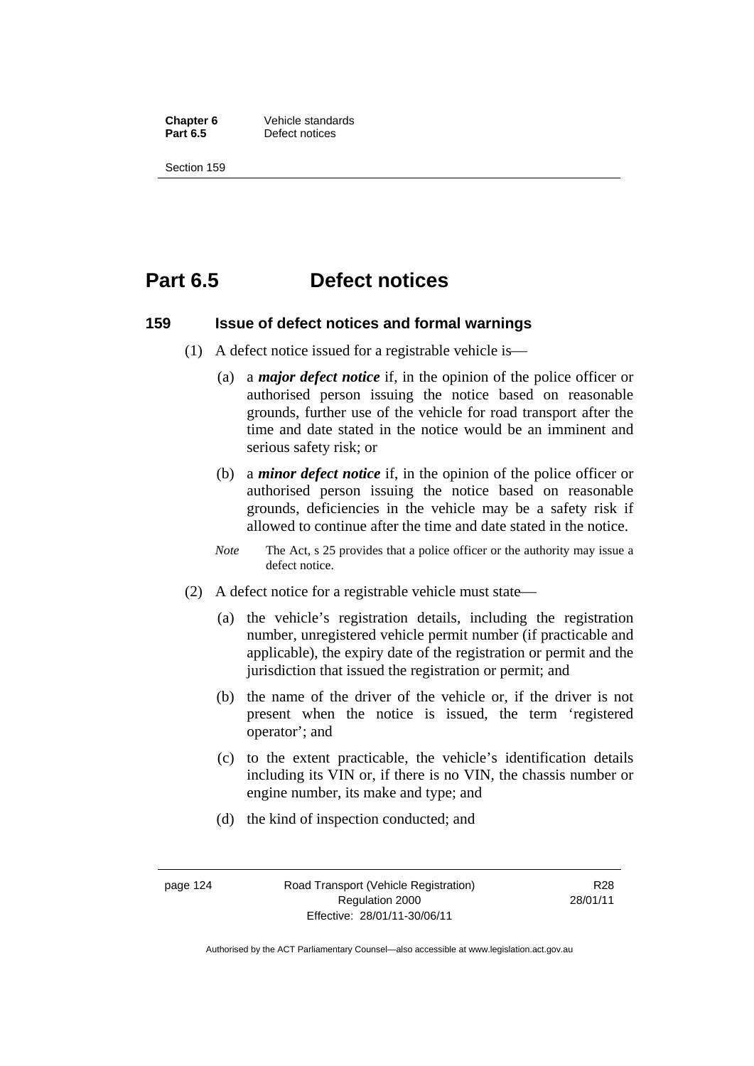# Part 6.5 Defect notices

## 159 Issue of defect notices and formal warnings

(1) A defect notice issued for a registrable vehicle is—

(a) a ***major defect notice*** if, in the opinion of the police officer or authorised person issuing the notice based on reasonable grounds, further use of the vehicle for road transport after the time and date stated in the notice would be an imminent and serious safety risk; or

(b) a ***minor defect notice*** if, in the opinion of the police officer or authorised person issuing the notice based on reasonable grounds, deficiencies in the vehicle may be a safety risk if allowed to continue after the time and date stated in the notice.

*Note* The Act, s 25 provides that a police officer or the authority may issue a defect notice.

(2) A defect notice for a registrable vehicle must state—

(a) the vehicle's registration details, including the registration number, unregistered vehicle permit number (if practicable and applicable), the expiry date of the registration or permit and the jurisdiction that issued the registration or permit; and

(b) the name of the driver of the vehicle or, if the driver is not present when the notice is issued, the term 'registered operator'; and

(c) to the extent practicable, the vehicle's identification details including its VIN or, if there is no VIN, the chassis number or engine number, its make and type; and

(d) the kind of inspection conducted; and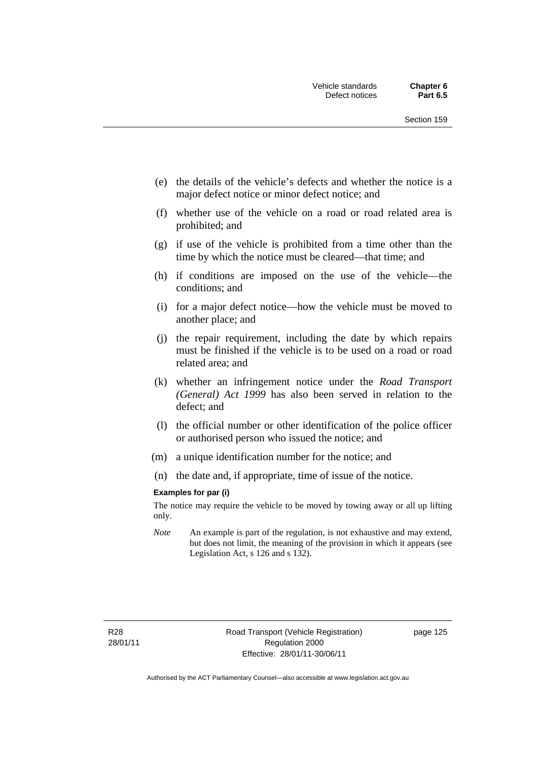(e) the details of the vehicle's defects and whether the notice is a major defect notice or minor defect notice; and

(f) whether use of the vehicle on a road or road related area is prohibited; and

(g) if use of the vehicle is prohibited from a time other than the time by which the notice must be cleared—that time; and

(h) if conditions are imposed on the use of the vehicle—the conditions; and

(i) for a major defect notice—how the vehicle must be moved to another place; and

(j) the repair requirement, including the date by which repairs must be finished if the vehicle is to be used on a road or road related area; and

(k) whether an infringement notice under the *Road Transport (General) Act 1999* has also been served in relation to the defect; and

(l) the official number or other identification of the police officer or authorised person who issued the notice; and

(m) a unique identification number for the notice; and

(n) the date and, if appropriate, time of issue of the notice.

**Examples for par (i)**

The notice may require the vehicle to be moved by towing away or all up lifting only.

*Note* An example is part of the regulation, is not exhaustive and may extend, but does not limit, the meaning of the provision in which it appears (see Legislation Act, s 126 and s 132).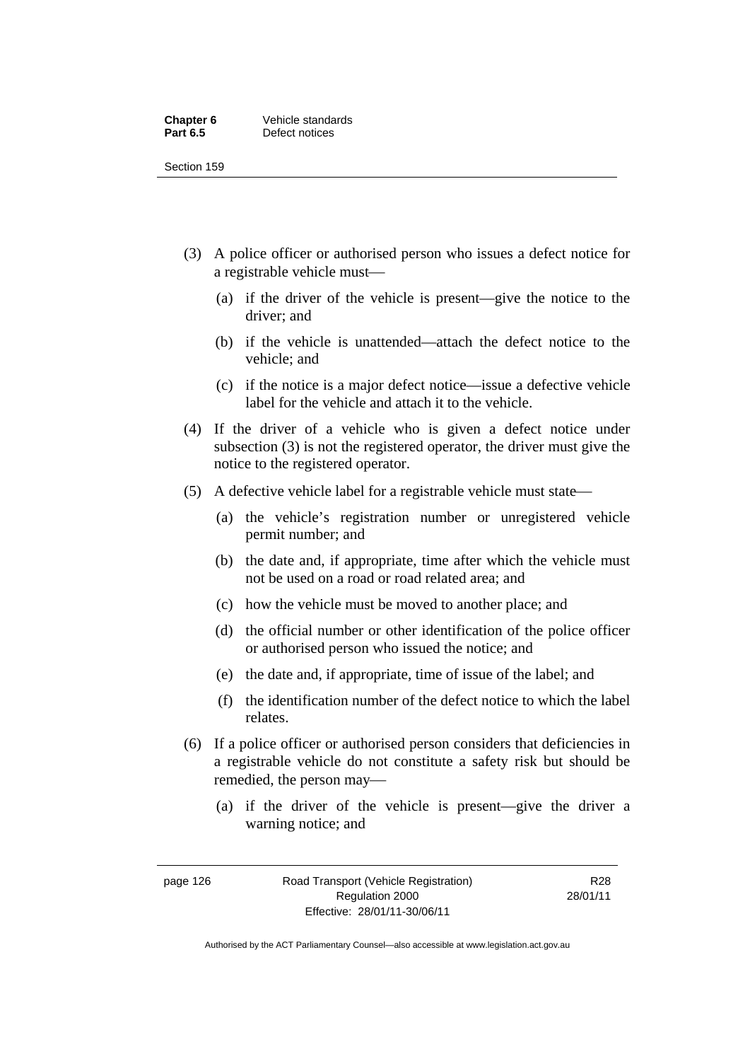(3) A police officer or authorised person who issues a defect notice for a registrable vehicle must—

(a) if the driver of the vehicle is present—give the notice to the driver; and

(b) if the vehicle is unattended—attach the defect notice to the vehicle; and

(c) if the notice is a major defect notice—issue a defective vehicle label for the vehicle and attach it to the vehicle.

(4) If the driver of a vehicle who is given a defect notice under subsection (3) is not the registered operator, the driver must give the notice to the registered operator.

(5) A defective vehicle label for a registrable vehicle must state—

(a) the vehicle's registration number or unregistered vehicle permit number; and

(b) the date and, if appropriate, time after which the vehicle must not be used on a road or road related area; and

(c) how the vehicle must be moved to another place; and

(d) the official number or other identification of the police officer or authorised person who issued the notice; and

(e) the date and, if appropriate, time of issue of the label; and

(f) the identification number of the defect notice to which the label relates.

(6) If a police officer or authorised person considers that deficiencies in a registrable vehicle do not constitute a safety risk but should be remedied, the person may—

(a) if the driver of the vehicle is present—give the driver a warning notice; and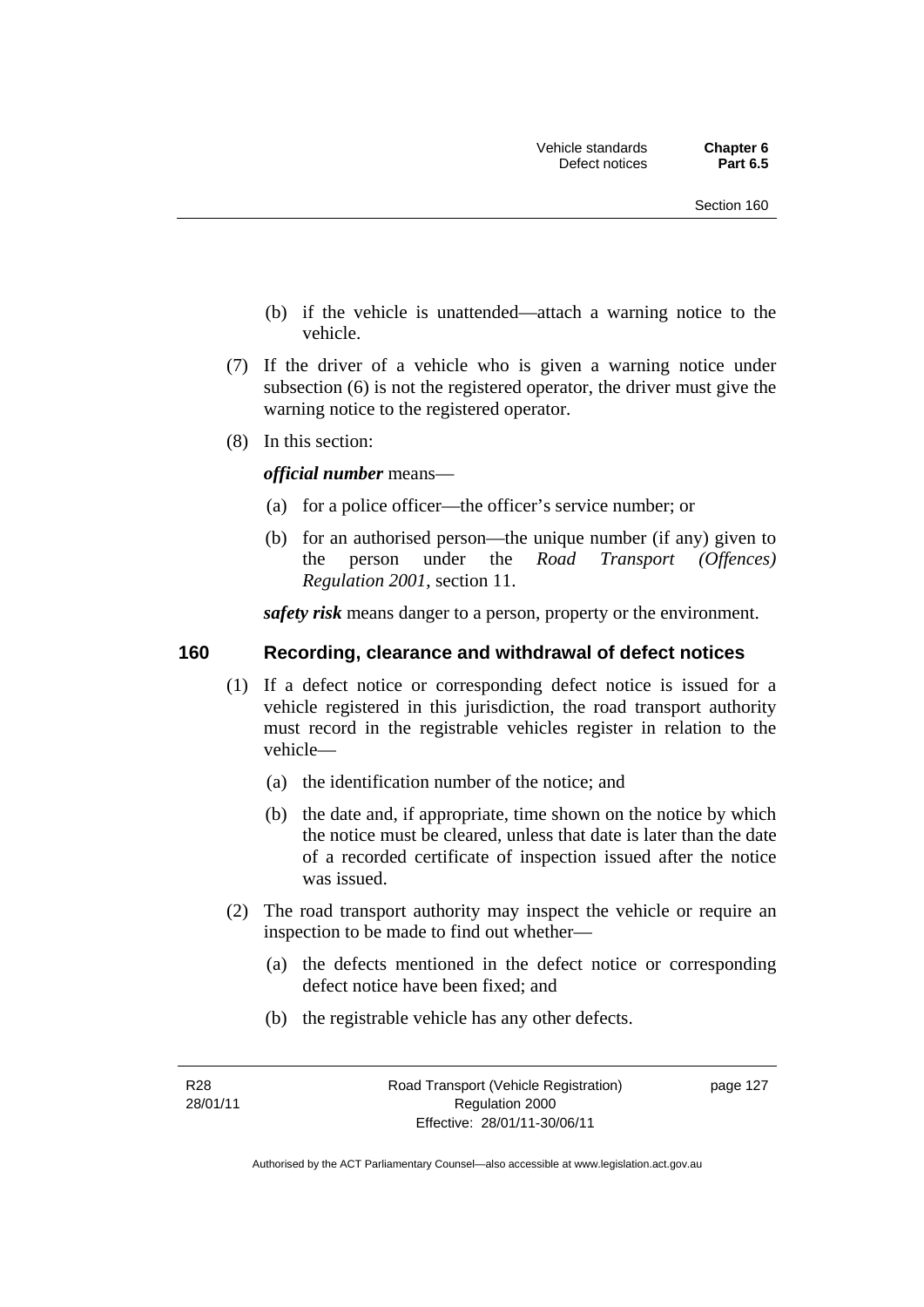(b) if the vehicle is unattended—attach a warning notice to the vehicle.

(7) If the driver of a vehicle who is given a warning notice under subsection (6) is not the registered operator, the driver must give the warning notice to the registered operator.

(8) In this section:

***official number*** means—

(a) for a police officer—the officer's service number; or

(b) for an authorised person—the unique number (if any) given to the person under the *Road Transport (Offences) Regulation 2001*, section 11.

***safety risk*** means danger to a person, property or the environment.

## 160 Recording, clearance and withdrawal of defect notices

(1) If a defect notice or corresponding defect notice is issued for a vehicle registered in this jurisdiction, the road transport authority must record in the registrable vehicles register in relation to the vehicle—

(a) the identification number of the notice; and

(b) the date and, if appropriate, time shown on the notice by which the notice must be cleared, unless that date is later than the date of a recorded certificate of inspection issued after the notice was issued.

(2) The road transport authority may inspect the vehicle or require an inspection to be made to find out whether—

(a) the defects mentioned in the defect notice or corresponding defect notice have been fixed; and

(b) the registrable vehicle has any other defects.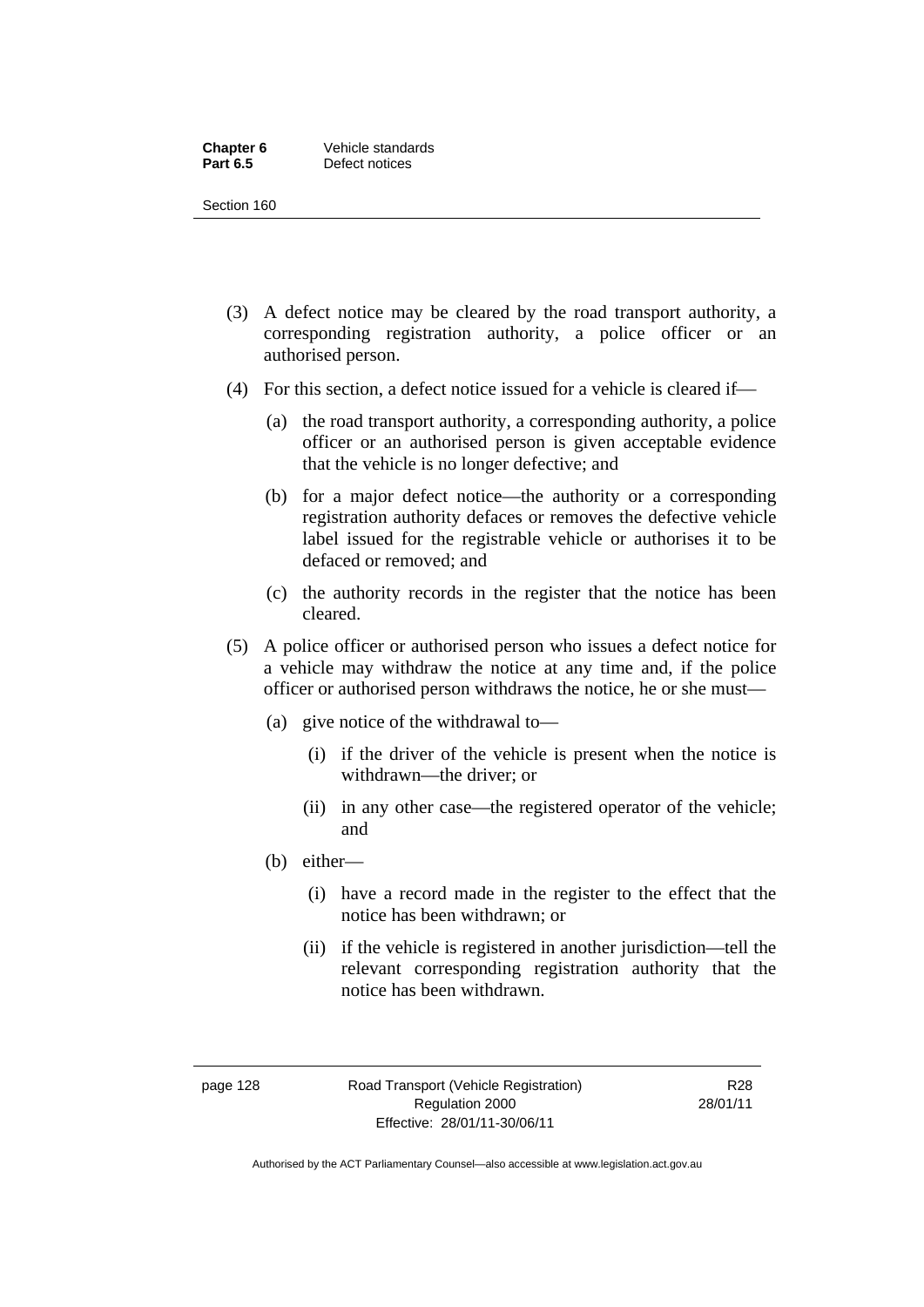(3) A defect notice may be cleared by the road transport authority, a corresponding registration authority, a police officer or an authorised person.

(4) For this section, a defect notice issued for a vehicle is cleared if—

   (a) the road transport authority, a corresponding authority, a police officer or an authorised person is given acceptable evidence that the vehicle is no longer defective; and

   (b) for a major defect notice—the authority or a corresponding registration authority defaces or removes the defective vehicle label issued for the registrable vehicle or authorises it to be defaced or removed; and

   (c) the authority records in the register that the notice has been cleared.

(5) A police officer or authorised person who issues a defect notice for a vehicle may withdraw the notice at any time and, if the police officer or authorised person withdraws the notice, he or she must—

   (a) give notice of the withdrawal to—

      (i) if the driver of the vehicle is present when the notice is withdrawn—the driver; or

      (ii) in any other case—the registered operator of the vehicle; and

   (b) either—

      (i) have a record made in the register to the effect that the notice has been withdrawn; or

      (ii) if the vehicle is registered in another jurisdiction—tell the relevant corresponding registration authority that the notice has been withdrawn.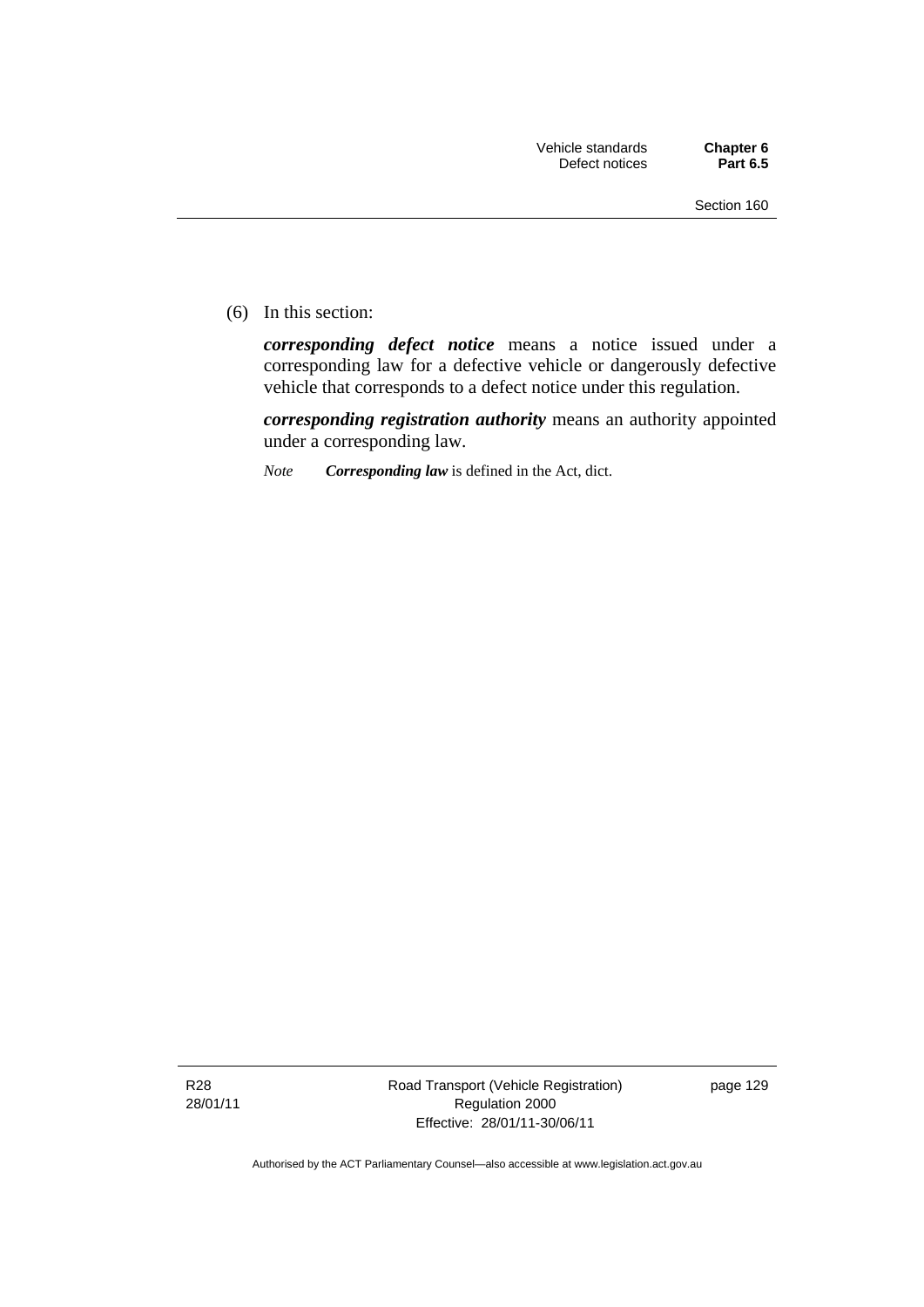(6) In this section:

***corresponding defect notice*** means a notice issued under a corresponding law for a defective vehicle or dangerously defective vehicle that corresponds to a defect notice under this regulation.

***corresponding registration authority*** means an authority appointed under a corresponding law.

*Note* ***Corresponding law*** is defined in the Act, dict.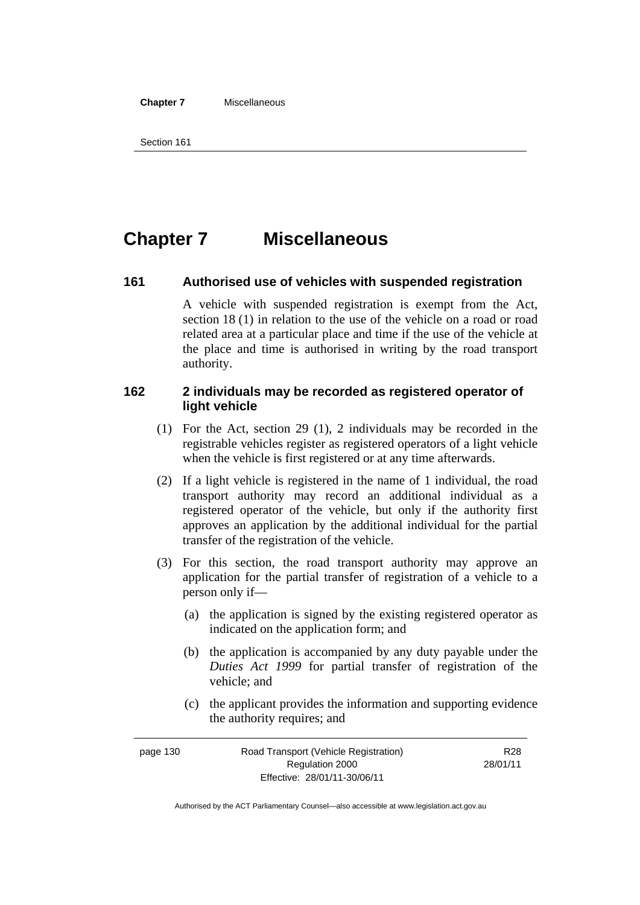# Chapter 7 Miscellaneous

## 161 Authorised use of vehicles with suspended registration

A vehicle with suspended registration is exempt from the Act, section 18 (1) in relation to the use of the vehicle on a road or road related area at a particular place and time if the use of the vehicle at the place and time is authorised in writing by the road transport authority.

## 162 2 individuals may be recorded as registered operator of light vehicle

(1) For the Act, section 29 (1), 2 individuals may be recorded in the registrable vehicles register as registered operators of a light vehicle when the vehicle is first registered or at any time afterwards.

(2) If a light vehicle is registered in the name of 1 individual, the road transport authority may record an additional individual as a registered operator of the vehicle, but only if the authority first approves an application by the additional individual for the partial transfer of the registration of the vehicle.

(3) For this section, the road transport authority may approve an application for the partial transfer of registration of a vehicle to a person only if—

(a) the application is signed by the existing registered operator as indicated on the application form; and

(b) the application is accompanied by any duty payable under the *Duties Act 1999* for partial transfer of registration of the vehicle; and

(c) the applicant provides the information and supporting evidence the authority requires; and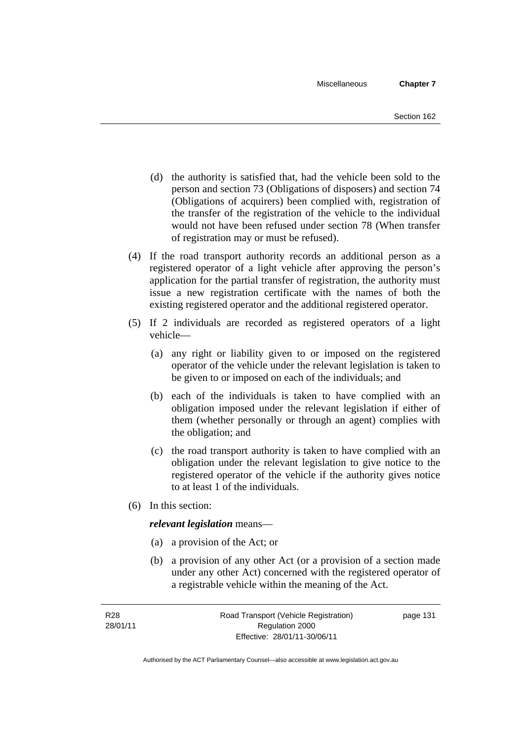(d) the authority is satisfied that, had the vehicle been sold to the person and section 73 (Obligations of disposers) and section 74 (Obligations of acquirers) been complied with, registration of the transfer of the registration of the vehicle to the individual would not have been refused under section 78 (When transfer of registration may or must be refused).

(4) If the road transport authority records an additional person as a registered operator of a light vehicle after approving the person's application for the partial transfer of registration, the authority must issue a new registration certificate with the names of both the existing registered operator and the additional registered operator.

(5) If 2 individuals are recorded as registered operators of a light vehicle—

(a) any right or liability given to or imposed on the registered operator of the vehicle under the relevant legislation is taken to be given to or imposed on each of the individuals; and

(b) each of the individuals is taken to have complied with an obligation imposed under the relevant legislation if either of them (whether personally or through an agent) complies with the obligation; and

(c) the road transport authority is taken to have complied with an obligation under the relevant legislation to give notice to the registered operator of the vehicle if the authority gives notice to at least 1 of the individuals.

(6) In this section:

***relevant legislation*** means—

(a) a provision of the Act; or

(b) a provision of any other Act (or a provision of a section made under any other Act) concerned with the registered operator of a registrable vehicle within the meaning of the Act.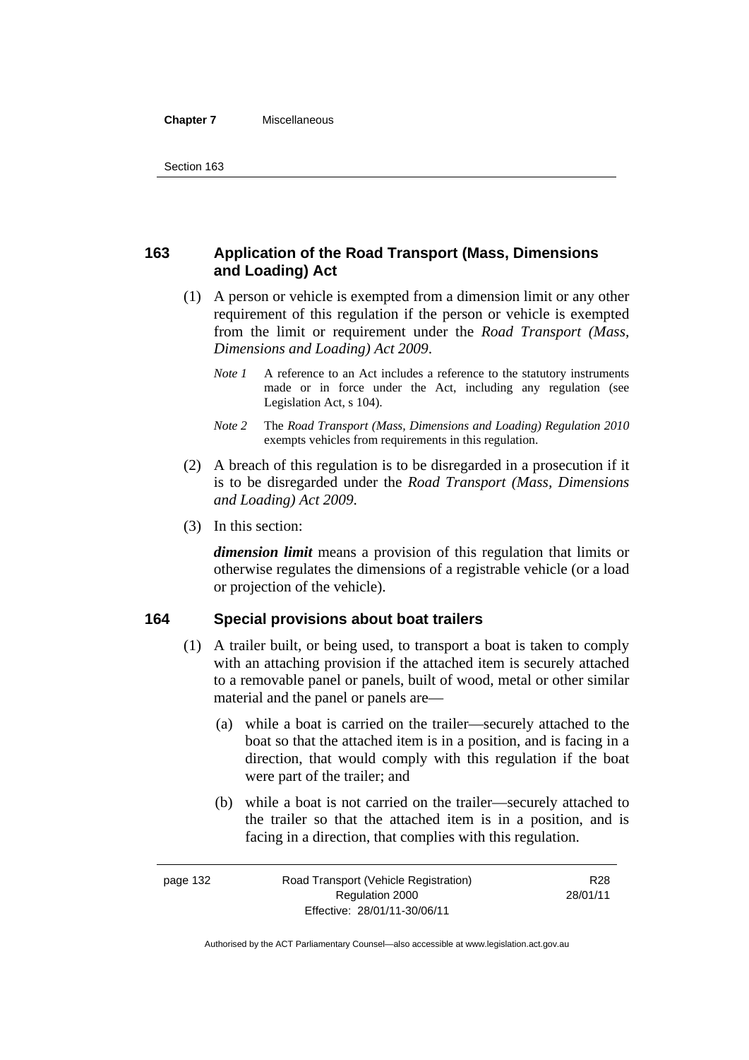## 163 Application of the Road Transport (Mass, Dimensions and Loading) Act

(1) A person or vehicle is exempted from a dimension limit or any other requirement of this regulation if the person or vehicle is exempted from the limit or requirement under the *Road Transport (Mass, Dimensions and Loading) Act 2009*.

*Note 1* A reference to an Act includes a reference to the statutory instruments made or in force under the Act, including any regulation (see Legislation Act, s 104).

*Note 2* The *Road Transport (Mass, Dimensions and Loading) Regulation 2010* exempts vehicles from requirements in this regulation.

(2) A breach of this regulation is to be disregarded in a prosecution if it is to be disregarded under the *Road Transport (Mass, Dimensions and Loading) Act 2009*.

(3) In this section:

***dimension limit*** means a provision of this regulation that limits or otherwise regulates the dimensions of a registrable vehicle (or a load or projection of the vehicle).

## 164 Special provisions about boat trailers

(1) A trailer built, or being used, to transport a boat is taken to comply with an attaching provision if the attached item is securely attached to a removable panel or panels, built of wood, metal or other similar material and the panel or panels are—

(a) while a boat is carried on the trailer—securely attached to the boat so that the attached item is in a position, and is facing in a direction, that would comply with this regulation if the boat were part of the trailer; and

(b) while a boat is not carried on the trailer—securely attached to the trailer so that the attached item is in a position, and is facing in a direction, that complies with this regulation.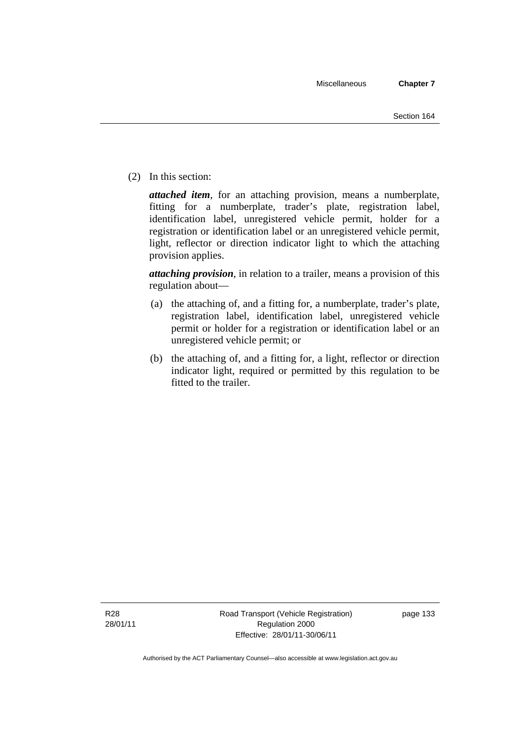(2) In this section:

***attached item***, for an attaching provision, means a numberplate, fitting for a numberplate, trader's plate, registration label, identification label, unregistered vehicle permit, holder for a registration or identification label or an unregistered vehicle permit, light, reflector or direction indicator light to which the attaching provision applies.

***attaching provision***, in relation to a trailer, means a provision of this regulation about—

(a) the attaching of, and a fitting for, a numberplate, trader's plate, registration label, identification label, unregistered vehicle permit or holder for a registration or identification label or an unregistered vehicle permit; or

(b) the attaching of, and a fitting for, a light, reflector or direction indicator light, required or permitted by this regulation to be fitted to the trailer.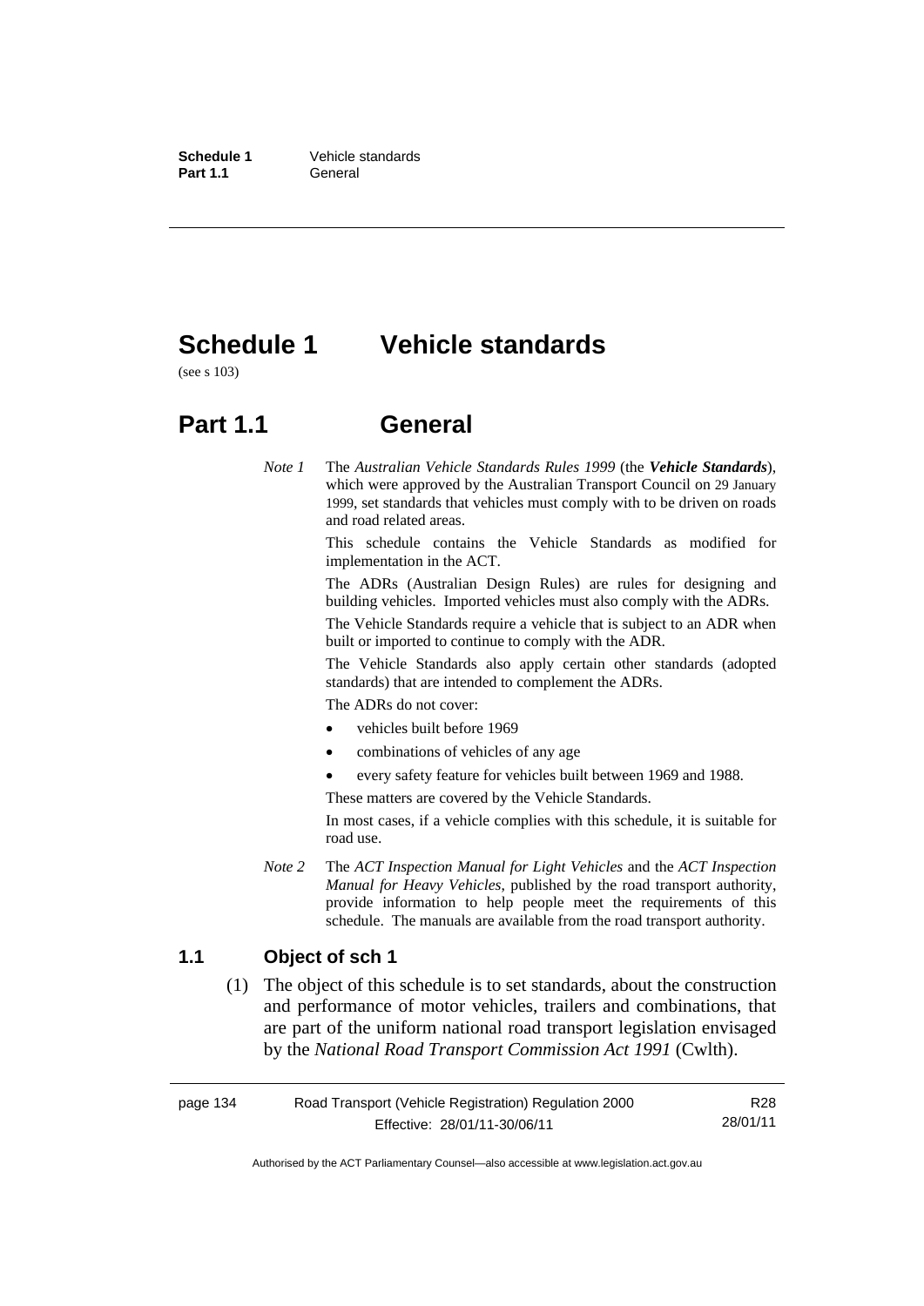# Schedule 1 Vehicle standards

(see s 103)

## Part 1.1 General

*Note 1* The *Australian Vehicle Standards Rules 1999* (the ***Vehicle Standards***), which were approved by the Australian Transport Council on 29 January 1999, set standards that vehicles must comply with to be driven on roads and road related areas.

This schedule contains the Vehicle Standards as modified for implementation in the ACT.

The ADRs (Australian Design Rules) are rules for designing and building vehicles. Imported vehicles must also comply with the ADRs.

The Vehicle Standards require a vehicle that is subject to an ADR when built or imported to continue to comply with the ADR.

The Vehicle Standards also apply certain other standards (adopted standards) that are intended to complement the ADRs.

The ADRs do not cover:

- vehicles built before 1969
- combinations of vehicles of any age
- every safety feature for vehicles built between 1969 and 1988.

These matters are covered by the Vehicle Standards.

In most cases, if a vehicle complies with this schedule, it is suitable for road use.

*Note 2* The *ACT Inspection Manual for Light Vehicles* and the *ACT Inspection Manual for Heavy Vehicles*, published by the road transport authority, provide information to help people meet the requirements of this schedule. The manuals are available from the road transport authority.

### 1.1 Object of sch 1

(1) The object of this schedule is to set standards, about the construction and performance of motor vehicles, trailers and combinations, that are part of the uniform national road transport legislation envisaged by the *National Road Transport Commission Act 1991* (Cwlth).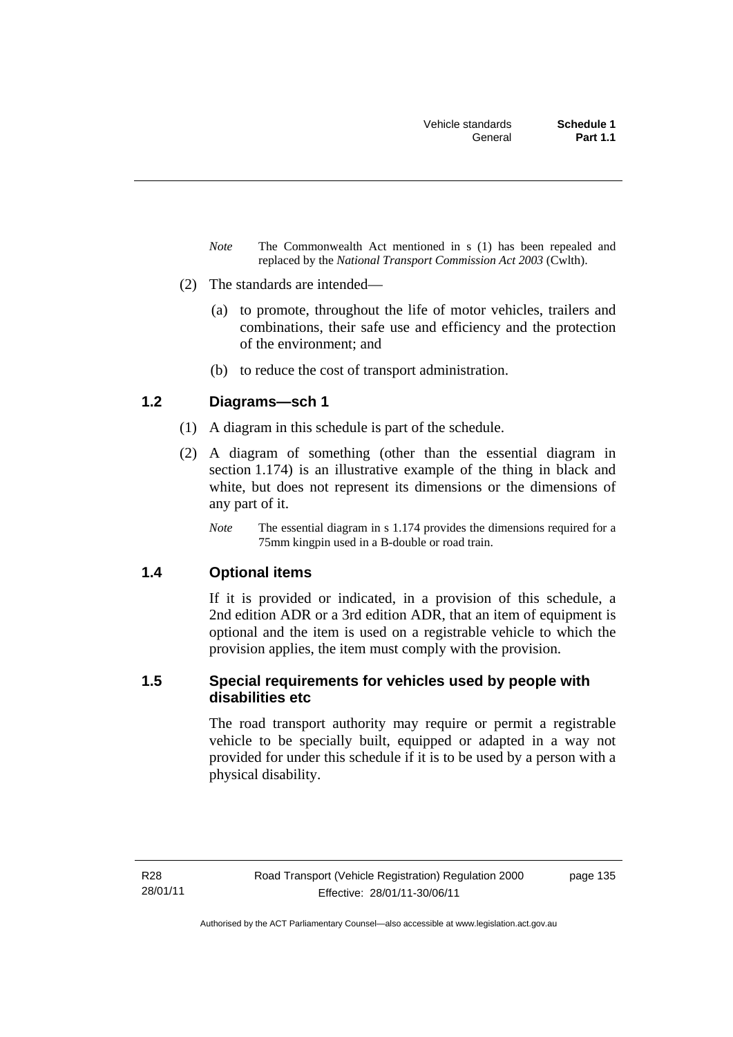*Note* The Commonwealth Act mentioned in s (1) has been repealed and replaced by the *National Transport Commission Act 2003* (Cwlth).

(2) The standards are intended—

(a) to promote, throughout the life of motor vehicles, trailers and combinations, their safe use and efficiency and the protection of the environment; and

(b) to reduce the cost of transport administration.

## 1.2 Diagrams—sch 1

(1) A diagram in this schedule is part of the schedule.

(2) A diagram of something (other than the essential diagram in section 1.174) is an illustrative example of the thing in black and white, but does not represent its dimensions or the dimensions of any part of it.

*Note* The essential diagram in s 1.174 provides the dimensions required for a 75mm kingpin used in a B-double or road train.

## 1.4 Optional items

If it is provided or indicated, in a provision of this schedule, a 2nd edition ADR or a 3rd edition ADR, that an item of equipment is optional and the item is used on a registrable vehicle to which the provision applies, the item must comply with the provision.

## 1.5 Special requirements for vehicles used by people with disabilities etc

The road transport authority may require or permit a registrable vehicle to be specially built, equipped or adapted in a way not provided for under this schedule if it is to be used by a person with a physical disability.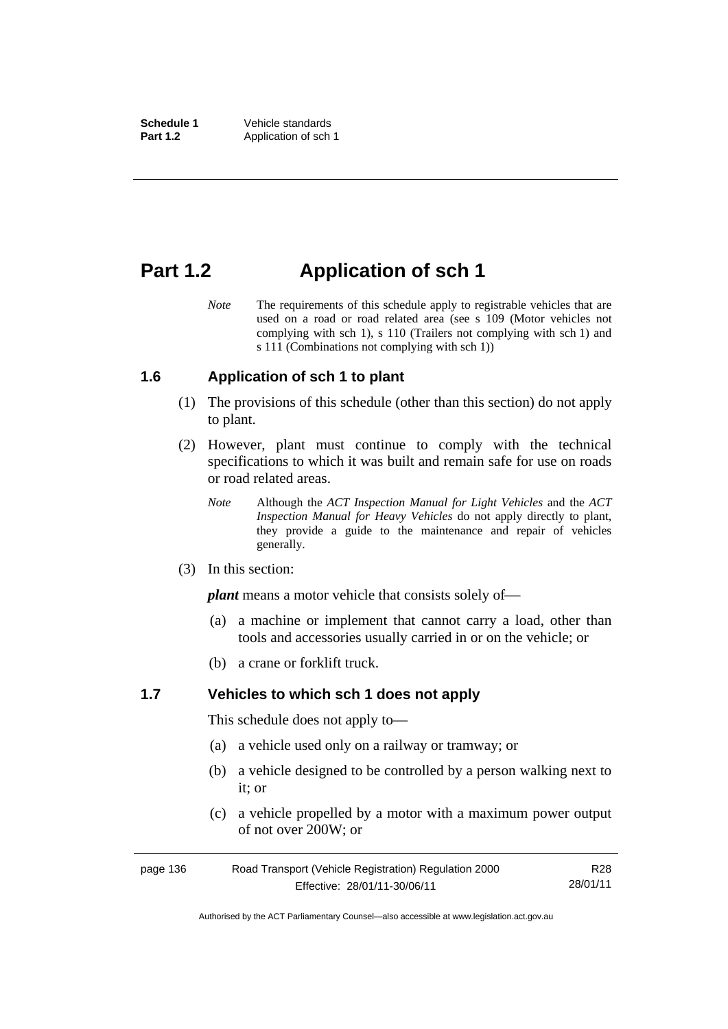# Part 1.2 Application of sch 1

*Note* The requirements of this schedule apply to registrable vehicles that are used on a road or road related area (see s 109 (Motor vehicles not complying with sch 1), s 110 (Trailers not complying with sch 1) and s 111 (Combinations not complying with sch 1))

## 1.6 Application of sch 1 to plant

(1) The provisions of this schedule (other than this section) do not apply to plant.

(2) However, plant must continue to comply with the technical specifications to which it was built and remain safe for use on roads or road related areas.

*Note* Although the *ACT Inspection Manual for Light Vehicles* and the *ACT Inspection Manual for Heavy Vehicles* do not apply directly to plant, they provide a guide to the maintenance and repair of vehicles generally.

(3) In this section:

***plant*** means a motor vehicle that consists solely of—

(a) a machine or implement that cannot carry a load, other than tools and accessories usually carried in or on the vehicle; or

(b) a crane or forklift truck.

## 1.7 Vehicles to which sch 1 does not apply

This schedule does not apply to—

(a) a vehicle used only on a railway or tramway; or

(b) a vehicle designed to be controlled by a person walking next to it; or

(c) a vehicle propelled by a motor with a maximum power output of not over 200W; or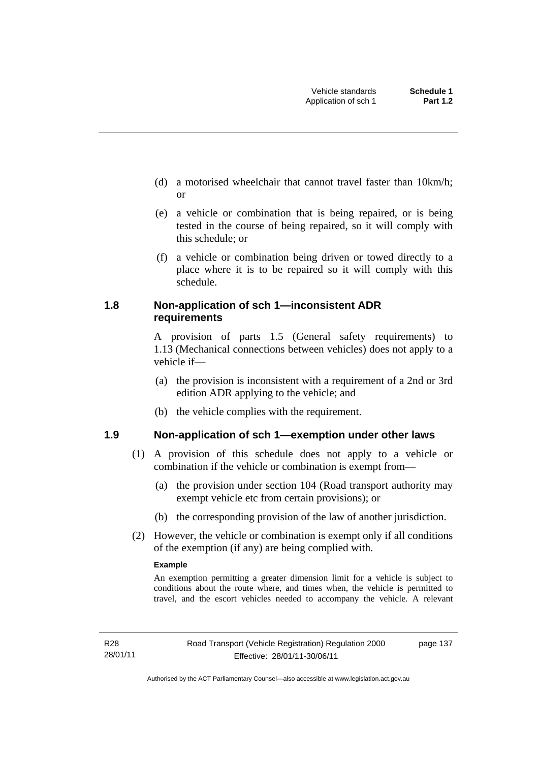(d) a motorised wheelchair that cannot travel faster than 10km/h; or

(e) a vehicle or combination that is being repaired, or is being tested in the course of being repaired, so it will comply with this schedule; or

(f) a vehicle or combination being driven or towed directly to a place where it is to be repaired so it will comply with this schedule.

### 1.8 Non-application of sch 1—inconsistent ADR requirements

A provision of parts 1.5 (General safety requirements) to 1.13 (Mechanical connections between vehicles) does not apply to a vehicle if—

(a) the provision is inconsistent with a requirement of a 2nd or 3rd edition ADR applying to the vehicle; and

(b) the vehicle complies with the requirement.

### 1.9 Non-application of sch 1—exemption under other laws

(1) A provision of this schedule does not apply to a vehicle or combination if the vehicle or combination is exempt from—

(a) the provision under section 104 (Road transport authority may exempt vehicle etc from certain provisions); or

(b) the corresponding provision of the law of another jurisdiction.

(2) However, the vehicle or combination is exempt only if all conditions of the exemption (if any) are being complied with.

**Example**

An exemption permitting a greater dimension limit for a vehicle is subject to conditions about the route where, and times when, the vehicle is permitted to travel, and the escort vehicles needed to accompany the vehicle. A relevant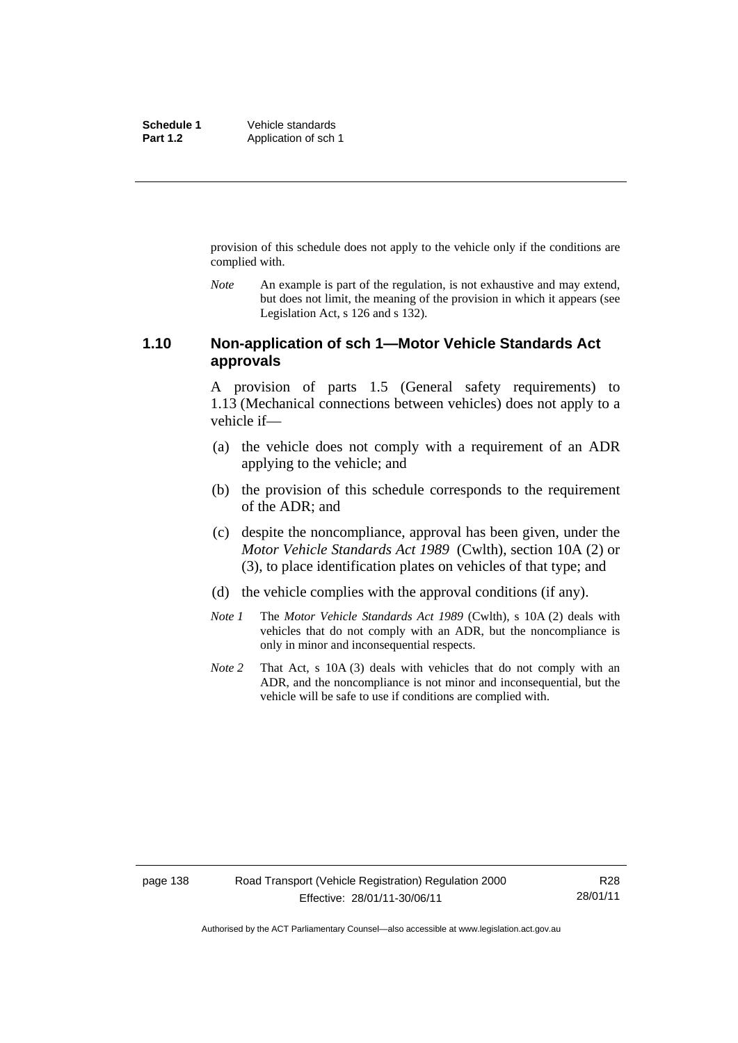provision of this schedule does not apply to the vehicle only if the conditions are complied with.

*Note* An example is part of the regulation, is not exhaustive and may extend, but does not limit, the meaning of the provision in which it appears (see Legislation Act, s 126 and s 132).

### 1.10 Non-application of sch 1—Motor Vehicle Standards Act approvals

A provision of parts 1.5 (General safety requirements) to 1.13 (Mechanical connections between vehicles) does not apply to a vehicle if—

(a) the vehicle does not comply with a requirement of an ADR applying to the vehicle; and

(b) the provision of this schedule corresponds to the requirement of the ADR; and

(c) despite the noncompliance, approval has been given, under the *Motor Vehicle Standards Act 1989* (Cwlth), section 10A (2) or (3), to place identification plates on vehicles of that type; and

(d) the vehicle complies with the approval conditions (if any).

*Note 1* The *Motor Vehicle Standards Act 1989* (Cwlth), s 10A (2) deals with vehicles that do not comply with an ADR, but the noncompliance is only in minor and inconsequential respects.

*Note 2* That Act, s 10A (3) deals with vehicles that do not comply with an ADR, and the noncompliance is not minor and inconsequential, but the vehicle will be safe to use if conditions are complied with.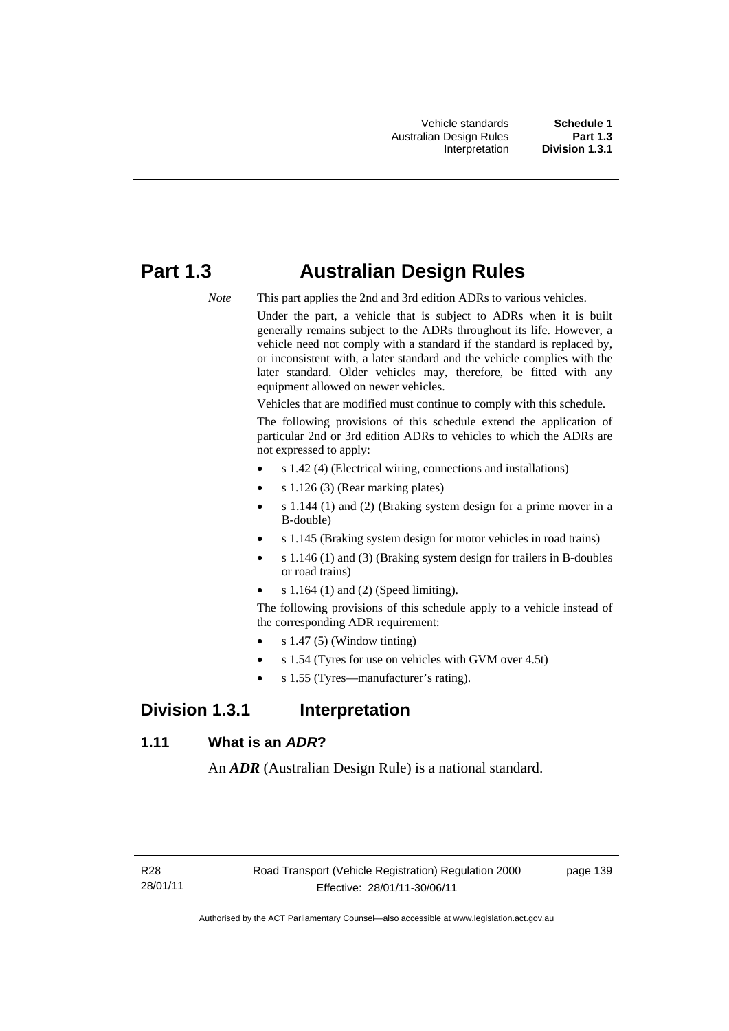# Part 1.3 Australian Design Rules

*Note* This part applies the 2nd and 3rd edition ADRs to various vehicles.

Under the part, a vehicle that is subject to ADRs when it is built generally remains subject to the ADRs throughout its life. However, a vehicle need not comply with a standard if the standard is replaced by, or inconsistent with, a later standard and the vehicle complies with the later standard. Older vehicles may, therefore, be fitted with any equipment allowed on newer vehicles.

Vehicles that are modified must continue to comply with this schedule.

The following provisions of this schedule extend the application of particular 2nd or 3rd edition ADRs to vehicles to which the ADRs are not expressed to apply:

- s 1.42 (4) (Electrical wiring, connections and installations)
- s 1.126 (3) (Rear marking plates)
- s 1.144 (1) and (2) (Braking system design for a prime mover in a B-double)
- s 1.145 (Braking system design for motor vehicles in road trains)
- s 1.146 (1) and (3) (Braking system design for trailers in B-doubles or road trains)
- s 1.164 (1) and (2) (Speed limiting).

The following provisions of this schedule apply to a vehicle instead of the corresponding ADR requirement:

- s 1.47 (5) (Window tinting)
- s 1.54 (Tyres for use on vehicles with GVM over 4.5t)
- s 1.55 (Tyres—manufacturer's rating).

## Division 1.3.1 Interpretation

### 1.11 What is an *ADR*?

An ***ADR*** (Australian Design Rule) is a national standard.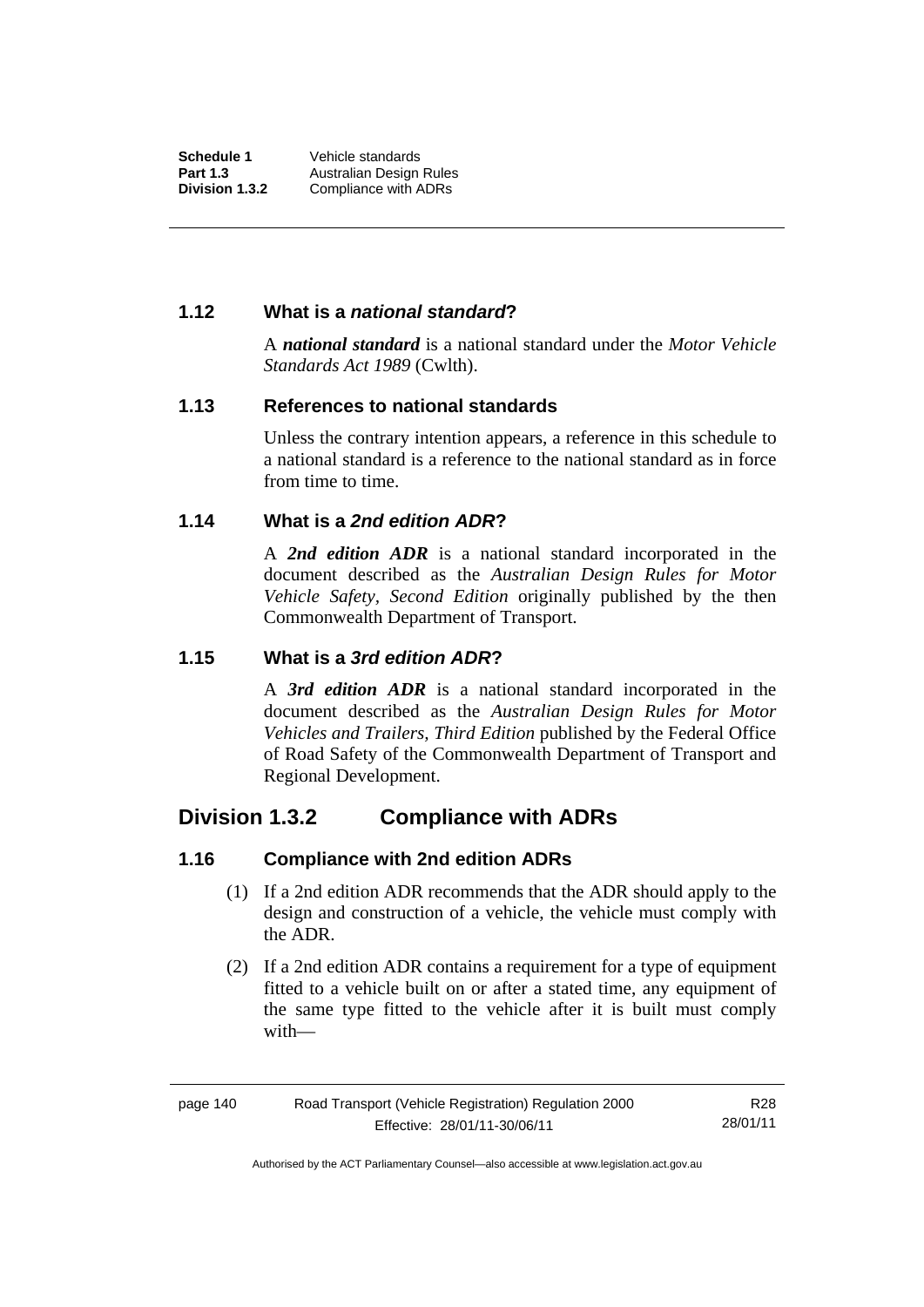### 1.12 What is a *national standard*?

A ***national standard*** is a national standard under the *Motor Vehicle Standards Act 1989* (Cwlth).

### 1.13 References to national standards

Unless the contrary intention appears, a reference in this schedule to a national standard is a reference to the national standard as in force from time to time.

### 1.14 What is a *2nd edition ADR*?

A ***2nd edition ADR*** is a national standard incorporated in the document described as the *Australian Design Rules for Motor Vehicle Safety, Second Edition* originally published by the then Commonwealth Department of Transport.

### 1.15 What is a *3rd edition ADR*?

A ***3rd edition ADR*** is a national standard incorporated in the document described as the *Australian Design Rules for Motor Vehicles and Trailers, Third Edition* published by the Federal Office of Road Safety of the Commonwealth Department of Transport and Regional Development.

## Division 1.3.2 Compliance with ADRs

### 1.16 Compliance with 2nd edition ADRs

(1) If a 2nd edition ADR recommends that the ADR should apply to the design and construction of a vehicle, the vehicle must comply with the ADR.

(2) If a 2nd edition ADR contains a requirement for a type of equipment fitted to a vehicle built on or after a stated time, any equipment of the same type fitted to the vehicle after it is built must comply with—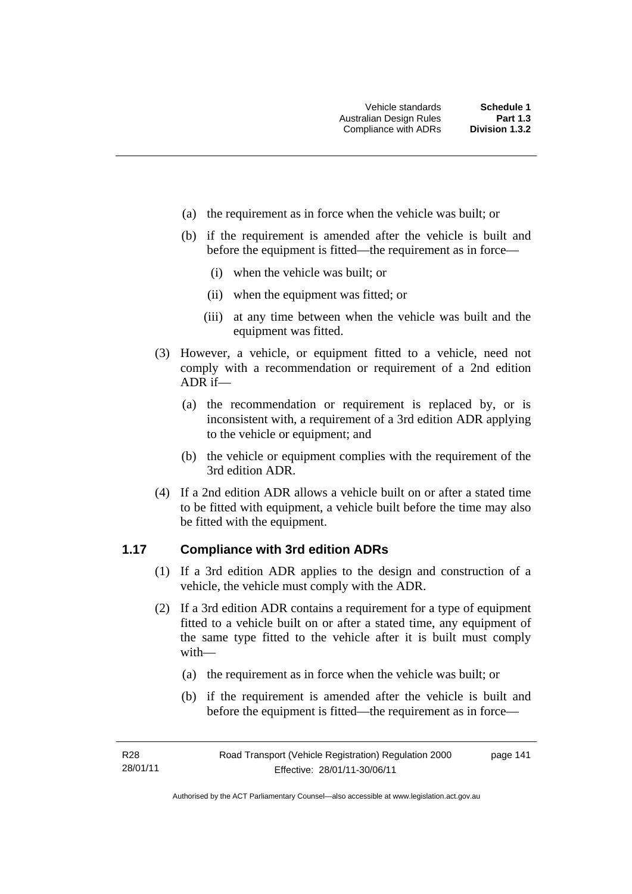(a) the requirement as in force when the vehicle was built; or

(b) if the requirement is amended after the vehicle is built and before the equipment is fitted—the requirement as in force—

(i) when the vehicle was built; or

(ii) when the equipment was fitted; or

(iii) at any time between when the vehicle was built and the equipment was fitted.

(3) However, a vehicle, or equipment fitted to a vehicle, need not comply with a recommendation or requirement of a 2nd edition ADR if—

(a) the recommendation or requirement is replaced by, or is inconsistent with, a requirement of a 3rd edition ADR applying to the vehicle or equipment; and

(b) the vehicle or equipment complies with the requirement of the 3rd edition ADR.

(4) If a 2nd edition ADR allows a vehicle built on or after a stated time to be fitted with equipment, a vehicle built before the time may also be fitted with the equipment.

### 1.17 Compliance with 3rd edition ADRs

(1) If a 3rd edition ADR applies to the design and construction of a vehicle, the vehicle must comply with the ADR.

(2) If a 3rd edition ADR contains a requirement for a type of equipment fitted to a vehicle built on or after a stated time, any equipment of the same type fitted to the vehicle after it is built must comply with—

(a) the requirement as in force when the vehicle was built; or

(b) if the requirement is amended after the vehicle is built and before the equipment is fitted—the requirement as in force—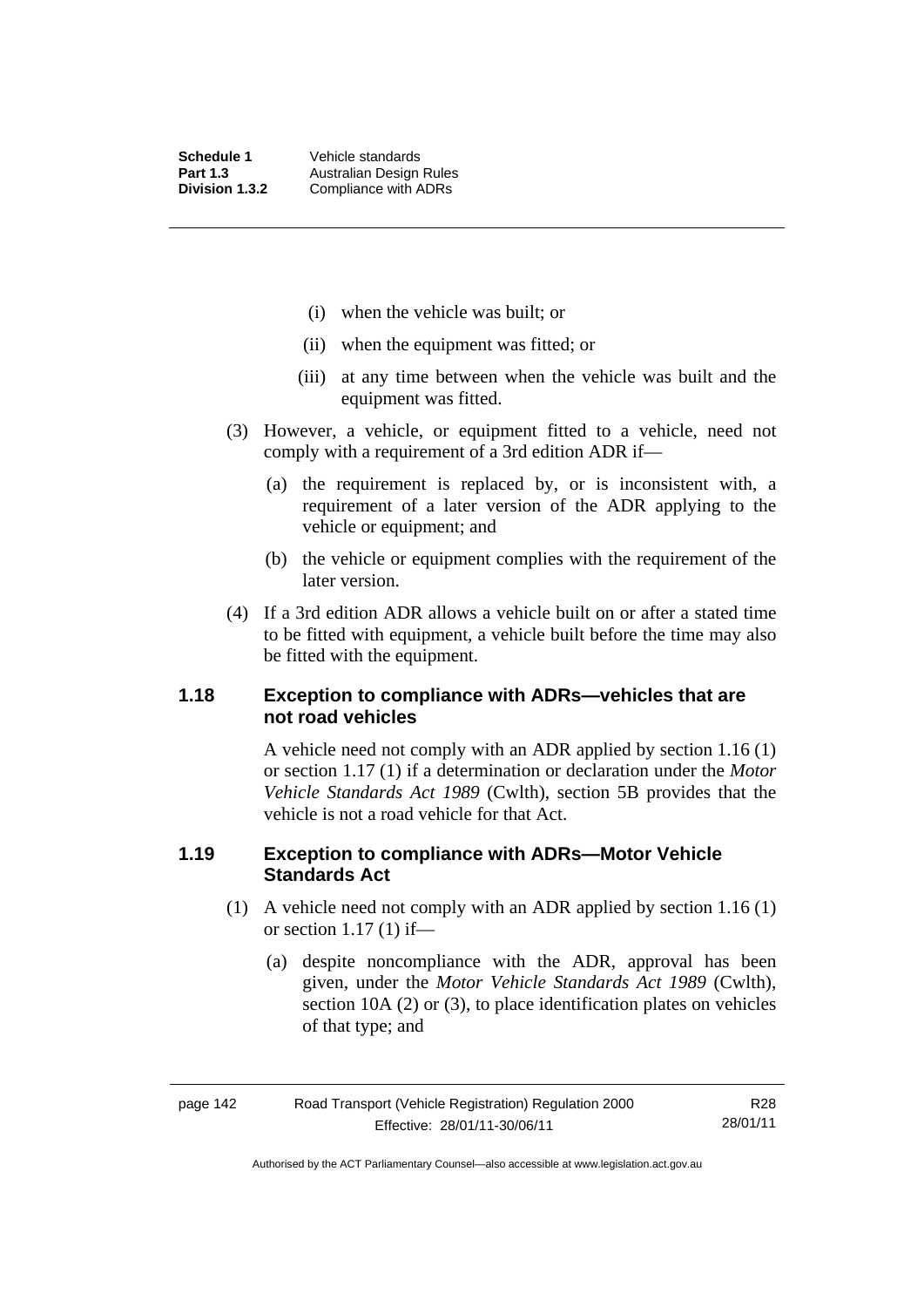(i) when the vehicle was built; or

(ii) when the equipment was fitted; or

(iii) at any time between when the vehicle was built and the equipment was fitted.

(3) However, a vehicle, or equipment fitted to a vehicle, need not comply with a requirement of a 3rd edition ADR if—

(a) the requirement is replaced by, or is inconsistent with, a requirement of a later version of the ADR applying to the vehicle or equipment; and

(b) the vehicle or equipment complies with the requirement of the later version.

(4) If a 3rd edition ADR allows a vehicle built on or after a stated time to be fitted with equipment, a vehicle built before the time may also be fitted with the equipment.

### 1.18 Exception to compliance with ADRs—vehicles that are not road vehicles

A vehicle need not comply with an ADR applied by section 1.16 (1) or section 1.17 (1) if a determination or declaration under the *Motor Vehicle Standards Act 1989* (Cwlth), section 5B provides that the vehicle is not a road vehicle for that Act.

### 1.19 Exception to compliance with ADRs—Motor Vehicle Standards Act

(1) A vehicle need not comply with an ADR applied by section 1.16 (1) or section 1.17 (1) if—

(a) despite noncompliance with the ADR, approval has been given, under the *Motor Vehicle Standards Act 1989* (Cwlth), section 10A (2) or (3), to place identification plates on vehicles of that type; and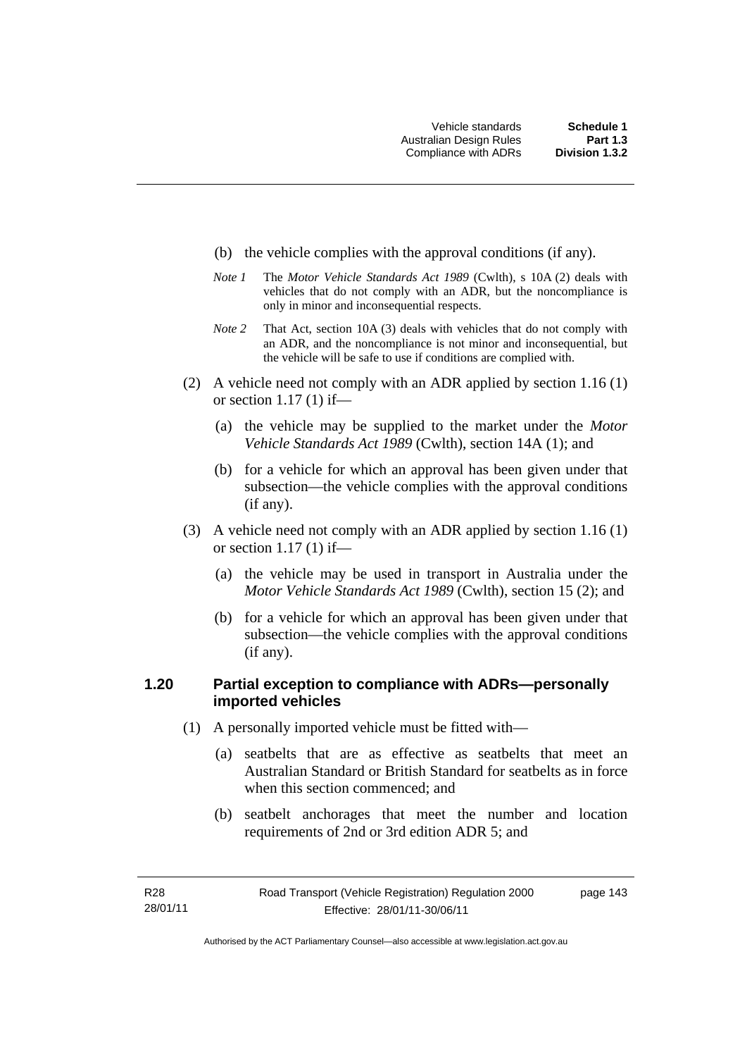(b) the vehicle complies with the approval conditions (if any).

*Note 1* The *Motor Vehicle Standards Act 1989* (Cwlth), s 10A (2) deals with vehicles that do not comply with an ADR, but the noncompliance is only in minor and inconsequential respects.

*Note 2* That Act, section 10A (3) deals with vehicles that do not comply with an ADR, and the noncompliance is not minor and inconsequential, but the vehicle will be safe to use if conditions are complied with.

(2) A vehicle need not comply with an ADR applied by section 1.16 (1) or section 1.17 (1) if—

(a) the vehicle may be supplied to the market under the *Motor Vehicle Standards Act 1989* (Cwlth), section 14A (1); and

(b) for a vehicle for which an approval has been given under that subsection—the vehicle complies with the approval conditions (if any).

(3) A vehicle need not comply with an ADR applied by section 1.16 (1) or section 1.17 (1) if—

(a) the vehicle may be used in transport in Australia under the *Motor Vehicle Standards Act 1989* (Cwlth), section 15 (2); and

(b) for a vehicle for which an approval has been given under that subsection—the vehicle complies with the approval conditions (if any).

### 1.20 Partial exception to compliance with ADRs—personally imported vehicles

(1) A personally imported vehicle must be fitted with—

(a) seatbelts that are as effective as seatbelts that meet an Australian Standard or British Standard for seatbelts as in force when this section commenced; and

(b) seatbelt anchorages that meet the number and location requirements of 2nd or 3rd edition ADR 5; and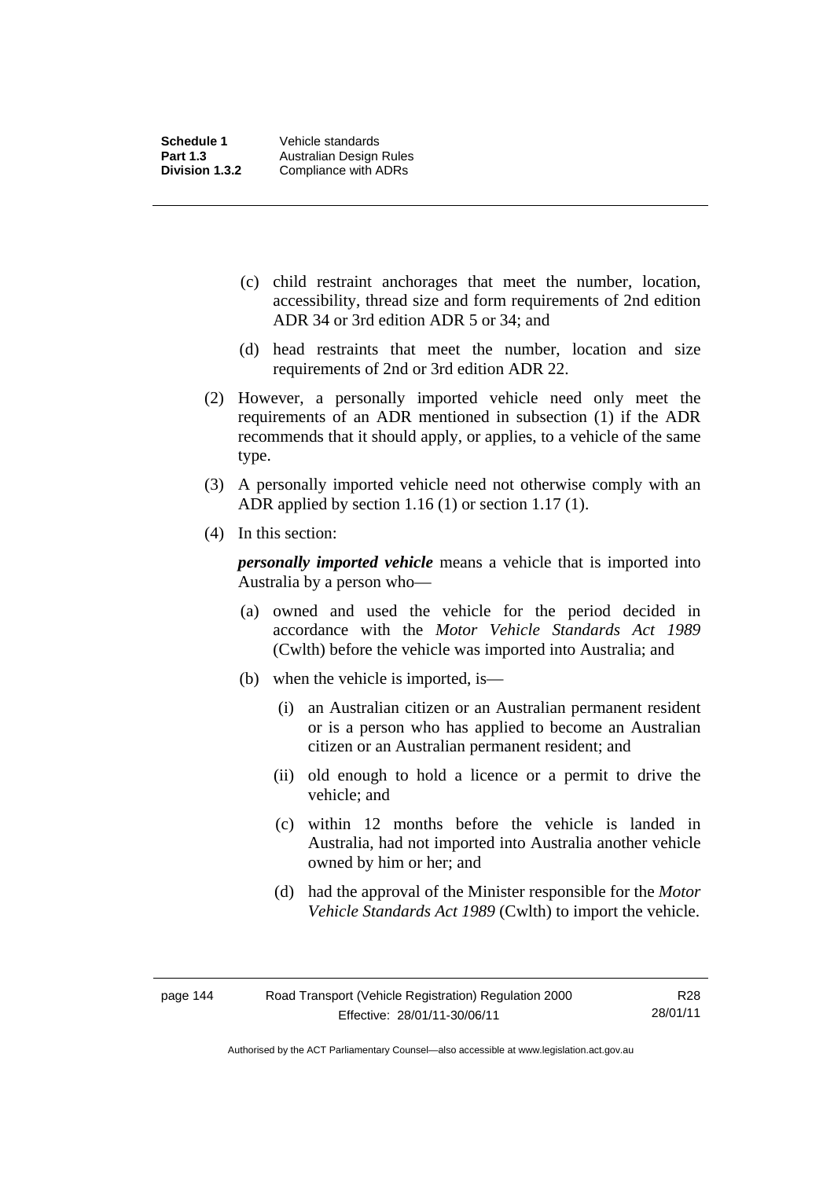(c) child restraint anchorages that meet the number, location, accessibility, thread size and form requirements of 2nd edition ADR 34 or 3rd edition ADR 5 or 34; and

(d) head restraints that meet the number, location and size requirements of 2nd or 3rd edition ADR 22.

(2) However, a personally imported vehicle need only meet the requirements of an ADR mentioned in subsection (1) if the ADR recommends that it should apply, or applies, to a vehicle of the same type.

(3) A personally imported vehicle need not otherwise comply with an ADR applied by section 1.16 (1) or section 1.17 (1).

(4) In this section:

***personally imported vehicle*** means a vehicle that is imported into Australia by a person who—

(a) owned and used the vehicle for the period decided in accordance with the *Motor Vehicle Standards Act 1989* (Cwlth) before the vehicle was imported into Australia; and

(b) when the vehicle is imported, is—

(i) an Australian citizen or an Australian permanent resident or is a person who has applied to become an Australian citizen or an Australian permanent resident; and

(ii) old enough to hold a licence or a permit to drive the vehicle; and

(c) within 12 months before the vehicle is landed in Australia, had not imported into Australia another vehicle owned by him or her; and

(d) had the approval of the Minister responsible for the *Motor Vehicle Standards Act 1989* (Cwlth) to import the vehicle.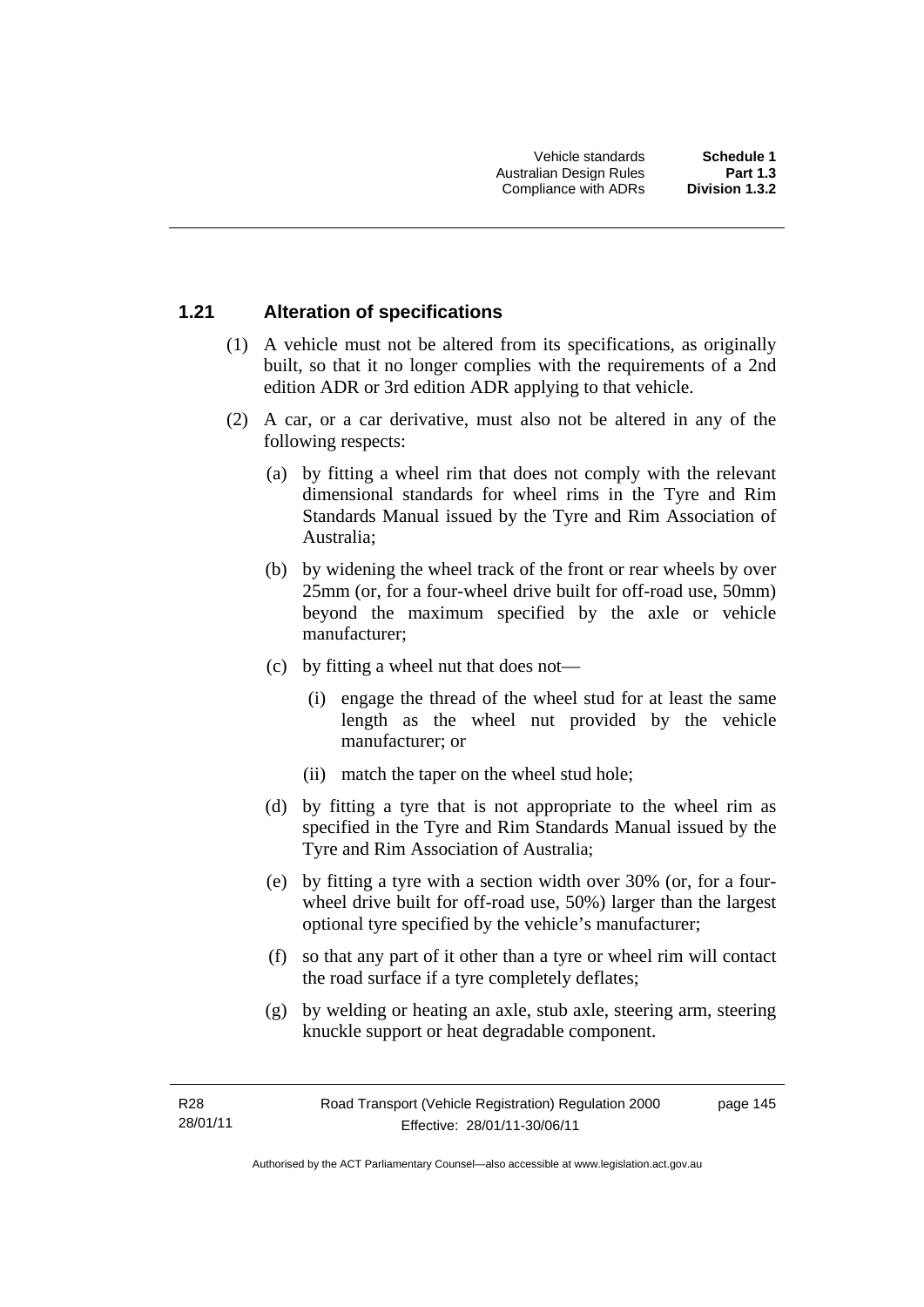### 1.21 Alteration of specifications

(1) A vehicle must not be altered from its specifications, as originally built, so that it no longer complies with the requirements of a 2nd edition ADR or 3rd edition ADR applying to that vehicle.

(2) A car, or a car derivative, must also not be altered in any of the following respects:

(a) by fitting a wheel rim that does not comply with the relevant dimensional standards for wheel rims in the Tyre and Rim Standards Manual issued by the Tyre and Rim Association of Australia;

(b) by widening the wheel track of the front or rear wheels by over 25mm (or, for a four-wheel drive built for off-road use, 50mm) beyond the maximum specified by the axle or vehicle manufacturer;

(c) by fitting a wheel nut that does not—

(i) engage the thread of the wheel stud for at least the same length as the wheel nut provided by the vehicle manufacturer; or

(ii) match the taper on the wheel stud hole;

(d) by fitting a tyre that is not appropriate to the wheel rim as specified in the Tyre and Rim Standards Manual issued by the Tyre and Rim Association of Australia;

(e) by fitting a tyre with a section width over 30% (or, for a four-wheel drive built for off-road use, 50%) larger than the largest optional tyre specified by the vehicle's manufacturer;

(f) so that any part of it other than a tyre or wheel rim will contact the road surface if a tyre completely deflates;

(g) by welding or heating an axle, stub axle, steering arm, steering knuckle support or heat degradable component.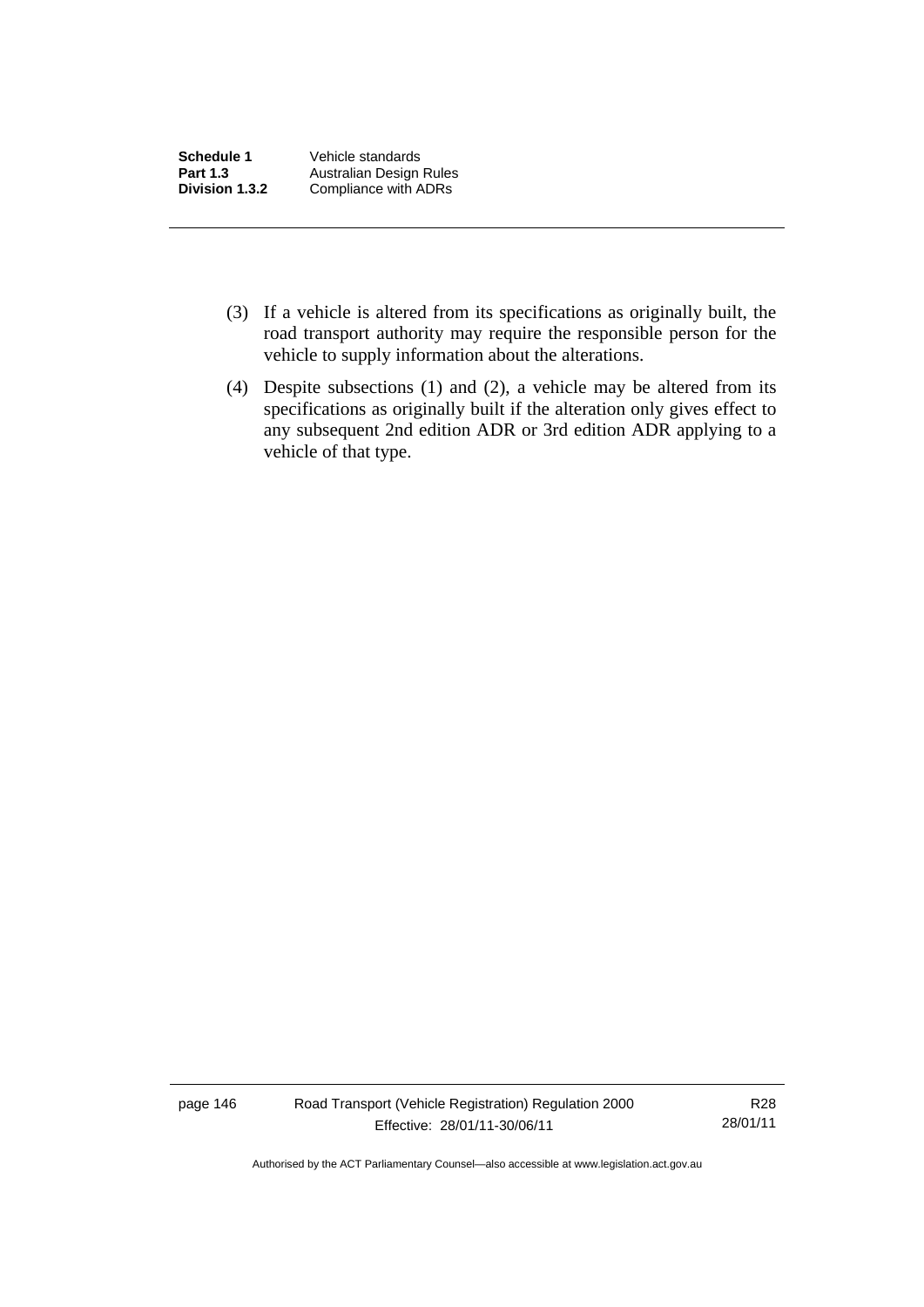(3) If a vehicle is altered from its specifications as originally built, the road transport authority may require the responsible person for the vehicle to supply information about the alterations.

(4) Despite subsections (1) and (2), a vehicle may be altered from its specifications as originally built if the alteration only gives effect to any subsequent 2nd edition ADR or 3rd edition ADR applying to a vehicle of that type.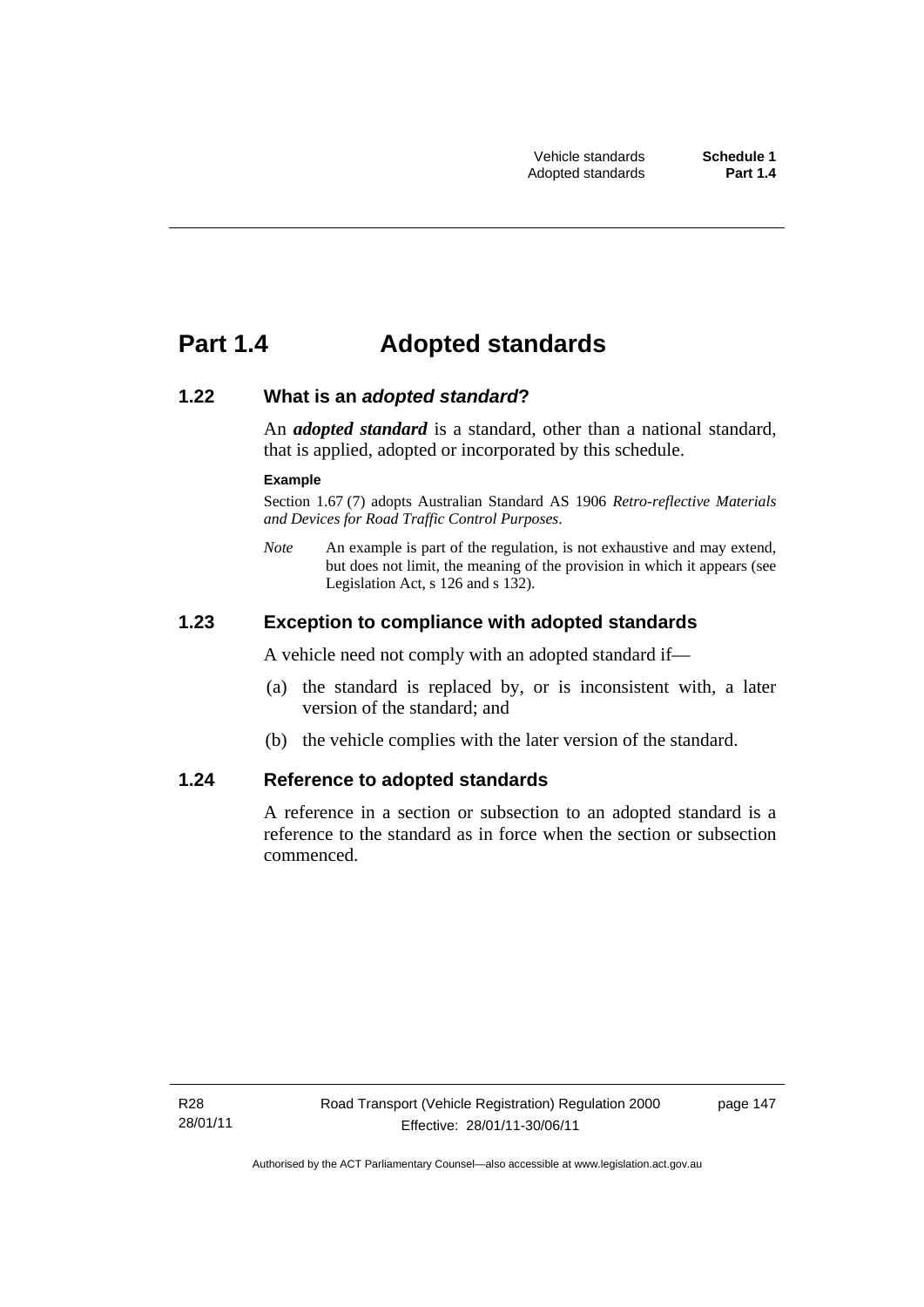# Part 1.4 Adopted standards

## 1.22 What is an *adopted standard*?

An ***adopted standard*** is a standard, other than a national standard, that is applied, adopted or incorporated by this schedule.

**Example**

Section 1.67 (7) adopts Australian Standard AS 1906 *Retro-reflective Materials and Devices for Road Traffic Control Purposes*.

*Note* An example is part of the regulation, is not exhaustive and may extend, but does not limit, the meaning of the provision in which it appears (see Legislation Act, s 126 and s 132).

## 1.23 Exception to compliance with adopted standards

A vehicle need not comply with an adopted standard if—

(a) the standard is replaced by, or is inconsistent with, a later version of the standard; and

(b) the vehicle complies with the later version of the standard.

## 1.24 Reference to adopted standards

A reference in a section or subsection to an adopted standard is a reference to the standard as in force when the section or subsection commenced.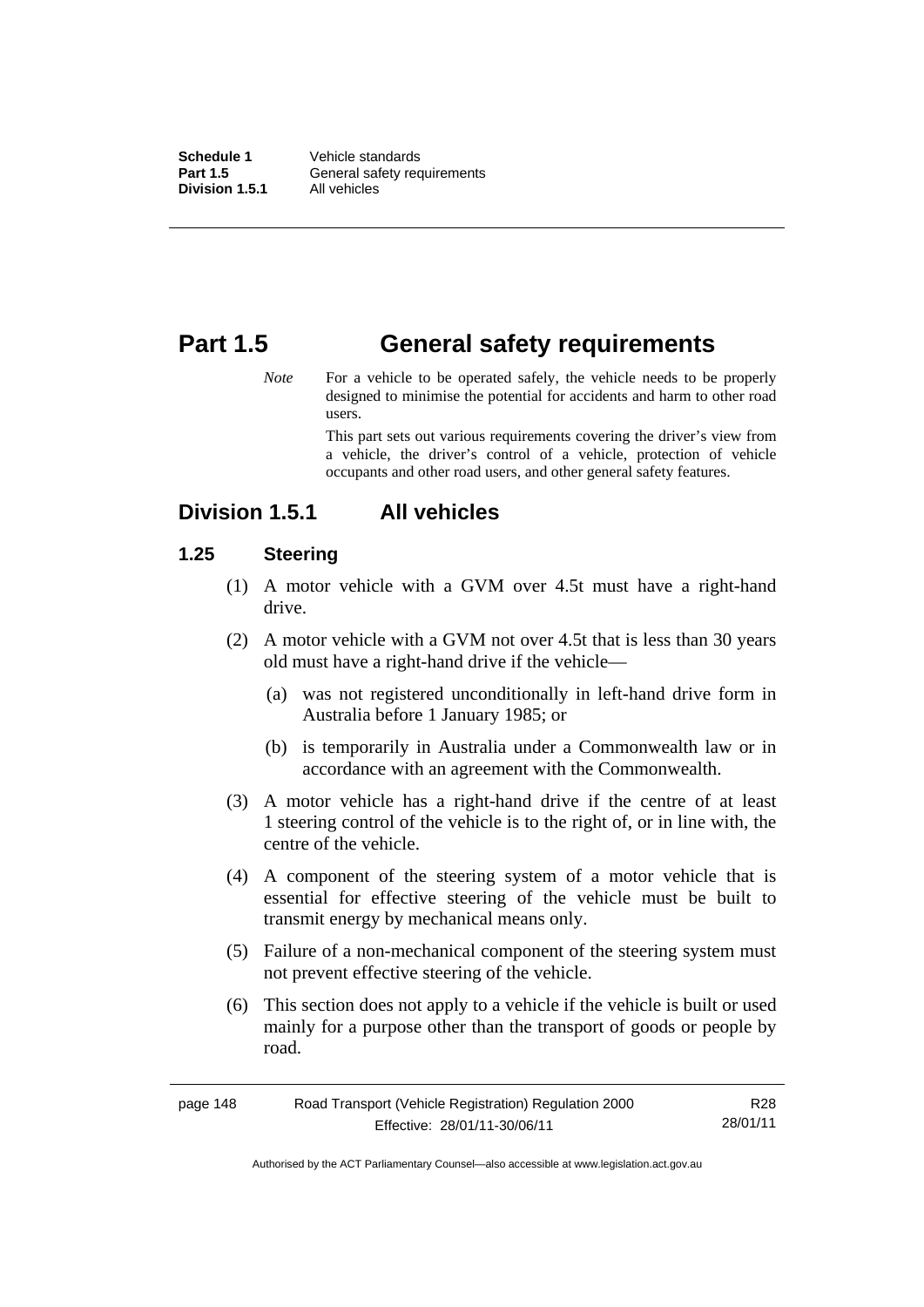# Part 1.5 General safety requirements

*Note* For a vehicle to be operated safely, the vehicle needs to be properly designed to minimise the potential for accidents and harm to other road users.

This part sets out various requirements covering the driver's view from a vehicle, the driver's control of a vehicle, protection of vehicle occupants and other road users, and other general safety features.

## Division 1.5.1 All vehicles

### 1.25 Steering

(1) A motor vehicle with a GVM over 4.5t must have a right-hand drive.

(2) A motor vehicle with a GVM not over 4.5t that is less than 30 years old must have a right-hand drive if the vehicle—

(a) was not registered unconditionally in left-hand drive form in Australia before 1 January 1985; or

(b) is temporarily in Australia under a Commonwealth law or in accordance with an agreement with the Commonwealth.

(3) A motor vehicle has a right-hand drive if the centre of at least 1 steering control of the vehicle is to the right of, or in line with, the centre of the vehicle.

(4) A component of the steering system of a motor vehicle that is essential for effective steering of the vehicle must be built to transmit energy by mechanical means only.

(5) Failure of a non-mechanical component of the steering system must not prevent effective steering of the vehicle.

(6) This section does not apply to a vehicle if the vehicle is built or used mainly for a purpose other than the transport of goods or people by road.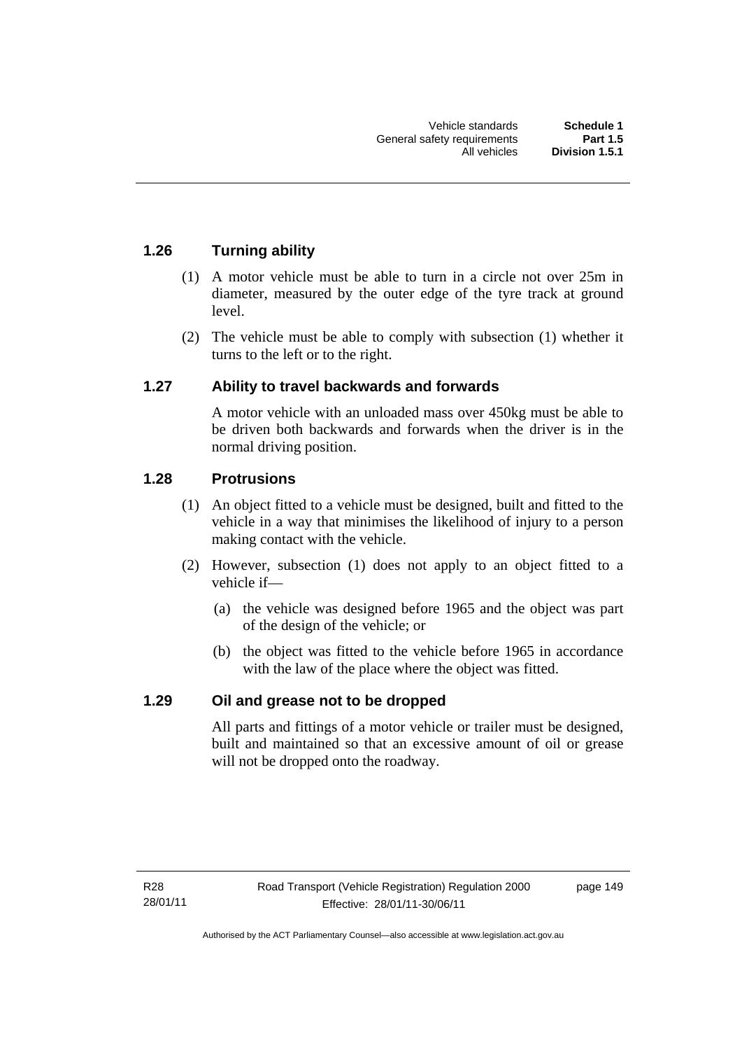### 1.26 Turning ability

(1) A motor vehicle must be able to turn in a circle not over 25m in diameter, measured by the outer edge of the tyre track at ground level.

(2) The vehicle must be able to comply with subsection (1) whether it turns to the left or to the right.

### 1.27 Ability to travel backwards and forwards

A motor vehicle with an unloaded mass over 450kg must be able to be driven both backwards and forwards when the driver is in the normal driving position.

### 1.28 Protrusions

(1) An object fitted to a vehicle must be designed, built and fitted to the vehicle in a way that minimises the likelihood of injury to a person making contact with the vehicle.

(2) However, subsection (1) does not apply to an object fitted to a vehicle if—

(a) the vehicle was designed before 1965 and the object was part of the design of the vehicle; or

(b) the object was fitted to the vehicle before 1965 in accordance with the law of the place where the object was fitted.

### 1.29 Oil and grease not to be dropped

All parts and fittings of a motor vehicle or trailer must be designed, built and maintained so that an excessive amount of oil or grease will not be dropped onto the roadway.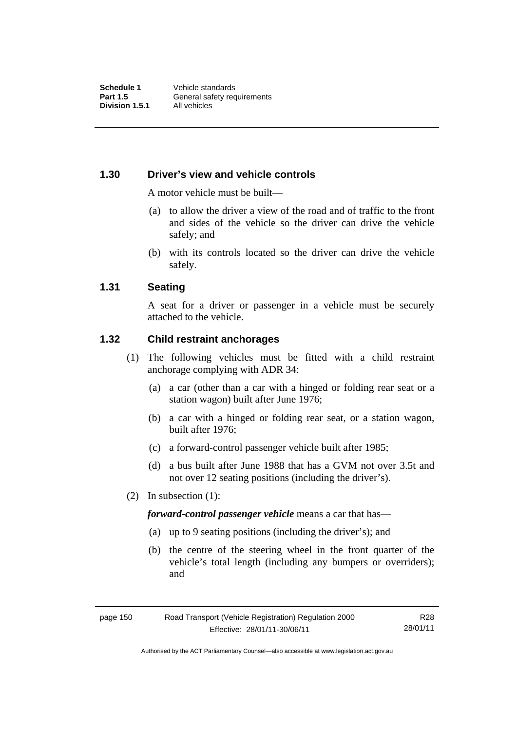### 1.30 Driver's view and vehicle controls

A motor vehicle must be built—

(a) to allow the driver a view of the road and of traffic to the front and sides of the vehicle so the driver can drive the vehicle safely; and

(b) with its controls located so the driver can drive the vehicle safely.

### 1.31 Seating

A seat for a driver or passenger in a vehicle must be securely attached to the vehicle.

### 1.32 Child restraint anchorages

(1) The following vehicles must be fitted with a child restraint anchorage complying with ADR 34:

(a) a car (other than a car with a hinged or folding rear seat or a station wagon) built after June 1976;

(b) a car with a hinged or folding rear seat, or a station wagon, built after 1976;

(c) a forward-control passenger vehicle built after 1985;

(d) a bus built after June 1988 that has a GVM not over 3.5t and not over 12 seating positions (including the driver's).

(2) In subsection (1):

***forward-control passenger vehicle*** means a car that has—

(a) up to 9 seating positions (including the driver's); and

(b) the centre of the steering wheel in the front quarter of the vehicle's total length (including any bumpers or overriders); and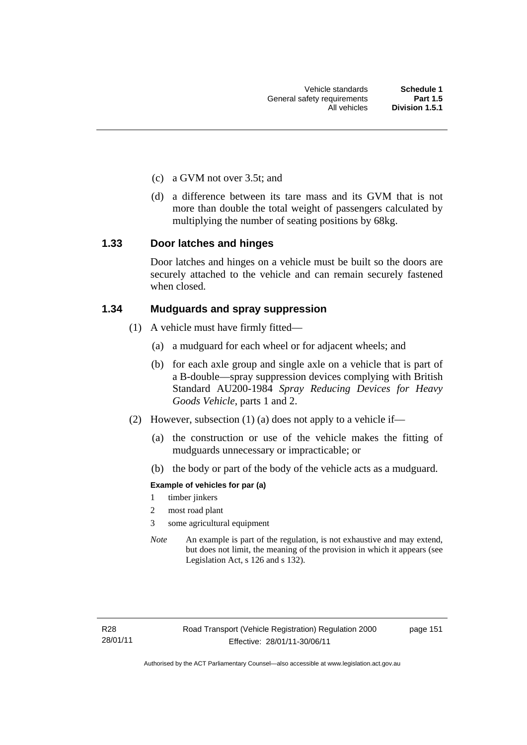(c) a GVM not over 3.5t; and

(d) a difference between its tare mass and its GVM that is not more than double the total weight of passengers calculated by multiplying the number of seating positions by 68kg.

### 1.33 Door latches and hinges

Door latches and hinges on a vehicle must be built so the doors are securely attached to the vehicle and can remain securely fastened when closed.

### 1.34 Mudguards and spray suppression

(1) A vehicle must have firmly fitted—

(a) a mudguard for each wheel or for adjacent wheels; and

(b) for each axle group and single axle on a vehicle that is part of a B-double—spray suppression devices complying with British Standard AU200-1984 *Spray Reducing Devices for Heavy Goods Vehicle*, parts 1 and 2.

(2) However, subsection (1) (a) does not apply to a vehicle if—

(a) the construction or use of the vehicle makes the fitting of mudguards unnecessary or impracticable; or

(b) the body or part of the body of the vehicle acts as a mudguard.

**Example of vehicles for par (a)**

1 timber jinkers

2 most road plant

3 some agricultural equipment

*Note* An example is part of the regulation, is not exhaustive and may extend, but does not limit, the meaning of the provision in which it appears (see Legislation Act, s 126 and s 132).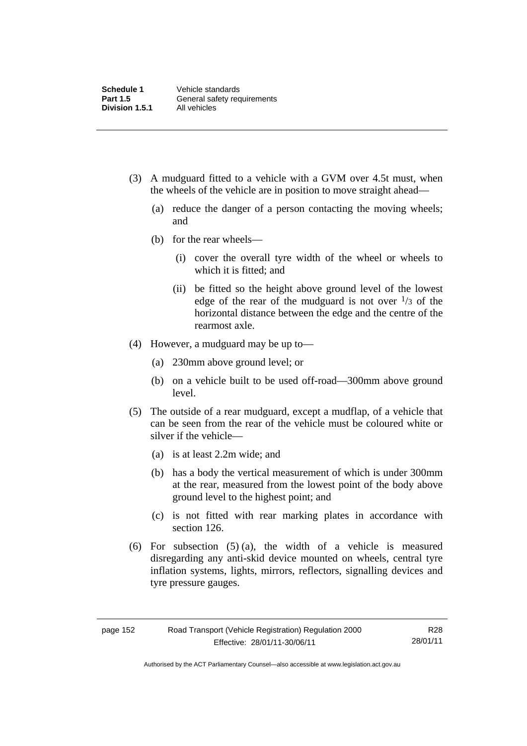(3) A mudguard fitted to a vehicle with a GVM over 4.5t must, when the wheels of the vehicle are in position to move straight ahead—

  (a) reduce the danger of a person contacting the moving wheels; and

  (b) for the rear wheels—

    (i) cover the overall tyre width of the wheel or wheels to which it is fitted; and

    (ii) be fitted so the height above ground level of the lowest edge of the rear of the mudguard is not over $^1/_3$ of the horizontal distance between the edge and the centre of the rearmost axle.

(4) However, a mudguard may be up to—

  (a) 230mm above ground level; or

  (b) on a vehicle built to be used off-road—300mm above ground level.

(5) The outside of a rear mudguard, except a mudflap, of a vehicle that can be seen from the rear of the vehicle must be coloured white or silver if the vehicle—

  (a) is at least 2.2m wide; and

  (b) has a body the vertical measurement of which is under 300mm at the rear, measured from the lowest point of the body above ground level to the highest point; and

  (c) is not fitted with rear marking plates in accordance with section 126.

(6) For subsection (5) (a), the width of a vehicle is measured disregarding any anti-skid device mounted on wheels, central tyre inflation systems, lights, mirrors, reflectors, signalling devices and tyre pressure gauges.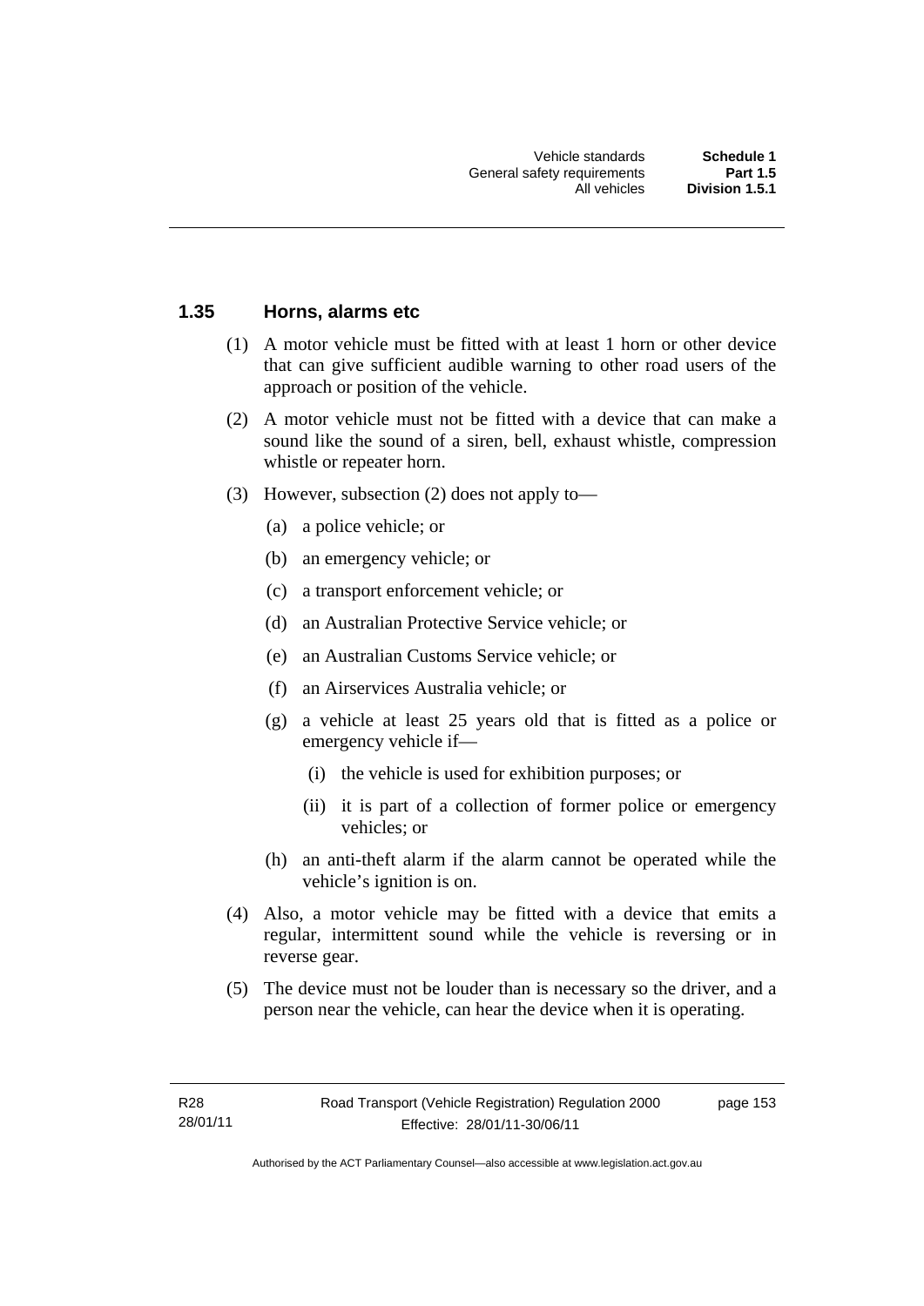### 1.35 Horns, alarms etc

(1) A motor vehicle must be fitted with at least 1 horn or other device that can give sufficient audible warning to other road users of the approach or position of the vehicle.

(2) A motor vehicle must not be fitted with a device that can make a sound like the sound of a siren, bell, exhaust whistle, compression whistle or repeater horn.

(3) However, subsection (2) does not apply to—

- (a) a police vehicle; or
- (b) an emergency vehicle; or
- (c) a transport enforcement vehicle; or
- (d) an Australian Protective Service vehicle; or
- (e) an Australian Customs Service vehicle; or
- (f) an Airservices Australia vehicle; or
- (g) a vehicle at least 25 years old that is fitted as a police or emergency vehicle if—
  - (i) the vehicle is used for exhibition purposes; or
  - (ii) it is part of a collection of former police or emergency vehicles; or
- (h) an anti-theft alarm if the alarm cannot be operated while the vehicle's ignition is on.

(4) Also, a motor vehicle may be fitted with a device that emits a regular, intermittent sound while the vehicle is reversing or in reverse gear.

(5) The device must not be louder than is necessary so the driver, and a person near the vehicle, can hear the device when it is operating.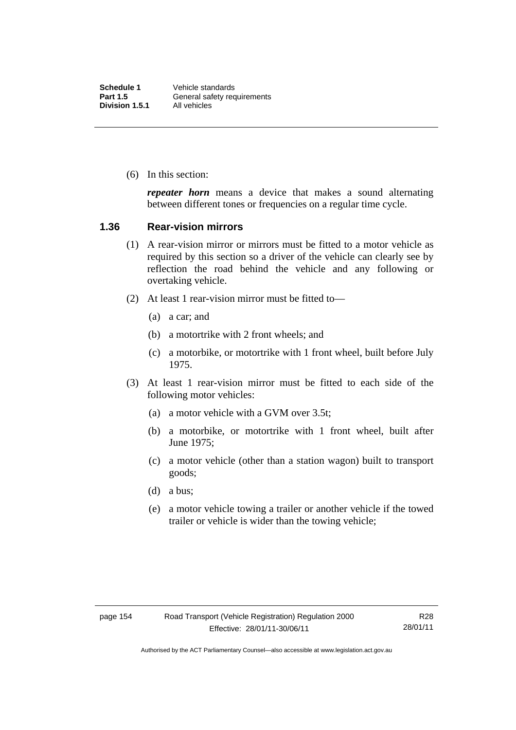(6) In this section:

***repeater horn*** means a device that makes a sound alternating between different tones or frequencies on a regular time cycle.

### 1.36 Rear-vision mirrors

(1) A rear-vision mirror or mirrors must be fitted to a motor vehicle as required by this section so a driver of the vehicle can clearly see by reflection the road behind the vehicle and any following or overtaking vehicle.

(2) At least 1 rear-vision mirror must be fitted to—

(a) a car; and

(b) a motortrike with 2 front wheels; and

(c) a motorbike, or motortrike with 1 front wheel, built before July 1975.

(3) At least 1 rear-vision mirror must be fitted to each side of the following motor vehicles:

(a) a motor vehicle with a GVM over 3.5t;

(b) a motorbike, or motortrike with 1 front wheel, built after June 1975;

(c) a motor vehicle (other than a station wagon) built to transport goods;

(d) a bus;

(e) a motor vehicle towing a trailer or another vehicle if the towed trailer or vehicle is wider than the towing vehicle;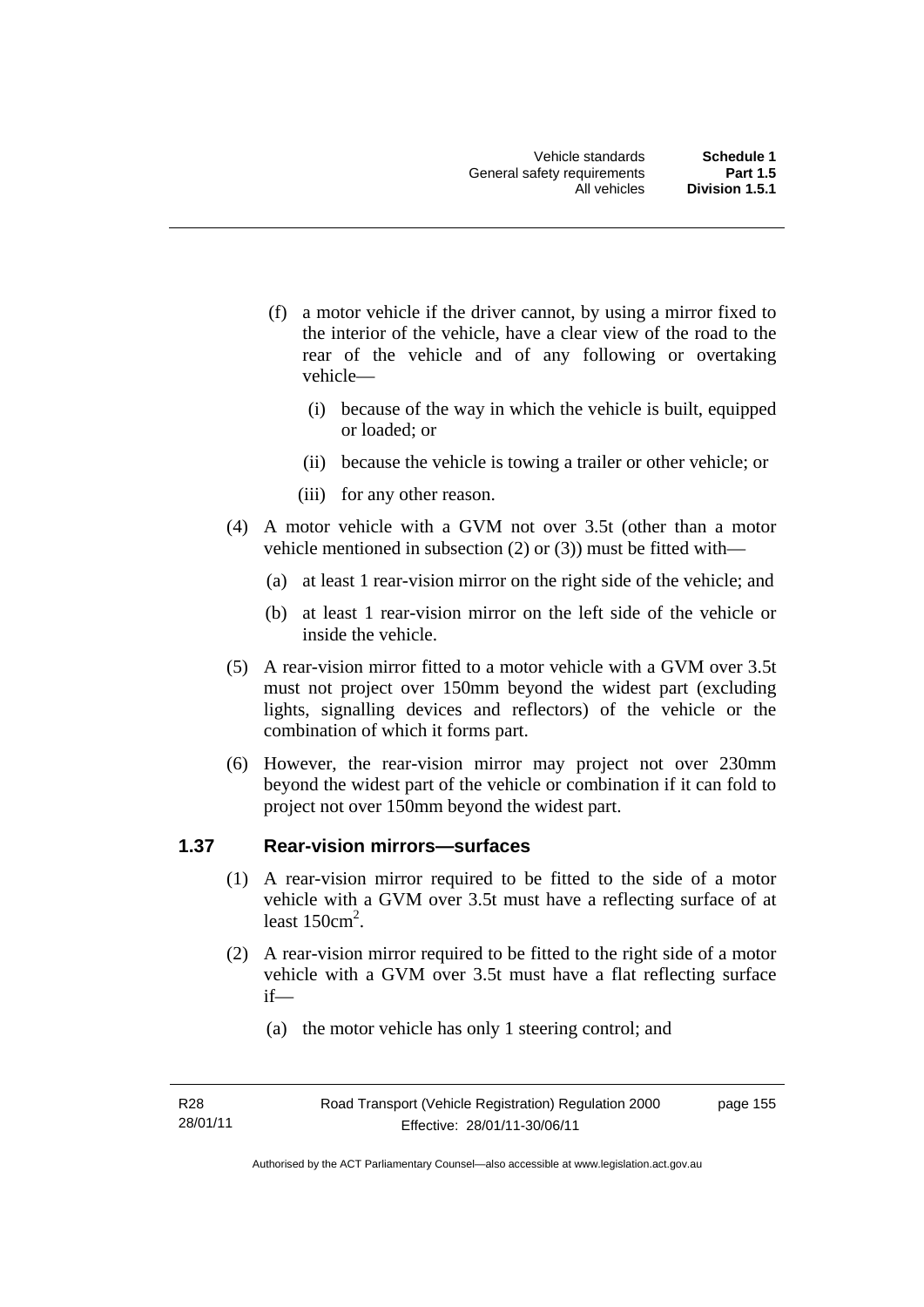(f) a motor vehicle if the driver cannot, by using a mirror fixed to the interior of the vehicle, have a clear view of the road to the rear of the vehicle and of any following or overtaking vehicle—

  (i) because of the way in which the vehicle is built, equipped or loaded; or

  (ii) because the vehicle is towing a trailer or other vehicle; or

  (iii) for any other reason.

(4) A motor vehicle with a GVM not over 3.5t (other than a motor vehicle mentioned in subsection (2) or (3)) must be fitted with—

  (a) at least 1 rear-vision mirror on the right side of the vehicle; and

  (b) at least 1 rear-vision mirror on the left side of the vehicle or inside the vehicle.

(5) A rear-vision mirror fitted to a motor vehicle with a GVM over 3.5t must not project over 150mm beyond the widest part (excluding lights, signalling devices and reflectors) of the vehicle or the combination of which it forms part.

(6) However, the rear-vision mirror may project not over 230mm beyond the widest part of the vehicle or combination if it can fold to project not over 150mm beyond the widest part.

### 1.37 Rear-vision mirrors—surfaces

(1) A rear-vision mirror required to be fitted to the side of a motor vehicle with a GVM over 3.5t must have a reflecting surface of at least $150cm^2$.

(2) A rear-vision mirror required to be fitted to the right side of a motor vehicle with a GVM over 3.5t must have a flat reflecting surface if—

  (a) the motor vehicle has only 1 steering control; and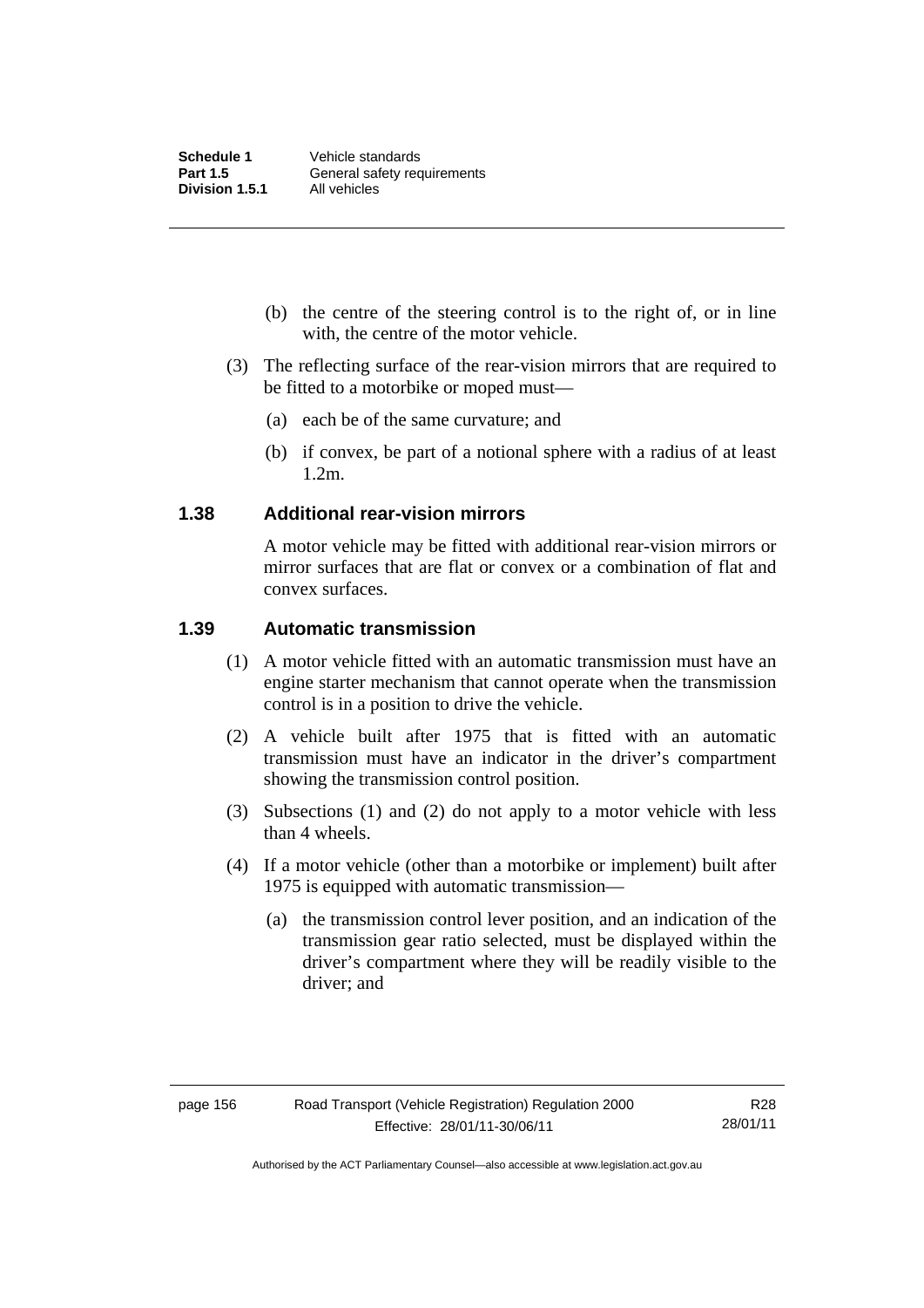(b) the centre of the steering control is to the right of, or in line with, the centre of the motor vehicle.

(3) The reflecting surface of the rear-vision mirrors that are required to be fitted to a motorbike or moped must—

(a) each be of the same curvature; and

(b) if convex, be part of a notional sphere with a radius of at least 1.2m.

### 1.38 Additional rear-vision mirrors

A motor vehicle may be fitted with additional rear-vision mirrors or mirror surfaces that are flat or convex or a combination of flat and convex surfaces.

### 1.39 Automatic transmission

(1) A motor vehicle fitted with an automatic transmission must have an engine starter mechanism that cannot operate when the transmission control is in a position to drive the vehicle.

(2) A vehicle built after 1975 that is fitted with an automatic transmission must have an indicator in the driver's compartment showing the transmission control position.

(3) Subsections (1) and (2) do not apply to a motor vehicle with less than 4 wheels.

(4) If a motor vehicle (other than a motorbike or implement) built after 1975 is equipped with automatic transmission—

(a) the transmission control lever position, and an indication of the transmission gear ratio selected, must be displayed within the driver's compartment where they will be readily visible to the driver; and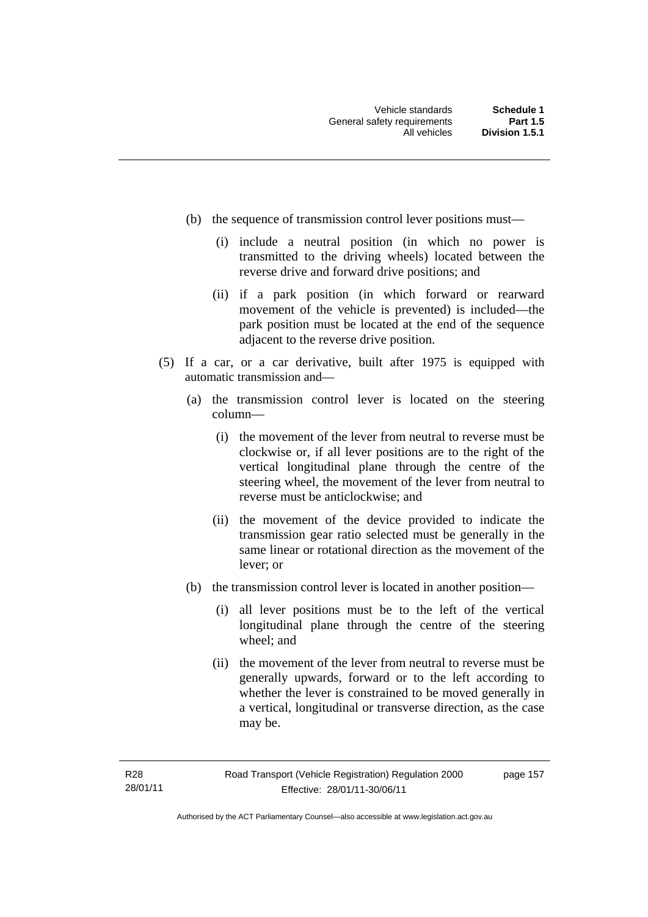(b) the sequence of transmission control lever positions must—

(i) include a neutral position (in which no power is transmitted to the driving wheels) located between the reverse drive and forward drive positions; and

(ii) if a park position (in which forward or rearward movement of the vehicle is prevented) is included—the park position must be located at the end of the sequence adjacent to the reverse drive position.

(5) If a car, or a car derivative, built after 1975 is equipped with automatic transmission and—

(a) the transmission control lever is located on the steering column—

(i) the movement of the lever from neutral to reverse must be clockwise or, if all lever positions are to the right of the vertical longitudinal plane through the centre of the steering wheel, the movement of the lever from neutral to reverse must be anticlockwise; and

(ii) the movement of the device provided to indicate the transmission gear ratio selected must be generally in the same linear or rotational direction as the movement of the lever; or

(b) the transmission control lever is located in another position—

(i) all lever positions must be to the left of the vertical longitudinal plane through the centre of the steering wheel; and

(ii) the movement of the lever from neutral to reverse must be generally upwards, forward or to the left according to whether the lever is constrained to be moved generally in a vertical, longitudinal or transverse direction, as the case may be.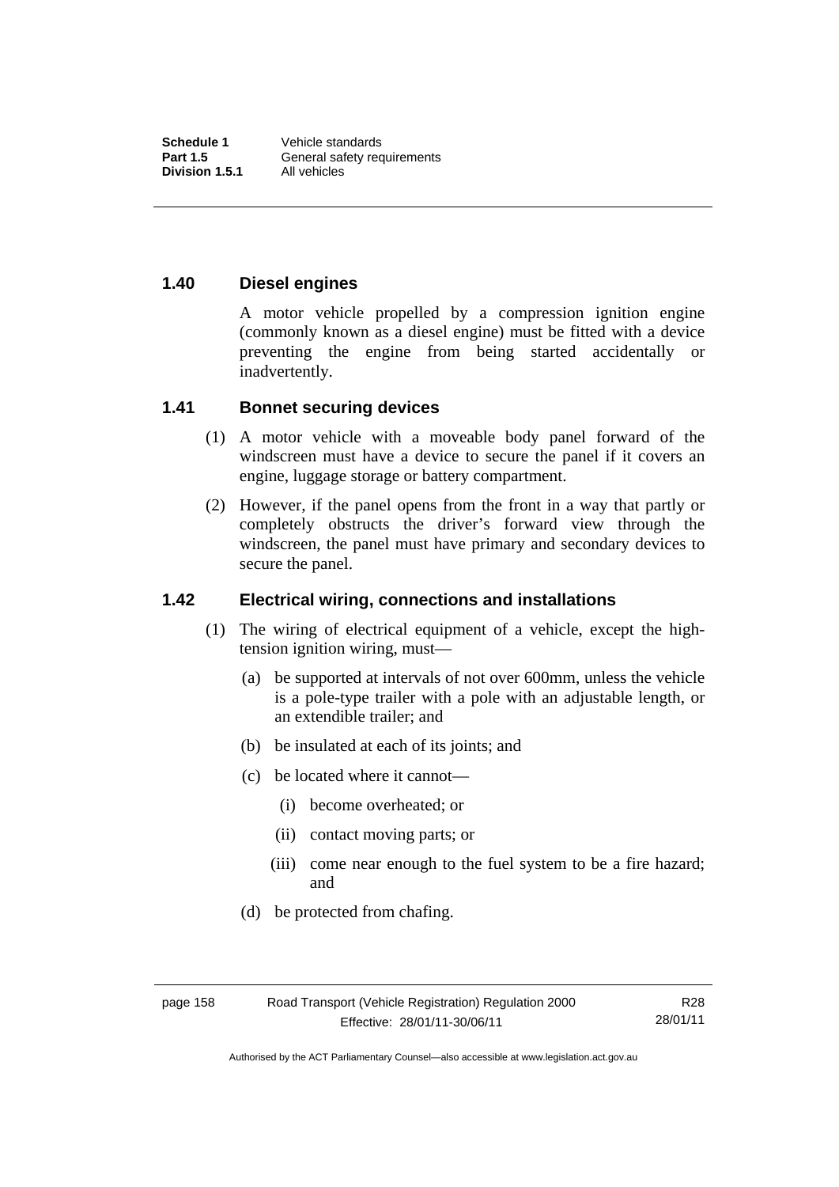### 1.40 Diesel engines

A motor vehicle propelled by a compression ignition engine (commonly known as a diesel engine) must be fitted with a device preventing the engine from being started accidentally or inadvertently.

### 1.41 Bonnet securing devices

(1) A motor vehicle with a moveable body panel forward of the windscreen must have a device to secure the panel if it covers an engine, luggage storage or battery compartment.

(2) However, if the panel opens from the front in a way that partly or completely obstructs the driver's forward view through the windscreen, the panel must have primary and secondary devices to secure the panel.

### 1.42 Electrical wiring, connections and installations

(1) The wiring of electrical equipment of a vehicle, except the high-tension ignition wiring, must—

- (a) be supported at intervals of not over 600mm, unless the vehicle is a pole-type trailer with a pole with an adjustable length, or an extendible trailer; and
- (b) be insulated at each of its joints; and
- (c) be located where it cannot—
  - (i) become overheated; or
  - (ii) contact moving parts; or
  - (iii) come near enough to the fuel system to be a fire hazard; and
- (d) be protected from chafing.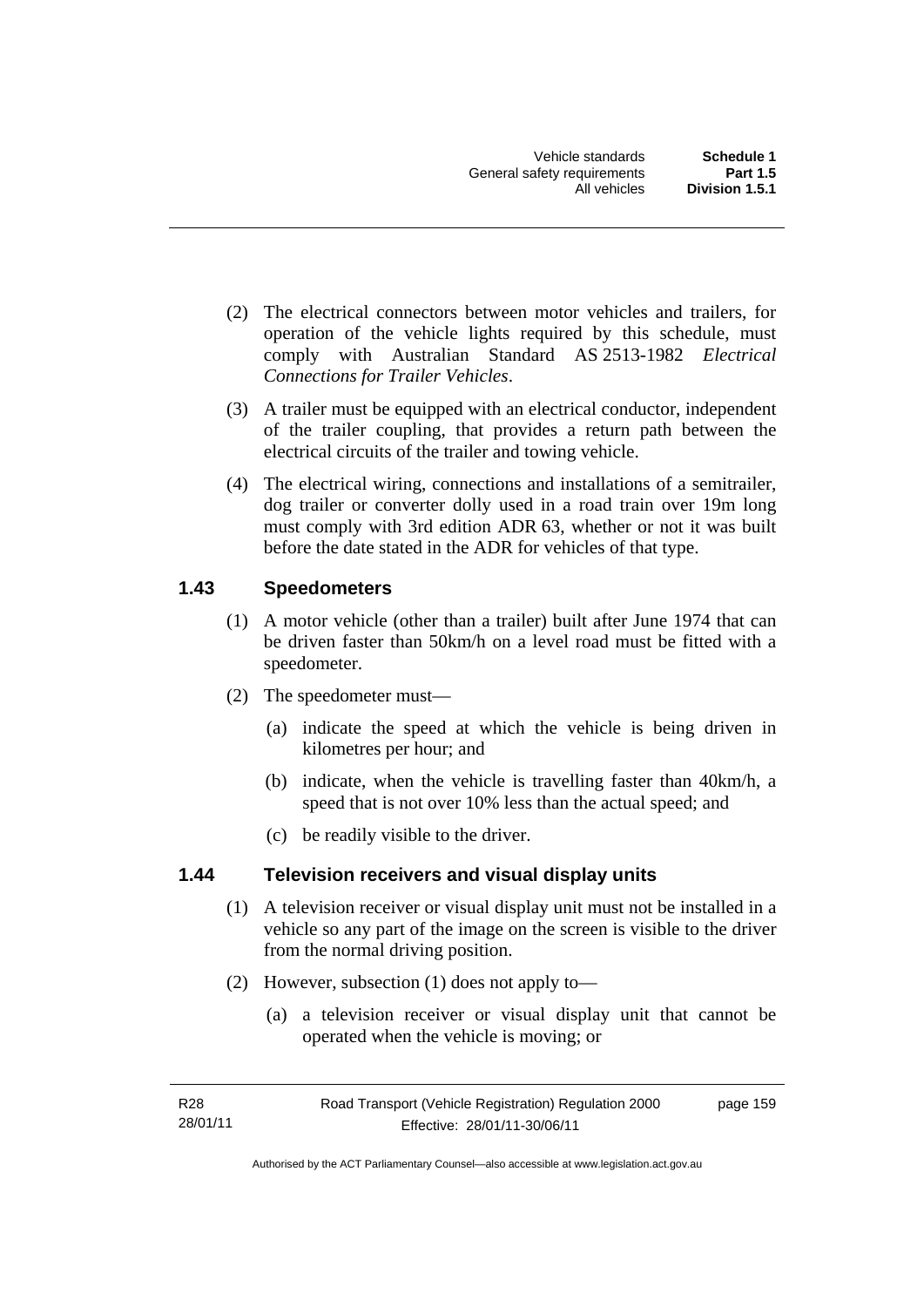(2) The electrical connectors between motor vehicles and trailers, for operation of the vehicle lights required by this schedule, must comply with Australian Standard AS 2513-1982 *Electrical Connections for Trailer Vehicles*.

(3) A trailer must be equipped with an electrical conductor, independent of the trailer coupling, that provides a return path between the electrical circuits of the trailer and towing vehicle.

(4) The electrical wiring, connections and installations of a semitrailer, dog trailer or converter dolly used in a road train over 19m long must comply with 3rd edition ADR 63, whether or not it was built before the date stated in the ADR for vehicles of that type.

### 1.43 Speedometers

(1) A motor vehicle (other than a trailer) built after June 1974 that can be driven faster than 50km/h on a level road must be fitted with a speedometer.

(2) The speedometer must—

(a) indicate the speed at which the vehicle is being driven in kilometres per hour; and

(b) indicate, when the vehicle is travelling faster than 40km/h, a speed that is not over 10% less than the actual speed; and

(c) be readily visible to the driver.

### 1.44 Television receivers and visual display units

(1) A television receiver or visual display unit must not be installed in a vehicle so any part of the image on the screen is visible to the driver from the normal driving position.

(2) However, subsection (1) does not apply to—

(a) a television receiver or visual display unit that cannot be operated when the vehicle is moving; or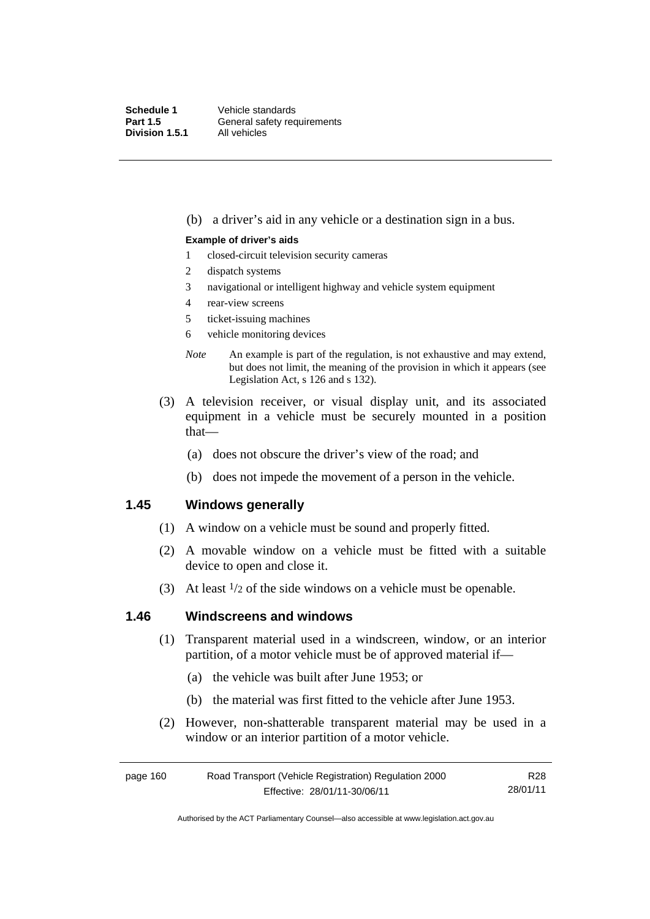(b) a driver's aid in any vehicle or a destination sign in a bus.

**Example of driver's aids**

1 closed-circuit television security cameras
2 dispatch systems
3 navigational or intelligent highway and vehicle system equipment
4 rear-view screens
5 ticket-issuing machines
6 vehicle monitoring devices

*Note* An example is part of the regulation, is not exhaustive and may extend, but does not limit, the meaning of the provision in which it appears (see Legislation Act, s 126 and s 132).

(3) A television receiver, or visual display unit, and its associated equipment in a vehicle must be securely mounted in a position that—

(a) does not obscure the driver's view of the road; and

(b) does not impede the movement of a person in the vehicle.

## 1.45 Windows generally

(1) A window on a vehicle must be sound and properly fitted.

(2) A movable window on a vehicle must be fitted with a suitable device to open and close it.

(3) At least $1/2$ of the side windows on a vehicle must be openable.

## 1.46 Windscreens and windows

(1) Transparent material used in a windscreen, window, or an interior partition, of a motor vehicle must be of approved material if—

(a) the vehicle was built after June 1953; or

(b) the material was first fitted to the vehicle after June 1953.

(2) However, non-shatterable transparent material may be used in a window or an interior partition of a motor vehicle.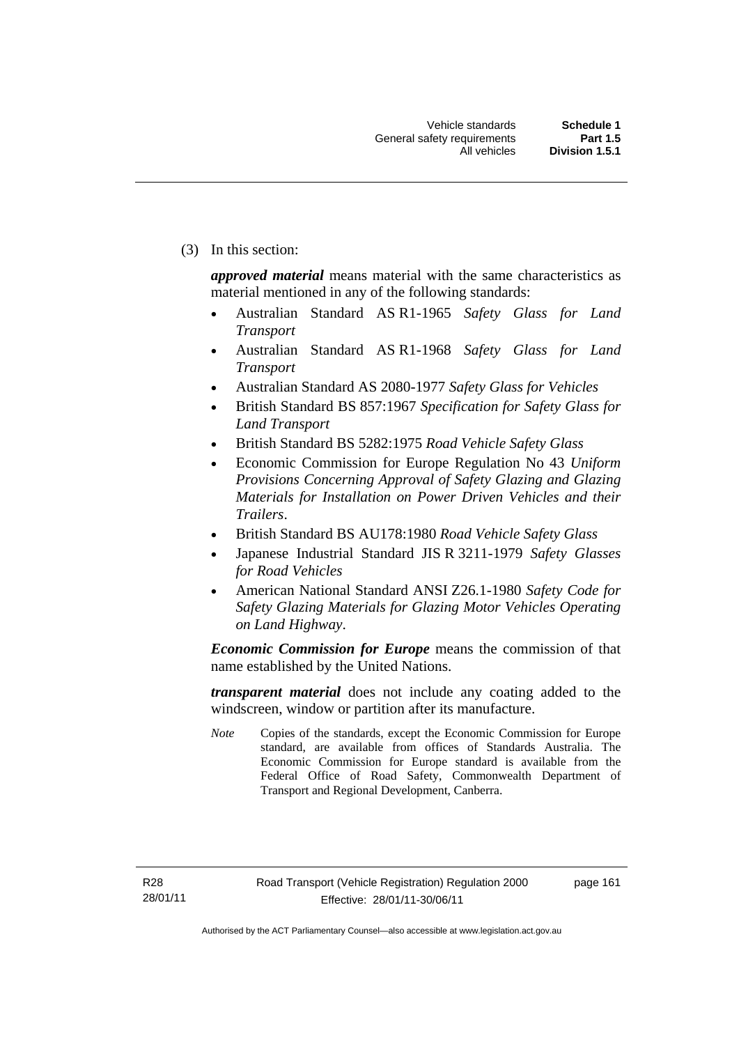(3) In this section:

***approved material*** means material with the same characteristics as material mentioned in any of the following standards:

- Australian Standard AS R1-1965 *Safety Glass for Land Transport*
- Australian Standard AS R1-1968 *Safety Glass for Land Transport*
- Australian Standard AS 2080-1977 *Safety Glass for Vehicles*
- British Standard BS 857:1967 *Specification for Safety Glass for Land Transport*
- British Standard BS 5282:1975 *Road Vehicle Safety Glass*
- Economic Commission for Europe Regulation No 43 *Uniform Provisions Concerning Approval of Safety Glazing and Glazing Materials for Installation on Power Driven Vehicles and their Trailers*.
- British Standard BS AU178:1980 *Road Vehicle Safety Glass*
- Japanese Industrial Standard JIS R 3211-1979 *Safety Glasses for Road Vehicles*
- American National Standard ANSI Z26.1-1980 *Safety Code for Safety Glazing Materials for Glazing Motor Vehicles Operating on Land Highway*.

***Economic Commission for Europe*** means the commission of that name established by the United Nations.

***transparent material*** does not include any coating added to the windscreen, window or partition after its manufacture.

*Note* Copies of the standards, except the Economic Commission for Europe standard, are available from offices of Standards Australia. The Economic Commission for Europe standard is available from the Federal Office of Road Safety, Commonwealth Department of Transport and Regional Development, Canberra.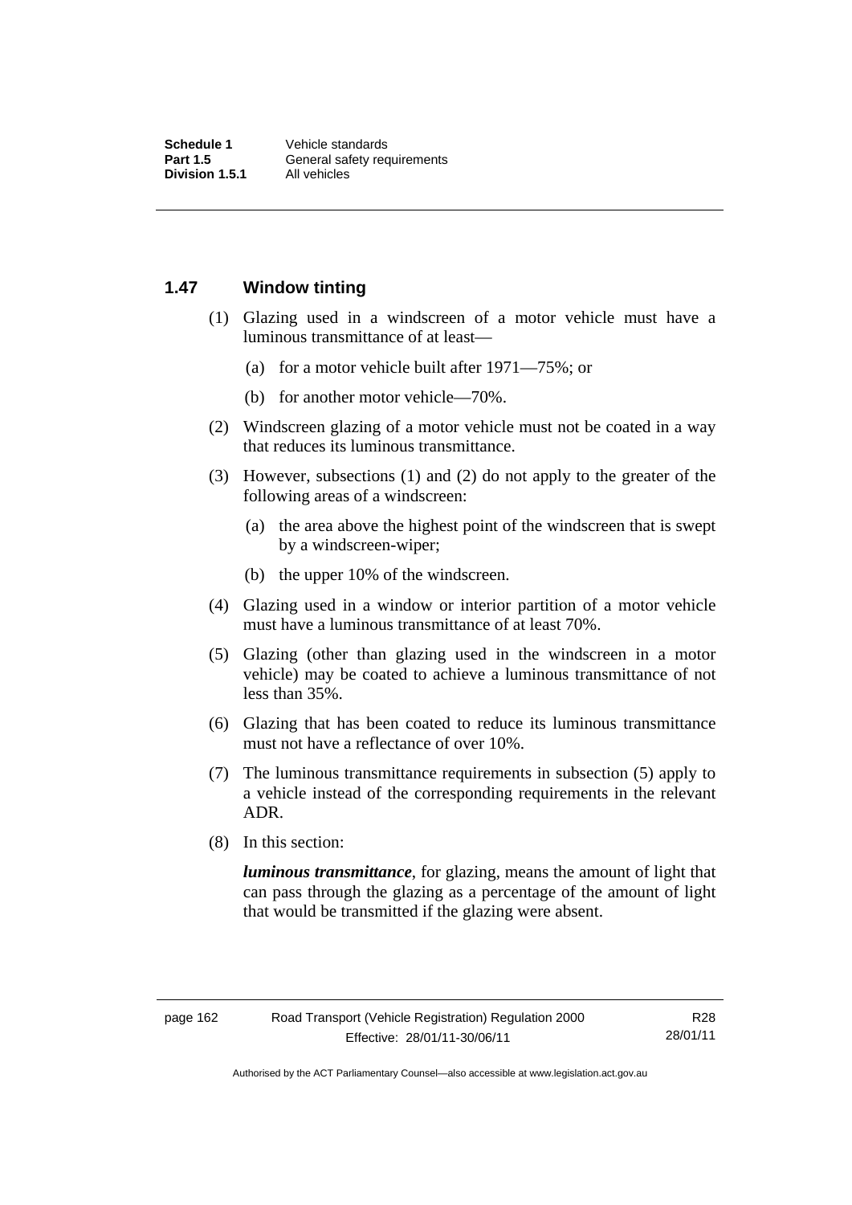## 1.47 Window tinting

(1) Glazing used in a windscreen of a motor vehicle must have a luminous transmittance of at least—

(a) for a motor vehicle built after 1971—75%; or

(b) for another motor vehicle—70%.

(2) Windscreen glazing of a motor vehicle must not be coated in a way that reduces its luminous transmittance.

(3) However, subsections (1) and (2) do not apply to the greater of the following areas of a windscreen:

(a) the area above the highest point of the windscreen that is swept by a windscreen-wiper;

(b) the upper 10% of the windscreen.

(4) Glazing used in a window or interior partition of a motor vehicle must have a luminous transmittance of at least 70%.

(5) Glazing (other than glazing used in the windscreen in a motor vehicle) may be coated to achieve a luminous transmittance of not less than 35%.

(6) Glazing that has been coated to reduce its luminous transmittance must not have a reflectance of over 10%.

(7) The luminous transmittance requirements in subsection (5) apply to a vehicle instead of the corresponding requirements in the relevant ADR.

(8) In this section:

***luminous transmittance***, for glazing, means the amount of light that can pass through the glazing as a percentage of the amount of light that would be transmitted if the glazing were absent.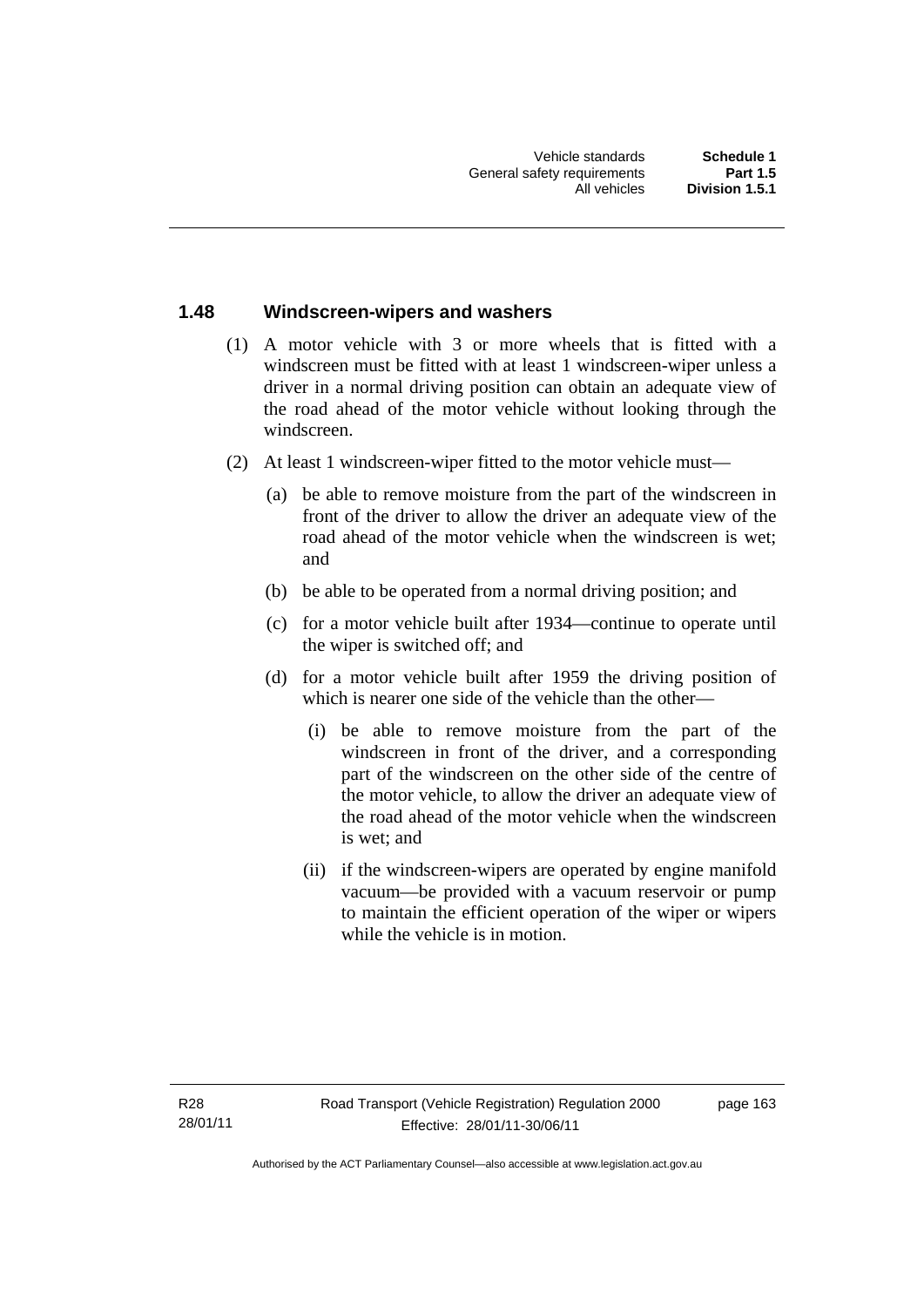## 1.48 Windscreen-wipers and washers

(1) A motor vehicle with 3 or more wheels that is fitted with a windscreen must be fitted with at least 1 windscreen-wiper unless a driver in a normal driving position can obtain an adequate view of the road ahead of the motor vehicle without looking through the windscreen.

(2) At least 1 windscreen-wiper fitted to the motor vehicle must—

(a) be able to remove moisture from the part of the windscreen in front of the driver to allow the driver an adequate view of the road ahead of the motor vehicle when the windscreen is wet; and

(b) be able to be operated from a normal driving position; and

(c) for a motor vehicle built after 1934—continue to operate until the wiper is switched off; and

(d) for a motor vehicle built after 1959 the driving position of which is nearer one side of the vehicle than the other—

(i) be able to remove moisture from the part of the windscreen in front of the driver, and a corresponding part of the windscreen on the other side of the centre of the motor vehicle, to allow the driver an adequate view of the road ahead of the motor vehicle when the windscreen is wet; and

(ii) if the windscreen-wipers are operated by engine manifold vacuum—be provided with a vacuum reservoir or pump to maintain the efficient operation of the wiper or wipers while the vehicle is in motion.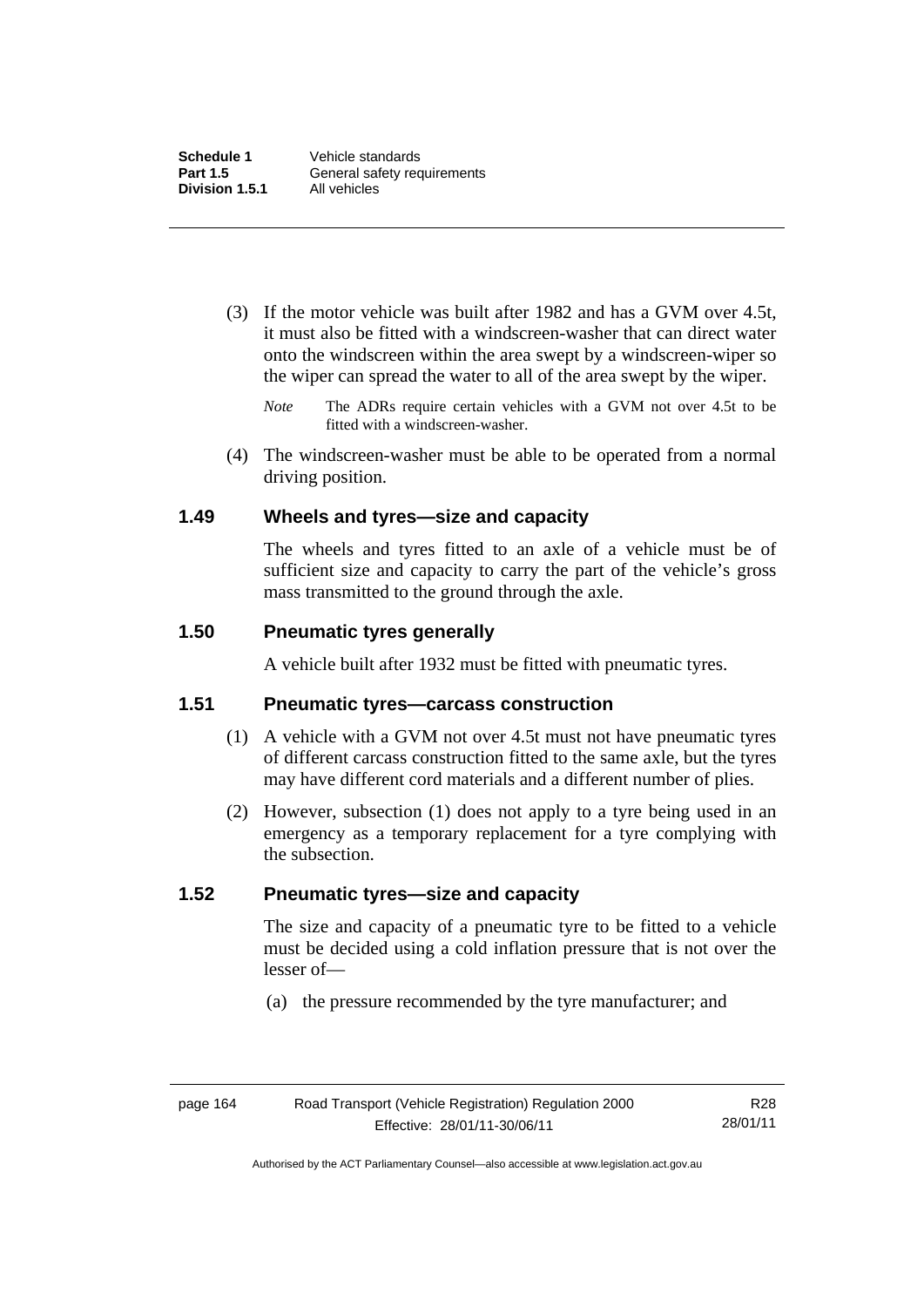(3) If the motor vehicle was built after 1982 and has a GVM over 4.5t, it must also be fitted with a windscreen-washer that can direct water onto the windscreen within the area swept by a windscreen-wiper so the wiper can spread the water to all of the area swept by the wiper.

*Note* The ADRs require certain vehicles with a GVM not over 4.5t to be fitted with a windscreen-washer.

(4) The windscreen-washer must be able to be operated from a normal driving position.

### 1.49 Wheels and tyres—size and capacity

The wheels and tyres fitted to an axle of a vehicle must be of sufficient size and capacity to carry the part of the vehicle's gross mass transmitted to the ground through the axle.

### 1.50 Pneumatic tyres generally

A vehicle built after 1932 must be fitted with pneumatic tyres.

### 1.51 Pneumatic tyres—carcass construction

(1) A vehicle with a GVM not over 4.5t must not have pneumatic tyres of different carcass construction fitted to the same axle, but the tyres may have different cord materials and a different number of plies.

(2) However, subsection (1) does not apply to a tyre being used in an emergency as a temporary replacement for a tyre complying with the subsection.

### 1.52 Pneumatic tyres—size and capacity

The size and capacity of a pneumatic tyre to be fitted to a vehicle must be decided using a cold inflation pressure that is not over the lesser of—

(a) the pressure recommended by the tyre manufacturer; and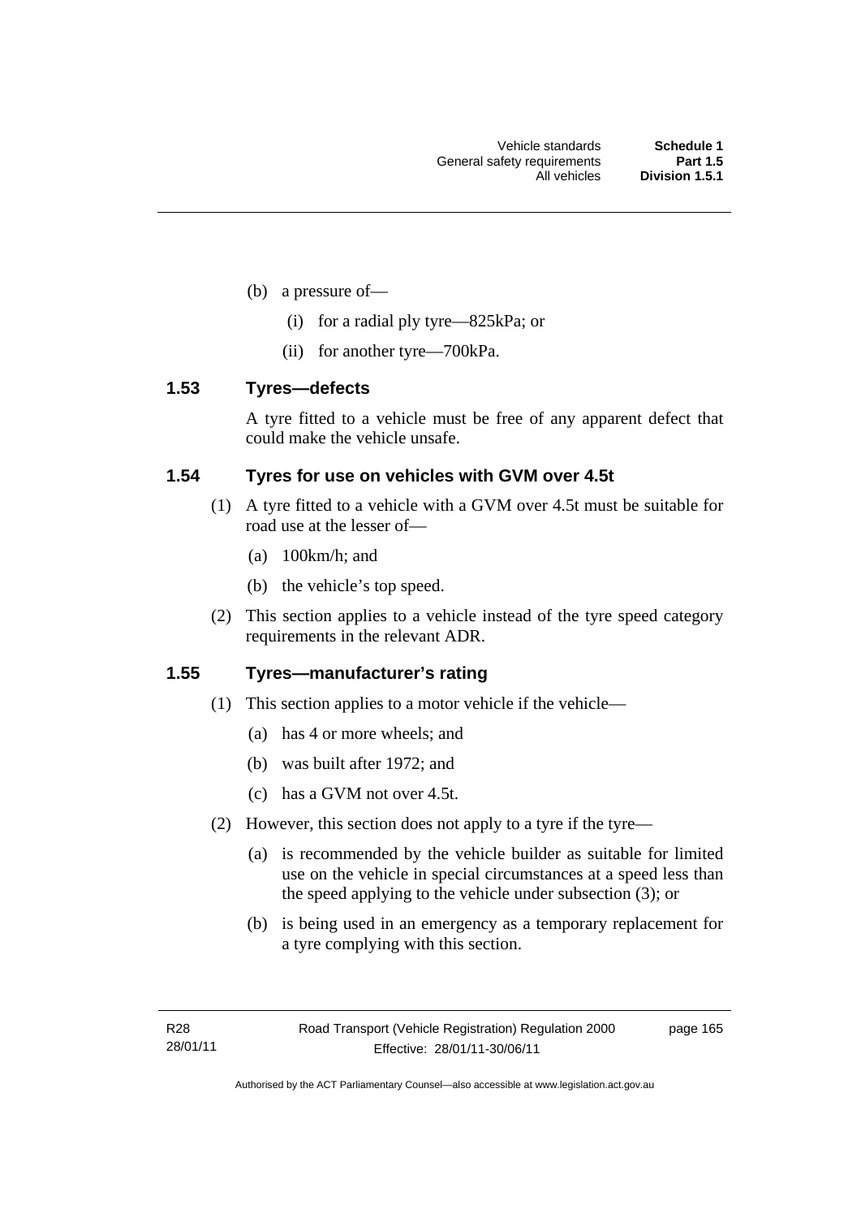(b) a pressure of—

  (i) for a radial ply tyre—825kPa; or

  (ii) for another tyre—700kPa.

### 1.53 Tyres—defects

A tyre fitted to a vehicle must be free of any apparent defect that could make the vehicle unsafe.

### 1.54 Tyres for use on vehicles with GVM over 4.5t

(1) A tyre fitted to a vehicle with a GVM over 4.5t must be suitable for road use at the lesser of—

  (a) 100km/h; and

  (b) the vehicle's top speed.

(2) This section applies to a vehicle instead of the tyre speed category requirements in the relevant ADR.

### 1.55 Tyres—manufacturer's rating

(1) This section applies to a motor vehicle if the vehicle—

  (a) has 4 or more wheels; and

  (b) was built after 1972; and

  (c) has a GVM not over 4.5t.

(2) However, this section does not apply to a tyre if the tyre—

  (a) is recommended by the vehicle builder as suitable for limited use on the vehicle in special circumstances at a speed less than the speed applying to the vehicle under subsection (3); or

  (b) is being used in an emergency as a temporary replacement for a tyre complying with this section.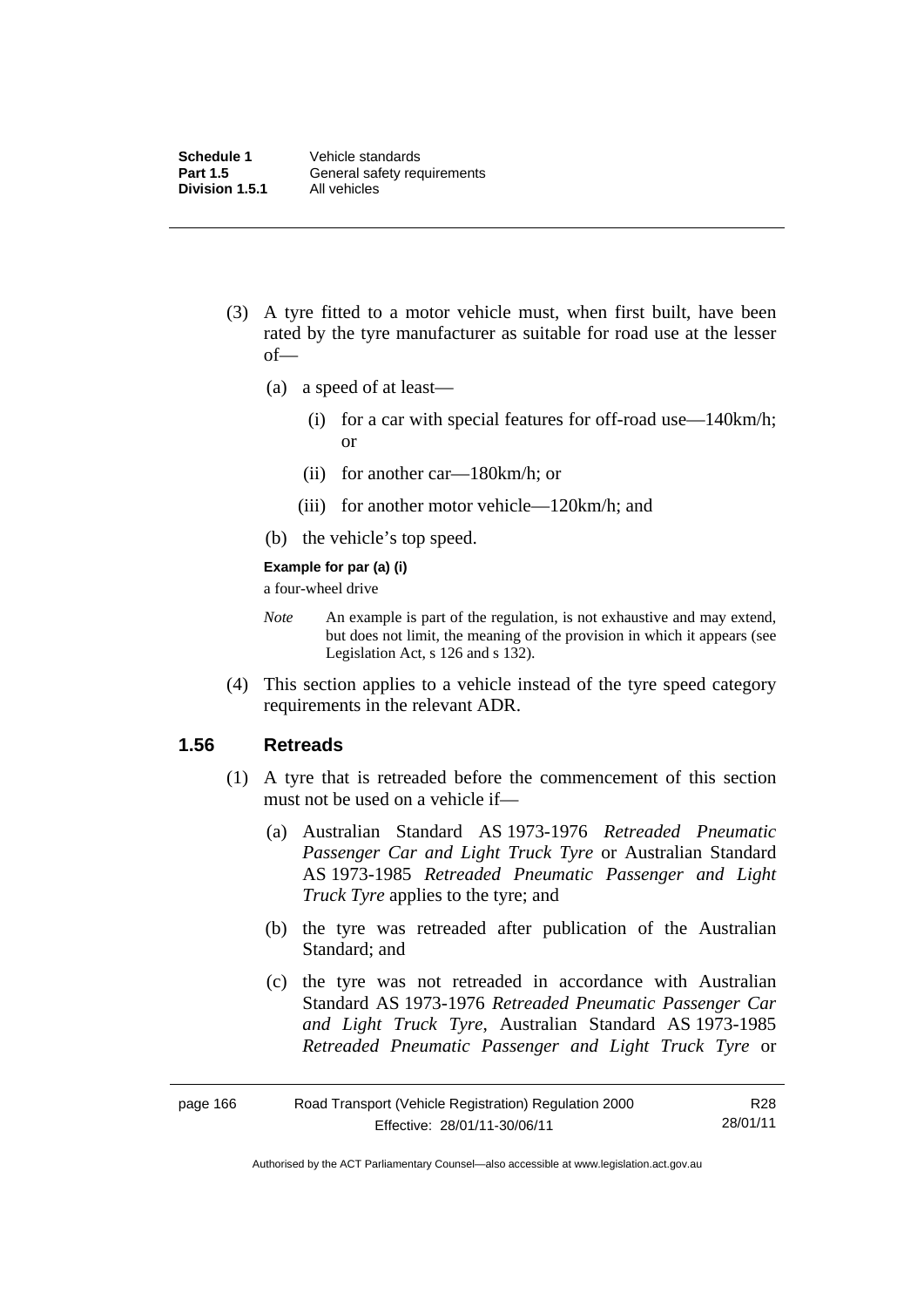(3) A tyre fitted to a motor vehicle must, when first built, have been rated by the tyre manufacturer as suitable for road use at the lesser of—

(a) a speed of at least—

(i) for a car with special features for off-road use—140km/h; or

(ii) for another car—180km/h; or

(iii) for another motor vehicle—120km/h; and

(b) the vehicle's top speed.

**Example for par (a) (i)**

a four-wheel drive

*Note* An example is part of the regulation, is not exhaustive and may extend, but does not limit, the meaning of the provision in which it appears (see Legislation Act, s 126 and s 132).

(4) This section applies to a vehicle instead of the tyre speed category requirements in the relevant ADR.

## 1.56 Retreads

(1) A tyre that is retreaded before the commencement of this section must not be used on a vehicle if—

(a) Australian Standard AS 1973-1976 *Retreaded Pneumatic Passenger Car and Light Truck Tyre* or Australian Standard AS 1973-1985 *Retreaded Pneumatic Passenger and Light Truck Tyre* applies to the tyre; and

(b) the tyre was retreaded after publication of the Australian Standard; and

(c) the tyre was not retreaded in accordance with Australian Standard AS 1973-1976 *Retreaded Pneumatic Passenger Car and Light Truck Tyre*, Australian Standard AS 1973-1985 *Retreaded Pneumatic Passenger and Light Truck Tyre* or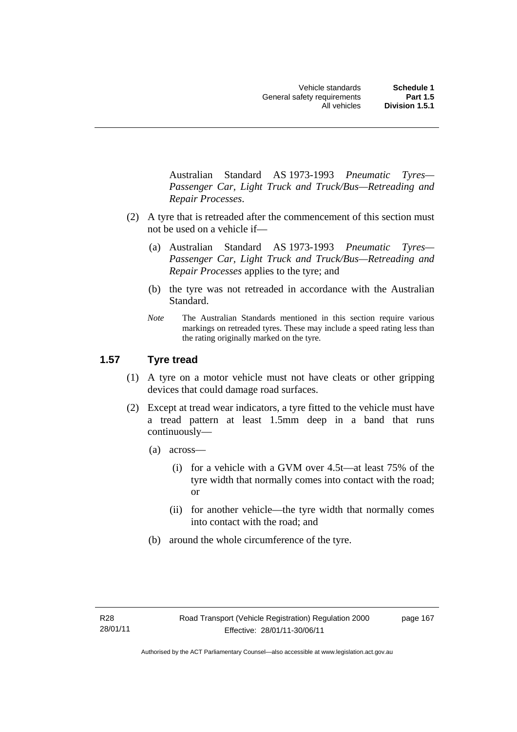Australian Standard AS 1973-1993 *Pneumatic Tyres—Passenger Car, Light Truck and Truck/Bus—Retreading and Repair Processes*.

(2) A tyre that is retreaded after the commencement of this section must not be used on a vehicle if—

(a) Australian Standard AS 1973-1993 *Pneumatic Tyres—Passenger Car, Light Truck and Truck/Bus—Retreading and Repair Processes* applies to the tyre; and

(b) the tyre was not retreaded in accordance with the Australian Standard.

*Note* The Australian Standards mentioned in this section require various markings on retreaded tyres. These may include a speed rating less than the rating originally marked on the tyre.

## 1.57 Tyre tread

(1) A tyre on a motor vehicle must not have cleats or other gripping devices that could damage road surfaces.

(2) Except at tread wear indicators, a tyre fitted to the vehicle must have a tread pattern at least 1.5mm deep in a band that runs continuously—

(a) across—

(i) for a vehicle with a GVM over 4.5t—at least 75% of the tyre width that normally comes into contact with the road; or

(ii) for another vehicle—the tyre width that normally comes into contact with the road; and

(b) around the whole circumference of the tyre.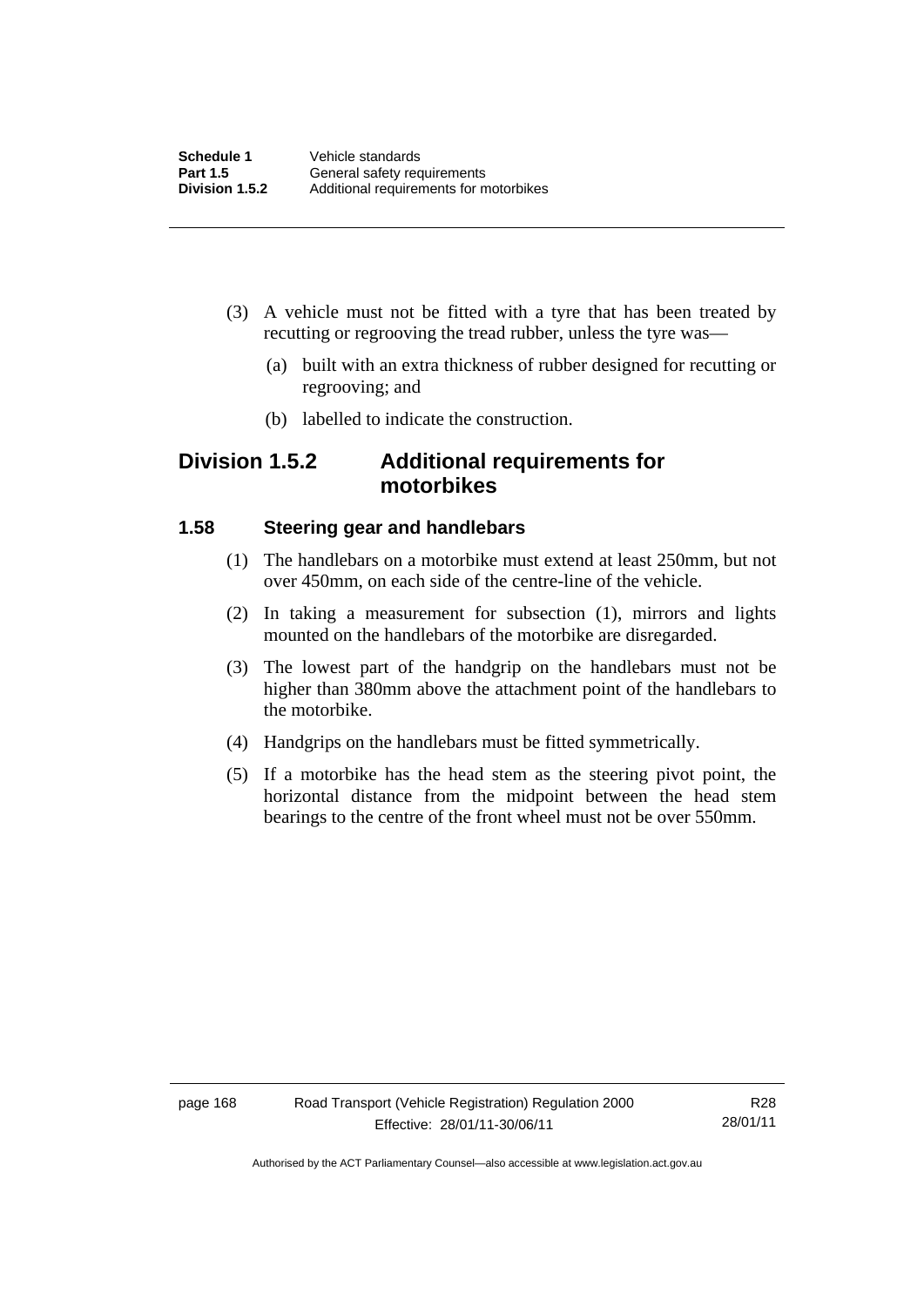(3) A vehicle must not be fitted with a tyre that has been treated by recutting or regrooving the tread rubber, unless the tyre was—

(a) built with an extra thickness of rubber designed for recutting or regrooving; and

(b) labelled to indicate the construction.

## Division 1.5.2 Additional requirements for motorbikes

### 1.58 Steering gear and handlebars

(1) The handlebars on a motorbike must extend at least 250mm, but not over 450mm, on each side of the centre-line of the vehicle.

(2) In taking a measurement for subsection (1), mirrors and lights mounted on the handlebars of the motorbike are disregarded.

(3) The lowest part of the handgrip on the handlebars must not be higher than 380mm above the attachment point of the handlebars to the motorbike.

(4) Handgrips on the handlebars must be fitted symmetrically.

(5) If a motorbike has the head stem as the steering pivot point, the horizontal distance from the midpoint between the head stem bearings to the centre of the front wheel must not be over 550mm.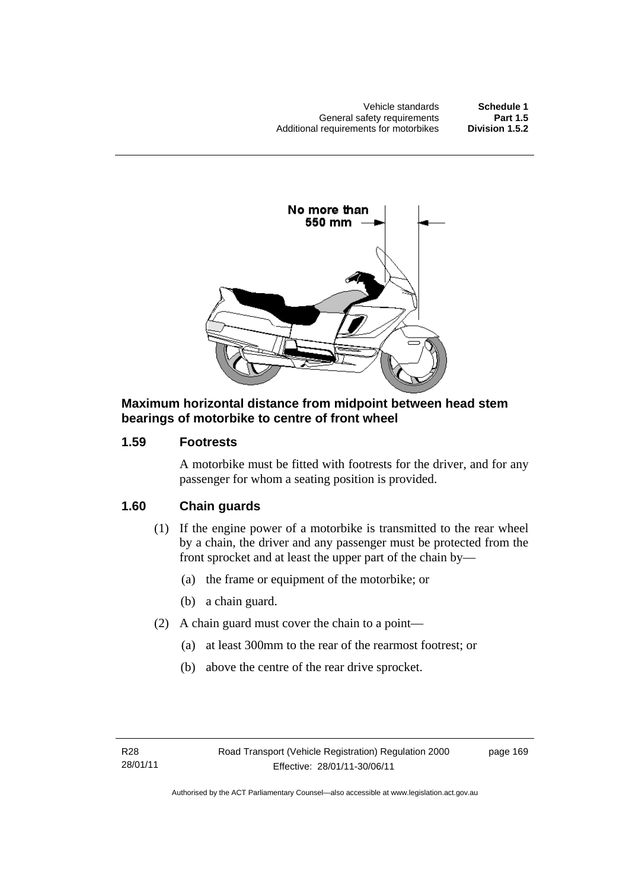**Maximum horizontal distance from midpoint between head stem bearings of motorbike to centre of front wheel**

### 1.59 Footrests

A motorbike must be fitted with footrests for the driver, and for any passenger for whom a seating position is provided.

### 1.60 Chain guards

(1) If the engine power of a motorbike is transmitted to the rear wheel by a chain, the driver and any passenger must be protected from the front sprocket and at least the upper part of the chain by—

(a) the frame or equipment of the motorbike; or

(b) a chain guard.

(2) A chain guard must cover the chain to a point—

(a) at least 300mm to the rear of the rearmost footrest; or

(b) above the centre of the rear drive sprocket.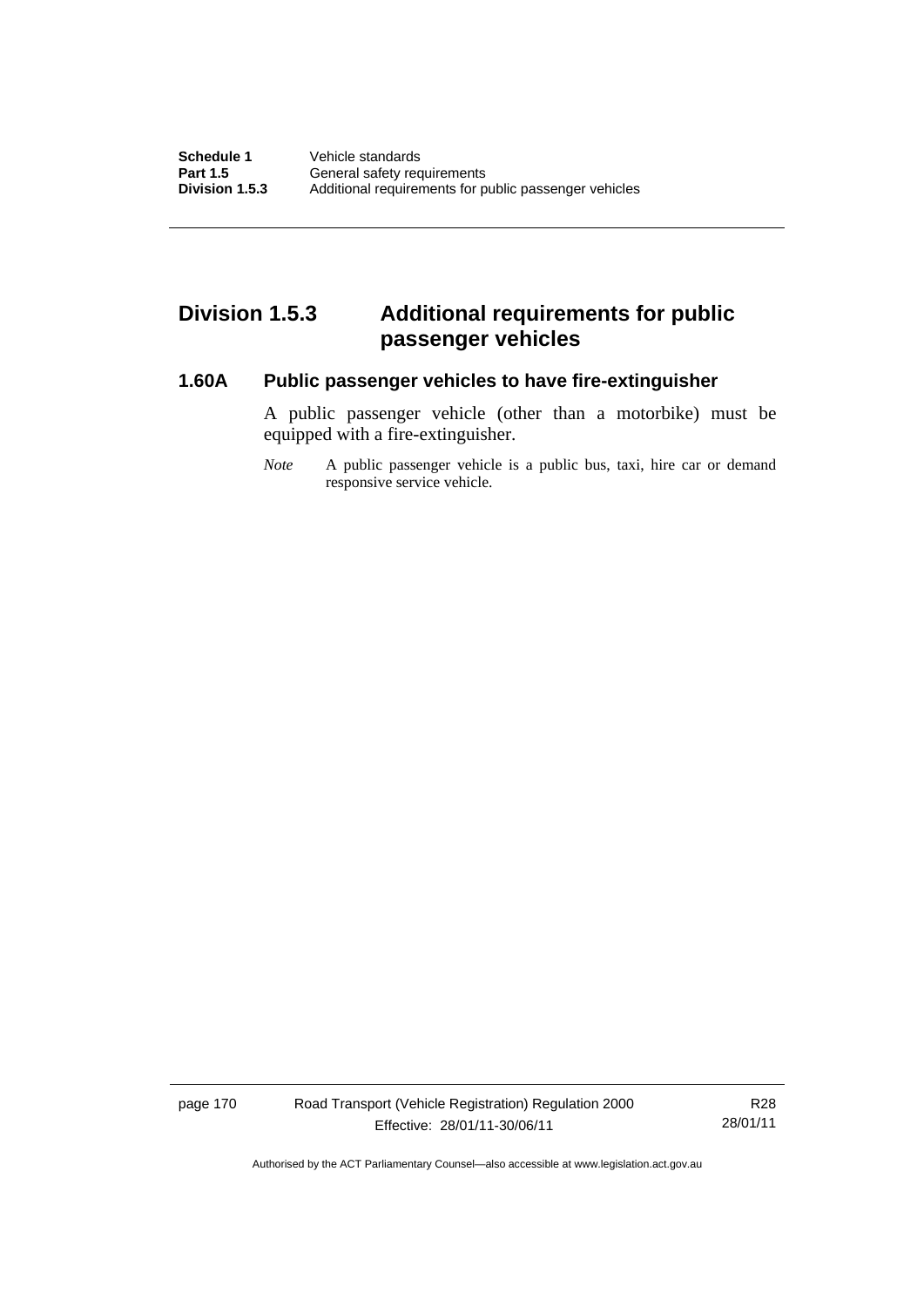## Division 1.5.3 Additional requirements for public passenger vehicles

### 1.60A Public passenger vehicles to have fire-extinguisher

A public passenger vehicle (other than a motorbike) must be equipped with a fire-extinguisher.

*Note* A public passenger vehicle is a public bus, taxi, hire car or demand responsive service vehicle.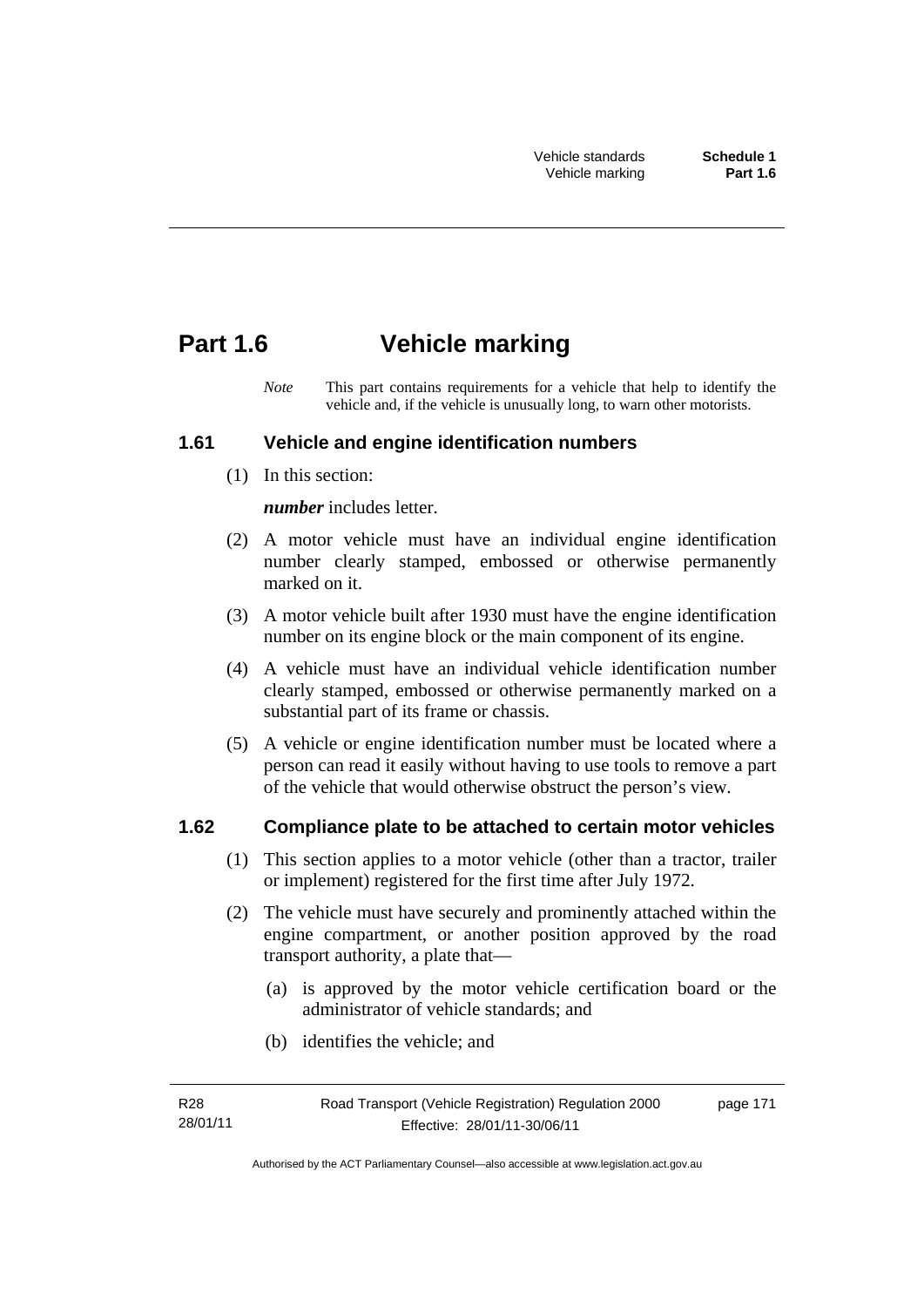# Part 1.6 Vehicle marking

*Note* This part contains requirements for a vehicle that help to identify the vehicle and, if the vehicle is unusually long, to warn other motorists.

## 1.61 Vehicle and engine identification numbers

(1) In this section:

***number*** includes letter.

(2) A motor vehicle must have an individual engine identification number clearly stamped, embossed or otherwise permanently marked on it.

(3) A motor vehicle built after 1930 must have the engine identification number on its engine block or the main component of its engine.

(4) A vehicle must have an individual vehicle identification number clearly stamped, embossed or otherwise permanently marked on a substantial part of its frame or chassis.

(5) A vehicle or engine identification number must be located where a person can read it easily without having to use tools to remove a part of the vehicle that would otherwise obstruct the person's view.

## 1.62 Compliance plate to be attached to certain motor vehicles

(1) This section applies to a motor vehicle (other than a tractor, trailer or implement) registered for the first time after July 1972.

(2) The vehicle must have securely and prominently attached within the engine compartment, or another position approved by the road transport authority, a plate that—

(a) is approved by the motor vehicle certification board or the administrator of vehicle standards; and

(b) identifies the vehicle; and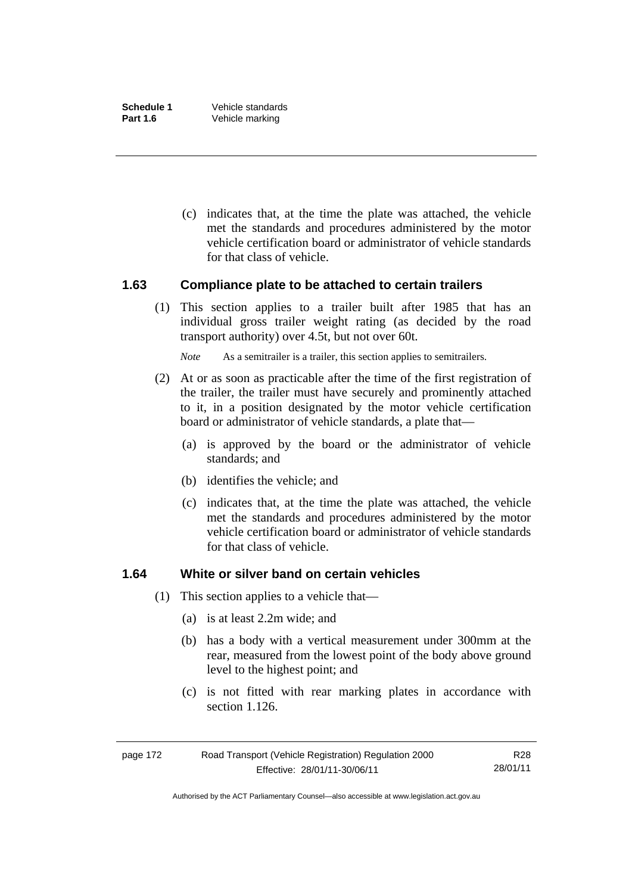(c) indicates that, at the time the plate was attached, the vehicle met the standards and procedures administered by the motor vehicle certification board or administrator of vehicle standards for that class of vehicle.

### 1.63 Compliance plate to be attached to certain trailers

(1) This section applies to a trailer built after 1985 that has an individual gross trailer weight rating (as decided by the road transport authority) over 4.5t, but not over 60t.

*Note* As a semitrailer is a trailer, this section applies to semitrailers.

(2) At or as soon as practicable after the time of the first registration of the trailer, the trailer must have securely and prominently attached to it, in a position designated by the motor vehicle certification board or administrator of vehicle standards, a plate that—

(a) is approved by the board or the administrator of vehicle standards; and

(b) identifies the vehicle; and

(c) indicates that, at the time the plate was attached, the vehicle met the standards and procedures administered by the motor vehicle certification board or administrator of vehicle standards for that class of vehicle.

### 1.64 White or silver band on certain vehicles

(1) This section applies to a vehicle that—

(a) is at least 2.2m wide; and

(b) has a body with a vertical measurement under 300mm at the rear, measured from the lowest point of the body above ground level to the highest point; and

(c) is not fitted with rear marking plates in accordance with section 1.126.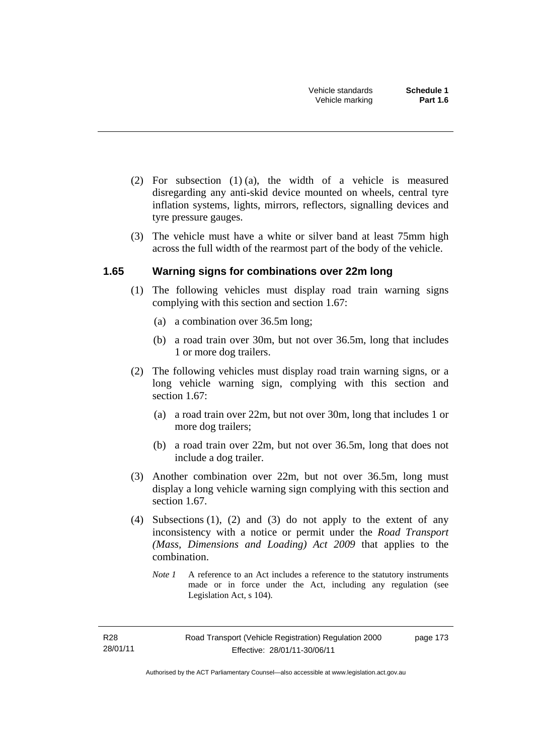(2) For subsection (1) (a), the width of a vehicle is measured disregarding any anti-skid device mounted on wheels, central tyre inflation systems, lights, mirrors, reflectors, signalling devices and tyre pressure gauges.

(3) The vehicle must have a white or silver band at least 75mm high across the full width of the rearmost part of the body of the vehicle.

### 1.65 Warning signs for combinations over 22m long

(1) The following vehicles must display road train warning signs complying with this section and section 1.67:

(a) a combination over 36.5m long;

(b) a road train over 30m, but not over 36.5m, long that includes 1 or more dog trailers.

(2) The following vehicles must display road train warning signs, or a long vehicle warning sign, complying with this section and section 1.67:

(a) a road train over 22m, but not over 30m, long that includes 1 or more dog trailers;

(b) a road train over 22m, but not over 36.5m, long that does not include a dog trailer.

(3) Another combination over 22m, but not over 36.5m, long must display a long vehicle warning sign complying with this section and section 1.67.

(4) Subsections (1), (2) and (3) do not apply to the extent of any inconsistency with a notice or permit under the *Road Transport (Mass, Dimensions and Loading) Act 2009* that applies to the combination.

*Note 1* A reference to an Act includes a reference to the statutory instruments made or in force under the Act, including any regulation (see Legislation Act, s 104).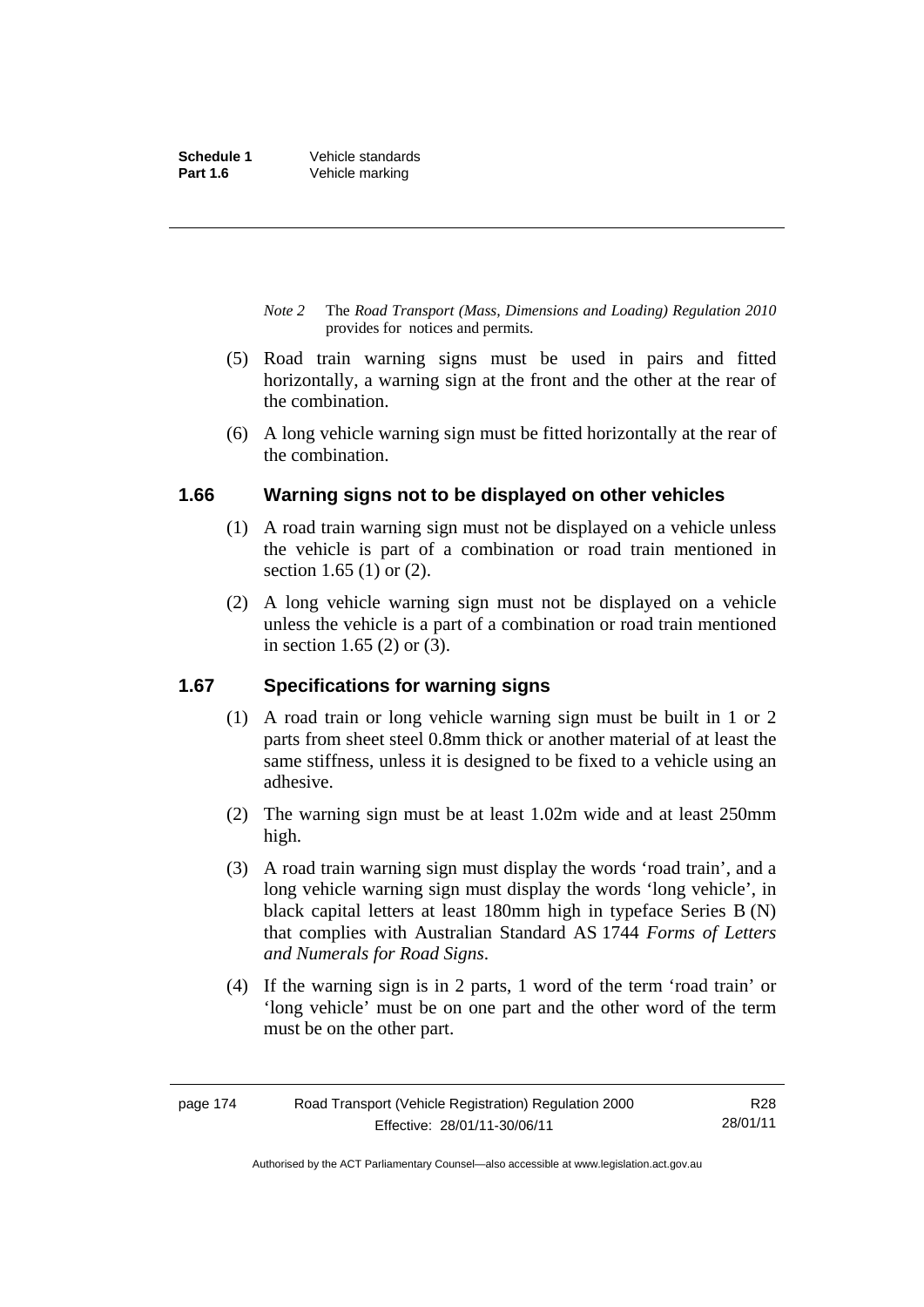*Note 2* The *Road Transport (Mass, Dimensions and Loading) Regulation 2010* provides for notices and permits.

(5) Road train warning signs must be used in pairs and fitted horizontally, a warning sign at the front and the other at the rear of the combination.

(6) A long vehicle warning sign must be fitted horizontally at the rear of the combination.

## 1.66 Warning signs not to be displayed on other vehicles

(1) A road train warning sign must not be displayed on a vehicle unless the vehicle is part of a combination or road train mentioned in section 1.65 (1) or (2).

(2) A long vehicle warning sign must not be displayed on a vehicle unless the vehicle is a part of a combination or road train mentioned in section 1.65 (2) or (3).

## 1.67 Specifications for warning signs

(1) A road train or long vehicle warning sign must be built in 1 or 2 parts from sheet steel 0.8mm thick or another material of at least the same stiffness, unless it is designed to be fixed to a vehicle using an adhesive.

(2) The warning sign must be at least 1.02m wide and at least 250mm high.

(3) A road train warning sign must display the words 'road train', and a long vehicle warning sign must display the words 'long vehicle', in black capital letters at least 180mm high in typeface Series B (N) that complies with Australian Standard AS 1744 *Forms of Letters and Numerals for Road Signs*.

(4) If the warning sign is in 2 parts, 1 word of the term 'road train' or 'long vehicle' must be on one part and the other word of the term must be on the other part.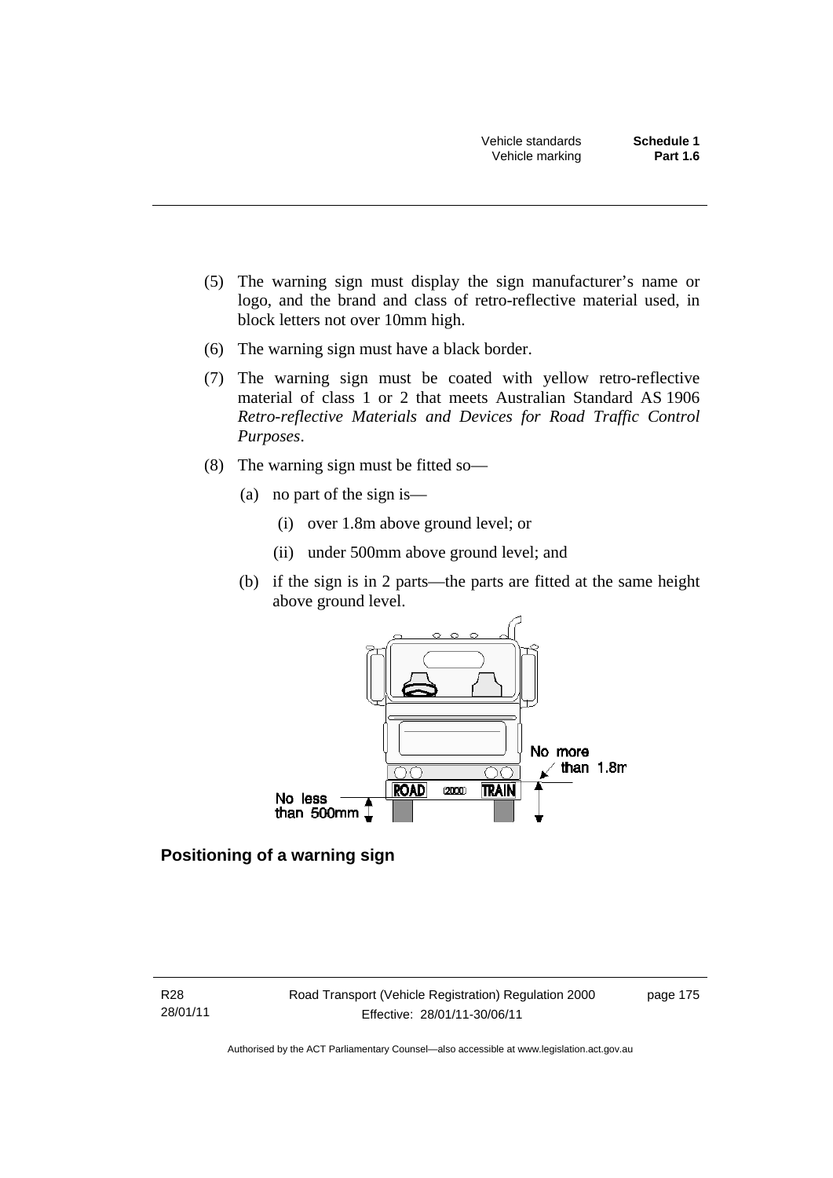(5) The warning sign must display the sign manufacturer's name or logo, and the brand and class of retro-reflective material used, in block letters not over 10mm high.

(6) The warning sign must have a black border.

(7) The warning sign must be coated with yellow retro-reflective material of class 1 or 2 that meets Australian Standard AS 1906 *Retro-reflective Materials and Devices for Road Traffic Control Purposes*.

(8) The warning sign must be fitted so—

(a) no part of the sign is—

(i) over 1.8m above ground level; or

(ii) under 500mm above ground level; and

(b) if the sign is in 2 parts—the parts are fitted at the same height above ground level.

**Positioning of a warning sign**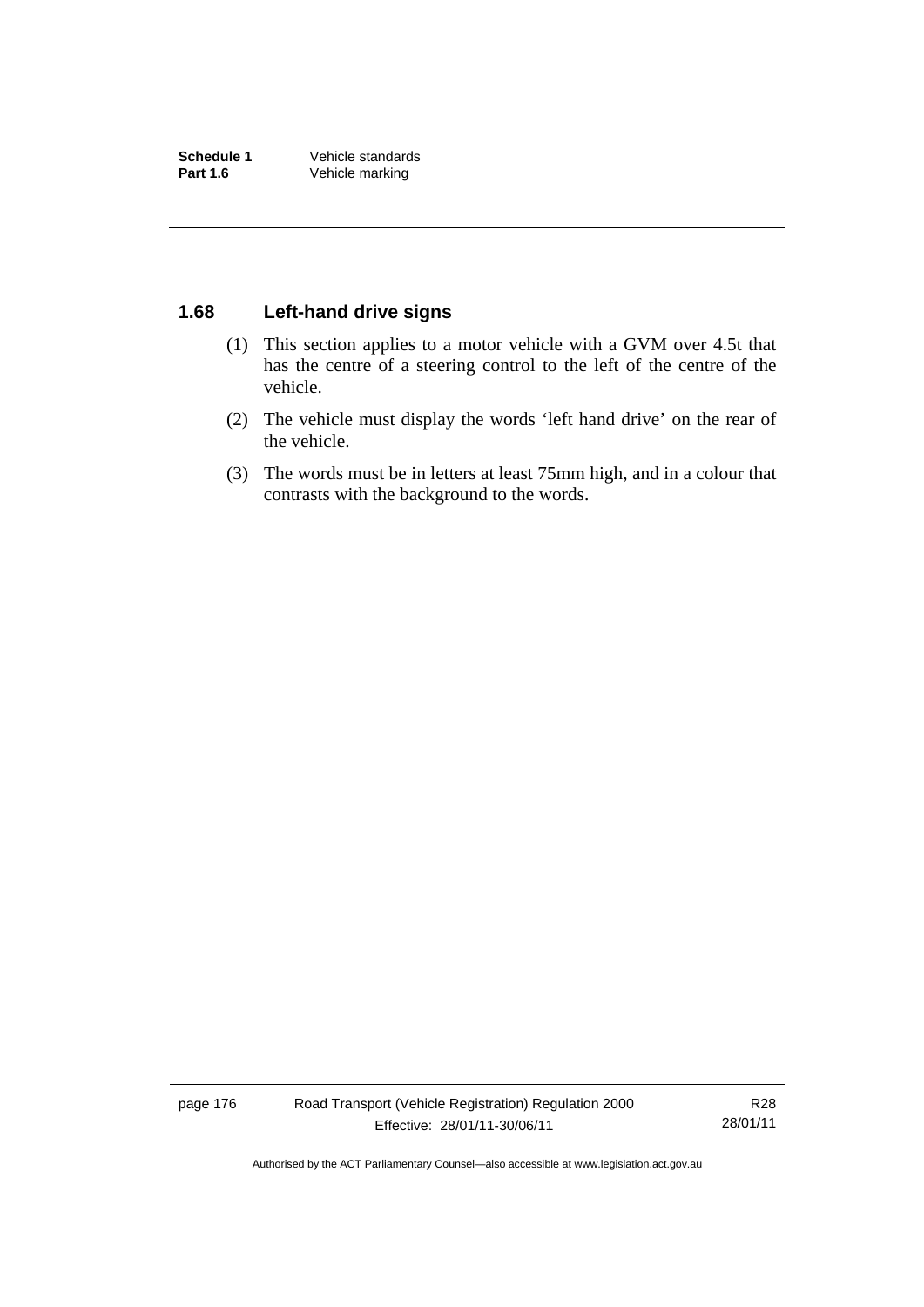## 1.68 Left-hand drive signs

(1) This section applies to a motor vehicle with a GVM over 4.5t that has the centre of a steering control to the left of the centre of the vehicle.

(2) The vehicle must display the words 'left hand drive' on the rear of the vehicle.

(3) The words must be in letters at least 75mm high, and in a colour that contrasts with the background to the words.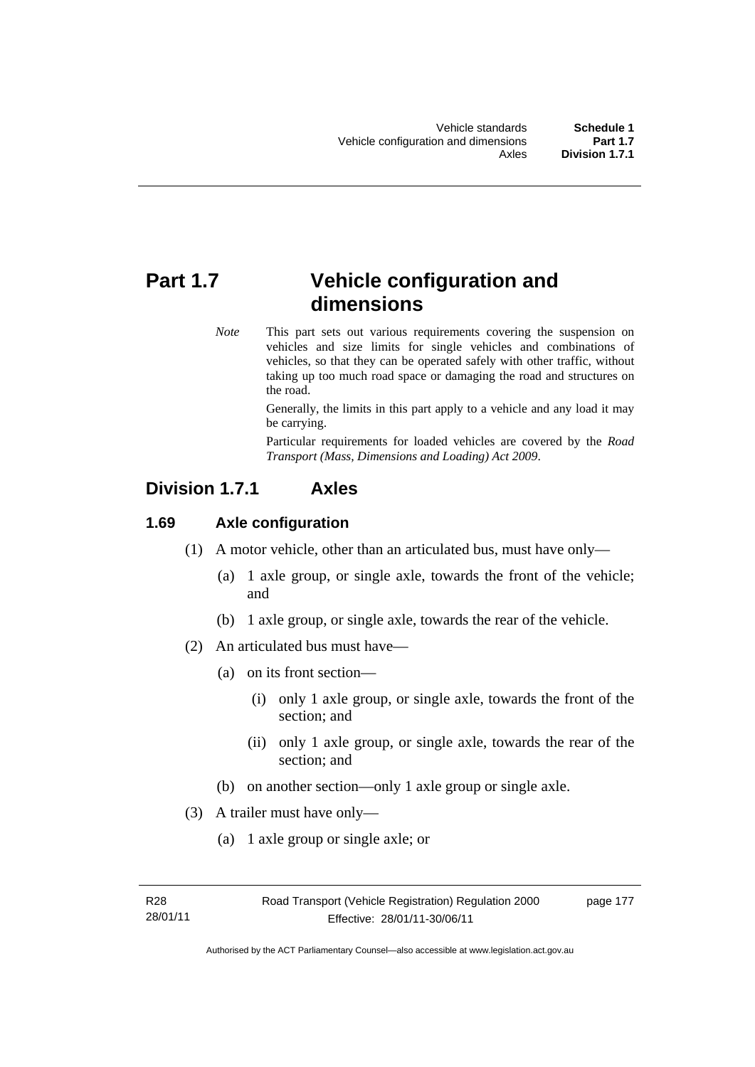# Part 1.7 Vehicle configuration and dimensions

*Note* This part sets out various requirements covering the suspension on vehicles and size limits for single vehicles and combinations of vehicles, so that they can be operated safely with other traffic, without taking up too much road space or damaging the road and structures on the road.

Generally, the limits in this part apply to a vehicle and any load it may be carrying.

Particular requirements for loaded vehicles are covered by the *Road Transport (Mass, Dimensions and Loading) Act 2009*.

## Division 1.7.1 Axles

### 1.69 Axle configuration

(1) A motor vehicle, other than an articulated bus, must have only—

(a) 1 axle group, or single axle, towards the front of the vehicle; and

(b) 1 axle group, or single axle, towards the rear of the vehicle.

(2) An articulated bus must have—

(a) on its front section—

(i) only 1 axle group, or single axle, towards the front of the section; and

(ii) only 1 axle group, or single axle, towards the rear of the section; and

(b) on another section—only 1 axle group or single axle.

(3) A trailer must have only—

(a) 1 axle group or single axle; or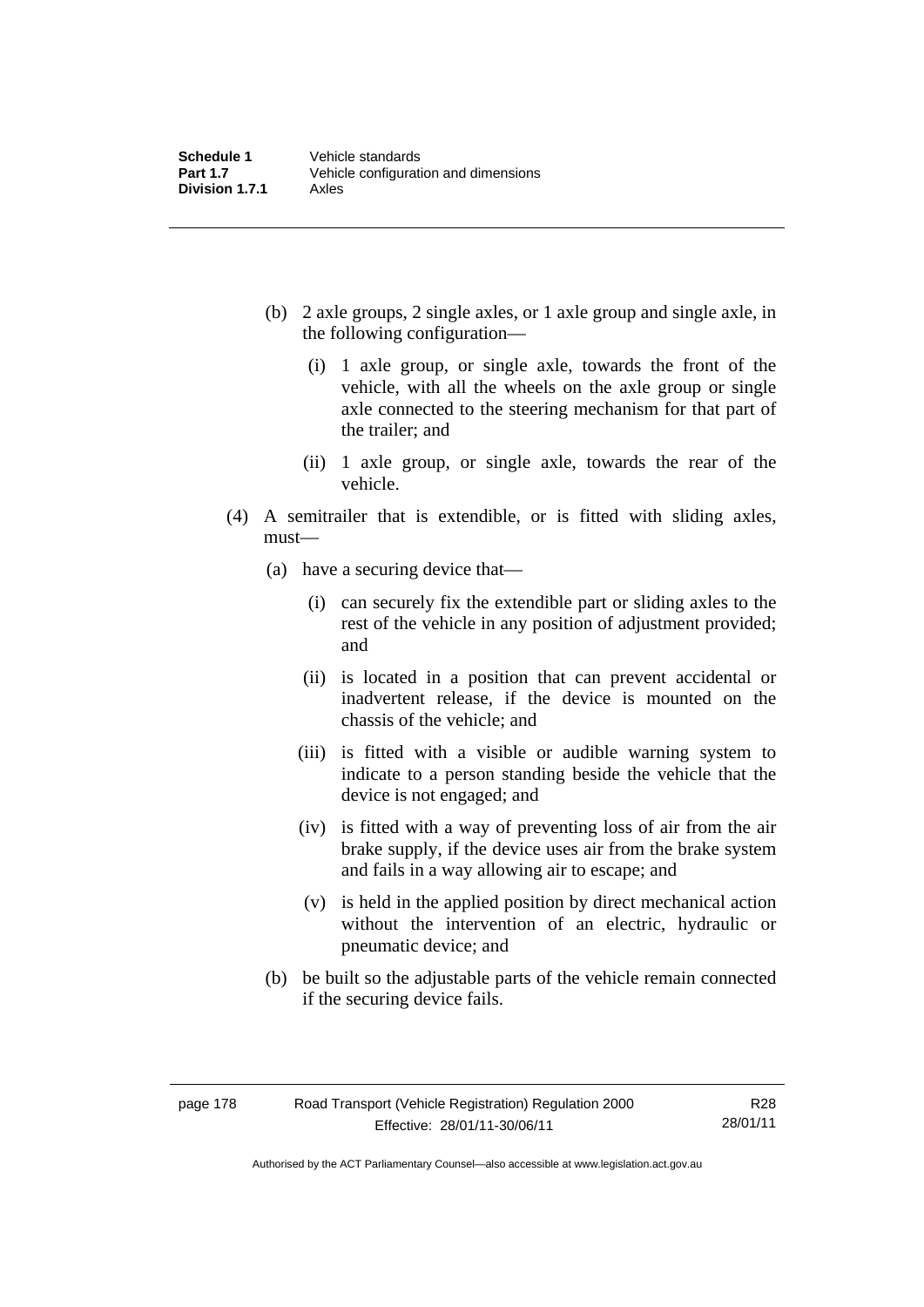(b) 2 axle groups, 2 single axles, or 1 axle group and single axle, in the following configuration—

  (i) 1 axle group, or single axle, towards the front of the vehicle, with all the wheels on the axle group or single axle connected to the steering mechanism for that part of the trailer; and

  (ii) 1 axle group, or single axle, towards the rear of the vehicle.

(4) A semitrailer that is extendible, or is fitted with sliding axles, must—

  (a) have a securing device that—

    (i) can securely fix the extendible part or sliding axles to the rest of the vehicle in any position of adjustment provided; and

    (ii) is located in a position that can prevent accidental or inadvertent release, if the device is mounted on the chassis of the vehicle; and

    (iii) is fitted with a visible or audible warning system to indicate to a person standing beside the vehicle that the device is not engaged; and

    (iv) is fitted with a way of preventing loss of air from the air brake supply, if the device uses air from the brake system and fails in a way allowing air to escape; and

    (v) is held in the applied position by direct mechanical action without the intervention of an electric, hydraulic or pneumatic device; and

  (b) be built so the adjustable parts of the vehicle remain connected if the securing device fails.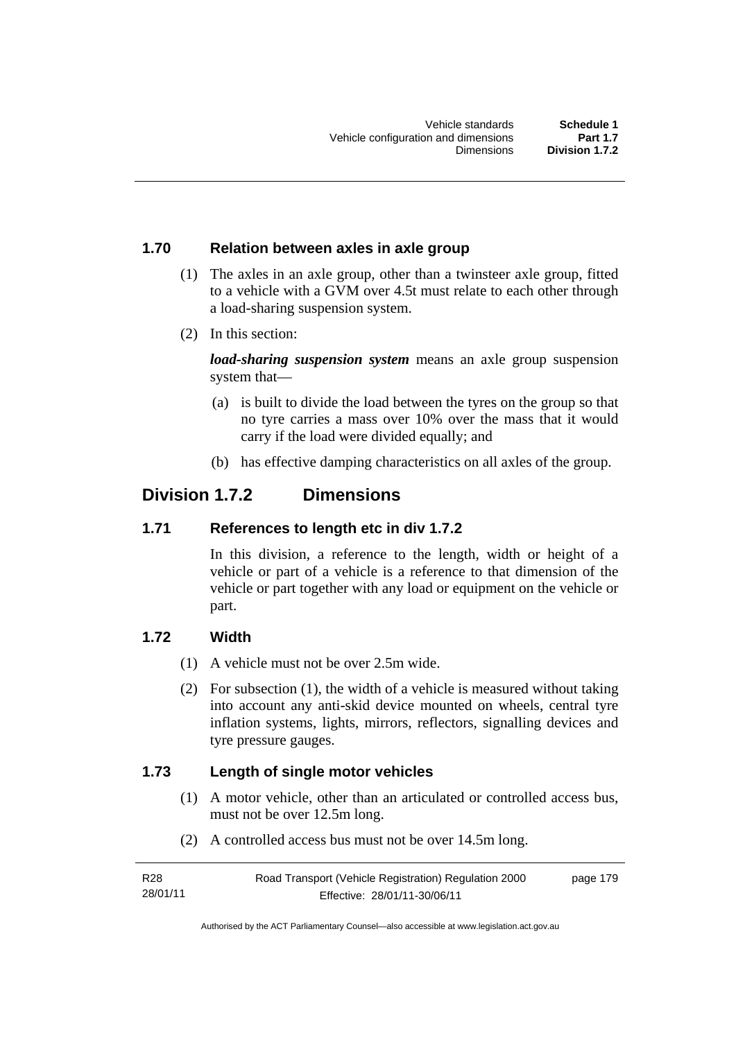### 1.70 Relation between axles in axle group

(1) The axles in an axle group, other than a twinsteer axle group, fitted to a vehicle with a GVM over 4.5t must relate to each other through a load-sharing suspension system.

(2) In this section:

***load-sharing suspension system*** means an axle group suspension system that—

(a) is built to divide the load between the tyres on the group so that no tyre carries a mass over 10% over the mass that it would carry if the load were divided equally; and

(b) has effective damping characteristics on all axles of the group.

## Division 1.7.2 Dimensions

### 1.71 References to length etc in div 1.7.2

In this division, a reference to the length, width or height of a vehicle or part of a vehicle is a reference to that dimension of the vehicle or part together with any load or equipment on the vehicle or part.

### 1.72 Width

(1) A vehicle must not be over 2.5m wide.

(2) For subsection (1), the width of a vehicle is measured without taking into account any anti-skid device mounted on wheels, central tyre inflation systems, lights, mirrors, reflectors, signalling devices and tyre pressure gauges.

### 1.73 Length of single motor vehicles

(1) A motor vehicle, other than an articulated or controlled access bus, must not be over 12.5m long.

(2) A controlled access bus must not be over 14.5m long.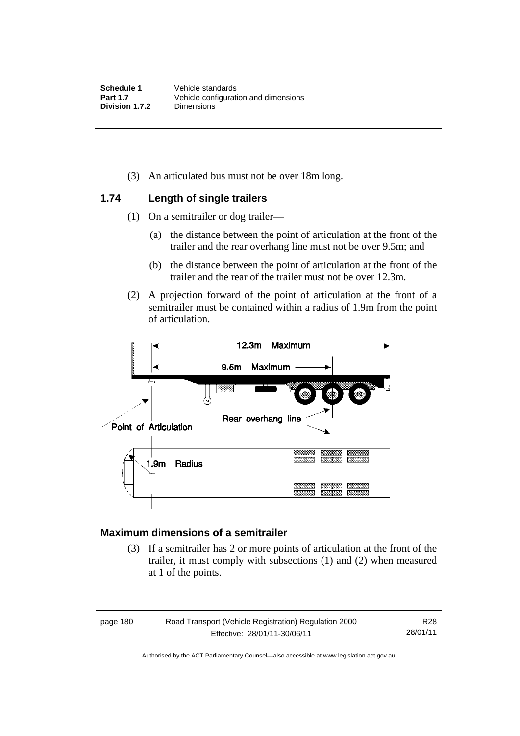(3) An articulated bus must not be over 18m long.

## 1.74 Length of single trailers

(1) On a semitrailer or dog trailer—

(a) the distance between the point of articulation at the front of the trailer and the rear overhang line must not be over 9.5m; and

(b) the distance between the point of articulation at the front of the trailer and the rear of the trailer must not be over 12.3m.

(2) A projection forward of the point of articulation at the front of a semitrailer must be contained within a radius of 1.9m from the point of articulation.

### Maximum dimensions of a semitrailer

(3) If a semitrailer has 2 or more points of articulation at the front of the trailer, it must comply with subsections (1) and (2) when measured at 1 of the points.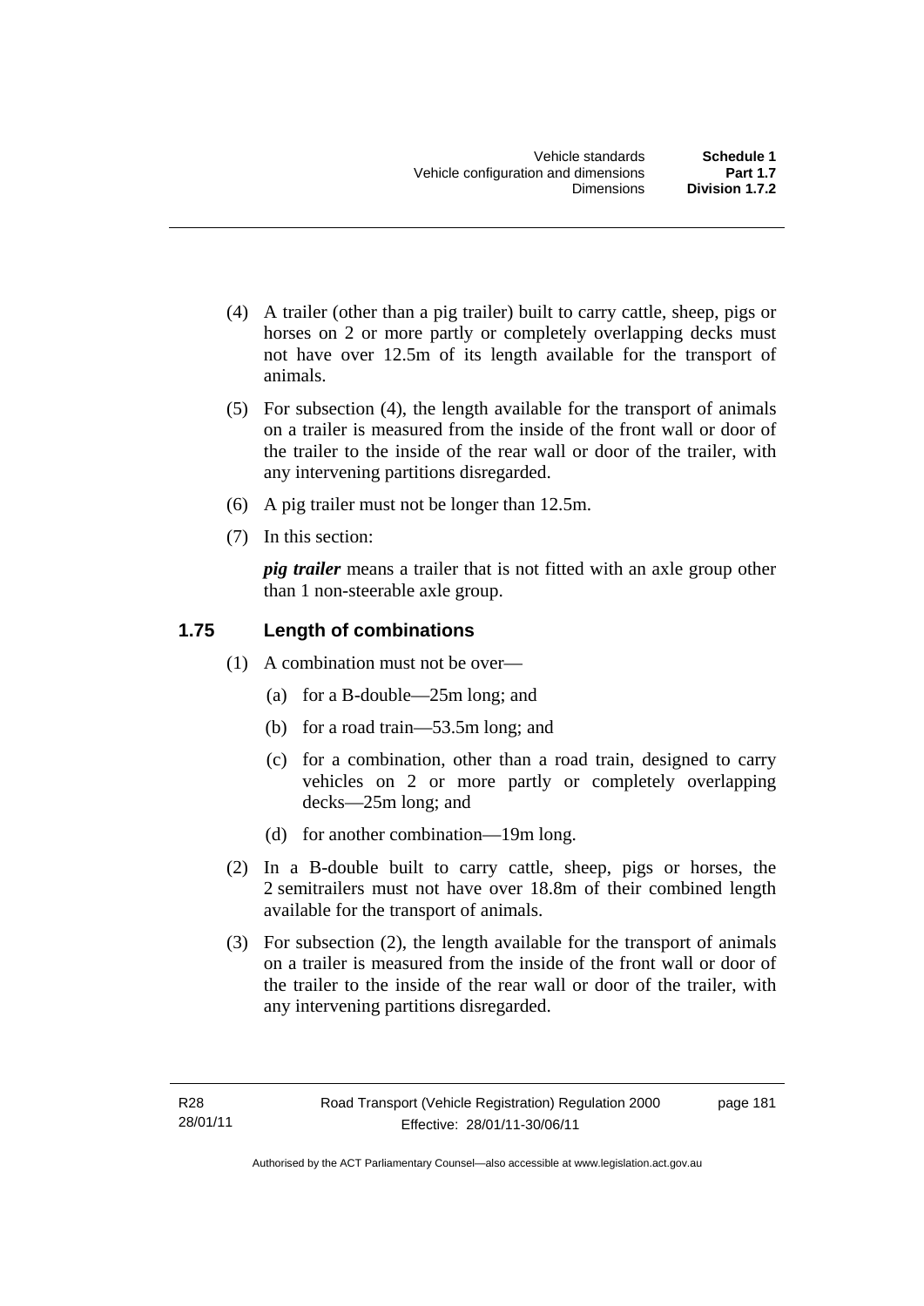(4) A trailer (other than a pig trailer) built to carry cattle, sheep, pigs or horses on 2 or more partly or completely overlapping decks must not have over 12.5m of its length available for the transport of animals.

(5) For subsection (4), the length available for the transport of animals on a trailer is measured from the inside of the front wall or door of the trailer to the inside of the rear wall or door of the trailer, with any intervening partitions disregarded.

(6) A pig trailer must not be longer than 12.5m.

(7) In this section:

***pig trailer*** means a trailer that is not fitted with an axle group other than 1 non-steerable axle group.

## 1.75 Length of combinations

(1) A combination must not be over—

(a) for a B-double—25m long; and

(b) for a road train—53.5m long; and

(c) for a combination, other than a road train, designed to carry vehicles on 2 or more partly or completely overlapping decks—25m long; and

(d) for another combination—19m long.

(2) In a B-double built to carry cattle, sheep, pigs or horses, the 2 semitrailers must not have over 18.8m of their combined length available for the transport of animals.

(3) For subsection (2), the length available for the transport of animals on a trailer is measured from the inside of the front wall or door of the trailer to the inside of the rear wall or door of the trailer, with any intervening partitions disregarded.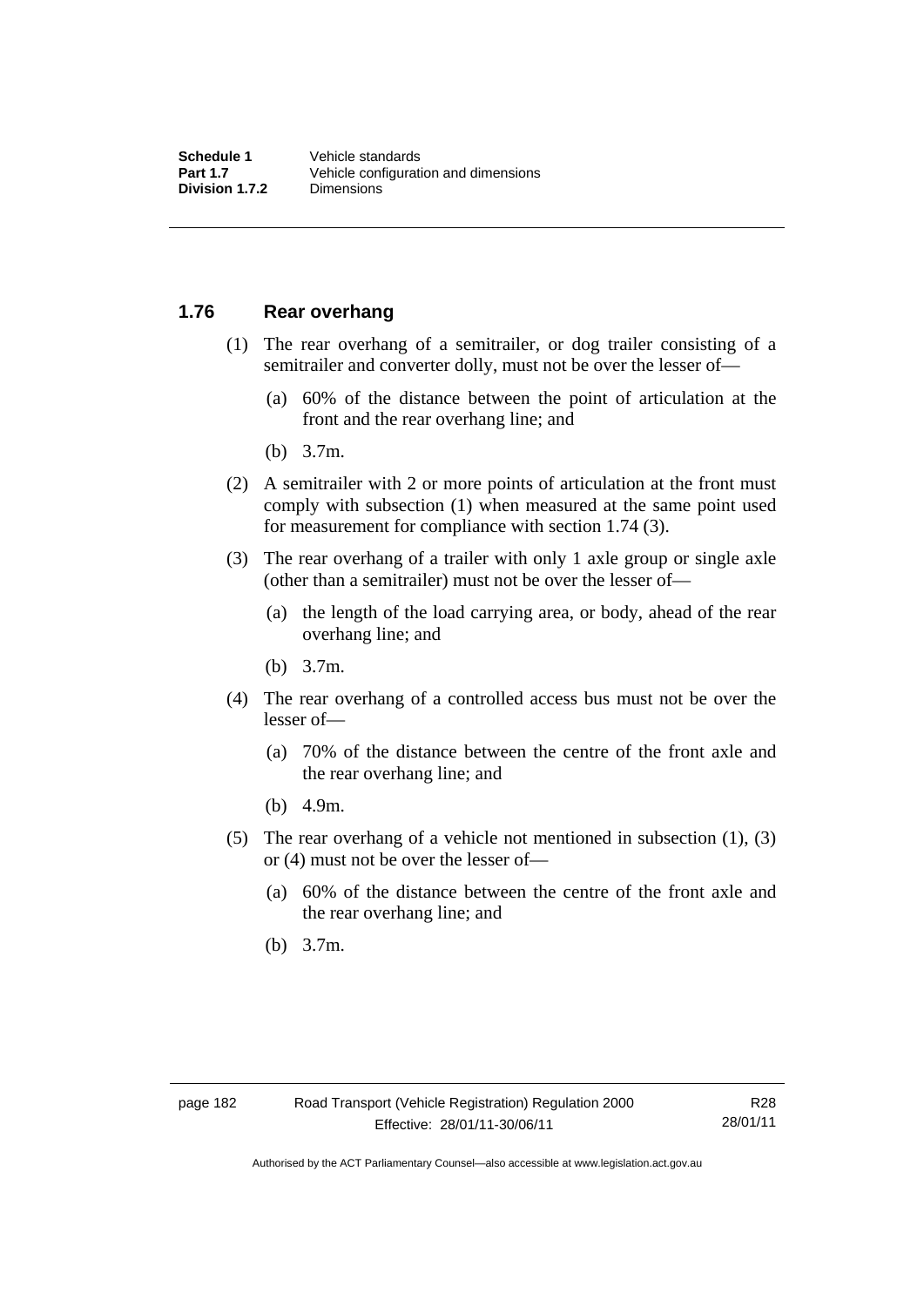## 1.76 Rear overhang

(1) The rear overhang of a semitrailer, or dog trailer consisting of a semitrailer and converter dolly, must not be over the lesser of—

(a) 60% of the distance between the point of articulation at the front and the rear overhang line; and

(b) 3.7m.

(2) A semitrailer with 2 or more points of articulation at the front must comply with subsection (1) when measured at the same point used for measurement for compliance with section 1.74 (3).

(3) The rear overhang of a trailer with only 1 axle group or single axle (other than a semitrailer) must not be over the lesser of—

(a) the length of the load carrying area, or body, ahead of the rear overhang line; and

(b) 3.7m.

(4) The rear overhang of a controlled access bus must not be over the lesser of—

(a) 70% of the distance between the centre of the front axle and the rear overhang line; and

(b) 4.9m.

(5) The rear overhang of a vehicle not mentioned in subsection (1), (3) or (4) must not be over the lesser of—

(a) 60% of the distance between the centre of the front axle and the rear overhang line; and

(b) 3.7m.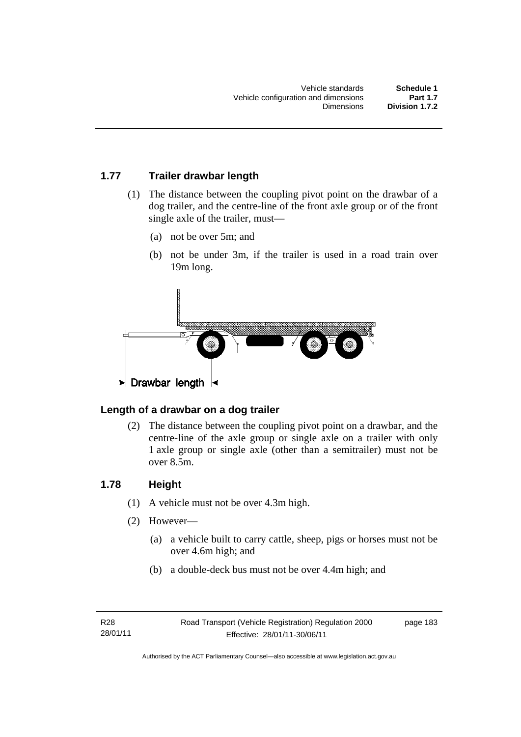### 1.77 Trailer drawbar length

(1) The distance between the coupling pivot point on the drawbar of a dog trailer, and the centre-line of the front axle group or of the front single axle of the trailer, must—

(a) not be over 5m; and

(b) not be under 3m, if the trailer is used in a road train over 19m long.

Drawbar length

#### Length of a drawbar on a dog trailer

(2) The distance between the coupling pivot point on a drawbar, and the centre-line of the axle group or single axle on a trailer with only 1 axle group or single axle (other than a semitrailer) must not be over 8.5m.

### 1.78 Height

(1) A vehicle must not be over 4.3m high.

(2) However—

(a) a vehicle built to carry cattle, sheep, pigs or horses must not be over 4.6m high; and

(b) a double-deck bus must not be over 4.4m high; and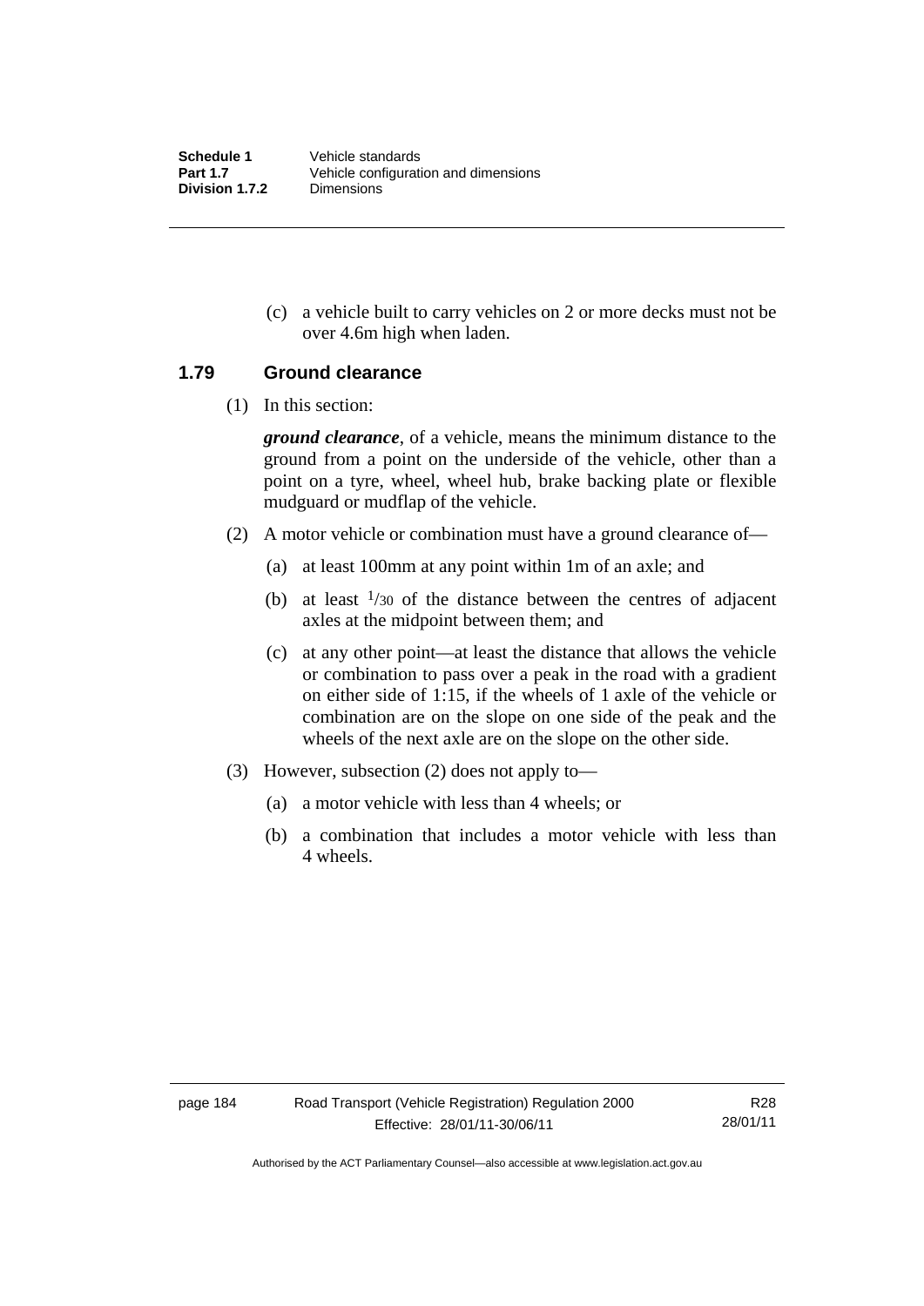(c) a vehicle built to carry vehicles on 2 or more decks must not be over 4.6m high when laden.

### 1.79 Ground clearance

(1) In this section:

***ground clearance***, of a vehicle, means the minimum distance to the ground from a point on the underside of the vehicle, other than a point on a tyre, wheel, wheel hub, brake backing plate or flexible mudguard or mudflap of the vehicle.

(2) A motor vehicle or combination must have a ground clearance of—

(a) at least 100mm at any point within 1m of an axle; and

(b) at least $^{1}/_{30}$ of the distance between the centres of adjacent axles at the midpoint between them; and

(c) at any other point—at least the distance that allows the vehicle or combination to pass over a peak in the road with a gradient on either side of 1:15, if the wheels of 1 axle of the vehicle or combination are on the slope on one side of the peak and the wheels of the next axle are on the slope on the other side.

(3) However, subsection (2) does not apply to—

(a) a motor vehicle with less than 4 wheels; or

(b) a combination that includes a motor vehicle with less than 4 wheels.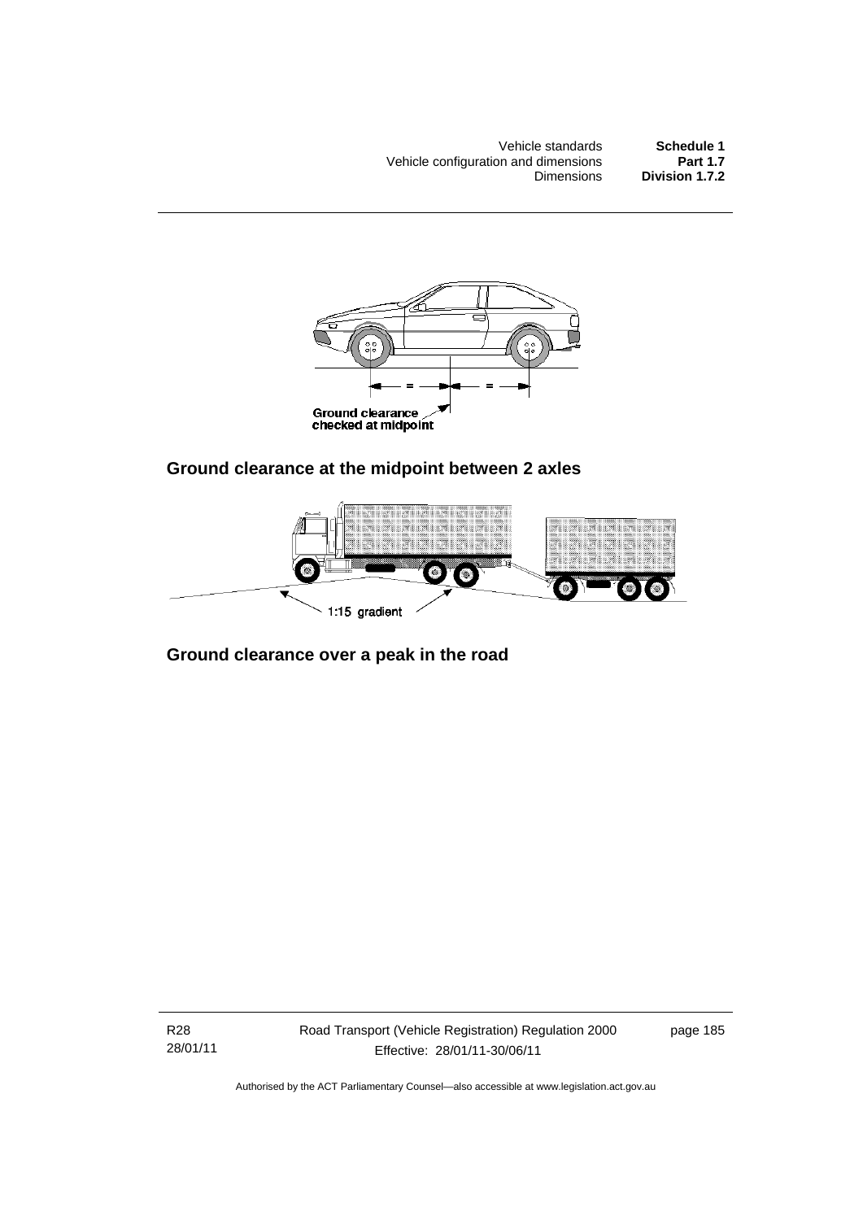Ground clearance checked at midpoint

**Ground clearance at the midpoint between 2 axles**

1:15 gradient

**Ground clearance over a peak in the road**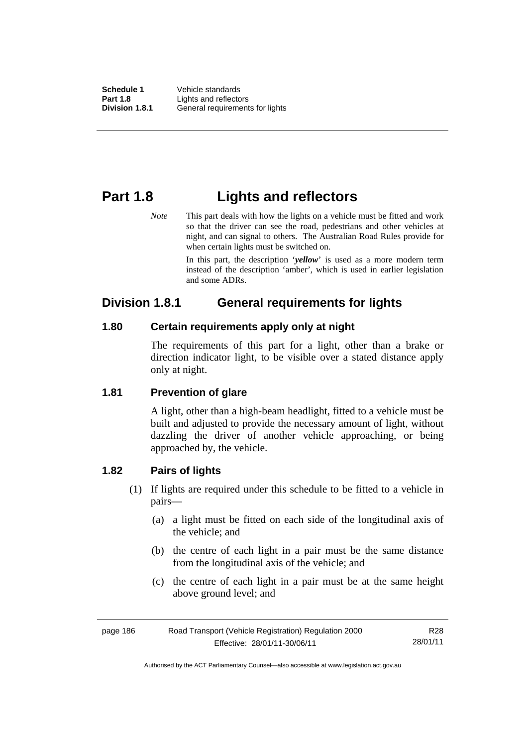# Part 1.8 Lights and reflectors

*Note* This part deals with how the lights on a vehicle must be fitted and work so that the driver can see the road, pedestrians and other vehicles at night, and can signal to others. The Australian Road Rules provide for when certain lights must be switched on.

In this part, the description '***yellow***' is used as a more modern term instead of the description 'amber', which is used in earlier legislation and some ADRs.

## Division 1.8.1 General requirements for lights

### 1.80 Certain requirements apply only at night

The requirements of this part for a light, other than a brake or direction indicator light, to be visible over a stated distance apply only at night.

### 1.81 Prevention of glare

A light, other than a high-beam headlight, fitted to a vehicle must be built and adjusted to provide the necessary amount of light, without dazzling the driver of another vehicle approaching, or being approached by, the vehicle.

### 1.82 Pairs of lights

(1) If lights are required under this schedule to be fitted to a vehicle in pairs—

(a) a light must be fitted on each side of the longitudinal axis of the vehicle; and

(b) the centre of each light in a pair must be the same distance from the longitudinal axis of the vehicle; and

(c) the centre of each light in a pair must be at the same height above ground level; and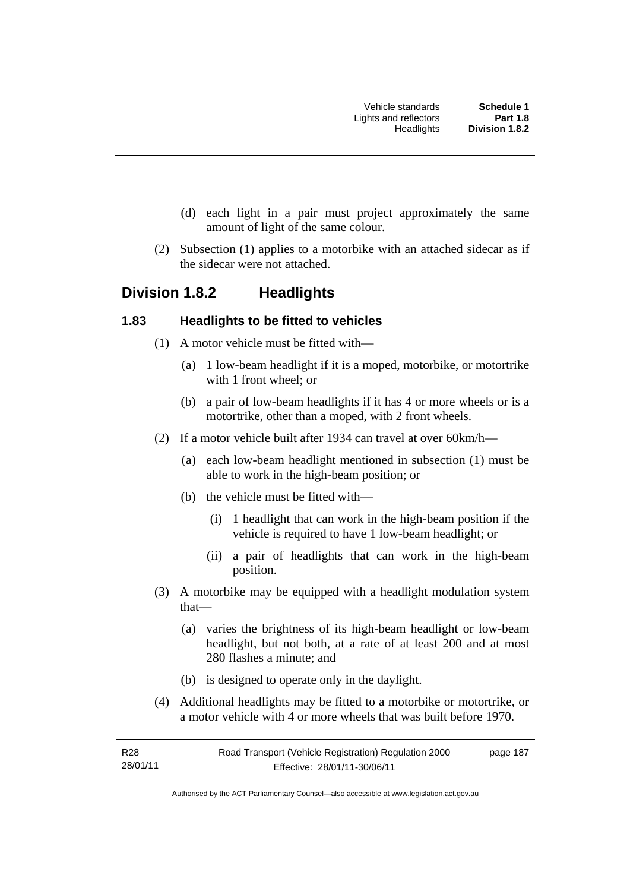(d) each light in a pair must project approximately the same amount of light of the same colour.

(2) Subsection (1) applies to a motorbike with an attached sidecar as if the sidecar were not attached.

## Division 1.8.2 Headlights

### 1.83 Headlights to be fitted to vehicles

(1) A motor vehicle must be fitted with—

(a) 1 low-beam headlight if it is a moped, motorbike, or motortrike with 1 front wheel; or

(b) a pair of low-beam headlights if it has 4 or more wheels or is a motortrike, other than a moped, with 2 front wheels.

(2) If a motor vehicle built after 1934 can travel at over 60km/h—

(a) each low-beam headlight mentioned in subsection (1) must be able to work in the high-beam position; or

(b) the vehicle must be fitted with—

(i) 1 headlight that can work in the high-beam position if the vehicle is required to have 1 low-beam headlight; or

(ii) a pair of headlights that can work in the high-beam position.

(3) A motorbike may be equipped with a headlight modulation system that—

(a) varies the brightness of its high-beam headlight or low-beam headlight, but not both, at a rate of at least 200 and at most 280 flashes a minute; and

(b) is designed to operate only in the daylight.

(4) Additional headlights may be fitted to a motorbike or motortrike, or a motor vehicle with 4 or more wheels that was built before 1970.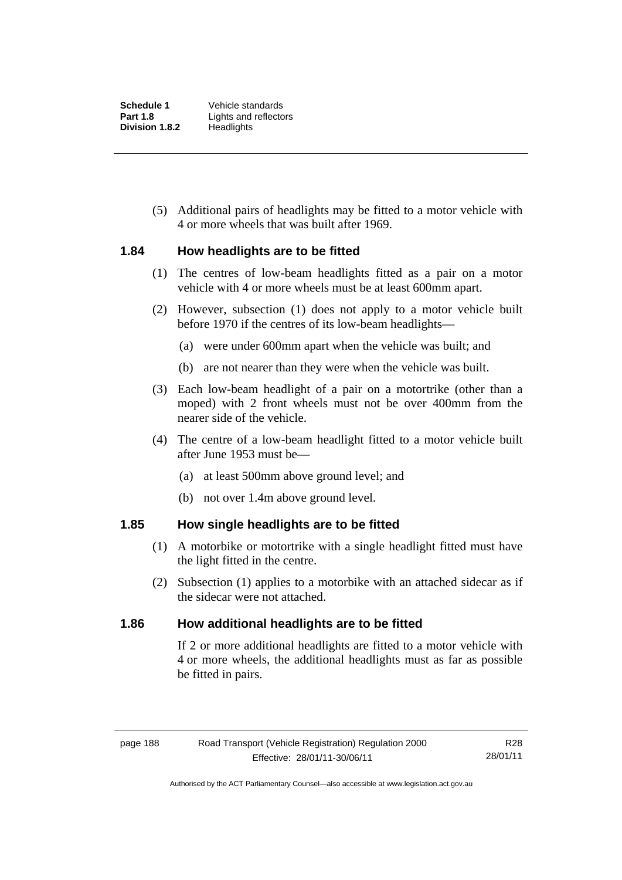(5) Additional pairs of headlights may be fitted to a motor vehicle with 4 or more wheels that was built after 1969.

### 1.84 How headlights are to be fitted

(1) The centres of low-beam headlights fitted as a pair on a motor vehicle with 4 or more wheels must be at least 600mm apart.

(2) However, subsection (1) does not apply to a motor vehicle built before 1970 if the centres of its low-beam headlights—

(a) were under 600mm apart when the vehicle was built; and

(b) are not nearer than they were when the vehicle was built.

(3) Each low-beam headlight of a pair on a motortrike (other than a moped) with 2 front wheels must not be over 400mm from the nearer side of the vehicle.

(4) The centre of a low-beam headlight fitted to a motor vehicle built after June 1953 must be—

(a) at least 500mm above ground level; and

(b) not over 1.4m above ground level.

### 1.85 How single headlights are to be fitted

(1) A motorbike or motortrike with a single headlight fitted must have the light fitted in the centre.

(2) Subsection (1) applies to a motorbike with an attached sidecar as if the sidecar were not attached.

### 1.86 How additional headlights are to be fitted

If 2 or more additional headlights are fitted to a motor vehicle with 4 or more wheels, the additional headlights must as far as possible be fitted in pairs.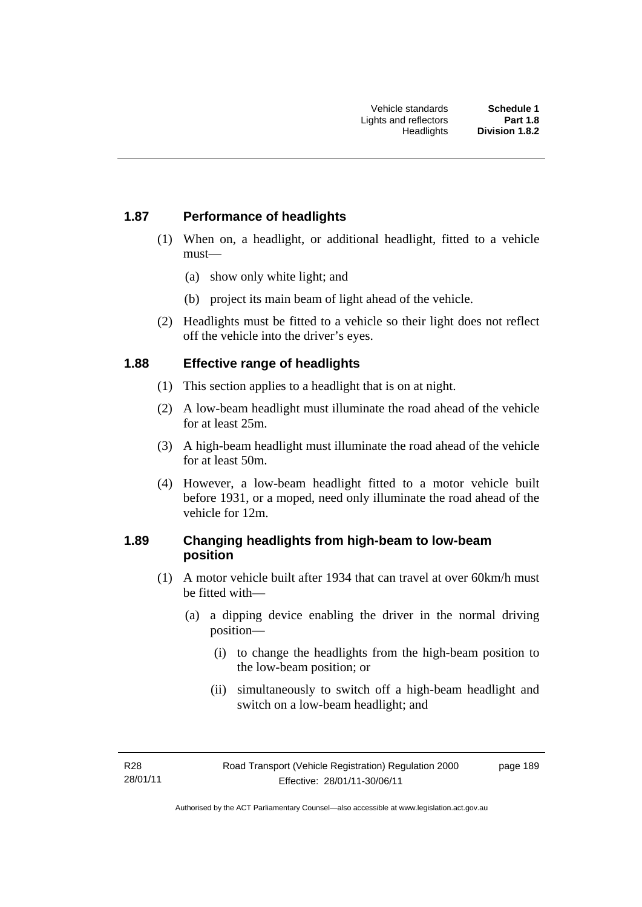### 1.87 Performance of headlights

(1) When on, a headlight, or additional headlight, fitted to a vehicle must—

(a) show only white light; and

(b) project its main beam of light ahead of the vehicle.

(2) Headlights must be fitted to a vehicle so their light does not reflect off the vehicle into the driver's eyes.

### 1.88 Effective range of headlights

(1) This section applies to a headlight that is on at night.

(2) A low-beam headlight must illuminate the road ahead of the vehicle for at least 25m.

(3) A high-beam headlight must illuminate the road ahead of the vehicle for at least 50m.

(4) However, a low-beam headlight fitted to a motor vehicle built before 1931, or a moped, need only illuminate the road ahead of the vehicle for 12m.

### 1.89 Changing headlights from high-beam to low-beam position

(1) A motor vehicle built after 1934 that can travel at over 60km/h must be fitted with—

(a) a dipping device enabling the driver in the normal driving position—

(i) to change the headlights from the high-beam position to the low-beam position; or

(ii) simultaneously to switch off a high-beam headlight and switch on a low-beam headlight; and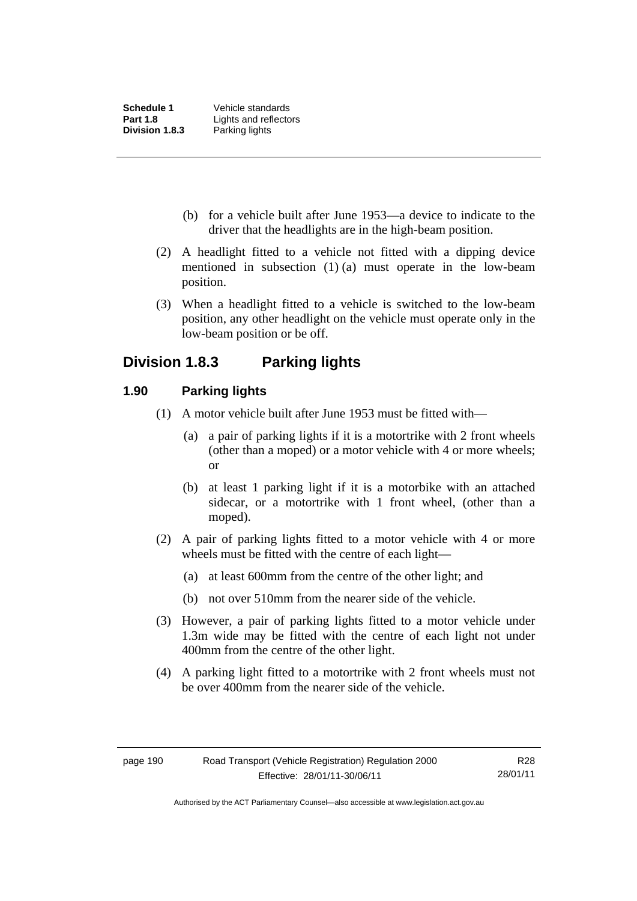(b) for a vehicle built after June 1953—a device to indicate to the driver that the headlights are in the high-beam position.

(2) A headlight fitted to a vehicle not fitted with a dipping device mentioned in subsection (1) (a) must operate in the low-beam position.

(3) When a headlight fitted to a vehicle is switched to the low-beam position, any other headlight on the vehicle must operate only in the low-beam position or be off.

## Division 1.8.3 Parking lights

### 1.90 Parking lights

(1) A motor vehicle built after June 1953 must be fitted with—

(a) a pair of parking lights if it is a motortrike with 2 front wheels (other than a moped) or a motor vehicle with 4 or more wheels; or

(b) at least 1 parking light if it is a motorbike with an attached sidecar, or a motortrike with 1 front wheel, (other than a moped).

(2) A pair of parking lights fitted to a motor vehicle with 4 or more wheels must be fitted with the centre of each light—

(a) at least 600mm from the centre of the other light; and

(b) not over 510mm from the nearer side of the vehicle.

(3) However, a pair of parking lights fitted to a motor vehicle under 1.3m wide may be fitted with the centre of each light not under 400mm from the centre of the other light.

(4) A parking light fitted to a motortrike with 2 front wheels must not be over 400mm from the nearer side of the vehicle.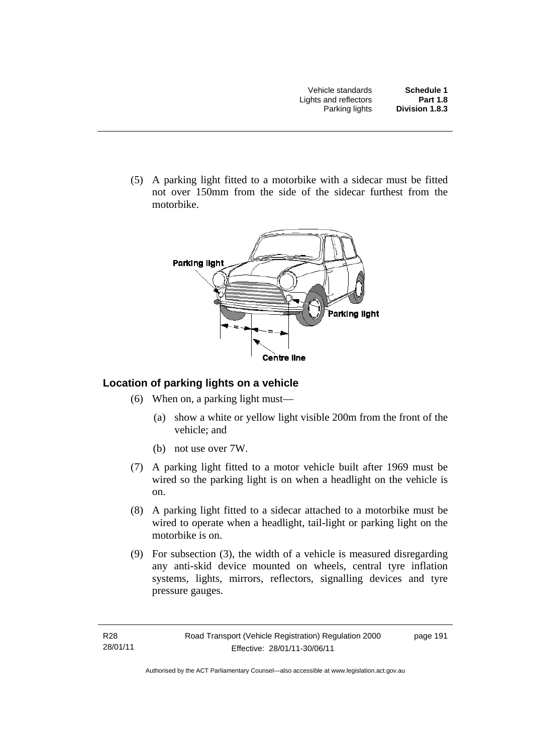(5) A parking light fitted to a motorbike with a sidecar must be fitted not over 150mm from the side of the sidecar furthest from the motorbike.

### Location of parking lights on a vehicle

(6) When on, a parking light must—

(a) show a white or yellow light visible 200m from the front of the vehicle; and

(b) not use over 7W.

(7) A parking light fitted to a motor vehicle built after 1969 must be wired so the parking light is on when a headlight on the vehicle is on.

(8) A parking light fitted to a sidecar attached to a motorbike must be wired to operate when a headlight, tail-light or parking light on the motorbike is on.

(9) For subsection (3), the width of a vehicle is measured disregarding any anti-skid device mounted on wheels, central tyre inflation systems, lights, mirrors, reflectors, signalling devices and tyre pressure gauges.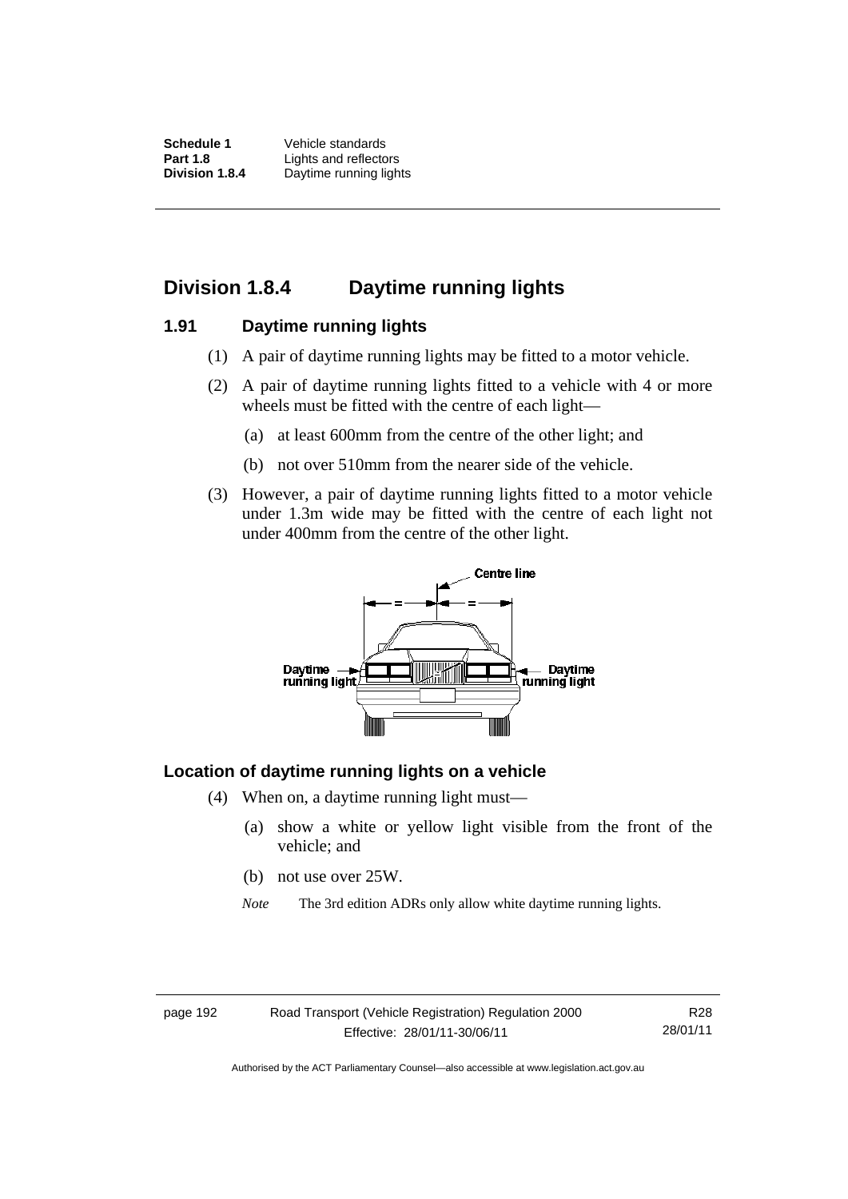## Division 1.8.4 Daytime running lights

### 1.91 Daytime running lights

(1) A pair of daytime running lights may be fitted to a motor vehicle.

(2) A pair of daytime running lights fitted to a vehicle with 4 or more wheels must be fitted with the centre of each light—

(a) at least 600mm from the centre of the other light; and

(b) not over 510mm from the nearer side of the vehicle.

(3) However, a pair of daytime running lights fitted to a motor vehicle under 1.3m wide may be fitted with the centre of each light not under 400mm from the centre of the other light.

Centre line

Daytime running light

Daytime running light

### Location of daytime running lights on a vehicle

(4) When on, a daytime running light must—

(a) show a white or yellow light visible from the front of the vehicle; and

(b) not use over 25W.

*Note* The 3rd edition ADRs only allow white daytime running lights.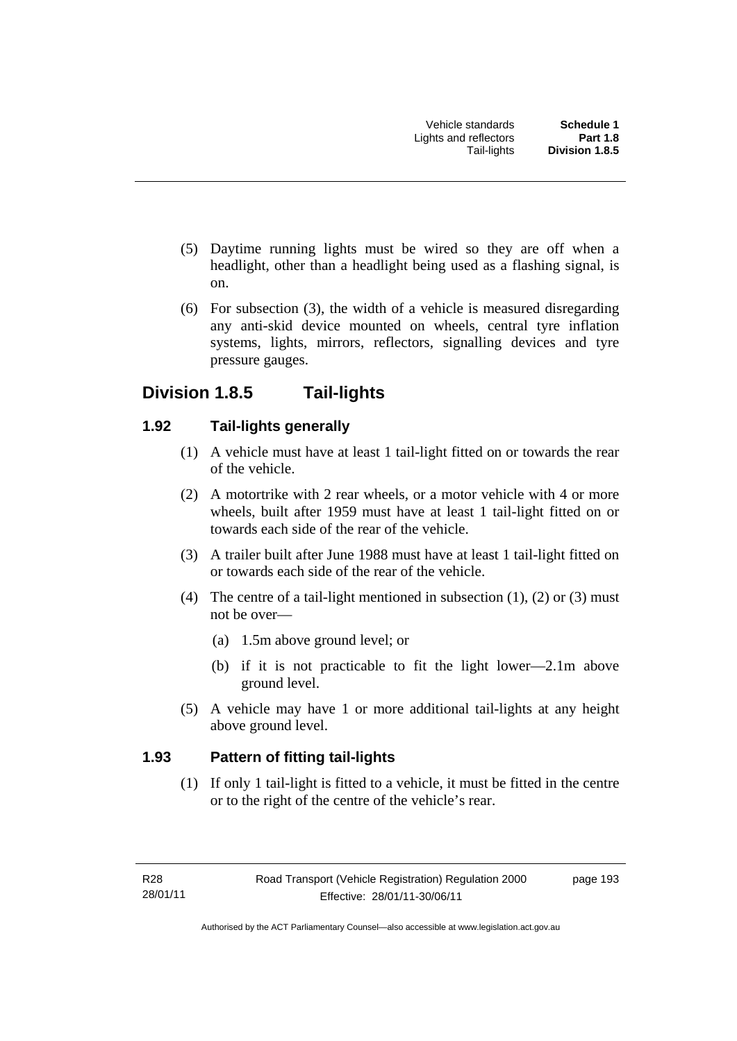(5) Daytime running lights must be wired so they are off when a headlight, other than a headlight being used as a flashing signal, is on.

(6) For subsection (3), the width of a vehicle is measured disregarding any anti-skid device mounted on wheels, central tyre inflation systems, lights, mirrors, reflectors, signalling devices and tyre pressure gauges.

## Division 1.8.5 Tail-lights

### 1.92 Tail-lights generally

(1) A vehicle must have at least 1 tail-light fitted on or towards the rear of the vehicle.

(2) A motortrike with 2 rear wheels, or a motor vehicle with 4 or more wheels, built after 1959 must have at least 1 tail-light fitted on or towards each side of the rear of the vehicle.

(3) A trailer built after June 1988 must have at least 1 tail-light fitted on or towards each side of the rear of the vehicle.

(4) The centre of a tail-light mentioned in subsection (1), (2) or (3) must not be over—

(a) 1.5m above ground level; or

(b) if it is not practicable to fit the light lower—2.1m above ground level.

(5) A vehicle may have 1 or more additional tail-lights at any height above ground level.

### 1.93 Pattern of fitting tail-lights

(1) If only 1 tail-light is fitted to a vehicle, it must be fitted in the centre or to the right of the centre of the vehicle's rear.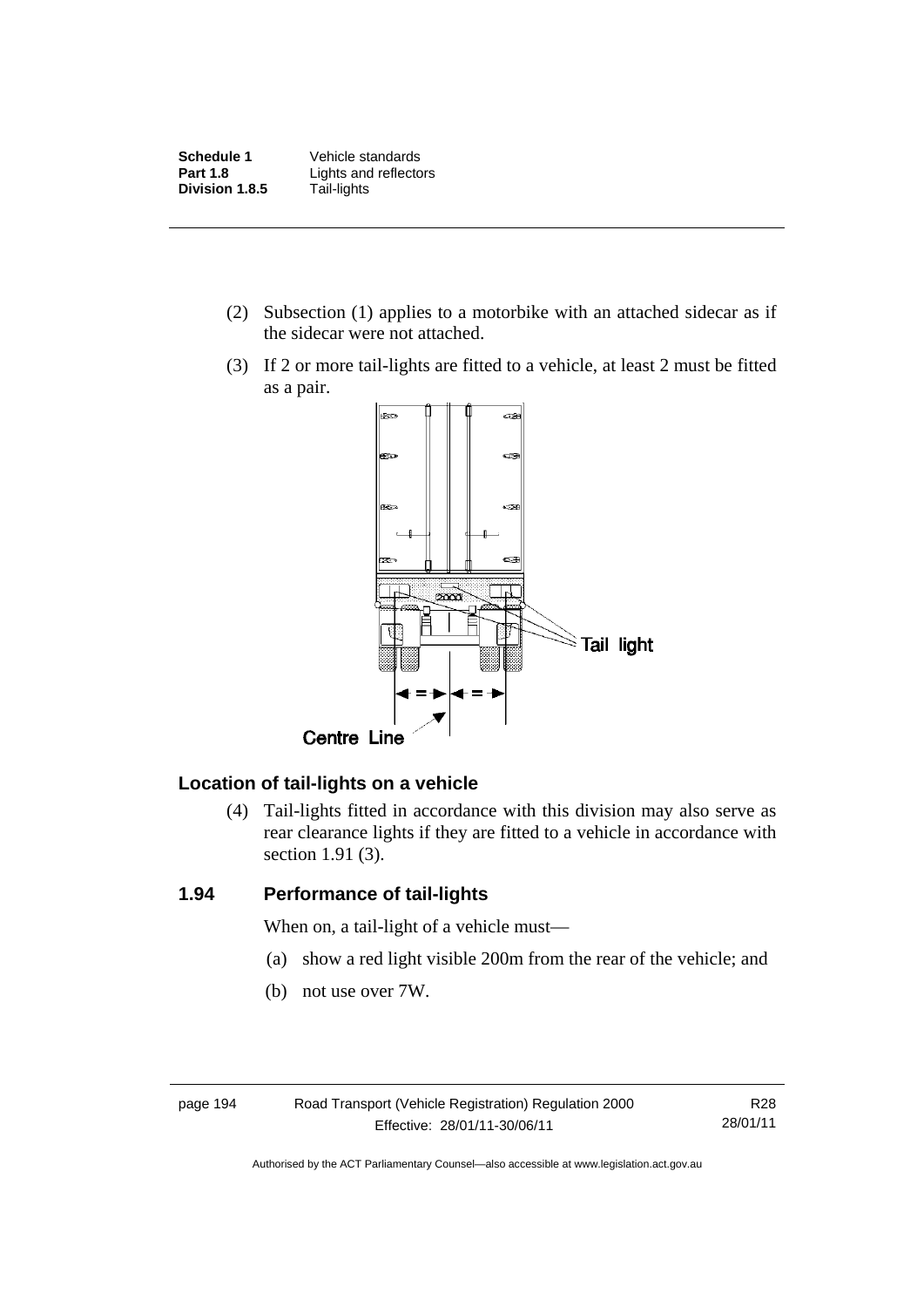(2) Subsection (1) applies to a motorbike with an attached sidecar as if the sidecar were not attached.

(3) If 2 or more tail-lights are fitted to a vehicle, at least 2 must be fitted as a pair.

### Location of tail-lights on a vehicle

(4) Tail-lights fitted in accordance with this division may also serve as rear clearance lights if they are fitted to a vehicle in accordance with section 1.91 (3).

## 1.94 Performance of tail-lights

When on, a tail-light of a vehicle must—

(a) show a red light visible 200m from the rear of the vehicle; and

(b) not use over 7W.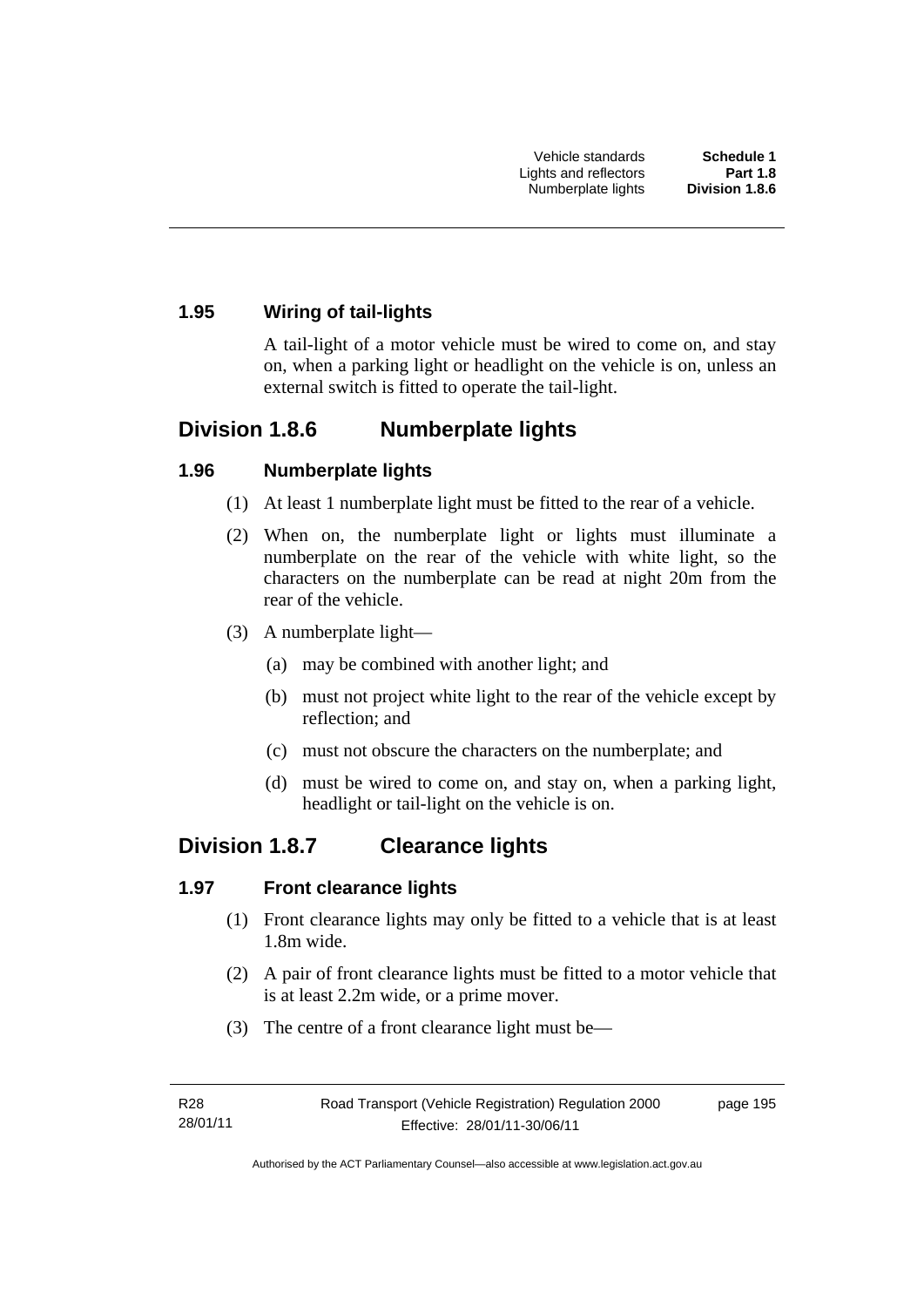### 1.95 Wiring of tail-lights

A tail-light of a motor vehicle must be wired to come on, and stay on, when a parking light or headlight on the vehicle is on, unless an external switch is fitted to operate the tail-light.

## Division 1.8.6 Numberplate lights

### 1.96 Numberplate lights

(1) At least 1 numberplate light must be fitted to the rear of a vehicle.

(2) When on, the numberplate light or lights must illuminate a numberplate on the rear of the vehicle with white light, so the characters on the numberplate can be read at night 20m from the rear of the vehicle.

(3) A numberplate light—

(a) may be combined with another light; and

(b) must not project white light to the rear of the vehicle except by reflection; and

(c) must not obscure the characters on the numberplate; and

(d) must be wired to come on, and stay on, when a parking light, headlight or tail-light on the vehicle is on.

## Division 1.8.7 Clearance lights

### 1.97 Front clearance lights

(1) Front clearance lights may only be fitted to a vehicle that is at least 1.8m wide.

(2) A pair of front clearance lights must be fitted to a motor vehicle that is at least 2.2m wide, or a prime mover.

(3) The centre of a front clearance light must be—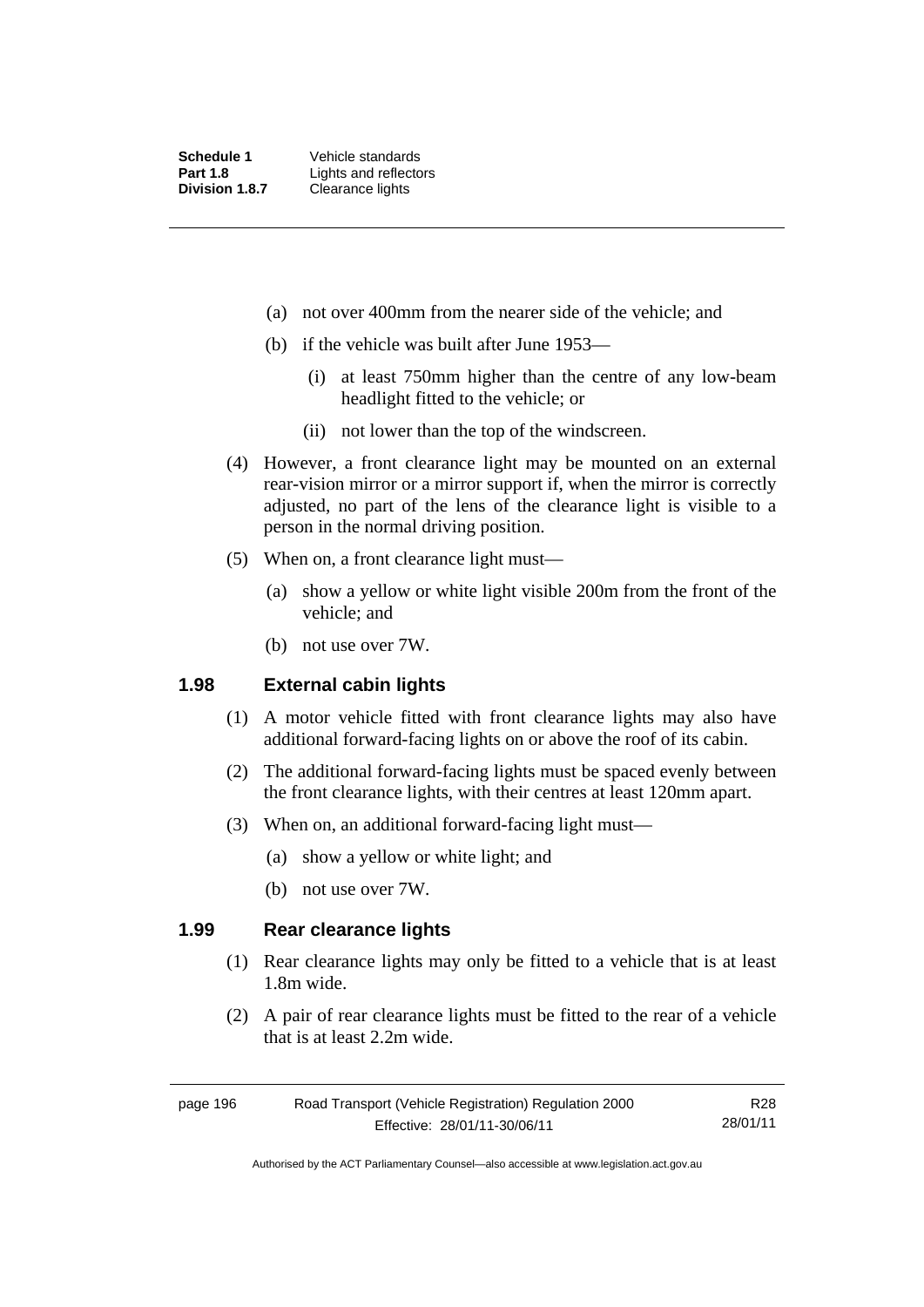(a) not over 400mm from the nearer side of the vehicle; and

(b) if the vehicle was built after June 1953—

(i) at least 750mm higher than the centre of any low-beam headlight fitted to the vehicle; or

(ii) not lower than the top of the windscreen.

(4) However, a front clearance light may be mounted on an external rear-vision mirror or a mirror support if, when the mirror is correctly adjusted, no part of the lens of the clearance light is visible to a person in the normal driving position.

(5) When on, a front clearance light must—

(a) show a yellow or white light visible 200m from the front of the vehicle; and

(b) not use over 7W.

### 1.98 External cabin lights

(1) A motor vehicle fitted with front clearance lights may also have additional forward-facing lights on or above the roof of its cabin.

(2) The additional forward-facing lights must be spaced evenly between the front clearance lights, with their centres at least 120mm apart.

(3) When on, an additional forward-facing light must—

(a) show a yellow or white light; and

(b) not use over 7W.

### 1.99 Rear clearance lights

(1) Rear clearance lights may only be fitted to a vehicle that is at least 1.8m wide.

(2) A pair of rear clearance lights must be fitted to the rear of a vehicle that is at least 2.2m wide.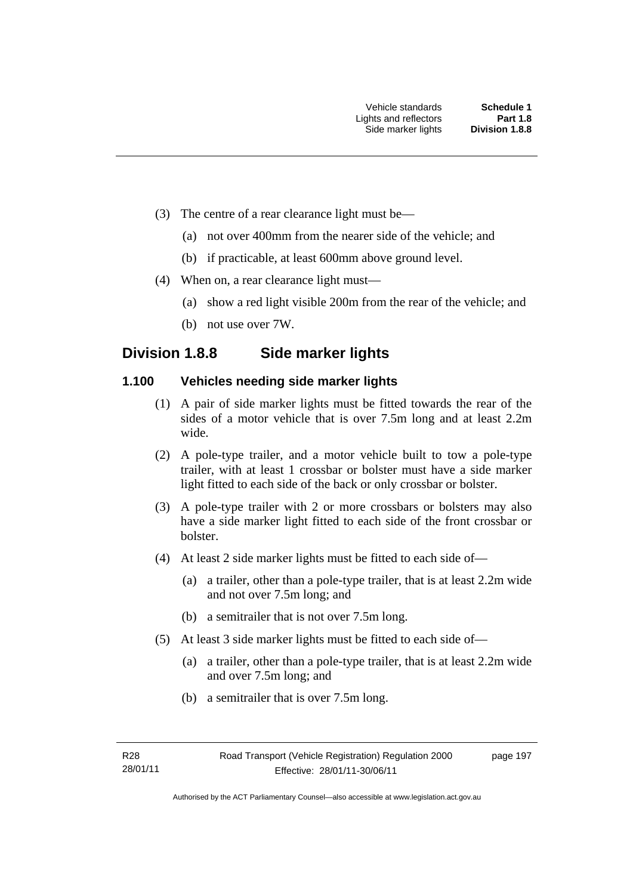(3) The centre of a rear clearance light must be—

(a) not over 400mm from the nearer side of the vehicle; and

(b) if practicable, at least 600mm above ground level.

(4) When on, a rear clearance light must—

(a) show a red light visible 200m from the rear of the vehicle; and

(b) not use over 7W.

## Division 1.8.8 Side marker lights

### 1.100 Vehicles needing side marker lights

(1) A pair of side marker lights must be fitted towards the rear of the sides of a motor vehicle that is over 7.5m long and at least 2.2m wide.

(2) A pole-type trailer, and a motor vehicle built to tow a pole-type trailer, with at least 1 crossbar or bolster must have a side marker light fitted to each side of the back or only crossbar or bolster.

(3) A pole-type trailer with 2 or more crossbars or bolsters may also have a side marker light fitted to each side of the front crossbar or bolster.

(4) At least 2 side marker lights must be fitted to each side of—

(a) a trailer, other than a pole-type trailer, that is at least 2.2m wide and not over 7.5m long; and

(b) a semitrailer that is not over 7.5m long.

(5) At least 3 side marker lights must be fitted to each side of—

(a) a trailer, other than a pole-type trailer, that is at least 2.2m wide and over 7.5m long; and

(b) a semitrailer that is over 7.5m long.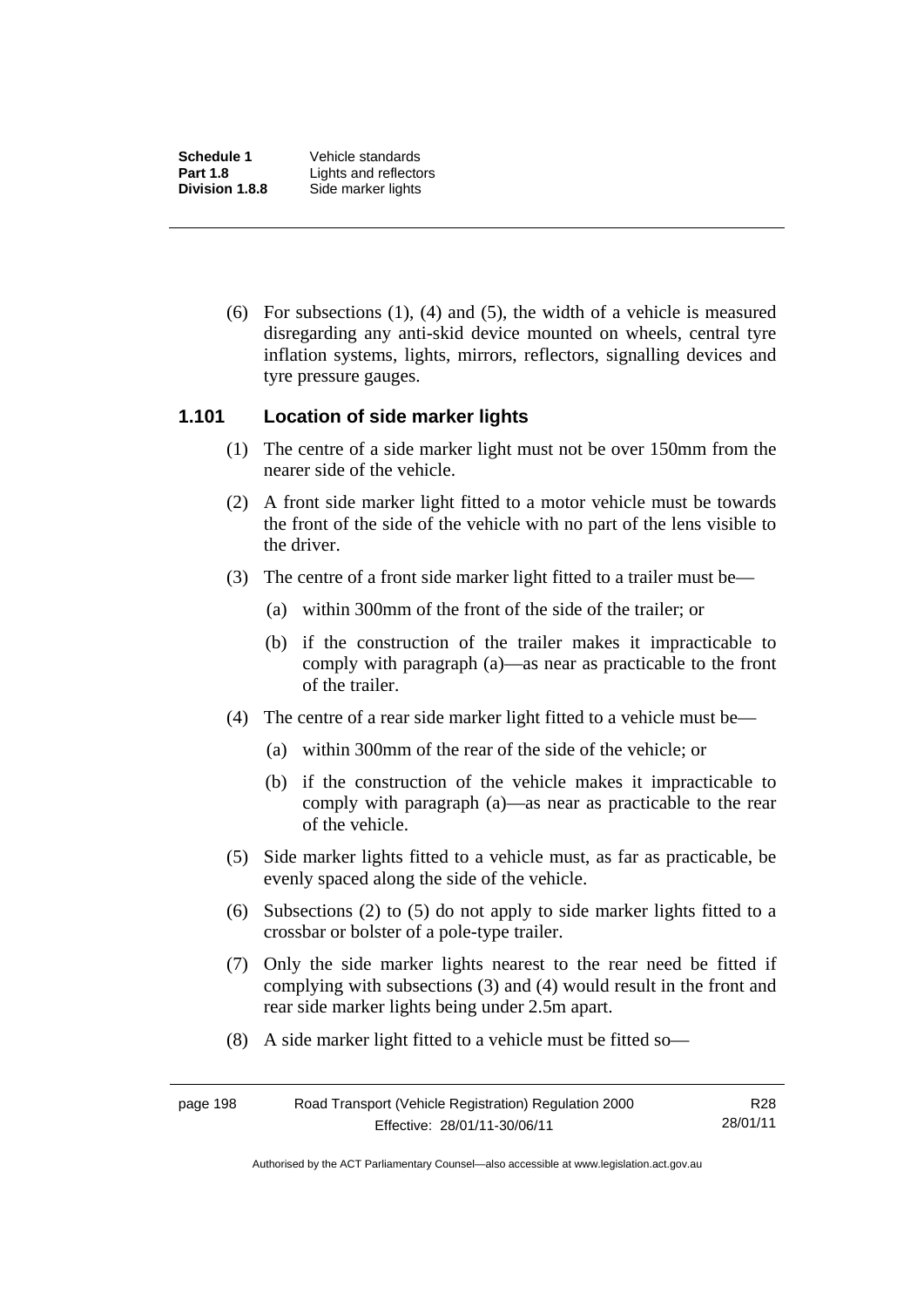(6) For subsections (1), (4) and (5), the width of a vehicle is measured disregarding any anti-skid device mounted on wheels, central tyre inflation systems, lights, mirrors, reflectors, signalling devices and tyre pressure gauges.

### 1.101 Location of side marker lights

(1) The centre of a side marker light must not be over 150mm from the nearer side of the vehicle.

(2) A front side marker light fitted to a motor vehicle must be towards the front of the side of the vehicle with no part of the lens visible to the driver.

(3) The centre of a front side marker light fitted to a trailer must be—

(a) within 300mm of the front of the side of the trailer; or

(b) if the construction of the trailer makes it impracticable to comply with paragraph (a)—as near as practicable to the front of the trailer.

(4) The centre of a rear side marker light fitted to a vehicle must be—

(a) within 300mm of the rear of the side of the vehicle; or

(b) if the construction of the vehicle makes it impracticable to comply with paragraph (a)—as near as practicable to the rear of the vehicle.

(5) Side marker lights fitted to a vehicle must, as far as practicable, be evenly spaced along the side of the vehicle.

(6) Subsections (2) to (5) do not apply to side marker lights fitted to a crossbar or bolster of a pole-type trailer.

(7) Only the side marker lights nearest to the rear need be fitted if complying with subsections (3) and (4) would result in the front and rear side marker lights being under 2.5m apart.

(8) A side marker light fitted to a vehicle must be fitted so—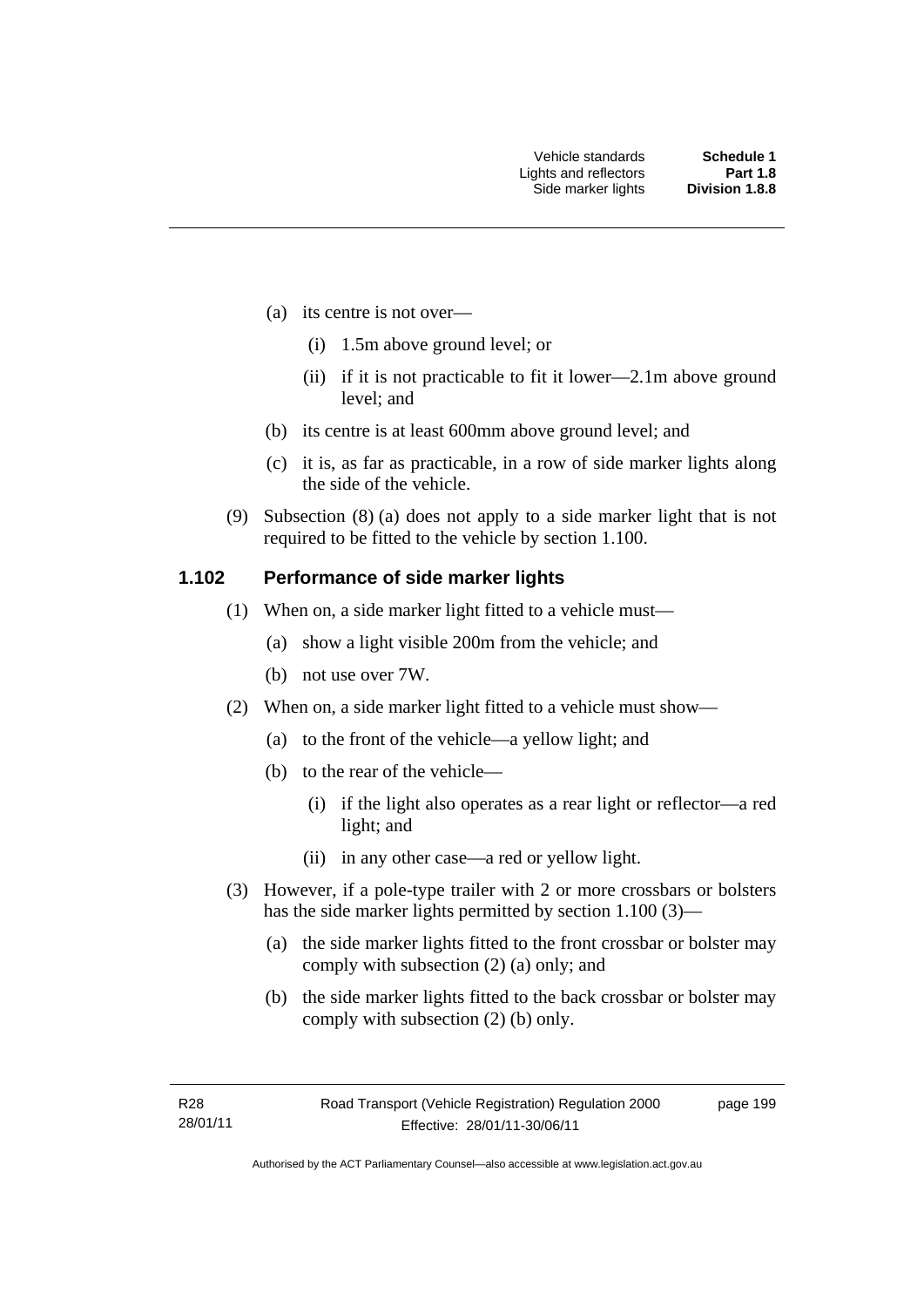(a) its centre is not over—

   (i) 1.5m above ground level; or

   (ii) if it is not practicable to fit it lower—2.1m above ground level; and

(b) its centre is at least 600mm above ground level; and

(c) it is, as far as practicable, in a row of side marker lights along the side of the vehicle.

(9) Subsection (8) (a) does not apply to a side marker light that is not required to be fitted to the vehicle by section 1.100.

### 1.102 Performance of side marker lights

(1) When on, a side marker light fitted to a vehicle must—

   (a) show a light visible 200m from the vehicle; and

   (b) not use over 7W.

(2) When on, a side marker light fitted to a vehicle must show—

   (a) to the front of the vehicle—a yellow light; and

   (b) to the rear of the vehicle—

      (i) if the light also operates as a rear light or reflector—a red light; and

      (ii) in any other case—a red or yellow light.

(3) However, if a pole-type trailer with 2 or more crossbars or bolsters has the side marker lights permitted by section 1.100 (3)—

   (a) the side marker lights fitted to the front crossbar or bolster may comply with subsection (2) (a) only; and

   (b) the side marker lights fitted to the back crossbar or bolster may comply with subsection (2) (b) only.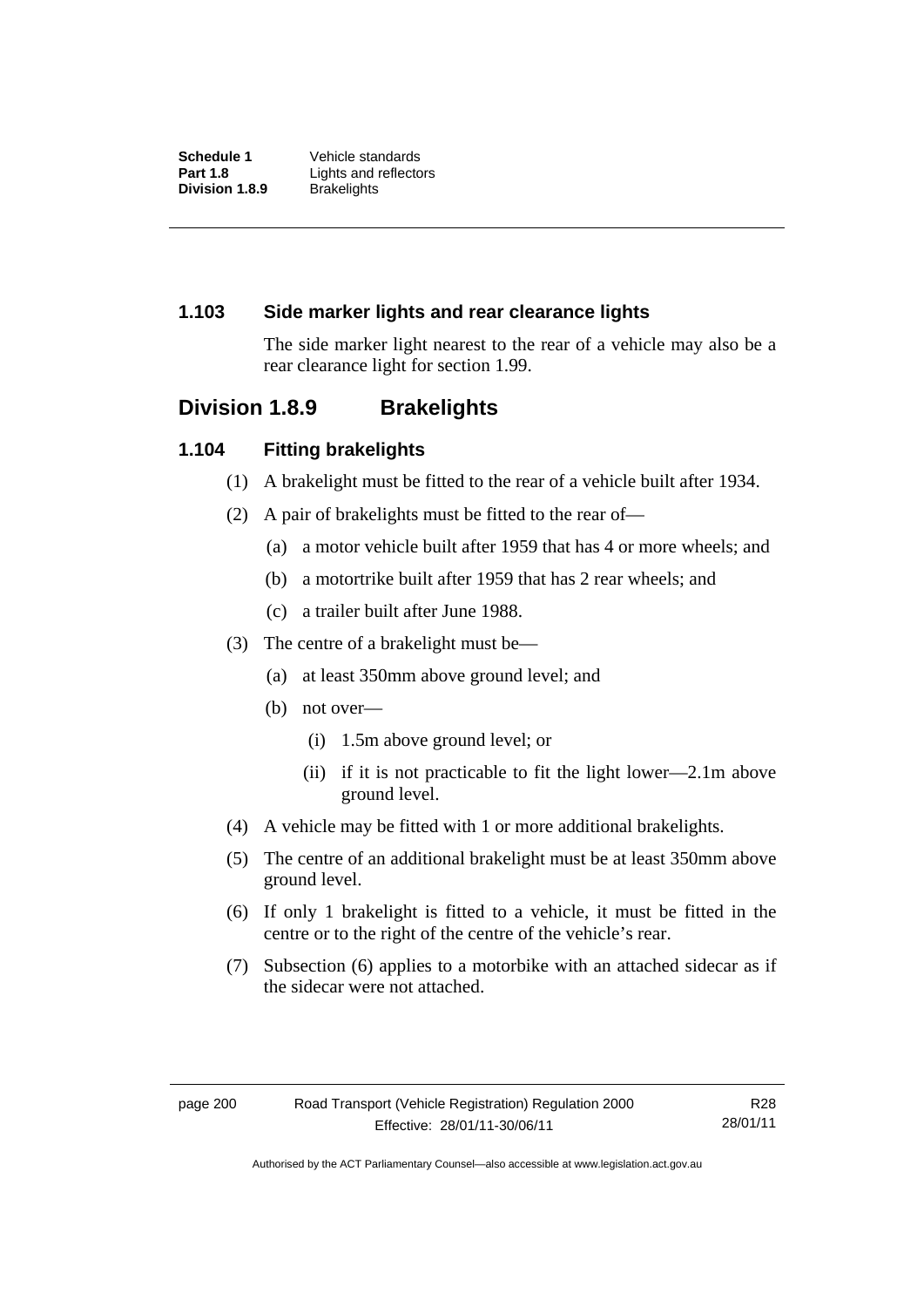### 1.103 Side marker lights and rear clearance lights

The side marker light nearest to the rear of a vehicle may also be a rear clearance light for section 1.99.

## Division 1.8.9 Brakelights

### 1.104 Fitting brakelights

(1) A brakelight must be fitted to the rear of a vehicle built after 1934.

(2) A pair of brakelights must be fitted to the rear of—

  (a) a motor vehicle built after 1959 that has 4 or more wheels; and

  (b) a motortrike built after 1959 that has 2 rear wheels; and

  (c) a trailer built after June 1988.

(3) The centre of a brakelight must be—

  (a) at least 350mm above ground level; and

  (b) not over—

    (i) 1.5m above ground level; or

    (ii) if it is not practicable to fit the light lower—2.1m above ground level.

(4) A vehicle may be fitted with 1 or more additional brakelights.

(5) The centre of an additional brakelight must be at least 350mm above ground level.

(6) If only 1 brakelight is fitted to a vehicle, it must be fitted in the centre or to the right of the centre of the vehicle's rear.

(7) Subsection (6) applies to a motorbike with an attached sidecar as if the sidecar were not attached.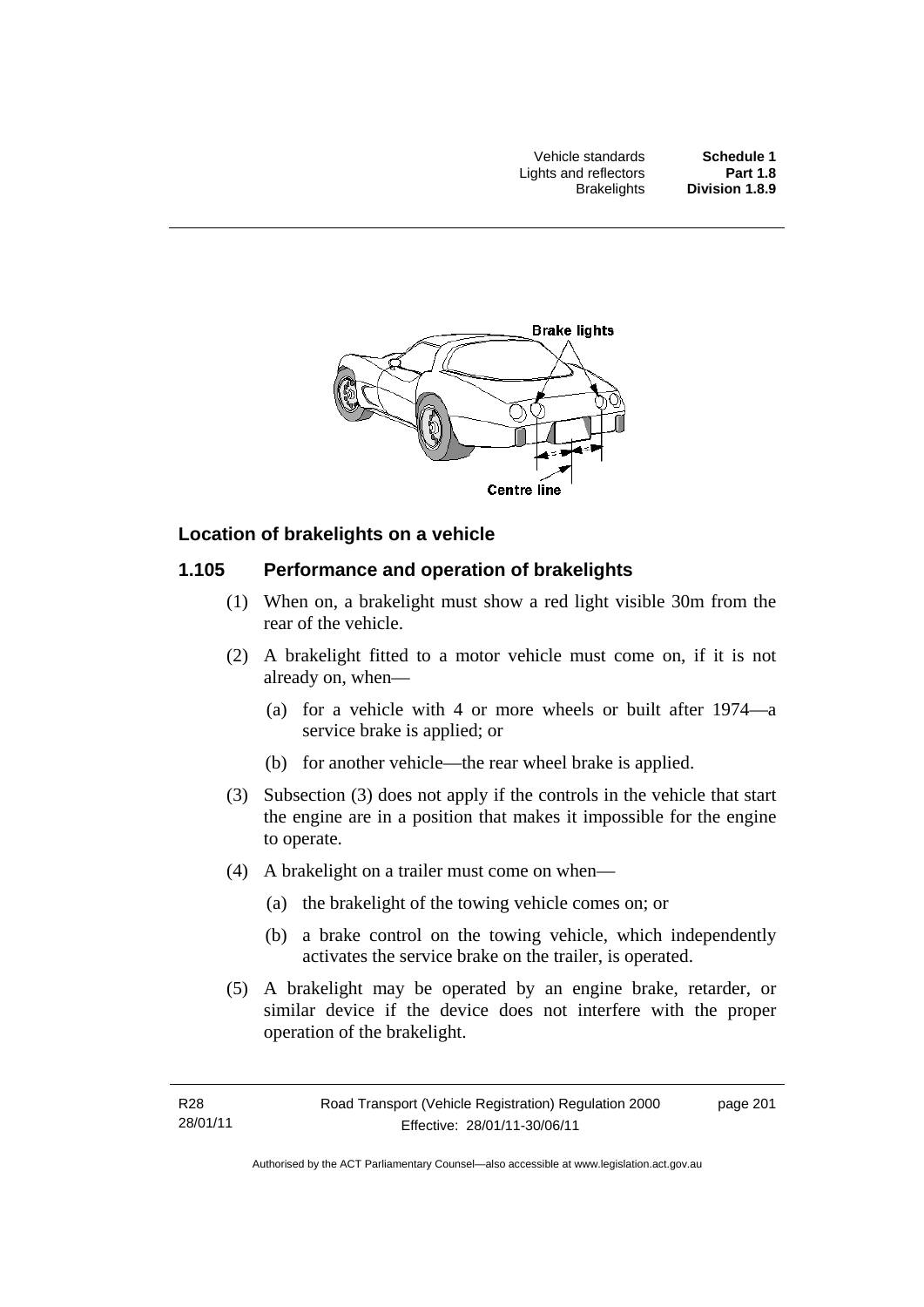**Location of brakelights on a vehicle**

### 1.105 Performance and operation of brakelights

(1) When on, a brakelight must show a red light visible 30m from the rear of the vehicle.

(2) A brakelight fitted to a motor vehicle must come on, if it is not already on, when—

(a) for a vehicle with 4 or more wheels or built after 1974—a service brake is applied; or

(b) for another vehicle—the rear wheel brake is applied.

(3) Subsection (3) does not apply if the controls in the vehicle that start the engine are in a position that makes it impossible for the engine to operate.

(4) A brakelight on a trailer must come on when—

(a) the brakelight of the towing vehicle comes on; or

(b) a brake control on the towing vehicle, which independently activates the service brake on the trailer, is operated.

(5) A brakelight may be operated by an engine brake, retarder, or similar device if the device does not interfere with the proper operation of the brakelight.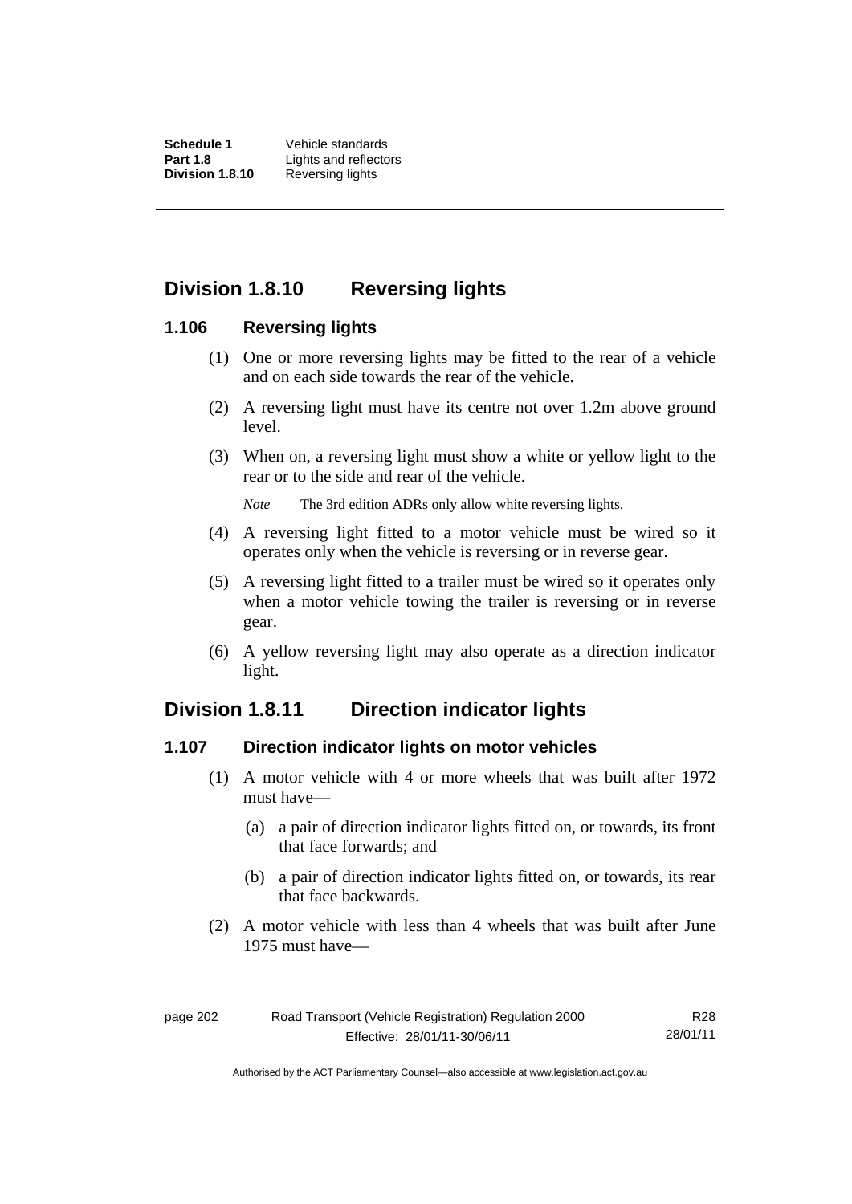## Division 1.8.10 Reversing lights

### 1.106 Reversing lights

(1) One or more reversing lights may be fitted to the rear of a vehicle and on each side towards the rear of the vehicle.

(2) A reversing light must have its centre not over 1.2m above ground level.

(3) When on, a reversing light must show a white or yellow light to the rear or to the side and rear of the vehicle.

*Note* The 3rd edition ADRs only allow white reversing lights.

(4) A reversing light fitted to a motor vehicle must be wired so it operates only when the vehicle is reversing or in reverse gear.

(5) A reversing light fitted to a trailer must be wired so it operates only when a motor vehicle towing the trailer is reversing or in reverse gear.

(6) A yellow reversing light may also operate as a direction indicator light.

## Division 1.8.11 Direction indicator lights

### 1.107 Direction indicator lights on motor vehicles

(1) A motor vehicle with 4 or more wheels that was built after 1972 must have—

(a) a pair of direction indicator lights fitted on, or towards, its front that face forwards; and

(b) a pair of direction indicator lights fitted on, or towards, its rear that face backwards.

(2) A motor vehicle with less than 4 wheels that was built after June 1975 must have—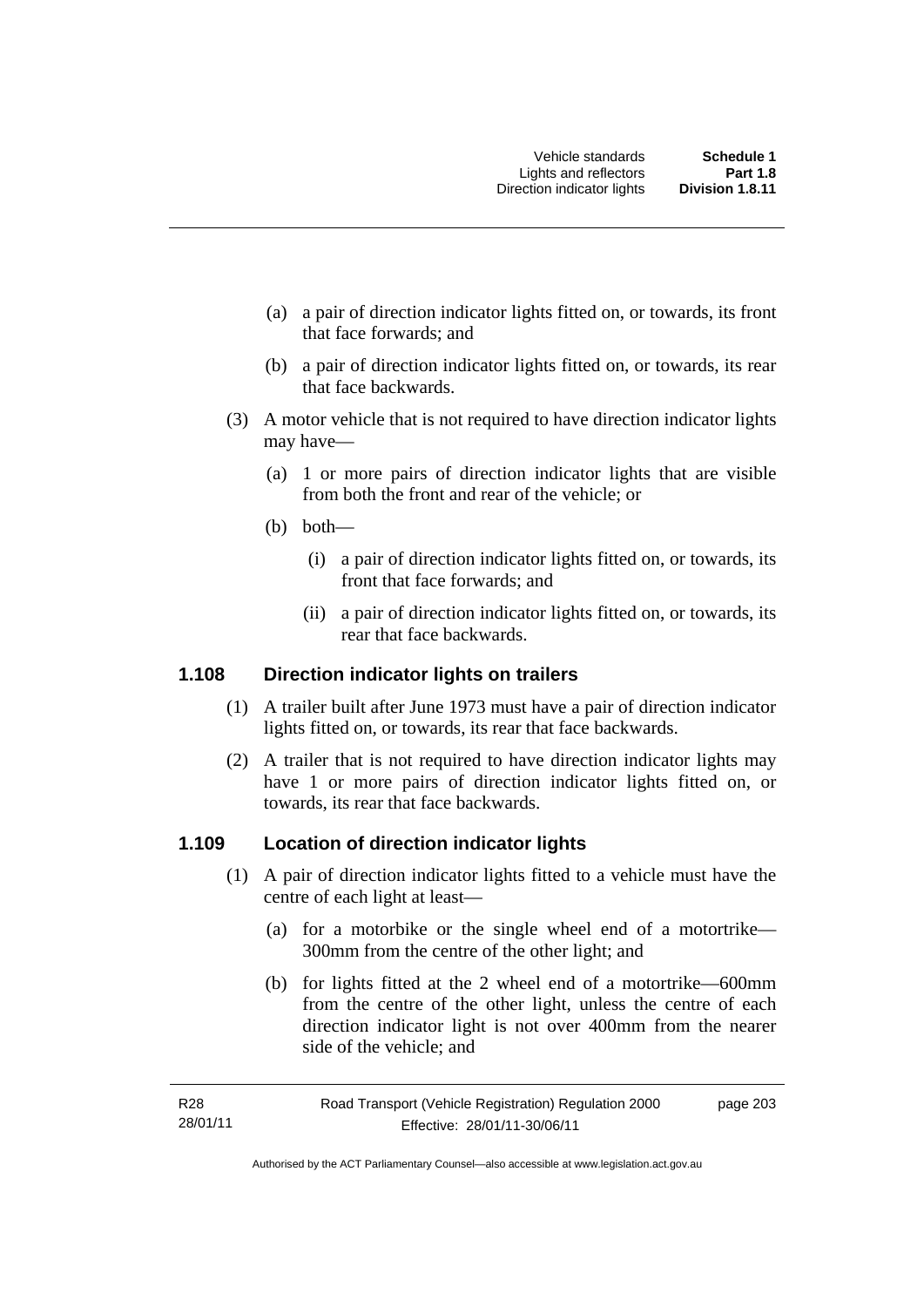(a) a pair of direction indicator lights fitted on, or towards, its front that face forwards; and

(b) a pair of direction indicator lights fitted on, or towards, its rear that face backwards.

(3) A motor vehicle that is not required to have direction indicator lights may have—

(a) 1 or more pairs of direction indicator lights that are visible from both the front and rear of the vehicle; or

(b) both—

(i) a pair of direction indicator lights fitted on, or towards, its front that face forwards; and

(ii) a pair of direction indicator lights fitted on, or towards, its rear that face backwards.

### 1.108 Direction indicator lights on trailers

(1) A trailer built after June 1973 must have a pair of direction indicator lights fitted on, or towards, its rear that face backwards.

(2) A trailer that is not required to have direction indicator lights may have 1 or more pairs of direction indicator lights fitted on, or towards, its rear that face backwards.

### 1.109 Location of direction indicator lights

(1) A pair of direction indicator lights fitted to a vehicle must have the centre of each light at least—

(a) for a motorbike or the single wheel end of a motortrike—300mm from the centre of the other light; and

(b) for lights fitted at the 2 wheel end of a motortrike—600mm from the centre of the other light, unless the centre of each direction indicator light is not over 400mm from the nearer side of the vehicle; and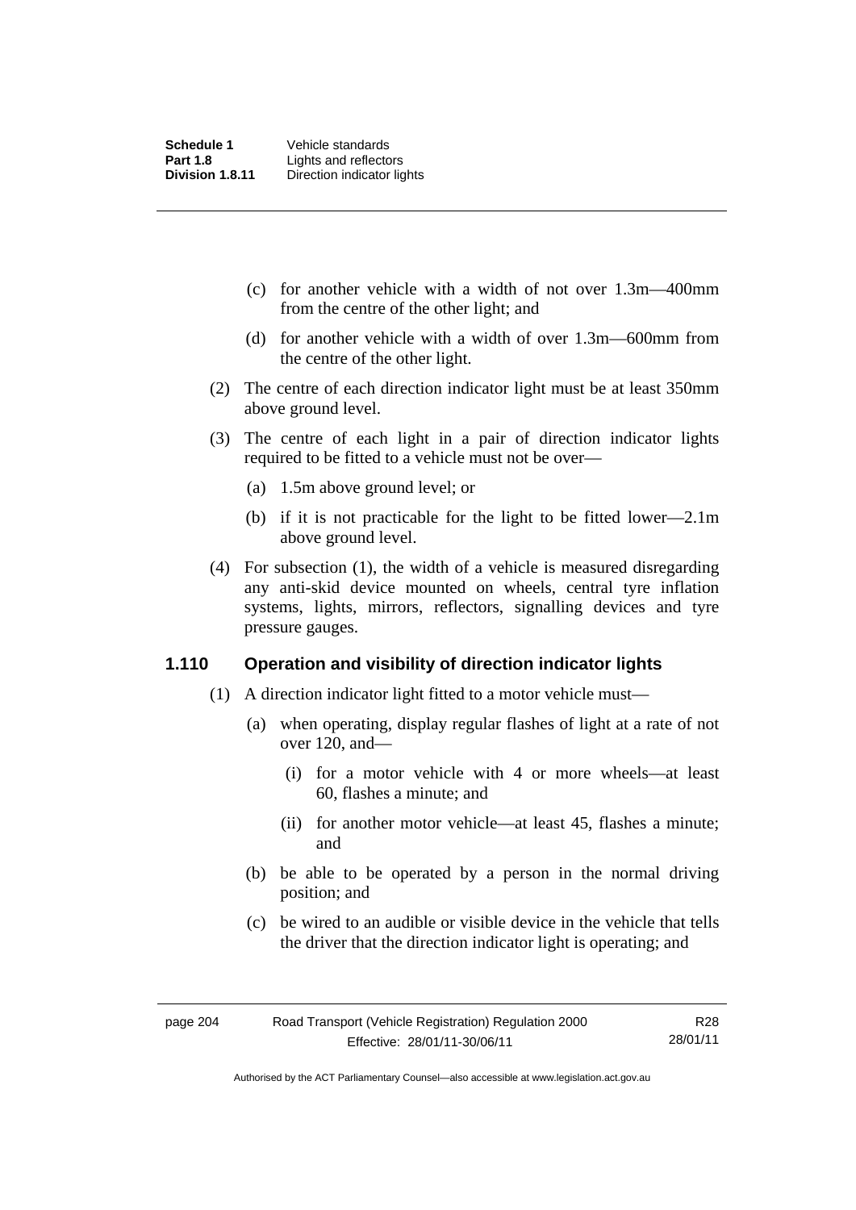(c) for another vehicle with a width of not over 1.3m—400mm from the centre of the other light; and

(d) for another vehicle with a width of over 1.3m—600mm from the centre of the other light.

(2) The centre of each direction indicator light must be at least 350mm above ground level.

(3) The centre of each light in a pair of direction indicator lights required to be fitted to a vehicle must not be over—

(a) 1.5m above ground level; or

(b) if it is not practicable for the light to be fitted lower—2.1m above ground level.

(4) For subsection (1), the width of a vehicle is measured disregarding any anti-skid device mounted on wheels, central tyre inflation systems, lights, mirrors, reflectors, signalling devices and tyre pressure gauges.

### 1.110 Operation and visibility of direction indicator lights

(1) A direction indicator light fitted to a motor vehicle must—

(a) when operating, display regular flashes of light at a rate of not over 120, and—

(i) for a motor vehicle with 4 or more wheels—at least 60, flashes a minute; and

(ii) for another motor vehicle—at least 45, flashes a minute; and

(b) be able to be operated by a person in the normal driving position; and

(c) be wired to an audible or visible device in the vehicle that tells the driver that the direction indicator light is operating; and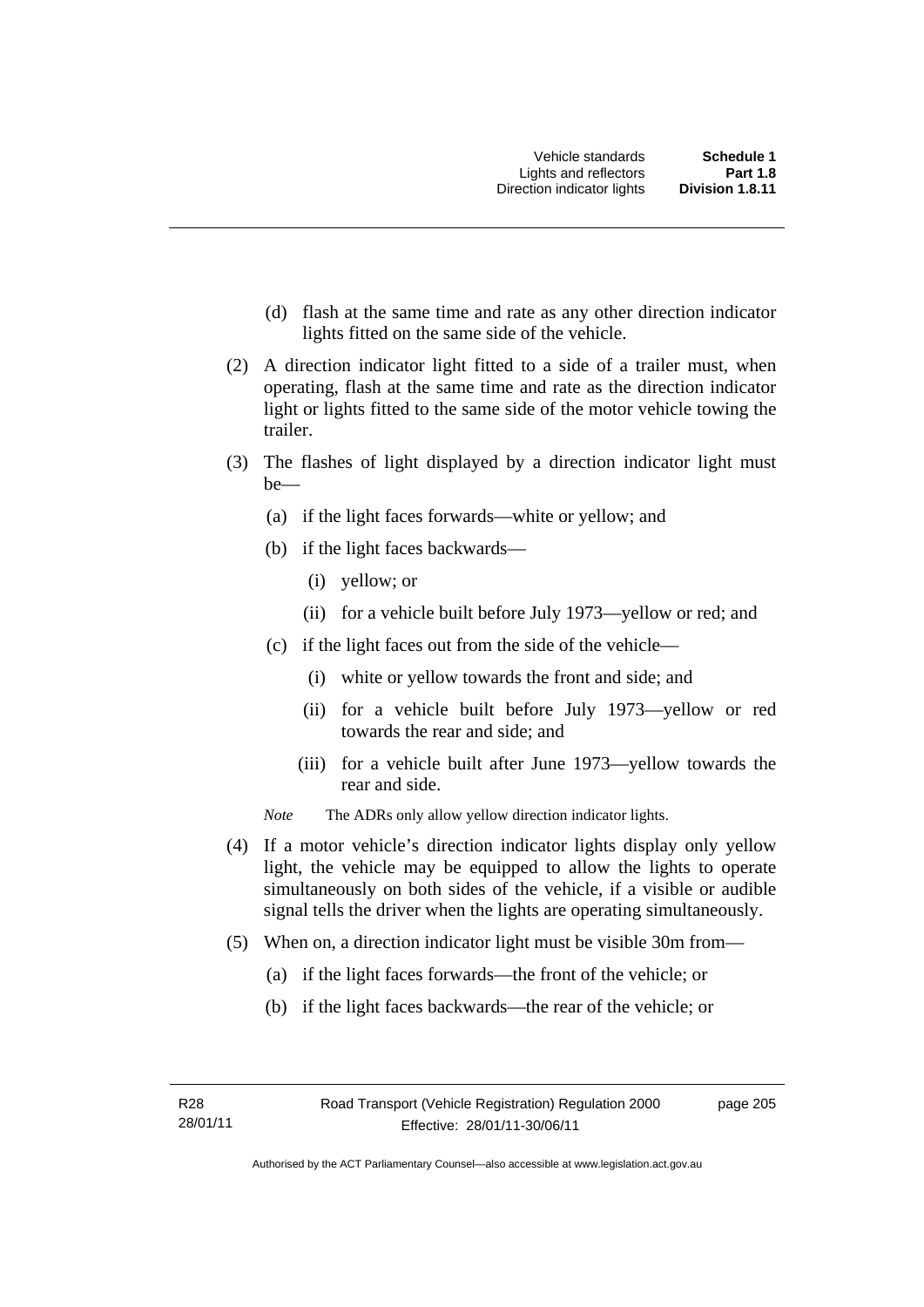(d) flash at the same time and rate as any other direction indicator lights fitted on the same side of the vehicle.

(2) A direction indicator light fitted to a side of a trailer must, when operating, flash at the same time and rate as the direction indicator light or lights fitted to the same side of the motor vehicle towing the trailer.

(3) The flashes of light displayed by a direction indicator light must be—

(a) if the light faces forwards—white or yellow; and

(b) if the light faces backwards—

(i) yellow; or

(ii) for a vehicle built before July 1973—yellow or red; and

(c) if the light faces out from the side of the vehicle—

(i) white or yellow towards the front and side; and

(ii) for a vehicle built before July 1973—yellow or red towards the rear and side; and

(iii) for a vehicle built after June 1973—yellow towards the rear and side.

*Note* The ADRs only allow yellow direction indicator lights.

(4) If a motor vehicle's direction indicator lights display only yellow light, the vehicle may be equipped to allow the lights to operate simultaneously on both sides of the vehicle, if a visible or audible signal tells the driver when the lights are operating simultaneously.

(5) When on, a direction indicator light must be visible 30m from—

(a) if the light faces forwards—the front of the vehicle; or

(b) if the light faces backwards—the rear of the vehicle; or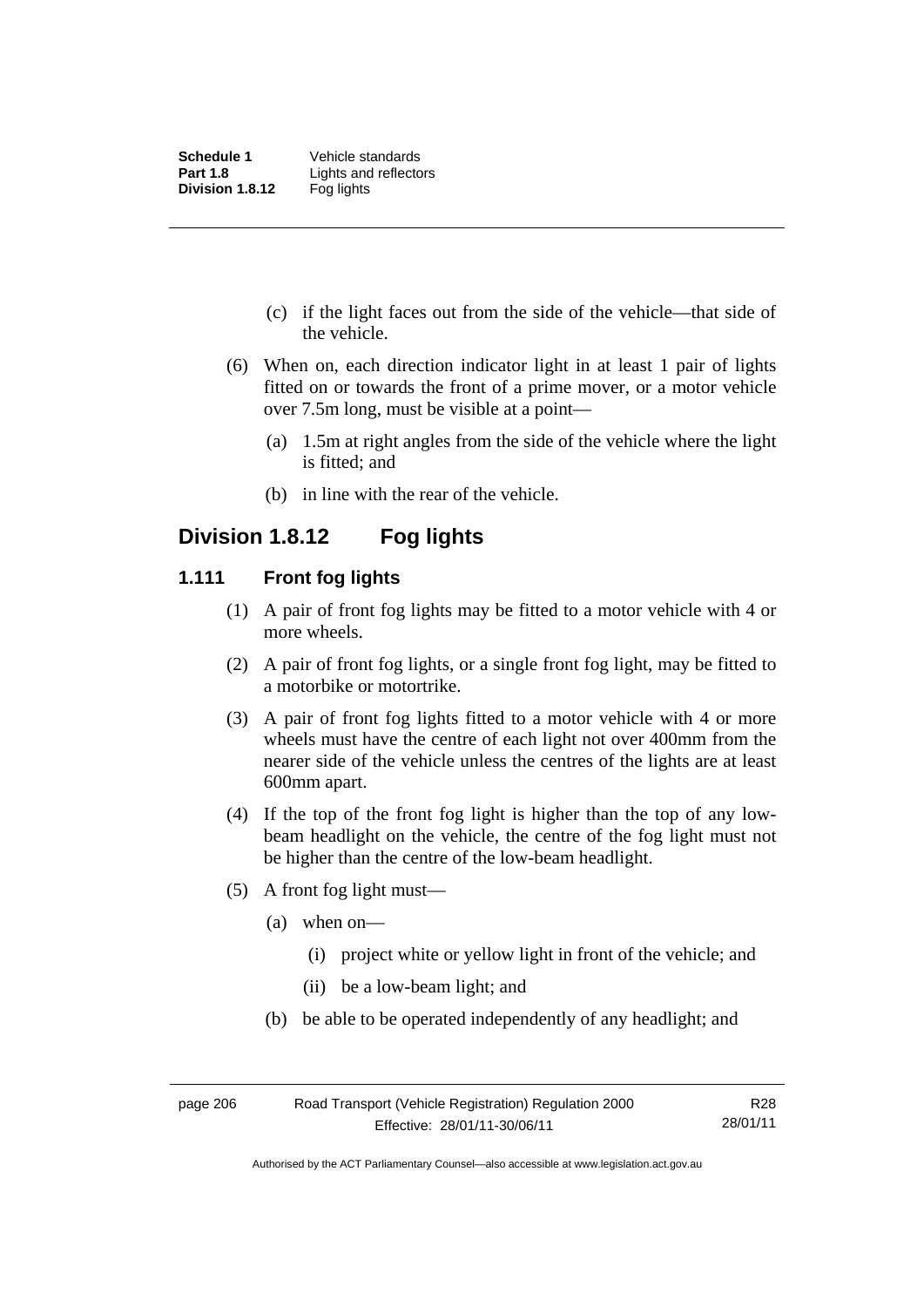(c) if the light faces out from the side of the vehicle—that side of the vehicle.

(6) When on, each direction indicator light in at least 1 pair of lights fitted on or towards the front of a prime mover, or a motor vehicle over 7.5m long, must be visible at a point—

(a) 1.5m at right angles from the side of the vehicle where the light is fitted; and

(b) in line with the rear of the vehicle.

## Division 1.8.12 Fog lights

### 1.111 Front fog lights

(1) A pair of front fog lights may be fitted to a motor vehicle with 4 or more wheels.

(2) A pair of front fog lights, or a single front fog light, may be fitted to a motorbike or motortrike.

(3) A pair of front fog lights fitted to a motor vehicle with 4 or more wheels must have the centre of each light not over 400mm from the nearer side of the vehicle unless the centres of the lights are at least 600mm apart.

(4) If the top of the front fog light is higher than the top of any low-beam headlight on the vehicle, the centre of the fog light must not be higher than the centre of the low-beam headlight.

(5) A front fog light must—

(a) when on—

(i) project white or yellow light in front of the vehicle; and

(ii) be a low-beam light; and

(b) be able to be operated independently of any headlight; and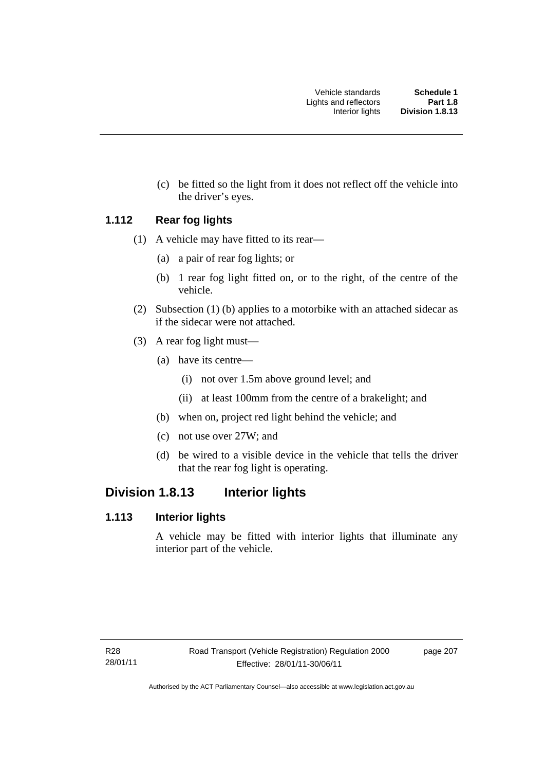(c) be fitted so the light from it does not reflect off the vehicle into the driver's eyes.

### 1.112 Rear fog lights

(1) A vehicle may have fitted to its rear—

(a) a pair of rear fog lights; or

(b) 1 rear fog light fitted on, or to the right, of the centre of the vehicle.

(2) Subsection (1) (b) applies to a motorbike with an attached sidecar as if the sidecar were not attached.

(3) A rear fog light must—

(a) have its centre—

(i) not over 1.5m above ground level; and

(ii) at least 100mm from the centre of a brakelight; and

(b) when on, project red light behind the vehicle; and

(c) not use over 27W; and

(d) be wired to a visible device in the vehicle that tells the driver that the rear fog light is operating.

## Division 1.8.13 Interior lights

### 1.113 Interior lights

A vehicle may be fitted with interior lights that illuminate any interior part of the vehicle.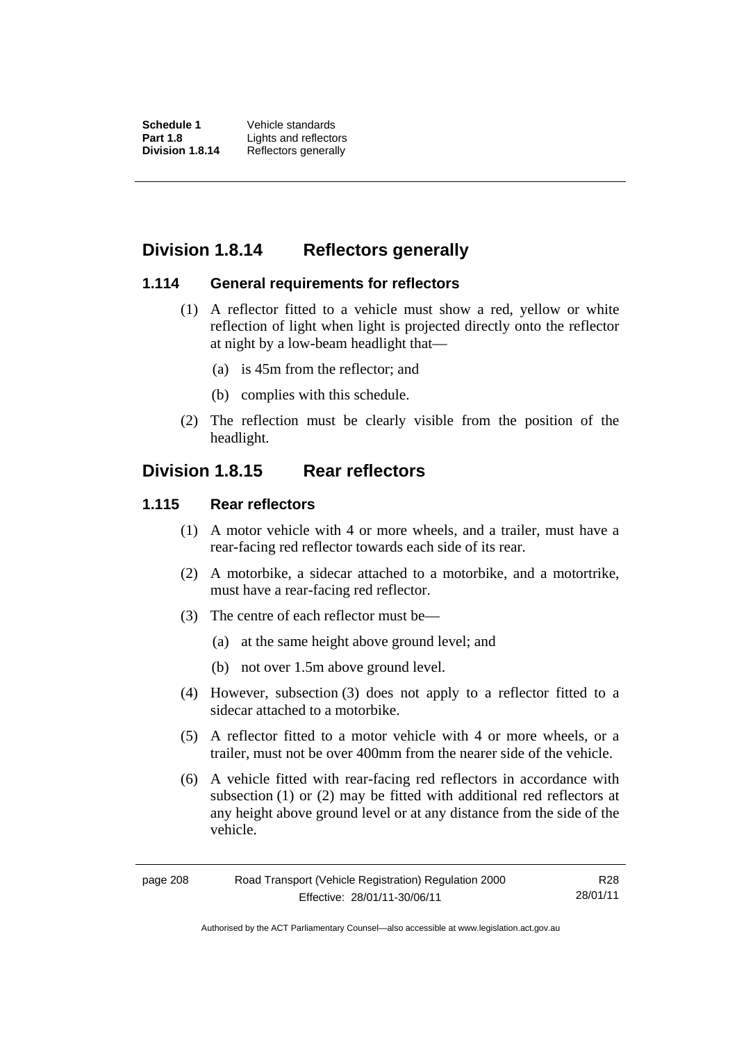## Division 1.8.14 Reflectors generally

### 1.114 General requirements for reflectors

(1) A reflector fitted to a vehicle must show a red, yellow or white reflection of light when light is projected directly onto the reflector at night by a low-beam headlight that—

(a) is 45m from the reflector; and

(b) complies with this schedule.

(2) The reflection must be clearly visible from the position of the headlight.

## Division 1.8.15 Rear reflectors

### 1.115 Rear reflectors

(1) A motor vehicle with 4 or more wheels, and a trailer, must have a rear-facing red reflector towards each side of its rear.

(2) A motorbike, a sidecar attached to a motorbike, and a motortrike, must have a rear-facing red reflector.

(3) The centre of each reflector must be—

(a) at the same height above ground level; and

(b) not over 1.5m above ground level.

(4) However, subsection (3) does not apply to a reflector fitted to a sidecar attached to a motorbike.

(5) A reflector fitted to a motor vehicle with 4 or more wheels, or a trailer, must not be over 400mm from the nearer side of the vehicle.

(6) A vehicle fitted with rear-facing red reflectors in accordance with subsection (1) or (2) may be fitted with additional red reflectors at any height above ground level or at any distance from the side of the vehicle.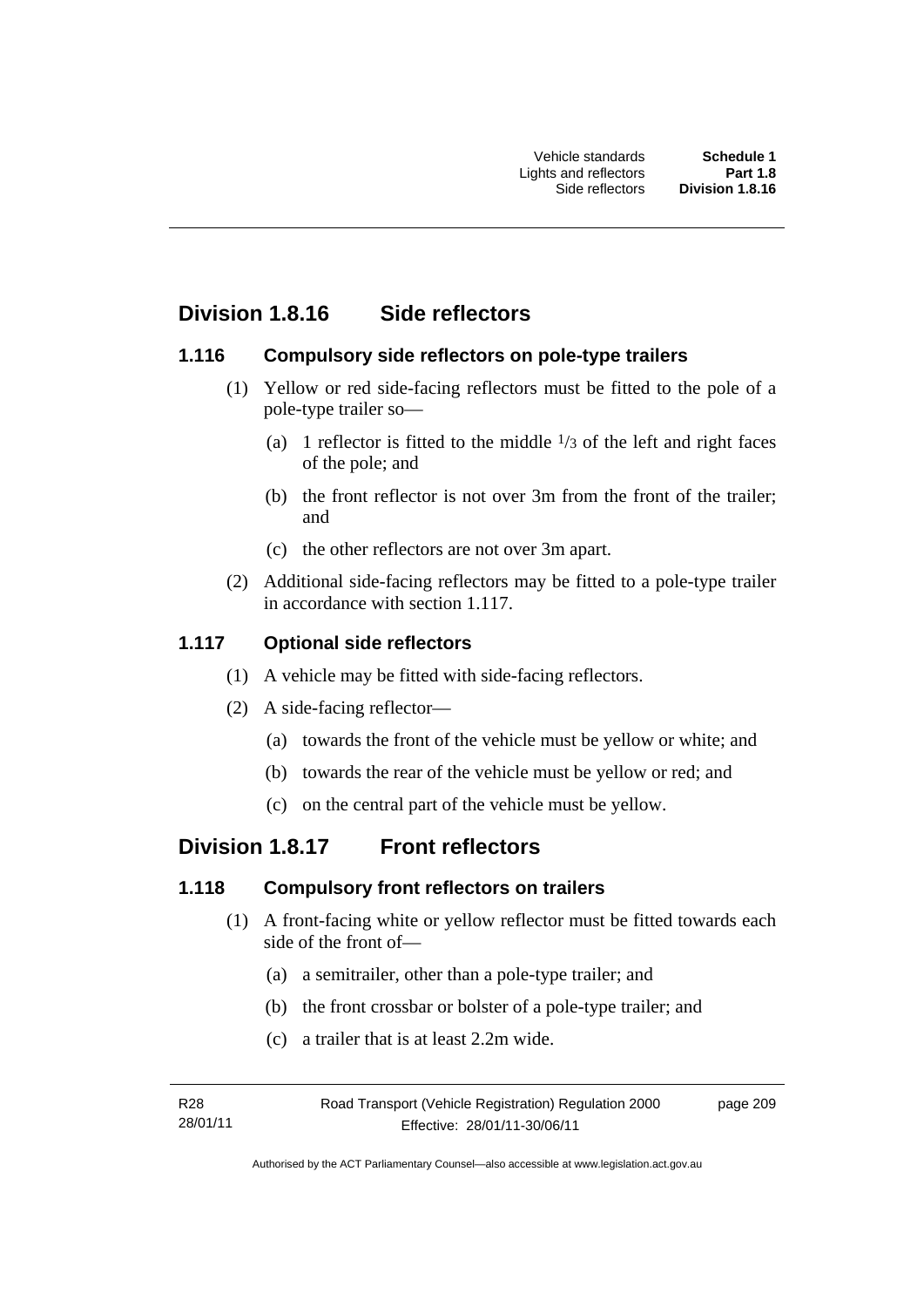## Division 1.8.16 Side reflectors

### 1.116 Compulsory side reflectors on pole-type trailers

(1) Yellow or red side-facing reflectors must be fitted to the pole of a pole-type trailer so—

(a) 1 reflector is fitted to the middle $1/3$ of the left and right faces of the pole; and

(b) the front reflector is not over 3m from the front of the trailer; and

(c) the other reflectors are not over 3m apart.

(2) Additional side-facing reflectors may be fitted to a pole-type trailer in accordance with section 1.117.

### 1.117 Optional side reflectors

(1) A vehicle may be fitted with side-facing reflectors.

(2) A side-facing reflector—

(a) towards the front of the vehicle must be yellow or white; and

(b) towards the rear of the vehicle must be yellow or red; and

(c) on the central part of the vehicle must be yellow.

## Division 1.8.17 Front reflectors

### 1.118 Compulsory front reflectors on trailers

(1) A front-facing white or yellow reflector must be fitted towards each side of the front of—

(a) a semitrailer, other than a pole-type trailer; and

(b) the front crossbar or bolster of a pole-type trailer; and

(c) a trailer that is at least 2.2m wide.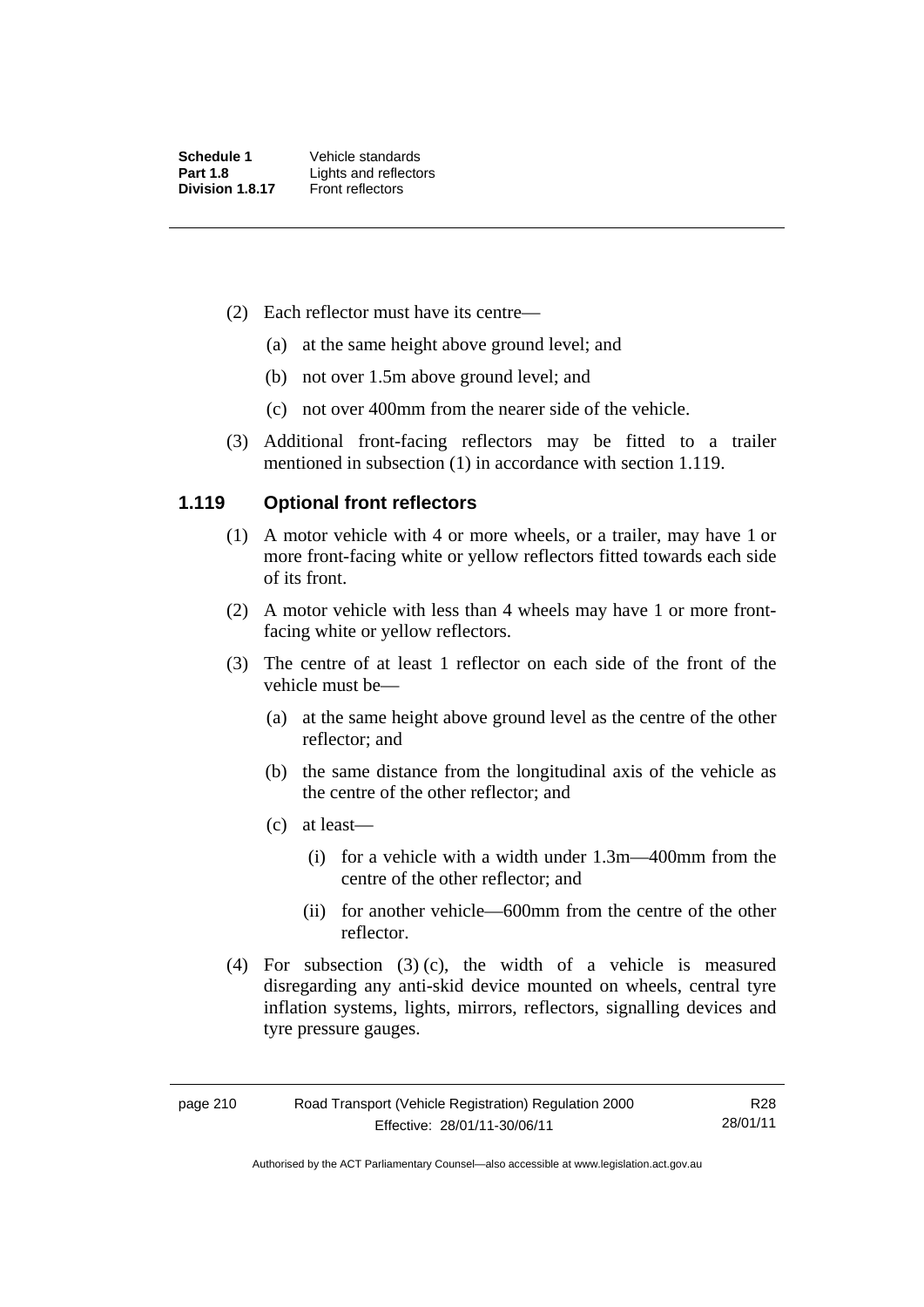(2) Each reflector must have its centre—

(a) at the same height above ground level; and

(b) not over 1.5m above ground level; and

(c) not over 400mm from the nearer side of the vehicle.

(3) Additional front-facing reflectors may be fitted to a trailer mentioned in subsection (1) in accordance with section 1.119.

## 1.119 Optional front reflectors

(1) A motor vehicle with 4 or more wheels, or a trailer, may have 1 or more front-facing white or yellow reflectors fitted towards each side of its front.

(2) A motor vehicle with less than 4 wheels may have 1 or more front-facing white or yellow reflectors.

(3) The centre of at least 1 reflector on each side of the front of the vehicle must be—

(a) at the same height above ground level as the centre of the other reflector; and

(b) the same distance from the longitudinal axis of the vehicle as the centre of the other reflector; and

(c) at least—

(i) for a vehicle with a width under 1.3m—400mm from the centre of the other reflector; and

(ii) for another vehicle—600mm from the centre of the other reflector.

(4) For subsection (3) (c), the width of a vehicle is measured disregarding any anti-skid device mounted on wheels, central tyre inflation systems, lights, mirrors, reflectors, signalling devices and tyre pressure gauges.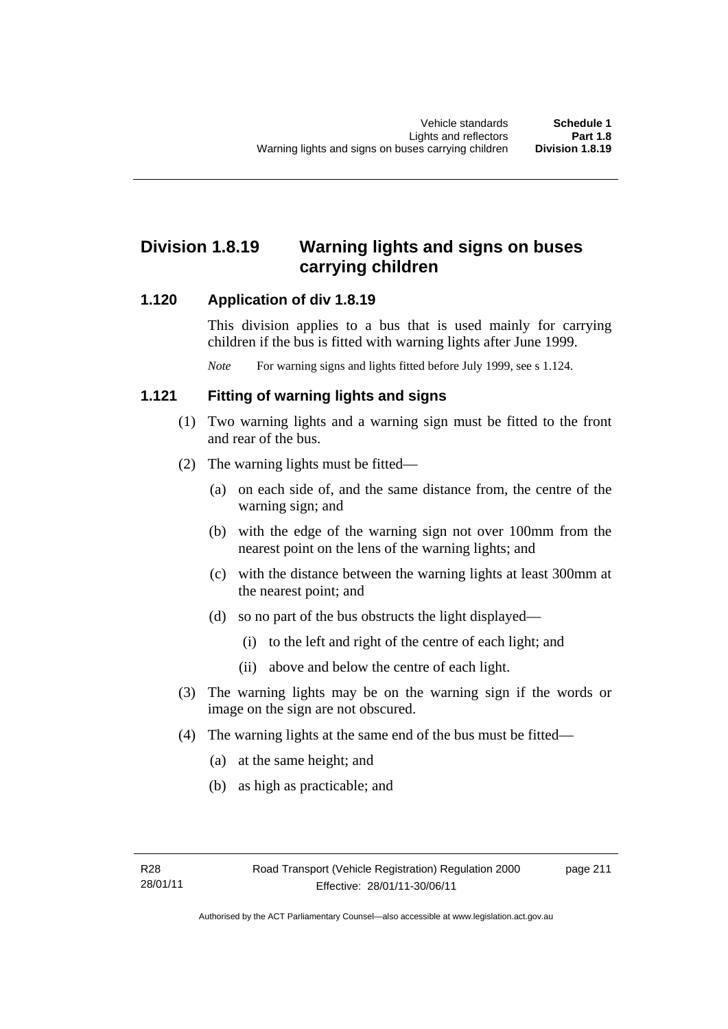## Division 1.8.19 Warning lights and signs on buses carrying children

### 1.120 Application of div 1.8.19

This division applies to a bus that is used mainly for carrying children if the bus is fitted with warning lights after June 1999.

*Note* For warning signs and lights fitted before July 1999, see s 1.124.

### 1.121 Fitting of warning lights and signs

(1) Two warning lights and a warning sign must be fitted to the front and rear of the bus.

(2) The warning lights must be fitted—

(a) on each side of, and the same distance from, the centre of the warning sign; and

(b) with the edge of the warning sign not over 100mm from the nearest point on the lens of the warning lights; and

(c) with the distance between the warning lights at least 300mm at the nearest point; and

(d) so no part of the bus obstructs the light displayed—

(i) to the left and right of the centre of each light; and

(ii) above and below the centre of each light.

(3) The warning lights may be on the warning sign if the words or image on the sign are not obscured.

(4) The warning lights at the same end of the bus must be fitted—

(a) at the same height; and

(b) as high as practicable; and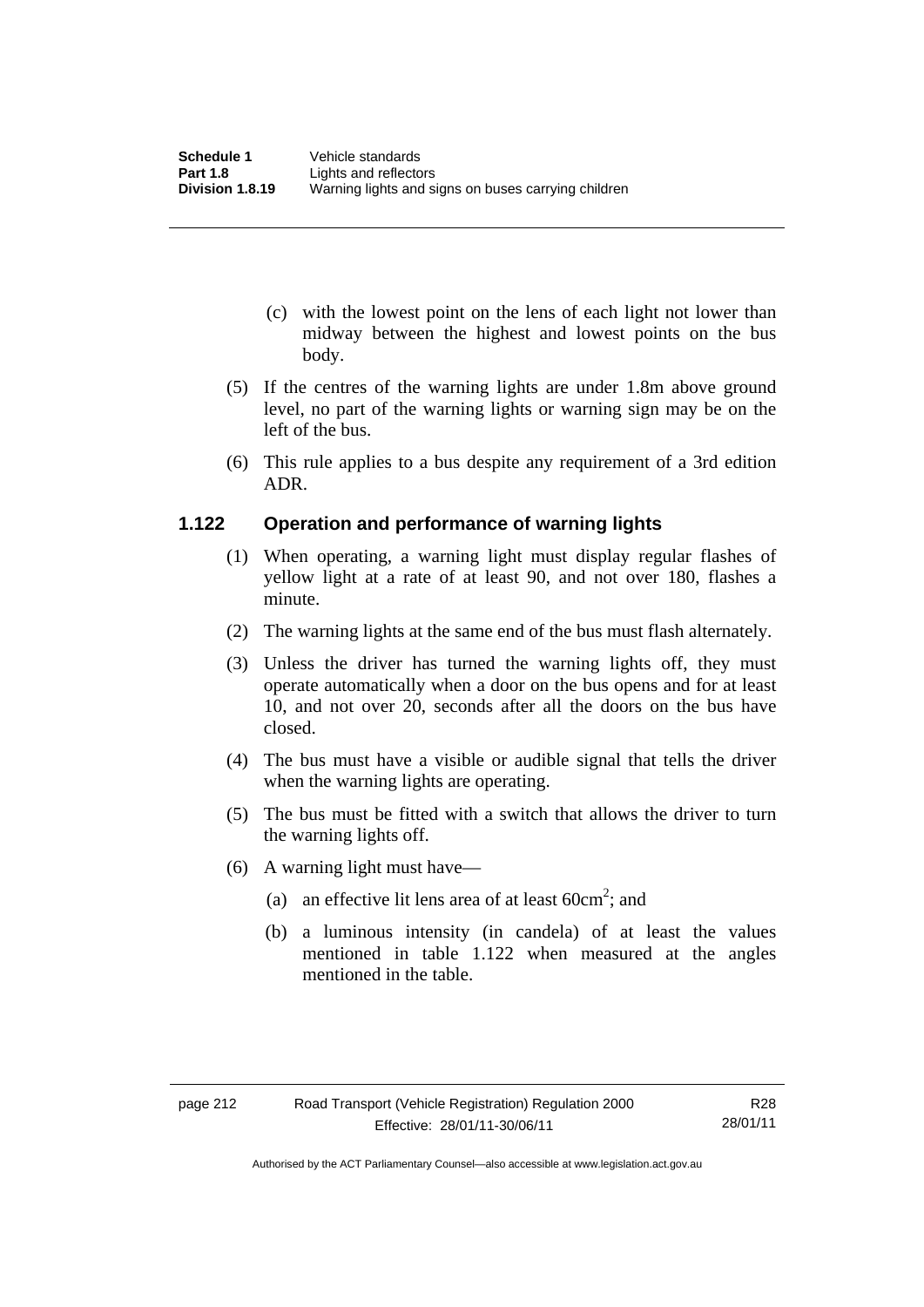(c) with the lowest point on the lens of each light not lower than midway between the highest and lowest points on the bus body.

(5) If the centres of the warning lights are under 1.8m above ground level, no part of the warning lights or warning sign may be on the left of the bus.

(6) This rule applies to a bus despite any requirement of a 3rd edition ADR.

## 1.122 Operation and performance of warning lights

(1) When operating, a warning light must display regular flashes of yellow light at a rate of at least 90, and not over 180, flashes a minute.

(2) The warning lights at the same end of the bus must flash alternately.

(3) Unless the driver has turned the warning lights off, they must operate automatically when a door on the bus opens and for at least 10, and not over 20, seconds after all the doors on the bus have closed.

(4) The bus must have a visible or audible signal that tells the driver when the warning lights are operating.

(5) The bus must be fitted with a switch that allows the driver to turn the warning lights off.

(6) A warning light must have—

(a) an effective lit lens area of at least $60cm^2$; and

(b) a luminous intensity (in candela) of at least the values mentioned in table 1.122 when measured at the angles mentioned in the table.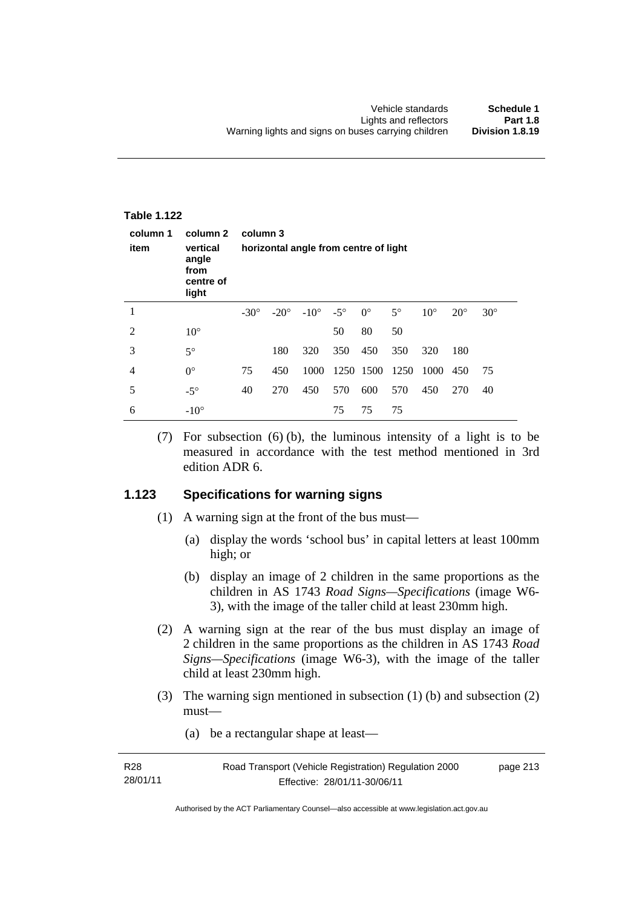**Table 1.122**

| column 1 | column 2 | column 3 | | | | | | | | |
|---|---|---|---|---|---|---|---|---|---|---|
| item | vertical angle from centre of light | horizontal angle from centre of light | | | | | | | | |
| 1 | | -30° | -20° | -10° | -5° | 0° | 5° | 10° | 20° | 30° |
| 2 | 10° | | | | 50 | 80 | 50 | | | |
| 3 | 5° | | 180 | 320 | 350 | 450 | 350 | 320 | 180 | |
| 4 | 0° | 75 | 450 | 1000 | 1250 | 1500 | 1250 | 1000 | 450 | 75 |
| 5 | -5° | 40 | 270 | 450 | 570 | 600 | 570 | 450 | 270 | 40 |
| 6 | -10° | | | | 75 | 75 | 75 | | | |

(7) For subsection (6) (b), the luminous intensity of a light is to be measured in accordance with the test method mentioned in 3rd edition ADR 6.

### 1.123 Specifications for warning signs

(1) A warning sign at the front of the bus must—

(a) display the words 'school bus' in capital letters at least 100mm high; or

(b) display an image of 2 children in the same proportions as the children in AS 1743 *Road Signs—Specifications* (image W6-3), with the image of the taller child at least 230mm high.

(2) A warning sign at the rear of the bus must display an image of 2 children in the same proportions as the children in AS 1743 *Road Signs—Specifications* (image W6-3), with the image of the taller child at least 230mm high.

(3) The warning sign mentioned in subsection (1) (b) and subsection (2) must—

(a) be a rectangular shape at least—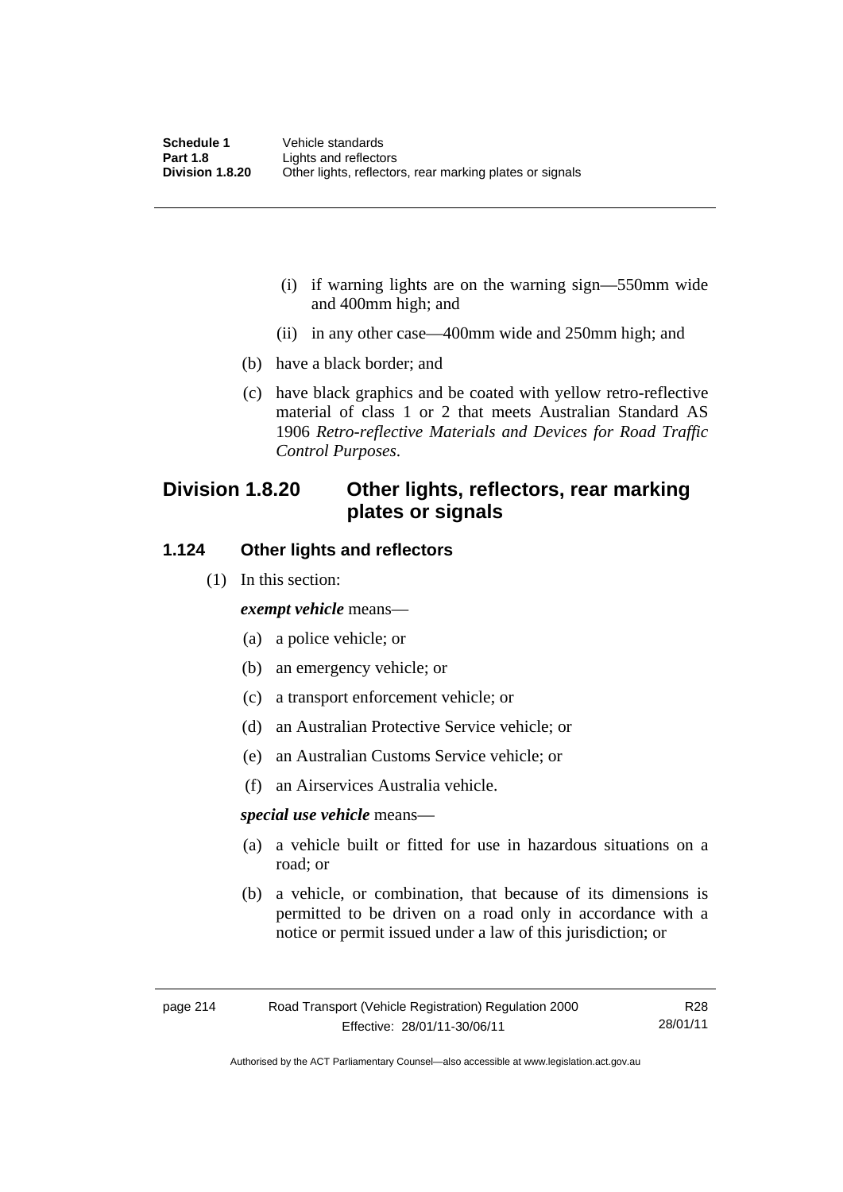(i) if warning lights are on the warning sign—550mm wide and 400mm high; and

(ii) in any other case—400mm wide and 250mm high; and

(b) have a black border; and

(c) have black graphics and be coated with yellow retro-reflective material of class 1 or 2 that meets Australian Standard AS 1906 *Retro-reflective Materials and Devices for Road Traffic Control Purposes*.

## Division 1.8.20 Other lights, reflectors, rear marking plates or signals

### 1.124 Other lights and reflectors

(1) In this section:

***exempt vehicle*** means—

(a) a police vehicle; or

(b) an emergency vehicle; or

(c) a transport enforcement vehicle; or

(d) an Australian Protective Service vehicle; or

(e) an Australian Customs Service vehicle; or

(f) an Airservices Australia vehicle.

***special use vehicle*** means—

(a) a vehicle built or fitted for use in hazardous situations on a road; or

(b) a vehicle, or combination, that because of its dimensions is permitted to be driven on a road only in accordance with a notice or permit issued under a law of this jurisdiction; or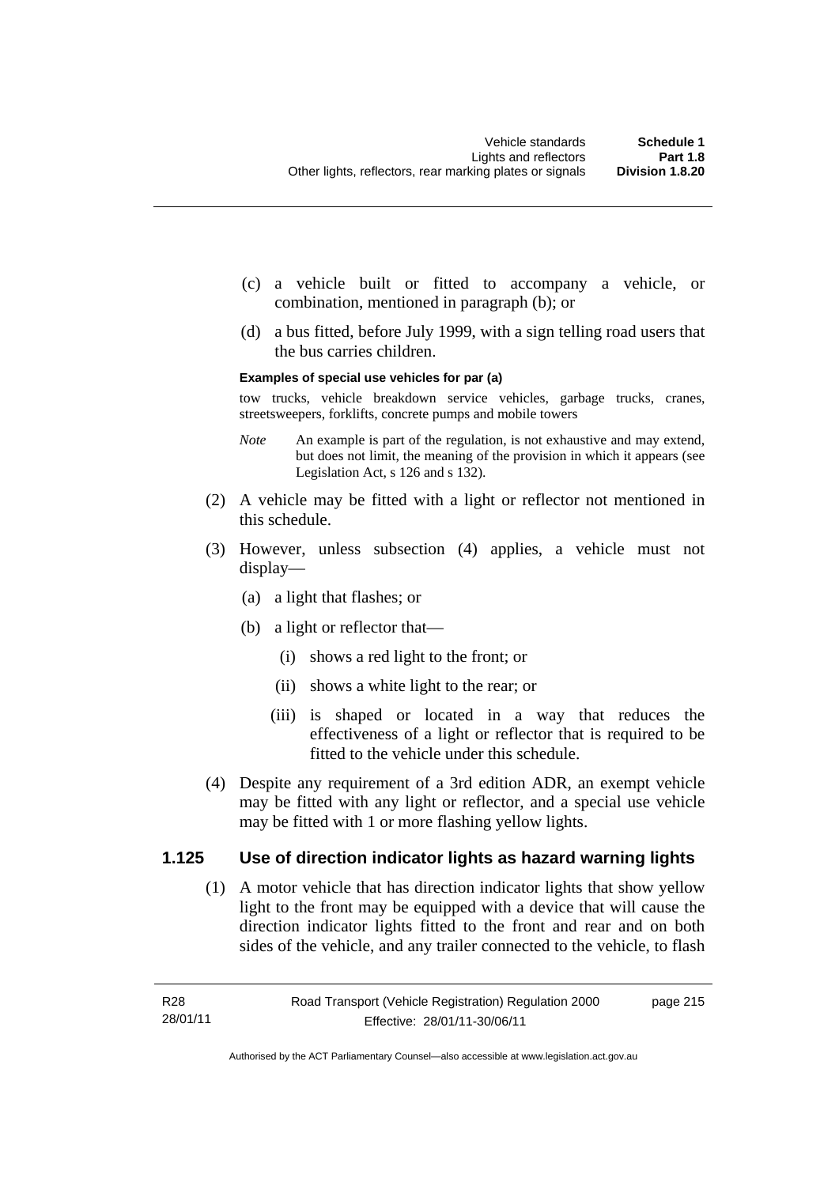(c) a vehicle built or fitted to accompany a vehicle, or combination, mentioned in paragraph (b); or

(d) a bus fitted, before July 1999, with a sign telling road users that the bus carries children.

**Examples of special use vehicles for par (a)**

tow trucks, vehicle breakdown service vehicles, garbage trucks, cranes, streetsweepers, forklifts, concrete pumps and mobile towers

*Note* An example is part of the regulation, is not exhaustive and may extend, but does not limit, the meaning of the provision in which it appears (see Legislation Act, s 126 and s 132).

(2) A vehicle may be fitted with a light or reflector not mentioned in this schedule.

(3) However, unless subsection (4) applies, a vehicle must not display—

(a) a light that flashes; or

(b) a light or reflector that—

(i) shows a red light to the front; or

(ii) shows a white light to the rear; or

(iii) is shaped or located in a way that reduces the effectiveness of a light or reflector that is required to be fitted to the vehicle under this schedule.

(4) Despite any requirement of a 3rd edition ADR, an exempt vehicle may be fitted with any light or reflector, and a special use vehicle may be fitted with 1 or more flashing yellow lights.

### 1.125 Use of direction indicator lights as hazard warning lights

(1) A motor vehicle that has direction indicator lights that show yellow light to the front may be equipped with a device that will cause the direction indicator lights fitted to the front and rear and on both sides of the vehicle, and any trailer connected to the vehicle, to flash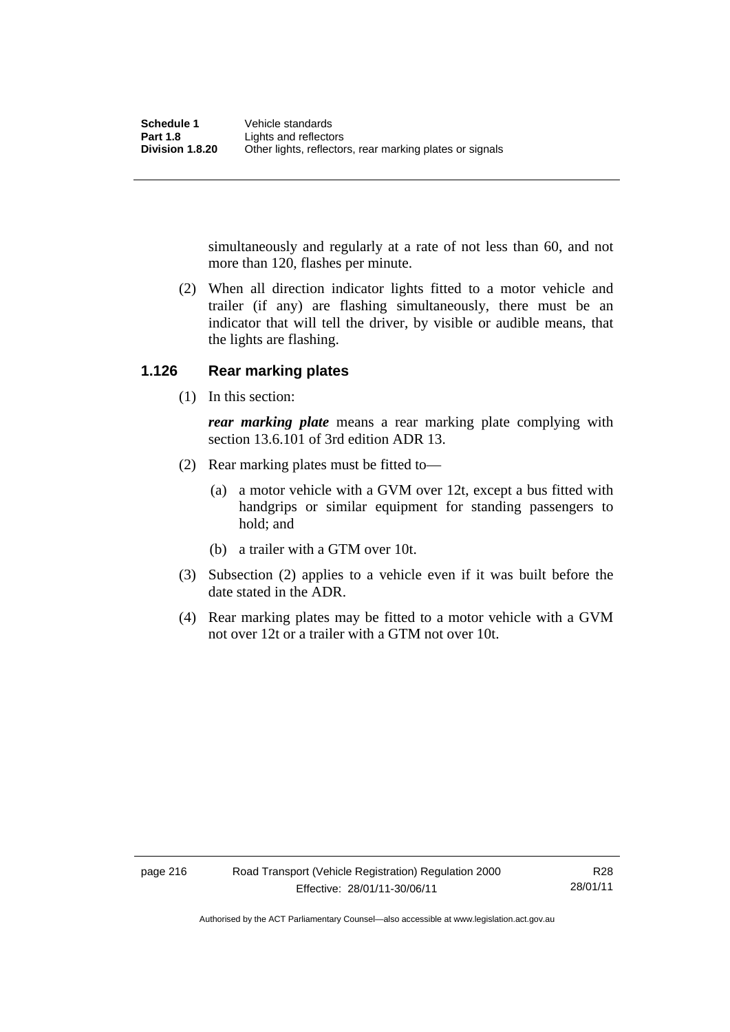simultaneously and regularly at a rate of not less than 60, and not more than 120, flashes per minute.

(2) When all direction indicator lights fitted to a motor vehicle and trailer (if any) are flashing simultaneously, there must be an indicator that will tell the driver, by visible or audible means, that the lights are flashing.

### 1.126 Rear marking plates

(1) In this section:

***rear marking plate*** means a rear marking plate complying with section 13.6.101 of 3rd edition ADR 13.

(2) Rear marking plates must be fitted to—

(a) a motor vehicle with a GVM over 12t, except a bus fitted with handgrips or similar equipment for standing passengers to hold; and

(b) a trailer with a GTM over 10t.

(3) Subsection (2) applies to a vehicle even if it was built before the date stated in the ADR.

(4) Rear marking plates may be fitted to a motor vehicle with a GVM not over 12t or a trailer with a GTM not over 10t.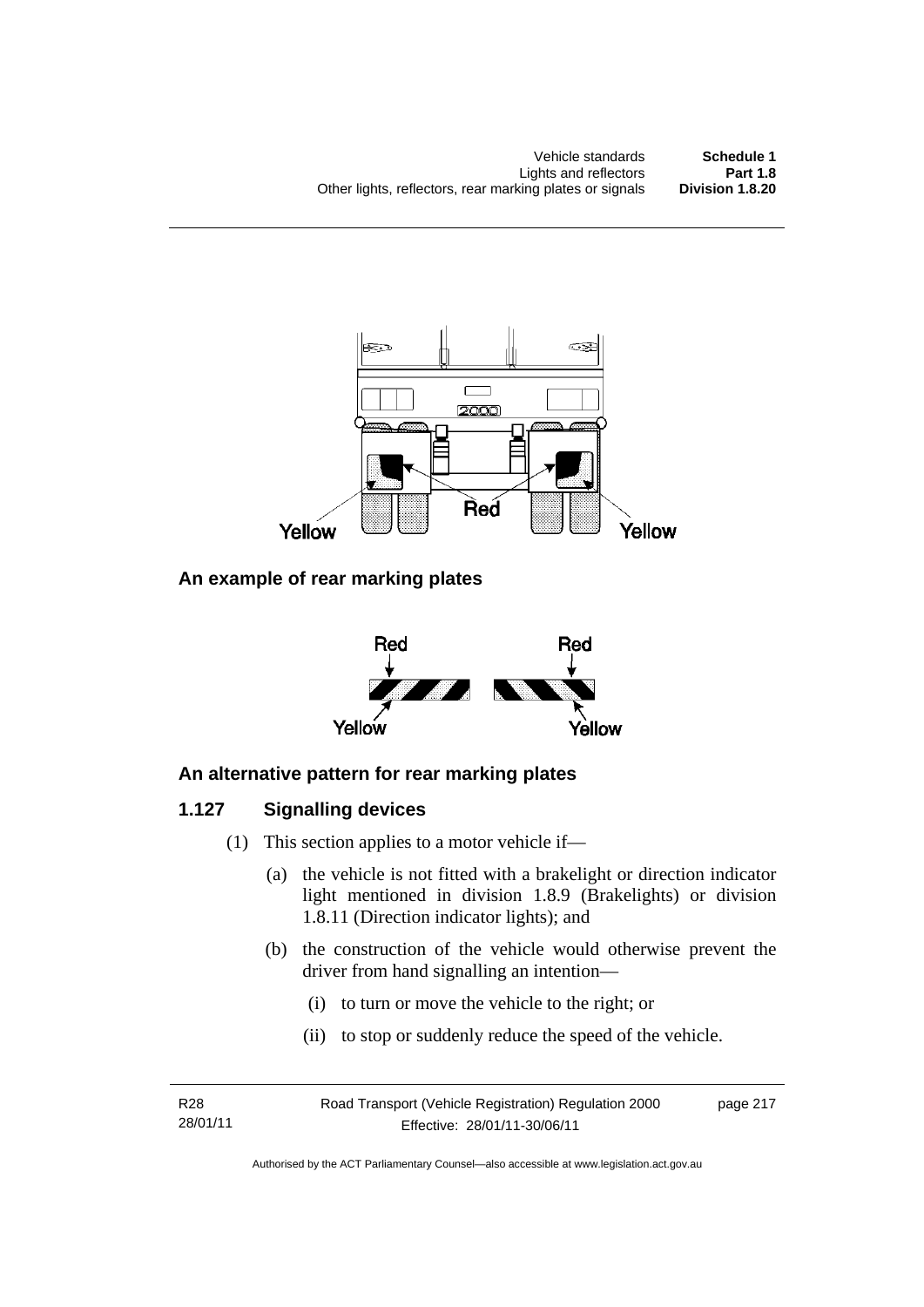**An example of rear marking plates**

**An alternative pattern for rear marking plates**

## 1.127 Signalling devices

(1) This section applies to a motor vehicle if—

(a) the vehicle is not fitted with a brakelight or direction indicator light mentioned in division 1.8.9 (Brakelights) or division 1.8.11 (Direction indicator lights); and

(b) the construction of the vehicle would otherwise prevent the driver from hand signalling an intention—

(i) to turn or move the vehicle to the right; or

(ii) to stop or suddenly reduce the speed of the vehicle.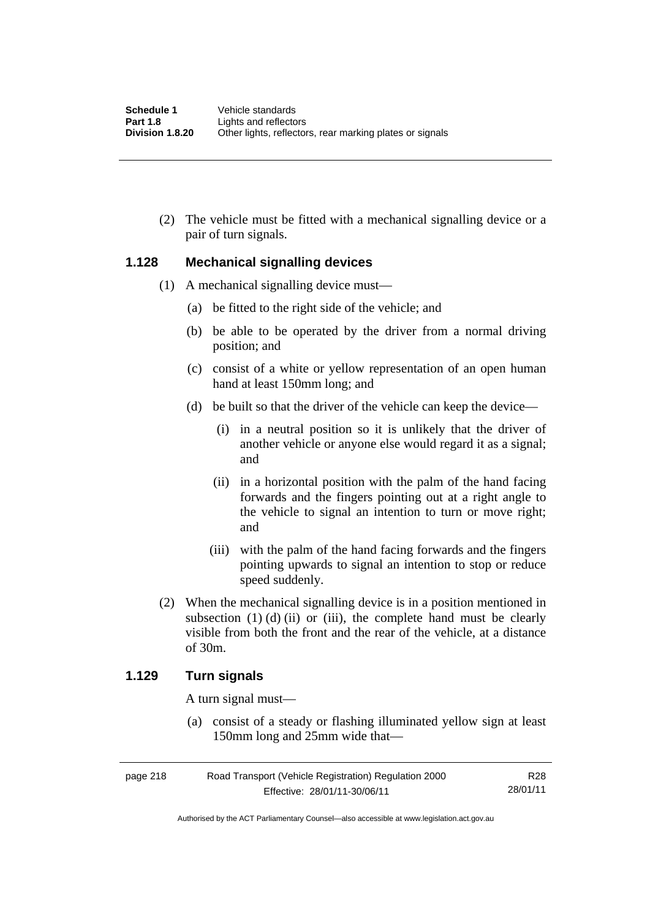(2) The vehicle must be fitted with a mechanical signalling device or a pair of turn signals.

## 1.128 Mechanical signalling devices

(1) A mechanical signalling device must—

(a) be fitted to the right side of the vehicle; and

(b) be able to be operated by the driver from a normal driving position; and

(c) consist of a white or yellow representation of an open human hand at least 150mm long; and

(d) be built so that the driver of the vehicle can keep the device—

(i) in a neutral position so it is unlikely that the driver of another vehicle or anyone else would regard it as a signal; and

(ii) in a horizontal position with the palm of the hand facing forwards and the fingers pointing out at a right angle to the vehicle to signal an intention to turn or move right; and

(iii) with the palm of the hand facing forwards and the fingers pointing upwards to signal an intention to stop or reduce speed suddenly.

(2) When the mechanical signalling device is in a position mentioned in subsection (1) (d) (ii) or (iii), the complete hand must be clearly visible from both the front and the rear of the vehicle, at a distance of 30m.

## 1.129 Turn signals

A turn signal must—

(a) consist of a steady or flashing illuminated yellow sign at least 150mm long and 25mm wide that—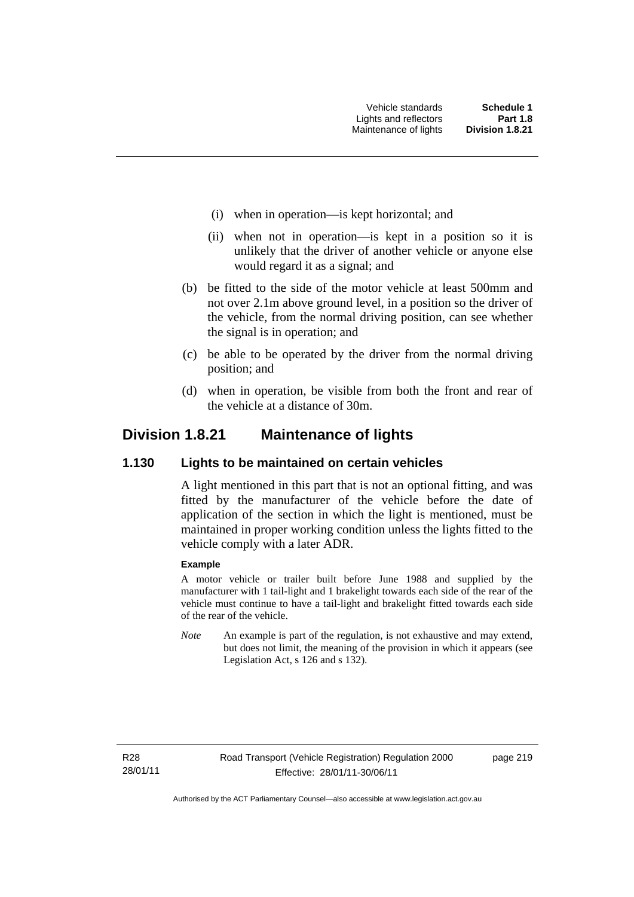(i) when in operation—is kept horizontal; and

(ii) when not in operation—is kept in a position so it is unlikely that the driver of another vehicle or anyone else would regard it as a signal; and

(b) be fitted to the side of the motor vehicle at least 500mm and not over 2.1m above ground level, in a position so the driver of the vehicle, from the normal driving position, can see whether the signal is in operation; and

(c) be able to be operated by the driver from the normal driving position; and

(d) when in operation, be visible from both the front and rear of the vehicle at a distance of 30m.

## Division 1.8.21 Maintenance of lights

### 1.130 Lights to be maintained on certain vehicles

A light mentioned in this part that is not an optional fitting, and was fitted by the manufacturer of the vehicle before the date of application of the section in which the light is mentioned, must be maintained in proper working condition unless the lights fitted to the vehicle comply with a later ADR.

**Example**

A motor vehicle or trailer built before June 1988 and supplied by the manufacturer with 1 tail-light and 1 brakelight towards each side of the rear of the vehicle must continue to have a tail-light and brakelight fitted towards each side of the rear of the vehicle.

*Note* An example is part of the regulation, is not exhaustive and may extend, but does not limit, the meaning of the provision in which it appears (see Legislation Act, s 126 and s 132).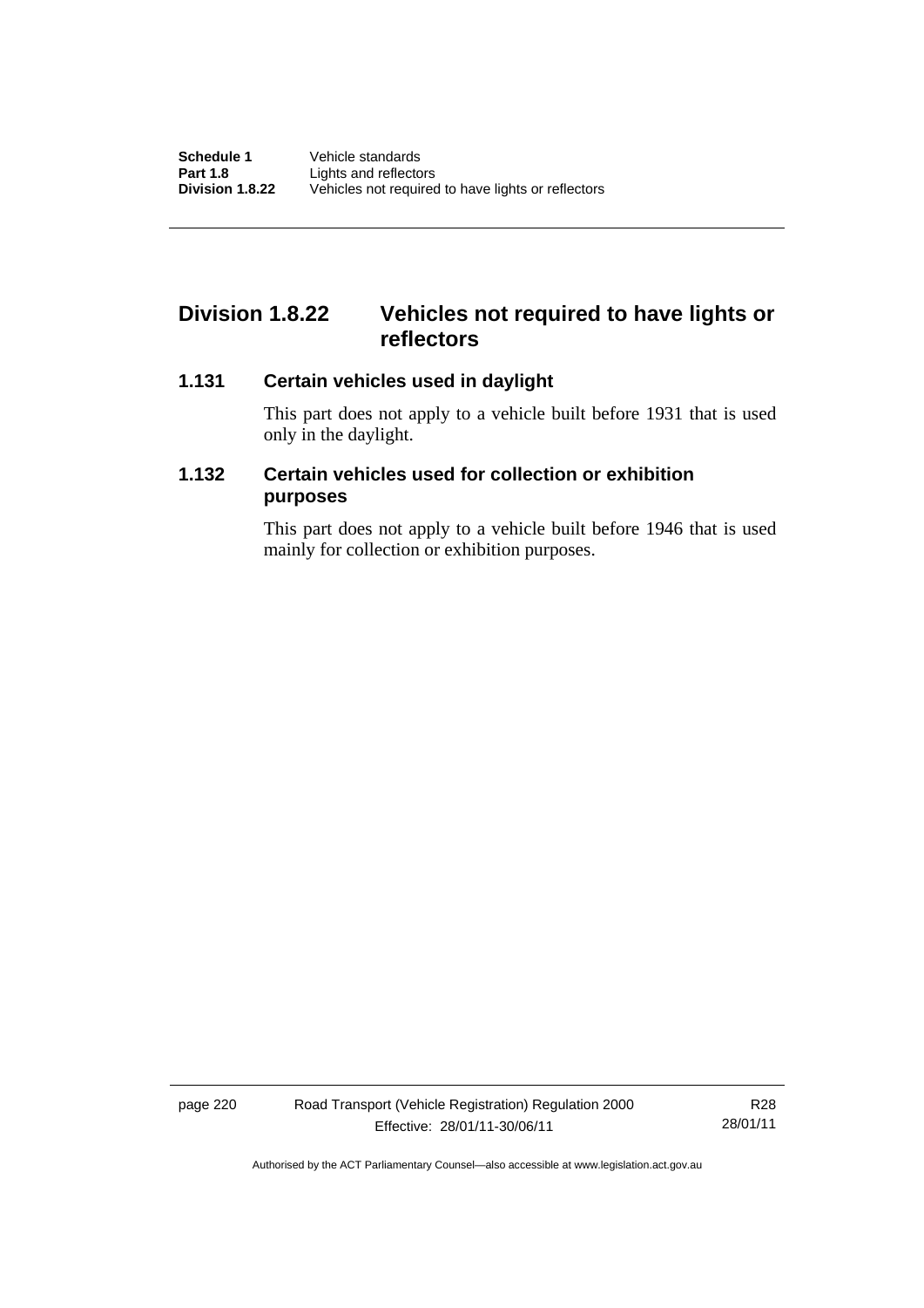## Division 1.8.22 Vehicles not required to have lights or reflectors

### 1.131 Certain vehicles used in daylight

This part does not apply to a vehicle built before 1931 that is used only in the daylight.

### 1.132 Certain vehicles used for collection or exhibition purposes

This part does not apply to a vehicle built before 1946 that is used mainly for collection or exhibition purposes.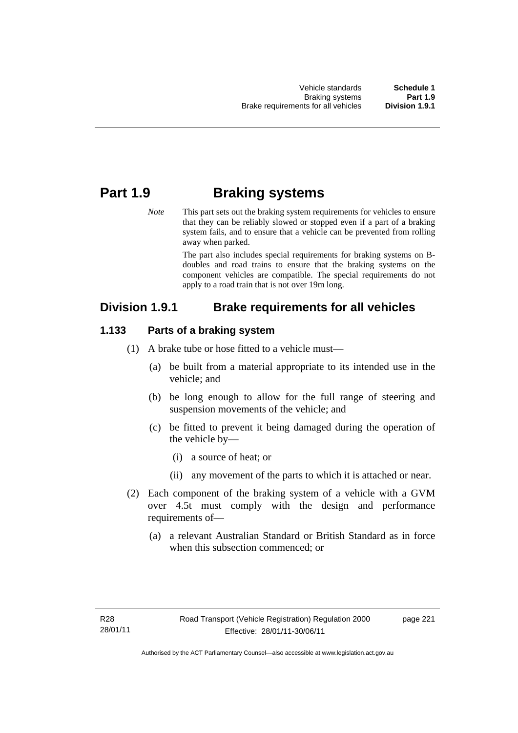# Part 1.9 Braking systems

*Note* This part sets out the braking system requirements for vehicles to ensure that they can be reliably slowed or stopped even if a part of a braking system fails, and to ensure that a vehicle can be prevented from rolling away when parked.

The part also includes special requirements for braking systems on B-doubles and road trains to ensure that the braking systems on the component vehicles are compatible. The special requirements do not apply to a road train that is not over 19m long.

## Division 1.9.1 Brake requirements for all vehicles

### 1.133 Parts of a braking system

(1) A brake tube or hose fitted to a vehicle must—

(a) be built from a material appropriate to its intended use in the vehicle; and

(b) be long enough to allow for the full range of steering and suspension movements of the vehicle; and

(c) be fitted to prevent it being damaged during the operation of the vehicle by—

(i) a source of heat; or

(ii) any movement of the parts to which it is attached or near.

(2) Each component of the braking system of a vehicle with a GVM over 4.5t must comply with the design and performance requirements of—

(a) a relevant Australian Standard or British Standard as in force when this subsection commenced; or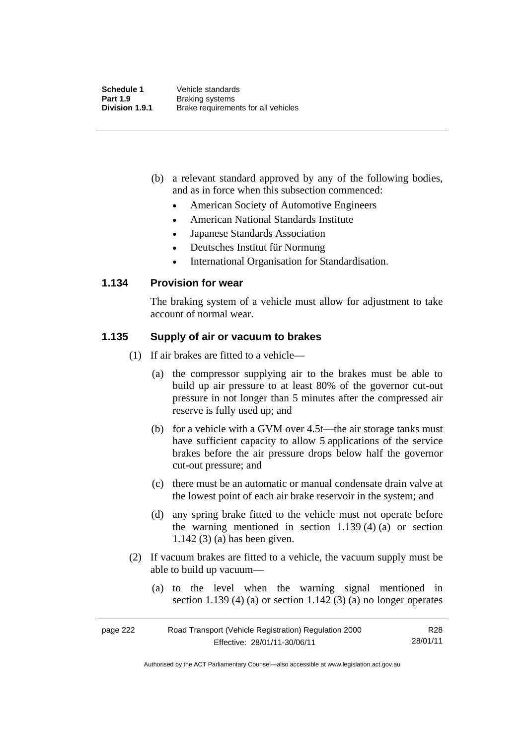(b) a relevant standard approved by any of the following bodies, and as in force when this subsection commenced:

- American Society of Automotive Engineers
- American National Standards Institute
- Japanese Standards Association
- Deutsches Institut für Normung
- International Organisation for Standardisation.

### 1.134 Provision for wear

The braking system of a vehicle must allow for adjustment to take account of normal wear.

### 1.135 Supply of air or vacuum to brakes

(1) If air brakes are fitted to a vehicle—

(a) the compressor supplying air to the brakes must be able to build up air pressure to at least 80% of the governor cut-out pressure in not longer than 5 minutes after the compressed air reserve is fully used up; and

(b) for a vehicle with a GVM over 4.5t—the air storage tanks must have sufficient capacity to allow 5 applications of the service brakes before the air pressure drops below half the governor cut-out pressure; and

(c) there must be an automatic or manual condensate drain valve at the lowest point of each air brake reservoir in the system; and

(d) any spring brake fitted to the vehicle must not operate before the warning mentioned in section 1.139 (4) (a) or section 1.142 (3) (a) has been given.

(2) If vacuum brakes are fitted to a vehicle, the vacuum supply must be able to build up vacuum—

(a) to the level when the warning signal mentioned in section 1.139 (4) (a) or section 1.142 (3) (a) no longer operates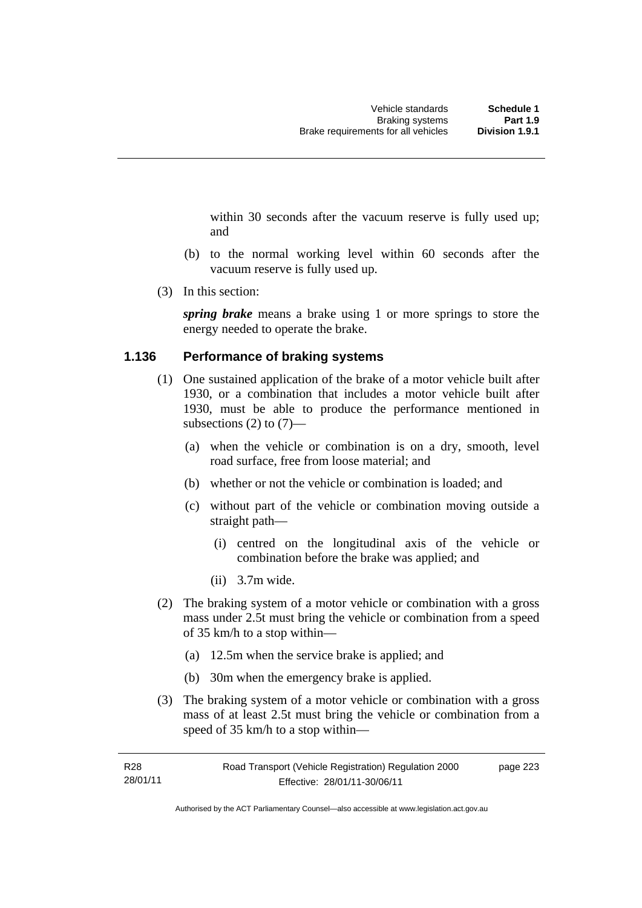within 30 seconds after the vacuum reserve is fully used up; and

(b) to the normal working level within 60 seconds after the vacuum reserve is fully used up.

(3) In this section:

***spring brake*** means a brake using 1 or more springs to store the energy needed to operate the brake.

### 1.136 Performance of braking systems

(1) One sustained application of the brake of a motor vehicle built after 1930, or a combination that includes a motor vehicle built after 1930, must be able to produce the performance mentioned in subsections (2) to (7)—

(a) when the vehicle or combination is on a dry, smooth, level road surface, free from loose material; and

(b) whether or not the vehicle or combination is loaded; and

(c) without part of the vehicle or combination moving outside a straight path—

(i) centred on the longitudinal axis of the vehicle or combination before the brake was applied; and

(ii) 3.7m wide.

(2) The braking system of a motor vehicle or combination with a gross mass under 2.5t must bring the vehicle or combination from a speed of 35 km/h to a stop within—

(a) 12.5m when the service brake is applied; and

(b) 30m when the emergency brake is applied.

(3) The braking system of a motor vehicle or combination with a gross mass of at least 2.5t must bring the vehicle or combination from a speed of 35 km/h to a stop within—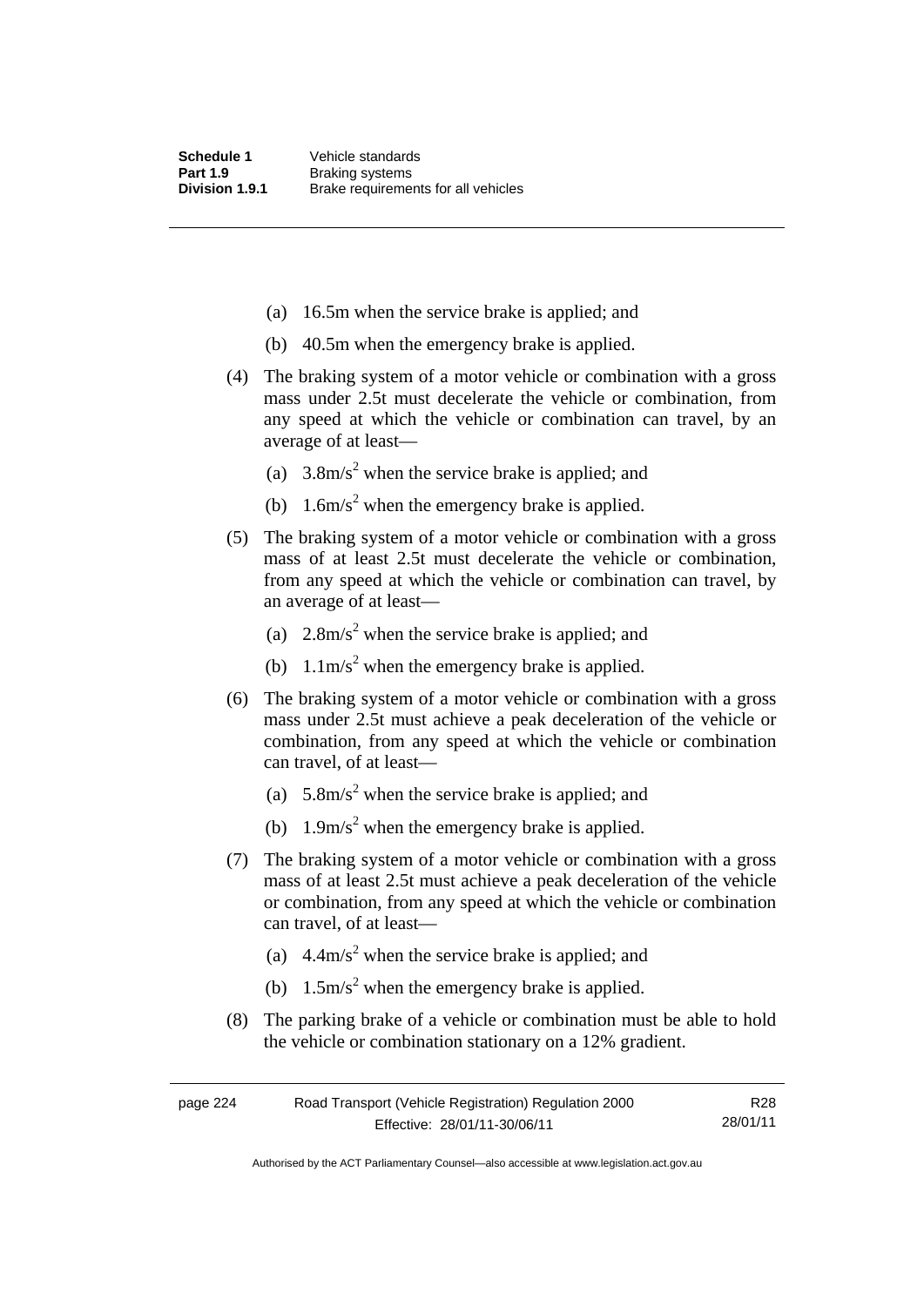(a) 16.5m when the service brake is applied; and

(b) 40.5m when the emergency brake is applied.

(4) The braking system of a motor vehicle or combination with a gross mass under 2.5t must decelerate the vehicle or combination, from any speed at which the vehicle or combination can travel, by an average of at least—

(a) $3.8m/s^2$ when the service brake is applied; and

(b) $1.6m/s^2$ when the emergency brake is applied.

(5) The braking system of a motor vehicle or combination with a gross mass of at least 2.5t must decelerate the vehicle or combination, from any speed at which the vehicle or combination can travel, by an average of at least—

(a) $2.8m/s^2$ when the service brake is applied; and

(b) $1.1m/s^2$ when the emergency brake is applied.

(6) The braking system of a motor vehicle or combination with a gross mass under 2.5t must achieve a peak deceleration of the vehicle or combination, from any speed at which the vehicle or combination can travel, of at least—

(a) $5.8m/s^2$ when the service brake is applied; and

(b) $1.9m/s^2$ when the emergency brake is applied.

(7) The braking system of a motor vehicle or combination with a gross mass of at least 2.5t must achieve a peak deceleration of the vehicle or combination, from any speed at which the vehicle or combination can travel, of at least—

(a) $4.4m/s^2$ when the service brake is applied; and

(b) $1.5m/s^2$ when the emergency brake is applied.

(8) The parking brake of a vehicle or combination must be able to hold the vehicle or combination stationary on a 12% gradient.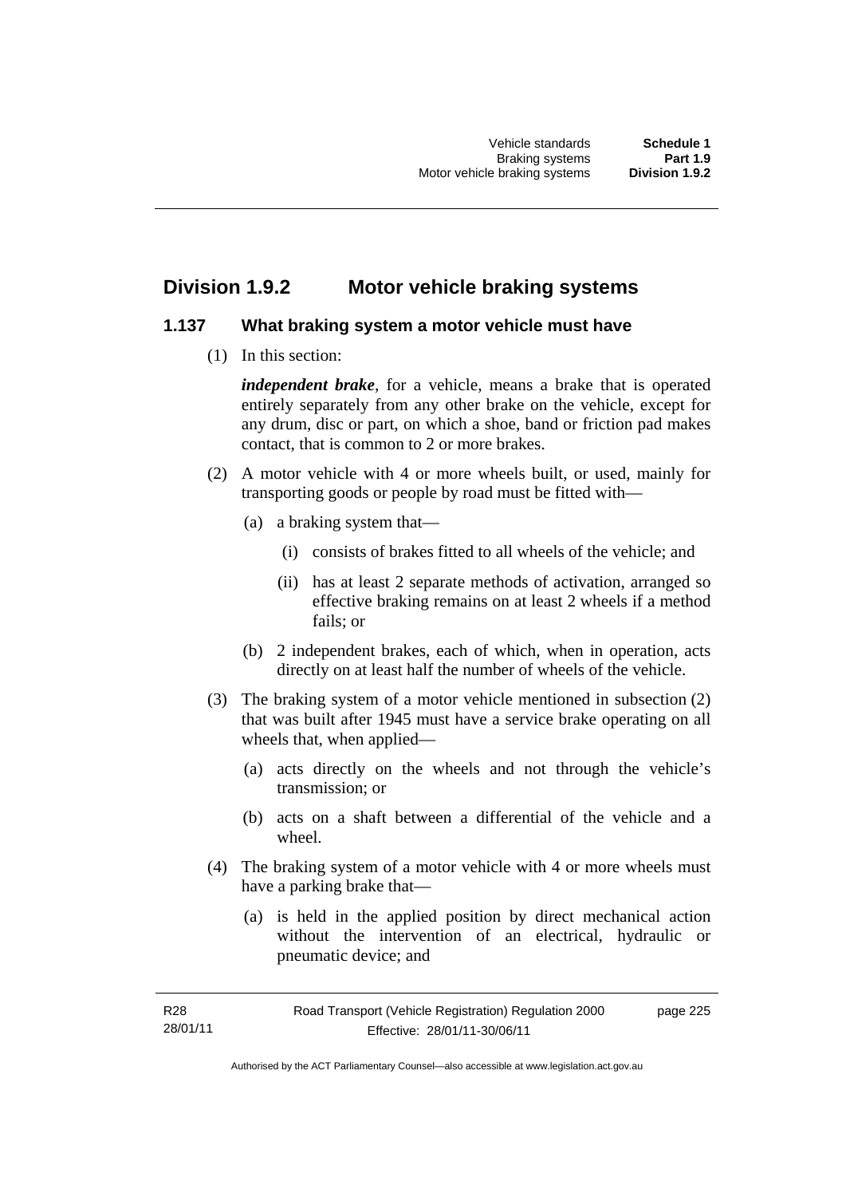## Division 1.9.2 Motor vehicle braking systems

### 1.137 What braking system a motor vehicle must have

(1) In this section:

***independent brake***, for a vehicle, means a brake that is operated entirely separately from any other brake on the vehicle, except for any drum, disc or part, on which a shoe, band or friction pad makes contact, that is common to 2 or more brakes.

(2) A motor vehicle with 4 or more wheels built, or used, mainly for transporting goods or people by road must be fitted with—

(a) a braking system that—

(i) consists of brakes fitted to all wheels of the vehicle; and

(ii) has at least 2 separate methods of activation, arranged so effective braking remains on at least 2 wheels if a method fails; or

(b) 2 independent brakes, each of which, when in operation, acts directly on at least half the number of wheels of the vehicle.

(3) The braking system of a motor vehicle mentioned in subsection (2) that was built after 1945 must have a service brake operating on all wheels that, when applied—

(a) acts directly on the wheels and not through the vehicle's transmission; or

(b) acts on a shaft between a differential of the vehicle and a wheel.

(4) The braking system of a motor vehicle with 4 or more wheels must have a parking brake that—

(a) is held in the applied position by direct mechanical action without the intervention of an electrical, hydraulic or pneumatic device; and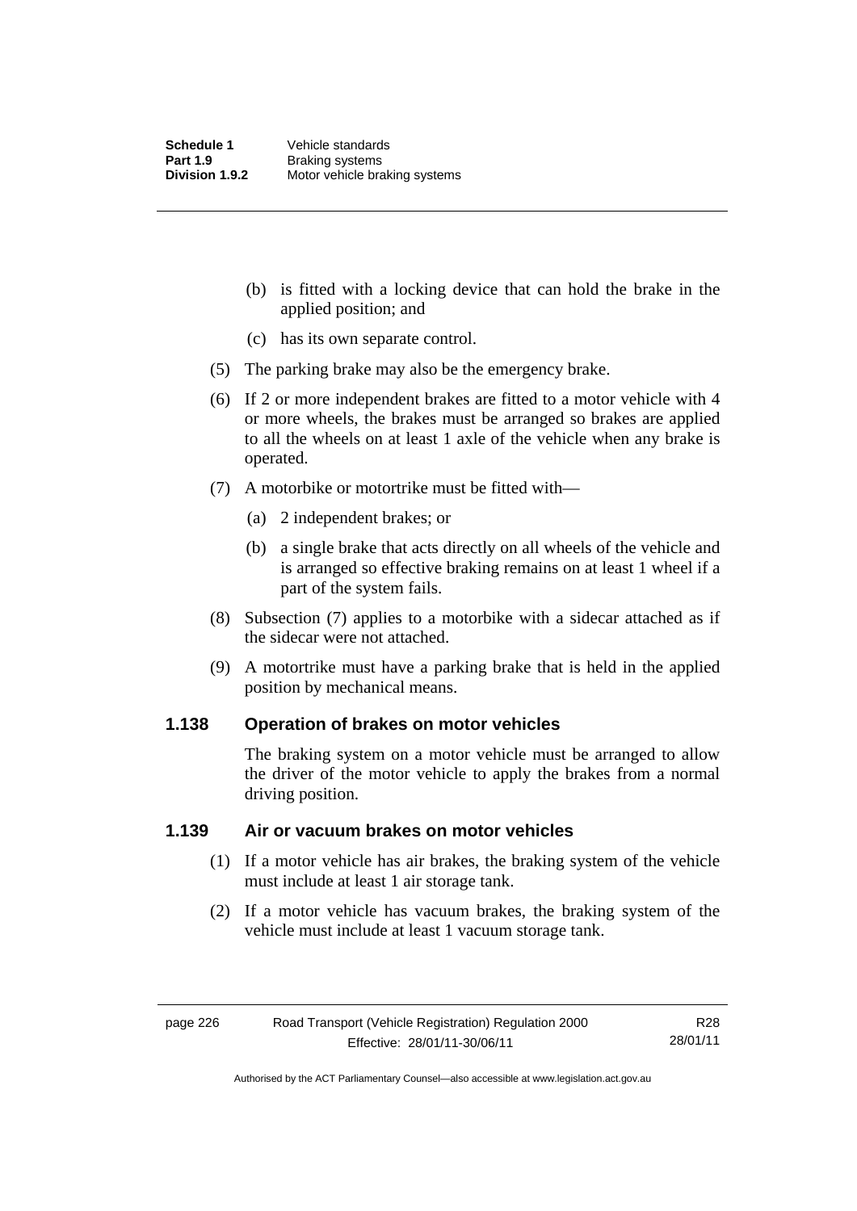(b) is fitted with a locking device that can hold the brake in the applied position; and

(c) has its own separate control.

(5) The parking brake may also be the emergency brake.

(6) If 2 or more independent brakes are fitted to a motor vehicle with 4 or more wheels, the brakes must be arranged so brakes are applied to all the wheels on at least 1 axle of the vehicle when any brake is operated.

(7) A motorbike or motortrike must be fitted with—

(a) 2 independent brakes; or

(b) a single brake that acts directly on all wheels of the vehicle and is arranged so effective braking remains on at least 1 wheel if a part of the system fails.

(8) Subsection (7) applies to a motorbike with a sidecar attached as if the sidecar were not attached.

(9) A motortrike must have a parking brake that is held in the applied position by mechanical means.

### 1.138 Operation of brakes on motor vehicles

The braking system on a motor vehicle must be arranged to allow the driver of the motor vehicle to apply the brakes from a normal driving position.

### 1.139 Air or vacuum brakes on motor vehicles

(1) If a motor vehicle has air brakes, the braking system of the vehicle must include at least 1 air storage tank.

(2) If a motor vehicle has vacuum brakes, the braking system of the vehicle must include at least 1 vacuum storage tank.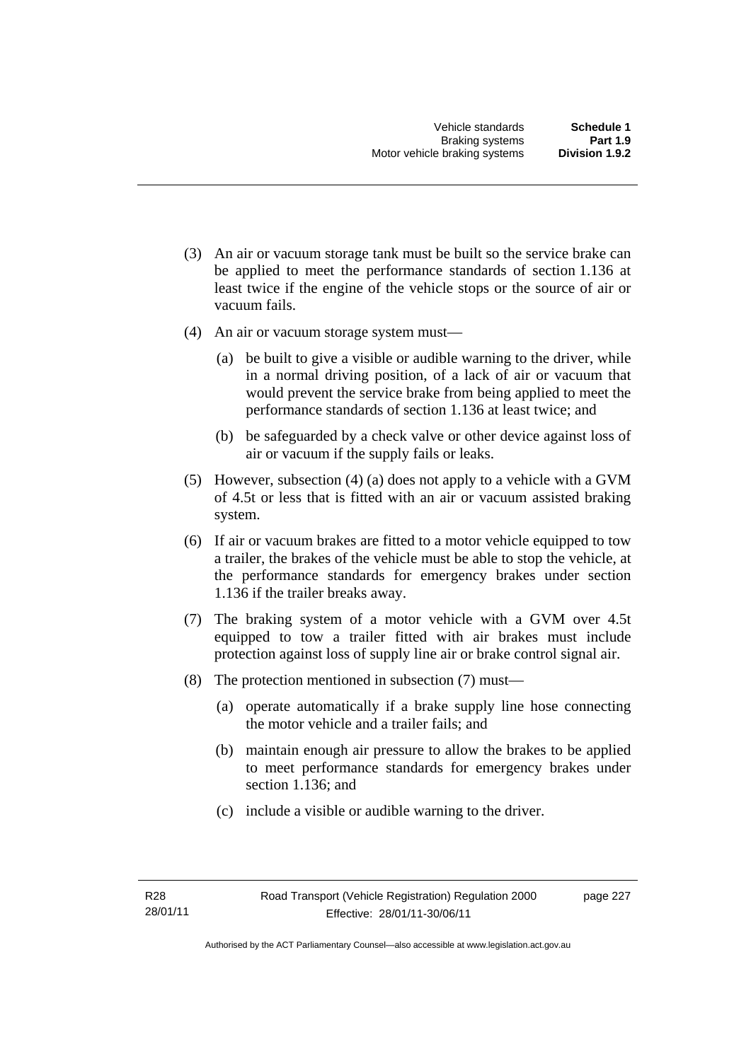(3) An air or vacuum storage tank must be built so the service brake can be applied to meet the performance standards of section 1.136 at least twice if the engine of the vehicle stops or the source of air or vacuum fails.

(4) An air or vacuum storage system must—

(a) be built to give a visible or audible warning to the driver, while in a normal driving position, of a lack of air or vacuum that would prevent the service brake from being applied to meet the performance standards of section 1.136 at least twice; and

(b) be safeguarded by a check valve or other device against loss of air or vacuum if the supply fails or leaks.

(5) However, subsection (4) (a) does not apply to a vehicle with a GVM of 4.5t or less that is fitted with an air or vacuum assisted braking system.

(6) If air or vacuum brakes are fitted to a motor vehicle equipped to tow a trailer, the brakes of the vehicle must be able to stop the vehicle, at the performance standards for emergency brakes under section 1.136 if the trailer breaks away.

(7) The braking system of a motor vehicle with a GVM over 4.5t equipped to tow a trailer fitted with air brakes must include protection against loss of supply line air or brake control signal air.

(8) The protection mentioned in subsection (7) must—

(a) operate automatically if a brake supply line hose connecting the motor vehicle and a trailer fails; and

(b) maintain enough air pressure to allow the brakes to be applied to meet performance standards for emergency brakes under section 1.136; and

(c) include a visible or audible warning to the driver.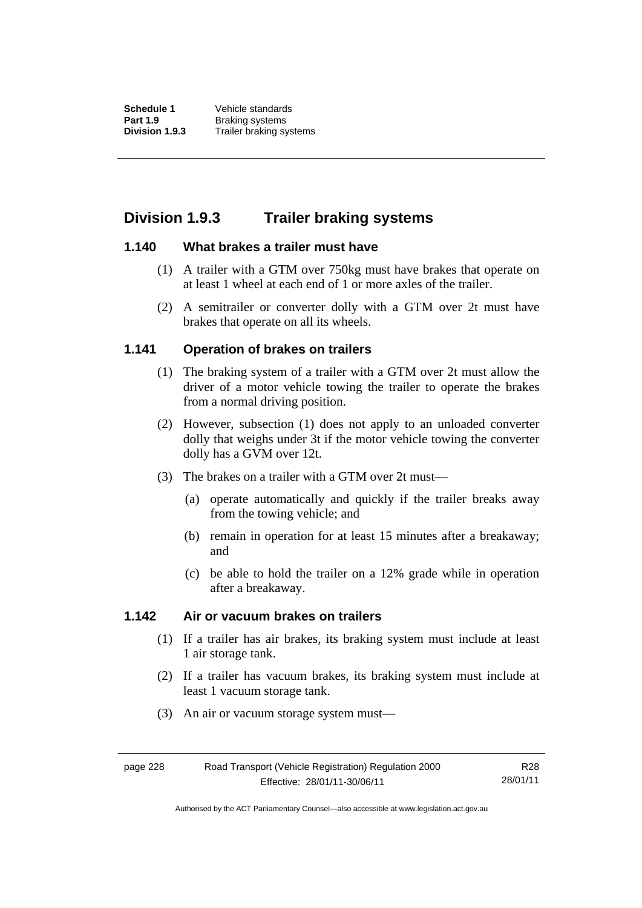## Division 1.9.3 Trailer braking systems

### 1.140 What brakes a trailer must have

(1) A trailer with a GTM over 750kg must have brakes that operate on at least 1 wheel at each end of 1 or more axles of the trailer.

(2) A semitrailer or converter dolly with a GTM over 2t must have brakes that operate on all its wheels.

### 1.141 Operation of brakes on trailers

(1) The braking system of a trailer with a GTM over 2t must allow the driver of a motor vehicle towing the trailer to operate the brakes from a normal driving position.

(2) However, subsection (1) does not apply to an unloaded converter dolly that weighs under 3t if the motor vehicle towing the converter dolly has a GVM over 12t.

(3) The brakes on a trailer with a GTM over 2t must—

(a) operate automatically and quickly if the trailer breaks away from the towing vehicle; and

(b) remain in operation for at least 15 minutes after a breakaway; and

(c) be able to hold the trailer on a 12% grade while in operation after a breakaway.

### 1.142 Air or vacuum brakes on trailers

(1) If a trailer has air brakes, its braking system must include at least 1 air storage tank.

(2) If a trailer has vacuum brakes, its braking system must include at least 1 vacuum storage tank.

(3) An air or vacuum storage system must—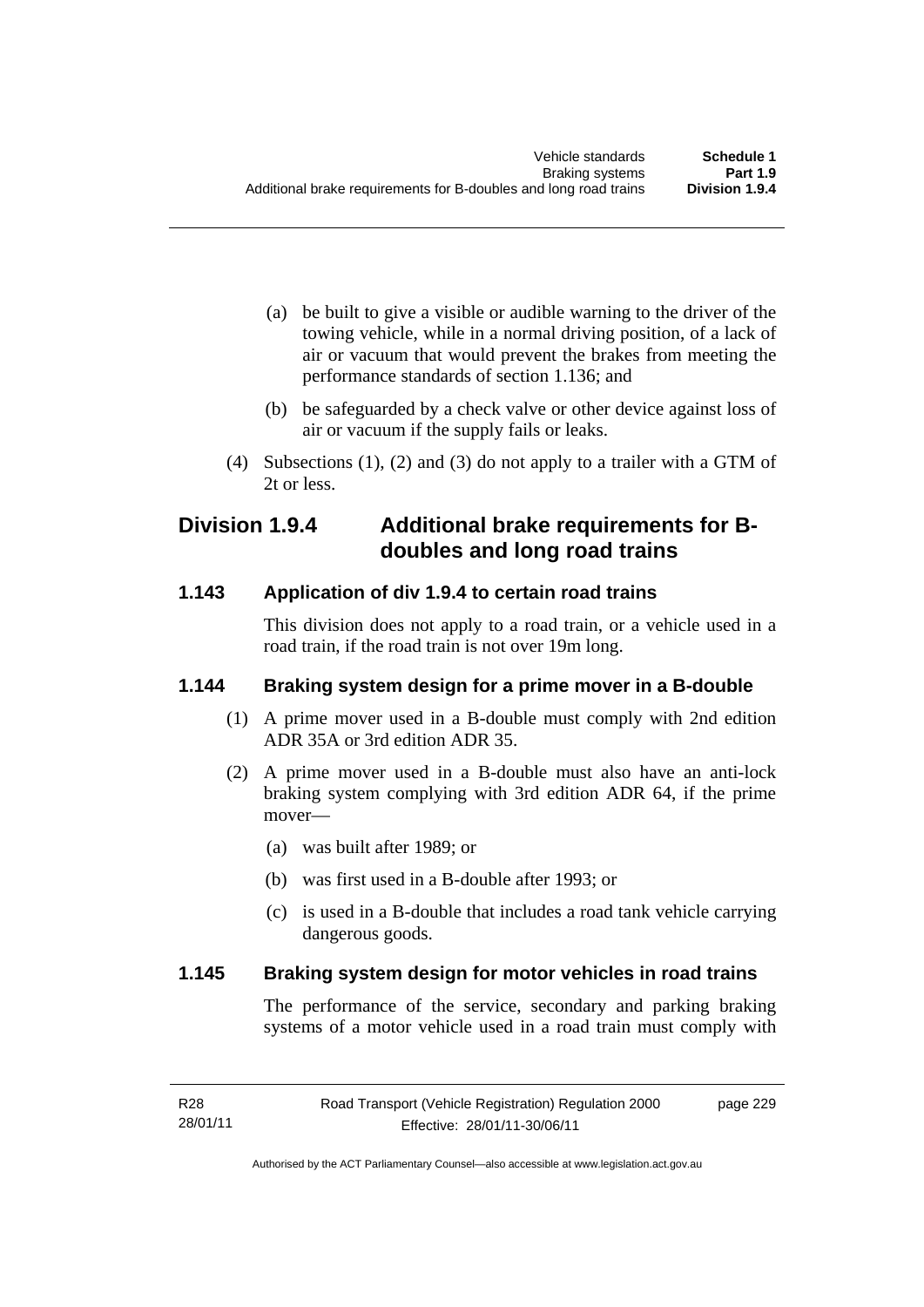(a) be built to give a visible or audible warning to the driver of the towing vehicle, while in a normal driving position, of a lack of air or vacuum that would prevent the brakes from meeting the performance standards of section 1.136; and

(b) be safeguarded by a check valve or other device against loss of air or vacuum if the supply fails or leaks.

(4) Subsections (1), (2) and (3) do not apply to a trailer with a GTM of 2t or less.

## Division 1.9.4 Additional brake requirements for B-doubles and long road trains

### 1.143 Application of div 1.9.4 to certain road trains

This division does not apply to a road train, or a vehicle used in a road train, if the road train is not over 19m long.

### 1.144 Braking system design for a prime mover in a B-double

(1) A prime mover used in a B-double must comply with 2nd edition ADR 35A or 3rd edition ADR 35.

(2) A prime mover used in a B-double must also have an anti-lock braking system complying with 3rd edition ADR 64, if the prime mover—

(a) was built after 1989; or

(b) was first used in a B-double after 1993; or

(c) is used in a B-double that includes a road tank vehicle carrying dangerous goods.

### 1.145 Braking system design for motor vehicles in road trains

The performance of the service, secondary and parking braking systems of a motor vehicle used in a road train must comply with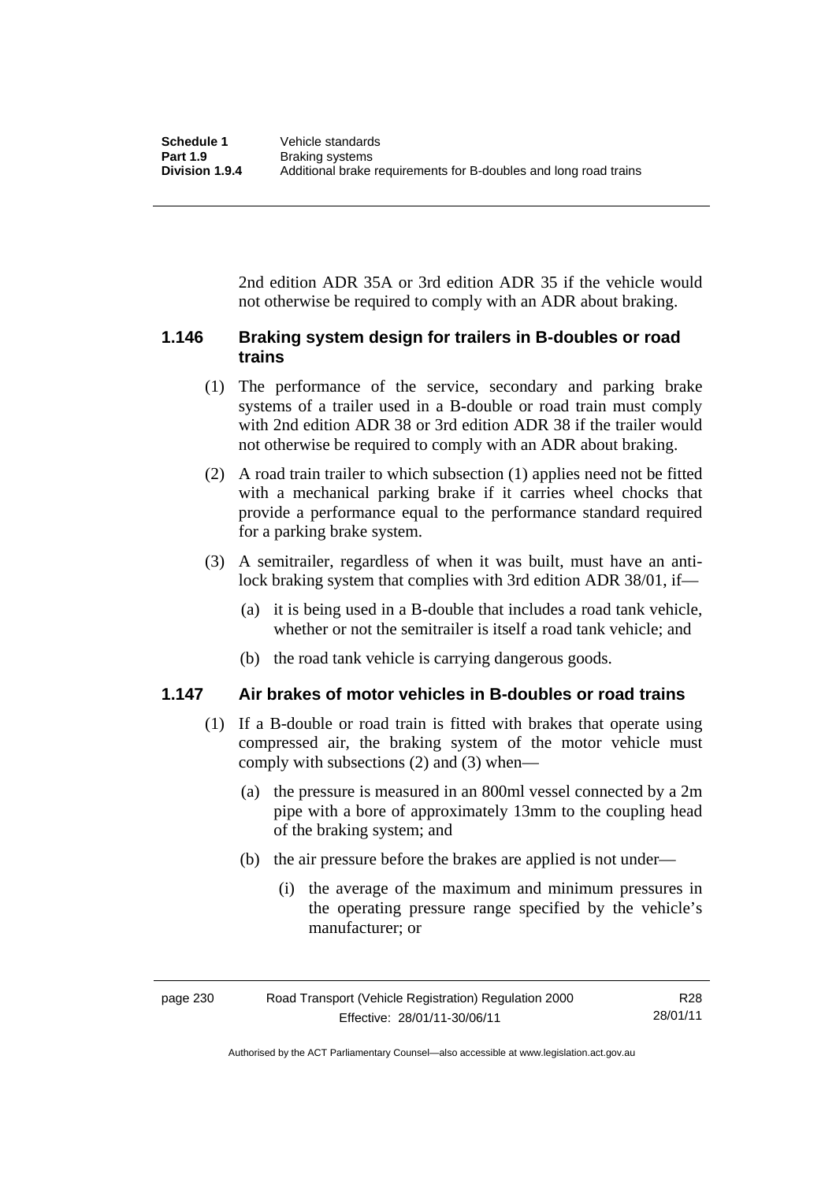2nd edition ADR 35A or 3rd edition ADR 35 if the vehicle would not otherwise be required to comply with an ADR about braking.

### 1.146 Braking system design for trailers in B-doubles or road trains

(1) The performance of the service, secondary and parking brake systems of a trailer used in a B-double or road train must comply with 2nd edition ADR 38 or 3rd edition ADR 38 if the trailer would not otherwise be required to comply with an ADR about braking.

(2) A road train trailer to which subsection (1) applies need not be fitted with a mechanical parking brake if it carries wheel chocks that provide a performance equal to the performance standard required for a parking brake system.

(3) A semitrailer, regardless of when it was built, must have an anti-lock braking system that complies with 3rd edition ADR 38/01, if—

(a) it is being used in a B-double that includes a road tank vehicle, whether or not the semitrailer is itself a road tank vehicle; and

(b) the road tank vehicle is carrying dangerous goods.

### 1.147 Air brakes of motor vehicles in B-doubles or road trains

(1) If a B-double or road train is fitted with brakes that operate using compressed air, the braking system of the motor vehicle must comply with subsections (2) and (3) when—

(a) the pressure is measured in an 800ml vessel connected by a 2m pipe with a bore of approximately 13mm to the coupling head of the braking system; and

(b) the air pressure before the brakes are applied is not under—

(i) the average of the maximum and minimum pressures in the operating pressure range specified by the vehicle's manufacturer; or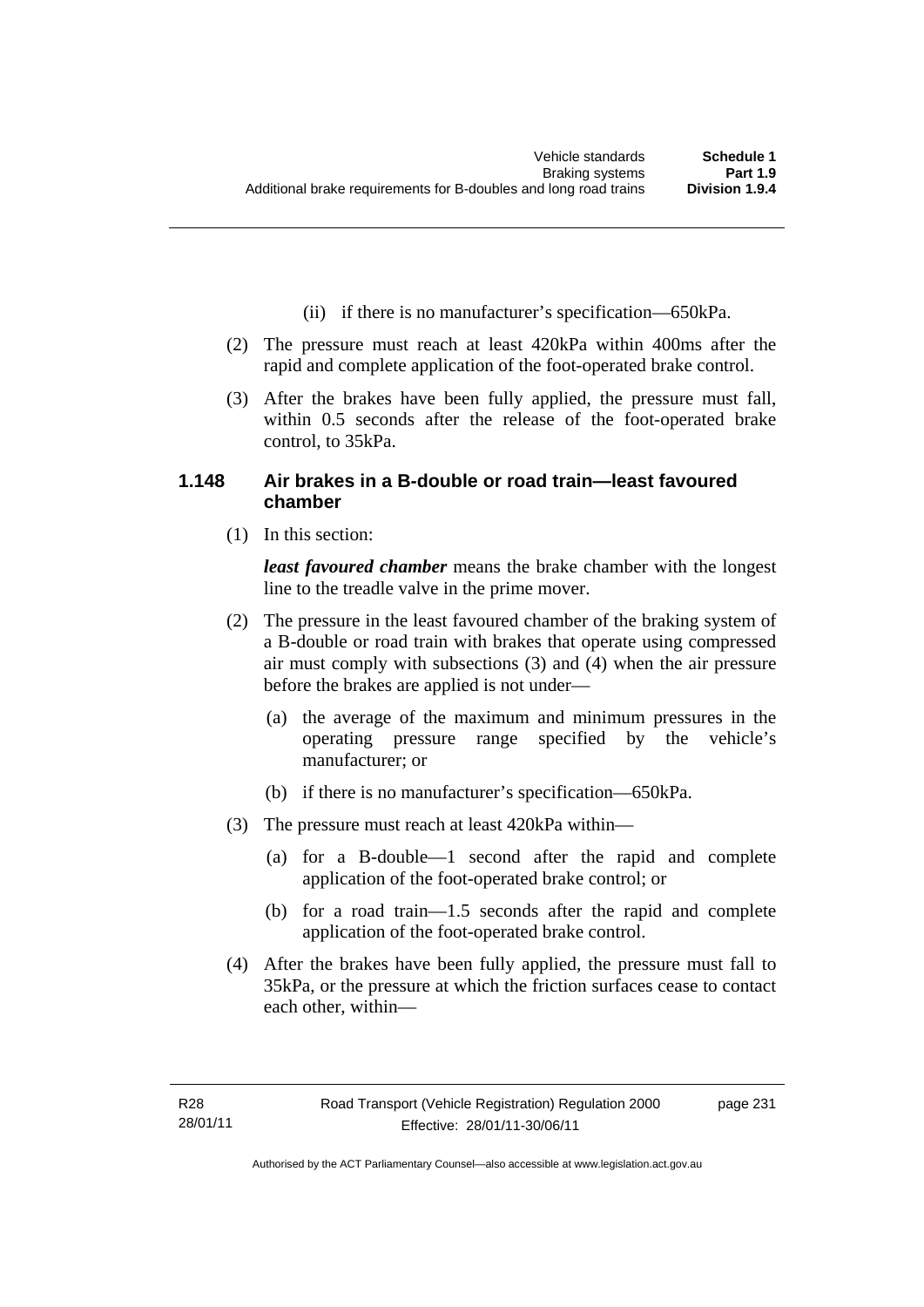(ii) if there is no manufacturer's specification—650kPa.

(2) The pressure must reach at least 420kPa within 400ms after the rapid and complete application of the foot-operated brake control.

(3) After the brakes have been fully applied, the pressure must fall, within 0.5 seconds after the release of the foot-operated brake control, to 35kPa.

### 1.148 Air brakes in a B-double or road train—least favoured chamber

(1) In this section:

***least favoured chamber*** means the brake chamber with the longest line to the treadle valve in the prime mover.

(2) The pressure in the least favoured chamber of the braking system of a B-double or road train with brakes that operate using compressed air must comply with subsections (3) and (4) when the air pressure before the brakes are applied is not under—

(a) the average of the maximum and minimum pressures in the operating pressure range specified by the vehicle's manufacturer; or

(b) if there is no manufacturer's specification—650kPa.

(3) The pressure must reach at least 420kPa within—

(a) for a B-double—1 second after the rapid and complete application of the foot-operated brake control; or

(b) for a road train—1.5 seconds after the rapid and complete application of the foot-operated brake control.

(4) After the brakes have been fully applied, the pressure must fall to 35kPa, or the pressure at which the friction surfaces cease to contact each other, within—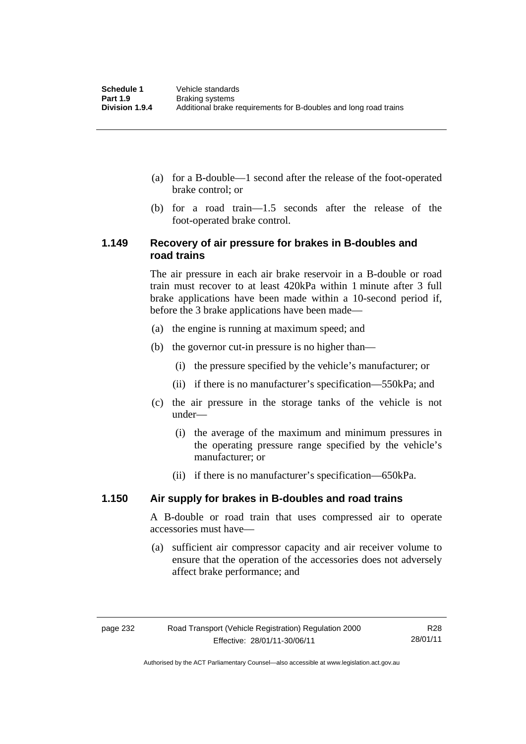(a) for a B-double—1 second after the release of the foot-operated brake control; or

(b) for a road train—1.5 seconds after the release of the foot-operated brake control.

### 1.149 Recovery of air pressure for brakes in B-doubles and road trains

The air pressure in each air brake reservoir in a B-double or road train must recover to at least 420kPa within 1 minute after 3 full brake applications have been made within a 10-second period if, before the 3 brake applications have been made—

(a) the engine is running at maximum speed; and

(b) the governor cut-in pressure is no higher than—

(i) the pressure specified by the vehicle's manufacturer; or

(ii) if there is no manufacturer's specification—550kPa; and

(c) the air pressure in the storage tanks of the vehicle is not under—

(i) the average of the maximum and minimum pressures in the operating pressure range specified by the vehicle's manufacturer; or

(ii) if there is no manufacturer's specification—650kPa.

### 1.150 Air supply for brakes in B-doubles and road trains

A B-double or road train that uses compressed air to operate accessories must have—

(a) sufficient air compressor capacity and air receiver volume to ensure that the operation of the accessories does not adversely affect brake performance; and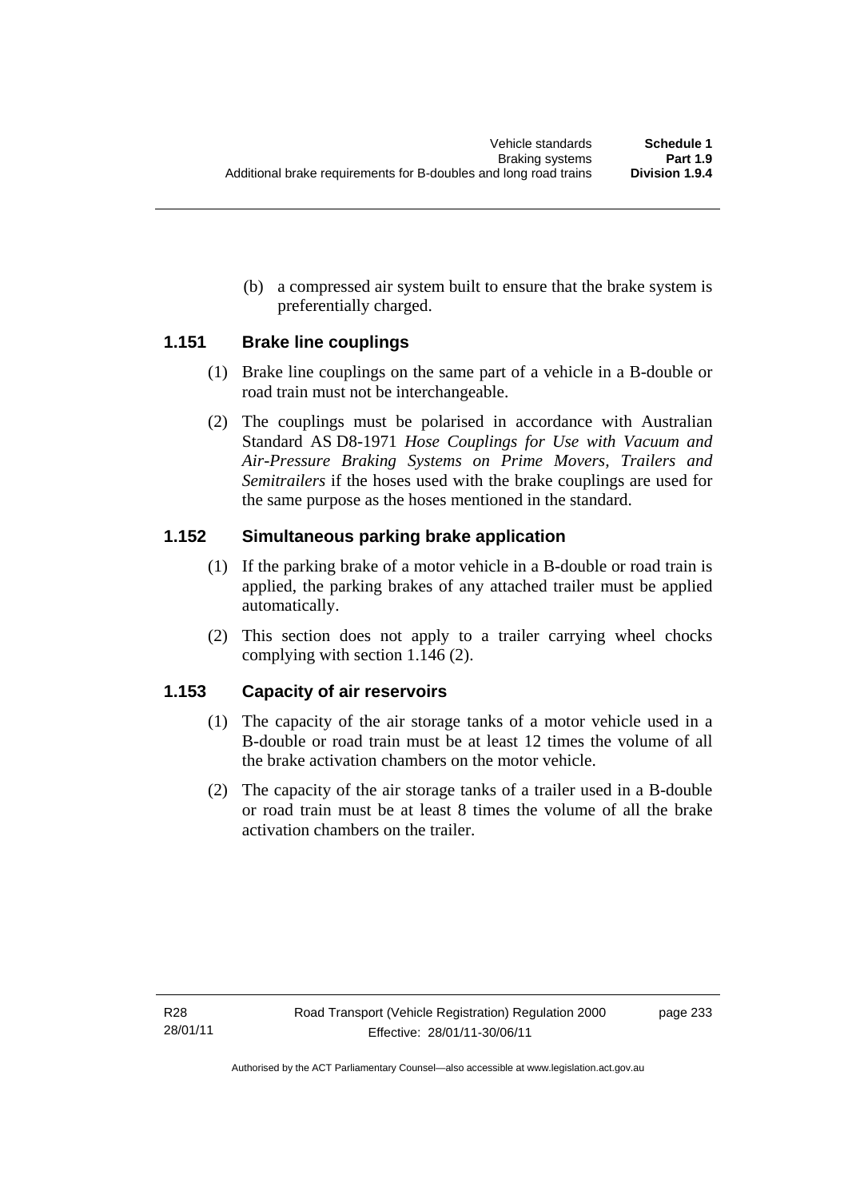(b) a compressed air system built to ensure that the brake system is preferentially charged.

### 1.151 Brake line couplings

(1) Brake line couplings on the same part of a vehicle in a B-double or road train must not be interchangeable.

(2) The couplings must be polarised in accordance with Australian Standard AS D8-1971 *Hose Couplings for Use with Vacuum and Air-Pressure Braking Systems on Prime Movers, Trailers and Semitrailers* if the hoses used with the brake couplings are used for the same purpose as the hoses mentioned in the standard.

### 1.152 Simultaneous parking brake application

(1) If the parking brake of a motor vehicle in a B-double or road train is applied, the parking brakes of any attached trailer must be applied automatically.

(2) This section does not apply to a trailer carrying wheel chocks complying with section 1.146 (2).

### 1.153 Capacity of air reservoirs

(1) The capacity of the air storage tanks of a motor vehicle used in a B-double or road train must be at least 12 times the volume of all the brake activation chambers on the motor vehicle.

(2) The capacity of the air storage tanks of a trailer used in a B-double or road train must be at least 8 times the volume of all the brake activation chambers on the trailer.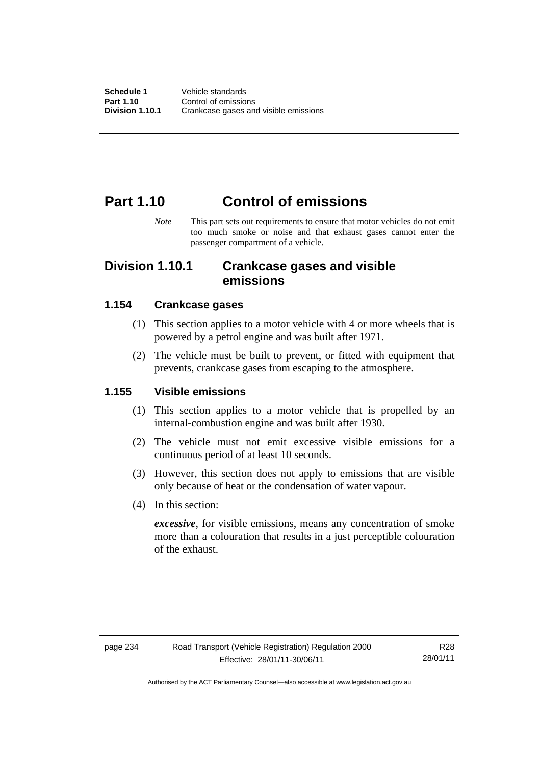# Part 1.10 Control of emissions

*Note* This part sets out requirements to ensure that motor vehicles do not emit too much smoke or noise and that exhaust gases cannot enter the passenger compartment of a vehicle.

## Division 1.10.1 Crankcase gases and visible emissions

### 1.154 Crankcase gases

(1) This section applies to a motor vehicle with 4 or more wheels that is powered by a petrol engine and was built after 1971.

(2) The vehicle must be built to prevent, or fitted with equipment that prevents, crankcase gases from escaping to the atmosphere.

### 1.155 Visible emissions

(1) This section applies to a motor vehicle that is propelled by an internal-combustion engine and was built after 1930.

(2) The vehicle must not emit excessive visible emissions for a continuous period of at least 10 seconds.

(3) However, this section does not apply to emissions that are visible only because of heat or the condensation of water vapour.

(4) In this section:

***excessive***, for visible emissions, means any concentration of smoke more than a colouration that results in a just perceptible colouration of the exhaust.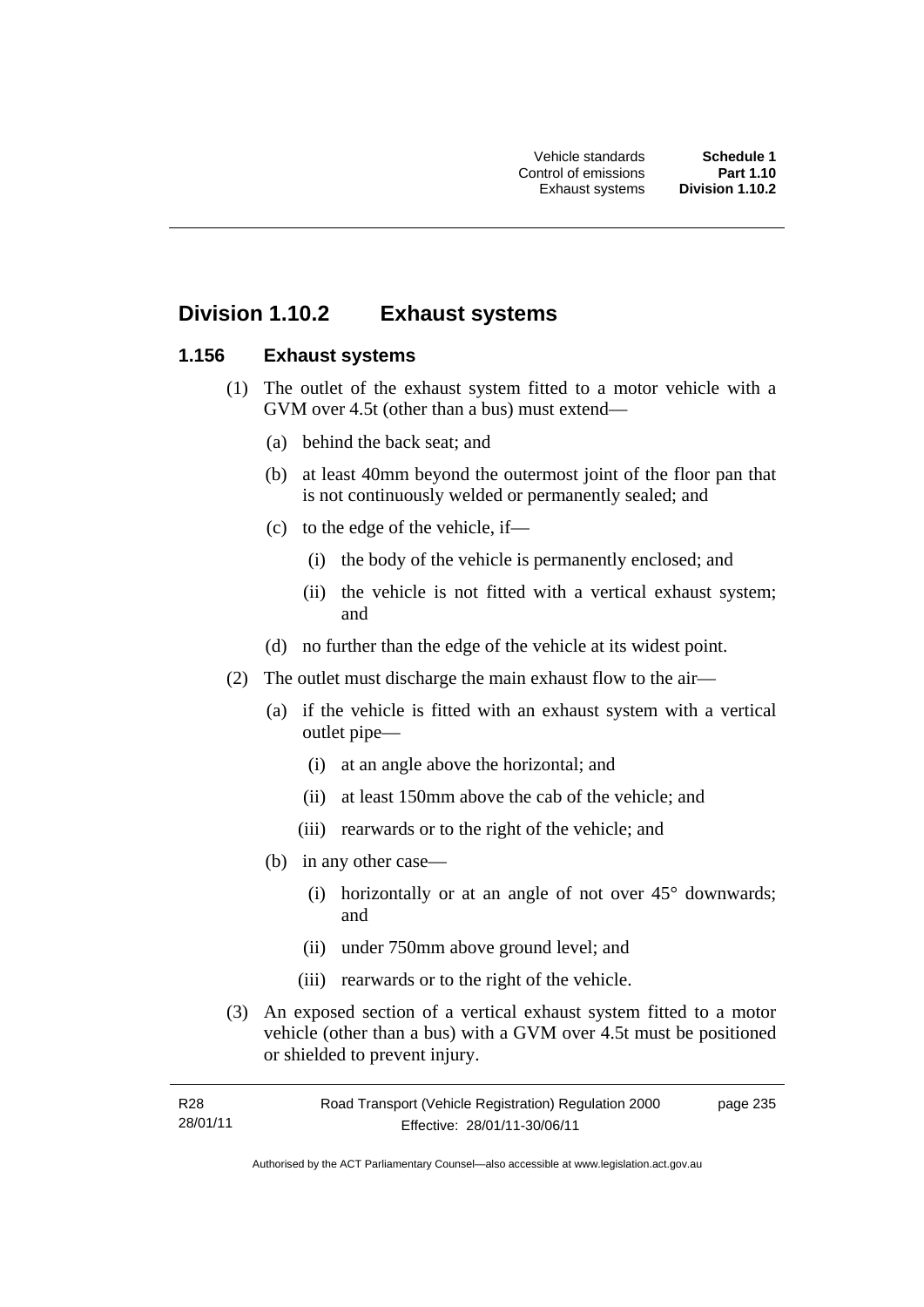## Division 1.10.2 Exhaust systems

### 1.156 Exhaust systems

(1) The outlet of the exhaust system fitted to a motor vehicle with a GVM over 4.5t (other than a bus) must extend—

(a) behind the back seat; and

(b) at least 40mm beyond the outermost joint of the floor pan that is not continuously welded or permanently sealed; and

(c) to the edge of the vehicle, if—

(i) the body of the vehicle is permanently enclosed; and

(ii) the vehicle is not fitted with a vertical exhaust system; and

(d) no further than the edge of the vehicle at its widest point.

(2) The outlet must discharge the main exhaust flow to the air—

(a) if the vehicle is fitted with an exhaust system with a vertical outlet pipe—

(i) at an angle above the horizontal; and

(ii) at least 150mm above the cab of the vehicle; and

(iii) rearwards or to the right of the vehicle; and

(b) in any other case—

(i) horizontally or at an angle of not over 45° downwards; and

(ii) under 750mm above ground level; and

(iii) rearwards or to the right of the vehicle.

(3) An exposed section of a vertical exhaust system fitted to a motor vehicle (other than a bus) with a GVM over 4.5t must be positioned or shielded to prevent injury.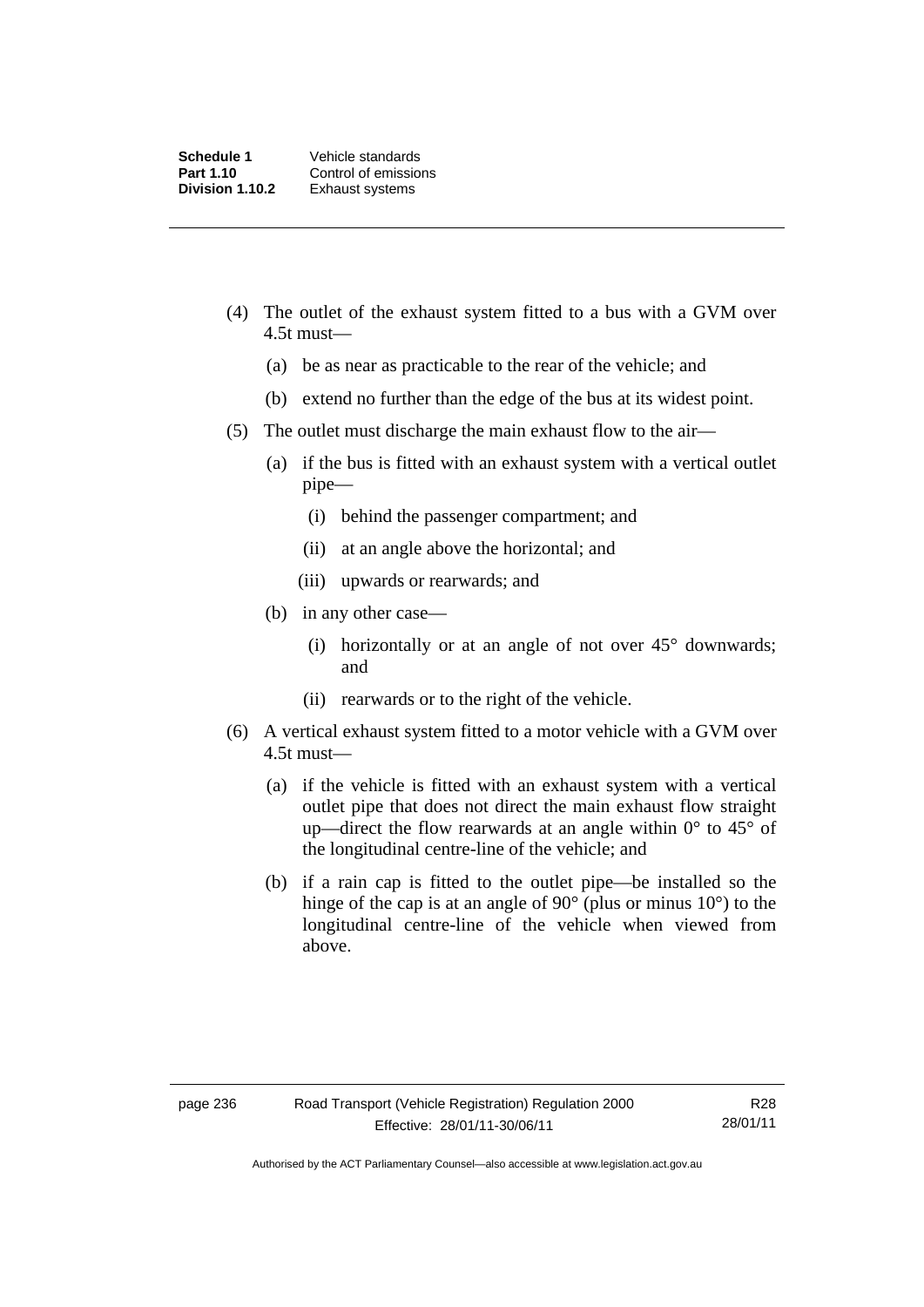(4) The outlet of the exhaust system fitted to a bus with a GVM over 4.5t must—

   (a) be as near as practicable to the rear of the vehicle; and

   (b) extend no further than the edge of the bus at its widest point.

(5) The outlet must discharge the main exhaust flow to the air—

   (a) if the bus is fitted with an exhaust system with a vertical outlet pipe—

      (i) behind the passenger compartment; and

      (ii) at an angle above the horizontal; and

      (iii) upwards or rearwards; and

   (b) in any other case—

      (i) horizontally or at an angle of not over 45° downwards; and

      (ii) rearwards or to the right of the vehicle.

(6) A vertical exhaust system fitted to a motor vehicle with a GVM over 4.5t must—

   (a) if the vehicle is fitted with an exhaust system with a vertical outlet pipe that does not direct the main exhaust flow straight up—direct the flow rearwards at an angle within 0° to 45° of the longitudinal centre-line of the vehicle; and

   (b) if a rain cap is fitted to the outlet pipe—be installed so the hinge of the cap is at an angle of 90° (plus or minus 10°) to the longitudinal centre-line of the vehicle when viewed from above.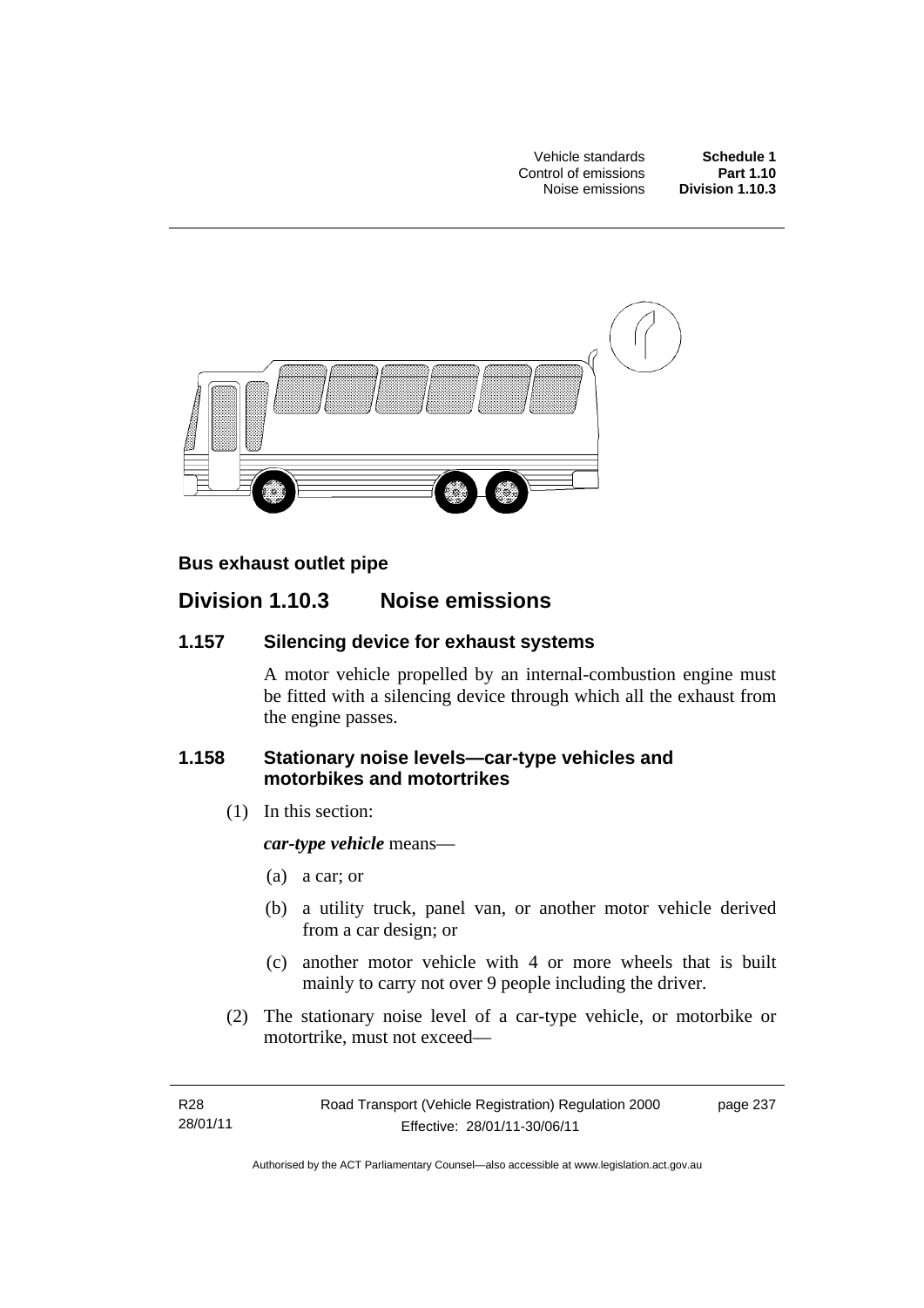**Bus exhaust outlet pipe**

## Division 1.10.3 Noise emissions

### 1.157 Silencing device for exhaust systems

A motor vehicle propelled by an internal-combustion engine must be fitted with a silencing device through which all the exhaust from the engine passes.

### 1.158 Stationary noise levels—car-type vehicles and motorbikes and motortrikes

(1) In this section:

***car-type vehicle*** means—

(a) a car; or

(b) a utility truck, panel van, or another motor vehicle derived from a car design; or

(c) another motor vehicle with 4 or more wheels that is built mainly to carry not over 9 people including the driver.

(2) The stationary noise level of a car-type vehicle, or motorbike or motortrike, must not exceed—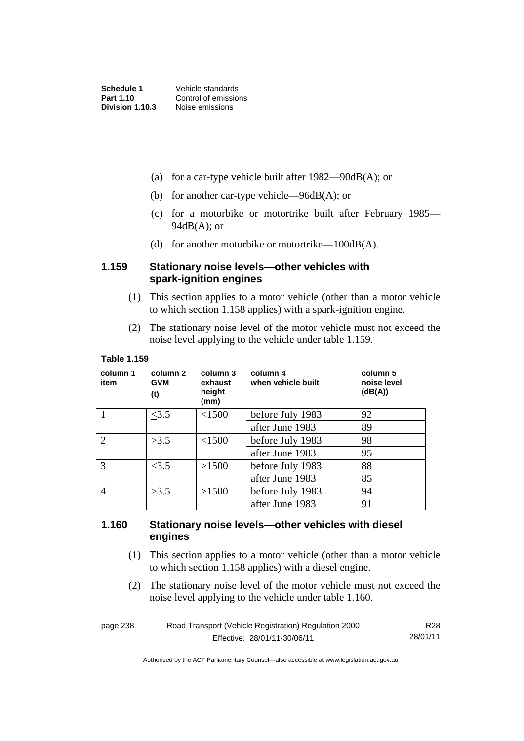(a) for a car-type vehicle built after 1982—90dB(A); or

(b) for another car-type vehicle—96dB(A); or

(c) for a motorbike or motortrike built after February 1985—94dB(A); or

(d) for another motorbike or motortrike—100dB(A).

### 1.159 Stationary noise levels—other vehicles with spark-ignition engines

(1) This section applies to a motor vehicle (other than a motor vehicle to which section 1.158 applies) with a spark-ignition engine.

(2) The stationary noise level of the motor vehicle must not exceed the noise level applying to the vehicle under table 1.159.

**Table 1.159**

| column 1 item | column 2 GVM (t) | column 3 exhaust height (mm) | column 4 when vehicle built | column 5 noise level (dB(A)) |
|---|---|---|---|---|
| 1 | ≤3.5 | <1500 | before July 1983 | 92 |
| | | | after June 1983 | 89 |
| 2 | >3.5 | <1500 | before July 1983 | 98 |
| | | | after June 1983 | 95 |
| 3 | <3.5 | >1500 | before July 1983 | 88 |
| | | | after June 1983 | 85 |
| 4 | >3.5 | ≥1500 | before July 1983 | 94 |
| | | | after June 1983 | 91 |

### 1.160 Stationary noise levels—other vehicles with diesel engines

(1) This section applies to a motor vehicle (other than a motor vehicle to which section 1.158 applies) with a diesel engine.

(2) The stationary noise level of the motor vehicle must not exceed the noise level applying to the vehicle under table 1.160.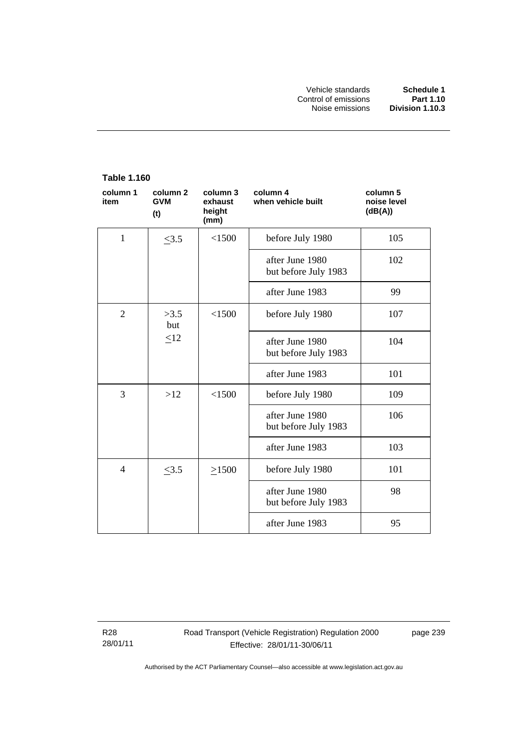**Table 1.160**

| column 1 item | column 2 GVM (t) | column 3 exhaust height (mm) | column 4 when vehicle built | column 5 noise level (dB(A)) |
|---|---|---|---|---|
| 1 | ≤3.5 | <1500 | before July 1980 | 105 |
| | | | after June 1980 but before July 1983 | 102 |
| | | | after June 1983 | 99 |
| 2 | >3.5 but ≤12 | <1500 | before July 1980 | 107 |
| | | | after June 1980 but before July 1983 | 104 |
| | | | after June 1983 | 101 |
| 3 | >12 | <1500 | before July 1980 | 109 |
| | | | after June 1980 but before July 1983 | 106 |
| | | | after June 1983 | 103 |
| 4 | ≤3.5 | ≥1500 | before July 1980 | 101 |
| | | | after June 1980 but before July 1983 | 98 |
| | | | after June 1983 | 95 |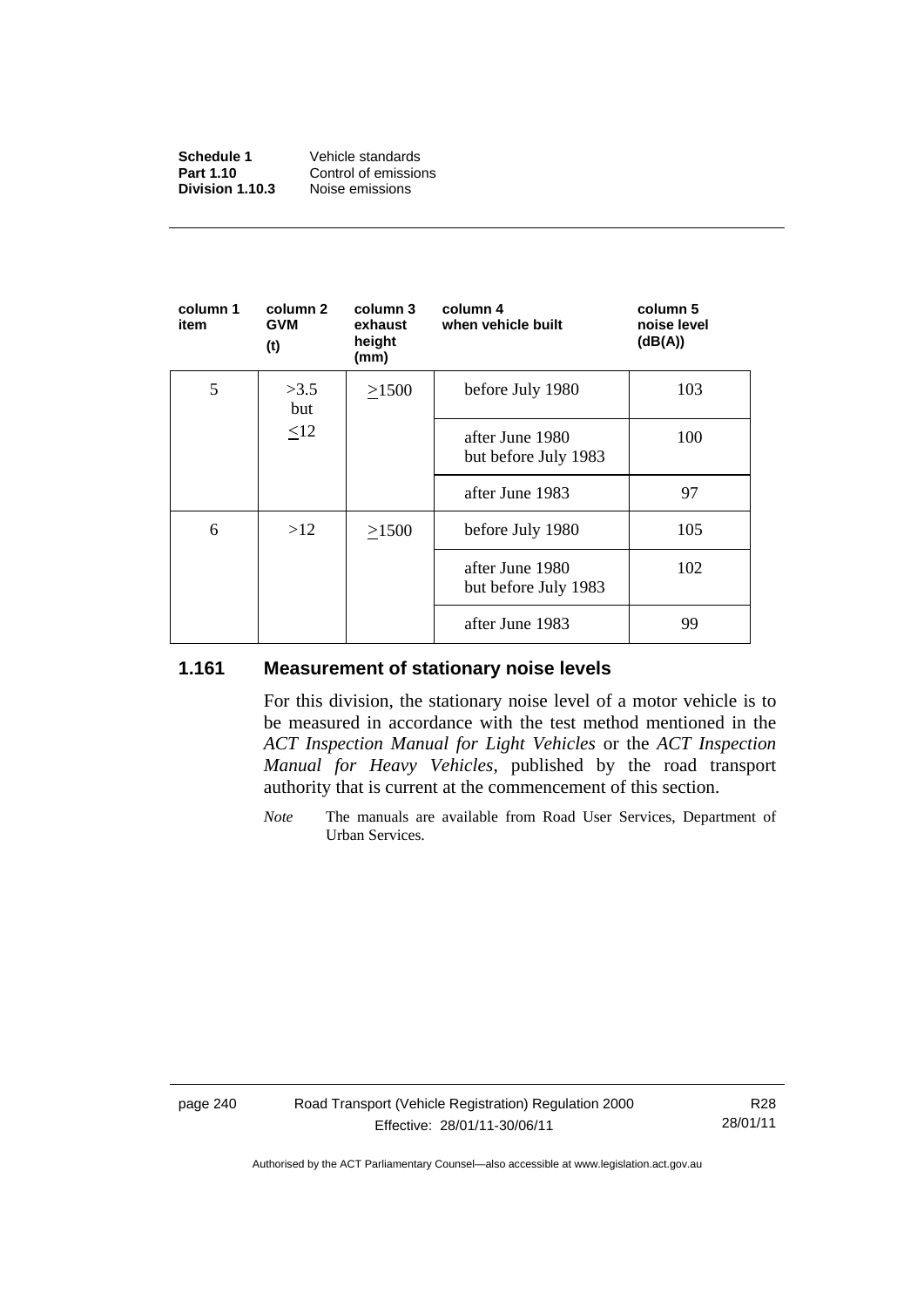| column 1 item | column 2 GVM (t) | column 3 exhaust height (mm) | column 4 when vehicle built | column 5 noise level (dB(A)) |
|---|---|---|---|---|
| 5 | >3.5 but ≤12 | ≥1500 | before July 1980 | 103 |
| | | | after June 1980 but before July 1983 | 100 |
| | | | after June 1983 | 97 |
| 6 | >12 | ≥1500 | before July 1980 | 105 |
| | | | after June 1980 but before July 1983 | 102 |
| | | | after June 1983 | 99 |

### 1.161 Measurement of stationary noise levels

For this division, the stationary noise level of a motor vehicle is to be measured in accordance with the test method mentioned in the *ACT Inspection Manual for Light Vehicles* or the *ACT Inspection Manual for Heavy Vehicles*, published by the road transport authority that is current at the commencement of this section.

*Note* The manuals are available from Road User Services, Department of Urban Services.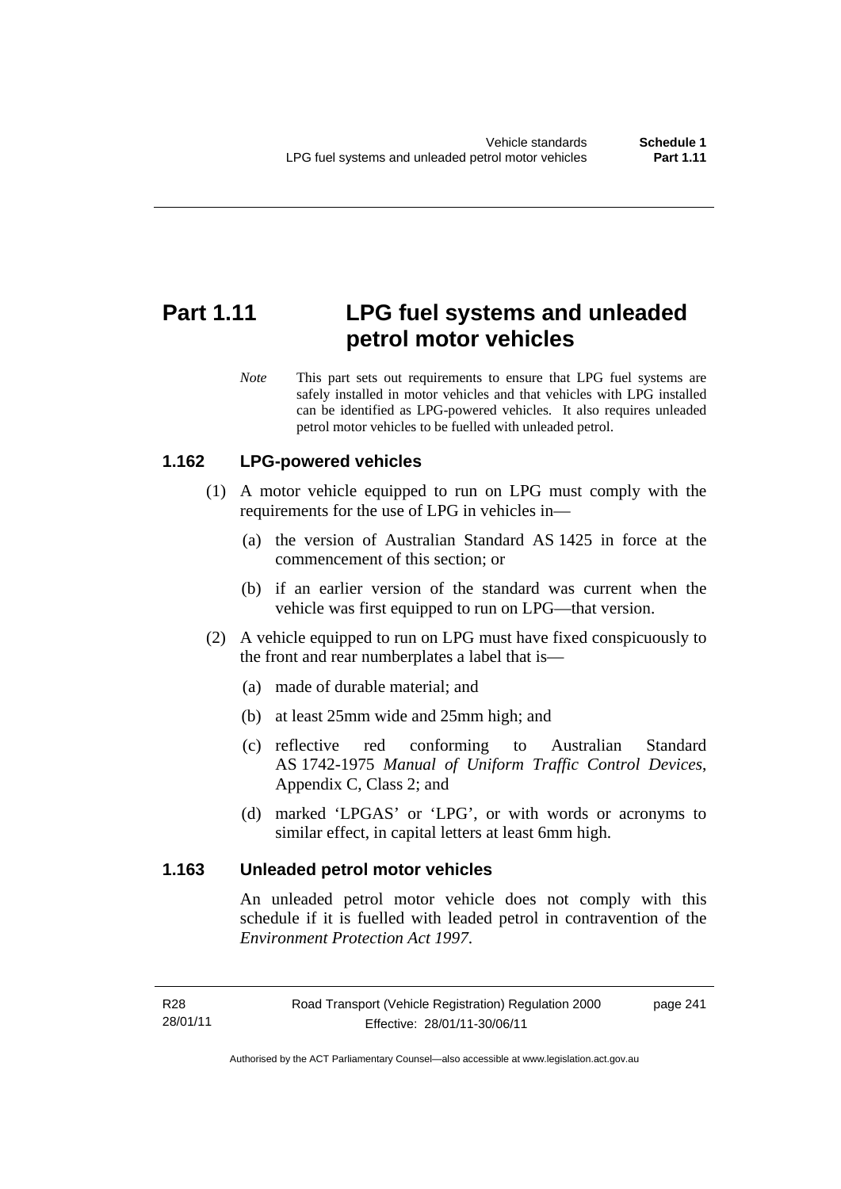# Part 1.11 LPG fuel systems and unleaded petrol motor vehicles

*Note* This part sets out requirements to ensure that LPG fuel systems are safely installed in motor vehicles and that vehicles with LPG installed can be identified as LPG-powered vehicles. It also requires unleaded petrol motor vehicles to be fuelled with unleaded petrol.

## 1.162 LPG-powered vehicles

(1) A motor vehicle equipped to run on LPG must comply with the requirements for the use of LPG in vehicles in—

(a) the version of Australian Standard AS 1425 in force at the commencement of this section; or

(b) if an earlier version of the standard was current when the vehicle was first equipped to run on LPG—that version.

(2) A vehicle equipped to run on LPG must have fixed conspicuously to the front and rear numberplates a label that is—

(a) made of durable material; and

(b) at least 25mm wide and 25mm high; and

(c) reflective red conforming to Australian Standard AS 1742-1975 *Manual of Uniform Traffic Control Devices*, Appendix C, Class 2; and

(d) marked 'LPGAS' or 'LPG', or with words or acronyms to similar effect, in capital letters at least 6mm high.

## 1.163 Unleaded petrol motor vehicles

An unleaded petrol motor vehicle does not comply with this schedule if it is fuelled with leaded petrol in contravention of the *Environment Protection Act 1997*.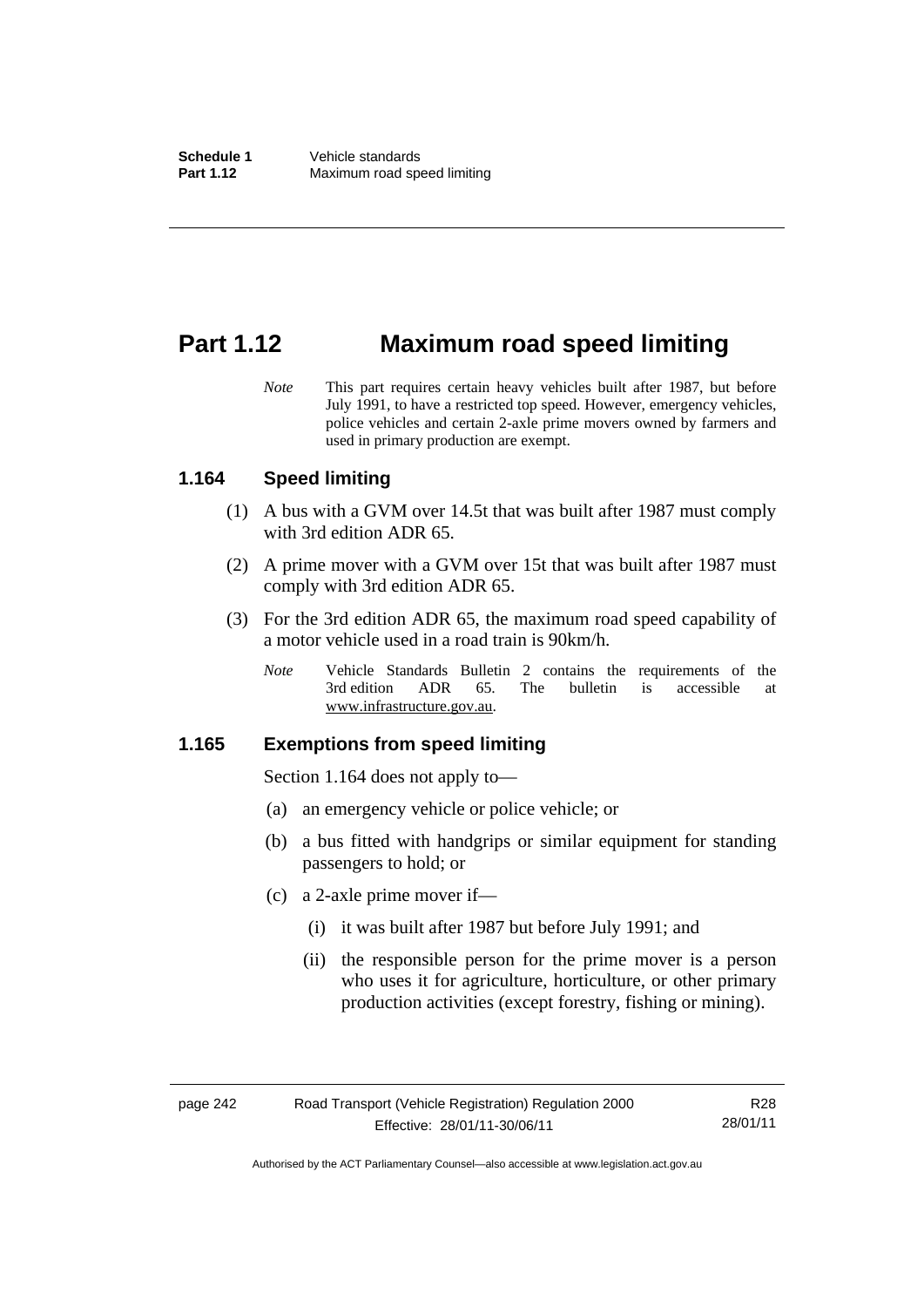# Part 1.12 Maximum road speed limiting

*Note* This part requires certain heavy vehicles built after 1987, but before July 1991, to have a restricted top speed. However, emergency vehicles, police vehicles and certain 2-axle prime movers owned by farmers and used in primary production are exempt.

## 1.164 Speed limiting

(1) A bus with a GVM over 14.5t that was built after 1987 must comply with 3rd edition ADR 65.

(2) A prime mover with a GVM over 15t that was built after 1987 must comply with 3rd edition ADR 65.

(3) For the 3rd edition ADR 65, the maximum road speed capability of a motor vehicle used in a road train is 90km/h.

*Note* Vehicle Standards Bulletin 2 contains the requirements of the 3rd edition ADR 65. The bulletin is accessible at www.infrastructure.gov.au.

## 1.165 Exemptions from speed limiting

Section 1.164 does not apply to—

(a) an emergency vehicle or police vehicle; or

(b) a bus fitted with handgrips or similar equipment for standing passengers to hold; or

(c) a 2-axle prime mover if—

(i) it was built after 1987 but before July 1991; and

(ii) the responsible person for the prime mover is a person who uses it for agriculture, horticulture, or other primary production activities (except forestry, fishing or mining).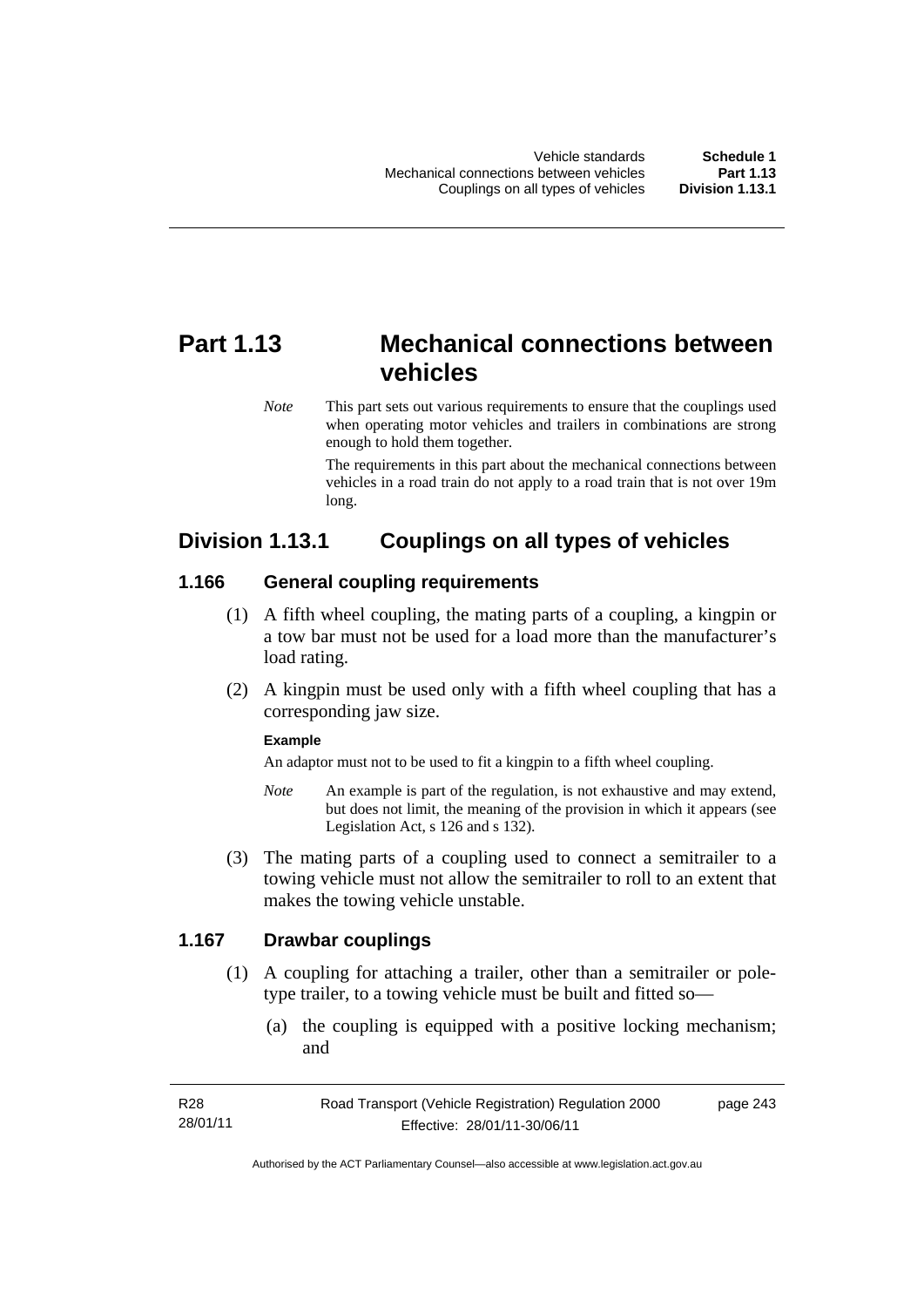# Part 1.13 Mechanical connections between vehicles

*Note* This part sets out various requirements to ensure that the couplings used when operating motor vehicles and trailers in combinations are strong enough to hold them together.

The requirements in this part about the mechanical connections between vehicles in a road train do not apply to a road train that is not over 19m long.

## Division 1.13.1 Couplings on all types of vehicles

### 1.166 General coupling requirements

(1) A fifth wheel coupling, the mating parts of a coupling, a kingpin or a tow bar must not be used for a load more than the manufacturer's load rating.

(2) A kingpin must be used only with a fifth wheel coupling that has a corresponding jaw size.

**Example**

An adaptor must not to be used to fit a kingpin to a fifth wheel coupling.

*Note* An example is part of the regulation, is not exhaustive and may extend, but does not limit, the meaning of the provision in which it appears (see Legislation Act, s 126 and s 132).

(3) The mating parts of a coupling used to connect a semitrailer to a towing vehicle must not allow the semitrailer to roll to an extent that makes the towing vehicle unstable.

### 1.167 Drawbar couplings

(1) A coupling for attaching a trailer, other than a semitrailer or pole-type trailer, to a towing vehicle must be built and fitted so—

(a) the coupling is equipped with a positive locking mechanism; and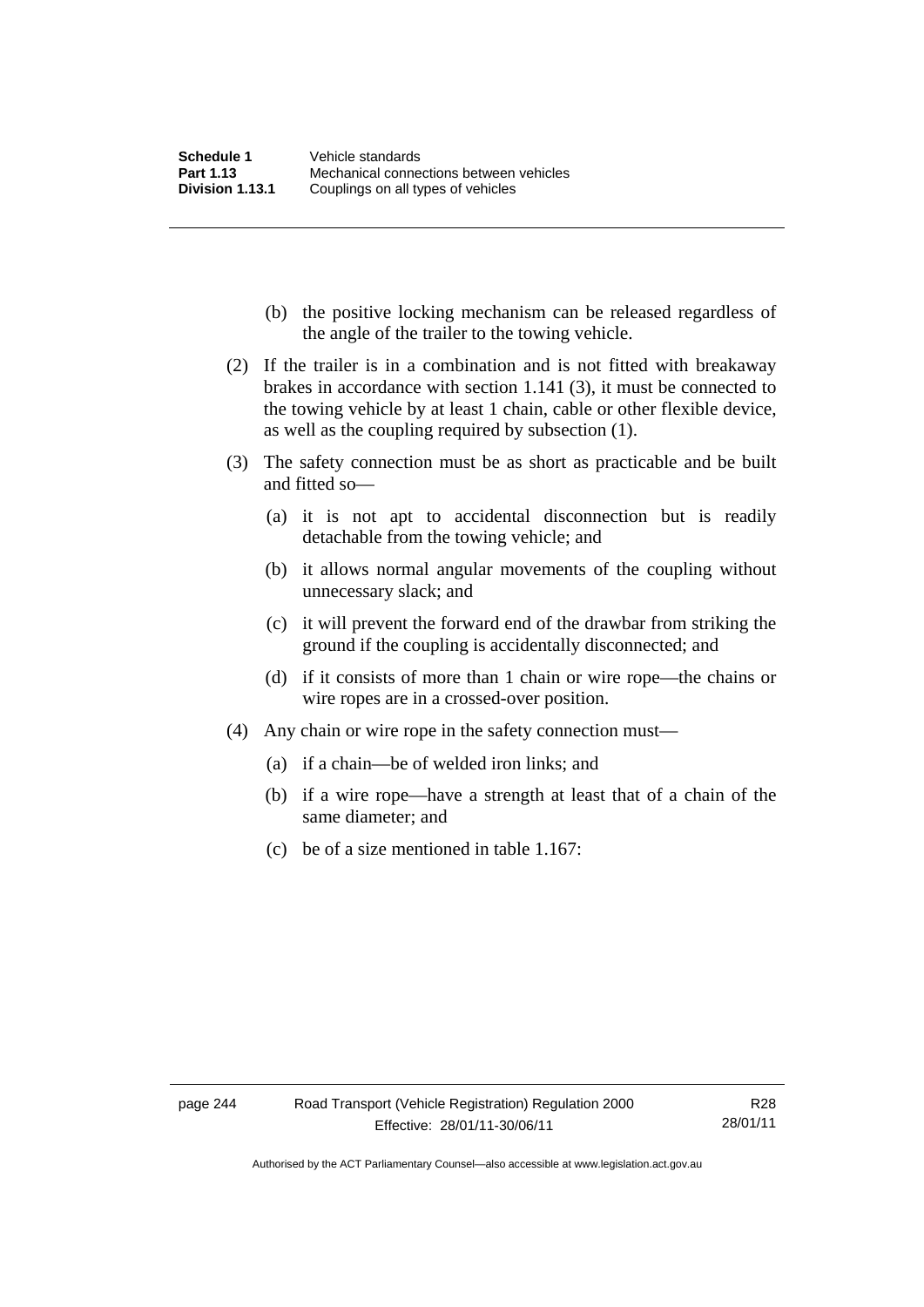(b) the positive locking mechanism can be released regardless of the angle of the trailer to the towing vehicle.

(2) If the trailer is in a combination and is not fitted with breakaway brakes in accordance with section 1.141 (3), it must be connected to the towing vehicle by at least 1 chain, cable or other flexible device, as well as the coupling required by subsection (1).

(3) The safety connection must be as short as practicable and be built and fitted so—

(a) it is not apt to accidental disconnection but is readily detachable from the towing vehicle; and

(b) it allows normal angular movements of the coupling without unnecessary slack; and

(c) it will prevent the forward end of the drawbar from striking the ground if the coupling is accidentally disconnected; and

(d) if it consists of more than 1 chain or wire rope—the chains or wire ropes are in a crossed-over position.

(4) Any chain or wire rope in the safety connection must—

(a) if a chain—be of welded iron links; and

(b) if a wire rope—have a strength at least that of a chain of the same diameter; and

(c) be of a size mentioned in table 1.167: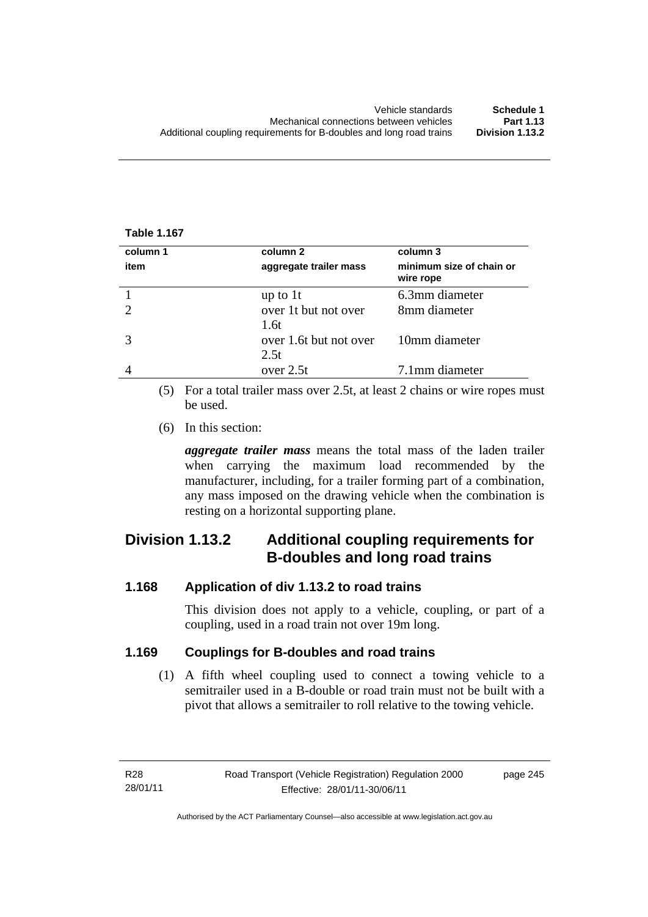**Table 1.167**

| column 1<br>item | column 2<br>aggregate trailer mass | column 3<br>minimum size of chain or wire rope |
|---|---|---|
| 1 | up to 1t | 6.3mm diameter |
| 2 | over 1t but not over 1.6t | 8mm diameter |
| 3 | over 1.6t but not over 2.5t | 10mm diameter |
| 4 | over 2.5t | 7.1mm diameter |

(5) For a total trailer mass over 2.5t, at least 2 chains or wire ropes must be used.

(6) In this section:

***aggregate trailer mass*** means the total mass of the laden trailer when carrying the maximum load recommended by the manufacturer, including, for a trailer forming part of a combination, any mass imposed on the drawing vehicle when the combination is resting on a horizontal supporting plane.

## Division 1.13.2 Additional coupling requirements for B-doubles and long road trains

### 1.168 Application of div 1.13.2 to road trains

This division does not apply to a vehicle, coupling, or part of a coupling, used in a road train not over 19m long.

### 1.169 Couplings for B-doubles and road trains

(1) A fifth wheel coupling used to connect a towing vehicle to a semitrailer used in a B-double or road train must not be built with a pivot that allows a semitrailer to roll relative to the towing vehicle.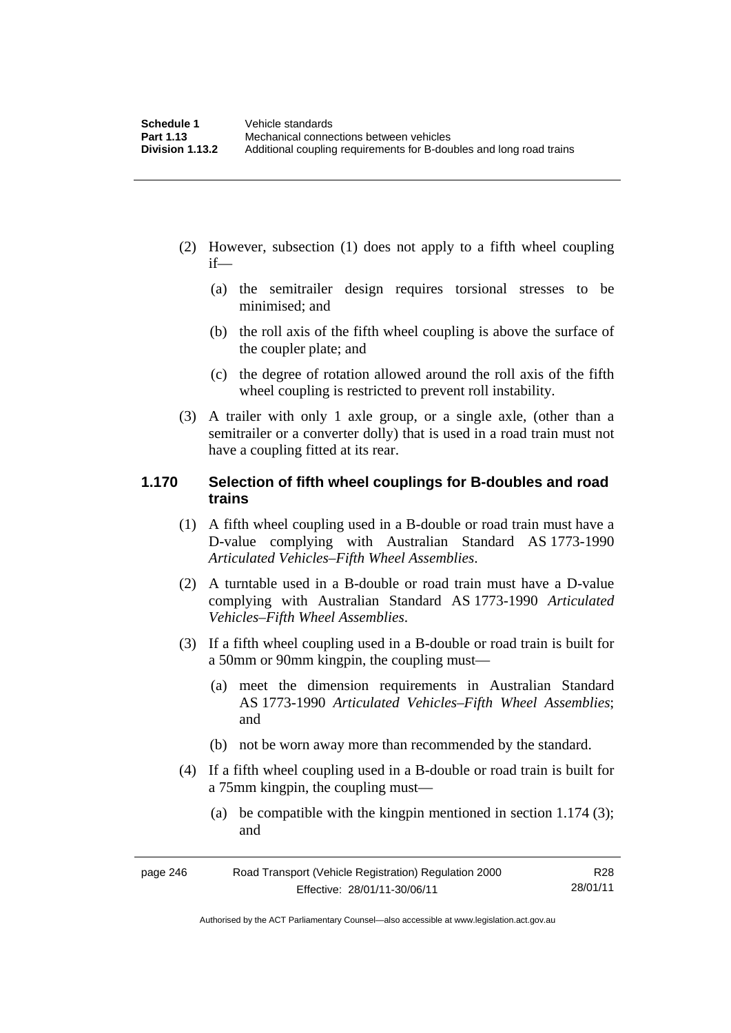(2) However, subsection (1) does not apply to a fifth wheel coupling if—

(a) the semitrailer design requires torsional stresses to be minimised; and

(b) the roll axis of the fifth wheel coupling is above the surface of the coupler plate; and

(c) the degree of rotation allowed around the roll axis of the fifth wheel coupling is restricted to prevent roll instability.

(3) A trailer with only 1 axle group, or a single axle, (other than a semitrailer or a converter dolly) that is used in a road train must not have a coupling fitted at its rear.

### 1.170 Selection of fifth wheel couplings for B-doubles and road trains

(1) A fifth wheel coupling used in a B-double or road train must have a D-value complying with Australian Standard AS 1773-1990 *Articulated Vehicles–Fifth Wheel Assemblies*.

(2) A turntable used in a B-double or road train must have a D-value complying with Australian Standard AS 1773-1990 *Articulated Vehicles–Fifth Wheel Assemblies*.

(3) If a fifth wheel coupling used in a B-double or road train is built for a 50mm or 90mm kingpin, the coupling must—

(a) meet the dimension requirements in Australian Standard AS 1773-1990 *Articulated Vehicles–Fifth Wheel Assemblies*; and

(b) not be worn away more than recommended by the standard.

(4) If a fifth wheel coupling used in a B-double or road train is built for a 75mm kingpin, the coupling must—

(a) be compatible with the kingpin mentioned in section 1.174 (3); and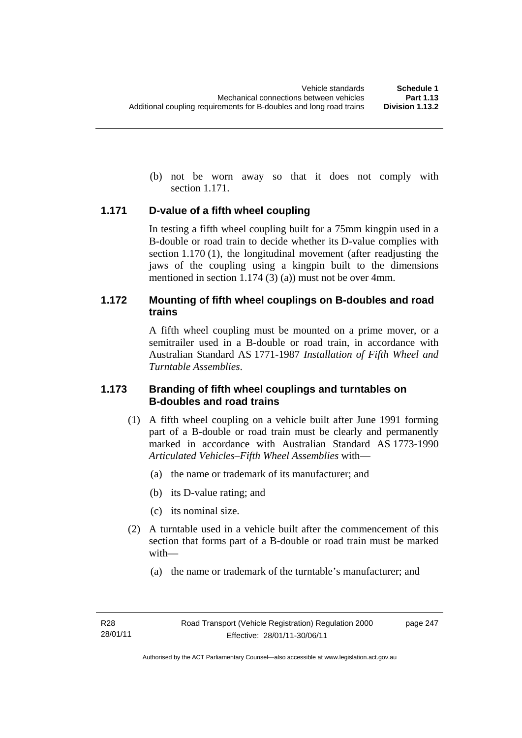(b) not be worn away so that it does not comply with section 1.171.

### 1.171 D-value of a fifth wheel coupling

In testing a fifth wheel coupling built for a 75mm kingpin used in a B-double or road train to decide whether its D-value complies with section 1.170 (1), the longitudinal movement (after readjusting the jaws of the coupling using a kingpin built to the dimensions mentioned in section 1.174 (3) (a)) must not be over 4mm.

### 1.172 Mounting of fifth wheel couplings on B-doubles and road trains

A fifth wheel coupling must be mounted on a prime mover, or a semitrailer used in a B-double or road train, in accordance with Australian Standard AS 1771-1987 *Installation of Fifth Wheel and Turntable Assemblies*.

### 1.173 Branding of fifth wheel couplings and turntables on B-doubles and road trains

(1) A fifth wheel coupling on a vehicle built after June 1991 forming part of a B-double or road train must be clearly and permanently marked in accordance with Australian Standard AS 1773-1990 *Articulated Vehicles–Fifth Wheel Assemblies* with—

(a) the name or trademark of its manufacturer; and

(b) its D-value rating; and

(c) its nominal size.

(2) A turntable used in a vehicle built after the commencement of this section that forms part of a B-double or road train must be marked with—

(a) the name or trademark of the turntable's manufacturer; and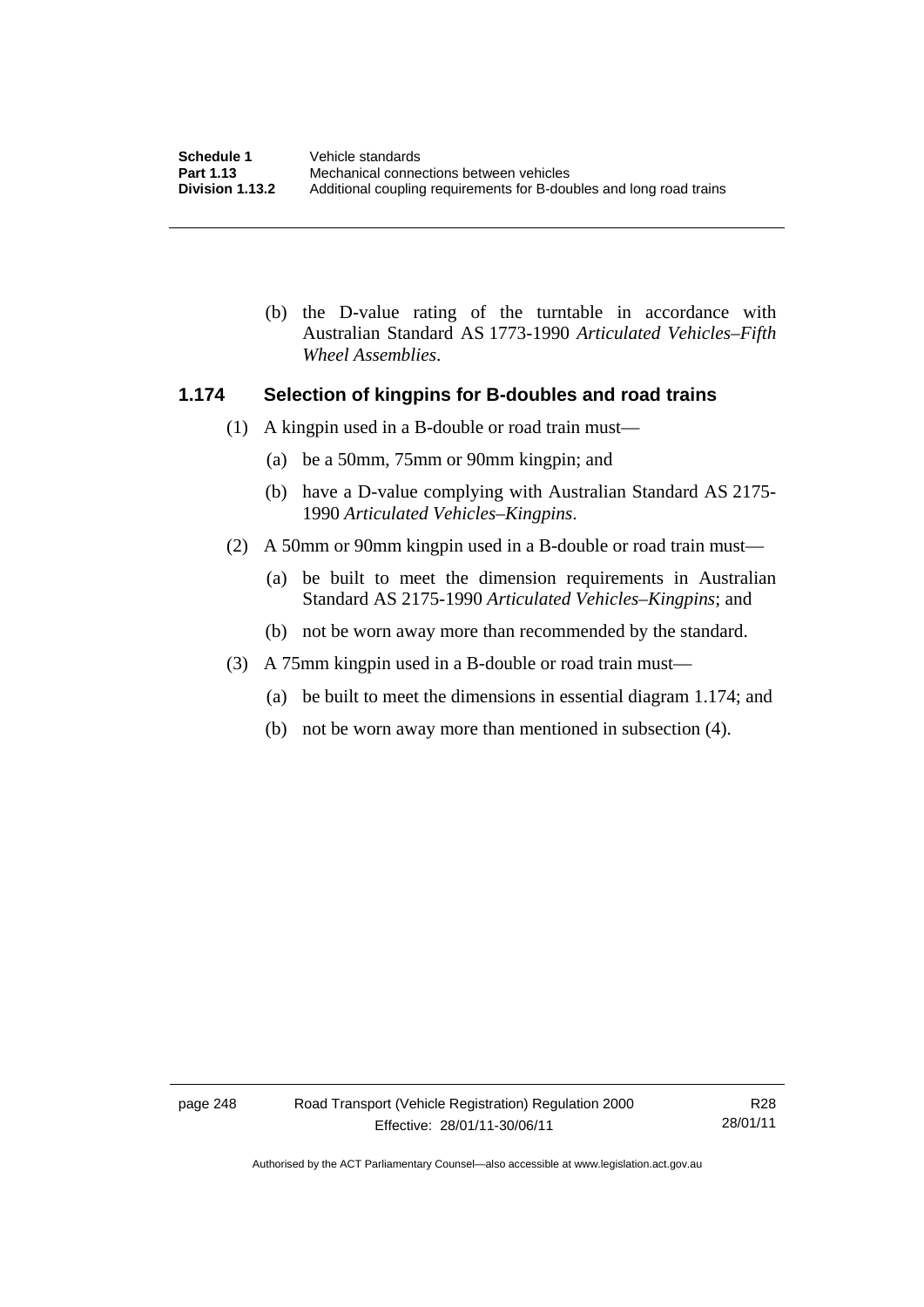(b) the D-value rating of the turntable in accordance with Australian Standard AS 1773-1990 *Articulated Vehicles–Fifth Wheel Assemblies*.

### 1.174 Selection of kingpins for B-doubles and road trains

(1) A kingpin used in a B-double or road train must—

(a) be a 50mm, 75mm or 90mm kingpin; and

(b) have a D-value complying with Australian Standard AS 2175-1990 *Articulated Vehicles–Kingpins*.

(2) A 50mm or 90mm kingpin used in a B-double or road train must—

(a) be built to meet the dimension requirements in Australian Standard AS 2175-1990 *Articulated Vehicles–Kingpins*; and

(b) not be worn away more than recommended by the standard.

(3) A 75mm kingpin used in a B-double or road train must—

(a) be built to meet the dimensions in essential diagram 1.174; and

(b) not be worn away more than mentioned in subsection (4).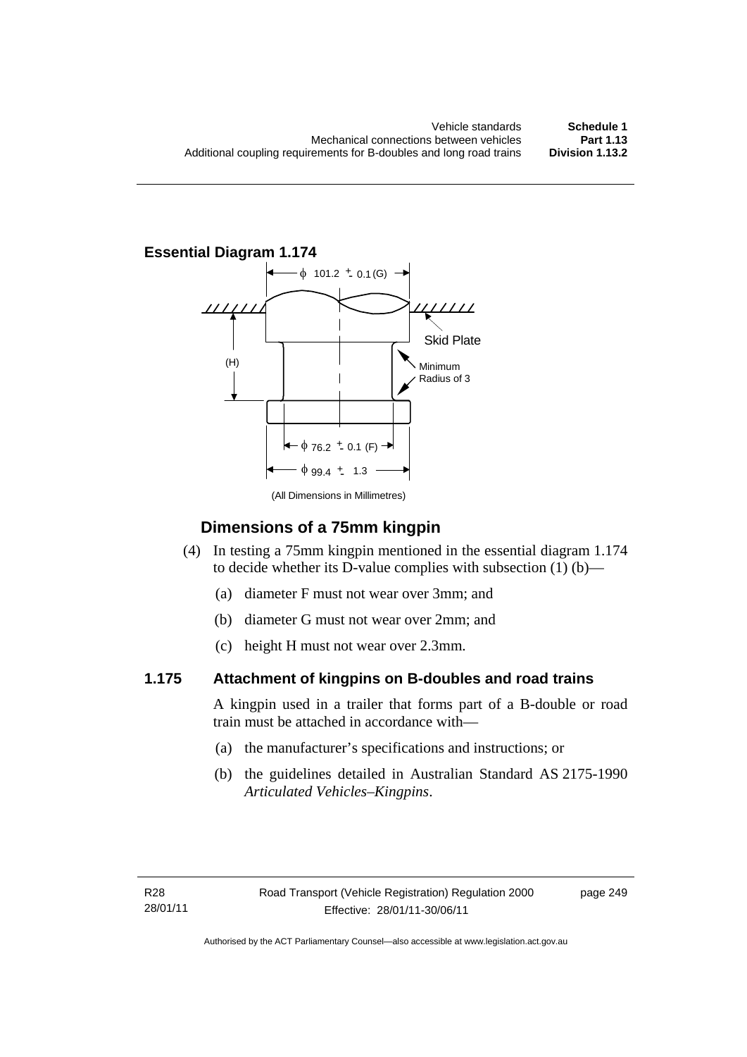**Essential Diagram 1.174**

ϕ 101.2 ± 0.1 (G)

Skid Plate

(H)

Minimum Radius of 3

ϕ 76.2 ± 0.1 (F)

ϕ 99.4 ± 1.3

(All Dimensions in Millimetres)

## Dimensions of a 75mm kingpin

(4) In testing a 75mm kingpin mentioned in the essential diagram 1.174 to decide whether its D-value complies with subsection (1) (b)—

(a) diameter F must not wear over 3mm; and

(b) diameter G must not wear over 2mm; and

(c) height H must not wear over 2.3mm.

### 1.175 Attachment of kingpins on B-doubles and road trains

A kingpin used in a trailer that forms part of a B-double or road train must be attached in accordance with—

(a) the manufacturer's specifications and instructions; or

(b) the guidelines detailed in Australian Standard AS 2175-1990 *Articulated Vehicles–Kingpins*.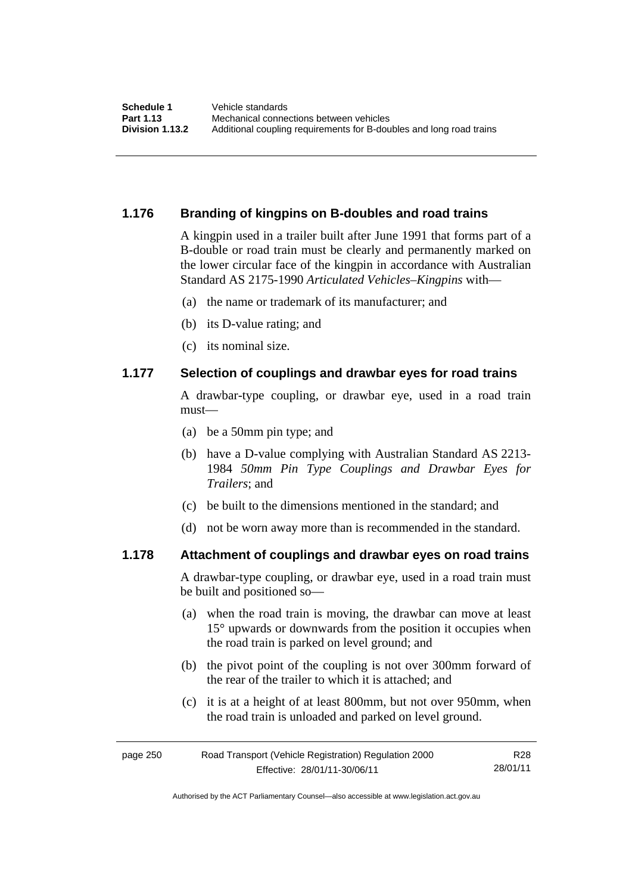## 1.176 Branding of kingpins on B-doubles and road trains

A kingpin used in a trailer built after June 1991 that forms part of a B-double or road train must be clearly and permanently marked on the lower circular face of the kingpin in accordance with Australian Standard AS 2175-1990 *Articulated Vehicles–Kingpins* with—

(a) the name or trademark of its manufacturer; and

(b) its D-value rating; and

(c) its nominal size.

## 1.177 Selection of couplings and drawbar eyes for road trains

A drawbar-type coupling, or drawbar eye, used in a road train must—

(a) be a 50mm pin type; and

(b) have a D-value complying with Australian Standard AS 2213-1984 *50mm Pin Type Couplings and Drawbar Eyes for Trailers*; and

(c) be built to the dimensions mentioned in the standard; and

(d) not be worn away more than is recommended in the standard.

## 1.178 Attachment of couplings and drawbar eyes on road trains

A drawbar-type coupling, or drawbar eye, used in a road train must be built and positioned so—

(a) when the road train is moving, the drawbar can move at least 15° upwards or downwards from the position it occupies when the road train is parked on level ground; and

(b) the pivot point of the coupling is not over 300mm forward of the rear of the trailer to which it is attached; and

(c) it is at a height of at least 800mm, but not over 950mm, when the road train is unloaded and parked on level ground.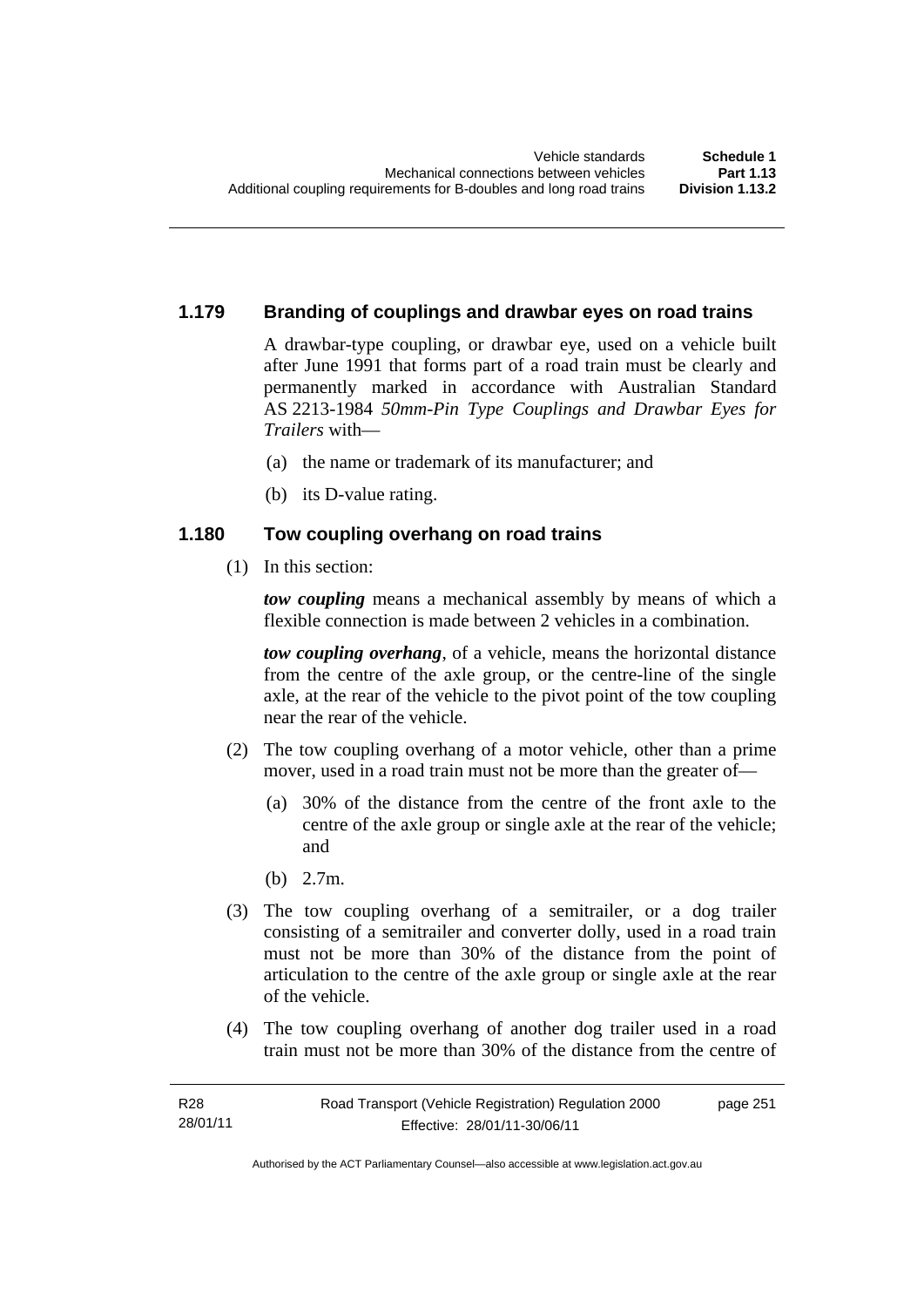### 1.179 Branding of couplings and drawbar eyes on road trains

A drawbar-type coupling, or drawbar eye, used on a vehicle built after June 1991 that forms part of a road train must be clearly and permanently marked in accordance with Australian Standard AS 2213-1984 *50mm-Pin Type Couplings and Drawbar Eyes for Trailers* with—

(a) the name or trademark of its manufacturer; and

(b) its D-value rating.

### 1.180 Tow coupling overhang on road trains

(1) In this section:

***tow coupling*** means a mechanical assembly by means of which a flexible connection is made between 2 vehicles in a combination.

***tow coupling overhang***, of a vehicle, means the horizontal distance from the centre of the axle group, or the centre-line of the single axle, at the rear of the vehicle to the pivot point of the tow coupling near the rear of the vehicle.

(2) The tow coupling overhang of a motor vehicle, other than a prime mover, used in a road train must not be more than the greater of—

(a) 30% of the distance from the centre of the front axle to the centre of the axle group or single axle at the rear of the vehicle; and

(b) 2.7m.

(3) The tow coupling overhang of a semitrailer, or a dog trailer consisting of a semitrailer and converter dolly, used in a road train must not be more than 30% of the distance from the point of articulation to the centre of the axle group or single axle at the rear of the vehicle.

(4) The tow coupling overhang of another dog trailer used in a road train must not be more than 30% of the distance from the centre of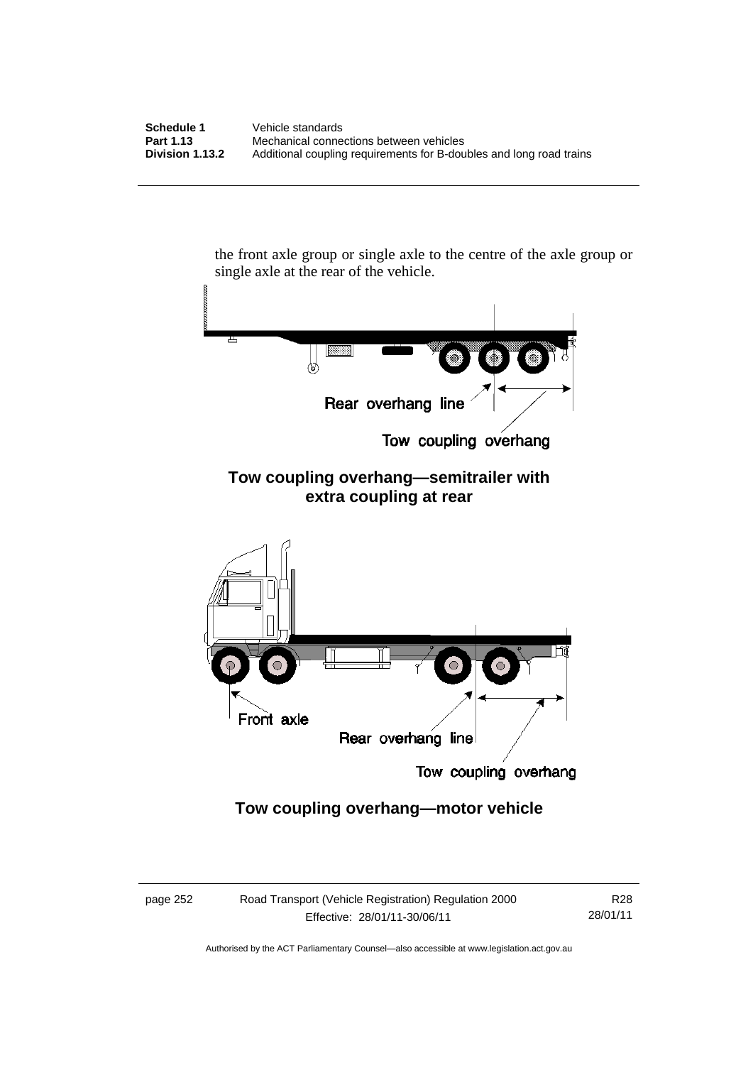the front axle group or single axle to the centre of the axle group or single axle at the rear of the vehicle.

Rear overhang line

Tow coupling overhang

**Tow coupling overhang—semitrailer with extra coupling at rear**

Front axle

Rear overhang line

Tow coupling overhang

**Tow coupling overhang—motor vehicle**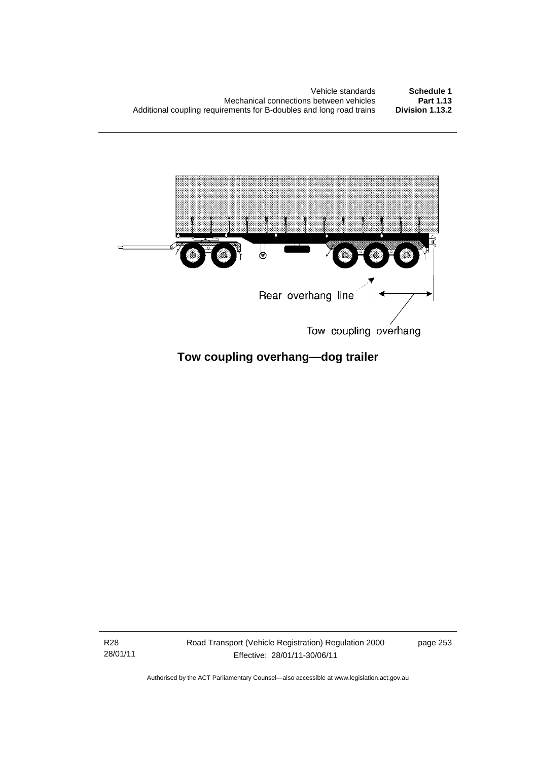Rear overhang line

Tow coupling overhang

**Tow coupling overhang—dog trailer**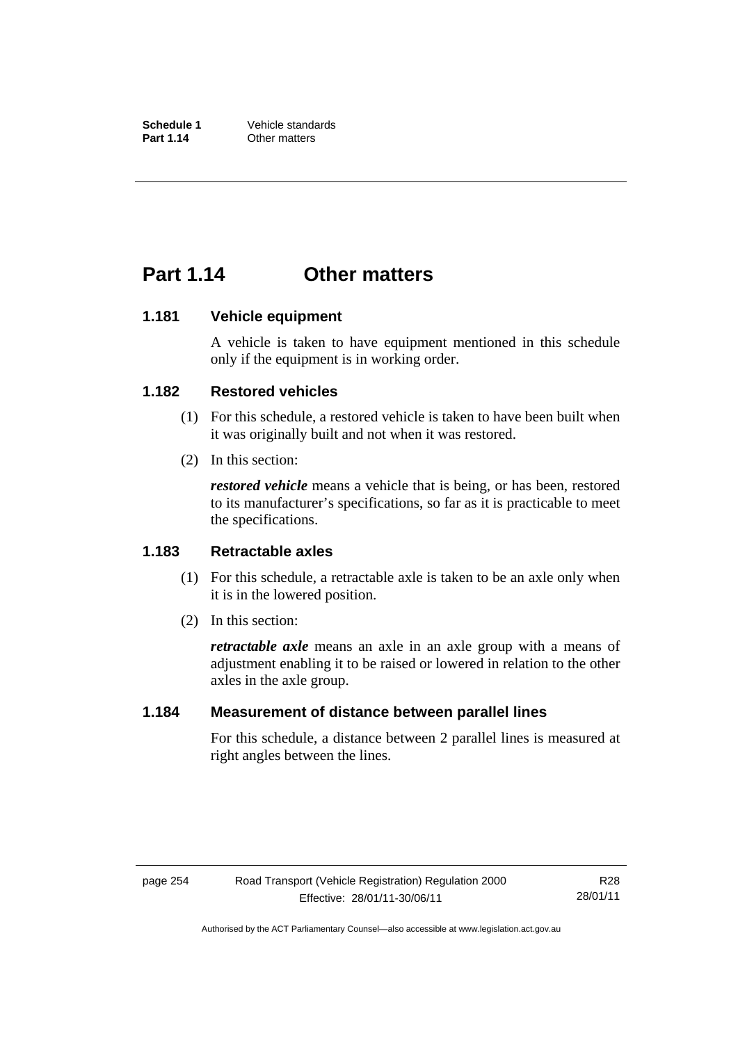# Part 1.14 Other matters

## 1.181 Vehicle equipment

A vehicle is taken to have equipment mentioned in this schedule only if the equipment is in working order.

## 1.182 Restored vehicles

(1) For this schedule, a restored vehicle is taken to have been built when it was originally built and not when it was restored.

(2) In this section:

***restored vehicle*** means a vehicle that is being, or has been, restored to its manufacturer's specifications, so far as it is practicable to meet the specifications.

## 1.183 Retractable axles

(1) For this schedule, a retractable axle is taken to be an axle only when it is in the lowered position.

(2) In this section:

***retractable axle*** means an axle in an axle group with a means of adjustment enabling it to be raised or lowered in relation to the other axles in the axle group.

## 1.184 Measurement of distance between parallel lines

For this schedule, a distance between 2 parallel lines is measured at right angles between the lines.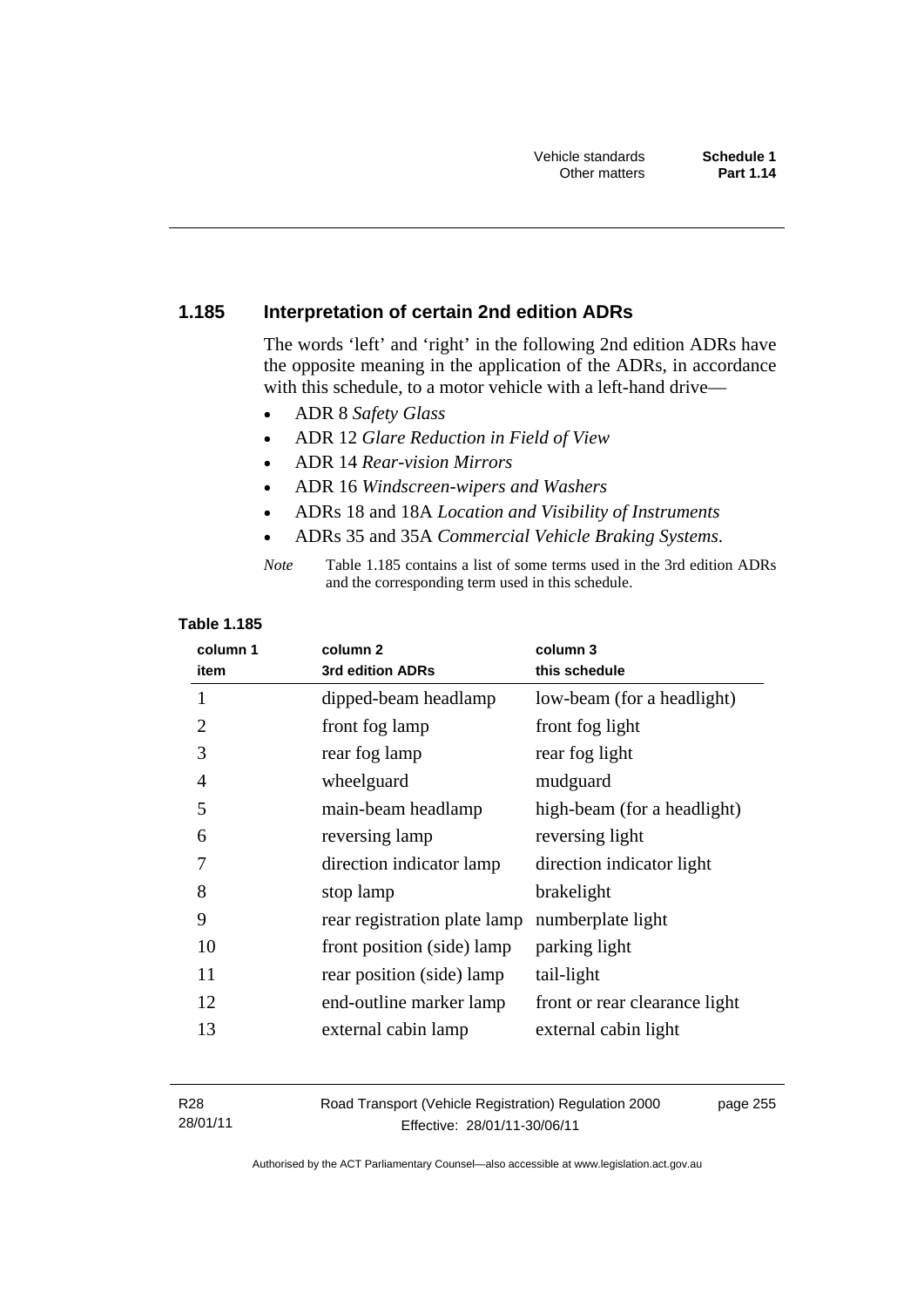## 1.185 Interpretation of certain 2nd edition ADRs

The words 'left' and 'right' in the following 2nd edition ADRs have the opposite meaning in the application of the ADRs, in accordance with this schedule, to a motor vehicle with a left-hand drive—

- ADR 8 *Safety Glass*
- ADR 12 *Glare Reduction in Field of View*
- ADR 14 *Rear-vision Mirrors*
- ADR 16 *Windscreen-wipers and Washers*
- ADRs 18 and 18A *Location and Visibility of Instruments*
- ADRs 35 and 35A *Commercial Vehicle Braking Systems*.

*Note* Table 1.185 contains a list of some terms used in the 3rd edition ADRs and the corresponding term used in this schedule.

**Table 1.185**

| column 1<br>item | column 2<br>3rd edition ADRs | column 3<br>this schedule |
|---|---|---|
| 1 | dipped-beam headlamp | low-beam (for a headlight) |
| 2 | front fog lamp | front fog light |
| 3 | rear fog lamp | rear fog light |
| 4 | wheelguard | mudguard |
| 5 | main-beam headlamp | high-beam (for a headlight) |
| 6 | reversing lamp | reversing light |
| 7 | direction indicator lamp | direction indicator light |
| 8 | stop lamp | brakelight |
| 9 | rear registration plate lamp | numberplate light |
| 10 | front position (side) lamp | parking light |
| 11 | rear position (side) lamp | tail-light |
| 12 | end-outline marker lamp | front or rear clearance light |
| 13 | external cabin lamp | external cabin light |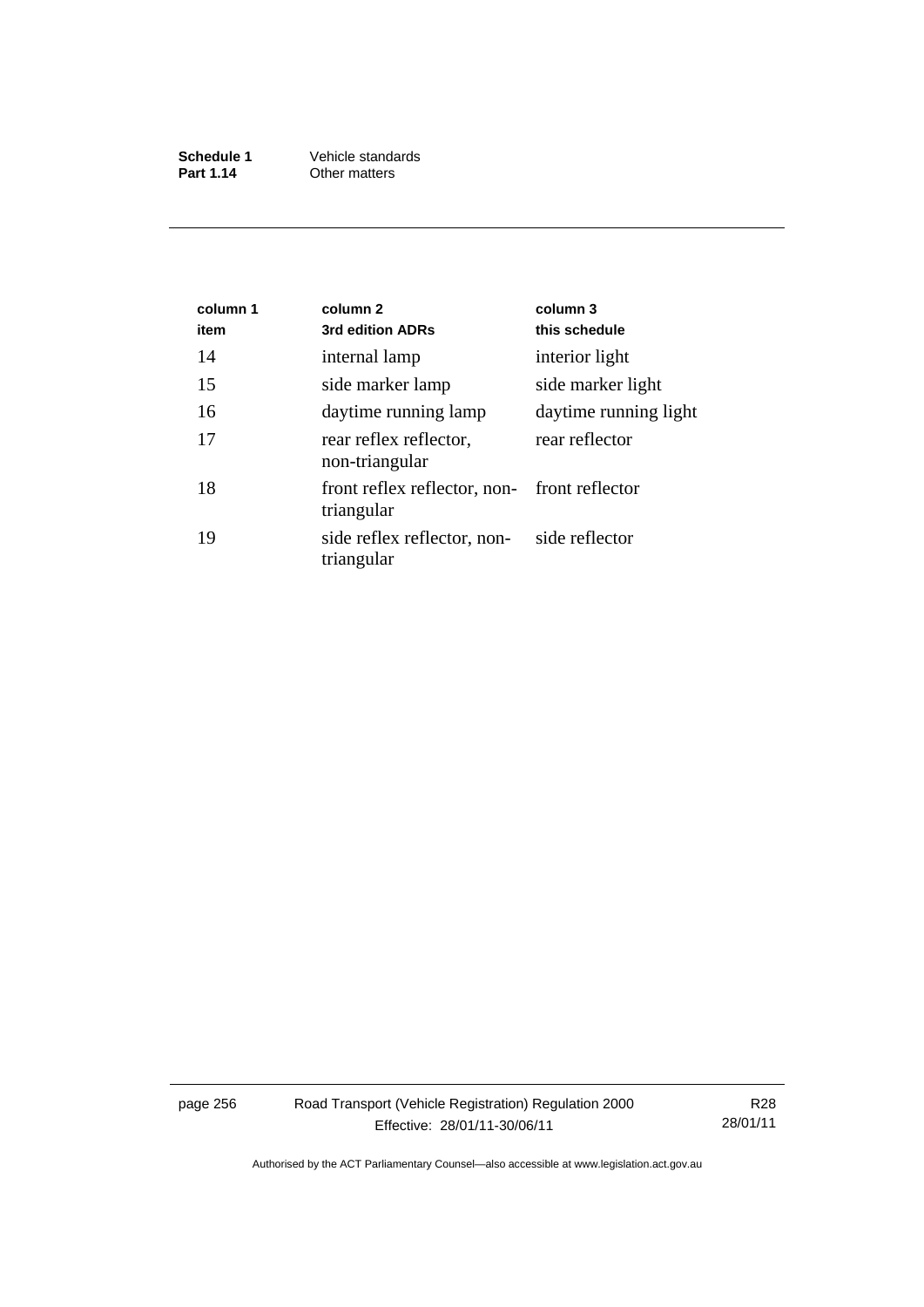| column 1<br>item | column 2<br>3rd edition ADRs | column 3<br>this schedule |
|---|---|---|
| 14 | internal lamp | interior light |
| 15 | side marker lamp | side marker light |
| 16 | daytime running lamp | daytime running light |
| 17 | rear reflex reflector, non-triangular | rear reflector |
| 18 | front reflex reflector, non-triangular | front reflector |
| 19 | side reflex reflector, non-triangular | side reflector |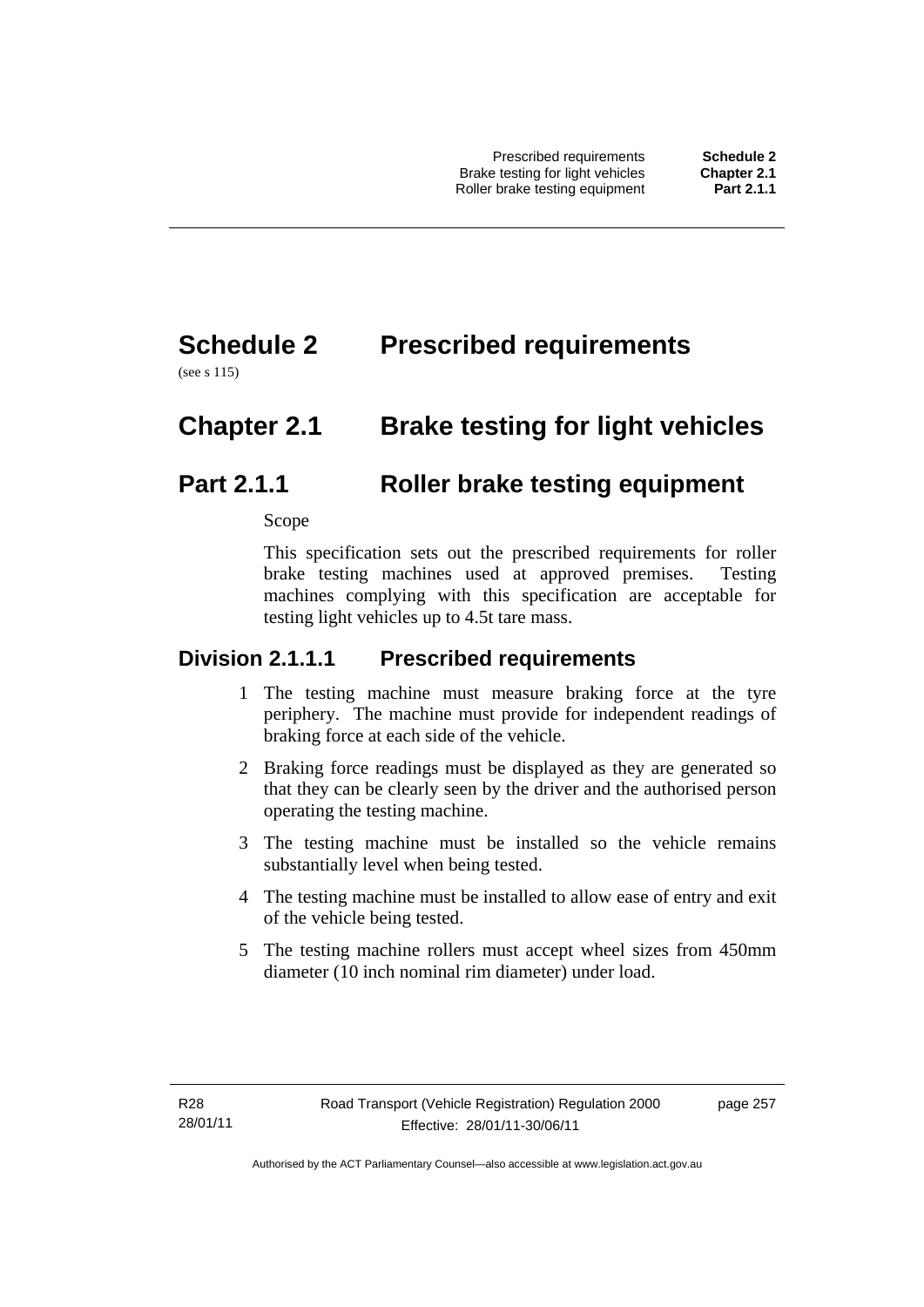# Schedule 2 Prescribed requirements

(see s 115)

# Chapter 2.1 Brake testing for light vehicles

## Part 2.1.1 Roller brake testing equipment

Scope

This specification sets out the prescribed requirements for roller brake testing machines used at approved premises. Testing machines complying with this specification are acceptable for testing light vehicles up to 4.5t tare mass.

### Division 2.1.1.1 Prescribed requirements

1 The testing machine must measure braking force at the tyre periphery. The machine must provide for independent readings of braking force at each side of the vehicle.

2 Braking force readings must be displayed as they are generated so that they can be clearly seen by the driver and the authorised person operating the testing machine.

3 The testing machine must be installed so the vehicle remains substantially level when being tested.

4 The testing machine must be installed to allow ease of entry and exit of the vehicle being tested.

5 The testing machine rollers must accept wheel sizes from 450mm diameter (10 inch nominal rim diameter) under load.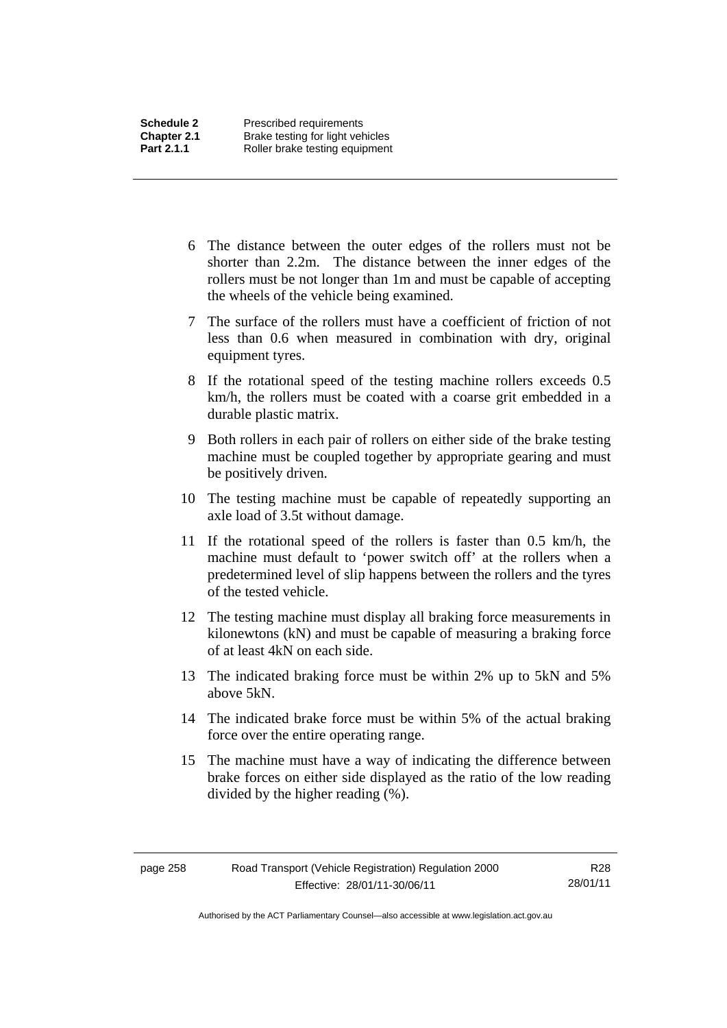6 The distance between the outer edges of the rollers must not be shorter than 2.2m. The distance between the inner edges of the rollers must be not longer than 1m and must be capable of accepting the wheels of the vehicle being examined.

7 The surface of the rollers must have a coefficient of friction of not less than 0.6 when measured in combination with dry, original equipment tyres.

8 If the rotational speed of the testing machine rollers exceeds 0.5 km/h, the rollers must be coated with a coarse grit embedded in a durable plastic matrix.

9 Both rollers in each pair of rollers on either side of the brake testing machine must be coupled together by appropriate gearing and must be positively driven.

10 The testing machine must be capable of repeatedly supporting an axle load of 3.5t without damage.

11 If the rotational speed of the rollers is faster than 0.5 km/h, the machine must default to 'power switch off' at the rollers when a predetermined level of slip happens between the rollers and the tyres of the tested vehicle.

12 The testing machine must display all braking force measurements in kilonewtons (kN) and must be capable of measuring a braking force of at least 4kN on each side.

13 The indicated braking force must be within 2% up to 5kN and 5% above 5kN.

14 The indicated brake force must be within 5% of the actual braking force over the entire operating range.

15 The machine must have a way of indicating the difference between brake forces on either side displayed as the ratio of the low reading divided by the higher reading (%).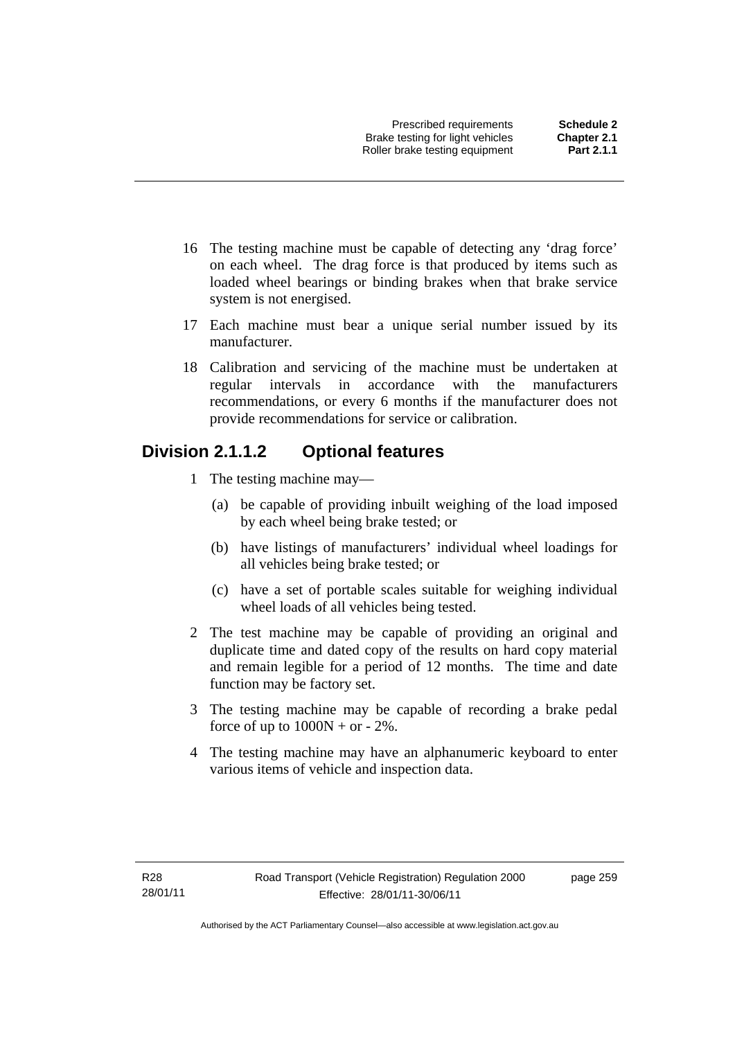16 The testing machine must be capable of detecting any 'drag force' on each wheel. The drag force is that produced by items such as loaded wheel bearings or binding brakes when that brake service system is not energised.

17 Each machine must bear a unique serial number issued by its manufacturer.

18 Calibration and servicing of the machine must be undertaken at regular intervals in accordance with the manufacturers recommendations, or every 6 months if the manufacturer does not provide recommendations for service or calibration.

## Division 2.1.1.2 Optional features

1 The testing machine may—

(a) be capable of providing inbuilt weighing of the load imposed by each wheel being brake tested; or

(b) have listings of manufacturers' individual wheel loadings for all vehicles being brake tested; or

(c) have a set of portable scales suitable for weighing individual wheel loads of all vehicles being tested.

2 The test machine may be capable of providing an original and duplicate time and dated copy of the results on hard copy material and remain legible for a period of 12 months. The time and date function may be factory set.

3 The testing machine may be capable of recording a brake pedal force of up to 1000N + or - 2%.

4 The testing machine may have an alphanumeric keyboard to enter various items of vehicle and inspection data.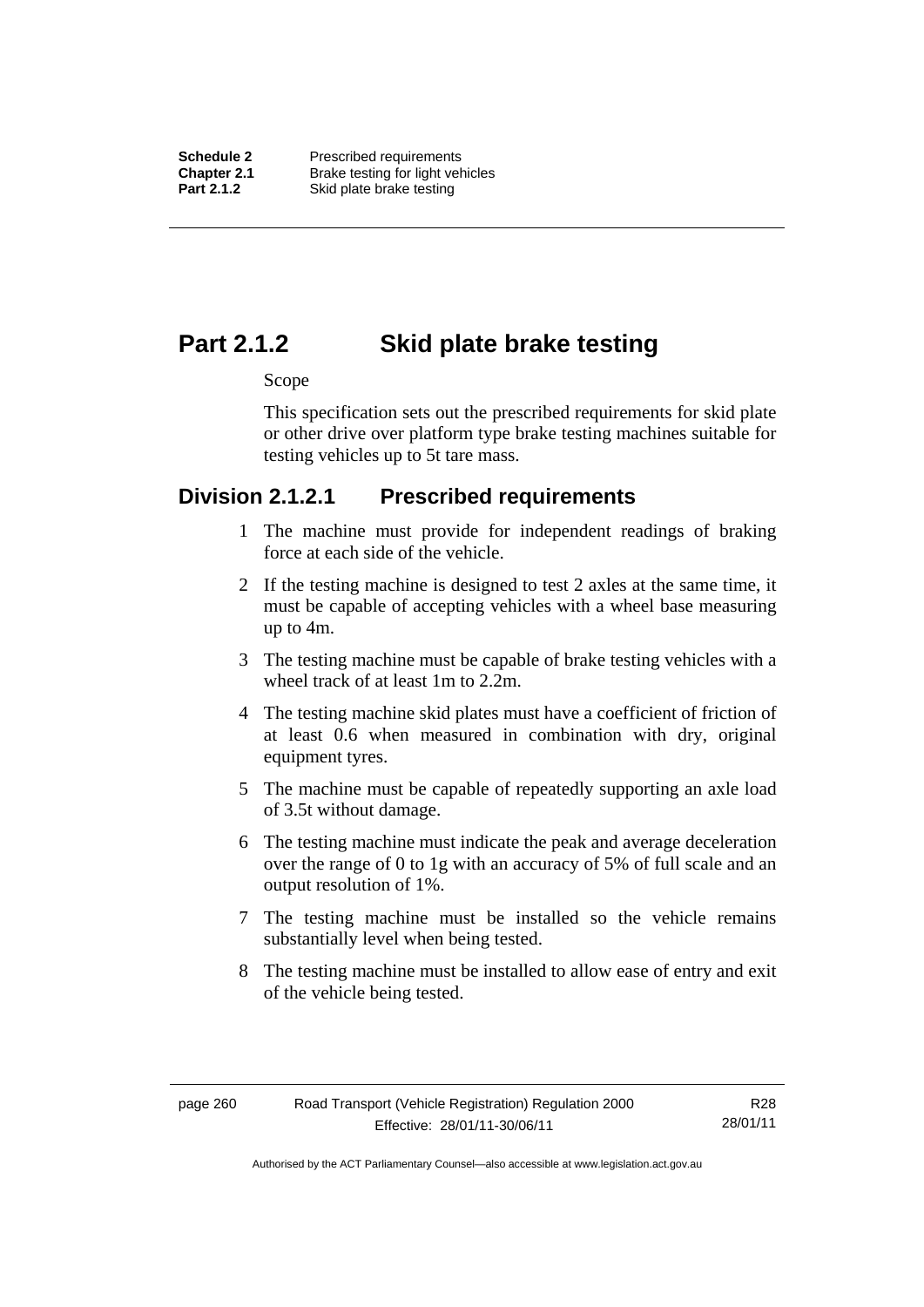# Part 2.1.2 Skid plate brake testing

Scope

This specification sets out the prescribed requirements for skid plate or other drive over platform type brake testing machines suitable for testing vehicles up to 5t tare mass.

## Division 2.1.2.1 Prescribed requirements

1 The machine must provide for independent readings of braking force at each side of the vehicle.

2 If the testing machine is designed to test 2 axles at the same time, it must be capable of accepting vehicles with a wheel base measuring up to 4m.

3 The testing machine must be capable of brake testing vehicles with a wheel track of at least 1m to 2.2m.

4 The testing machine skid plates must have a coefficient of friction of at least 0.6 when measured in combination with dry, original equipment tyres.

5 The machine must be capable of repeatedly supporting an axle load of 3.5t without damage.

6 The testing machine must indicate the peak and average deceleration over the range of 0 to 1g with an accuracy of 5% of full scale and an output resolution of 1%.

7 The testing machine must be installed so the vehicle remains substantially level when being tested.

8 The testing machine must be installed to allow ease of entry and exit of the vehicle being tested.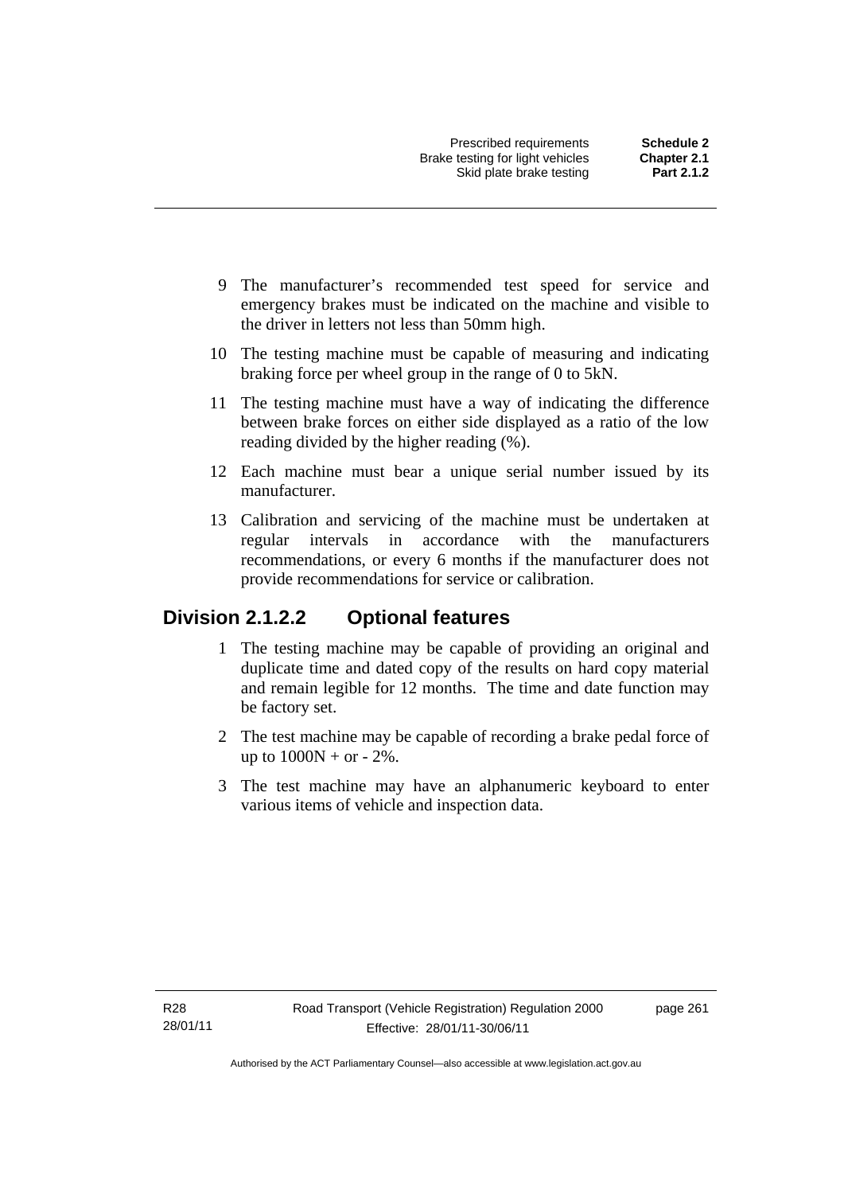9 The manufacturer's recommended test speed for service and emergency brakes must be indicated on the machine and visible to the driver in letters not less than 50mm high.

10 The testing machine must be capable of measuring and indicating braking force per wheel group in the range of 0 to 5kN.

11 The testing machine must have a way of indicating the difference between brake forces on either side displayed as a ratio of the low reading divided by the higher reading (%).

12 Each machine must bear a unique serial number issued by its manufacturer.

13 Calibration and servicing of the machine must be undertaken at regular intervals in accordance with the manufacturers recommendations, or every 6 months if the manufacturer does not provide recommendations for service or calibration.

## Division 2.1.2.2 Optional features

1 The testing machine may be capable of providing an original and duplicate time and dated copy of the results on hard copy material and remain legible for 12 months. The time and date function may be factory set.

2 The test machine may be capable of recording a brake pedal force of up to 1000N + or - 2%.

3 The test machine may have an alphanumeric keyboard to enter various items of vehicle and inspection data.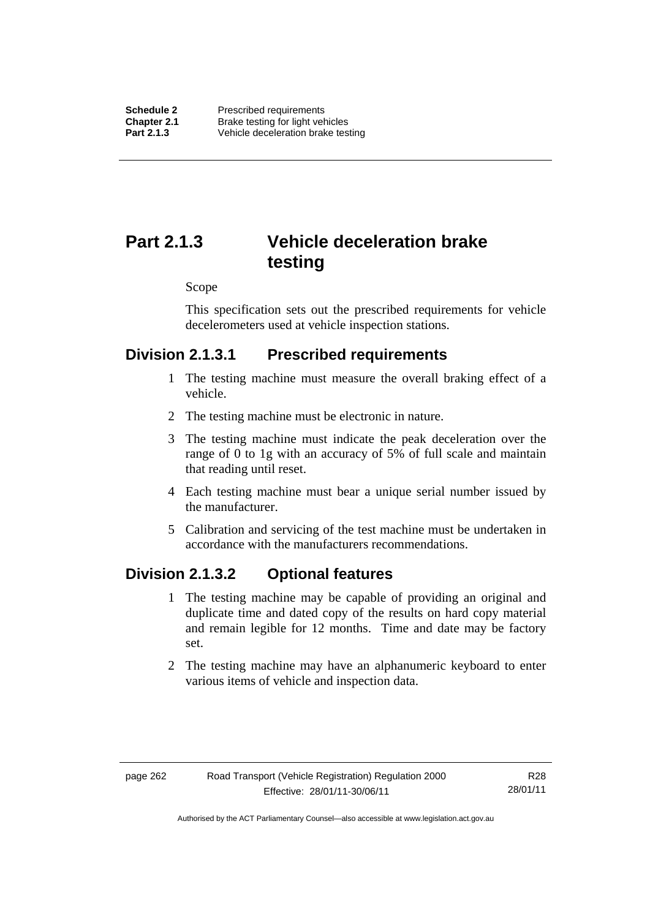# Part 2.1.3 Vehicle deceleration brake testing

Scope

This specification sets out the prescribed requirements for vehicle decelerometers used at vehicle inspection stations.

## Division 2.1.3.1 Prescribed requirements

1 The testing machine must measure the overall braking effect of a vehicle.

2 The testing machine must be electronic in nature.

3 The testing machine must indicate the peak deceleration over the range of 0 to 1g with an accuracy of 5% of full scale and maintain that reading until reset.

4 Each testing machine must bear a unique serial number issued by the manufacturer.

5 Calibration and servicing of the test machine must be undertaken in accordance with the manufacturers recommendations.

## Division 2.1.3.2 Optional features

1 The testing machine may be capable of providing an original and duplicate time and dated copy of the results on hard copy material and remain legible for 12 months. Time and date may be factory set.

2 The testing machine may have an alphanumeric keyboard to enter various items of vehicle and inspection data.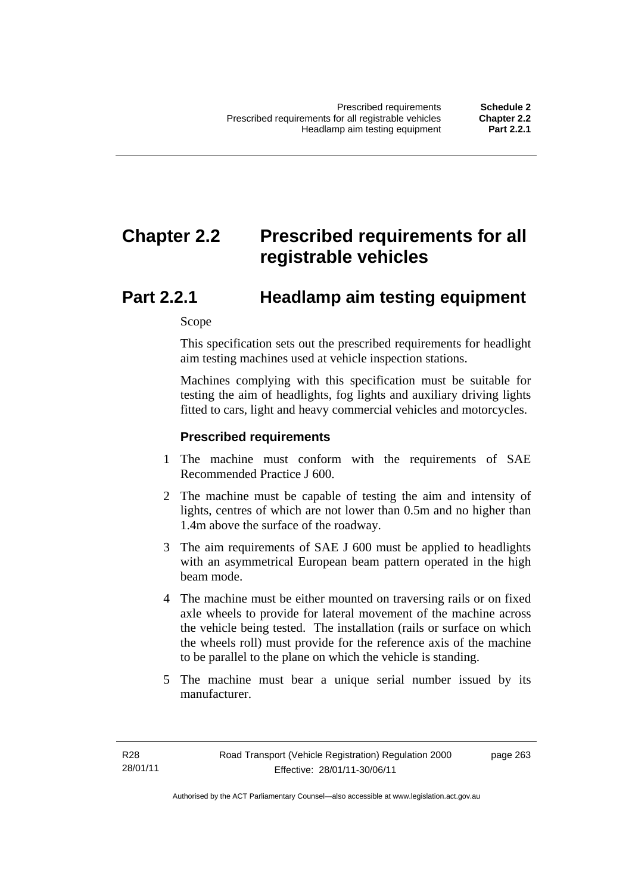# Chapter 2.2 Prescribed requirements for all registrable vehicles

## Part 2.2.1 Headlamp aim testing equipment

Scope

This specification sets out the prescribed requirements for headlight aim testing machines used at vehicle inspection stations.

Machines complying with this specification must be suitable for testing the aim of headlights, fog lights and auxiliary driving lights fitted to cars, light and heavy commercial vehicles and motorcycles.

### Prescribed requirements

1 The machine must conform with the requirements of SAE Recommended Practice J 600.

2 The machine must be capable of testing the aim and intensity of lights, centres of which are not lower than 0.5m and no higher than 1.4m above the surface of the roadway.

3 The aim requirements of SAE J 600 must be applied to headlights with an asymmetrical European beam pattern operated in the high beam mode.

4 The machine must be either mounted on traversing rails or on fixed axle wheels to provide for lateral movement of the machine across the vehicle being tested. The installation (rails or surface on which the wheels roll) must provide for the reference axis of the machine to be parallel to the plane on which the vehicle is standing.

5 The machine must bear a unique serial number issued by its manufacturer.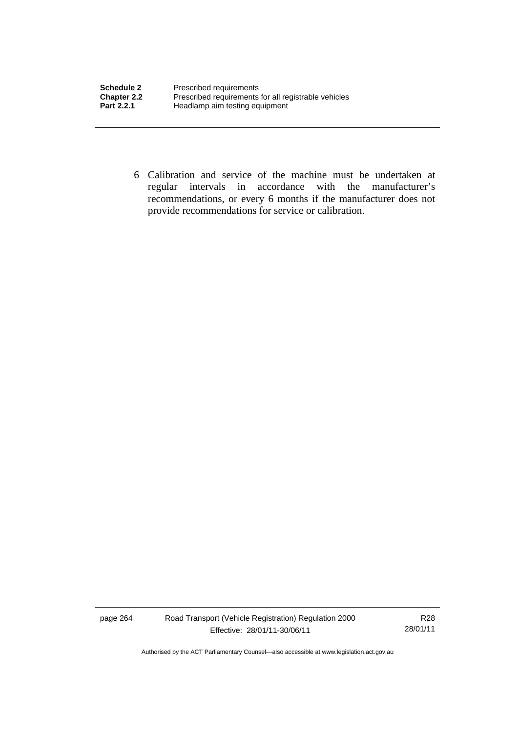6 Calibration and service of the machine must be undertaken at regular intervals in accordance with the manufacturer's recommendations, or every 6 months if the manufacturer does not provide recommendations for service or calibration.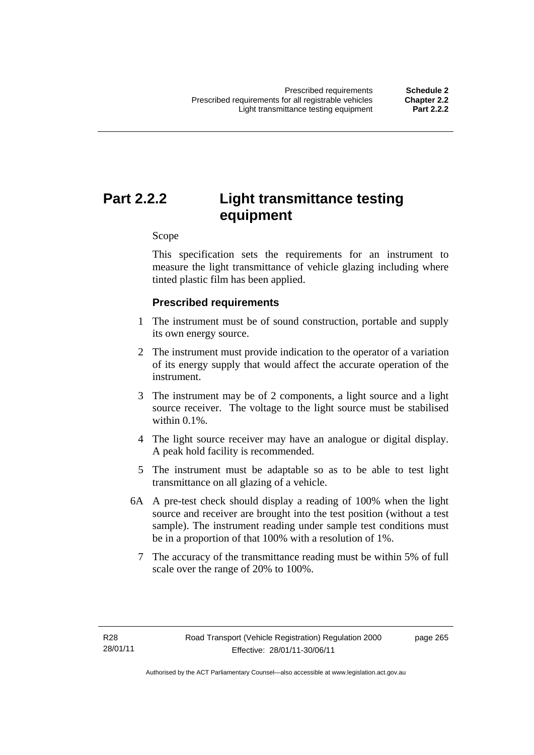# Part 2.2.2 Light transmittance testing equipment

Scope

This specification sets the requirements for an instrument to measure the light transmittance of vehicle glazing including where tinted plastic film has been applied.

### Prescribed requirements

1 The instrument must be of sound construction, portable and supply its own energy source.

2 The instrument must provide indication to the operator of a variation of its energy supply that would affect the accurate operation of the instrument.

3 The instrument may be of 2 components, a light source and a light source receiver. The voltage to the light source must be stabilised within 0.1%.

4 The light source receiver may have an analogue or digital display. A peak hold facility is recommended.

5 The instrument must be adaptable so as to be able to test light transmittance on all glazing of a vehicle.

6A A pre-test check should display a reading of 100% when the light source and receiver are brought into the test position (without a test sample). The instrument reading under sample test conditions must be in a proportion of that 100% with a resolution of 1%.

7 The accuracy of the transmittance reading must be within 5% of full scale over the range of 20% to 100%.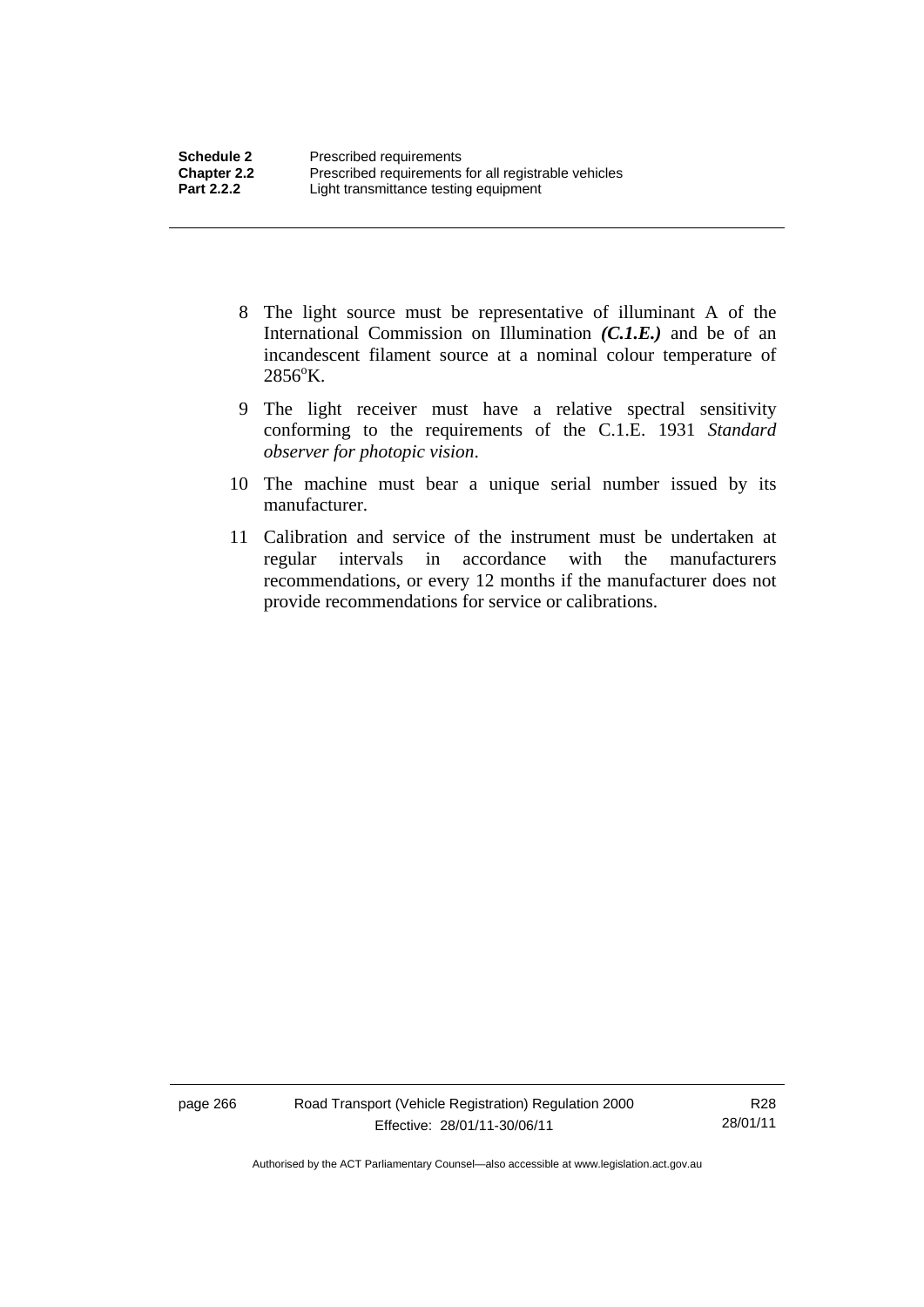8 The light source must be representative of illuminant A of the International Commission on Illumination ***(C.1.E.)*** and be of an incandescent filament source at a nominal colour temperature of 2856°K.

9 The light receiver must have a relative spectral sensitivity conforming to the requirements of the C.1.E. 1931 *Standard observer for photopic vision*.

10 The machine must bear a unique serial number issued by its manufacturer.

11 Calibration and service of the instrument must be undertaken at regular intervals in accordance with the manufacturers recommendations, or every 12 months if the manufacturer does not provide recommendations for service or calibrations.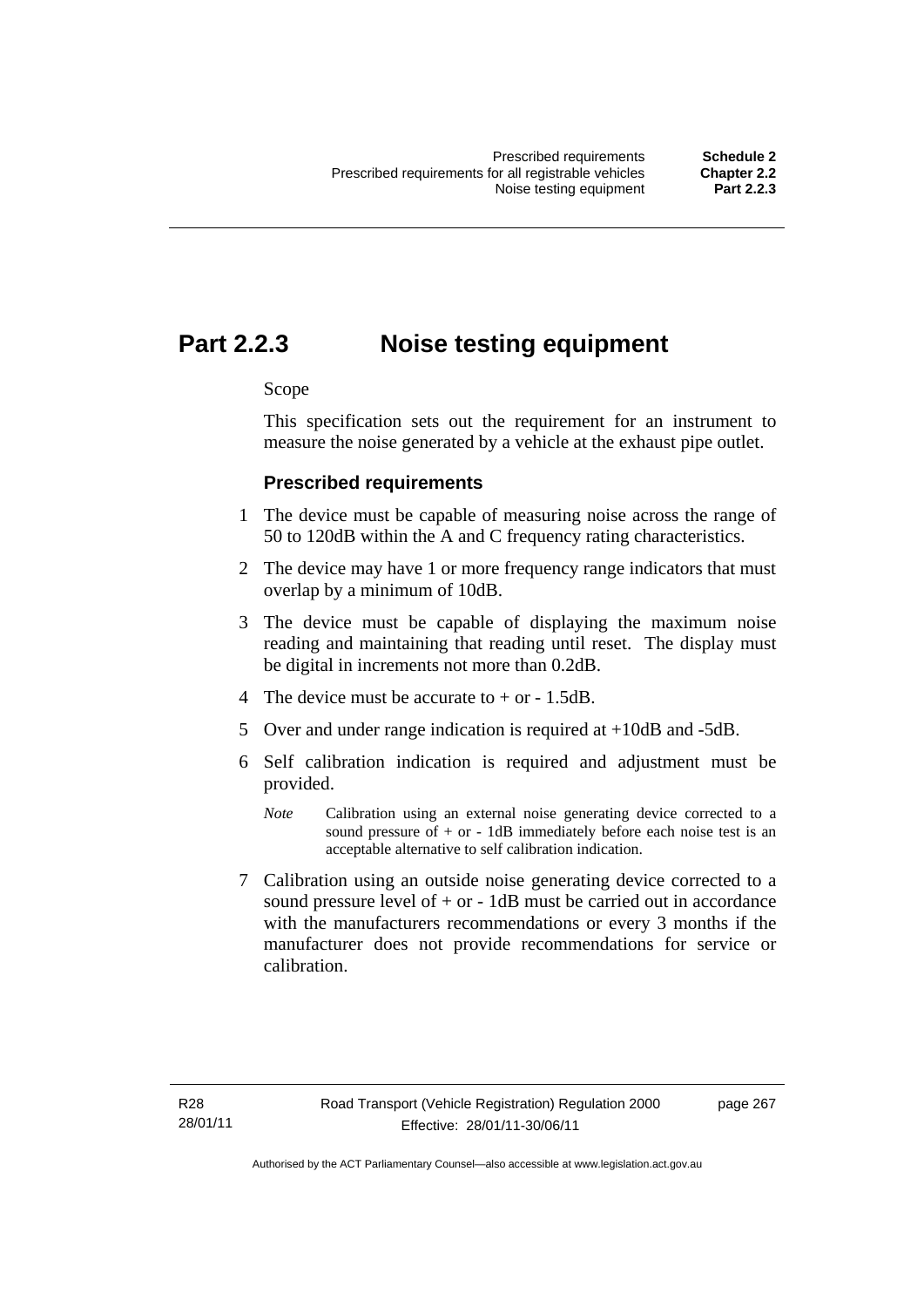# Part 2.2.3 Noise testing equipment

Scope

This specification sets out the requirement for an instrument to measure the noise generated by a vehicle at the exhaust pipe outlet.

### Prescribed requirements

1 The device must be capable of measuring noise across the range of 50 to 120dB within the A and C frequency rating characteristics.

2 The device may have 1 or more frequency range indicators that must overlap by a minimum of 10dB.

3 The device must be capable of displaying the maximum noise reading and maintaining that reading until reset. The display must be digital in increments not more than 0.2dB.

4 The device must be accurate to + or - 1.5dB.

5 Over and under range indication is required at +10dB and -5dB.

6 Self calibration indication is required and adjustment must be provided.

*Note* Calibration using an external noise generating device corrected to a sound pressure of + or - 1dB immediately before each noise test is an acceptable alternative to self calibration indication.

7 Calibration using an outside noise generating device corrected to a sound pressure level of + or - 1dB must be carried out in accordance with the manufacturers recommendations or every 3 months if the manufacturer does not provide recommendations for service or calibration.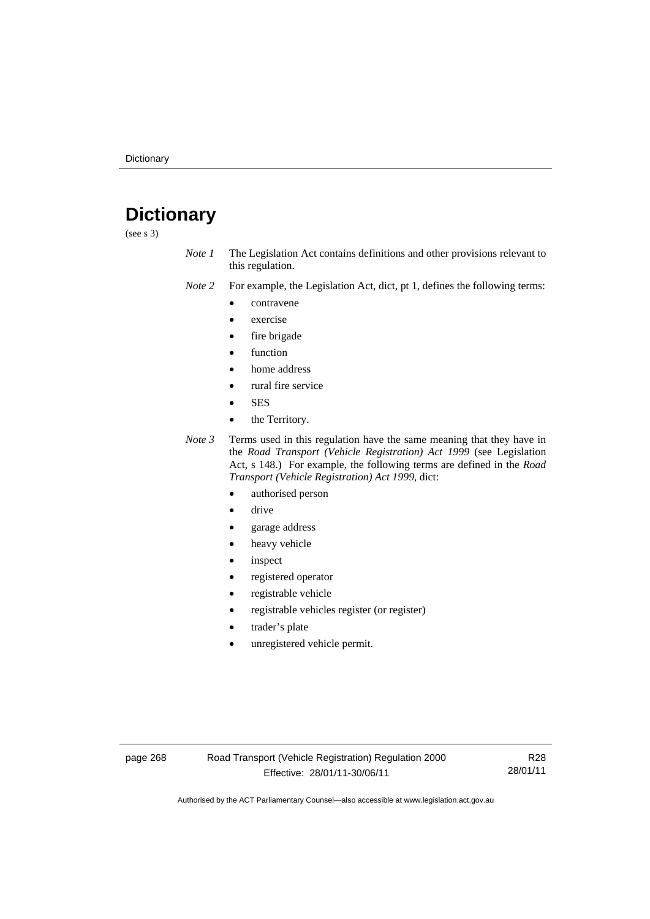# Dictionary

(see s 3)

*Note 1* The Legislation Act contains definitions and other provisions relevant to this regulation.

*Note 2* For example, the Legislation Act, dict, pt 1, defines the following terms:

- contravene
- exercise
- fire brigade
- function
- home address
- rural fire service
- SES
- the Territory.

*Note 3* Terms used in this regulation have the same meaning that they have in the *Road Transport (Vehicle Registration) Act 1999* (see Legislation Act, s 148.) For example, the following terms are defined in the *Road Transport (Vehicle Registration) Act 1999*, dict:

- authorised person
- drive
- garage address
- heavy vehicle
- inspect
- registered operator
- registrable vehicle
- registrable vehicles register (or register)
- trader's plate
- unregistered vehicle permit.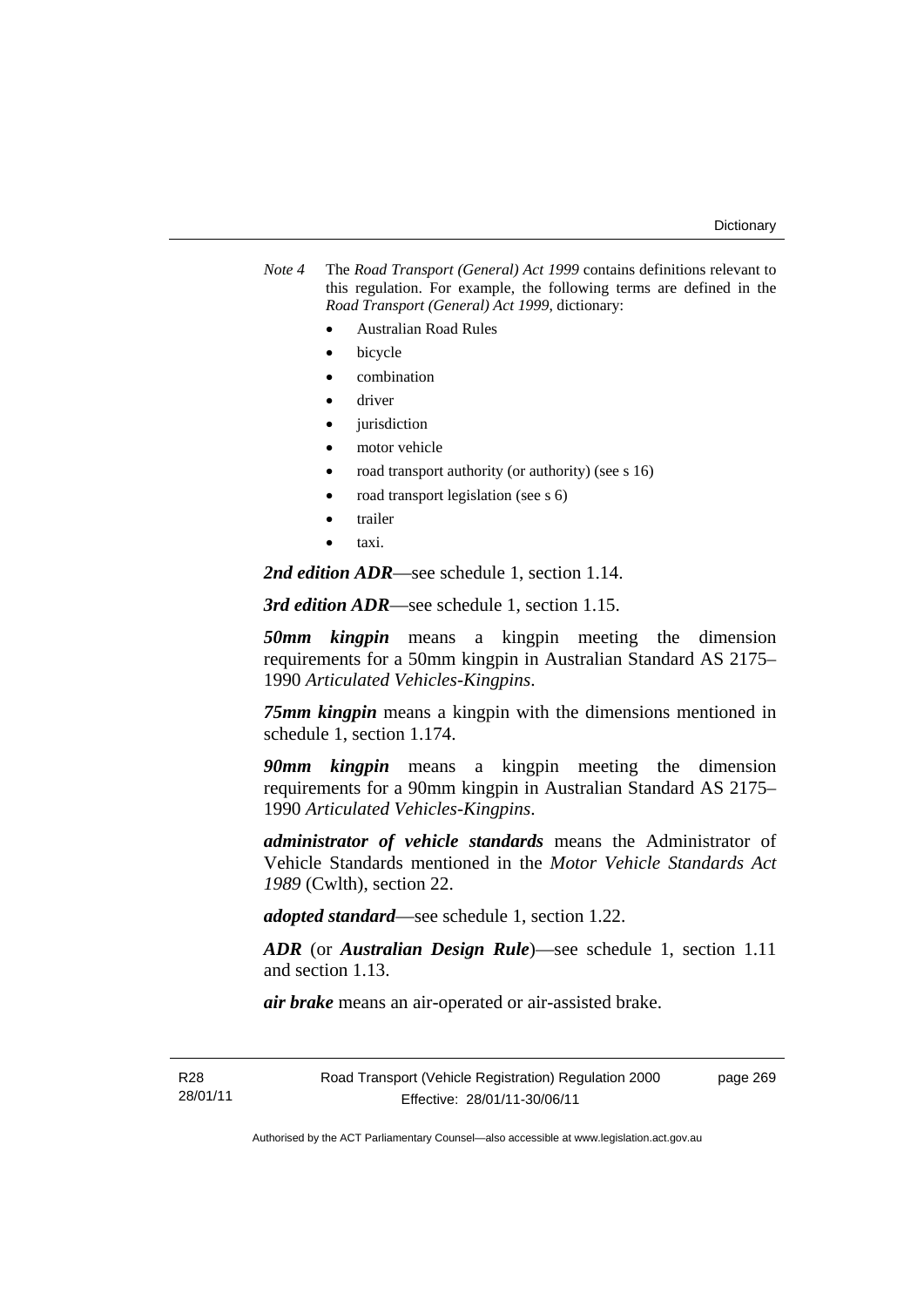*Note 4* The *Road Transport (General) Act 1999* contains definitions relevant to this regulation. For example, the following terms are defined in the *Road Transport (General) Act 1999*, dictionary:

- Australian Road Rules
- bicycle
- combination
- driver
- jurisdiction
- motor vehicle
- road transport authority (or authority) (see s 16)
- road transport legislation (see s 6)
- trailer
- taxi.

***2nd edition ADR***—see schedule 1, section 1.14.

***3rd edition ADR***—see schedule 1, section 1.15.

***50mm kingpin*** means a kingpin meeting the dimension requirements for a 50mm kingpin in Australian Standard AS 2175–1990 *Articulated Vehicles-Kingpins*.

***75mm kingpin*** means a kingpin with the dimensions mentioned in schedule 1, section 1.174.

***90mm kingpin*** means a kingpin meeting the dimension requirements for a 90mm kingpin in Australian Standard AS 2175–1990 *Articulated Vehicles-Kingpins*.

***administrator of vehicle standards*** means the Administrator of Vehicle Standards mentioned in the *Motor Vehicle Standards Act 1989* (Cwlth), section 22.

***adopted standard***—see schedule 1, section 1.22.

***ADR*** (or ***Australian Design Rule***)—see schedule 1, section 1.11 and section 1.13.

***air brake*** means an air-operated or air-assisted brake.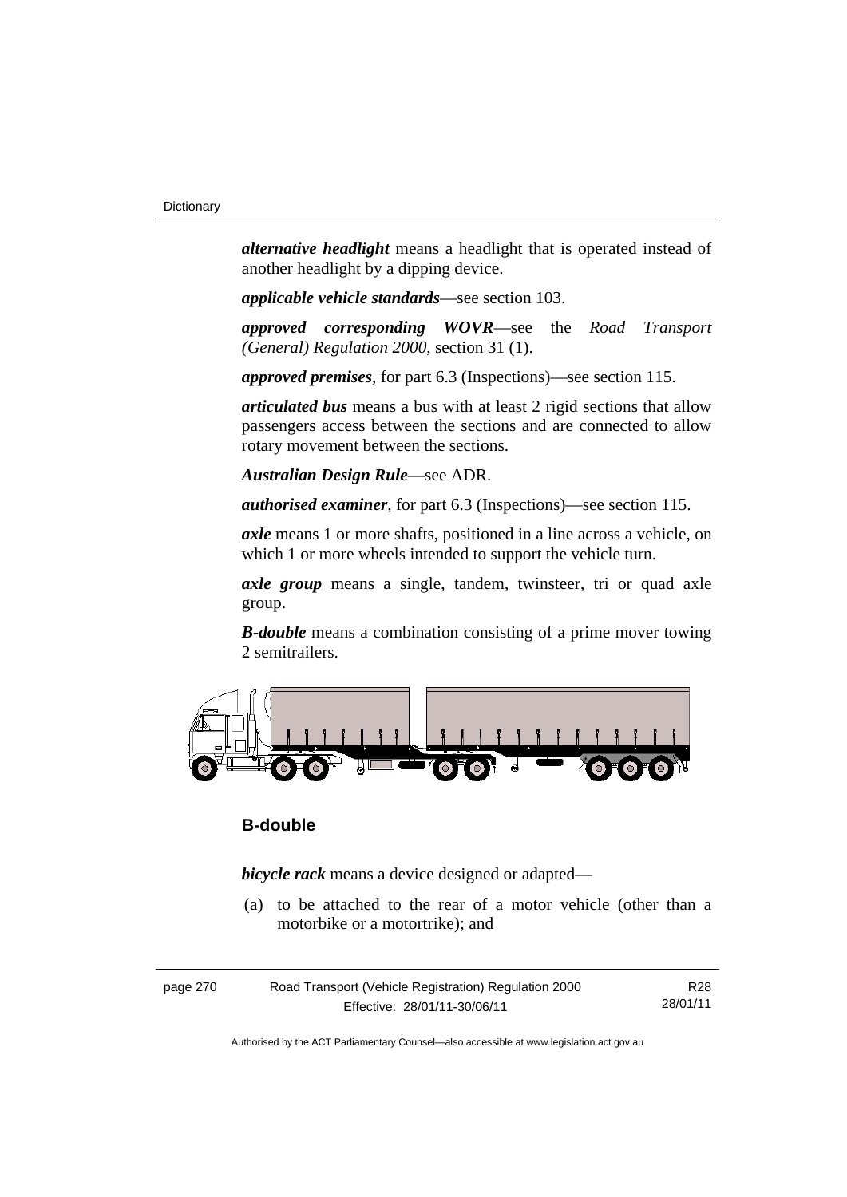***alternative headlight*** means a headlight that is operated instead of another headlight by a dipping device.

***applicable vehicle standards***—see section 103.

***approved corresponding WOVR***—see the *Road Transport (General) Regulation 2000*, section 31 (1).

***approved premises***, for part 6.3 (Inspections)—see section 115.

***articulated bus*** means a bus with at least 2 rigid sections that allow passengers access between the sections and are connected to allow rotary movement between the sections.

***Australian Design Rule***—see ADR.

***authorised examiner***, for part 6.3 (Inspections)—see section 115.

***axle*** means 1 or more shafts, positioned in a line across a vehicle, on which 1 or more wheels intended to support the vehicle turn.

***axle group*** means a single, tandem, twinsteer, tri or quad axle group.

***B-double*** means a combination consisting of a prime mover towing 2 semitrailers.

**B-double**

***bicycle rack*** means a device designed or adapted—

(a) to be attached to the rear of a motor vehicle (other than a motorbike or a motortrike); and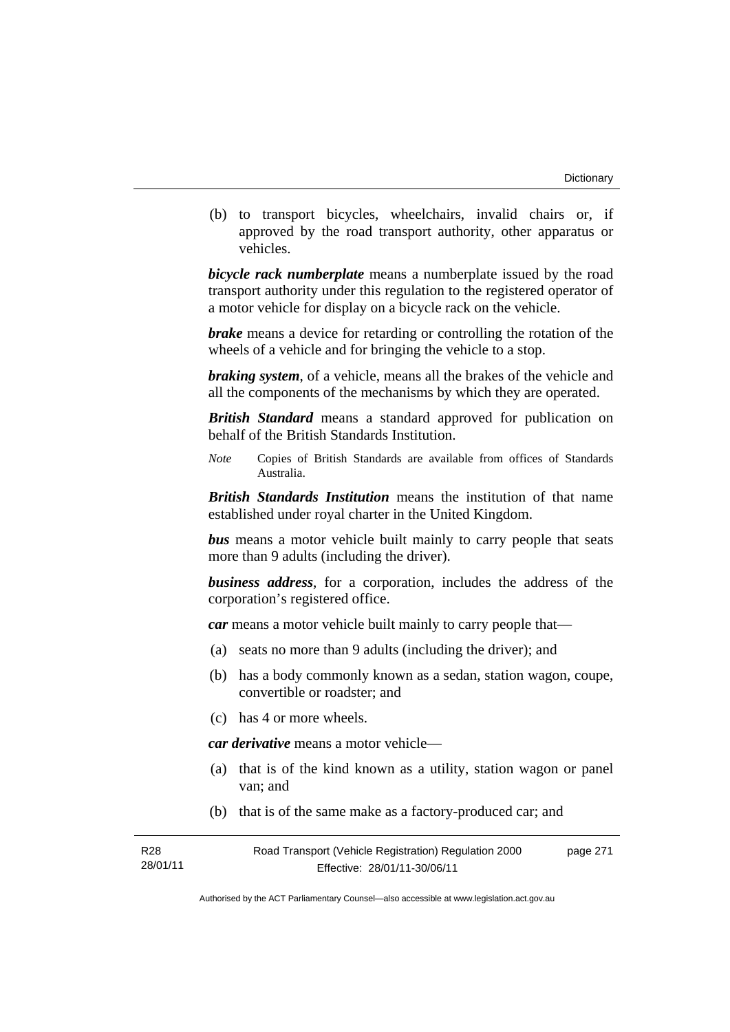(b) to transport bicycles, wheelchairs, invalid chairs or, if approved by the road transport authority, other apparatus or vehicles.

***bicycle rack numberplate*** means a numberplate issued by the road transport authority under this regulation to the registered operator of a motor vehicle for display on a bicycle rack on the vehicle.

***brake*** means a device for retarding or controlling the rotation of the wheels of a vehicle and for bringing the vehicle to a stop.

***braking system***, of a vehicle, means all the brakes of the vehicle and all the components of the mechanisms by which they are operated.

***British Standard*** means a standard approved for publication on behalf of the British Standards Institution.

*Note* Copies of British Standards are available from offices of Standards Australia.

***British Standards Institution*** means the institution of that name established under royal charter in the United Kingdom.

***bus*** means a motor vehicle built mainly to carry people that seats more than 9 adults (including the driver).

***business address***, for a corporation, includes the address of the corporation's registered office.

***car*** means a motor vehicle built mainly to carry people that—

(a) seats no more than 9 adults (including the driver); and

(b) has a body commonly known as a sedan, station wagon, coupe, convertible or roadster; and

(c) has 4 or more wheels.

***car derivative*** means a motor vehicle—

(a) that is of the kind known as a utility, station wagon or panel van; and

(b) that is of the same make as a factory-produced car; and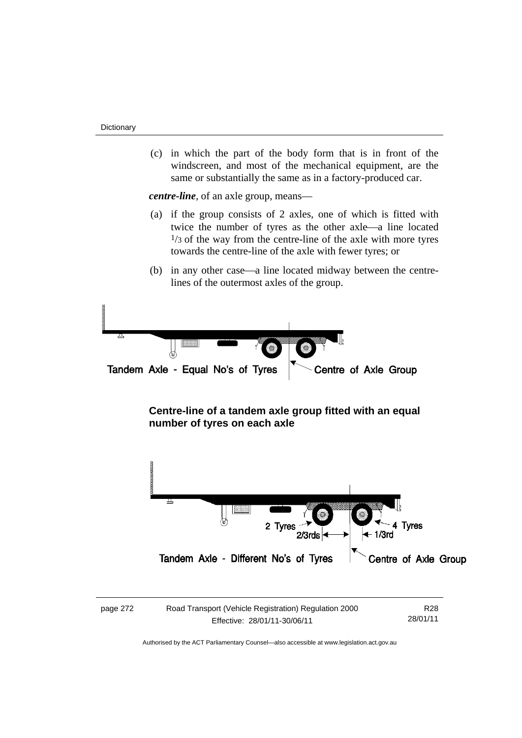(c) in which the part of the body form that is in front of the windscreen, and most of the mechanical equipment, are the same or substantially the same as in a factory-produced car.

***centre-line***, of an axle group, means—

(a) if the group consists of 2 axles, one of which is fitted with twice the number of tyres as the other axle—a line located $^{1}/_{3}$ of the way from the centre-line of the axle with more tyres towards the centre-line of the axle with fewer tyres; or

(b) in any other case—a line located midway between the centre-lines of the outermost axles of the group.

Tandem Axle - Equal No's of Tyres — Centre of Axle Group

**Centre-line of a tandem axle group fitted with an equal number of tyres on each axle**

2 Tyres — 4 Tyres — 2/3rds — 1/3rd

Tandem Axle - Different No's of Tyres — Centre of Axle Group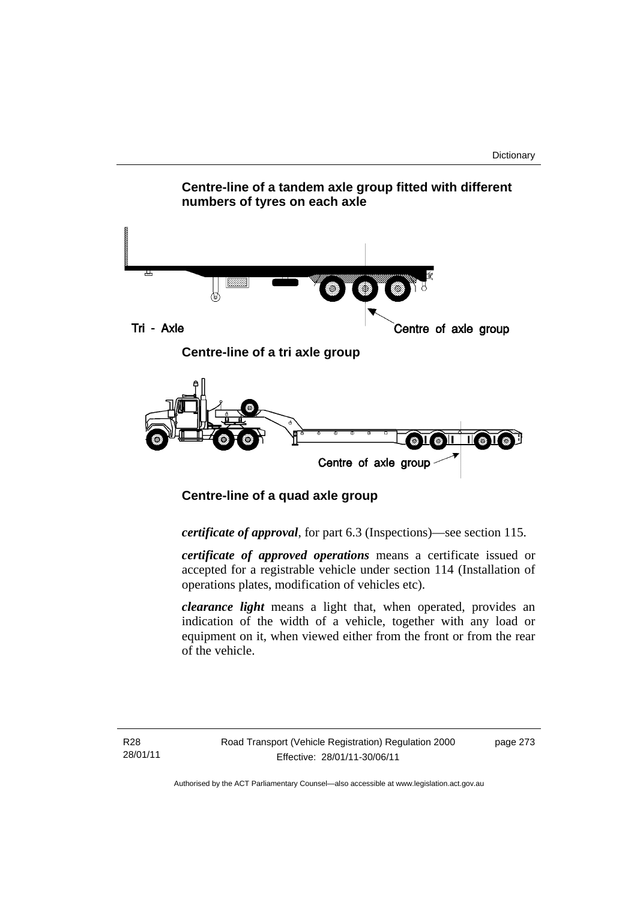**Centre-line of a tandem axle group fitted with different numbers of tyres on each axle**

Tri - Axle

Centre of axle group

**Centre-line of a tri axle group**

Centre of axle group

**Centre-line of a quad axle group**

***certificate of approval***, for part 6.3 (Inspections)—see section 115.

***certificate of approved operations*** means a certificate issued or accepted for a registrable vehicle under section 114 (Installation of operations plates, modification of vehicles etc).

***clearance light*** means a light that, when operated, provides an indication of the width of a vehicle, together with any load or equipment on it, when viewed either from the front or from the rear of the vehicle.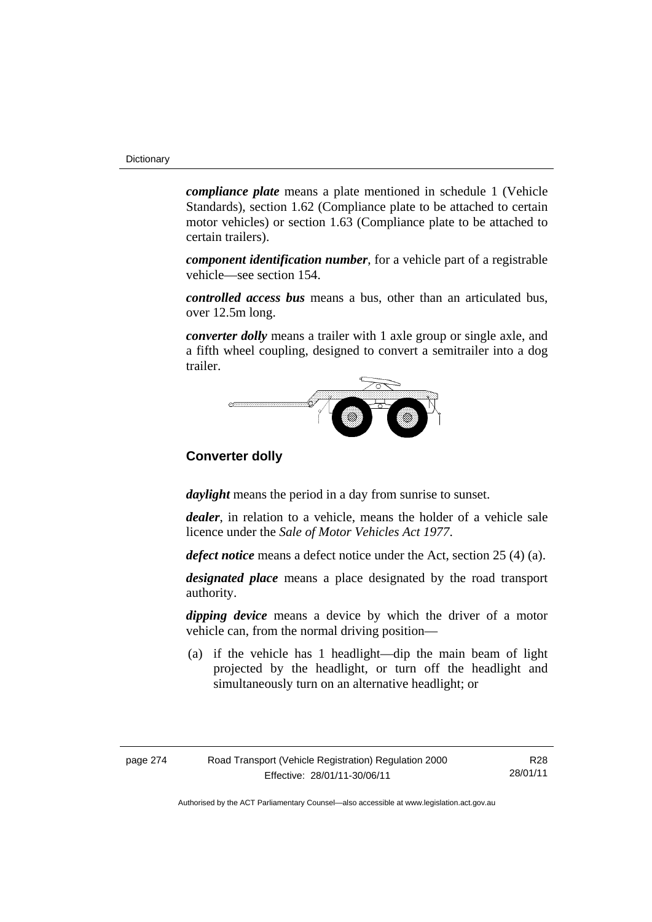***compliance plate*** means a plate mentioned in schedule 1 (Vehicle Standards), section 1.62 (Compliance plate to be attached to certain motor vehicles) or section 1.63 (Compliance plate to be attached to certain trailers).

***component identification number***, for a vehicle part of a registrable vehicle—see section 154.

***controlled access bus*** means a bus, other than an articulated bus, over 12.5m long.

***converter dolly*** means a trailer with 1 axle group or single axle, and a fifth wheel coupling, designed to convert a semitrailer into a dog trailer.

**Converter dolly**

***daylight*** means the period in a day from sunrise to sunset.

***dealer***, in relation to a vehicle, means the holder of a vehicle sale licence under the *Sale of Motor Vehicles Act 1977*.

***defect notice*** means a defect notice under the Act, section 25 (4) (a).

***designated place*** means a place designated by the road transport authority.

***dipping device*** means a device by which the driver of a motor vehicle can, from the normal driving position—

(a) if the vehicle has 1 headlight—dip the main beam of light projected by the headlight, or turn off the headlight and simultaneously turn on an alternative headlight; or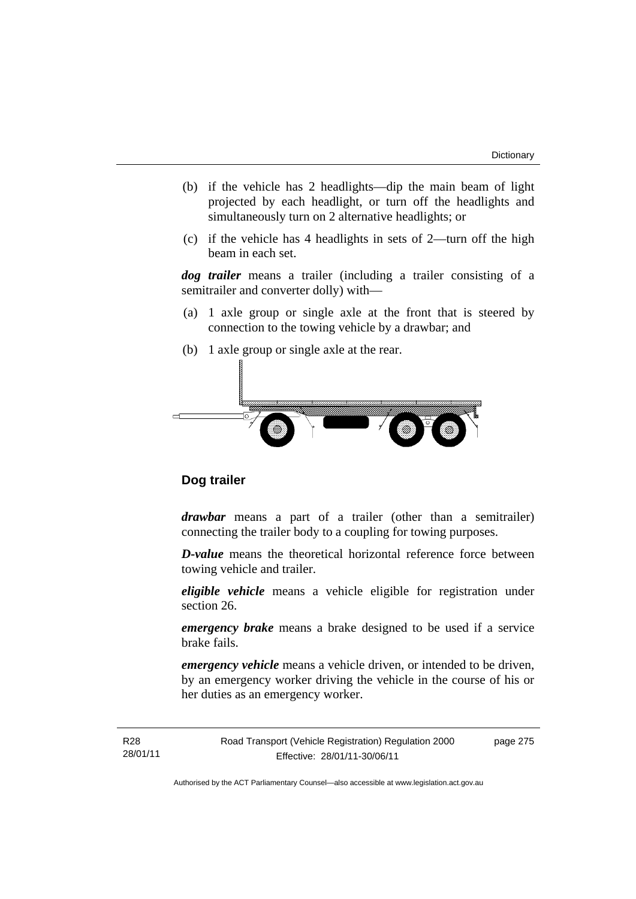(b) if the vehicle has 2 headlights—dip the main beam of light projected by each headlight, or turn off the headlights and simultaneously turn on 2 alternative headlights; or

(c) if the vehicle has 4 headlights in sets of 2—turn off the high beam in each set.

***dog trailer*** means a trailer (including a trailer consisting of a semitrailer and converter dolly) with—

(a) 1 axle group or single axle at the front that is steered by connection to the towing vehicle by a drawbar; and

(b) 1 axle group or single axle at the rear.

**Dog trailer**

***drawbar*** means a part of a trailer (other than a semitrailer) connecting the trailer body to a coupling for towing purposes.

***D-value*** means the theoretical horizontal reference force between towing vehicle and trailer.

***eligible vehicle*** means a vehicle eligible for registration under section 26.

***emergency brake*** means a brake designed to be used if a service brake fails.

***emergency vehicle*** means a vehicle driven, or intended to be driven, by an emergency worker driving the vehicle in the course of his or her duties as an emergency worker.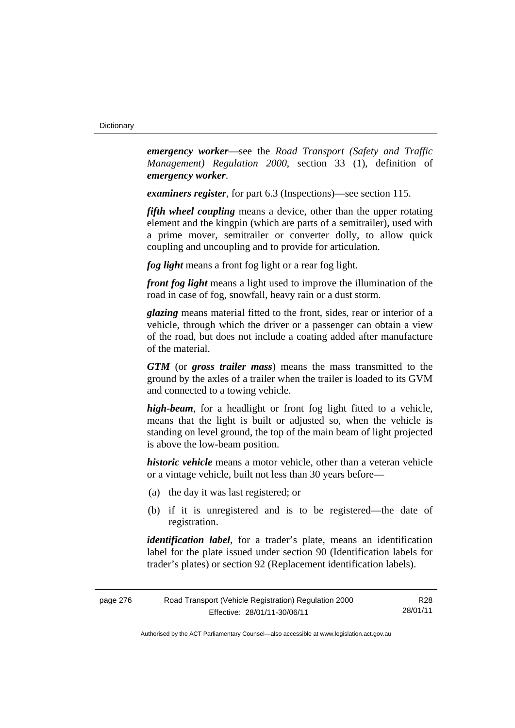***emergency worker***—see the *Road Transport (Safety and Traffic Management) Regulation 2000*, section 33 (1), definition of ***emergency worker***.

***examiners register***, for part 6.3 (Inspections)—see section 115.

***fifth wheel coupling*** means a device, other than the upper rotating element and the kingpin (which are parts of a semitrailer), used with a prime mover, semitrailer or converter dolly, to allow quick coupling and uncoupling and to provide for articulation.

***fog light*** means a front fog light or a rear fog light.

***front fog light*** means a light used to improve the illumination of the road in case of fog, snowfall, heavy rain or a dust storm.

***glazing*** means material fitted to the front, sides, rear or interior of a vehicle, through which the driver or a passenger can obtain a view of the road, but does not include a coating added after manufacture of the material.

***GTM*** (or ***gross trailer mass***) means the mass transmitted to the ground by the axles of a trailer when the trailer is loaded to its GVM and connected to a towing vehicle.

***high-beam***, for a headlight or front fog light fitted to a vehicle, means that the light is built or adjusted so, when the vehicle is standing on level ground, the top of the main beam of light projected is above the low-beam position.

***historic vehicle*** means a motor vehicle, other than a veteran vehicle or a vintage vehicle, built not less than 30 years before—

(a) the day it was last registered; or

(b) if it is unregistered and is to be registered—the date of registration.

***identification label***, for a trader's plate, means an identification label for the plate issued under section 90 (Identification labels for trader's plates) or section 92 (Replacement identification labels).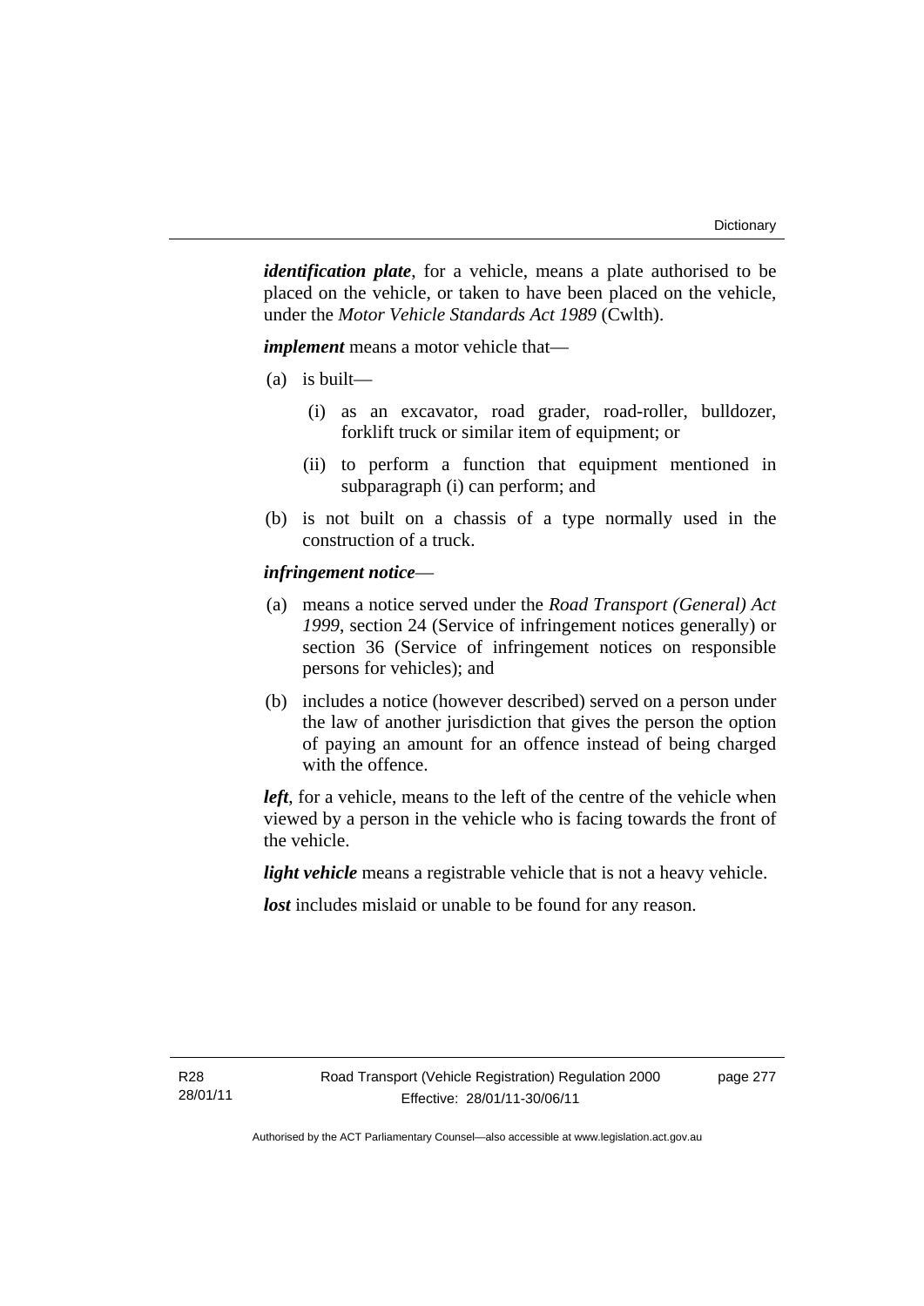***identification plate***, for a vehicle, means a plate authorised to be placed on the vehicle, or taken to have been placed on the vehicle, under the *Motor Vehicle Standards Act 1989* (Cwlth).

***implement*** means a motor vehicle that—

(a) is built—

 (i) as an excavator, road grader, road-roller, bulldozer, forklift truck or similar item of equipment; or

 (ii) to perform a function that equipment mentioned in subparagraph (i) can perform; and

(b) is not built on a chassis of a type normally used in the construction of a truck.

***infringement notice***—

(a) means a notice served under the *Road Transport (General) Act 1999*, section 24 (Service of infringement notices generally) or section 36 (Service of infringement notices on responsible persons for vehicles); and

(b) includes a notice (however described) served on a person under the law of another jurisdiction that gives the person the option of paying an amount for an offence instead of being charged with the offence.

***left***, for a vehicle, means to the left of the centre of the vehicle when viewed by a person in the vehicle who is facing towards the front of the vehicle.

***light vehicle*** means a registrable vehicle that is not a heavy vehicle.

***lost*** includes mislaid or unable to be found for any reason.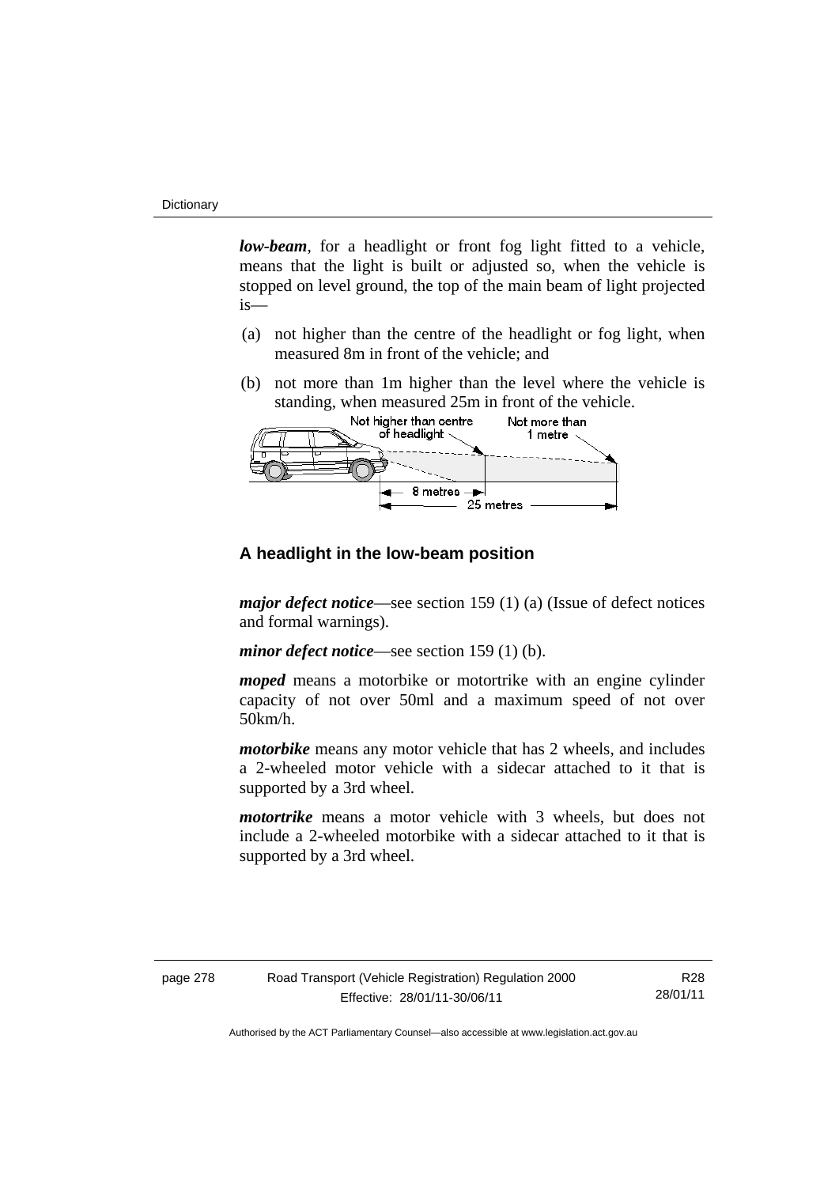***low-beam***, for a headlight or front fog light fitted to a vehicle, means that the light is built or adjusted so, when the vehicle is stopped on level ground, the top of the main beam of light projected is—

(a) not higher than the centre of the headlight or fog light, when measured 8m in front of the vehicle; and

(b) not more than 1m higher than the level where the vehicle is standing, when measured 25m in front of the vehicle.

**A headlight in the low-beam position**

***major defect notice***—see section 159 (1) (a) (Issue of defect notices and formal warnings).

***minor defect notice***—see section 159 (1) (b).

***moped*** means a motorbike or motortrike with an engine cylinder capacity of not over 50ml and a maximum speed of not over 50km/h.

***motorbike*** means any motor vehicle that has 2 wheels, and includes a 2-wheeled motor vehicle with a sidecar attached to it that is supported by a 3rd wheel.

***motortrike*** means a motor vehicle with 3 wheels, but does not include a 2-wheeled motorbike with a sidecar attached to it that is supported by a 3rd wheel.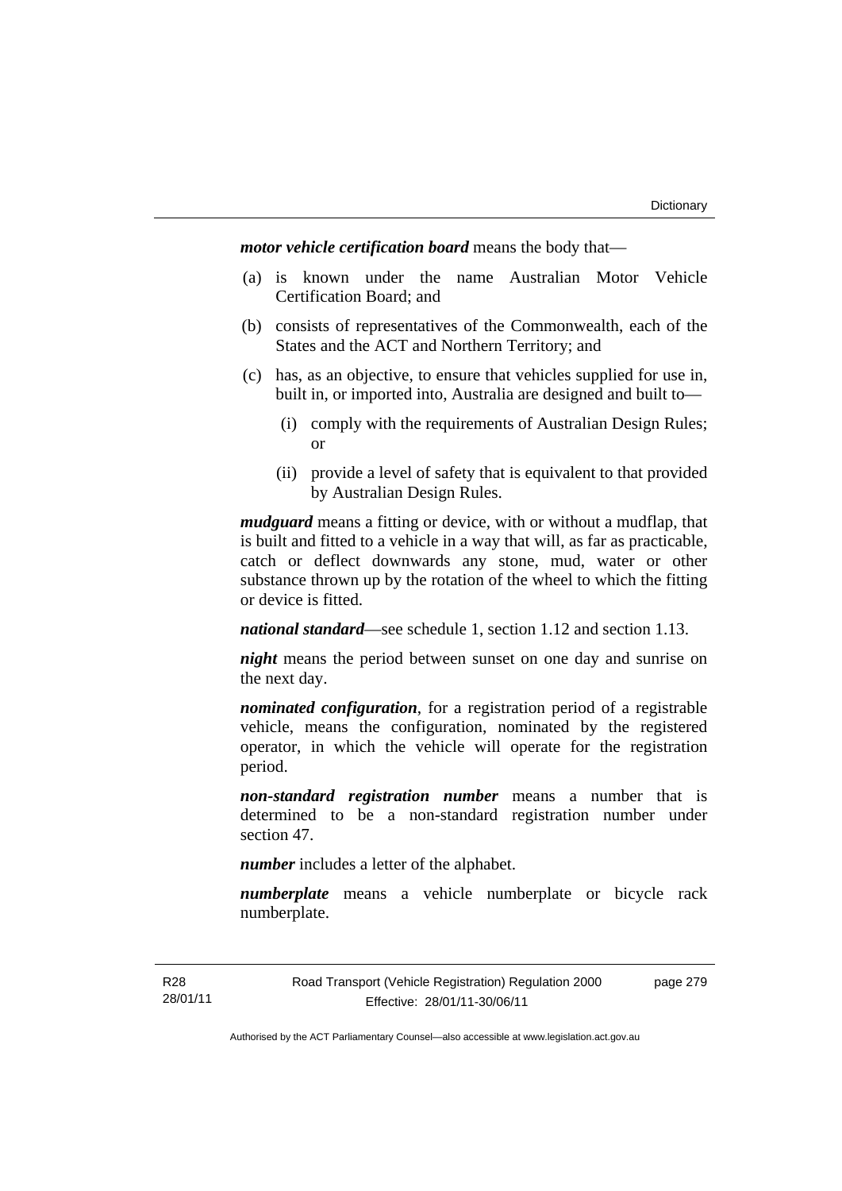***motor vehicle certification board*** means the body that—

(a) is known under the name Australian Motor Vehicle Certification Board; and

(b) consists of representatives of the Commonwealth, each of the States and the ACT and Northern Territory; and

(c) has, as an objective, to ensure that vehicles supplied for use in, built in, or imported into, Australia are designed and built to—

  (i) comply with the requirements of Australian Design Rules; or

  (ii) provide a level of safety that is equivalent to that provided by Australian Design Rules.

***mudguard*** means a fitting or device, with or without a mudflap, that is built and fitted to a vehicle in a way that will, as far as practicable, catch or deflect downwards any stone, mud, water or other substance thrown up by the rotation of the wheel to which the fitting or device is fitted.

***national standard***—see schedule 1, section 1.12 and section 1.13.

***night*** means the period between sunset on one day and sunrise on the next day.

***nominated configuration***, for a registration period of a registrable vehicle, means the configuration, nominated by the registered operator, in which the vehicle will operate for the registration period.

***non-standard registration number*** means a number that is determined to be a non-standard registration number under section 47.

***number*** includes a letter of the alphabet.

***numberplate*** means a vehicle numberplate or bicycle rack numberplate.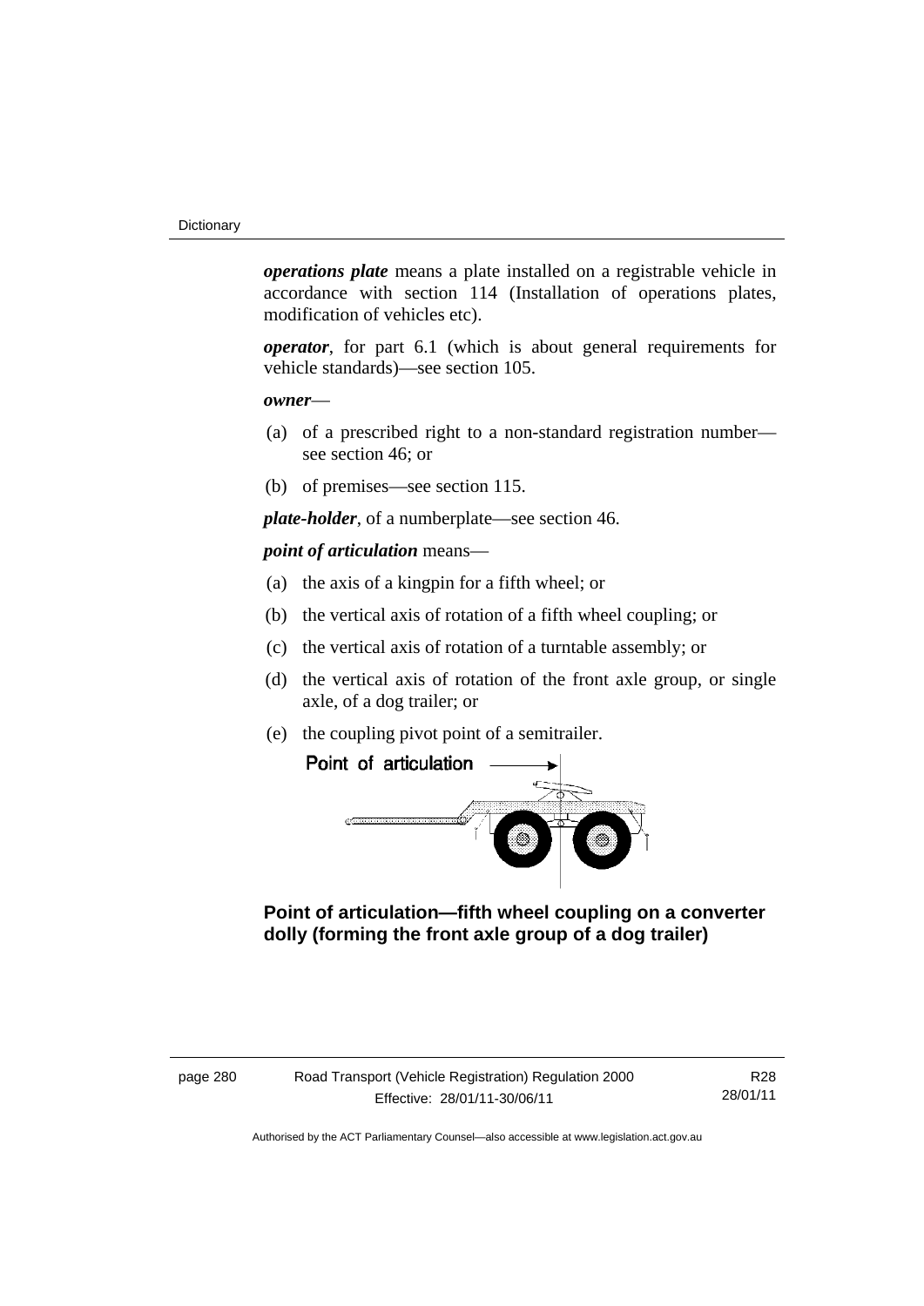***operations plate*** means a plate installed on a registrable vehicle in accordance with section 114 (Installation of operations plates, modification of vehicles etc).

***operator***, for part 6.1 (which is about general requirements for vehicle standards)—see section 105.

***owner***—

(a) of a prescribed right to a non-standard registration number—see section 46; or

(b) of premises—see section 115.

***plate-holder***, of a numberplate—see section 46.

***point of articulation*** means—

(a) the axis of a kingpin for a fifth wheel; or

(b) the vertical axis of rotation of a fifth wheel coupling; or

(c) the vertical axis of rotation of a turntable assembly; or

(d) the vertical axis of rotation of the front axle group, or single axle, of a dog trailer; or

(e) the coupling pivot point of a semitrailer.

Point of articulation

**Point of articulation—fifth wheel coupling on a converter dolly (forming the front axle group of a dog trailer)**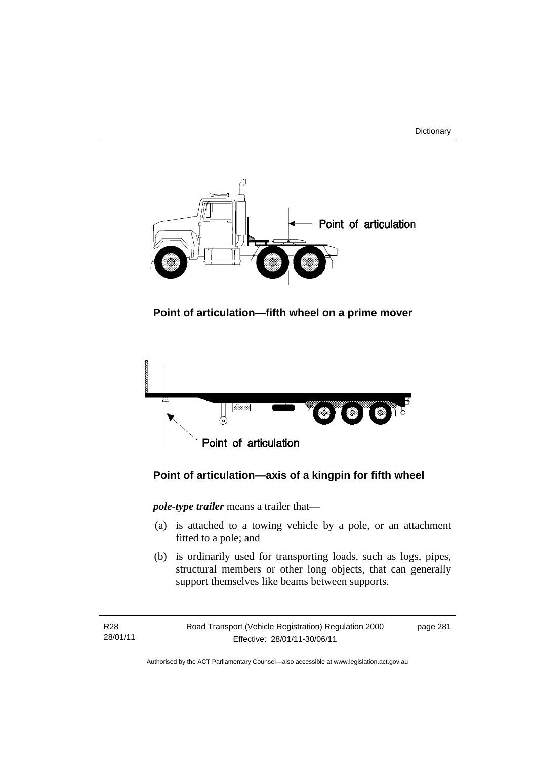**Point of articulation—fifth wheel on a prime mover**

**Point of articulation—axis of a kingpin for fifth wheel**

***pole-type trailer*** means a trailer that—

(a) is attached to a towing vehicle by a pole, or an attachment fitted to a pole; and

(b) is ordinarily used for transporting loads, such as logs, pipes, structural members or other long objects, that can generally support themselves like beams between supports.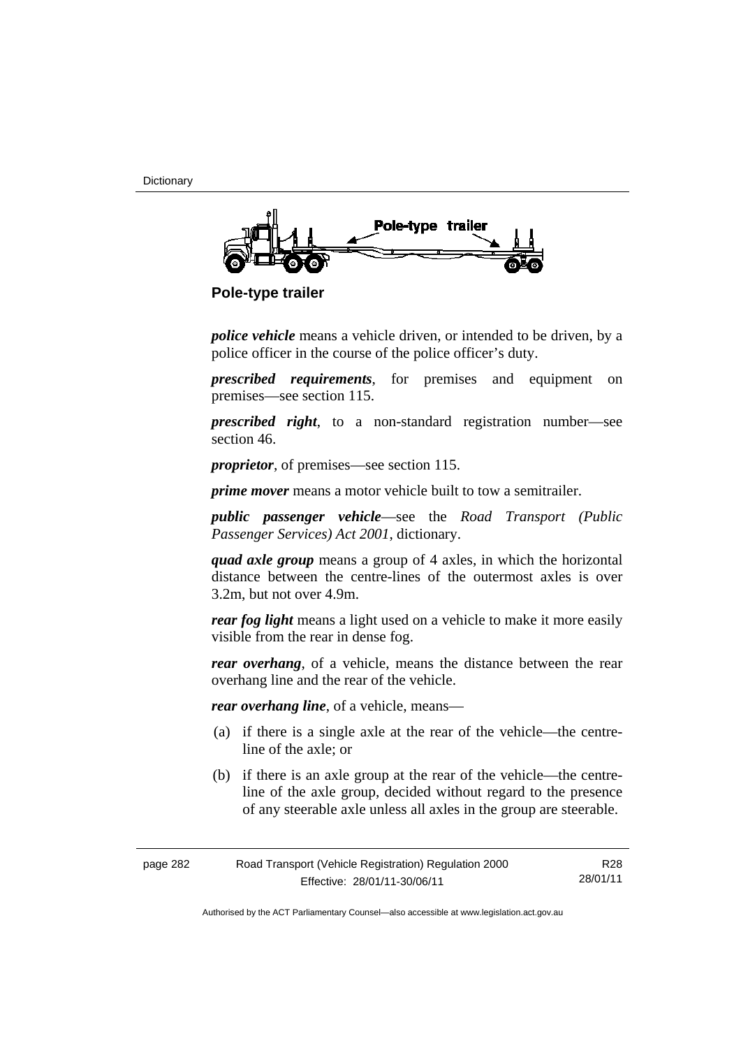**Pole-type trailer**

***police vehicle*** means a vehicle driven, or intended to be driven, by a police officer in the course of the police officer's duty.

***prescribed requirements***, for premises and equipment on premises—see section 115.

***prescribed right***, to a non-standard registration number—see section 46.

***proprietor***, of premises—see section 115.

***prime mover*** means a motor vehicle built to tow a semitrailer.

***public passenger vehicle***—see the *Road Transport (Public Passenger Services) Act 2001*, dictionary.

***quad axle group*** means a group of 4 axles, in which the horizontal distance between the centre-lines of the outermost axles is over 3.2m, but not over 4.9m.

***rear fog light*** means a light used on a vehicle to make it more easily visible from the rear in dense fog.

***rear overhang***, of a vehicle, means the distance between the rear overhang line and the rear of the vehicle.

***rear overhang line***, of a vehicle, means—

(a) if there is a single axle at the rear of the vehicle—the centre-line of the axle; or

(b) if there is an axle group at the rear of the vehicle—the centre-line of the axle group, decided without regard to the presence of any steerable axle unless all axles in the group are steerable.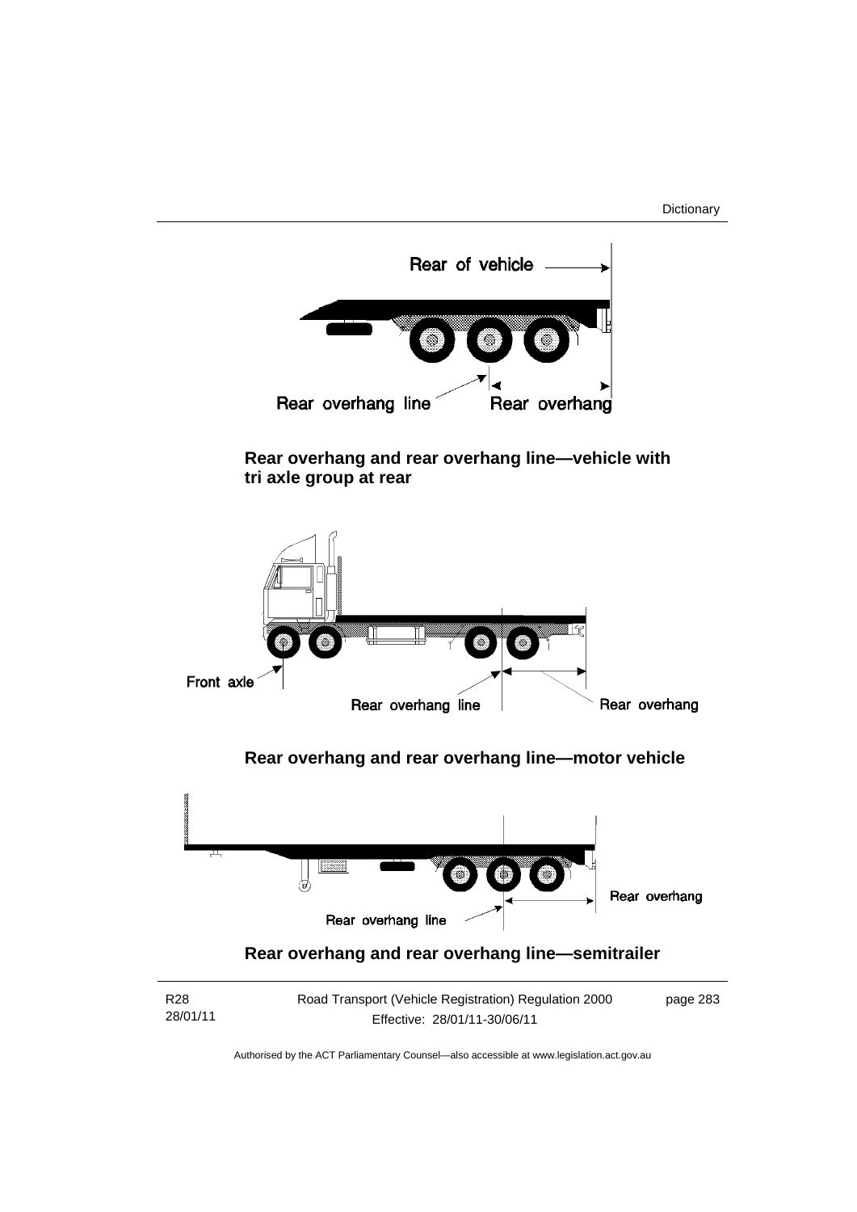**Rear overhang and rear overhang line—vehicle with tri axle group at rear**

**Rear overhang and rear overhang line—motor vehicle**

**Rear overhang and rear overhang line—semitrailer**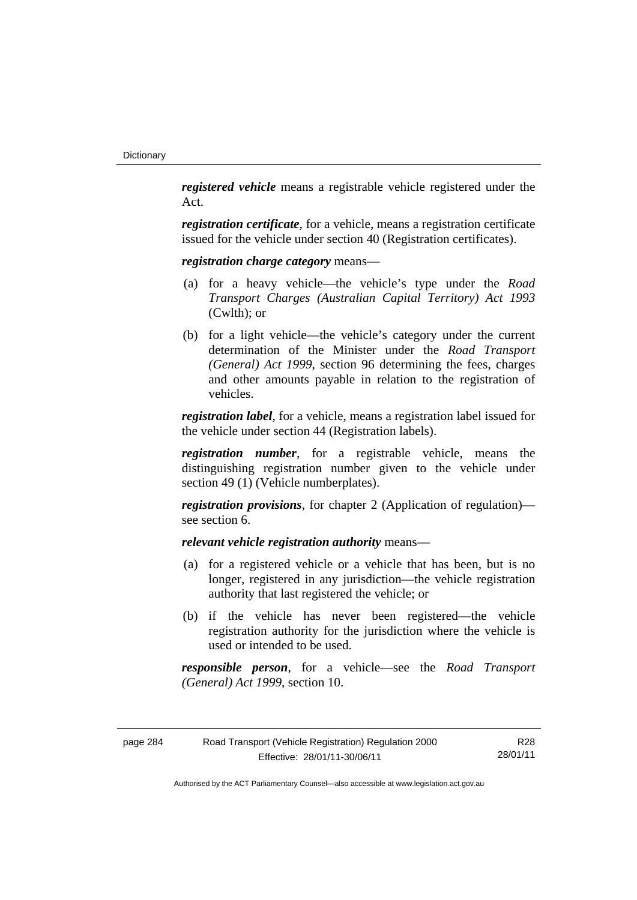***registered vehicle*** means a registrable vehicle registered under the Act.

***registration certificate***, for a vehicle, means a registration certificate issued for the vehicle under section 40 (Registration certificates).

***registration charge category*** means—

(a) for a heavy vehicle—the vehicle's type under the *Road Transport Charges (Australian Capital Territory) Act 1993* (Cwlth); or

(b) for a light vehicle—the vehicle's category under the current determination of the Minister under the *Road Transport (General) Act 1999*, section 96 determining the fees, charges and other amounts payable in relation to the registration of vehicles.

***registration label***, for a vehicle, means a registration label issued for the vehicle under section 44 (Registration labels).

***registration number***, for a registrable vehicle, means the distinguishing registration number given to the vehicle under section 49 (1) (Vehicle numberplates).

***registration provisions***, for chapter 2 (Application of regulation)—see section 6.

***relevant vehicle registration authority*** means—

(a) for a registered vehicle or a vehicle that has been, but is no longer, registered in any jurisdiction—the vehicle registration authority that last registered the vehicle; or

(b) if the vehicle has never been registered—the vehicle registration authority for the jurisdiction where the vehicle is used or intended to be used.

***responsible person***, for a vehicle—see the *Road Transport (General) Act 1999*, section 10.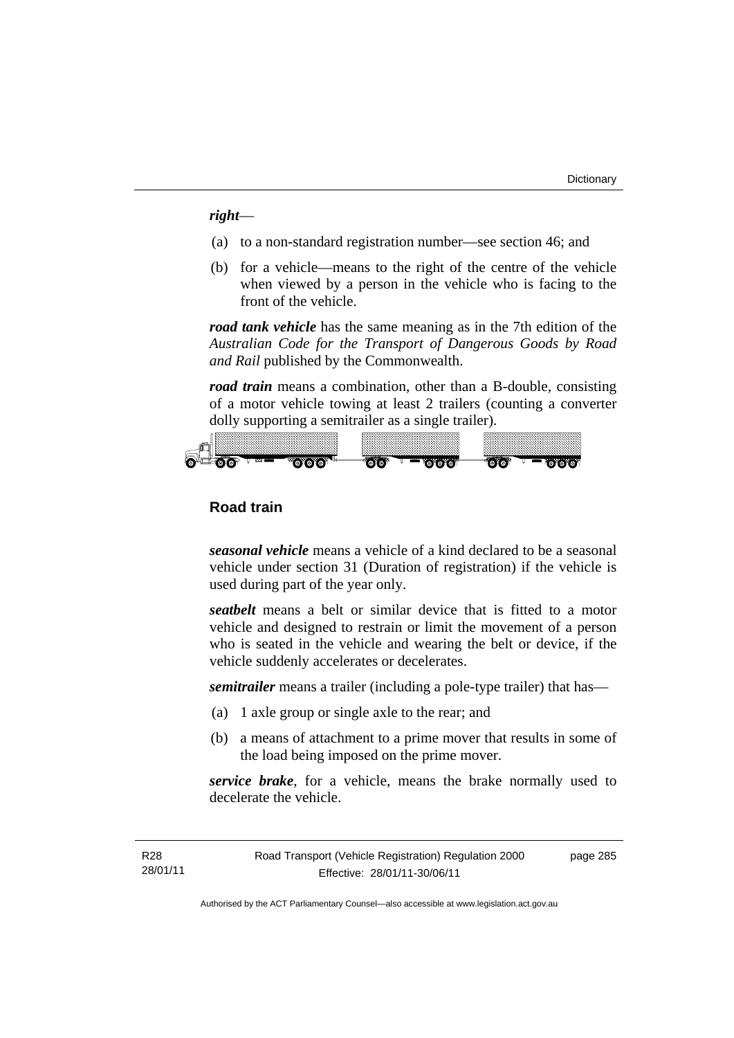***right***—

(a) to a non-standard registration number—see section 46; and

(b) for a vehicle—means to the right of the centre of the vehicle when viewed by a person in the vehicle who is facing to the front of the vehicle.

***road tank vehicle*** has the same meaning as in the 7th edition of the *Australian Code for the Transport of Dangerous Goods by Road and Rail* published by the Commonwealth.

***road train*** means a combination, other than a B-double, consisting of a motor vehicle towing at least 2 trailers (counting a converter dolly supporting a semitrailer as a single trailer).

**Road train**

***seasonal vehicle*** means a vehicle of a kind declared to be a seasonal vehicle under section 31 (Duration of registration) if the vehicle is used during part of the year only.

***seatbelt*** means a belt or similar device that is fitted to a motor vehicle and designed to restrain or limit the movement of a person who is seated in the vehicle and wearing the belt or device, if the vehicle suddenly accelerates or decelerates.

***semitrailer*** means a trailer (including a pole-type trailer) that has—

(a) 1 axle group or single axle to the rear; and

(b) a means of attachment to a prime mover that results in some of the load being imposed on the prime mover.

***service brake***, for a vehicle, means the brake normally used to decelerate the vehicle.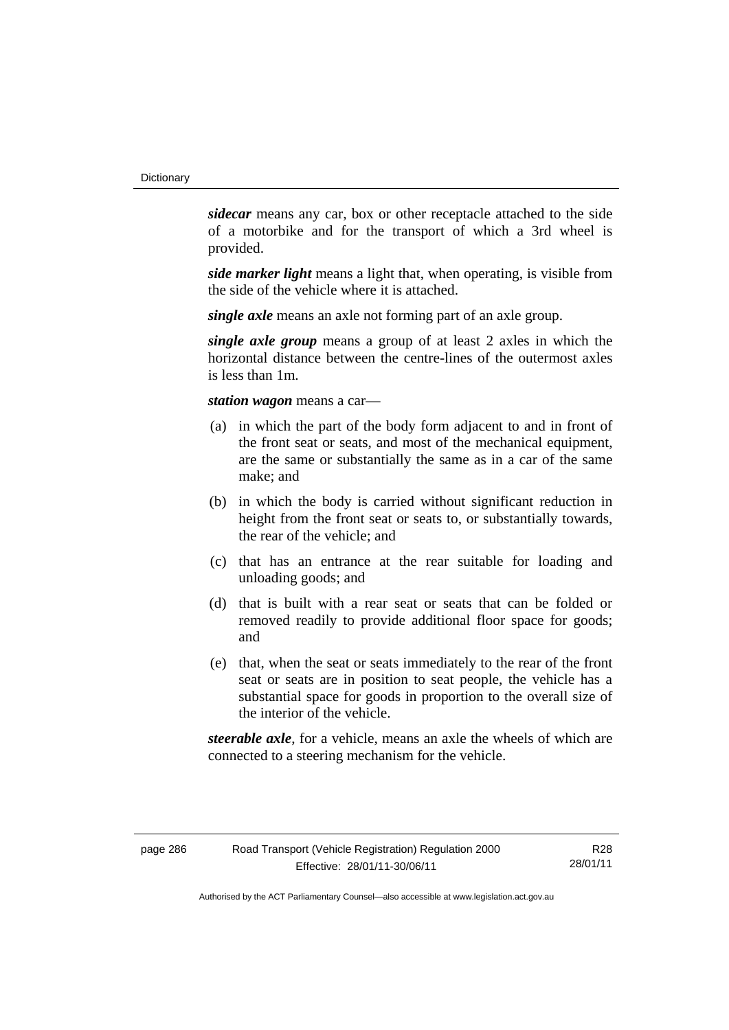***sidecar*** means any car, box or other receptacle attached to the side of a motorbike and for the transport of which a 3rd wheel is provided.

***side marker light*** means a light that, when operating, is visible from the side of the vehicle where it is attached.

***single axle*** means an axle not forming part of an axle group.

***single axle group*** means a group of at least 2 axles in which the horizontal distance between the centre-lines of the outermost axles is less than 1m.

***station wagon*** means a car—

(a) in which the part of the body form adjacent to and in front of the front seat or seats, and most of the mechanical equipment, are the same or substantially the same as in a car of the same make; and

(b) in which the body is carried without significant reduction in height from the front seat or seats to, or substantially towards, the rear of the vehicle; and

(c) that has an entrance at the rear suitable for loading and unloading goods; and

(d) that is built with a rear seat or seats that can be folded or removed readily to provide additional floor space for goods; and

(e) that, when the seat or seats immediately to the rear of the front seat or seats are in position to seat people, the vehicle has a substantial space for goods in proportion to the overall size of the interior of the vehicle.

***steerable axle***, for a vehicle, means an axle the wheels of which are connected to a steering mechanism for the vehicle.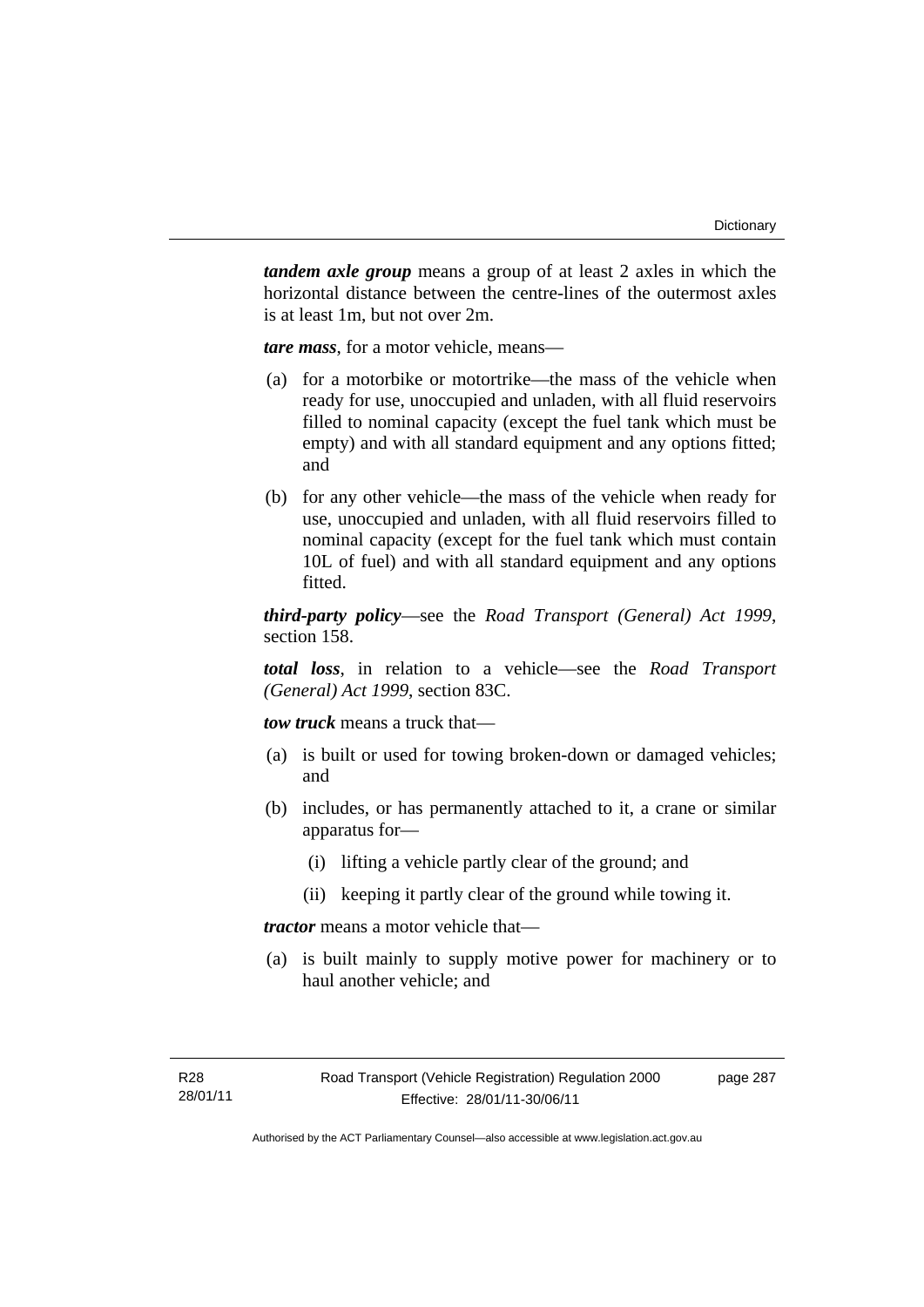***tandem axle group*** means a group of at least 2 axles in which the horizontal distance between the centre-lines of the outermost axles is at least 1m, but not over 2m.

***tare mass***, for a motor vehicle, means—

(a) for a motorbike or motortrike—the mass of the vehicle when ready for use, unoccupied and unladen, with all fluid reservoirs filled to nominal capacity (except the fuel tank which must be empty) and with all standard equipment and any options fitted; and

(b) for any other vehicle—the mass of the vehicle when ready for use, unoccupied and unladen, with all fluid reservoirs filled to nominal capacity (except for the fuel tank which must contain 10L of fuel) and with all standard equipment and any options fitted.

***third-party policy***—see the *Road Transport (General) Act 1999*, section 158.

***total loss***, in relation to a vehicle—see the *Road Transport (General) Act 1999*, section 83C.

***tow truck*** means a truck that—

(a) is built or used for towing broken-down or damaged vehicles; and

(b) includes, or has permanently attached to it, a crane or similar apparatus for—

 (i) lifting a vehicle partly clear of the ground; and

 (ii) keeping it partly clear of the ground while towing it.

***tractor*** means a motor vehicle that—

(a) is built mainly to supply motive power for machinery or to haul another vehicle; and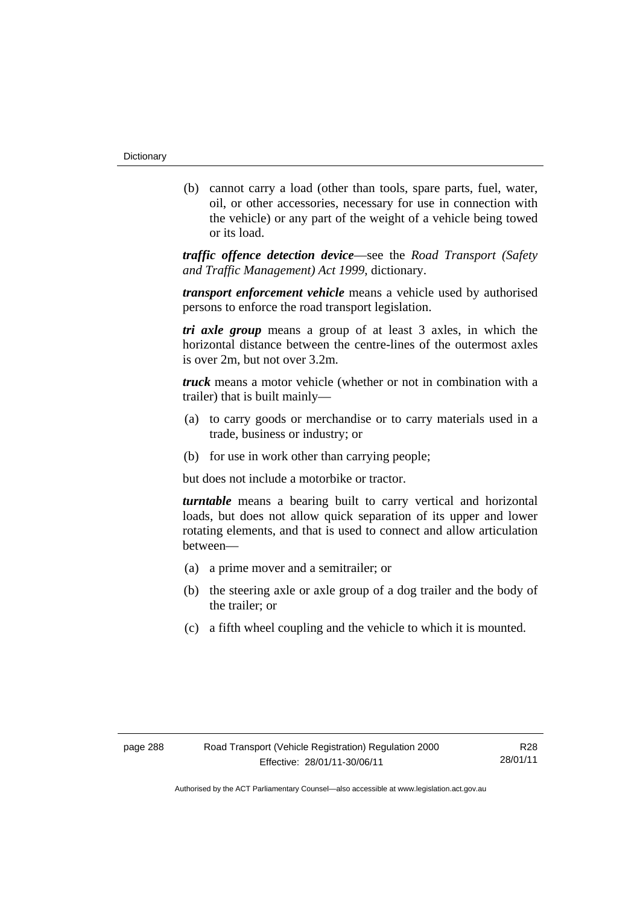(b) cannot carry a load (other than tools, spare parts, fuel, water, oil, or other accessories, necessary for use in connection with the vehicle) or any part of the weight of a vehicle being towed or its load.

***traffic offence detection device***—see the *Road Transport (Safety and Traffic Management) Act 1999*, dictionary.

***transport enforcement vehicle*** means a vehicle used by authorised persons to enforce the road transport legislation.

***tri axle group*** means a group of at least 3 axles, in which the horizontal distance between the centre-lines of the outermost axles is over 2m, but not over 3.2m.

***truck*** means a motor vehicle (whether or not in combination with a trailer) that is built mainly—

(a) to carry goods or merchandise or to carry materials used in a trade, business or industry; or

(b) for use in work other than carrying people;

but does not include a motorbike or tractor.

***turntable*** means a bearing built to carry vertical and horizontal loads, but does not allow quick separation of its upper and lower rotating elements, and that is used to connect and allow articulation between—

(a) a prime mover and a semitrailer; or

(b) the steering axle or axle group of a dog trailer and the body of the trailer; or

(c) a fifth wheel coupling and the vehicle to which it is mounted.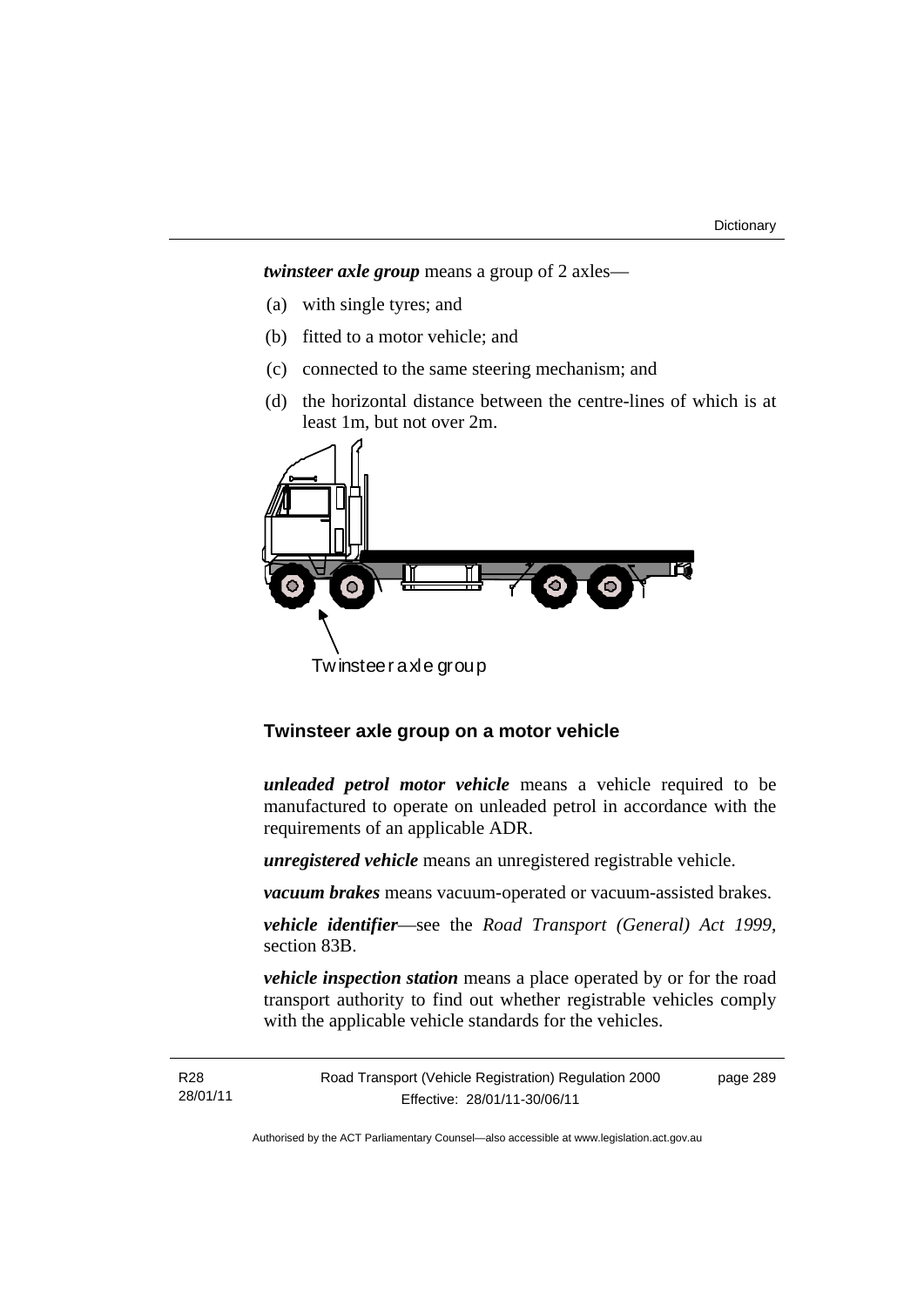***twinsteer axle group*** means a group of 2 axles—

(a) with single tyres; and

(b) fitted to a motor vehicle; and

(c) connected to the same steering mechanism; and

(d) the horizontal distance between the centre-lines of which is at least 1m, but not over 2m.

Twinsteer axle group

**Twinsteer axle group on a motor vehicle**

***unleaded petrol motor vehicle*** means a vehicle required to be manufactured to operate on unleaded petrol in accordance with the requirements of an applicable ADR.

***unregistered vehicle*** means an unregistered registrable vehicle.

***vacuum brakes*** means vacuum-operated or vacuum-assisted brakes.

***vehicle identifier***—see the *Road Transport (General) Act 1999*, section 83B.

***vehicle inspection station*** means a place operated by or for the road transport authority to find out whether registrable vehicles comply with the applicable vehicle standards for the vehicles.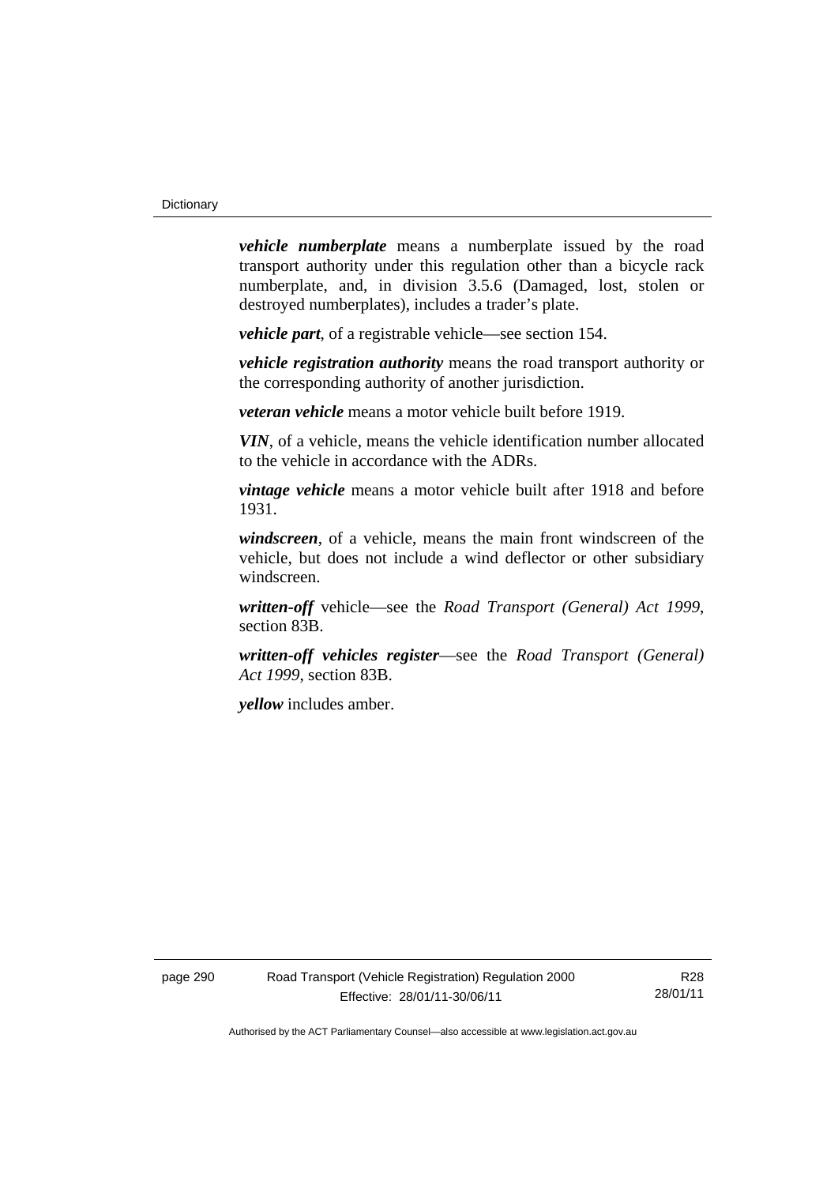***vehicle numberplate*** means a numberplate issued by the road transport authority under this regulation other than a bicycle rack numberplate, and, in division 3.5.6 (Damaged, lost, stolen or destroyed numberplates), includes a trader's plate.

***vehicle part***, of a registrable vehicle—see section 154.

***vehicle registration authority*** means the road transport authority or the corresponding authority of another jurisdiction.

***veteran vehicle*** means a motor vehicle built before 1919.

***VIN***, of a vehicle, means the vehicle identification number allocated to the vehicle in accordance with the ADRs.

***vintage vehicle*** means a motor vehicle built after 1918 and before 1931.

***windscreen***, of a vehicle, means the main front windscreen of the vehicle, but does not include a wind deflector or other subsidiary windscreen.

***written-off*** vehicle—see the *Road Transport (General) Act 1999*, section 83B.

***written-off vehicles register***—see the *Road Transport (General) Act 1999*, section 83B.

***yellow*** includes amber.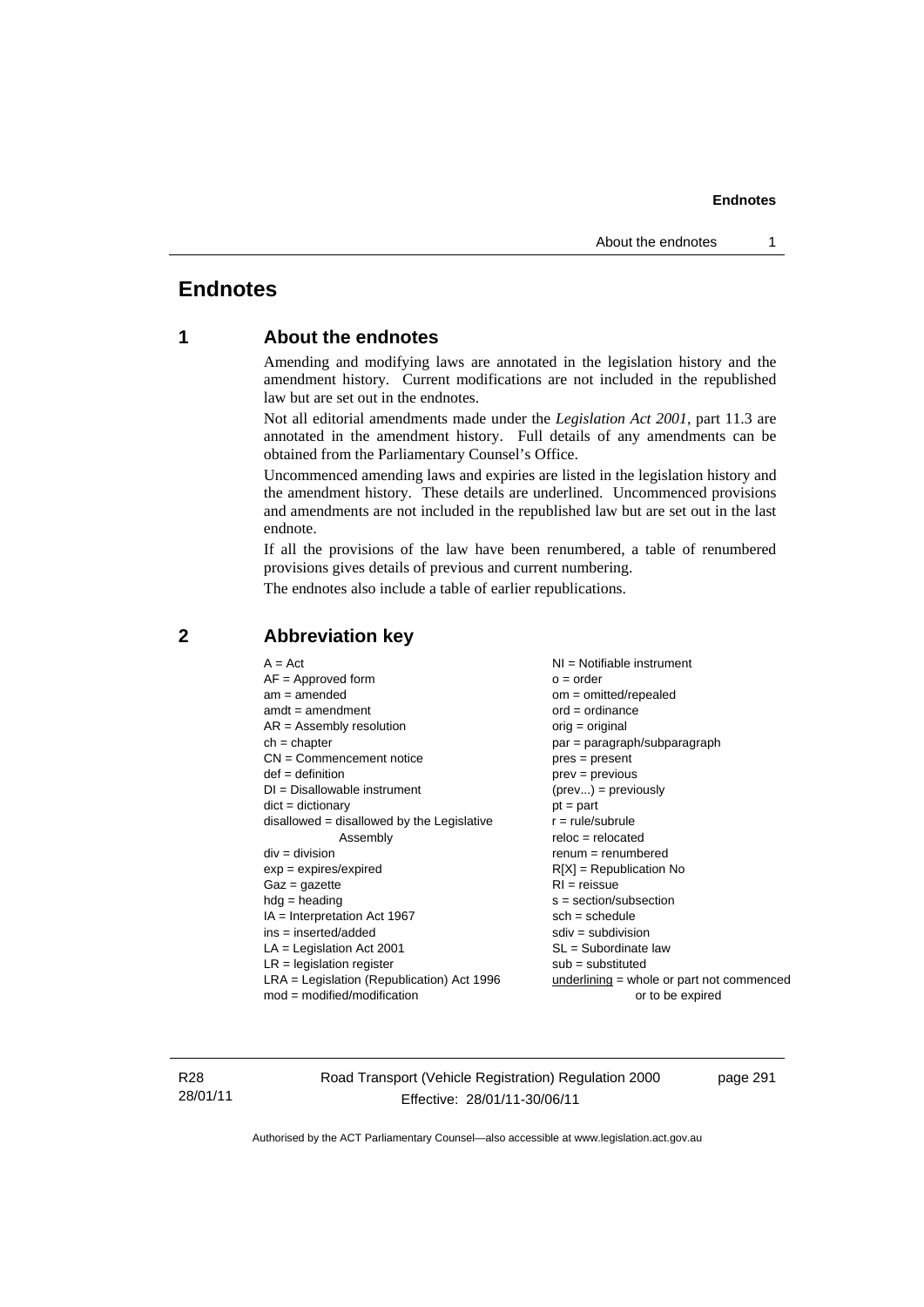# Endnotes

## 1 About the endnotes

Amending and modifying laws are annotated in the legislation history and the amendment history. Current modifications are not included in the republished law but are set out in the endnotes.

Not all editorial amendments made under the *Legislation Act 2001*, part 11.3 are annotated in the amendment history. Full details of any amendments can be obtained from the Parliamentary Counsel's Office.

Uncommenced amending laws and expiries are listed in the legislation history and the amendment history. These details are underlined. Uncommenced provisions and amendments are not included in the republished law but are set out in the last endnote.

If all the provisions of the law have been renumbered, a table of renumbered provisions gives details of previous and current numbering.

The endnotes also include a table of earlier republications.

## 2 Abbreviation key

A = Act
AF = Approved form
am = amended
amdt = amendment
AR = Assembly resolution
ch = chapter
CN = Commencement notice
def = definition
DI = Disallowable instrument
dict = dictionary
disallowed = disallowed by the Legislative Assembly
div = division
exp = expires/expired
Gaz = gazette
hdg = heading
IA = Interpretation Act 1967
ins = inserted/added
LA = Legislation Act 2001
LR = legislation register
LRA = Legislation (Republication) Act 1996
mod = modified/modification
NI = Notifiable instrument
o = order
om = omitted/repealed
ord = ordinance
orig = original
par = paragraph/subparagraph
pres = present
prev = previous
(prev...) = previously
pt = part
r = rule/subrule
reloc = relocated
renum = renumbered
R[X] = Republication No
RI = reissue
s = section/subsection
sch = schedule
sdiv = subdivision
SL = Subordinate law
sub = substituted
underlining = whole or part not commenced or to be expired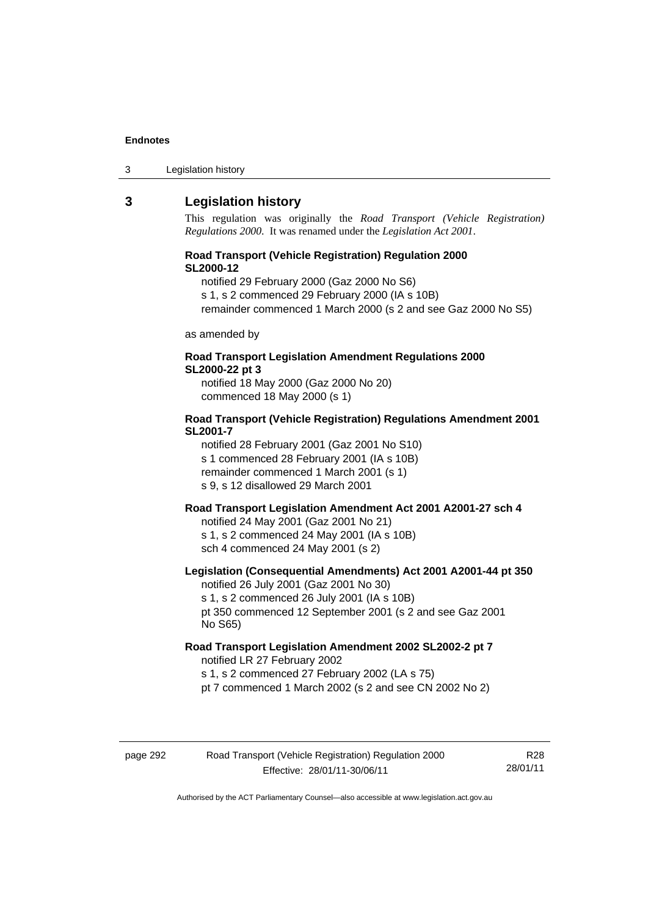## 3 Legislation history

This regulation was originally the *Road Transport (Vehicle Registration) Regulations 2000*. It was renamed under the *Legislation Act 2001*.

**Road Transport (Vehicle Registration) Regulation 2000 SL2000-12**

notified 29 February 2000 (Gaz 2000 No S6)
s 1, s 2 commenced 29 February 2000 (IA s 10B)
remainder commenced 1 March 2000 (s 2 and see Gaz 2000 No S5)

as amended by

**Road Transport Legislation Amendment Regulations 2000 SL2000-22 pt 3**

notified 18 May 2000 (Gaz 2000 No 20)
commenced 18 May 2000 (s 1)

**Road Transport (Vehicle Registration) Regulations Amendment 2001 SL2001-7**

notified 28 February 2001 (Gaz 2001 No S10)
s 1 commenced 28 February 2001 (IA s 10B)
remainder commenced 1 March 2001 (s 1)
s 9, s 12 disallowed 29 March 2001

**Road Transport Legislation Amendment Act 2001 A2001-27 sch 4**

notified 24 May 2001 (Gaz 2001 No 21)
s 1, s 2 commenced 24 May 2001 (IA s 10B)
sch 4 commenced 24 May 2001 (s 2)

**Legislation (Consequential Amendments) Act 2001 A2001-44 pt 350**

notified 26 July 2001 (Gaz 2001 No 30)
s 1, s 2 commenced 26 July 2001 (IA s 10B)
pt 350 commenced 12 September 2001 (s 2 and see Gaz 2001 No S65)

**Road Transport Legislation Amendment 2002 SL2002-2 pt 7**

notified LR 27 February 2002
s 1, s 2 commenced 27 February 2002 (LA s 75)
pt 7 commenced 1 March 2002 (s 2 and see CN 2002 No 2)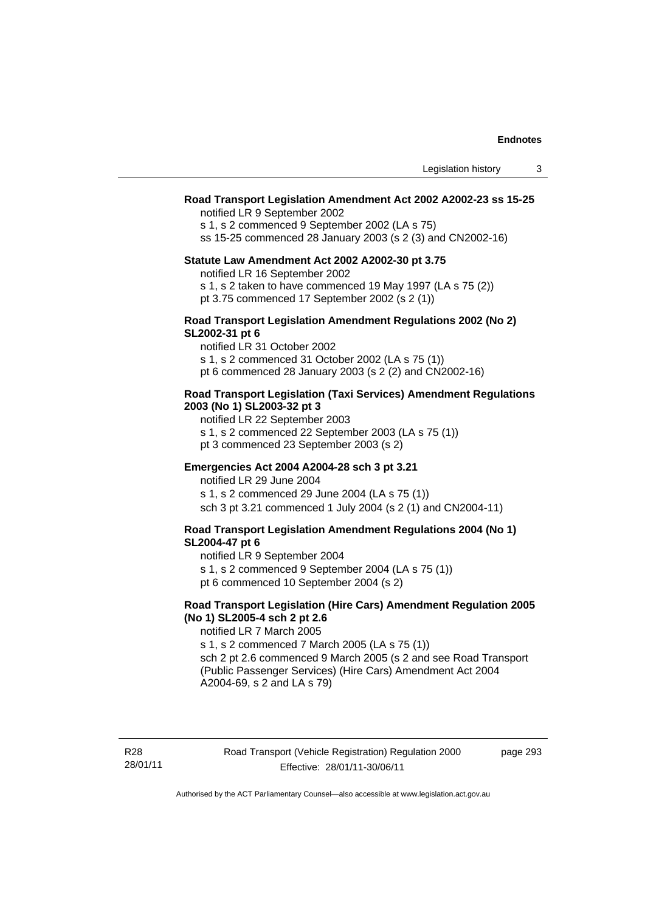**Road Transport Legislation Amendment Act 2002 A2002-23 ss 15-25**

notified LR 9 September 2002

s 1, s 2 commenced 9 September 2002 (LA s 75)

ss 15-25 commenced 28 January 2003 (s 2 (3) and CN2002-16)

**Statute Law Amendment Act 2002 A2002-30 pt 3.75**

notified LR 16 September 2002

s 1, s 2 taken to have commenced 19 May 1997 (LA s 75 (2))

pt 3.75 commenced 17 September 2002 (s 2 (1))

**Road Transport Legislation Amendment Regulations 2002 (No 2) SL2002-31 pt 6**

notified LR 31 October 2002

s 1, s 2 commenced 31 October 2002 (LA s 75 (1))

pt 6 commenced 28 January 2003 (s 2 (2) and CN2002-16)

**Road Transport Legislation (Taxi Services) Amendment Regulations 2003 (No 1) SL2003-32 pt 3**

notified LR 22 September 2003

s 1, s 2 commenced 22 September 2003 (LA s 75 (1))

pt 3 commenced 23 September 2003 (s 2)

**Emergencies Act 2004 A2004-28 sch 3 pt 3.21**

notified LR 29 June 2004

s 1, s 2 commenced 29 June 2004 (LA s 75 (1))

sch 3 pt 3.21 commenced 1 July 2004 (s 2 (1) and CN2004-11)

**Road Transport Legislation Amendment Regulations 2004 (No 1) SL2004-47 pt 6**

notified LR 9 September 2004

s 1, s 2 commenced 9 September 2004 (LA s 75 (1))

pt 6 commenced 10 September 2004 (s 2)

**Road Transport Legislation (Hire Cars) Amendment Regulation 2005 (No 1) SL2005-4 sch 2 pt 2.6**

notified LR 7 March 2005

s 1, s 2 commenced 7 March 2005 (LA s 75 (1))

sch 2 pt 2.6 commenced 9 March 2005 (s 2 and see Road Transport (Public Passenger Services) (Hire Cars) Amendment Act 2004 A2004-69, s 2 and LA s 79)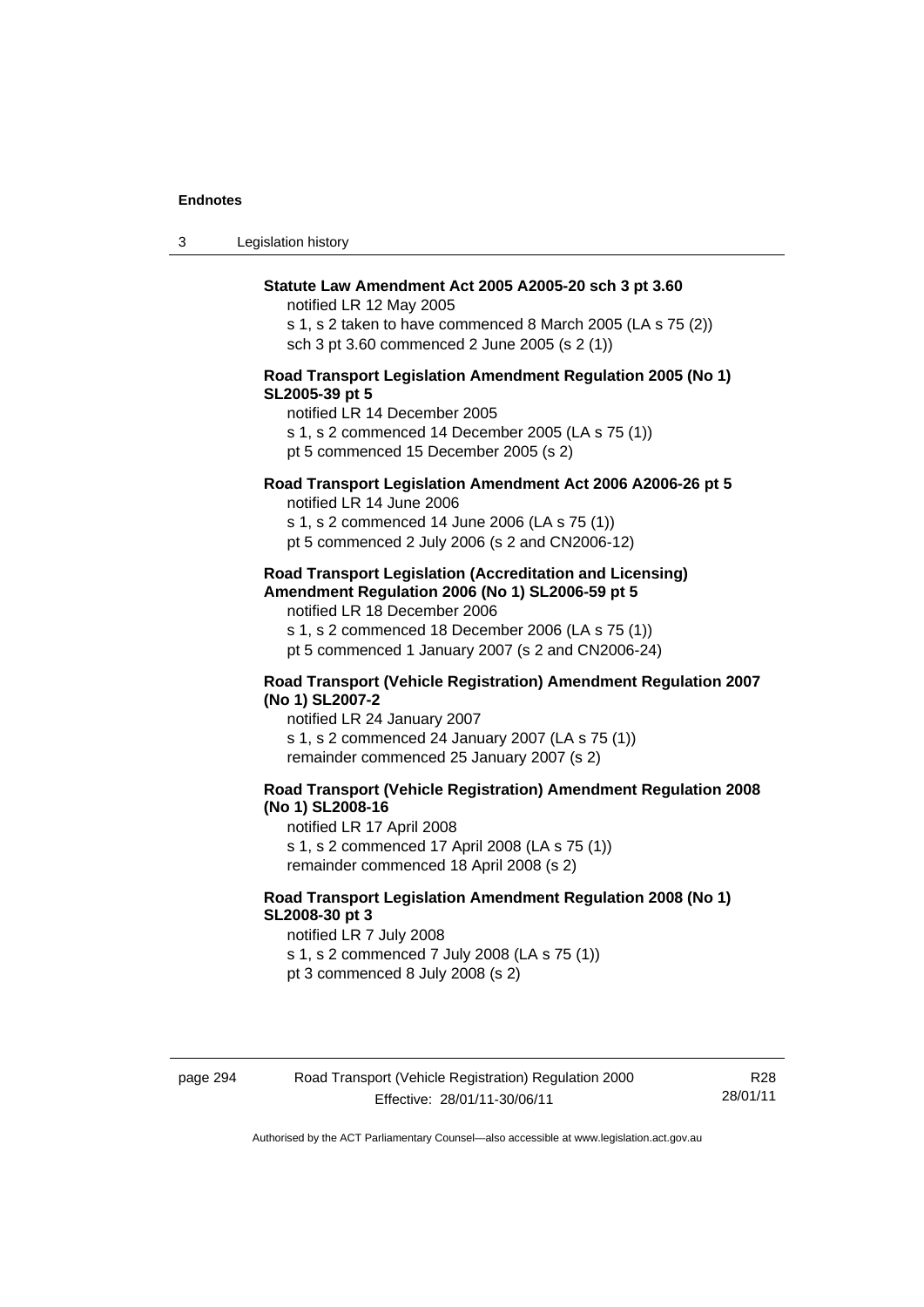**Statute Law Amendment Act 2005 A2005-20 sch 3 pt 3.60**

notified LR 12 May 2005

s 1, s 2 taken to have commenced 8 March 2005 (LA s 75 (2))

sch 3 pt 3.60 commenced 2 June 2005 (s 2 (1))

**Road Transport Legislation Amendment Regulation 2005 (No 1) SL2005-39 pt 5**

notified LR 14 December 2005

s 1, s 2 commenced 14 December 2005 (LA s 75 (1))

pt 5 commenced 15 December 2005 (s 2)

**Road Transport Legislation Amendment Act 2006 A2006-26 pt 5**

notified LR 14 June 2006

s 1, s 2 commenced 14 June 2006 (LA s 75 (1))

pt 5 commenced 2 July 2006 (s 2 and CN2006-12)

**Road Transport Legislation (Accreditation and Licensing) Amendment Regulation 2006 (No 1) SL2006-59 pt 5**

notified LR 18 December 2006

s 1, s 2 commenced 18 December 2006 (LA s 75 (1))

pt 5 commenced 1 January 2007 (s 2 and CN2006-24)

**Road Transport (Vehicle Registration) Amendment Regulation 2007 (No 1) SL2007-2**

notified LR 24 January 2007

s 1, s 2 commenced 24 January 2007 (LA s 75 (1))

remainder commenced 25 January 2007 (s 2)

**Road Transport (Vehicle Registration) Amendment Regulation 2008 (No 1) SL2008-16**

notified LR 17 April 2008

s 1, s 2 commenced 17 April 2008 (LA s 75 (1))

remainder commenced 18 April 2008 (s 2)

**Road Transport Legislation Amendment Regulation 2008 (No 1) SL2008-30 pt 3**

notified LR 7 July 2008

s 1, s 2 commenced 7 July 2008 (LA s 75 (1))

pt 3 commenced 8 July 2008 (s 2)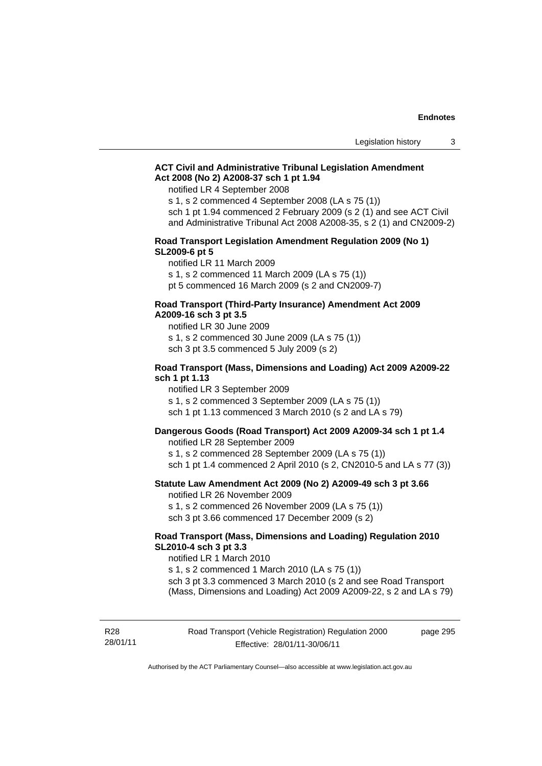**ACT Civil and Administrative Tribunal Legislation Amendment Act 2008 (No 2) A2008-37 sch 1 pt 1.94**

notified LR 4 September 2008

s 1, s 2 commenced 4 September 2008 (LA s 75 (1))

sch 1 pt 1.94 commenced 2 February 2009 (s 2 (1) and see ACT Civil and Administrative Tribunal Act 2008 A2008-35, s 2 (1) and CN2009-2)

**Road Transport Legislation Amendment Regulation 2009 (No 1) SL2009-6 pt 5**

notified LR 11 March 2009

s 1, s 2 commenced 11 March 2009 (LA s 75 (1))

pt 5 commenced 16 March 2009 (s 2 and CN2009-7)

**Road Transport (Third-Party Insurance) Amendment Act 2009 A2009-16 sch 3 pt 3.5**

notified LR 30 June 2009

s 1, s 2 commenced 30 June 2009 (LA s 75 (1))

sch 3 pt 3.5 commenced 5 July 2009 (s 2)

**Road Transport (Mass, Dimensions and Loading) Act 2009 A2009-22 sch 1 pt 1.13**

notified LR 3 September 2009

s 1, s 2 commenced 3 September 2009 (LA s 75 (1))

sch 1 pt 1.13 commenced 3 March 2010 (s 2 and LA s 79)

**Dangerous Goods (Road Transport) Act 2009 A2009-34 sch 1 pt 1.4**

notified LR 28 September 2009

s 1, s 2 commenced 28 September 2009 (LA s 75 (1))

sch 1 pt 1.4 commenced 2 April 2010 (s 2, CN2010-5 and LA s 77 (3))

**Statute Law Amendment Act 2009 (No 2) A2009-49 sch 3 pt 3.66**

notified LR 26 November 2009

s 1, s 2 commenced 26 November 2009 (LA s 75 (1))

sch 3 pt 3.66 commenced 17 December 2009 (s 2)

**Road Transport (Mass, Dimensions and Loading) Regulation 2010 SL2010-4 sch 3 pt 3.3**

notified LR 1 March 2010

s 1, s 2 commenced 1 March 2010 (LA s 75 (1))

sch 3 pt 3.3 commenced 3 March 2010 (s 2 and see Road Transport (Mass, Dimensions and Loading) Act 2009 A2009-22, s 2 and LA s 79)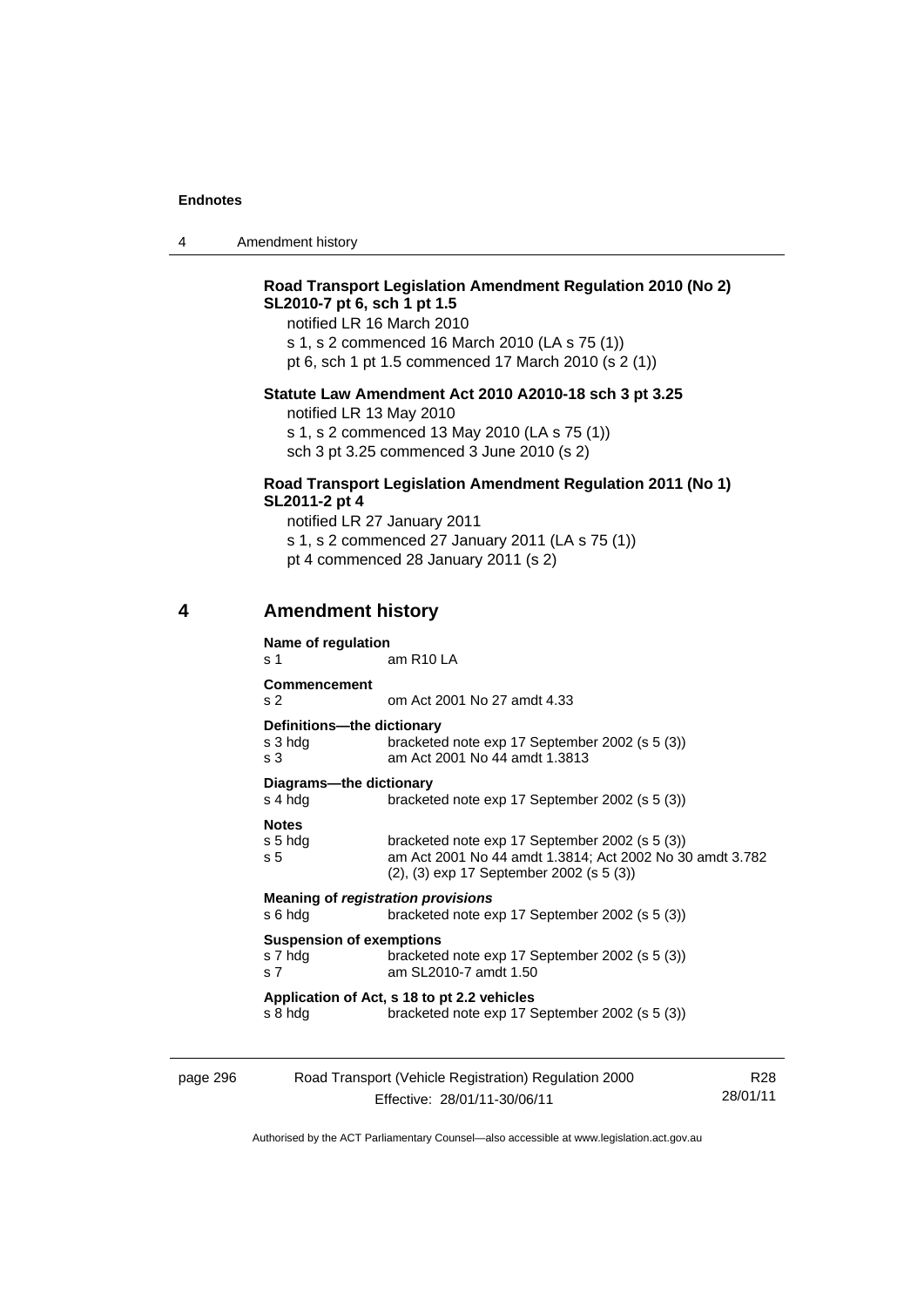**Road Transport Legislation Amendment Regulation 2010 (No 2) SL2010-7 pt 6, sch 1 pt 1.5**

notified LR 16 March 2010

s 1, s 2 commenced 16 March 2010 (LA s 75 (1))

pt 6, sch 1 pt 1.5 commenced 17 March 2010 (s 2 (1))

**Statute Law Amendment Act 2010 A2010-18 sch 3 pt 3.25**

notified LR 13 May 2010

s 1, s 2 commenced 13 May 2010 (LA s 75 (1))

sch 3 pt 3.25 commenced 3 June 2010 (s 2)

**Road Transport Legislation Amendment Regulation 2011 (No 1) SL2011-2 pt 4**

notified LR 27 January 2011

s 1, s 2 commenced 27 January 2011 (LA s 75 (1))

pt 4 commenced 28 January 2011 (s 2)

## 4 Amendment history

**Name of regulation**
s 1 am R10 LA

**Commencement**
s 2 om Act 2001 No 27 amdt 4.33

**Definitions—the dictionary**
s 3 hdg bracketed note exp 17 September 2002 (s 5 (3))
s 3 am Act 2001 No 44 amdt 1.3813

**Diagrams—the dictionary**
s 4 hdg bracketed note exp 17 September 2002 (s 5 (3))

**Notes**
s 5 hdg bracketed note exp 17 September 2002 (s 5 (3))
s 5 am Act 2001 No 44 amdt 1.3814; Act 2002 No 30 amdt 3.782
(2), (3) exp 17 September 2002 (s 5 (3))

**Meaning of *registration provisions***
s 6 hdg bracketed note exp 17 September 2002 (s 5 (3))

**Suspension of exemptions**
s 7 hdg bracketed note exp 17 September 2002 (s 5 (3))
s 7 am SL2010-7 amdt 1.50

**Application of Act, s 18 to pt 2.2 vehicles**
s 8 hdg bracketed note exp 17 September 2002 (s 5 (3))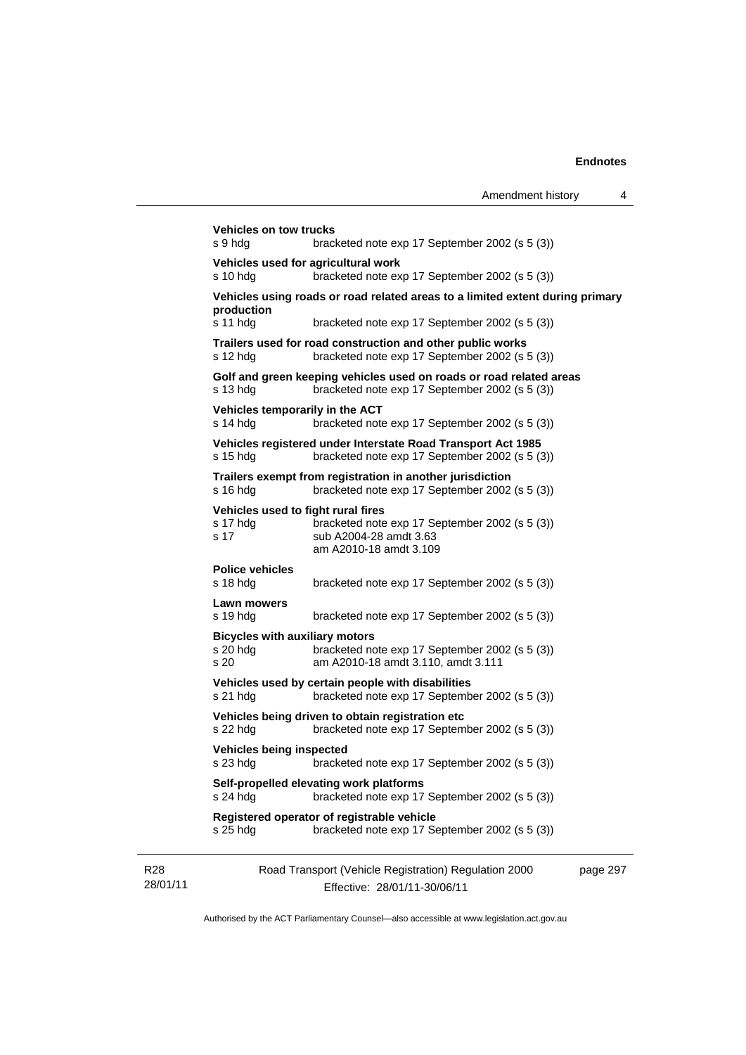**Vehicles on tow trucks**

s 9 hdg bracketed note exp 17 September 2002 (s 5 (3))

**Vehicles used for agricultural work**

s 10 hdg bracketed note exp 17 September 2002 (s 5 (3))

**Vehicles using roads or road related areas to a limited extent during primary production**

s 11 hdg bracketed note exp 17 September 2002 (s 5 (3))

**Trailers used for road construction and other public works**

s 12 hdg bracketed note exp 17 September 2002 (s 5 (3))

**Golf and green keeping vehicles used on roads or road related areas**

s 13 hdg bracketed note exp 17 September 2002 (s 5 (3))

**Vehicles temporarily in the ACT**

s 14 hdg bracketed note exp 17 September 2002 (s 5 (3))

**Vehicles registered under Interstate Road Transport Act 1985**

s 15 hdg bracketed note exp 17 September 2002 (s 5 (3))

**Trailers exempt from registration in another jurisdiction**

s 16 hdg bracketed note exp 17 September 2002 (s 5 (3))

**Vehicles used to fight rural fires**

s 17 hdg bracketed note exp 17 September 2002 (s 5 (3))
s 17 sub A2004-28 amdt 3.63
am A2010-18 amdt 3.109

**Police vehicles**

s 18 hdg bracketed note exp 17 September 2002 (s 5 (3))

**Lawn mowers**

s 19 hdg bracketed note exp 17 September 2002 (s 5 (3))

**Bicycles with auxiliary motors**

s 20 hdg bracketed note exp 17 September 2002 (s 5 (3))
s 20 am A2010-18 amdt 3.110, amdt 3.111

**Vehicles used by certain people with disabilities**

s 21 hdg bracketed note exp 17 September 2002 (s 5 (3))

**Vehicles being driven to obtain registration etc**

s 22 hdg bracketed note exp 17 September 2002 (s 5 (3))

**Vehicles being inspected**

s 23 hdg bracketed note exp 17 September 2002 (s 5 (3))

**Self-propelled elevating work platforms**

s 24 hdg bracketed note exp 17 September 2002 (s 5 (3))

**Registered operator of registrable vehicle**

s 25 hdg bracketed note exp 17 September 2002 (s 5 (3))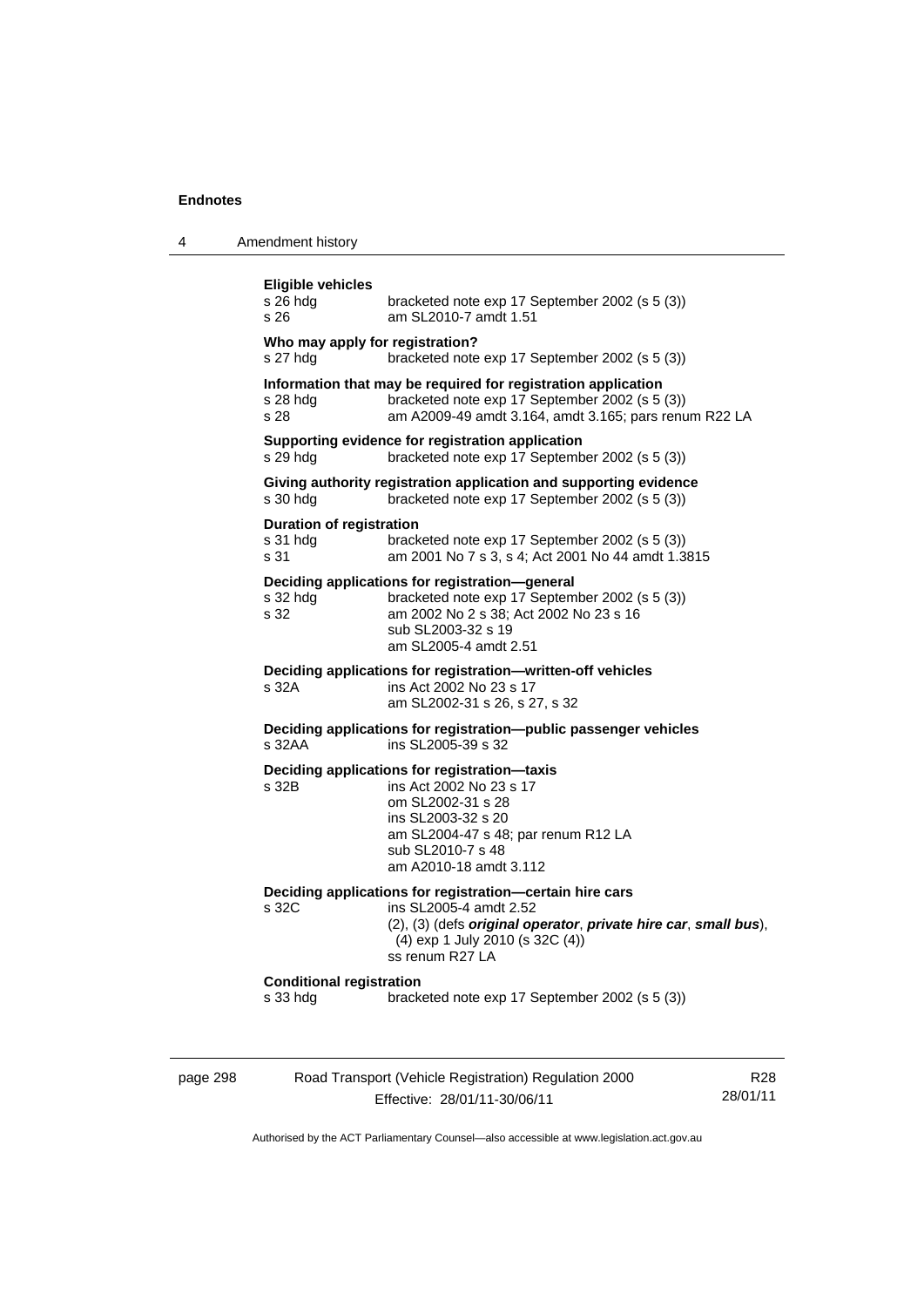**Eligible vehicles**

s 26 hdg bracketed note exp 17 September 2002 (s 5 (3))
s 26 am SL2010-7 amdt 1.51

**Who may apply for registration?**

s 27 hdg bracketed note exp 17 September 2002 (s 5 (3))

**Information that may be required for registration application**

s 28 hdg bracketed note exp 17 September 2002 (s 5 (3))
s 28 am A2009-49 amdt 3.164, amdt 3.165; pars renum R22 LA

**Supporting evidence for registration application**

s 29 hdg bracketed note exp 17 September 2002 (s 5 (3))

**Giving authority registration application and supporting evidence**

s 30 hdg bracketed note exp 17 September 2002 (s 5 (3))

**Duration of registration**

s 31 hdg bracketed note exp 17 September 2002 (s 5 (3))
s 31 am 2001 No 7 s 3, s 4; Act 2001 No 44 amdt 1.3815

**Deciding applications for registration—general**

s 32 hdg bracketed note exp 17 September 2002 (s 5 (3))
s 32 am 2002 No 2 s 38; Act 2002 No 23 s 16
sub SL2003-32 s 19
am SL2005-4 amdt 2.51

**Deciding applications for registration—written-off vehicles**

s 32A ins Act 2002 No 23 s 17
am SL2002-31 s 26, s 27, s 32

**Deciding applications for registration—public passenger vehicles**

s 32AA ins SL2005-39 s 32

**Deciding applications for registration—taxis**

s 32B ins Act 2002 No 23 s 17
om SL2002-31 s 28
ins SL2003-32 s 20
am SL2004-47 s 48; par renum R12 LA
sub SL2010-7 s 48
am A2010-18 amdt 3.112

**Deciding applications for registration—certain hire cars**

s 32C ins SL2005-4 amdt 2.52
(2), (3) (defs ***original operator***, ***private hire car***, ***small bus***), (4) exp 1 July 2010 (s 32C (4))
ss renum R27 LA

**Conditional registration**

s 33 hdg bracketed note exp 17 September 2002 (s 5 (3))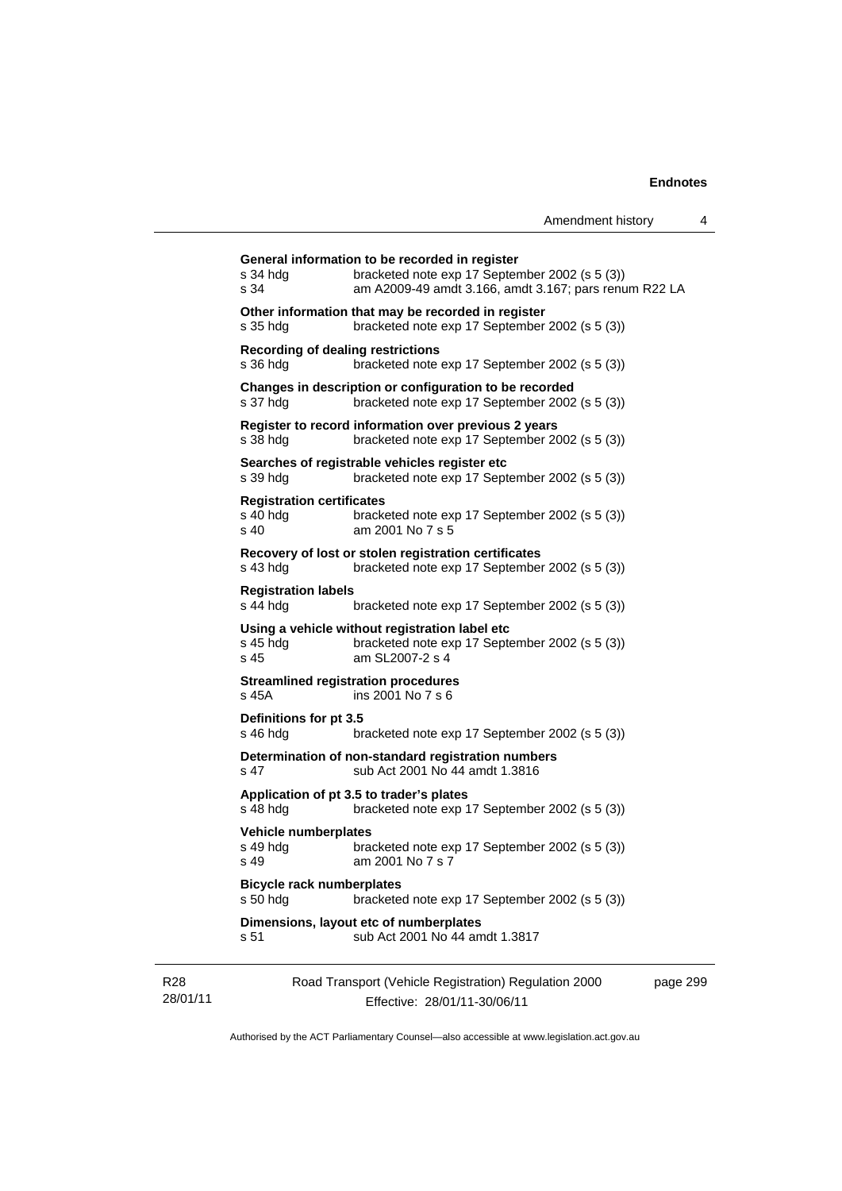**General information to be recorded in register**

s 34 hdg — bracketed note exp 17 September 2002 (s 5 (3))
s 34 — am A2009-49 amdt 3.166, amdt 3.167; pars renum R22 LA

**Other information that may be recorded in register**

s 35 hdg — bracketed note exp 17 September 2002 (s 5 (3))

**Recording of dealing restrictions**

s 36 hdg — bracketed note exp 17 September 2002 (s 5 (3))

**Changes in description or configuration to be recorded**

s 37 hdg — bracketed note exp 17 September 2002 (s 5 (3))

**Register to record information over previous 2 years**

s 38 hdg — bracketed note exp 17 September 2002 (s 5 (3))

**Searches of registrable vehicles register etc**

s 39 hdg — bracketed note exp 17 September 2002 (s 5 (3))

**Registration certificates**

s 40 hdg — bracketed note exp 17 September 2002 (s 5 (3))
s 40 — am 2001 No 7 s 5

**Recovery of lost or stolen registration certificates**

s 43 hdg — bracketed note exp 17 September 2002 (s 5 (3))

**Registration labels**

s 44 hdg — bracketed note exp 17 September 2002 (s 5 (3))

**Using a vehicle without registration label etc**

s 45 hdg — bracketed note exp 17 September 2002 (s 5 (3))
s 45 — am SL2007-2 s 4

**Streamlined registration procedures**

s 45A — ins 2001 No 7 s 6

**Definitions for pt 3.5**

s 46 hdg — bracketed note exp 17 September 2002 (s 5 (3))

**Determination of non-standard registration numbers**

s 47 — sub Act 2001 No 44 amdt 1.3816

**Application of pt 3.5 to trader's plates**

s 48 hdg — bracketed note exp 17 September 2002 (s 5 (3))

**Vehicle numberplates**

s 49 hdg — bracketed note exp 17 September 2002 (s 5 (3))
s 49 — am 2001 No 7 s 7

**Bicycle rack numberplates**

s 50 hdg — bracketed note exp 17 September 2002 (s 5 (3))

**Dimensions, layout etc of numberplates**

s 51 — sub Act 2001 No 44 amdt 1.3817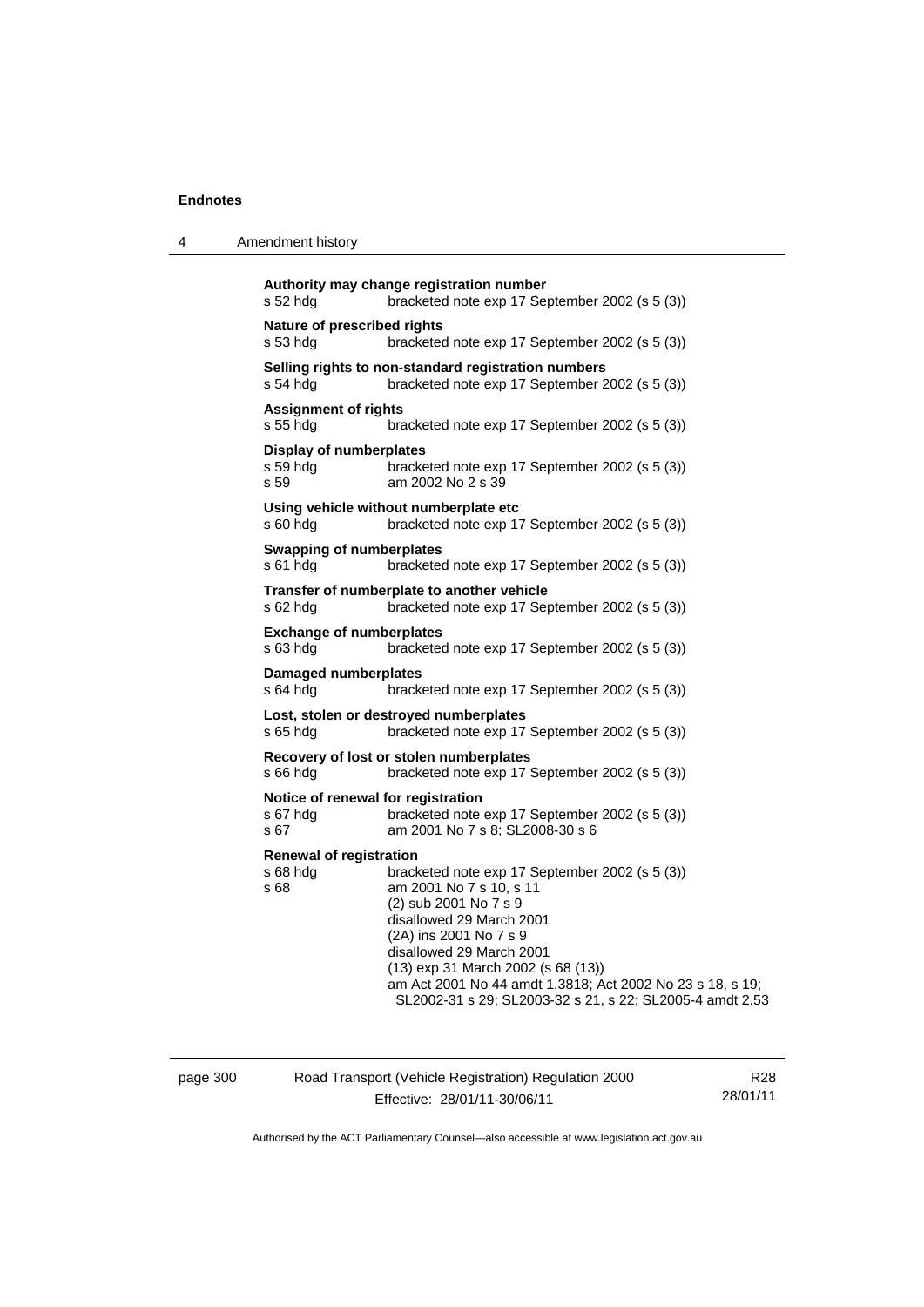**Authority may change registration number**

s 52 hdg bracketed note exp 17 September 2002 (s 5 (3))

**Nature of prescribed rights**

s 53 hdg bracketed note exp 17 September 2002 (s 5 (3))

**Selling rights to non-standard registration numbers**

s 54 hdg bracketed note exp 17 September 2002 (s 5 (3))

**Assignment of rights**

s 55 hdg bracketed note exp 17 September 2002 (s 5 (3))

**Display of numberplates**

s 59 hdg bracketed note exp 17 September 2002 (s 5 (3))
s 59 am 2002 No 2 s 39

**Using vehicle without numberplate etc**

s 60 hdg bracketed note exp 17 September 2002 (s 5 (3))

**Swapping of numberplates**

s 61 hdg bracketed note exp 17 September 2002 (s 5 (3))

**Transfer of numberplate to another vehicle**

s 62 hdg bracketed note exp 17 September 2002 (s 5 (3))

**Exchange of numberplates**

s 63 hdg bracketed note exp 17 September 2002 (s 5 (3))

**Damaged numberplates**

s 64 hdg bracketed note exp 17 September 2002 (s 5 (3))

**Lost, stolen or destroyed numberplates**

s 65 hdg bracketed note exp 17 September 2002 (s 5 (3))

**Recovery of lost or stolen numberplates**

s 66 hdg bracketed note exp 17 September 2002 (s 5 (3))

**Notice of renewal for registration**

s 67 hdg bracketed note exp 17 September 2002 (s 5 (3))
s 67 am 2001 No 7 s 8; SL2008-30 s 6

**Renewal of registration**

s 68 hdg bracketed note exp 17 September 2002 (s 5 (3))
s 68 am 2001 No 7 s 10, s 11
(2) sub 2001 No 7 s 9
disallowed 29 March 2001
(2A) ins 2001 No 7 s 9
disallowed 29 March 2001
(13) exp 31 March 2002 (s 68 (13))
am Act 2001 No 44 amdt 1.3818; Act 2002 No 23 s 18, s 19; SL2002-31 s 29; SL2003-32 s 21, s 22; SL2005-4 amdt 2.53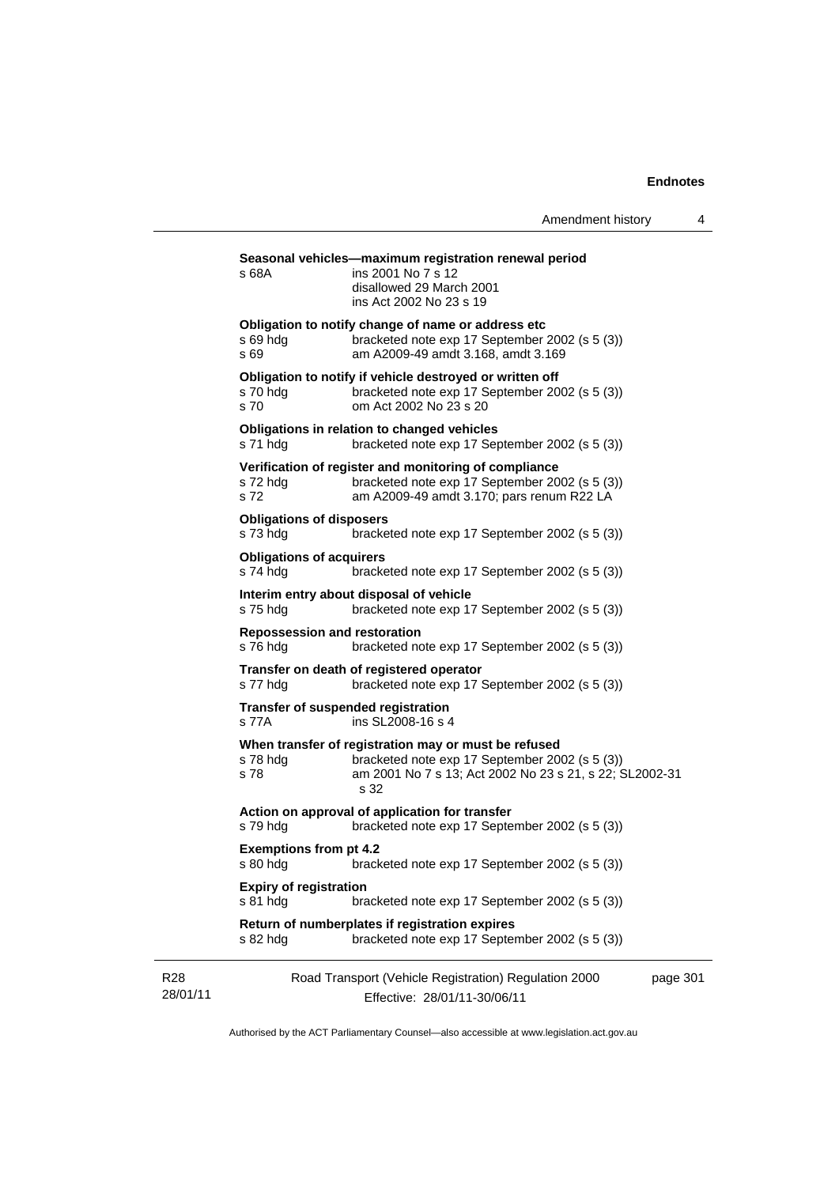**Seasonal vehicles—maximum registration renewal period**

s 68A — ins 2001 No 7 s 12
disallowed 29 March 2001
ins Act 2002 No 23 s 19

**Obligation to notify change of name or address etc**

s 69 hdg — bracketed note exp 17 September 2002 (s 5 (3))
s 69 — am A2009-49 amdt 3.168, amdt 3.169

**Obligation to notify if vehicle destroyed or written off**

s 70 hdg — bracketed note exp 17 September 2002 (s 5 (3))
s 70 — om Act 2002 No 23 s 20

**Obligations in relation to changed vehicles**

s 71 hdg — bracketed note exp 17 September 2002 (s 5 (3))

**Verification of register and monitoring of compliance**

s 72 hdg — bracketed note exp 17 September 2002 (s 5 (3))
s 72 — am A2009-49 amdt 3.170; pars renum R22 LA

**Obligations of disposers**

s 73 hdg — bracketed note exp 17 September 2002 (s 5 (3))

**Obligations of acquirers**

s 74 hdg — bracketed note exp 17 September 2002 (s 5 (3))

**Interim entry about disposal of vehicle**

s 75 hdg — bracketed note exp 17 September 2002 (s 5 (3))

**Repossession and restoration**

s 76 hdg — bracketed note exp 17 September 2002 (s 5 (3))

**Transfer on death of registered operator**

s 77 hdg — bracketed note exp 17 September 2002 (s 5 (3))

**Transfer of suspended registration**

s 77A — ins SL2008-16 s 4

**When transfer of registration may or must be refused**

s 78 hdg — bracketed note exp 17 September 2002 (s 5 (3))
s 78 — am 2001 No 7 s 13; Act 2002 No 23 s 21, s 22; SL2002-31 s 32

**Action on approval of application for transfer**

s 79 hdg — bracketed note exp 17 September 2002 (s 5 (3))

**Exemptions from pt 4.2**

s 80 hdg — bracketed note exp 17 September 2002 (s 5 (3))

**Expiry of registration**

s 81 hdg — bracketed note exp 17 September 2002 (s 5 (3))

**Return of numberplates if registration expires**

s 82 hdg — bracketed note exp 17 September 2002 (s 5 (3))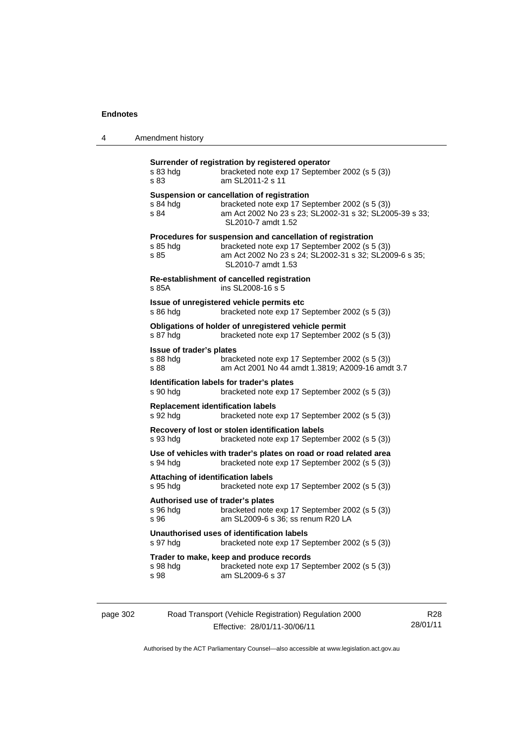**Surrender of registration by registered operator**

| | |
|---|---|
| s 83 hdg | bracketed note exp 17 September 2002 (s 5 (3)) |
| s 83 | am SL2011-2 s 11 |

**Suspension or cancellation of registration**

| | |
|---|---|
| s 84 hdg | bracketed note exp 17 September 2002 (s 5 (3)) |
| s 84 | am Act 2002 No 23 s 23; SL2002-31 s 32; SL2005-39 s 33; SL2010-7 amdt 1.52 |

**Procedures for suspension and cancellation of registration**

| | |
|---|---|
| s 85 hdg | bracketed note exp 17 September 2002 (s 5 (3)) |
| s 85 | am Act 2002 No 23 s 24; SL2002-31 s 32; SL2009-6 s 35; SL2010-7 amdt 1.53 |

**Re-establishment of cancelled registration**

| | |
|---|---|
| s 85A | ins SL2008-16 s 5 |

**Issue of unregistered vehicle permits etc**

| | |
|---|---|
| s 86 hdg | bracketed note exp 17 September 2002 (s 5 (3)) |

**Obligations of holder of unregistered vehicle permit**

| | |
|---|---|
| s 87 hdg | bracketed note exp 17 September 2002 (s 5 (3)) |

**Issue of trader's plates**

| | |
|---|---|
| s 88 hdg | bracketed note exp 17 September 2002 (s 5 (3)) |
| s 88 | am Act 2001 No 44 amdt 1.3819; A2009-16 amdt 3.7 |

**Identification labels for trader's plates**

| | |
|---|---|
| s 90 hdg | bracketed note exp 17 September 2002 (s 5 (3)) |

**Replacement identification labels**

| | |
|---|---|
| s 92 hdg | bracketed note exp 17 September 2002 (s 5 (3)) |

**Recovery of lost or stolen identification labels**

| | |
|---|---|
| s 93 hdg | bracketed note exp 17 September 2002 (s 5 (3)) |

**Use of vehicles with trader's plates on road or road related area**

| | |
|---|---|
| s 94 hdg | bracketed note exp 17 September 2002 (s 5 (3)) |

**Attaching of identification labels**

| | |
|---|---|
| s 95 hdg | bracketed note exp 17 September 2002 (s 5 (3)) |

**Authorised use of trader's plates**

| | |
|---|---|
| s 96 hdg | bracketed note exp 17 September 2002 (s 5 (3)) |
| s 96 | am SL2009-6 s 36; ss renum R20 LA |

**Unauthorised uses of identification labels**

| | |
|---|---|
| s 97 hdg | bracketed note exp 17 September 2002 (s 5 (3)) |

**Trader to make, keep and produce records**

| | |
|---|---|
| s 98 hdg | bracketed note exp 17 September 2002 (s 5 (3)) |
| s 98 | am SL2009-6 s 37 |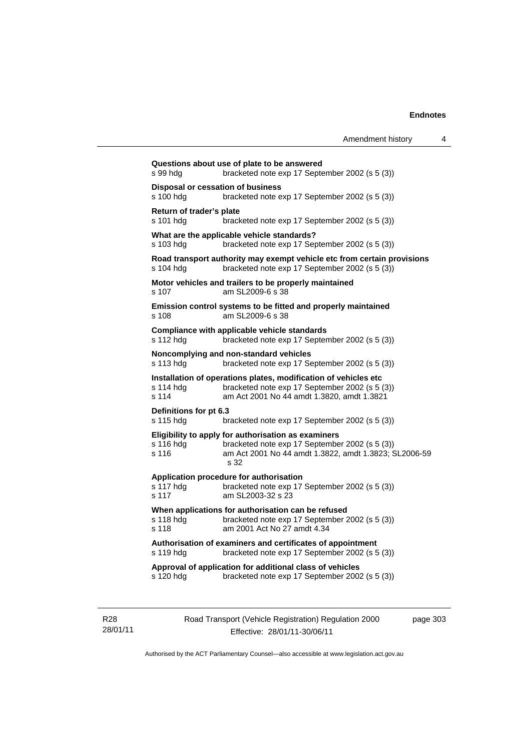**Questions about use of plate to be answered**
s 99 hdg bracketed note exp 17 September 2002 (s 5 (3))

**Disposal or cessation of business**
s 100 hdg bracketed note exp 17 September 2002 (s 5 (3))

**Return of trader's plate**
s 101 hdg bracketed note exp 17 September 2002 (s 5 (3))

**What are the applicable vehicle standards?**
s 103 hdg bracketed note exp 17 September 2002 (s 5 (3))

**Road transport authority may exempt vehicle etc from certain provisions**
s 104 hdg bracketed note exp 17 September 2002 (s 5 (3))

**Motor vehicles and trailers to be properly maintained**
s 107 am SL2009-6 s 38

**Emission control systems to be fitted and properly maintained**
s 108 am SL2009-6 s 38

**Compliance with applicable vehicle standards**
s 112 hdg bracketed note exp 17 September 2002 (s 5 (3))

**Noncomplying and non-standard vehicles**
s 113 hdg bracketed note exp 17 September 2002 (s 5 (3))

**Installation of operations plates, modification of vehicles etc**
s 114 hdg bracketed note exp 17 September 2002 (s 5 (3))
s 114 am Act 2001 No 44 amdt 1.3820, amdt 1.3821

**Definitions for pt 6.3**
s 115 hdg bracketed note exp 17 September 2002 (s 5 (3))

**Eligibility to apply for authorisation as examiners**
s 116 hdg bracketed note exp 17 September 2002 (s 5 (3))
s 116 am Act 2001 No 44 amdt 1.3822, amdt 1.3823; SL2006-59 s 32

**Application procedure for authorisation**
s 117 hdg bracketed note exp 17 September 2002 (s 5 (3))
s 117 am SL2003-32 s 23

**When applications for authorisation can be refused**
s 118 hdg bracketed note exp 17 September 2002 (s 5 (3))
s 118 am 2001 Act No 27 amdt 4.34

**Authorisation of examiners and certificates of appointment**
s 119 hdg bracketed note exp 17 September 2002 (s 5 (3))

**Approval of application for additional class of vehicles**
s 120 hdg bracketed note exp 17 September 2002 (s 5 (3))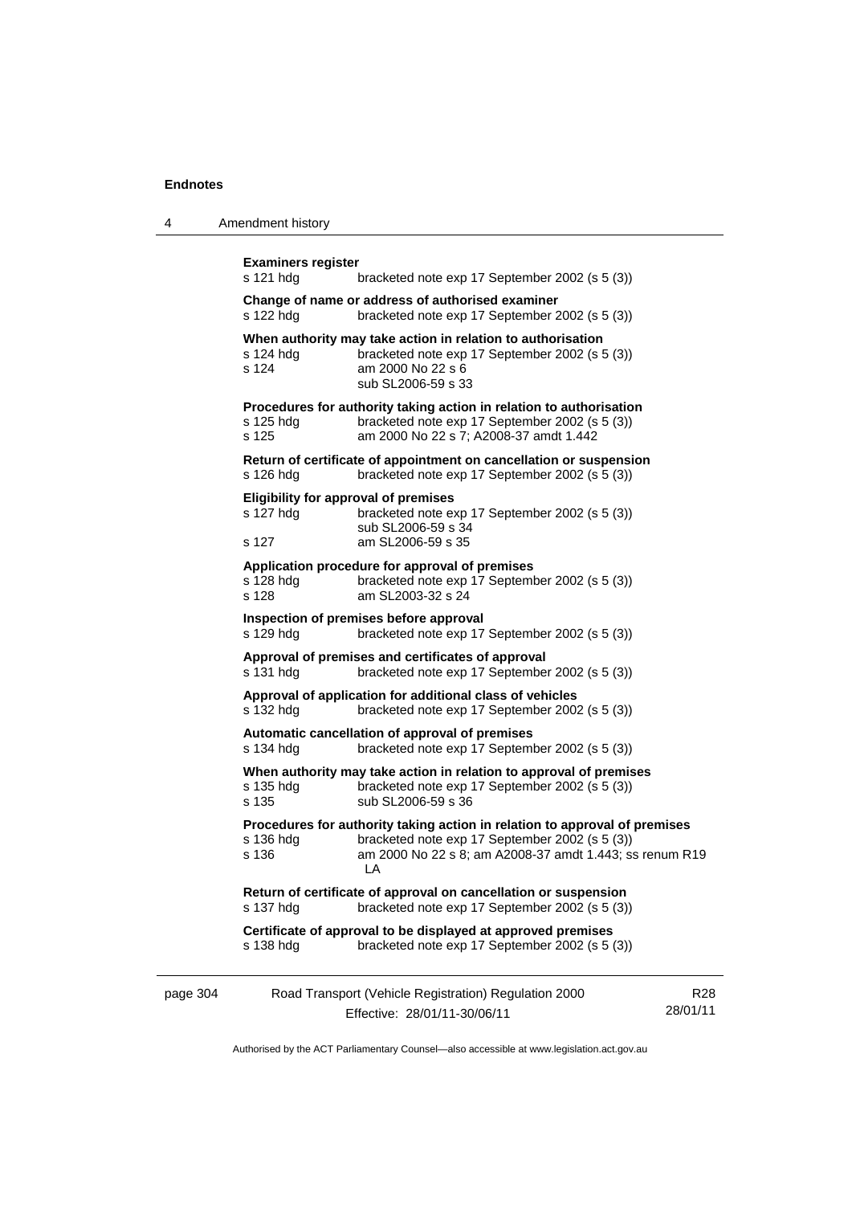**Examiners register**

s 121 hdg bracketed note exp 17 September 2002 (s 5 (3))

**Change of name or address of authorised examiner**

s 122 hdg bracketed note exp 17 September 2002 (s 5 (3))

**When authority may take action in relation to authorisation**

s 124 hdg bracketed note exp 17 September 2002 (s 5 (3))
s 124 am 2000 No 22 s 6
sub SL2006-59 s 33

**Procedures for authority taking action in relation to authorisation**

s 125 hdg bracketed note exp 17 September 2002 (s 5 (3))
s 125 am 2000 No 22 s 7; A2008-37 amdt 1.442

**Return of certificate of appointment on cancellation or suspension**

s 126 hdg bracketed note exp 17 September 2002 (s 5 (3))

**Eligibility for approval of premises**

s 127 hdg bracketed note exp 17 September 2002 (s 5 (3))
sub SL2006-59 s 34
s 127 am SL2006-59 s 35

**Application procedure for approval of premises**

s 128 hdg bracketed note exp 17 September 2002 (s 5 (3))
s 128 am SL2003-32 s 24

**Inspection of premises before approval**

s 129 hdg bracketed note exp 17 September 2002 (s 5 (3))

**Approval of premises and certificates of approval**

s 131 hdg bracketed note exp 17 September 2002 (s 5 (3))

**Approval of application for additional class of vehicles**

s 132 hdg bracketed note exp 17 September 2002 (s 5 (3))

**Automatic cancellation of approval of premises**

s 134 hdg bracketed note exp 17 September 2002 (s 5 (3))

**When authority may take action in relation to approval of premises**

s 135 hdg bracketed note exp 17 September 2002 (s 5 (3))
s 135 sub SL2006-59 s 36

**Procedures for authority taking action in relation to approval of premises**

s 136 hdg bracketed note exp 17 September 2002 (s 5 (3))
s 136 am 2000 No 22 s 8; am A2008-37 amdt 1.443; ss renum R19 LA

**Return of certificate of approval on cancellation or suspension**

s 137 hdg bracketed note exp 17 September 2002 (s 5 (3))

**Certificate of approval to be displayed at approved premises**

s 138 hdg bracketed note exp 17 September 2002 (s 5 (3))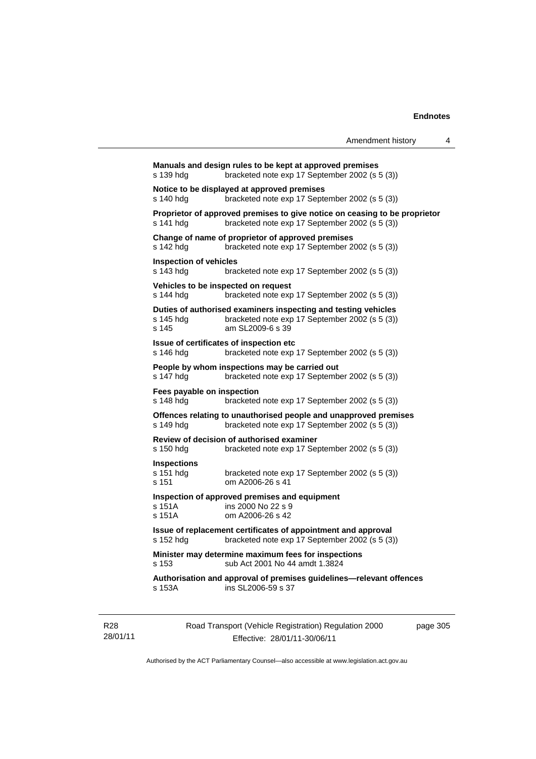**Manuals and design rules to be kept at approved premises**
s 139 hdg bracketed note exp 17 September 2002 (s 5 (3))

**Notice to be displayed at approved premises**
s 140 hdg bracketed note exp 17 September 2002 (s 5 (3))

**Proprietor of approved premises to give notice on ceasing to be proprietor**
s 141 hdg bracketed note exp 17 September 2002 (s 5 (3))

**Change of name of proprietor of approved premises**
s 142 hdg bracketed note exp 17 September 2002 (s 5 (3))

**Inspection of vehicles**
s 143 hdg bracketed note exp 17 September 2002 (s 5 (3))

**Vehicles to be inspected on request**
s 144 hdg bracketed note exp 17 September 2002 (s 5 (3))

**Duties of authorised examiners inspecting and testing vehicles**
s 145 hdg bracketed note exp 17 September 2002 (s 5 (3))
s 145 am SL2009-6 s 39

**Issue of certificates of inspection etc**
s 146 hdg bracketed note exp 17 September 2002 (s 5 (3))

**People by whom inspections may be carried out**
s 147 hdg bracketed note exp 17 September 2002 (s 5 (3))

**Fees payable on inspection**
s 148 hdg bracketed note exp 17 September 2002 (s 5 (3))

**Offences relating to unauthorised people and unapproved premises**
s 149 hdg bracketed note exp 17 September 2002 (s 5 (3))

**Review of decision of authorised examiner**
s 150 hdg bracketed note exp 17 September 2002 (s 5 (3))

**Inspections**
s 151 hdg bracketed note exp 17 September 2002 (s 5 (3))
s 151 om A2006-26 s 41

**Inspection of approved premises and equipment**
s 151A ins 2000 No 22 s 9
s 151A om A2006-26 s 42

**Issue of replacement certificates of appointment and approval**
s 152 hdg bracketed note exp 17 September 2002 (s 5 (3))

**Minister may determine maximum fees for inspections**
s 153 sub Act 2001 No 44 amdt 1.3824

**Authorisation and approval of premises guidelines—relevant offences**
s 153A ins SL2006-59 s 37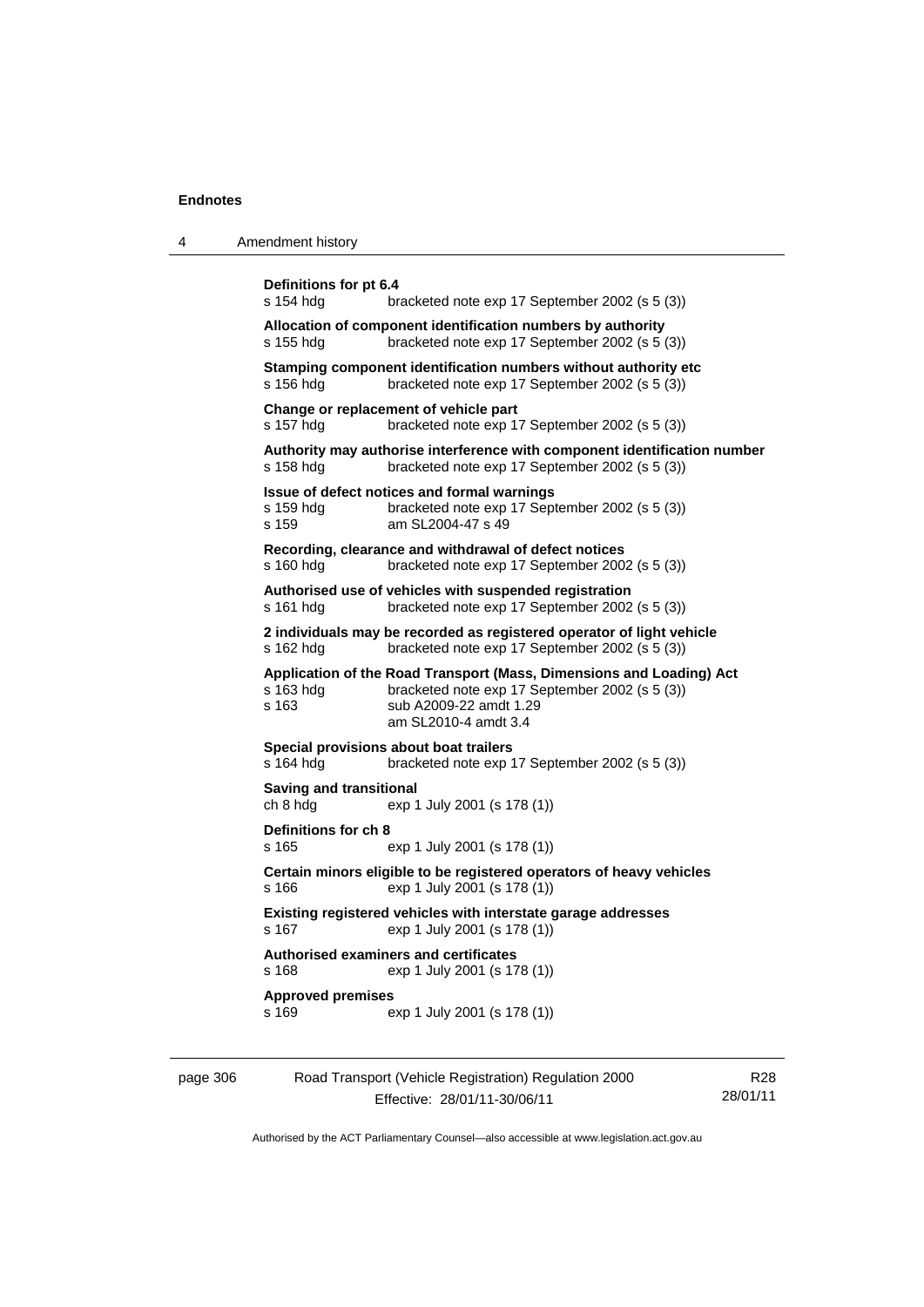**Definitions for pt 6.4**
s 154 hdg bracketed note exp 17 September 2002 (s 5 (3))

**Allocation of component identification numbers by authority**
s 155 hdg bracketed note exp 17 September 2002 (s 5 (3))

**Stamping component identification numbers without authority etc**
s 156 hdg bracketed note exp 17 September 2002 (s 5 (3))

**Change or replacement of vehicle part**
s 157 hdg bracketed note exp 17 September 2002 (s 5 (3))

**Authority may authorise interference with component identification number**
s 158 hdg bracketed note exp 17 September 2002 (s 5 (3))

**Issue of defect notices and formal warnings**
s 159 hdg bracketed note exp 17 September 2002 (s 5 (3))
s 159 am SL2004-47 s 49

**Recording, clearance and withdrawal of defect notices**
s 160 hdg bracketed note exp 17 September 2002 (s 5 (3))

**Authorised use of vehicles with suspended registration**
s 161 hdg bracketed note exp 17 September 2002 (s 5 (3))

**2 individuals may be recorded as registered operator of light vehicle**
s 162 hdg bracketed note exp 17 September 2002 (s 5 (3))

**Application of the Road Transport (Mass, Dimensions and Loading) Act**
s 163 hdg bracketed note exp 17 September 2002 (s 5 (3))
s 163 sub A2009-22 amdt 1.29
am SL2010-4 amdt 3.4

**Special provisions about boat trailers**
s 164 hdg bracketed note exp 17 September 2002 (s 5 (3))

**Saving and transitional**
ch 8 hdg exp 1 July 2001 (s 178 (1))

**Definitions for ch 8**
s 165 exp 1 July 2001 (s 178 (1))

**Certain minors eligible to be registered operators of heavy vehicles**
s 166 exp 1 July 2001 (s 178 (1))

**Existing registered vehicles with interstate garage addresses**
s 167 exp 1 July 2001 (s 178 (1))

**Authorised examiners and certificates**
s 168 exp 1 July 2001 (s 178 (1))

**Approved premises**
s 169 exp 1 July 2001 (s 178 (1))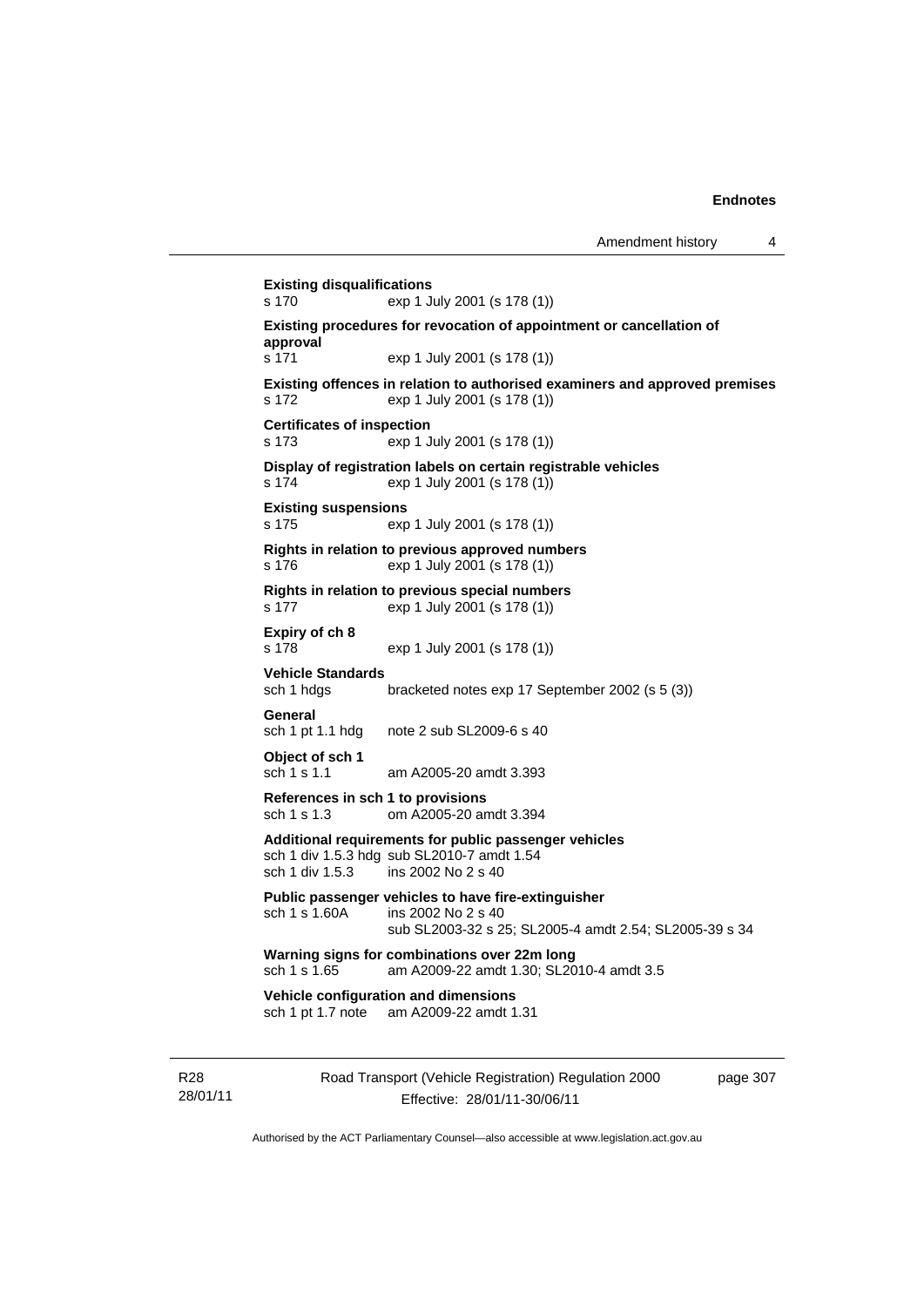**Existing disqualifications**
s 170 exp 1 July 2001 (s 178 (1))

**Existing procedures for revocation of appointment or cancellation of approval**
s 171 exp 1 July 2001 (s 178 (1))

**Existing offences in relation to authorised examiners and approved premises**
s 172 exp 1 July 2001 (s 178 (1))

**Certificates of inspection**
s 173 exp 1 July 2001 (s 178 (1))

**Display of registration labels on certain registrable vehicles**
s 174 exp 1 July 2001 (s 178 (1))

**Existing suspensions**
s 175 exp 1 July 2001 (s 178 (1))

**Rights in relation to previous approved numbers**
s 176 exp 1 July 2001 (s 178 (1))

**Rights in relation to previous special numbers**
s 177 exp 1 July 2001 (s 178 (1))

**Expiry of ch 8**
s 178 exp 1 July 2001 (s 178 (1))

**Vehicle Standards**
sch 1 hdgs bracketed notes exp 17 September 2002 (s 5 (3))

**General**
sch 1 pt 1.1 hdg note 2 sub SL2009-6 s 40

**Object of sch 1**
sch 1 s 1.1 am A2005-20 amdt 3.393

**References in sch 1 to provisions**
sch 1 s 1.3 om A2005-20 amdt 3.394

**Additional requirements for public passenger vehicles**
sch 1 div 1.5.3 hdg sub SL2010-7 amdt 1.54
sch 1 div 1.5.3 ins 2002 No 2 s 40

**Public passenger vehicles to have fire-extinguisher**
sch 1 s 1.60A ins 2002 No 2 s 40
sub SL2003-32 s 25; SL2005-4 amdt 2.54; SL2005-39 s 34

**Warning signs for combinations over 22m long**
sch 1 s 1.65 am A2009-22 amdt 1.30; SL2010-4 amdt 3.5

**Vehicle configuration and dimensions**
sch 1 pt 1.7 note am A2009-22 amdt 1.31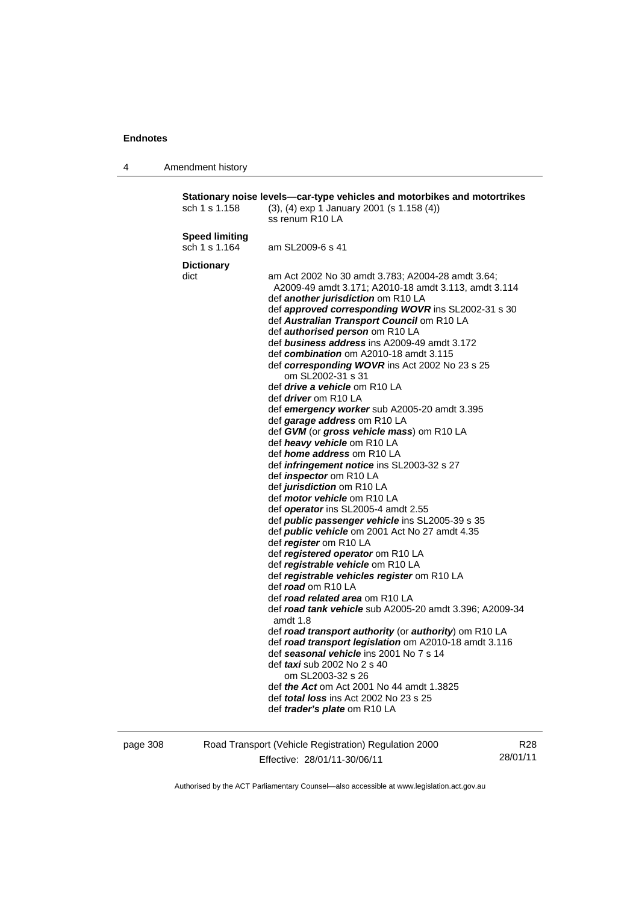**Stationary noise levels—car-type vehicles and motorbikes and motortrikes**
sch 1 s 1.158 (3), (4) exp 1 January 2001 (s 1.158 (4))
ss renum R10 LA

**Speed limiting**
sch 1 s 1.164 am SL2009-6 s 41

**Dictionary**
dict am Act 2002 No 30 amdt 3.783; A2004-28 amdt 3.64; A2009-49 amdt 3.171; A2010-18 amdt 3.113, amdt 3.114
def ***another jurisdiction*** om R10 LA
def ***approved corresponding WOVR*** ins SL2002-31 s 30
def ***Australian Transport Council*** om R10 LA
def ***authorised person*** om R10 LA
def ***business address*** ins A2009-49 amdt 3.172
def ***combination*** om A2010-18 amdt 3.115
def ***corresponding WOVR*** ins Act 2002 No 23 s 25
om SL2002-31 s 31
def ***drive a vehicle*** om R10 LA
def ***driver*** om R10 LA
def ***emergency worker*** sub A2005-20 amdt 3.395
def ***garage address*** om R10 LA
def ***GVM*** (or ***gross vehicle mass***) om R10 LA
def ***heavy vehicle*** om R10 LA
def ***home address*** om R10 LA
def ***infringement notice*** ins SL2003-32 s 27
def ***inspector*** om R10 LA
def ***jurisdiction*** om R10 LA
def ***motor vehicle*** om R10 LA
def ***operator*** ins SL2005-4 amdt 2.55
def ***public passenger vehicle*** ins SL2005-39 s 35
def ***public vehicle*** om 2001 Act No 27 amdt 4.35
def ***register*** om R10 LA
def ***registered operator*** om R10 LA
def ***registrable vehicle*** om R10 LA
def ***registrable vehicles register*** om R10 LA
def ***road*** om R10 LA
def ***road related area*** om R10 LA
def ***road tank vehicle*** sub A2005-20 amdt 3.396; A2009-34 amdt 1.8
def ***road transport authority*** (or ***authority***) om R10 LA
def ***road transport legislation*** om A2010-18 amdt 3.116
def ***seasonal vehicle*** ins 2001 No 7 s 14
def ***taxi*** sub 2002 No 2 s 40
om SL2003-32 s 26
def ***the Act*** om Act 2001 No 44 amdt 1.3825
def ***total loss*** ins Act 2002 No 23 s 25
def ***trader's plate*** om R10 LA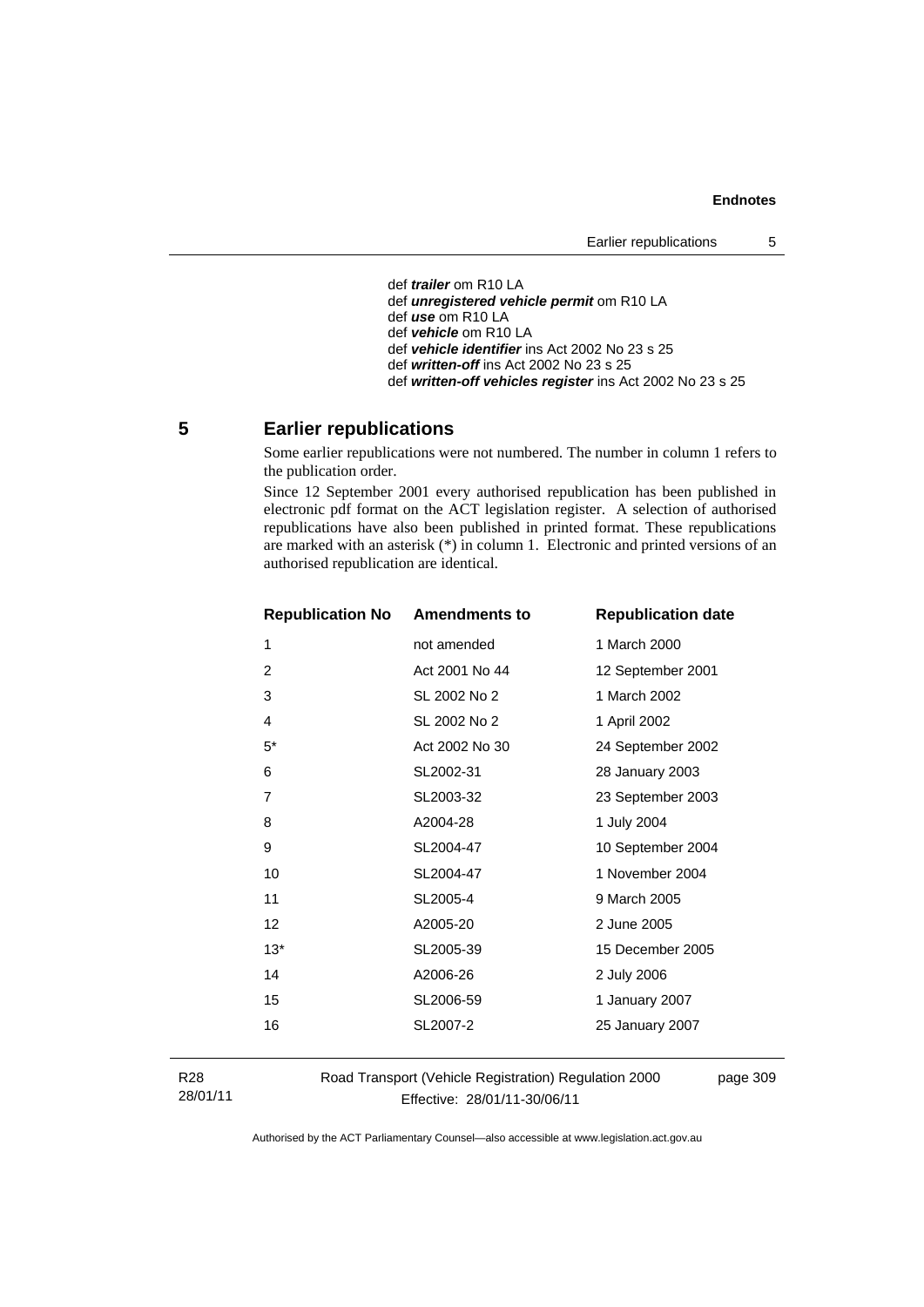def ***trailer*** om R10 LA
def ***unregistered vehicle permit*** om R10 LA
def ***use*** om R10 LA
def ***vehicle*** om R10 LA
def ***vehicle identifier*** ins Act 2002 No 23 s 25
def ***written-off*** ins Act 2002 No 23 s 25
def ***written-off vehicles register*** ins Act 2002 No 23 s 25

## 5 Earlier republications

Some earlier republications were not numbered. The number in column 1 refers to the publication order.

Since 12 September 2001 every authorised republication has been published in electronic pdf format on the ACT legislation register. A selection of authorised republications have also been published in printed format. These republications are marked with an asterisk (*) in column 1. Electronic and printed versions of an authorised republication are identical.

| Republication No | Amendments to | Republication date |
|---|---|---|
| 1 | not amended | 1 March 2000 |
| 2 | Act 2001 No 44 | 12 September 2001 |
| 3 | SL 2002 No 2 | 1 March 2002 |
| 4 | SL 2002 No 2 | 1 April 2002 |
| 5* | Act 2002 No 30 | 24 September 2002 |
| 6 | SL2002-31 | 28 January 2003 |
| 7 | SL2003-32 | 23 September 2003 |
| 8 | A2004-28 | 1 July 2004 |
| 9 | SL2004-47 | 10 September 2004 |
| 10 | SL2004-47 | 1 November 2004 |
| 11 | SL2005-4 | 9 March 2005 |
| 12 | A2005-20 | 2 June 2005 |
| 13* | SL2005-39 | 15 December 2005 |
| 14 | A2006-26 | 2 July 2006 |
| 15 | SL2006-59 | 1 January 2007 |
| 16 | SL2007-2 | 25 January 2007 |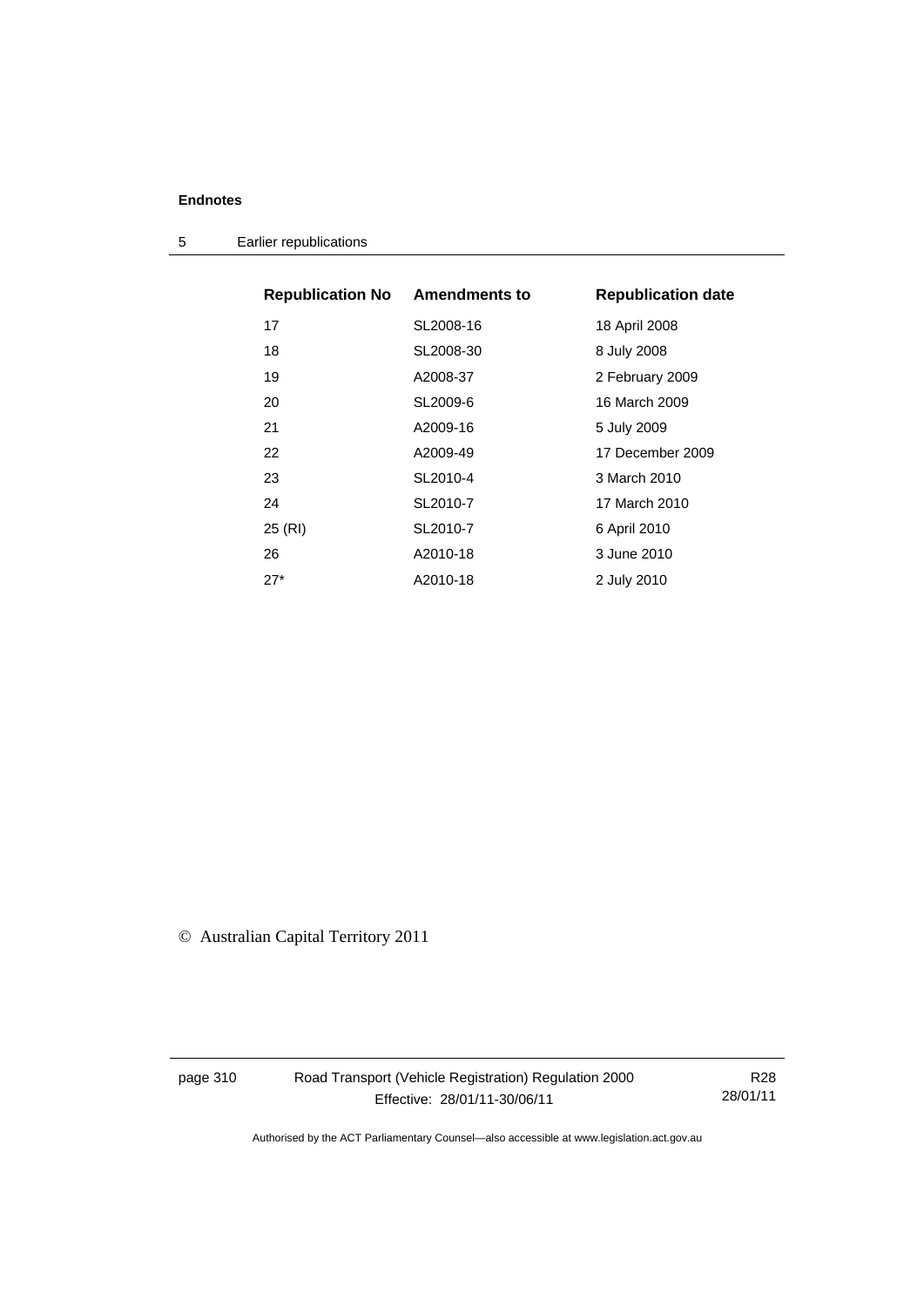## 5 Earlier republications

| Republication No | Amendments to | Republication date |
|---|---|---|
| 17 | SL2008-16 | 18 April 2008 |
| 18 | SL2008-30 | 8 July 2008 |
| 19 | A2008-37 | 2 February 2009 |
| 20 | SL2009-6 | 16 March 2009 |
| 21 | A2009-16 | 5 July 2009 |
| 22 | A2009-49 | 17 December 2009 |
| 23 | SL2010-4 | 3 March 2010 |
| 24 | SL2010-7 | 17 March 2010 |
| 25 (RI) | SL2010-7 | 6 April 2010 |
| 26 | A2010-18 | 3 June 2010 |
| 27* | A2010-18 | 2 July 2010 |

© Australian Capital Territory 2011